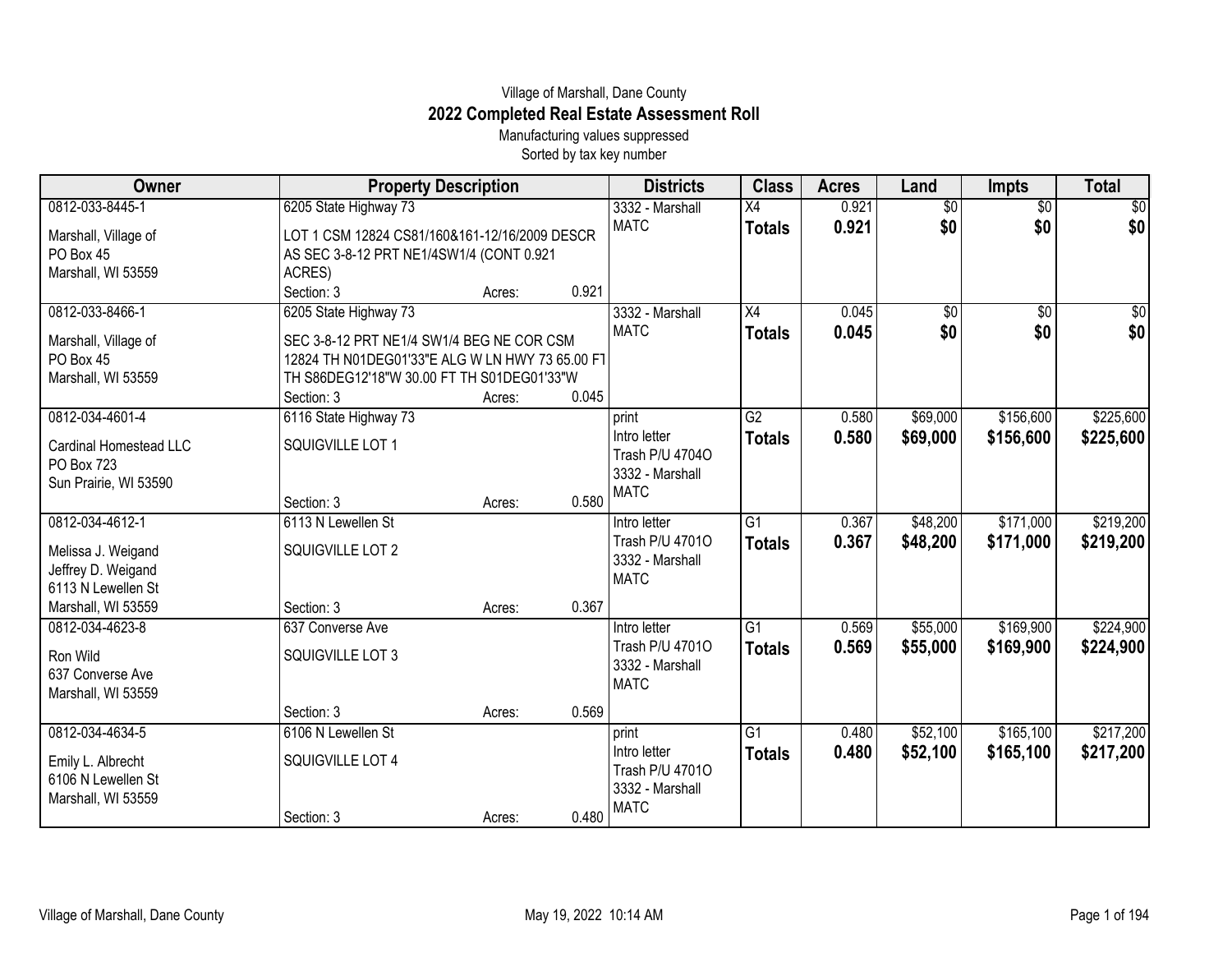Village of Marshall, Dane County

# 2022 Completed Real Estate Assessment Roll

Manufacturing values suppressed

Sorted by tax key number

| Owner | Property Description | | | Districts | Class | Acres | Land | Impts | Total |
|---|---|---|---|---|---|---|---|---|---|
| 0812-033-8445-1<br><br>Marshall, Village of<br>PO Box 45<br>Marshall, WI 53559 | 6205 State Highway 73<br><br>LOT 1 CSM 12824 CS81/160&161-12/16/2009 DESCR AS SEC 3-8-12 PRT NE1/4SW1/4 (CONT 0.921 ACRES)<br>Section: 3 | Acres: | 0.921 | 3332 - Marshall<br>MATC | X4<br>**Totals** | 0.921<br>**0.921** | $0<br>**$0** | $0<br>**$0** | $0<br>**$0** |
| 0812-033-8466-1<br><br>Marshall, Village of<br>PO Box 45<br>Marshall, WI 53559 | 6205 State Highway 73<br><br>SEC 3-8-12 PRT NE1/4 SW1/4 BEG NE COR CSM 12824 TH N01DEG01'33"E ALG W LN HWY 73 65.00 FT TH S86DEG12'18"W 30.00 FT TH S01DEG01'33"W<br>Section: 3 | Acres: | 0.045 | 3332 - Marshall<br>MATC | X4<br>**Totals** | 0.045<br>**0.045** | $0<br>**$0** | $0<br>**$0** | $0<br>**$0** |
| 0812-034-4601-4<br><br>Cardinal Homestead LLC<br>PO Box 723<br>Sun Prairie, WI 53590 | 6116 State Highway 73<br><br>SQUIGVILLE LOT 1<br><br>Section: 3 | Acres: | 0.580 | print<br>Intro letter<br>Trash P/U 4704O<br>3332 - Marshall<br>MATC | G2<br>**Totals** | 0.580<br>**0.580** | $69,000<br>**$69,000** | $156,600<br>**$156,600** | $225,600<br>**$225,600** |
| 0812-034-4612-1<br><br>Melissa J. Weigand<br>Jeffrey D. Weigand<br>6113 N Lewellen St<br>Marshall, WI 53559 | 6113 N Lewellen St<br><br>SQUIGVILLE LOT 2<br><br>Section: 3 | Acres: | 0.367 | Intro letter<br>Trash P/U 4701O<br>3332 - Marshall<br>MATC | G1<br>**Totals** | 0.367<br>**0.367** | $48,200<br>**$48,200** | $171,000<br>**$171,000** | $219,200<br>**$219,200** |
| 0812-034-4623-8<br><br>Ron Wild<br>637 Converse Ave<br>Marshall, WI 53559 | 637 Converse Ave<br><br>SQUIGVILLE LOT 3<br><br>Section: 3 | Acres: | 0.569 | Intro letter<br>Trash P/U 4701O<br>3332 - Marshall<br>MATC | G1<br>**Totals** | 0.569<br>**0.569** | $55,000<br>**$55,000** | $169,900<br>**$169,900** | $224,900<br>**$224,900** |
| 0812-034-4634-5<br><br>Emily L. Albrecht<br>6106 N Lewellen St<br>Marshall, WI 53559 | 6106 N Lewellen St<br><br>SQUIGVILLE LOT 4<br><br>Section: 3 | Acres: | 0.480 | print<br>Intro letter<br>Trash P/U 4701O<br>3332 - Marshall<br>MATC | G1<br>**Totals** | 0.480<br>**0.480** | $52,100<br>**$52,100** | $165,100<br>**$165,100** | $217,200<br>**$217,200** |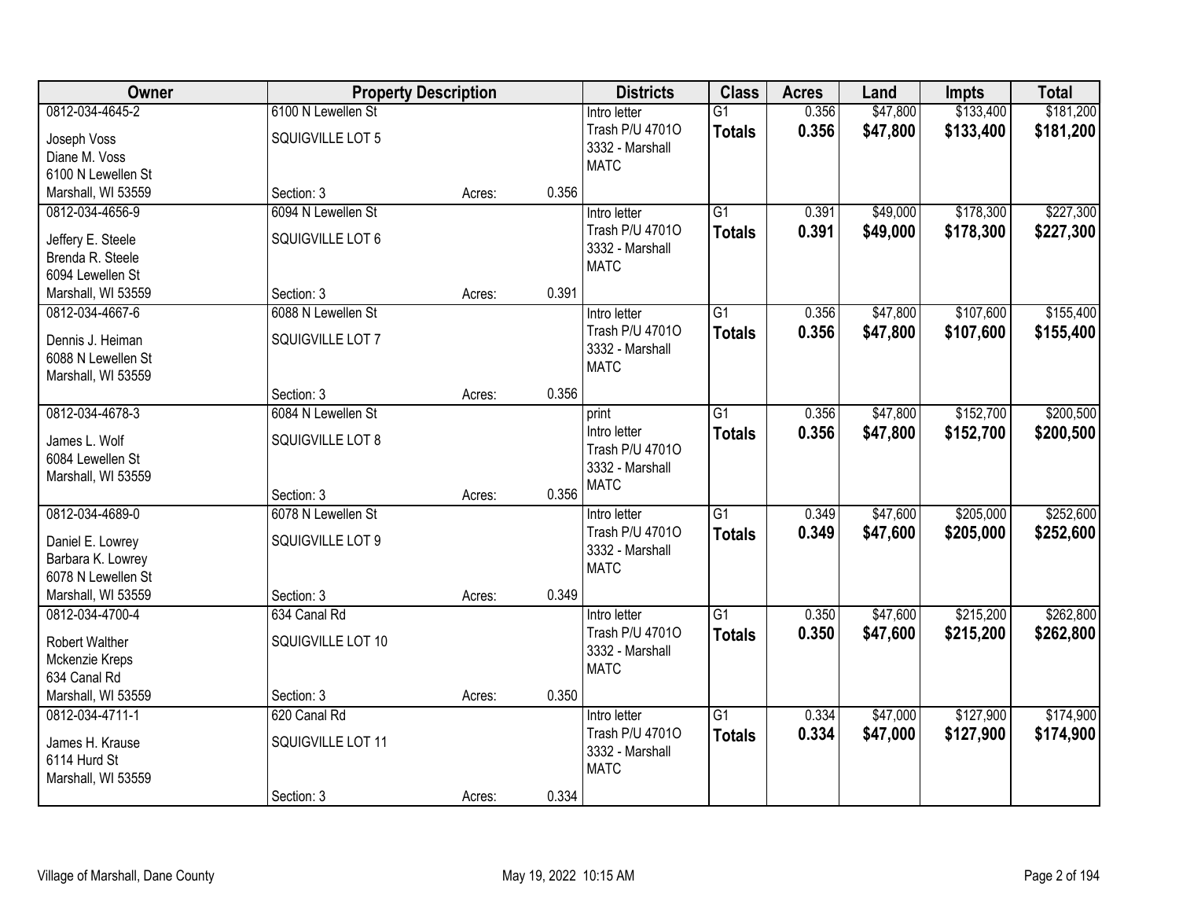| Owner | Property Description | | | Districts | Class | Acres | Land | Impts | Total |
|---|---|---|---|---|---|---|---|---|---|
| 0812-034-4645-2<br>Joseph Voss<br>Diane M. Voss<br>6100 N Lewellen St<br>Marshall, WI 53559 | 6100 N Lewellen St<br>SQUIGVILLE LOT 5<br>Section: 3 | Acres: | 0.356 | Intro letter<br>Trash P/U 4701O<br>3332 - Marshall<br>MATC | G1<br>**Totals** | 0.356<br>**0.356** | $47,800<br>**$47,800** | $133,400<br>**$133,400** | $181,200<br>**$181,200** |
| 0812-034-4656-9<br>Jeffery E. Steele<br>Brenda R. Steele<br>6094 Lewellen St<br>Marshall, WI 53559 | 6094 N Lewellen St<br>SQUIGVILLE LOT 6<br>Section: 3 | Acres: | 0.391 | Intro letter<br>Trash P/U 4701O<br>3332 - Marshall<br>MATC | G1<br>**Totals** | 0.391<br>**0.391** | $49,000<br>**$49,000** | $178,300<br>**$178,300** | $227,300<br>**$227,300** |
| 0812-034-4667-6<br>Dennis J. Heiman<br>6088 N Lewellen St<br>Marshall, WI 53559 | 6088 N Lewellen St<br>SQUIGVILLE LOT 7<br>Section: 3 | Acres: | 0.356 | Intro letter<br>Trash P/U 4701O<br>3332 - Marshall<br>MATC | G1<br>**Totals** | 0.356<br>**0.356** | $47,800<br>**$47,800** | $107,600<br>**$107,600** | $155,400<br>**$155,400** |
| 0812-034-4678-3<br>James L. Wolf<br>6084 Lewellen St<br>Marshall, WI 53559 | 6084 N Lewellen St<br>SQUIGVILLE LOT 8<br>Section: 3 | Acres: | 0.356 | print<br>Intro letter<br>Trash P/U 4701O<br>3332 - Marshall<br>MATC | G1<br>**Totals** | 0.356<br>**0.356** | $47,800<br>**$47,800** | $152,700<br>**$152,700** | $200,500<br>**$200,500** |
| 0812-034-4689-0<br>Daniel E. Lowrey<br>Barbara K. Lowrey<br>6078 N Lewellen St<br>Marshall, WI 53559 | 6078 N Lewellen St<br>SQUIGVILLE LOT 9<br>Section: 3 | Acres: | 0.349 | Intro letter<br>Trash P/U 4701O<br>3332 - Marshall<br>MATC | G1<br>**Totals** | 0.349<br>**0.349** | $47,600<br>**$47,600** | $205,000<br>**$205,000** | $252,600<br>**$252,600** |
| 0812-034-4700-4<br>Robert Walther<br>Mckenzie Kreps<br>634 Canal Rd<br>Marshall, WI 53559 | 634 Canal Rd<br>SQUIGVILLE LOT 10<br>Section: 3 | Acres: | 0.350 | Intro letter<br>Trash P/U 4701O<br>3332 - Marshall<br>MATC | G1<br>**Totals** | 0.350<br>**0.350** | $47,600<br>**$47,600** | $215,200<br>**$215,200** | $262,800<br>**$262,800** |
| 0812-034-4711-1<br>James H. Krause<br>6114 Hurd St<br>Marshall, WI 53559 | 620 Canal Rd<br>SQUIGVILLE LOT 11<br>Section: 3 | Acres: | 0.334 | Intro letter<br>Trash P/U 4701O<br>3332 - Marshall<br>MATC | G1<br>**Totals** | 0.334<br>**0.334** | $47,000<br>**$47,000** | $127,900<br>**$127,900** | $174,900<br>**$174,900** |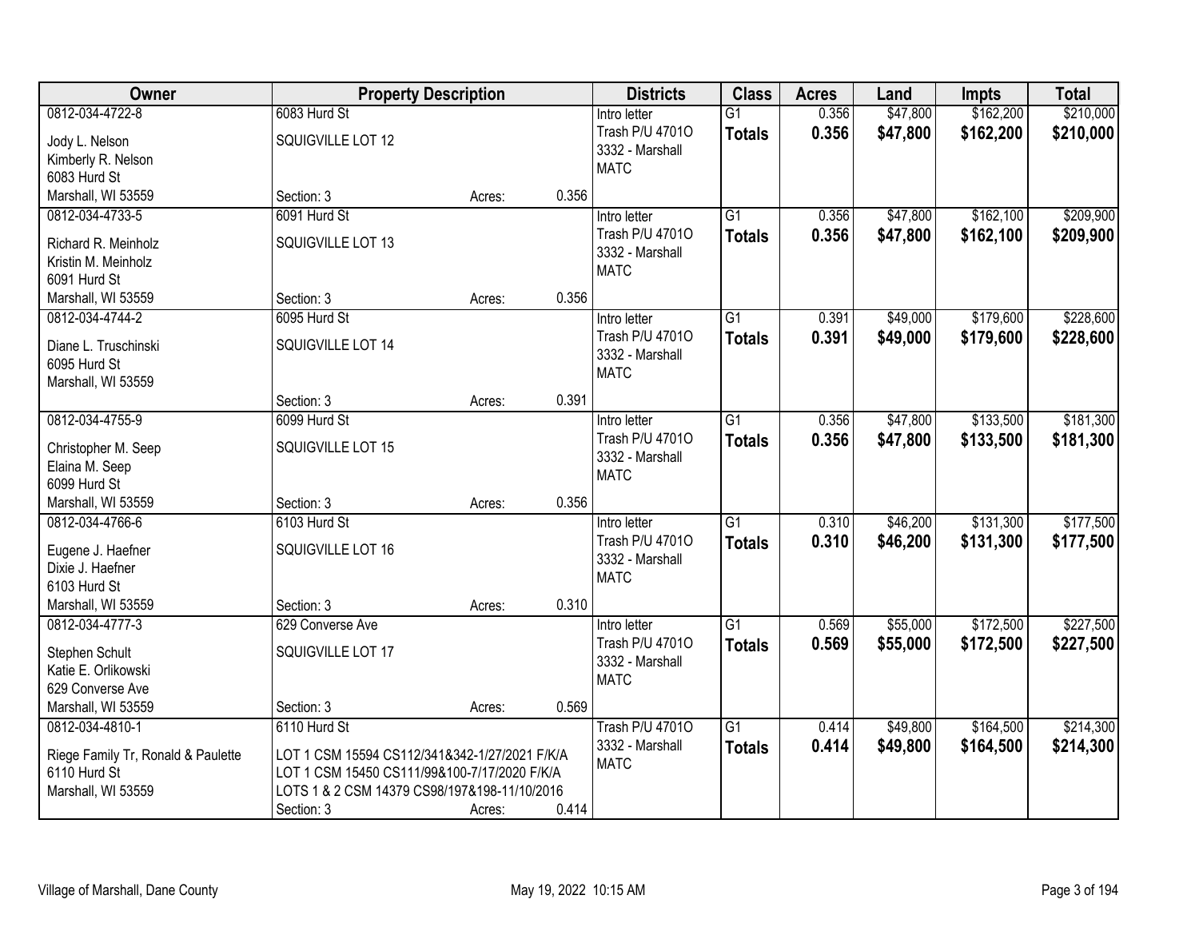| Owner | Property Description | | | Districts | Class | Acres | Land | Impts | Total |
|---|---|---|---|---|---|---|---|---|---|
| 0812-034-4722-8<br>Jody L. Nelson<br>Kimberly R. Nelson<br>6083 Hurd St<br>Marshall, WI 53559 | 6083 Hurd St<br>SQUIGVILLE LOT 12<br>Section: 3 | Acres: | 0.356 | Intro letter<br>Trash P/U 4701O<br>3332 - Marshall<br>MATC | G1<br>**Totals** | 0.356<br>**0.356** | $47,800<br>**$47,800** | $162,200<br>**$162,200** | $210,000<br>**$210,000** |
| 0812-034-4733-5<br>Richard R. Meinholz<br>Kristin M. Meinholz<br>6091 Hurd St<br>Marshall, WI 53559 | 6091 Hurd St<br>SQUIGVILLE LOT 13<br>Section: 3 | Acres: | 0.356 | Intro letter<br>Trash P/U 4701O<br>3332 - Marshall<br>MATC | G1<br>**Totals** | 0.356<br>**0.356** | $47,800<br>**$47,800** | $162,100<br>**$162,100** | $209,900<br>**$209,900** |
| 0812-034-4744-2<br>Diane L. Truschinski<br>6095 Hurd St<br>Marshall, WI 53559 | 6095 Hurd St<br>SQUIGVILLE LOT 14<br>Section: 3 | Acres: | 0.391 | Intro letter<br>Trash P/U 4701O<br>3332 - Marshall<br>MATC | G1<br>**Totals** | 0.391<br>**0.391** | $49,000<br>**$49,000** | $179,600<br>**$179,600** | $228,600<br>**$228,600** |
| 0812-034-4755-9<br>Christopher M. Seep<br>Elaina M. Seep<br>6099 Hurd St<br>Marshall, WI 53559 | 6099 Hurd St<br>SQUIGVILLE LOT 15<br>Section: 3 | Acres: | 0.356 | Intro letter<br>Trash P/U 4701O<br>3332 - Marshall<br>MATC | G1<br>**Totals** | 0.356<br>**0.356** | $47,800<br>**$47,800** | $133,500<br>**$133,500** | $181,300<br>**$181,300** |
| 0812-034-4766-6<br>Eugene J. Haefner<br>Dixie J. Haefner<br>6103 Hurd St<br>Marshall, WI 53559 | 6103 Hurd St<br>SQUIGVILLE LOT 16<br>Section: 3 | Acres: | 0.310 | Intro letter<br>Trash P/U 4701O<br>3332 - Marshall<br>MATC | G1<br>**Totals** | 0.310<br>**0.310** | $46,200<br>**$46,200** | $131,300<br>**$131,300** | $177,500<br>**$177,500** |
| 0812-034-4777-3<br>Stephen Schult<br>Katie E. Orlikowski<br>629 Converse Ave<br>Marshall, WI 53559 | 629 Converse Ave<br>SQUIGVILLE LOT 17<br>Section: 3 | Acres: | 0.569 | Intro letter<br>Trash P/U 4701O<br>3332 - Marshall<br>MATC | G1<br>**Totals** | 0.569<br>**0.569** | $55,000<br>**$55,000** | $172,500<br>**$172,500** | $227,500<br>**$227,500** |
| 0812-034-4810-1<br>Riege Family Tr, Ronald & Paulette<br>6110 Hurd St<br>Marshall, WI 53559 | 6110 Hurd St<br>LOT 1 CSM 15594 CS112/341&342-1/27/2021 F/K/A LOT 1 CSM 15450 CS111/99&100-7/17/2020 F/K/A LOTS 1 & 2 CSM 14379 CS98/197&198-11/10/2016<br>Section: 3 | Acres: | 0.414 | Trash P/U 4701O<br>3332 - Marshall<br>MATC | G1<br>**Totals** | 0.414<br>**0.414** | $49,800<br>**$49,800** | $164,500<br>**$164,500** | $214,300<br>**$214,300** |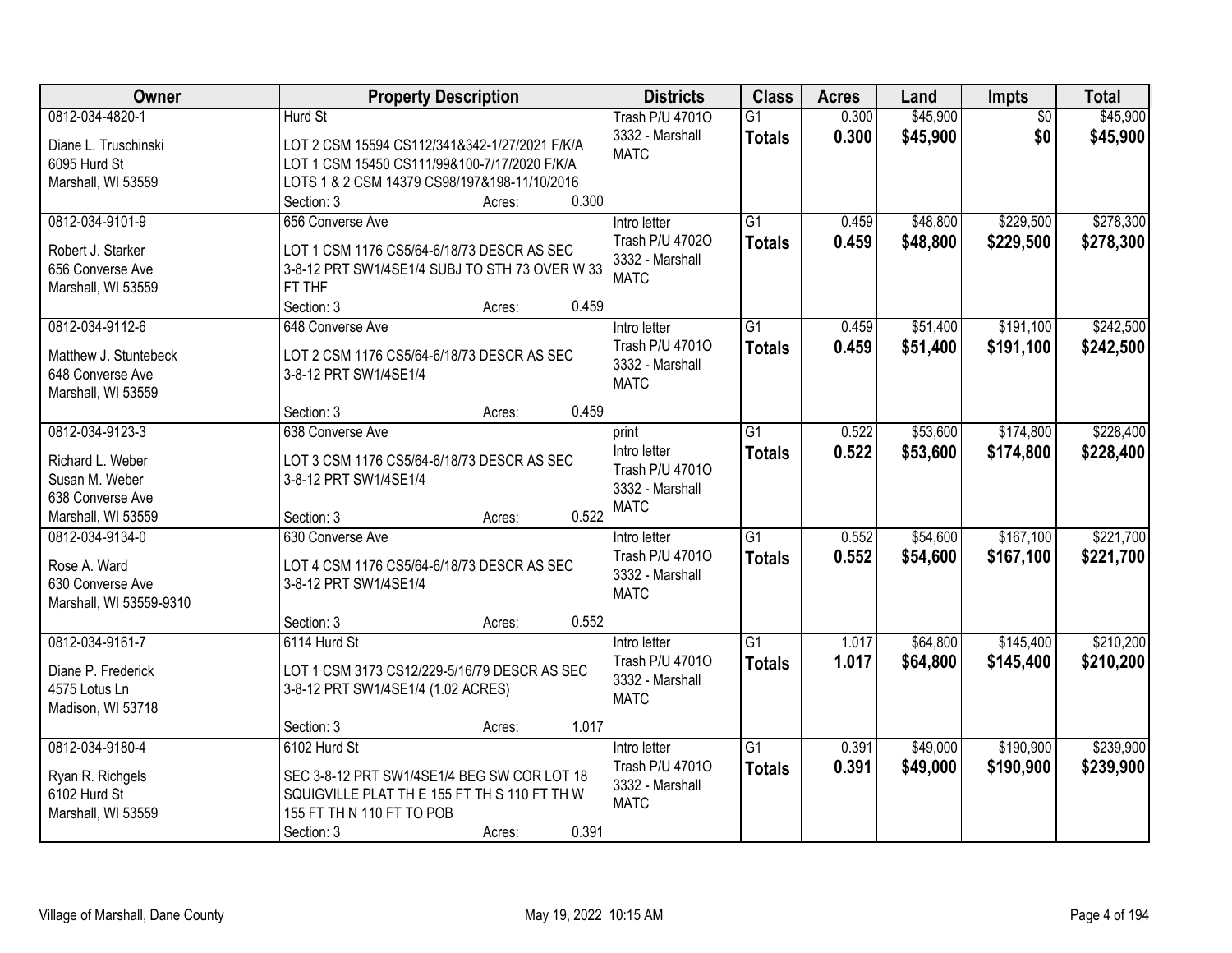| Owner | Property Description | Districts | Class | Acres | Land | Impts | Total |
|---|---|---|---|---|---|---|---|
| 0812-034-4820-1<br>Diane L. Truschinski<br>6095 Hurd St<br>Marshall, WI 53559 | Hurd St<br>LOT 2 CSM 15594 CS112/341&342-1/27/2021 F/K/A LOT 1 CSM 15450 CS111/99&100-7/17/2020 F/K/A LOTS 1 & 2 CSM 14379 CS98/197&198-11/10/2016<br>Section: 3 Acres: 0.300 | Trash P/U 4701O<br>3332 - Marshall<br>MATC | G1<br>**Totals** | 0.300<br>**0.300** | $45,900<br>**$45,900** | $0<br>**$0** | $45,900<br>**$45,900** |
| 0812-034-9101-9<br>Robert J. Starker<br>656 Converse Ave<br>Marshall, WI 53559 | 656 Converse Ave<br>LOT 1 CSM 1176 CS5/64-6/18/73 DESCR AS SEC 3-8-12 PRT SW1/4SE1/4 SUBJ TO STH 73 OVER W 33 FT THF<br>Section: 3 Acres: 0.459 | Intro letter<br>Trash P/U 4702O<br>3332 - Marshall<br>MATC | G1<br>**Totals** | 0.459<br>**0.459** | $48,800<br>**$48,800** | $229,500<br>**$229,500** | $278,300<br>**$278,300** |
| 0812-034-9112-6<br>Matthew J. Stuntebeck<br>648 Converse Ave<br>Marshall, WI 53559 | 648 Converse Ave<br>LOT 2 CSM 1176 CS5/64-6/18/73 DESCR AS SEC 3-8-12 PRT SW1/4SE1/4<br>Section: 3 Acres: 0.459 | Intro letter<br>Trash P/U 4701O<br>3332 - Marshall<br>MATC | G1<br>**Totals** | 0.459<br>**0.459** | $51,400<br>**$51,400** | $191,100<br>**$191,100** | $242,500<br>**$242,500** |
| 0812-034-9123-3<br>Richard L. Weber<br>Susan M. Weber<br>638 Converse Ave<br>Marshall, WI 53559 | 638 Converse Ave<br>LOT 3 CSM 1176 CS5/64-6/18/73 DESCR AS SEC 3-8-12 PRT SW1/4SE1/4<br>Section: 3 Acres: 0.522 | print<br>Intro letter<br>Trash P/U 4701O<br>3332 - Marshall<br>MATC | G1<br>**Totals** | 0.522<br>**0.522** | $53,600<br>**$53,600** | $174,800<br>**$174,800** | $228,400<br>**$228,400** |
| 0812-034-9134-0<br>Rose A. Ward<br>630 Converse Ave<br>Marshall, WI 53559-9310 | 630 Converse Ave<br>LOT 4 CSM 1176 CS5/64-6/18/73 DESCR AS SEC 3-8-12 PRT SW1/4SE1/4<br>Section: 3 Acres: 0.552 | Intro letter<br>Trash P/U 4701O<br>3332 - Marshall<br>MATC | G1<br>**Totals** | 0.552<br>**0.552** | $54,600<br>**$54,600** | $167,100<br>**$167,100** | $221,700<br>**$221,700** |
| 0812-034-9161-7<br>Diane P. Frederick<br>4575 Lotus Ln<br>Madison, WI 53718 | 6114 Hurd St<br>LOT 1 CSM 3173 CS12/229-5/16/79 DESCR AS SEC 3-8-12 PRT SW1/4SE1/4 (1.02 ACRES)<br>Section: 3 Acres: 1.017 | Intro letter<br>Trash P/U 4701O<br>3332 - Marshall<br>MATC | G1<br>**Totals** | 1.017<br>**1.017** | $64,800<br>**$64,800** | $145,400<br>**$145,400** | $210,200<br>**$210,200** |
| 0812-034-9180-4<br>Ryan R. Richgels<br>6102 Hurd St<br>Marshall, WI 53559 | 6102 Hurd St<br>SEC 3-8-12 PRT SW1/4SE1/4 BEG SW COR LOT 18 SQUIGVILLE PLAT TH E 155 FT TH S 110 FT TH W 155 FT TH N 110 FT TO POB<br>Section: 3 Acres: 0.391 | Intro letter<br>Trash P/U 4701O<br>3332 - Marshall<br>MATC | G1<br>**Totals** | 0.391<br>**0.391** | $49,000<br>**$49,000** | $190,900<br>**$190,900** | $239,900<br>**$239,900** |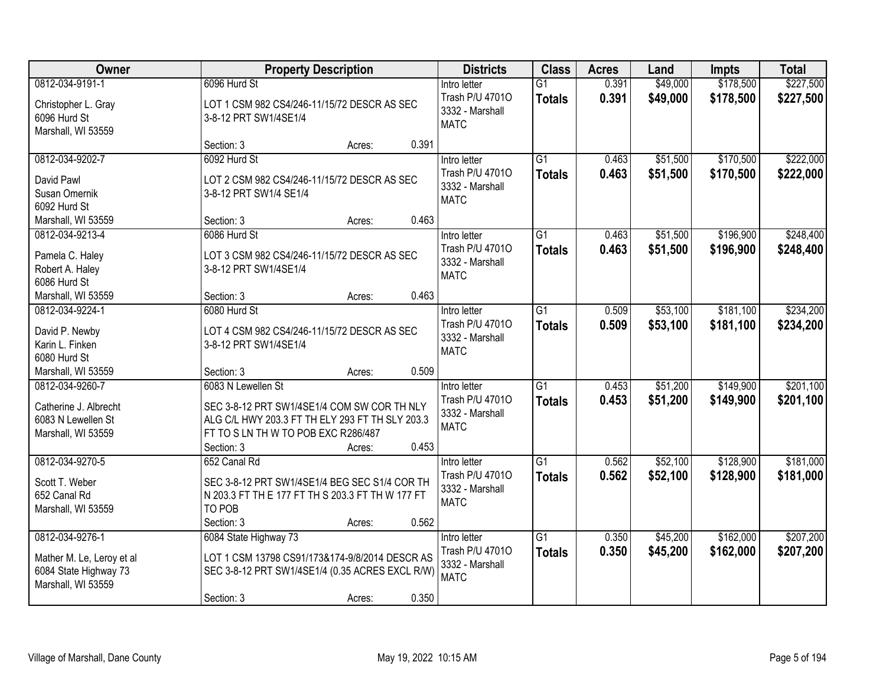| Owner | Property Description | Districts | Class | Acres | Land | Impts | Total |
|---|---|---|---|---|---|---|---|
| 0812-034-9191-1<br>Christopher L. Gray<br>6096 Hurd St<br>Marshall, WI 53559 | 6096 Hurd St<br>LOT 1 CSM 982 CS4/246-11/15/72 DESCR AS SEC 3-8-12 PRT SW1/4SE1/4<br>Section: 3 Acres: 0.391 | Intro letter<br>Trash P/U 4701O<br>3332 - Marshall<br>MATC | G1<br>**Totals** | 0.391<br>**0.391** | $49,000<br>**$49,000** | $178,500<br>**$178,500** | $227,500<br>**$227,500** |
| 0812-034-9202-7<br>David Pawl<br>Susan Omernik<br>6092 Hurd St<br>Marshall, WI 53559 | 6092 Hurd St<br>LOT 2 CSM 982 CS4/246-11/15/72 DESCR AS SEC 3-8-12 PRT SW1/4 SE1/4<br>Section: 3 Acres: 0.463 | Intro letter<br>Trash P/U 4701O<br>3332 - Marshall<br>MATC | G1<br>**Totals** | 0.463<br>**0.463** | $51,500<br>**$51,500** | $170,500<br>**$170,500** | $222,000<br>**$222,000** |
| 0812-034-9213-4<br>Pamela C. Haley<br>Robert A. Haley<br>6086 Hurd St<br>Marshall, WI 53559 | 6086 Hurd St<br>LOT 3 CSM 982 CS4/246-11/15/72 DESCR AS SEC 3-8-12 PRT SW1/4SE1/4<br>Section: 3 Acres: 0.463 | Intro letter<br>Trash P/U 4701O<br>3332 - Marshall<br>MATC | G1<br>**Totals** | 0.463<br>**0.463** | $51,500<br>**$51,500** | $196,900<br>**$196,900** | $248,400<br>**$248,400** |
| 0812-034-9224-1<br>David P. Newby<br>Karin L. Finken<br>6080 Hurd St<br>Marshall, WI 53559 | 6080 Hurd St<br>LOT 4 CSM 982 CS4/246-11/15/72 DESCR AS SEC 3-8-12 PRT SW1/4SE1/4<br>Section: 3 Acres: 0.509 | Intro letter<br>Trash P/U 4701O<br>3332 - Marshall<br>MATC | G1<br>**Totals** | 0.509<br>**0.509** | $53,100<br>**$53,100** | $181,100<br>**$181,100** | $234,200<br>**$234,200** |
| 0812-034-9260-7<br>Catherine J. Albrecht<br>6083 N Lewellen St<br>Marshall, WI 53559 | 6083 N Lewellen St<br>SEC 3-8-12 PRT SW1/4SE1/4 COM SW COR TH NLY ALG C/L HWY 203.3 FT TH ELY 293 FT TH SLY 203.3 FT TO S LN TH W TO POB EXC R286/487<br>Section: 3 Acres: 0.453 | Intro letter<br>Trash P/U 4701O<br>3332 - Marshall<br>MATC | G1<br>**Totals** | 0.453<br>**0.453** | $51,200<br>**$51,200** | $149,900<br>**$149,900** | $201,100<br>**$201,100** |
| 0812-034-9270-5<br>Scott T. Weber<br>652 Canal Rd<br>Marshall, WI 53559 | 652 Canal Rd<br>SEC 3-8-12 PRT SW1/4SE1/4 BEG SEC S1/4 COR TH N 203.3 FT TH E 177 FT TH S 203.3 FT TH W 177 FT TO POB<br>Section: 3 Acres: 0.562 | Intro letter<br>Trash P/U 4701O<br>3332 - Marshall<br>MATC | G1<br>**Totals** | 0.562<br>**0.562** | $52,100<br>**$52,100** | $128,900<br>**$128,900** | $181,000<br>**$181,000** |
| 0812-034-9276-1<br>Mather M. Le, Leroy et al<br>6084 State Highway 73<br>Marshall, WI 53559 | 6084 State Highway 73<br>LOT 1 CSM 13798 CS91/173&174-9/8/2014 DESCR AS SEC 3-8-12 PRT SW1/4SE1/4 (0.35 ACRES EXCL R/W)<br>Section: 3 Acres: 0.350 | Intro letter<br>Trash P/U 4701O<br>3332 - Marshall<br>MATC | G1<br>**Totals** | 0.350<br>**0.350** | $45,200<br>**$45,200** | $162,000<br>**$162,000** | $207,200<br>**$207,200** |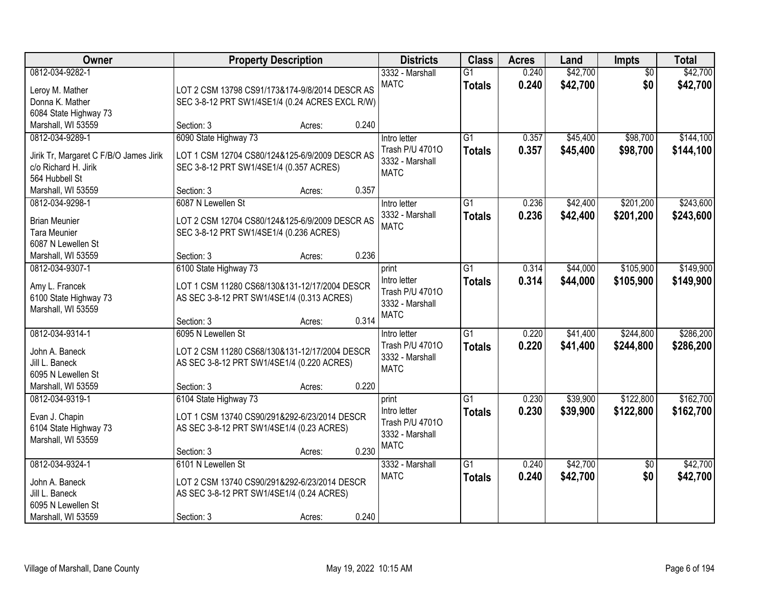| Owner | Property Description | Districts | Class | Acres | Land | Impts | Total |
|---|---|---|---|---|---|---|---|
| 0812-034-9282-1<br>Leroy M. Mather<br>Donna K. Mather<br>6084 State Highway 73<br>Marshall, WI 53559 | LOT 2 CSM 13798 CS91/173&174-9/8/2014 DESCR AS SEC 3-8-12 PRT SW1/4SE1/4 (0.24 ACRES EXCL R/W)<br>Section: 3 Acres: 0.240 | 3332 - Marshall<br>MATC | G1<br>**Totals** | 0.240<br>**0.240** | $42,700<br>**$42,700** | $0<br>**$0** | $42,700<br>**$42,700** |
| 0812-034-9289-1<br>Jirik Tr, Margaret C F/B/O James Jirik<br>c/o Richard H. Jirik<br>564 Hubbell St<br>Marshall, WI 53559 | 6090 State Highway 73<br>LOT 1 CSM 12704 CS80/124&125-6/9/2009 DESCR AS SEC 3-8-12 PRT SW1/4SE1/4 (0.357 ACRES)<br>Section: 3 Acres: 0.357 | Intro letter<br>Trash P/U 4701O<br>3332 - Marshall<br>MATC | G1<br>**Totals** | 0.357<br>**0.357** | $45,400<br>**$45,400** | $98,700<br>**$98,700** | $144,100<br>**$144,100** |
| 0812-034-9298-1<br>Brian Meunier<br>Tara Meunier<br>6087 N Lewellen St<br>Marshall, WI 53559 | 6087 N Lewellen St<br>LOT 2 CSM 12704 CS80/124&125-6/9/2009 DESCR AS SEC 3-8-12 PRT SW1/4SE1/4 (0.236 ACRES)<br>Section: 3 Acres: 0.236 | Intro letter<br>3332 - Marshall<br>MATC | G1<br>**Totals** | 0.236<br>**0.236** | $42,400<br>**$42,400** | $201,200<br>**$201,200** | $243,600<br>**$243,600** |
| 0812-034-9307-1<br>Amy L. Francek<br>6100 State Highway 73<br>Marshall, WI 53559 | 6100 State Highway 73<br>LOT 1 CSM 11280 CS68/130&131-12/17/2004 DESCR AS SEC 3-8-12 PRT SW1/4SE1/4 (0.313 ACRES)<br>Section: 3 Acres: 0.314 | print<br>Intro letter<br>Trash P/U 4701O<br>3332 - Marshall<br>MATC | G1<br>**Totals** | 0.314<br>**0.314** | $44,000<br>**$44,000** | $105,900<br>**$105,900** | $149,900<br>**$149,900** |
| 0812-034-9314-1<br>John A. Baneck<br>Jill L. Baneck<br>6095 N Lewellen St<br>Marshall, WI 53559 | 6095 N Lewellen St<br>LOT 2 CSM 11280 CS68/130&131-12/17/2004 DESCR AS SEC 3-8-12 PRT SW1/4SE1/4 (0.220 ACRES)<br>Section: 3 Acres: 0.220 | Intro letter<br>Trash P/U 4701O<br>3332 - Marshall<br>MATC | G1<br>**Totals** | 0.220<br>**0.220** | $41,400<br>**$41,400** | $244,800<br>**$244,800** | $286,200<br>**$286,200** |
| 0812-034-9319-1<br>Evan J. Chapin<br>6104 State Highway 73<br>Marshall, WI 53559 | 6104 State Highway 73<br>LOT 1 CSM 13740 CS90/291&292-6/23/2014 DESCR AS SEC 3-8-12 PRT SW1/4SE1/4 (0.23 ACRES)<br>Section: 3 Acres: 0.230 | print<br>Intro letter<br>Trash P/U 4701O<br>3332 - Marshall<br>MATC | G1<br>**Totals** | 0.230<br>**0.230** | $39,900<br>**$39,900** | $122,800<br>**$122,800** | $162,700<br>**$162,700** |
| 0812-034-9324-1<br>John A. Baneck<br>Jill L. Baneck<br>6095 N Lewellen St<br>Marshall, WI 53559 | 6101 N Lewellen St<br>LOT 2 CSM 13740 CS90/291&292-6/23/2014 DESCR AS SEC 3-8-12 PRT SW1/4SE1/4 (0.24 ACRES)<br>Section: 3 Acres: 0.240 | 3332 - Marshall<br>MATC | G1<br>**Totals** | 0.240<br>**0.240** | $42,700<br>**$42,700** | $0<br>**$0** | $42,700<br>**$42,700** |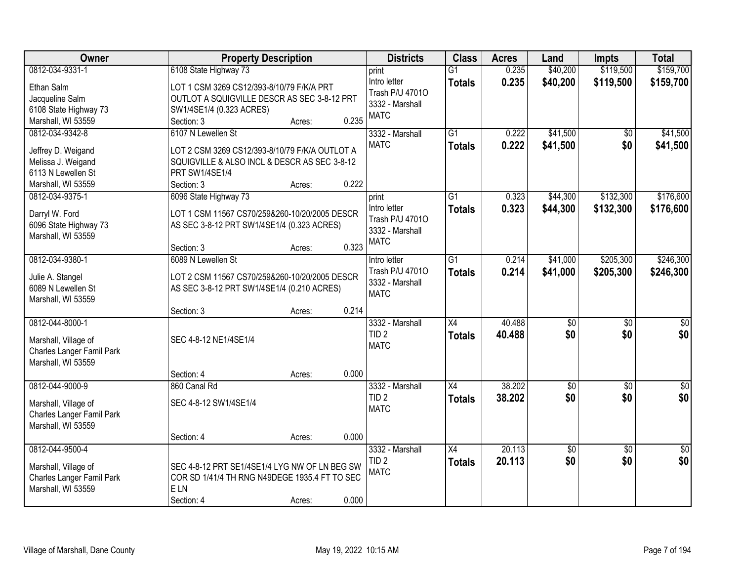| Owner | Property Description | Districts | Class | Acres | Land | Impts | Total |
|---|---|---|---|---|---|---|---|
| 0812-034-9331-1<br>Ethan Salm<br>Jacqueline Salm<br>6108 State Highway 73<br>Marshall, WI 53559 | 6108 State Highway 73<br>LOT 1 CSM 3269 CS12/393-8/10/79 F/K/A PRT OUTLOT A SQUIGVILLE DESCR AS SEC 3-8-12 PRT SW1/4SE1/4 (0.323 ACRES)<br>Section: 3 Acres: 0.235 | print<br>Intro letter<br>Trash P/U 4701O<br>3332 - Marshall<br>MATC | G1<br>**Totals** | 0.235<br>**0.235** | $40,200<br>**$40,200** | $119,500<br>**$119,500** | $159,700<br>**$159,700** |
| 0812-034-9342-8<br>Jeffrey D. Weigand<br>Melissa J. Weigand<br>6113 N Lewellen St<br>Marshall, WI 53559 | 6107 N Lewellen St<br>LOT 2 CSM 3269 CS12/393-8/10/79 F/K/A OUTLOT A SQUIGVILLE & ALSO INCL & DESCR AS SEC 3-8-12 PRT SW1/4SE1/4<br>Section: 3 Acres: 0.222 | 3332 - Marshall<br>MATC | G1<br>**Totals** | 0.222<br>**0.222** | $41,500<br>**$41,500** | $0<br>**$0** | $41,500<br>**$41,500** |
| 0812-034-9375-1<br>Darryl W. Ford<br>6096 State Highway 73<br>Marshall, WI 53559 | 6096 State Highway 73<br>LOT 1 CSM 11567 CS70/259&260-10/20/2005 DESCR AS SEC 3-8-12 PRT SW1/4SE1/4 (0.323 ACRES)<br>Section: 3 Acres: 0.323 | print<br>Intro letter<br>Trash P/U 4701O<br>3332 - Marshall<br>MATC | G1<br>**Totals** | 0.323<br>**0.323** | $44,300<br>**$44,300** | $132,300<br>**$132,300** | $176,600<br>**$176,600** |
| 0812-034-9380-1<br>Julie A. Stangel<br>6089 N Lewellen St<br>Marshall, WI 53559 | 6089 N Lewellen St<br>LOT 2 CSM 11567 CS70/259&260-10/20/2005 DESCR AS SEC 3-8-12 PRT SW1/4SE1/4 (0.210 ACRES)<br>Section: 3 Acres: 0.214 | Intro letter<br>Trash P/U 4701O<br>3332 - Marshall<br>MATC | G1<br>**Totals** | 0.214<br>**0.214** | $41,000<br>**$41,000** | $205,300<br>**$205,300** | $246,300<br>**$246,300** |
| 0812-044-8000-1<br>Marshall, Village of<br>Charles Langer Famil Park<br>Marshall, WI 53559 | SEC 4-8-12 NE1/4SE1/4<br>Section: 4 Acres: 0.000 | 3332 - Marshall<br>TID 2<br>MATC | X4<br>**Totals** | 40.488<br>**40.488** | $0<br>**$0** | $0<br>**$0** | $0<br>**$0** |
| 0812-044-9000-9<br>Marshall, Village of<br>Charles Langer Famil Park<br>Marshall, WI 53559 | 860 Canal Rd<br>SEC 4-8-12 SW1/4SE1/4<br>Section: 4 Acres: 0.000 | 3332 - Marshall<br>TID 2<br>MATC | X4<br>**Totals** | 38.202<br>**38.202** | $0<br>**$0** | $0<br>**$0** | $0<br>**$0** |
| 0812-044-9500-4<br>Marshall, Village of<br>Charles Langer Famil Park<br>Marshall, WI 53559 | SEC 4-8-12 PRT SE1/4SE1/4 LYG NW OF LN BEG SW COR SD 1/41/4 TH RNG N49DEGE 1935.4 FT TO SEC E LN<br>Section: 4 Acres: 0.000 | 3332 - Marshall<br>TID 2<br>MATC | X4<br>**Totals** | 20.113<br>**20.113** | $0<br>**$0** | $0<br>**$0** | $0<br>**$0** |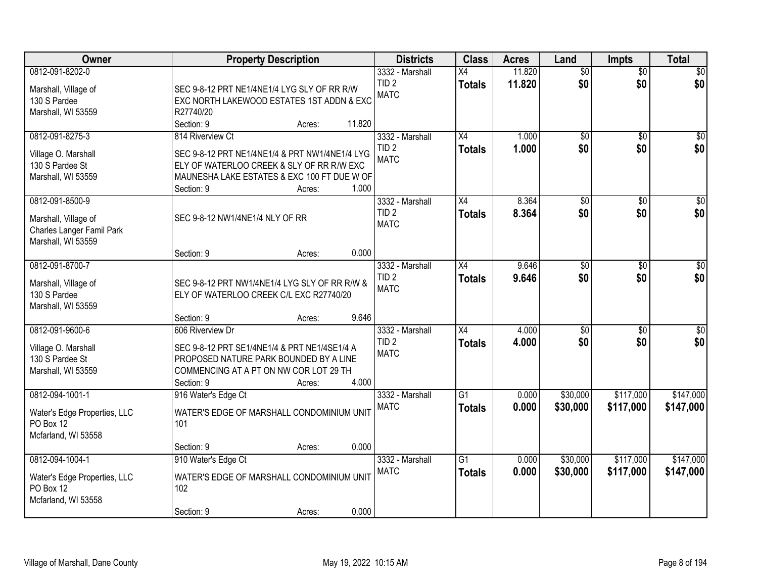| Owner | Property Description | Districts | Class | Acres | Land | Impts | Total |
|---|---|---|---|---|---|---|---|
| 0812-091-8202-0<br>Marshall, Village of<br>130 S Pardee<br>Marshall, WI 53559 | SEC 9-8-12 PRT NE1/4NE1/4 LYG SLY OF RR R/W EXC NORTH LAKEWOOD ESTATES 1ST ADDN & EXC R27740/20<br>Section: 9 Acres: 11.820 | 3332 - Marshall<br>TID 2<br>MATC | X4<br>**Totals** | 11.820<br>**11.820** | $0<br>**$0** | $0<br>**$0** | $0<br>**$0** |
| 0812-091-8275-3<br>Village O. Marshall<br>130 S Pardee St<br>Marshall, WI 53559 | 814 Riverview Ct<br>SEC 9-8-12 PRT NE1/4NE1/4 & PRT NW1/4NE1/4 LYG ELY OF WATERLOO CREEK & SLY OF RR R/W EXC MAUNESHA LAKE ESTATES & EXC 100 FT DUE W OF<br>Section: 9 Acres: 1.000 | 3332 - Marshall<br>TID 2<br>MATC | X4<br>**Totals** | 1.000<br>**1.000** | $0<br>**$0** | $0<br>**$0** | $0<br>**$0** |
| 0812-091-8500-9<br>Marshall, Village of<br>Charles Langer Famil Park<br>Marshall, WI 53559 | SEC 9-8-12 NW1/4NE1/4 NLY OF RR<br>Section: 9 Acres: 0.000 | 3332 - Marshall<br>TID 2<br>MATC | X4<br>**Totals** | 8.364<br>**8.364** | $0<br>**$0** | $0<br>**$0** | $0<br>**$0** |
| 0812-091-8700-7<br>Marshall, Village of<br>130 S Pardee<br>Marshall, WI 53559 | SEC 9-8-12 PRT NW1/4NE1/4 LYG SLY OF RR R/W & ELY OF WATERLOO CREEK C/L EXC R27740/20<br>Section: 9 Acres: 9.646 | 3332 - Marshall<br>TID 2<br>MATC | X4<br>**Totals** | 9.646<br>**9.646** | $0<br>**$0** | $0<br>**$0** | $0<br>**$0** |
| 0812-091-9600-6<br>Village O. Marshall<br>130 S Pardee St<br>Marshall, WI 53559 | 606 Riverview Dr<br>SEC 9-8-12 PRT SE1/4NE1/4 & PRT NE1/4SE1/4 A PROPOSED NATURE PARK BOUNDED BY A LINE COMMENCING AT A PT ON NW COR LOT 29 TH<br>Section: 9 Acres: 4.000 | 3332 - Marshall<br>TID 2<br>MATC | X4<br>**Totals** | 4.000<br>**4.000** | $0<br>**$0** | $0<br>**$0** | $0<br>**$0** |
| 0812-094-1001-1<br>Water's Edge Properties, LLC<br>PO Box 12<br>Mcfarland, WI 53558 | 916 Water's Edge Ct<br>WATER'S EDGE OF MARSHALL CONDOMINIUM UNIT 101<br>Section: 9 Acres: 0.000 | 3332 - Marshall<br>MATC | G1<br>**Totals** | 0.000<br>**0.000** | $30,000<br>**$30,000** | $117,000<br>**$117,000** | $147,000<br>**$147,000** |
| 0812-094-1004-1<br>Water's Edge Properties, LLC<br>PO Box 12<br>Mcfarland, WI 53558 | 910 Water's Edge Ct<br>WATER'S EDGE OF MARSHALL CONDOMINIUM UNIT 102<br>Section: 9 Acres: 0.000 | 3332 - Marshall<br>MATC | G1<br>**Totals** | 0.000<br>**0.000** | $30,000<br>**$30,000** | $117,000<br>**$117,000** | $147,000<br>**$147,000** |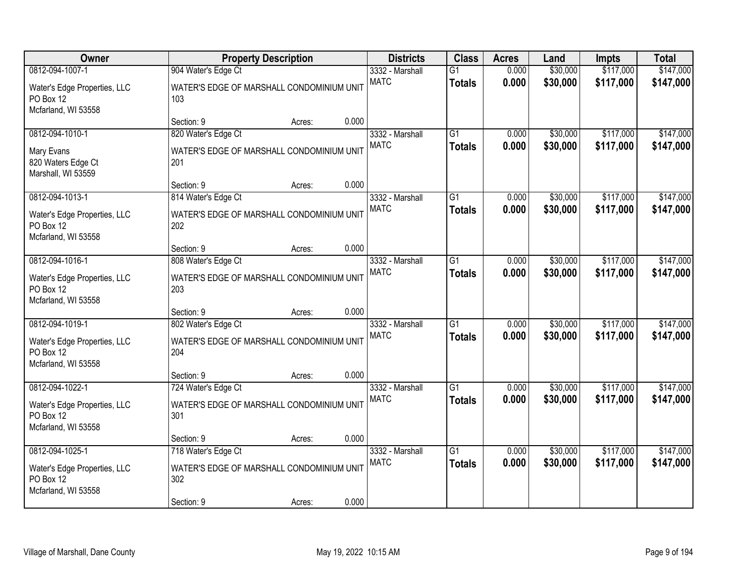| Owner | Property Description | Districts | Class | Acres | Land | Impts | Total |
|---|---|---|---|---|---|---|---|
| 0812-094-1007-1<br>Water's Edge Properties, LLC<br>PO Box 12<br>Mcfarland, WI 53558 | 904 Water's Edge Ct<br>WATER'S EDGE OF MARSHALL CONDOMINIUM UNIT 103<br>Section: 9 Acres: 0.000 | 3332 - Marshall<br>MATC | G1<br>**Totals** | 0.000<br>**0.000** | $30,000<br>**$30,000** | $117,000<br>**$117,000** | $147,000<br>**$147,000** |
| 0812-094-1010-1<br>Mary Evans<br>820 Waters Edge Ct<br>Marshall, WI 53559 | 820 Water's Edge Ct<br>WATER'S EDGE OF MARSHALL CONDOMINIUM UNIT 201<br>Section: 9 Acres: 0.000 | 3332 - Marshall<br>MATC | G1<br>**Totals** | 0.000<br>**0.000** | $30,000<br>**$30,000** | $117,000<br>**$117,000** | $147,000<br>**$147,000** |
| 0812-094-1013-1<br>Water's Edge Properties, LLC<br>PO Box 12<br>Mcfarland, WI 53558 | 814 Water's Edge Ct<br>WATER'S EDGE OF MARSHALL CONDOMINIUM UNIT 202<br>Section: 9 Acres: 0.000 | 3332 - Marshall<br>MATC | G1<br>**Totals** | 0.000<br>**0.000** | $30,000<br>**$30,000** | $117,000<br>**$117,000** | $147,000<br>**$147,000** |
| 0812-094-1016-1<br>Water's Edge Properties, LLC<br>PO Box 12<br>Mcfarland, WI 53558 | 808 Water's Edge Ct<br>WATER'S EDGE OF MARSHALL CONDOMINIUM UNIT 203<br>Section: 9 Acres: 0.000 | 3332 - Marshall<br>MATC | G1<br>**Totals** | 0.000<br>**0.000** | $30,000<br>**$30,000** | $117,000<br>**$117,000** | $147,000<br>**$147,000** |
| 0812-094-1019-1<br>Water's Edge Properties, LLC<br>PO Box 12<br>Mcfarland, WI 53558 | 802 Water's Edge Ct<br>WATER'S EDGE OF MARSHALL CONDOMINIUM UNIT 204<br>Section: 9 Acres: 0.000 | 3332 - Marshall<br>MATC | G1<br>**Totals** | 0.000<br>**0.000** | $30,000<br>**$30,000** | $117,000<br>**$117,000** | $147,000<br>**$147,000** |
| 0812-094-1022-1<br>Water's Edge Properties, LLC<br>PO Box 12<br>Mcfarland, WI 53558 | 724 Water's Edge Ct<br>WATER'S EDGE OF MARSHALL CONDOMINIUM UNIT 301<br>Section: 9 Acres: 0.000 | 3332 - Marshall<br>MATC | G1<br>**Totals** | 0.000<br>**0.000** | $30,000<br>**$30,000** | $117,000<br>**$117,000** | $147,000<br>**$147,000** |
| 0812-094-1025-1<br>Water's Edge Properties, LLC<br>PO Box 12<br>Mcfarland, WI 53558 | 718 Water's Edge Ct<br>WATER'S EDGE OF MARSHALL CONDOMINIUM UNIT 302<br>Section: 9 Acres: 0.000 | 3332 - Marshall<br>MATC | G1<br>**Totals** | 0.000<br>**0.000** | $30,000<br>**$30,000** | $117,000<br>**$117,000** | $147,000<br>**$147,000** |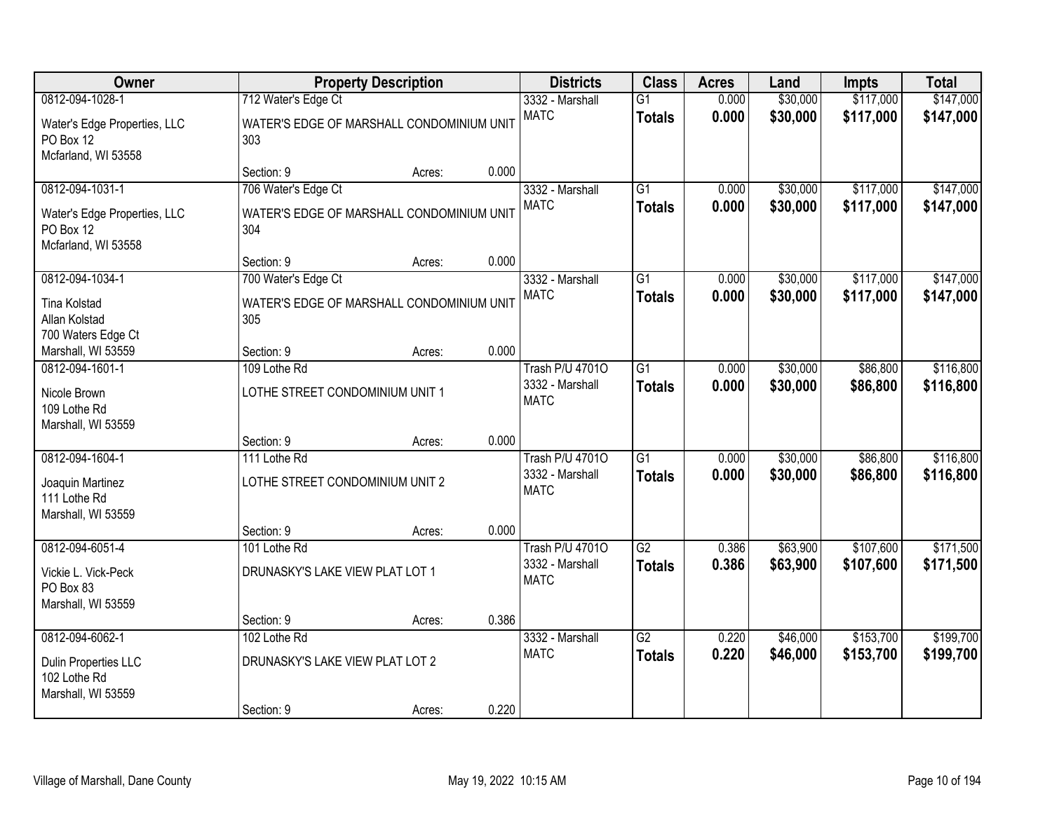| Owner | Property Description | Districts | Class | Acres | Land | Impts | Total |
|---|---|---|---|---|---|---|---|
| 0812-094-1028-1<br>Water's Edge Properties, LLC<br>PO Box 12<br>Mcfarland, WI 53558 | 712 Water's Edge Ct<br>WATER'S EDGE OF MARSHALL CONDOMINIUM UNIT 303<br>Section: 9 Acres: 0.000 | 3332 - Marshall<br>MATC | G1<br>**Totals** | 0.000<br>**0.000** | $30,000<br>**$30,000** | $117,000<br>**$117,000** | $147,000<br>**$147,000** |
| 0812-094-1031-1<br>Water's Edge Properties, LLC<br>PO Box 12<br>Mcfarland, WI 53558 | 706 Water's Edge Ct<br>WATER'S EDGE OF MARSHALL CONDOMINIUM UNIT 304<br>Section: 9 Acres: 0.000 | 3332 - Marshall<br>MATC | G1<br>**Totals** | 0.000<br>**0.000** | $30,000<br>**$30,000** | $117,000<br>**$117,000** | $147,000<br>**$147,000** |
| 0812-094-1034-1<br>Tina Kolstad<br>Allan Kolstad<br>700 Waters Edge Ct<br>Marshall, WI 53559 | 700 Water's Edge Ct<br>WATER'S EDGE OF MARSHALL CONDOMINIUM UNIT 305<br>Section: 9 Acres: 0.000 | 3332 - Marshall<br>MATC | G1<br>**Totals** | 0.000<br>**0.000** | $30,000<br>**$30,000** | $117,000<br>**$117,000** | $147,000<br>**$147,000** |
| 0812-094-1601-1<br>Nicole Brown<br>109 Lothe Rd<br>Marshall, WI 53559 | 109 Lothe Rd<br>LOTHE STREET CONDOMINIUM UNIT 1<br>Section: 9 Acres: 0.000 | Trash P/U 4701O<br>3332 - Marshall<br>MATC | G1<br>**Totals** | 0.000<br>**0.000** | $30,000<br>**$30,000** | $86,800<br>**$86,800** | $116,800<br>**$116,800** |
| 0812-094-1604-1<br>Joaquin Martinez<br>111 Lothe Rd<br>Marshall, WI 53559 | 111 Lothe Rd<br>LOTHE STREET CONDOMINIUM UNIT 2<br>Section: 9 Acres: 0.000 | Trash P/U 4701O<br>3332 - Marshall<br>MATC | G1<br>**Totals** | 0.000<br>**0.000** | $30,000<br>**$30,000** | $86,800<br>**$86,800** | $116,800<br>**$116,800** |
| 0812-094-6051-4<br>Vickie L. Vick-Peck<br>PO Box 83<br>Marshall, WI 53559 | 101 Lothe Rd<br>DRUNASKY'S LAKE VIEW PLAT LOT 1<br>Section: 9 Acres: 0.386 | Trash P/U 4701O<br>3332 - Marshall<br>MATC | G2<br>**Totals** | 0.386<br>**0.386** | $63,900<br>**$63,900** | $107,600<br>**$107,600** | $171,500<br>**$171,500** |
| 0812-094-6062-1<br>Dulin Properties LLC<br>102 Lothe Rd<br>Marshall, WI 53559 | 102 Lothe Rd<br>DRUNASKY'S LAKE VIEW PLAT LOT 2<br>Section: 9 Acres: 0.220 | 3332 - Marshall<br>MATC | G2<br>**Totals** | 0.220<br>**0.220** | $46,000<br>**$46,000** | $153,700<br>**$153,700** | $199,700<br>**$199,700** |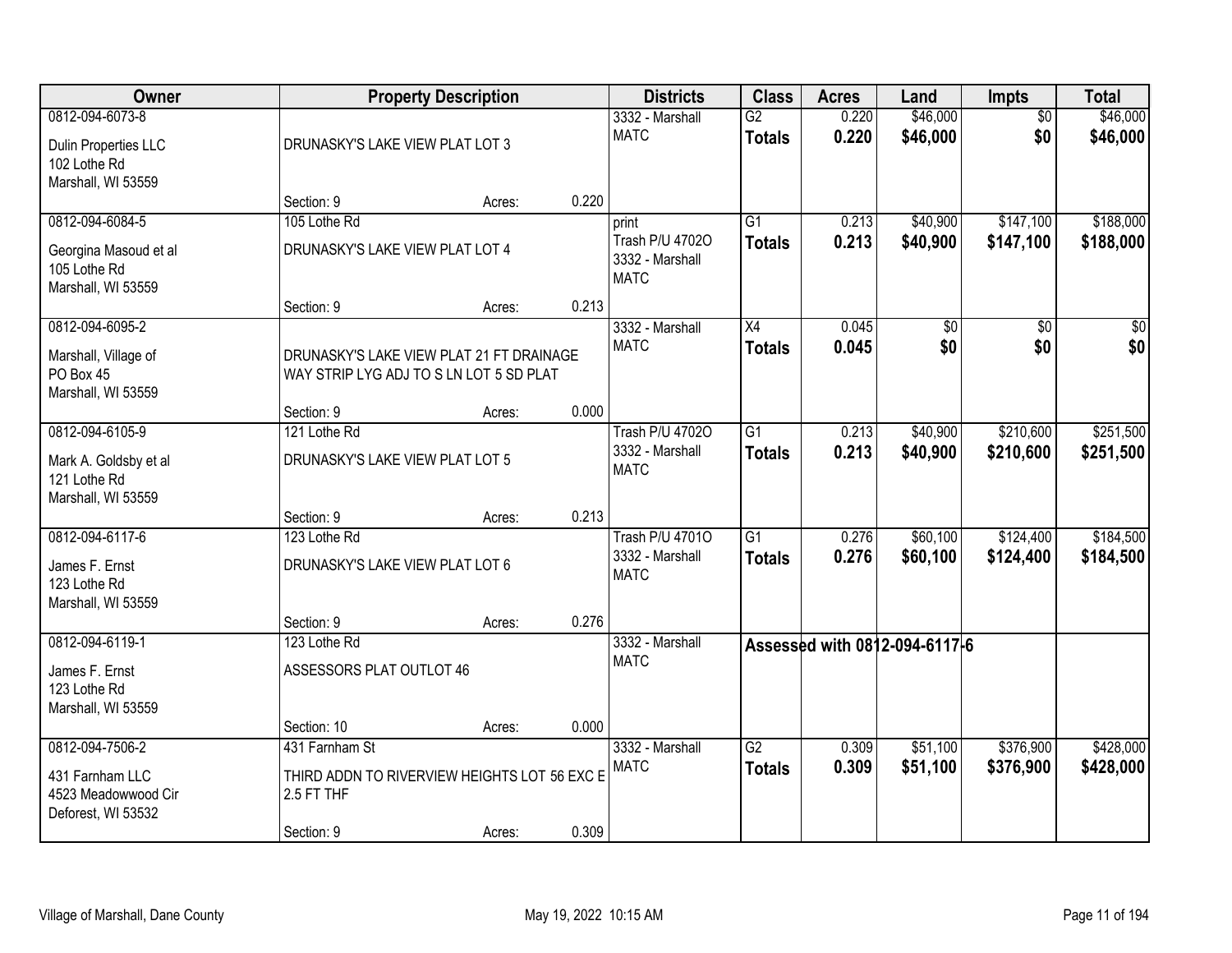| Owner | Property Description | Districts | Class | Acres | Land | Impts | Total |
|---|---|---|---|---|---|---|---|
| 0812-094-6073-8<br>Dulin Properties LLC<br>102 Lothe Rd<br>Marshall, WI 53559 | DRUNASKY'S LAKE VIEW PLAT LOT 3<br>Section: 9 Acres: 0.220 | 3332 - Marshall<br>MATC | G2<br>**Totals** | 0.220<br>**0.220** | $46,000<br>**$46,000** | $0<br>**$0** | $46,000<br>**$46,000** |
| 0812-094-6084-5<br>Georgina Masoud et al<br>105 Lothe Rd<br>Marshall, WI 53559 | 105 Lothe Rd<br>DRUNASKY'S LAKE VIEW PLAT LOT 4<br>Section: 9 Acres: 0.213 | print<br>Trash P/U 4702O<br>3332 - Marshall<br>MATC | G1<br>**Totals** | 0.213<br>**0.213** | $40,900<br>**$40,900** | $147,100<br>**$147,100** | $188,000<br>**$188,000** |
| 0812-094-6095-2<br>Marshall, Village of<br>PO Box 45<br>Marshall, WI 53559 | DRUNASKY'S LAKE VIEW PLAT 21 FT DRAINAGE WAY STRIP LYG ADJ TO S LN LOT 5 SD PLAT<br>Section: 9 Acres: 0.000 | 3332 - Marshall<br>MATC | X4<br>**Totals** | 0.045<br>**0.045** | $0<br>**$0** | $0<br>**$0** | $0<br>**$0** |
| 0812-094-6105-9<br>Mark A. Goldsby et al<br>121 Lothe Rd<br>Marshall, WI 53559 | 121 Lothe Rd<br>DRUNASKY'S LAKE VIEW PLAT LOT 5<br>Section: 9 Acres: 0.213 | Trash P/U 4702O<br>3332 - Marshall<br>MATC | G1<br>**Totals** | 0.213<br>**0.213** | $40,900<br>**$40,900** | $210,600<br>**$210,600** | $251,500<br>**$251,500** |
| 0812-094-6117-6<br>James F. Ernst<br>123 Lothe Rd<br>Marshall, WI 53559 | 123 Lothe Rd<br>DRUNASKY'S LAKE VIEW PLAT LOT 6<br>Section: 9 Acres: 0.276 | Trash P/U 4701O<br>3332 - Marshall<br>MATC | G1<br>**Totals** | 0.276<br>**0.276** | $60,100<br>**$60,100** | $124,400<br>**$124,400** | $184,500<br>**$184,500** |
| 0812-094-6119-1<br>James F. Ernst<br>123 Lothe Rd<br>Marshall, WI 53559 | 123 Lothe Rd<br>ASSESSORS PLAT OUTLOT 46<br>Section: 10 Acres: 0.000 | 3332 - Marshall<br>MATC | **Assessed with 0812-094-6117-6** | | | | |
| 0812-094-7506-2<br>431 Farnham LLC<br>4523 Meadowwood Cir<br>Deforest, WI 53532 | 431 Farnham St<br>THIRD ADDN TO RIVERVIEW HEIGHTS LOT 56 EXC E 2.5 FT THF<br>Section: 9 Acres: 0.309 | 3332 - Marshall<br>MATC | G2<br>**Totals** | 0.309<br>**0.309** | $51,100<br>**$51,100** | $376,900<br>**$376,900** | $428,000<br>**$428,000** |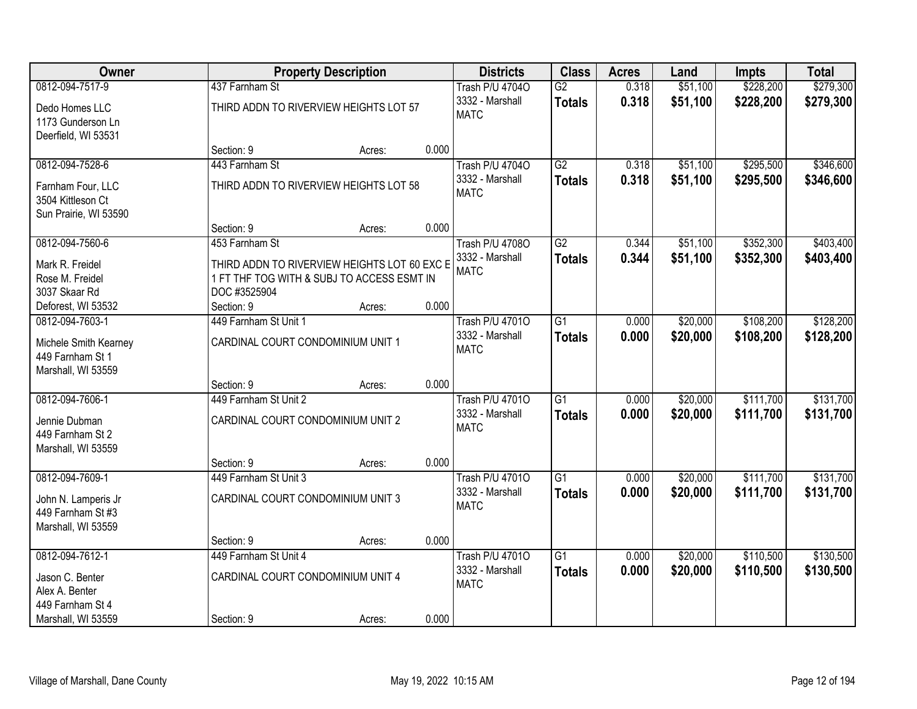| Owner | Property Description | | | Districts | Class | Acres | Land | Impts | Total |
|---|---|---|---|---|---|---|---|---|---|
| 0812-094-7517-9 | 437 Farnham St | | | Trash P/U 4704O | G2 | 0.318 | $51,100 | $228,200 | $279,300 |
| Dedo Homes LLC<br>1173 Gunderson Ln<br>Deerfield, WI 53531 | THIRD ADDN TO RIVERVIEW HEIGHTS LOT 57 | | | 3332 - Marshall<br>MATC | **Totals** | **0.318** | **$51,100** | **$228,200** | **$279,300** |
| | Section: 9 | Acres: | 0.000 | | | | | | |
| 0812-094-7528-6 | 443 Farnham St | | | Trash P/U 4704O | G2 | 0.318 | $51,100 | $295,500 | $346,600 |
| Farnham Four, LLC<br>3504 Kittleson Ct<br>Sun Prairie, WI 53590 | THIRD ADDN TO RIVERVIEW HEIGHTS LOT 58 | | | 3332 - Marshall<br>MATC | **Totals** | **0.318** | **$51,100** | **$295,500** | **$346,600** |
| | Section: 9 | Acres: | 0.000 | | | | | | |
| 0812-094-7560-6 | 453 Farnham St | | | Trash P/U 4708O | G2 | 0.344 | $51,100 | $352,300 | $403,400 |
| Mark R. Freidel<br>Rose M. Freidel<br>3037 Skaar Rd<br>Deforest, WI 53532 | THIRD ADDN TO RIVERVIEW HEIGHTS LOT 60 EXC E 1 FT THF TOG WITH & SUBJ TO ACCESS ESMT IN DOC #3525904 | | | 3332 - Marshall<br>MATC | **Totals** | **0.344** | **$51,100** | **$352,300** | **$403,400** |
| | Section: 9 | Acres: | 0.000 | | | | | | |
| 0812-094-7603-1 | 449 Farnham St Unit 1 | | | Trash P/U 4701O | G1 | 0.000 | $20,000 | $108,200 | $128,200 |
| Michele Smith Kearney<br>449 Farnham St 1<br>Marshall, WI 53559 | CARDINAL COURT CONDOMINIUM UNIT 1 | | | 3332 - Marshall<br>MATC | **Totals** | **0.000** | **$20,000** | **$108,200** | **$128,200** |
| | Section: 9 | Acres: | 0.000 | | | | | | |
| 0812-094-7606-1 | 449 Farnham St Unit 2 | | | Trash P/U 4701O | G1 | 0.000 | $20,000 | $111,700 | $131,700 |
| Jennie Dubman<br>449 Farnham St 2<br>Marshall, WI 53559 | CARDINAL COURT CONDOMINIUM UNIT 2 | | | 3332 - Marshall<br>MATC | **Totals** | **0.000** | **$20,000** | **$111,700** | **$131,700** |
| | Section: 9 | Acres: | 0.000 | | | | | | |
| 0812-094-7609-1 | 449 Farnham St Unit 3 | | | Trash P/U 4701O | G1 | 0.000 | $20,000 | $111,700 | $131,700 |
| John N. Lamperis Jr<br>449 Farnham St #3<br>Marshall, WI 53559 | CARDINAL COURT CONDOMINIUM UNIT 3 | | | 3332 - Marshall<br>MATC | **Totals** | **0.000** | **$20,000** | **$111,700** | **$131,700** |
| | Section: 9 | Acres: | 0.000 | | | | | | |
| 0812-094-7612-1 | 449 Farnham St Unit 4 | | | Trash P/U 4701O | G1 | 0.000 | $20,000 | $110,500 | $130,500 |
| Jason C. Benter<br>Alex A. Benter<br>449 Farnham St 4<br>Marshall, WI 53559 | CARDINAL COURT CONDOMINIUM UNIT 4 | | | 3332 - Marshall<br>MATC | **Totals** | **0.000** | **$20,000** | **$110,500** | **$130,500** |
| | Section: 9 | Acres: | 0.000 | | | | | | |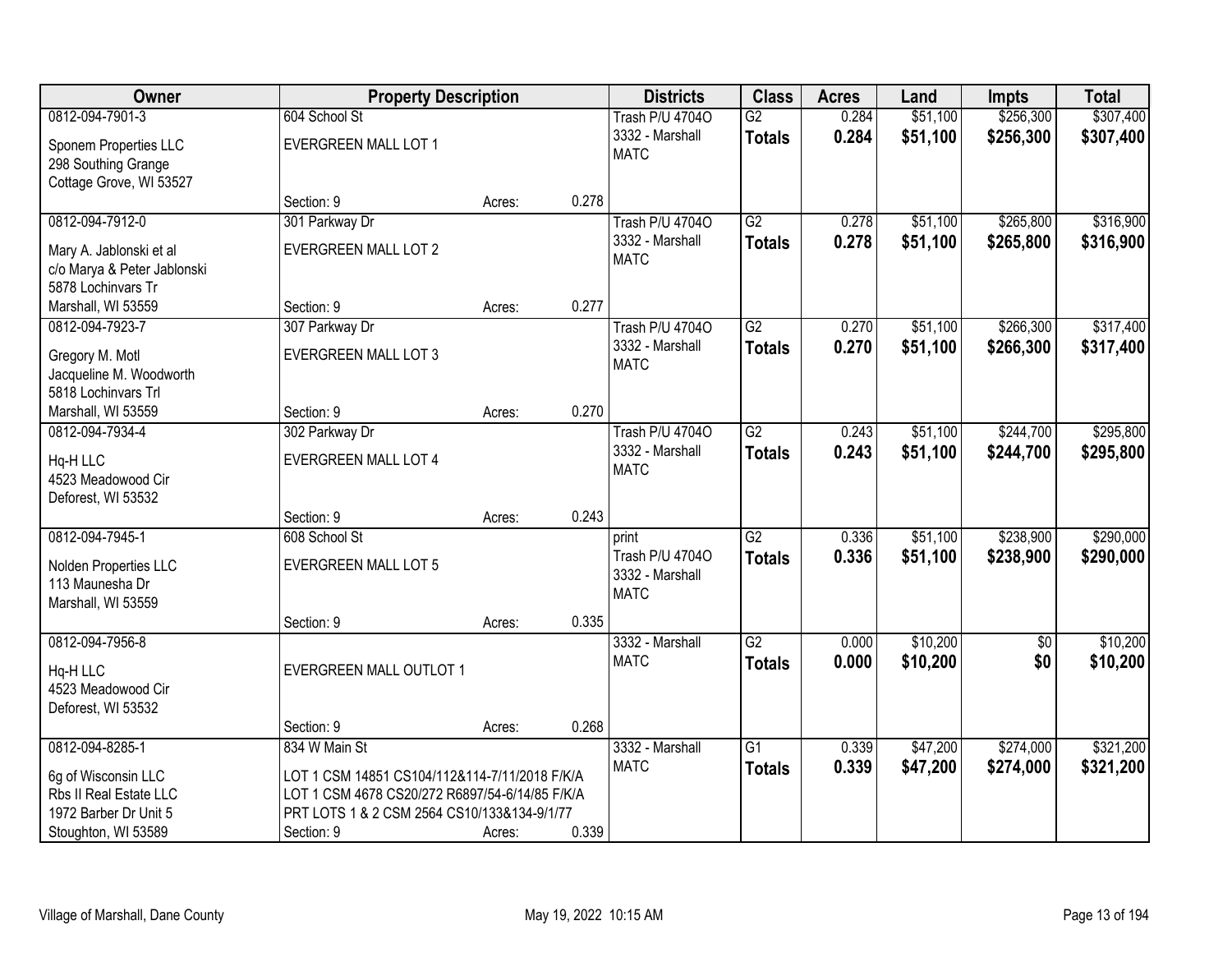| Owner | Property Description | | | Districts | Class | Acres | Land | Impts | Total |
|---|---|---|---|---|---|---|---|---|---|
| 0812-094-7901-3<br>Sponem Properties LLC<br>298 Southing Grange<br>Cottage Grove, WI 53527 | 604 School St<br>EVERGREEN MALL LOT 1<br>Section: 9 | Acres: | 0.278 | Trash P/U 4704O<br>3332 - Marshall<br>MATC | G2<br>**Totals** | 0.284<br>**0.284** | $51,100<br>**$51,100** | $256,300<br>**$256,300** | $307,400<br>**$307,400** |
| 0812-094-7912-0<br>Mary A. Jablonski et al<br>c/o Marya & Peter Jablonski<br>5878 Lochinvars Tr<br>Marshall, WI 53559 | 301 Parkway Dr<br>EVERGREEN MALL LOT 2<br>Section: 9 | Acres: | 0.277 | Trash P/U 4704O<br>3332 - Marshall<br>MATC | G2<br>**Totals** | 0.278<br>**0.278** | $51,100<br>**$51,100** | $265,800<br>**$265,800** | $316,900<br>**$316,900** |
| 0812-094-7923-7<br>Gregory M. Motl<br>Jacqueline M. Woodworth<br>5818 Lochinvars Trl<br>Marshall, WI 53559 | 307 Parkway Dr<br>EVERGREEN MALL LOT 3<br>Section: 9 | Acres: | 0.270 | Trash P/U 4704O<br>3332 - Marshall<br>MATC | G2<br>**Totals** | 0.270<br>**0.270** | $51,100<br>**$51,100** | $266,300<br>**$266,300** | $317,400<br>**$317,400** |
| 0812-094-7934-4<br>Hq-H LLC<br>4523 Meadowood Cir<br>Deforest, WI 53532 | 302 Parkway Dr<br>EVERGREEN MALL LOT 4<br>Section: 9 | Acres: | 0.243 | Trash P/U 4704O<br>3332 - Marshall<br>MATC | G2<br>**Totals** | 0.243<br>**0.243** | $51,100<br>**$51,100** | $244,700<br>**$244,700** | $295,800<br>**$295,800** |
| 0812-094-7945-1<br>Nolden Properties LLC<br>113 Maunesha Dr<br>Marshall, WI 53559 | 608 School St<br>EVERGREEN MALL LOT 5<br>Section: 9 | Acres: | 0.335 | print<br>Trash P/U 4704O<br>3332 - Marshall<br>MATC | G2<br>**Totals** | 0.336<br>**0.336** | $51,100<br>**$51,100** | $238,900<br>**$238,900** | $290,000<br>**$290,000** |
| 0812-094-7956-8<br>Hq-H LLC<br>4523 Meadowood Cir<br>Deforest, WI 53532 | EVERGREEN MALL OUTLOT 1<br>Section: 9 | Acres: | 0.268 | 3332 - Marshall<br>MATC | G2<br>**Totals** | 0.000<br>**0.000** | $10,200<br>**$10,200** | $0<br>**$0** | $10,200<br>**$10,200** |
| 0812-094-8285-1<br>6g of Wisconsin LLC<br>Rbs II Real Estate LLC<br>1972 Barber Dr Unit 5<br>Stoughton, WI 53589 | 834 W Main St<br>LOT 1 CSM 14851 CS104/112&114-7/11/2018 F/K/A<br>LOT 1 CSM 4678 CS20/272 R6897/54-6/14/85 F/K/A<br>PRT LOTS 1 & 2 CSM 2564 CS10/133&134-9/1/77<br>Section: 9 | Acres: | 0.339 | 3332 - Marshall<br>MATC | G1<br>**Totals** | 0.339<br>**0.339** | $47,200<br>**$47,200** | $274,000<br>**$274,000** | $321,200<br>**$321,200** |

Village of Marshall, Dane County    May 19, 2022 10:15 AM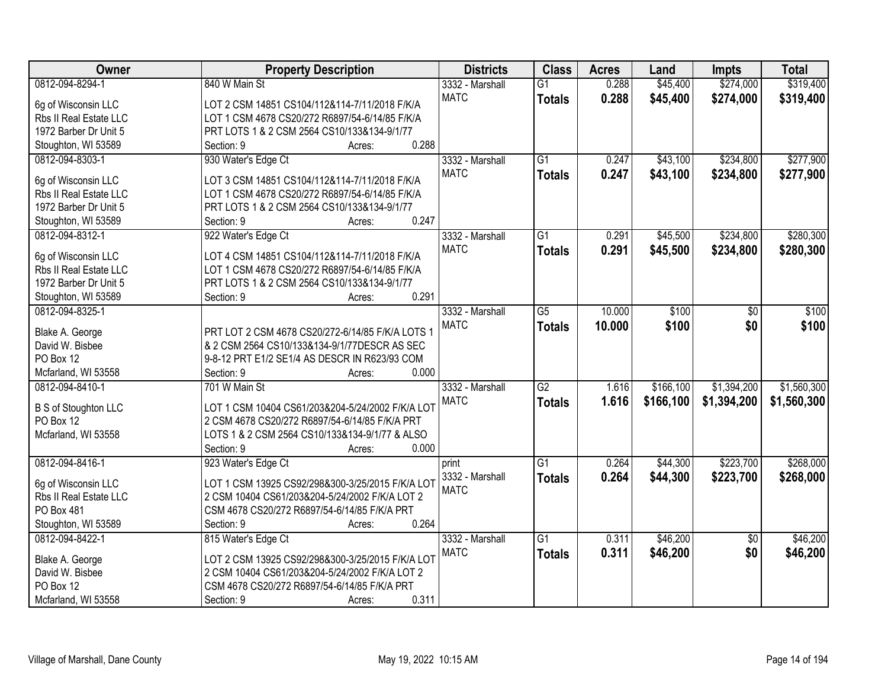| Owner | Property Description | Districts | Class | Acres | Land | Impts | Total |
|---|---|---|---|---|---|---|---|
| 0812-094-8294-1<br><br>6g of Wisconsin LLC<br>Rbs II Real Estate LLC<br>1972 Barber Dr Unit 5<br>Stoughton, WI 53589 | 840 W Main St<br><br>LOT 2 CSM 14851 CS104/112&114-7/11/2018 F/K/A LOT 1 CSM 4678 CS20/272 R6897/54-6/14/85 F/K/A PRT LOTS 1 & 2 CSM 2564 CS10/133&134-9/1/77<br>Section: 9 Acres: 0.288 | 3332 - Marshall MATC | G1<br>**Totals** | 0.288<br>**0.288** | $45,400<br>**$45,400** | $274,000<br>**$274,000** | $319,400<br>**$319,400** |
| 0812-094-8303-1<br><br>6g of Wisconsin LLC<br>Rbs II Real Estate LLC<br>1972 Barber Dr Unit 5<br>Stoughton, WI 53589 | 930 Water's Edge Ct<br><br>LOT 3 CSM 14851 CS104/112&114-7/11/2018 F/K/A LOT 1 CSM 4678 CS20/272 R6897/54-6/14/85 F/K/A PRT LOTS 1 & 2 CSM 2564 CS10/133&134-9/1/77<br>Section: 9 Acres: 0.247 | 3332 - Marshall MATC | G1<br>**Totals** | 0.247<br>**0.247** | $43,100<br>**$43,100** | $234,800<br>**$234,800** | $277,900<br>**$277,900** |
| 0812-094-8312-1<br><br>6g of Wisconsin LLC<br>Rbs II Real Estate LLC<br>1972 Barber Dr Unit 5<br>Stoughton, WI 53589 | 922 Water's Edge Ct<br><br>LOT 4 CSM 14851 CS104/112&114-7/11/2018 F/K/A LOT 1 CSM 4678 CS20/272 R6897/54-6/14/85 F/K/A PRT LOTS 1 & 2 CSM 2564 CS10/133&134-9/1/77<br>Section: 9 Acres: 0.291 | 3332 - Marshall MATC | G1<br>**Totals** | 0.291<br>**0.291** | $45,500<br>**$45,500** | $234,800<br>**$234,800** | $280,300<br>**$280,300** |
| 0812-094-8325-1<br><br>Blake A. George<br>David W. Bisbee<br>PO Box 12<br>Mcfarland, WI 53558 | PRT LOT 2 CSM 4678 CS20/272-6/14/85 F/K/A LOTS 1 & 2 CSM 2564 CS10/133&134-9/1/77DESCR AS SEC 9-8-12 PRT E1/2 SE1/4 AS DESCR IN R623/93 COM<br>Section: 9 Acres: 0.000 | 3332 - Marshall MATC | G5<br>**Totals** | 10.000<br>**10.000** | $100<br>**$100** | $0<br>**$0** | $100<br>**$100** |
| 0812-094-8410-1<br><br>B S of Stoughton LLC<br>PO Box 12<br>Mcfarland, WI 53558 | 701 W Main St<br><br>LOT 1 CSM 10404 CS61/203&204-5/24/2002 F/K/A LOT 2 CSM 4678 CS20/272 R6897/54-6/14/85 F/K/A PRT LOTS 1 & 2 CSM 2564 CS10/133&134-9/1/77 & ALSO<br>Section: 9 Acres: 0.000 | 3332 - Marshall MATC | G2<br>**Totals** | 1.616<br>**1.616** | $166,100<br>**$166,100** | $1,394,200<br>**$1,394,200** | $1,560,300<br>**$1,560,300** |
| 0812-094-8416-1<br><br>6g of Wisconsin LLC<br>Rbs II Real Estate LLC<br>PO Box 481<br>Stoughton, WI 53589 | 923 Water's Edge Ct<br><br>LOT 1 CSM 13925 CS92/298&300-3/25/2015 F/K/A LOT 2 CSM 10404 CS61/203&204-5/24/2002 F/K/A LOT 2 CSM 4678 CS20/272 R6897/54-6/14/85 F/K/A PRT<br>Section: 9 Acres: 0.264 | print<br>3332 - Marshall MATC | G1<br>**Totals** | 0.264<br>**0.264** | $44,300<br>**$44,300** | $223,700<br>**$223,700** | $268,000<br>**$268,000** |
| 0812-094-8422-1<br><br>Blake A. George<br>David W. Bisbee<br>PO Box 12<br>Mcfarland, WI 53558 | 815 Water's Edge Ct<br><br>LOT 2 CSM 13925 CS92/298&300-3/25/2015 F/K/A LOT 2 CSM 10404 CS61/203&204-5/24/2002 F/K/A LOT 2 CSM 4678 CS20/272 R6897/54-6/14/85 F/K/A PRT<br>Section: 9 Acres: 0.311 | 3332 - Marshall MATC | G1<br>**Totals** | 0.311<br>**0.311** | $46,200<br>**$46,200** | $0<br>**$0** | $46,200<br>**$46,200** |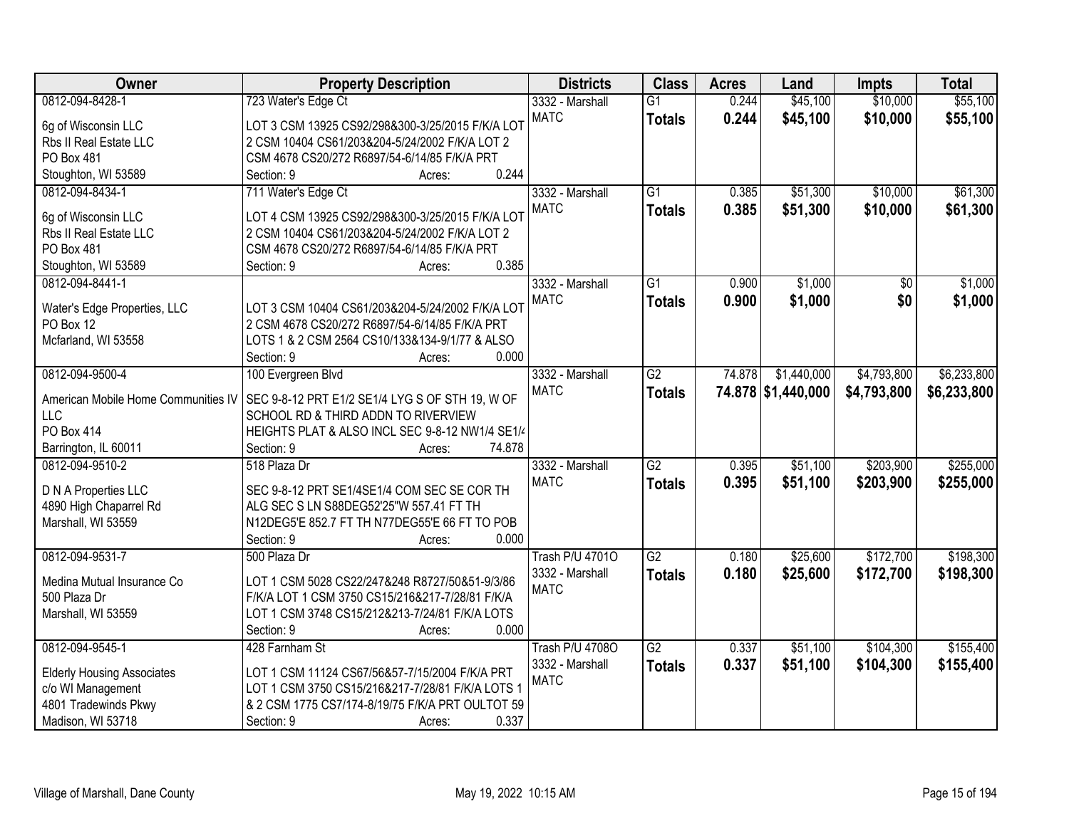| Owner | Property Description | Districts | Class | Acres | Land | Impts | Total |
|---|---|---|---|---|---|---|---|
| 0812-094-8428-1<br>6g of Wisconsin LLC<br>Rbs II Real Estate LLC<br>PO Box 481<br>Stoughton, WI 53589 | 723 Water's Edge Ct<br>LOT 3 CSM 13925 CS92/298&300-3/25/2015 F/K/A LOT 2 CSM 10404 CS61/203&204-5/24/2002 F/K/A LOT 2 CSM 4678 CS20/272 R6897/54-6/14/85 F/K/A PRT<br>Section: 9 Acres: 0.244 | 3332 - Marshall<br>MATC | G1<br>**Totals** | 0.244<br>**0.244** | $45,100<br>**$45,100** | $10,000<br>**$10,000** | $55,100<br>**$55,100** |
| 0812-094-8434-1<br>6g of Wisconsin LLC<br>Rbs II Real Estate LLC<br>PO Box 481<br>Stoughton, WI 53589 | 711 Water's Edge Ct<br>LOT 4 CSM 13925 CS92/298&300-3/25/2015 F/K/A LOT 2 CSM 10404 CS61/203&204-5/24/2002 F/K/A LOT 2 CSM 4678 CS20/272 R6897/54-6/14/85 F/K/A PRT<br>Section: 9 Acres: 0.385 | 3332 - Marshall<br>MATC | G1<br>**Totals** | 0.385<br>**0.385** | $51,300<br>**$51,300** | $10,000<br>**$10,000** | $61,300<br>**$61,300** |
| 0812-094-8441-1<br>Water's Edge Properties, LLC<br>PO Box 12<br>Mcfarland, WI 53558 | LOT 3 CSM 10404 CS61/203&204-5/24/2002 F/K/A LOT 2 CSM 4678 CS20/272 R6897/54-6/14/85 F/K/A PRT LOTS 1 & 2 CSM 2564 CS10/133&134-9/1/77 & ALSO<br>Section: 9 Acres: 0.000 | 3332 - Marshall<br>MATC | G1<br>**Totals** | 0.900<br>**0.900** | $1,000<br>**$1,000** | $0<br>**$0** | $1,000<br>**$1,000** |
| 0812-094-9500-4<br>American Mobile Home Communities IV LLC<br>PO Box 414<br>Barrington, IL 60011 | 100 Evergreen Blvd<br>SEC 9-8-12 PRT E1/2 SE1/4 LYG S OF STH 19, W OF SCHOOL RD & THIRD ADDN TO RIVERVIEW HEIGHTS PLAT & ALSO INCL SEC 9-8-12 NW1/4 SE1/4<br>Section: 9 Acres: 74.878 | 3332 - Marshall<br>MATC | G2<br>**Totals** | 74.878<br>**74.878** | $1,440,000<br>**$1,440,000** | $4,793,800<br>**$4,793,800** | $6,233,800<br>**$6,233,800** |
| 0812-094-9510-2<br>D N A Properties LLC<br>4890 High Chaparrel Rd<br>Marshall, WI 53559 | 518 Plaza Dr<br>SEC 9-8-12 PRT SE1/4SE1/4 COM SEC SE COR TH ALG SEC S LN S88DEG52'25"W 557.41 FT TH N12DEG5'E 852.7 FT TH N77DEG55'E 66 FT TO POB<br>Section: 9 Acres: 0.000 | 3332 - Marshall<br>MATC | G2<br>**Totals** | 0.395<br>**0.395** | $51,100<br>**$51,100** | $203,900<br>**$203,900** | $255,000<br>**$255,000** |
| 0812-094-9531-7<br>Medina Mutual Insurance Co<br>500 Plaza Dr<br>Marshall, WI 53559 | 500 Plaza Dr<br>LOT 1 CSM 5028 CS22/247&248 R8727/50&51-9/3/86 F/K/A LOT 1 CSM 3750 CS15/216&217-7/28/81 F/K/A LOT 1 CSM 3748 CS15/212&213-7/24/81 F/K/A LOTS<br>Section: 9 Acres: 0.000 | Trash P/U 4701O<br>3332 - Marshall<br>MATC | G2<br>**Totals** | 0.180<br>**0.180** | $25,600<br>**$25,600** | $172,700<br>**$172,700** | $198,300<br>**$198,300** |
| 0812-094-9545-1<br>Elderly Housing Associates<br>c/o WI Management<br>4801 Tradewinds Pkwy<br>Madison, WI 53718 | 428 Farnham St<br>LOT 1 CSM 11124 CS67/56&57-7/15/2004 F/K/A PRT LOT 1 CSM 3750 CS15/216&217-7/28/81 F/K/A LOTS 1 & 2 CSM 1775 CS7/174-8/19/75 F/K/A PRT OUTLOT 59<br>Section: 9 Acres: 0.337 | Trash P/U 4708O<br>3332 - Marshall<br>MATC | G2<br>**Totals** | 0.337<br>**0.337** | $51,100<br>**$51,100** | $104,300<br>**$104,300** | $155,400<br>**$155,400** |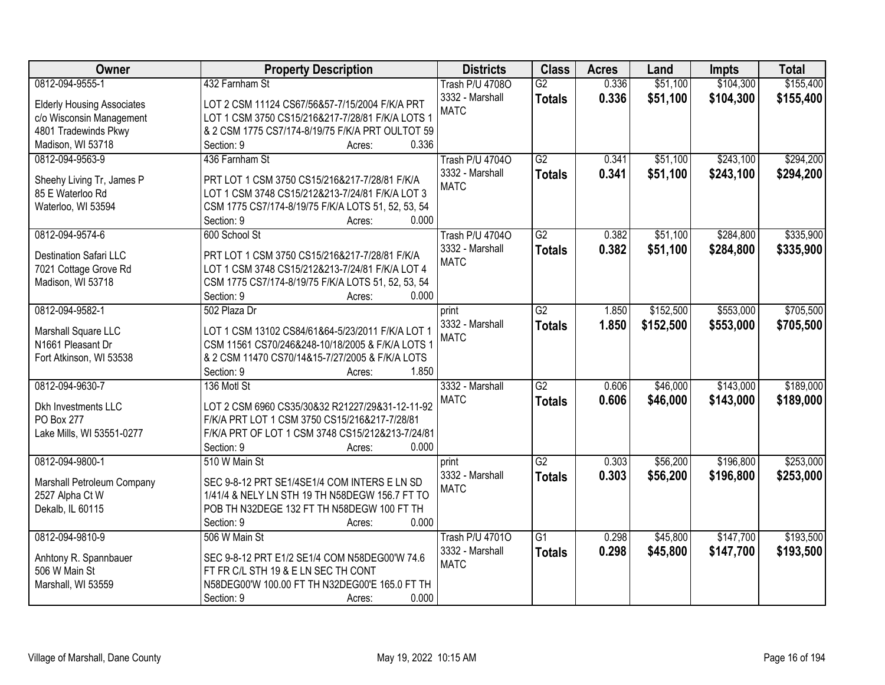| Owner | Property Description | Districts | Class | Acres | Land | Impts | Total |
|---|---|---|---|---|---|---|---|
| 0812-094-9555-1<br>Elderly Housing Associates<br>c/o Wisconsin Management<br>4801 Tradewinds Pkwy<br>Madison, WI 53718 | 432 Farnham St<br>LOT 2 CSM 11124 CS67/56&57-7/15/2004 F/K/A PRT LOT 1 CSM 3750 CS15/216&217-7/28/81 F/K/A LOTS 1 & 2 CSM 1775 CS7/174-8/19/75 F/K/A PRT OULTOT 59<br>Section: 9 Acres: 0.336 | Trash P/U 4708O<br>3332 - Marshall<br>MATC | G2<br>**Totals** | 0.336<br>**0.336** | \$51,100<br>**\$51,100** | \$104,300<br>**\$104,300** | \$155,400<br>**\$155,400** |
| 0812-094-9563-9<br>Sheehy Living Tr, James P<br>85 E Waterloo Rd<br>Waterloo, WI 53594 | 436 Farnham St<br>PRT LOT 1 CSM 3750 CS15/216&217-7/28/81 F/K/A LOT 1 CSM 3748 CS15/212&213-7/24/81 F/K/A LOT 3 CSM 1775 CS7/174-8/19/75 F/K/A LOTS 51, 52, 53, 54<br>Section: 9 Acres: 0.000 | Trash P/U 4704O<br>3332 - Marshall<br>MATC | G2<br>**Totals** | 0.341<br>**0.341** | \$51,100<br>**\$51,100** | \$243,100<br>**\$243,100** | \$294,200<br>**\$294,200** |
| 0812-094-9574-6<br>Destination Safari LLC<br>7021 Cottage Grove Rd<br>Madison, WI 53718 | 600 School St<br>PRT LOT 1 CSM 3750 CS15/216&217-7/28/81 F/K/A LOT 1 CSM 3748 CS15/212&213-7/24/81 F/K/A LOT 4 CSM 1775 CS7/174-8/19/75 F/K/A LOTS 51, 52, 53, 54<br>Section: 9 Acres: 0.000 | Trash P/U 4704O<br>3332 - Marshall<br>MATC | G2<br>**Totals** | 0.382<br>**0.382** | \$51,100<br>**\$51,100** | \$284,800<br>**\$284,800** | \$335,900<br>**\$335,900** |
| 0812-094-9582-1<br>Marshall Square LLC<br>N1661 Pleasant Dr<br>Fort Atkinson, WI 53538 | 502 Plaza Dr<br>LOT 1 CSM 13102 CS84/61&64-5/23/2011 F/K/A LOT 1 CSM 11561 CS70/246&248-10/18/2005 & F/K/A LOTS 1 & 2 CSM 11470 CS70/14&15-7/27/2005 & F/K/A LOTS<br>Section: 9 Acres: 1.850 | print<br>3332 - Marshall<br>MATC | G2<br>**Totals** | 1.850<br>**1.850** | \$152,500<br>**\$152,500** | \$553,000<br>**\$553,000** | \$705,500<br>**\$705,500** |
| 0812-094-9630-7<br>Dkh Investments LLC<br>PO Box 277<br>Lake Mills, WI 53551-0277 | 136 Motl St<br>LOT 2 CSM 6960 CS35/30&32 R21227/29&31-12-11-92 F/K/A PRT LOT 1 CSM 3750 CS15/216&217-7/28/81 F/K/A PRT OF LOT 1 CSM 3748 CS15/212&213-7/24/81<br>Section: 9 Acres: 0.000 | 3332 - Marshall<br>MATC | G2<br>**Totals** | 0.606<br>**0.606** | \$46,000<br>**\$46,000** | \$143,000<br>**\$143,000** | \$189,000<br>**\$189,000** |
| 0812-094-9800-1<br>Marshall Petroleum Company<br>2527 Alpha Ct W<br>Dekalb, IL 60115 | 510 W Main St<br>SEC 9-8-12 PRT SE1/4SE1/4 COM INTERS E LN SD 1/41/4 & NELY LN STH 19 TH N58DEGW 156.7 FT TO POB TH N32DEGE 132 FT TH N58DEGW 100 FT TH<br>Section: 9 Acres: 0.000 | print<br>3332 - Marshall<br>MATC | G2<br>**Totals** | 0.303<br>**0.303** | \$56,200<br>**\$56,200** | \$196,800<br>**\$196,800** | \$253,000<br>**\$253,000** |
| 0812-094-9810-9<br>Anhtony R. Spannbauer<br>506 W Main St<br>Marshall, WI 53559 | 506 W Main St<br>SEC 9-8-12 PRT E1/2 SE1/4 COM N58DEG00'W 74.6 FT FR C/L STH 19 & E LN SEC TH CONT N58DEG00'W 100.00 FT TH N32DEG00'E 165.0 FT TH<br>Section: 9 Acres: 0.000 | Trash P/U 4701O<br>3332 - Marshall<br>MATC | G1<br>**Totals** | 0.298<br>**0.298** | \$45,800<br>**\$45,800** | \$147,700<br>**\$147,700** | \$193,500<br>**\$193,500** |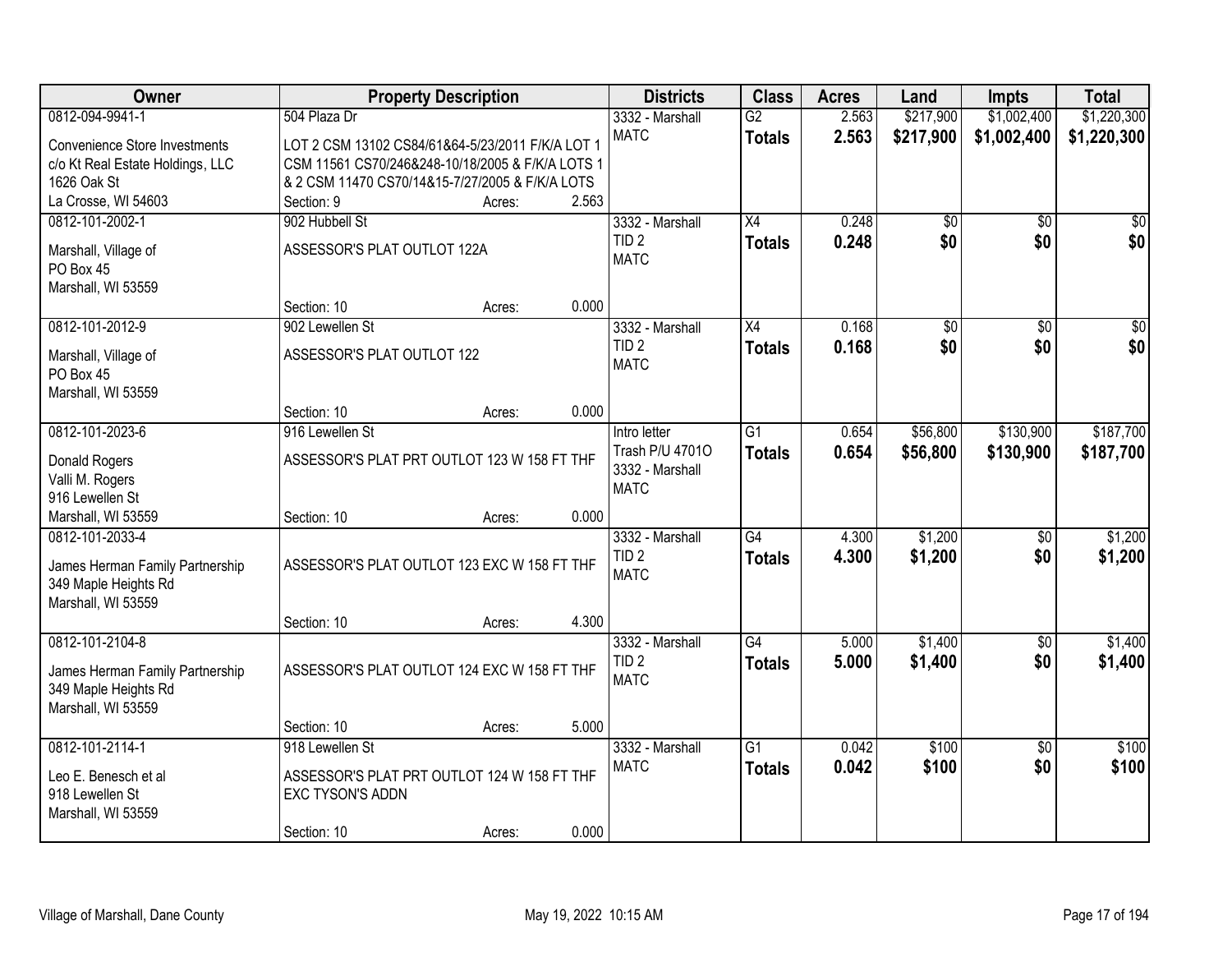| Owner | Property Description | Districts | Class | Acres | Land | Impts | Total |
|---|---|---|---|---|---|---|---|
| 0812-094-9941-1<br>Convenience Store Investments<br>c/o Kt Real Estate Holdings, LLC<br>1626 Oak St<br>La Crosse, WI 54603 | 504 Plaza Dr<br>LOT 2 CSM 13102 CS84/61&64-5/23/2011 F/K/A LOT 1 CSM 11561 CS70/246&248-10/18/2005 & F/K/A LOTS 1 & 2 CSM 11470 CS70/14&15-7/27/2005 & F/K/A LOTS<br>Section: 9 Acres: 2.563 | 3332 - Marshall<br>MATC | G2<br>**Totals** | 2.563<br>**2.563** | $217,900<br>**$217,900** | $1,002,400<br>**$1,002,400** | $1,220,300<br>**$1,220,300** |
| 0812-101-2002-1<br>Marshall, Village of<br>PO Box 45<br>Marshall, WI 53559 | 902 Hubbell St<br>ASSESSOR'S PLAT OUTLOT 122A<br>Section: 10 Acres: 0.000 | 3332 - Marshall<br>TID 2<br>MATC | X4<br>**Totals** | 0.248<br>**0.248** | $0<br>**$0** | $0<br>**$0** | $0<br>**$0** |
| 0812-101-2012-9<br>Marshall, Village of<br>PO Box 45<br>Marshall, WI 53559 | 902 Lewellen St<br>ASSESSOR'S PLAT OUTLOT 122<br>Section: 10 Acres: 0.000 | 3332 - Marshall<br>TID 2<br>MATC | X4<br>**Totals** | 0.168<br>**0.168** | $0<br>**$0** | $0<br>**$0** | $0<br>**$0** |
| 0812-101-2023-6<br>Donald Rogers<br>Valli M. Rogers<br>916 Lewellen St<br>Marshall, WI 53559 | 916 Lewellen St<br>ASSESSOR'S PLAT PRT OUTLOT 123 W 158 FT THF<br>Section: 10 Acres: 0.000 | Intro letter<br>Trash P/U 4701O<br>3332 - Marshall<br>MATC | G1<br>**Totals** | 0.654<br>**0.654** | $56,800<br>**$56,800** | $130,900<br>**$130,900** | $187,700<br>**$187,700** |
| 0812-101-2033-4<br>James Herman Family Partnership<br>349 Maple Heights Rd<br>Marshall, WI 53559 | ASSESSOR'S PLAT OUTLOT 123 EXC W 158 FT THF<br>Section: 10 Acres: 4.300 | 3332 - Marshall<br>TID 2<br>MATC | G4<br>**Totals** | 4.300<br>**4.300** | $1,200<br>**$1,200** | $0<br>**$0** | $1,200<br>**$1,200** |
| 0812-101-2104-8<br>James Herman Family Partnership<br>349 Maple Heights Rd<br>Marshall, WI 53559 | ASSESSOR'S PLAT OUTLOT 124 EXC W 158 FT THF<br>Section: 10 Acres: 5.000 | 3332 - Marshall<br>TID 2<br>MATC | G4<br>**Totals** | 5.000<br>**5.000** | $1,400<br>**$1,400** | $0<br>**$0** | $1,400<br>**$1,400** |
| 0812-101-2114-1<br>Leo E. Benesch et al<br>918 Lewellen St<br>Marshall, WI 53559 | 918 Lewellen St<br>ASSESSOR'S PLAT PRT OUTLOT 124 W 158 FT THF EXC TYSON'S ADDN<br>Section: 10 Acres: 0.000 | 3332 - Marshall<br>MATC | G1<br>**Totals** | 0.042<br>**0.042** | $100<br>**$100** | $0<br>**$0** | $100<br>**$100** |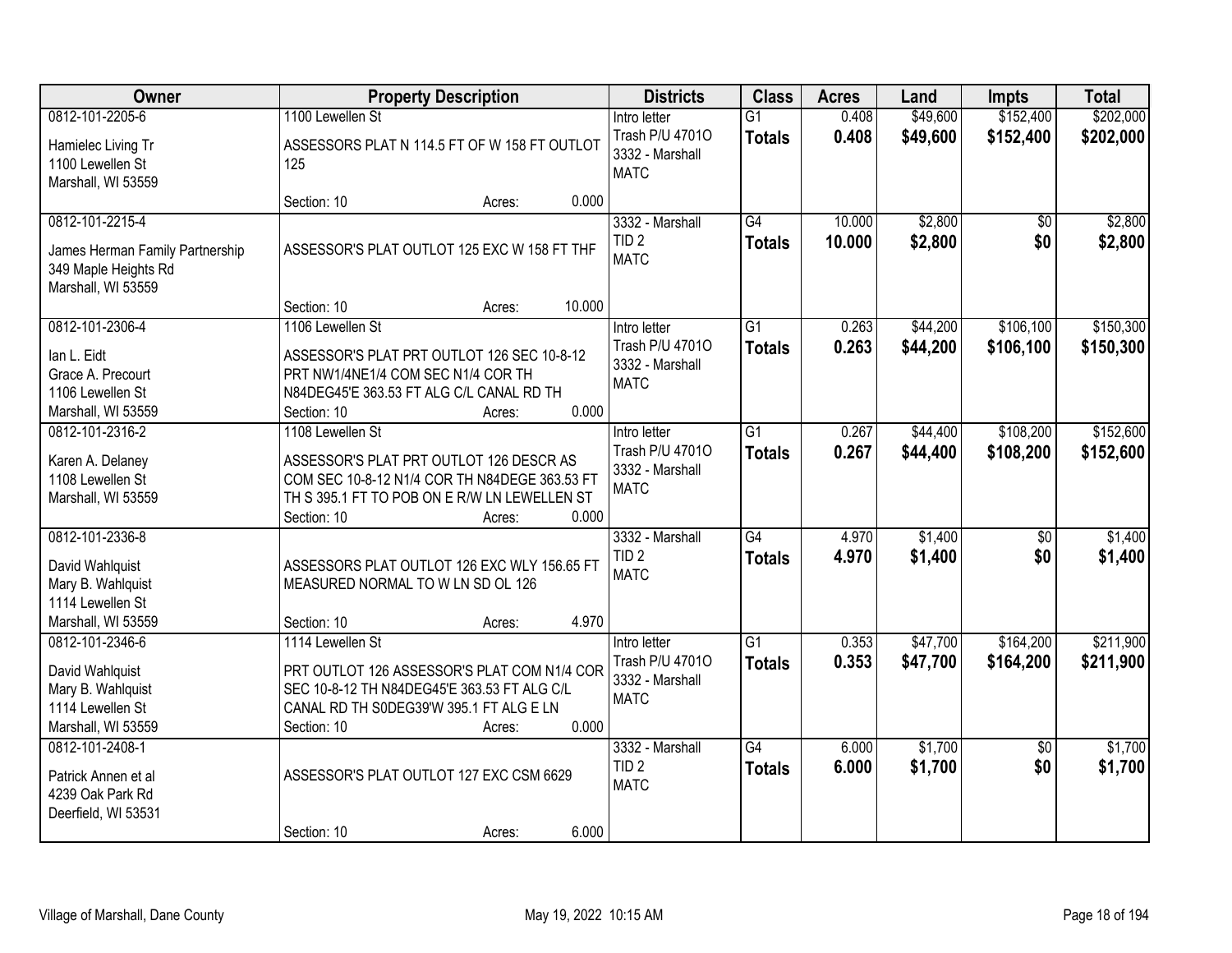| Owner | Property Description | Districts | Class | Acres | Land | Impts | Total |
|---|---|---|---|---|---|---|---|
| 0812-101-2205-6<br>Hamielec Living Tr<br>1100 Lewellen St<br>Marshall, WI 53559 | 1100 Lewellen St<br>ASSESSORS PLAT N 114.5 FT OF W 158 FT OUTLOT 125<br>Section: 10 Acres: 0.000 | Intro letter<br>Trash P/U 4701O<br>3332 - Marshall<br>MATC | G1<br>**Totals** | 0.408<br>**0.408** | $49,600<br>**$49,600** | $152,400<br>**$152,400** | $202,000<br>**$202,000** |
| 0812-101-2215-4<br>James Herman Family Partnership<br>349 Maple Heights Rd<br>Marshall, WI 53559 | ASSESSOR'S PLAT OUTLOT 125 EXC W 158 FT THF<br>Section: 10 Acres: 10.000 | 3332 - Marshall<br>TID 2<br>MATC | G4<br>**Totals** | 10.000<br>**10.000** | $2,800<br>**$2,800** | $0<br>**$0** | $2,800<br>**$2,800** |
| 0812-101-2306-4<br>Ian L. Eidt<br>Grace A. Precourt<br>1106 Lewellen St<br>Marshall, WI 53559 | 1106 Lewellen St<br>ASSESSOR'S PLAT PRT OUTLOT 126 SEC 10-8-12 PRT NW1/4NE1/4 COM SEC N1/4 COR TH N84DEG45'E 363.53 FT ALG C/L CANAL RD TH<br>Section: 10 Acres: 0.000 | Intro letter<br>Trash P/U 4701O<br>3332 - Marshall<br>MATC | G1<br>**Totals** | 0.263<br>**0.263** | $44,200<br>**$44,200** | $106,100<br>**$106,100** | $150,300<br>**$150,300** |
| 0812-101-2316-2<br>Karen A. Delaney<br>1108 Lewellen St<br>Marshall, WI 53559 | 1108 Lewellen St<br>ASSESSOR'S PLAT PRT OUTLOT 126 DESCR AS COM SEC 10-8-12 N1/4 COR TH N84DEGE 363.53 FT TH S 395.1 FT TO POB ON E R/W LN LEWELLEN ST<br>Section: 10 Acres: 0.000 | Intro letter<br>Trash P/U 4701O<br>3332 - Marshall<br>MATC | G1<br>**Totals** | 0.267<br>**0.267** | $44,400<br>**$44,400** | $108,200<br>**$108,200** | $152,600<br>**$152,600** |
| 0812-101-2336-8<br>David Wahlquist<br>Mary B. Wahlquist<br>1114 Lewellen St<br>Marshall, WI 53559 | ASSESSORS PLAT OUTLOT 126 EXC WLY 156.65 FT MEASURED NORMAL TO W LN SD OL 126<br>Section: 10 Acres: 4.970 | 3332 - Marshall<br>TID 2<br>MATC | G4<br>**Totals** | 4.970<br>**4.970** | $1,400<br>**$1,400** | $0<br>**$0** | $1,400<br>**$1,400** |
| 0812-101-2346-6<br>David Wahlquist<br>Mary B. Wahlquist<br>1114 Lewellen St<br>Marshall, WI 53559 | 1114 Lewellen St<br>PRT OUTLOT 126 ASSESSOR'S PLAT COM N1/4 COR SEC 10-8-12 TH N84DEG45'E 363.53 FT ALG C/L CANAL RD TH S0DEG39'W 395.1 FT ALG E LN<br>Section: 10 Acres: 0.000 | Intro letter<br>Trash P/U 4701O<br>3332 - Marshall<br>MATC | G1<br>**Totals** | 0.353<br>**0.353** | $47,700<br>**$47,700** | $164,200<br>**$164,200** | $211,900<br>**$211,900** |
| 0812-101-2408-1<br>Patrick Annen et al<br>4239 Oak Park Rd<br>Deerfield, WI 53531 | ASSESSOR'S PLAT OUTLOT 127 EXC CSM 6629<br>Section: 10 Acres: 6.000 | 3332 - Marshall<br>TID 2<br>MATC | G4<br>**Totals** | 6.000<br>**6.000** | $1,700<br>**$1,700** | $0<br>**$0** | $1,700<br>**$1,700** |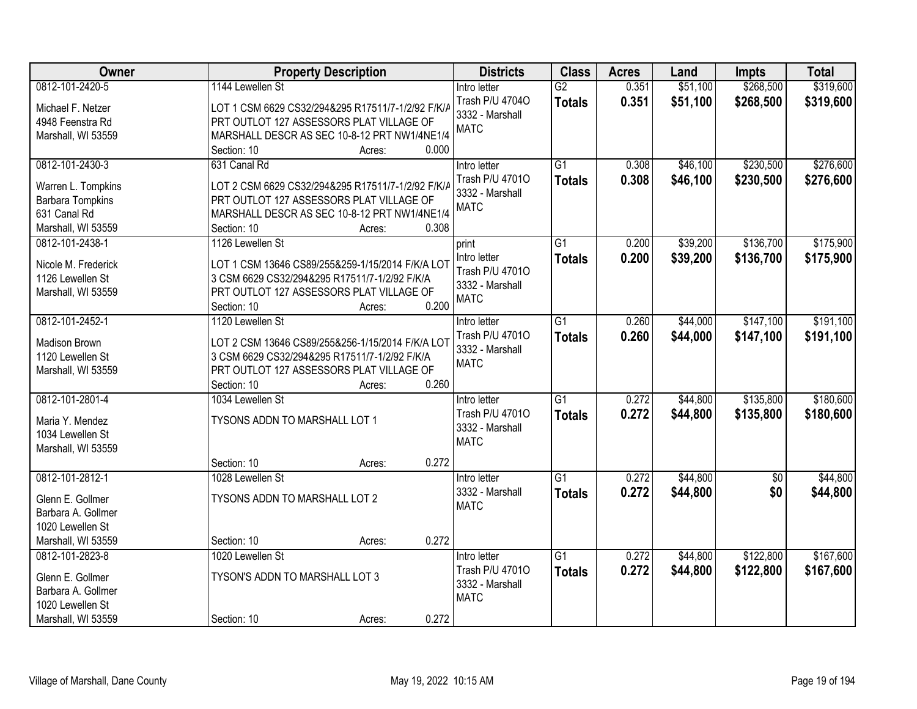| Owner | Property Description | Districts | Class | Acres | Land | Impts | Total |
|---|---|---|---|---|---|---|---|
| 0812-101-2420-5<br>Michael F. Netzer<br>4948 Feenstra Rd<br>Marshall, WI 53559 | 1144 Lewellen St<br>LOT 1 CSM 6629 CS32/294&295 R17511/7-1/2/92 F/K/A PRT OUTLOT 127 ASSESSORS PLAT VILLAGE OF MARSHALL DESCR AS SEC 10-8-12 PRT NW1/4NE1/4<br>Section: 10 Acres: 0.000 | Intro letter<br>Trash P/U 4704O<br>3332 - Marshall<br>MATC | G2<br>**Totals** | 0.351<br>**0.351** | $51,100<br>**$51,100** | $268,500<br>**$268,500** | $319,600<br>**$319,600** |
| 0812-101-2430-3<br>Warren L. Tompkins<br>Barbara Tompkins<br>631 Canal Rd<br>Marshall, WI 53559 | 631 Canal Rd<br>LOT 2 CSM 6629 CS32/294&295 R17511/7-1/2/92 F/K/A PRT OUTLOT 127 ASSESSORS PLAT VILLAGE OF MARSHALL DESCR AS SEC 10-8-12 PRT NW1/4NE1/4<br>Section: 10 Acres: 0.308 | Intro letter<br>Trash P/U 4701O<br>3332 - Marshall<br>MATC | G1<br>**Totals** | 0.308<br>**0.308** | $46,100<br>**$46,100** | $230,500<br>**$230,500** | $276,600<br>**$276,600** |
| 0812-101-2438-1<br>Nicole M. Frederick<br>1126 Lewellen St<br>Marshall, WI 53559 | 1126 Lewellen St<br>LOT 1 CSM 13646 CS89/255&259-1/15/2014 F/K/A LOT 3 CSM 6629 CS32/294&295 R17511/7-1/2/92 F/K/A PRT OUTLOT 127 ASSESSORS PLAT VILLAGE OF<br>Section: 10 Acres: 0.200 | print<br>Intro letter<br>Trash P/U 4701O<br>3332 - Marshall<br>MATC | G1<br>**Totals** | 0.200<br>**0.200** | $39,200<br>**$39,200** | $136,700<br>**$136,700** | $175,900<br>**$175,900** |
| 0812-101-2452-1<br>Madison Brown<br>1120 Lewellen St<br>Marshall, WI 53559 | 1120 Lewellen St<br>LOT 2 CSM 13646 CS89/255&256-1/15/2014 F/K/A LOT 3 CSM 6629 CS32/294&295 R17511/7-1/2/92 F/K/A PRT OUTLOT 127 ASSESSORS PLAT VILLAGE OF<br>Section: 10 Acres: 0.260 | Intro letter<br>Trash P/U 4701O<br>3332 - Marshall<br>MATC | G1<br>**Totals** | 0.260<br>**0.260** | $44,000<br>**$44,000** | $147,100<br>**$147,100** | $191,100<br>**$191,100** |
| 0812-101-2801-4<br>Maria Y. Mendez<br>1034 Lewellen St<br>Marshall, WI 53559 | 1034 Lewellen St<br>TYSONS ADDN TO MARSHALL LOT 1<br>Section: 10 Acres: 0.272 | Intro letter<br>Trash P/U 4701O<br>3332 - Marshall<br>MATC | G1<br>**Totals** | 0.272<br>**0.272** | $44,800<br>**$44,800** | $135,800<br>**$135,800** | $180,600<br>**$180,600** |
| 0812-101-2812-1<br>Glenn E. Gollmer<br>Barbara A. Gollmer<br>1020 Lewellen St<br>Marshall, WI 53559 | 1028 Lewellen St<br>TYSONS ADDN TO MARSHALL LOT 2<br>Section: 10 Acres: 0.272 | Intro letter<br>3332 - Marshall<br>MATC | G1<br>**Totals** | 0.272<br>**0.272** | $44,800<br>**$44,800** | $0<br>**$0** | $44,800<br>**$44,800** |
| 0812-101-2823-8<br>Glenn E. Gollmer<br>Barbara A. Gollmer<br>1020 Lewellen St<br>Marshall, WI 53559 | 1020 Lewellen St<br>TYSON'S ADDN TO MARSHALL LOT 3<br>Section: 10 Acres: 0.272 | Intro letter<br>Trash P/U 4701O<br>3332 - Marshall<br>MATC | G1<br>**Totals** | 0.272<br>**0.272** | $44,800<br>**$44,800** | $122,800<br>**$122,800** | $167,600<br>**$167,600** |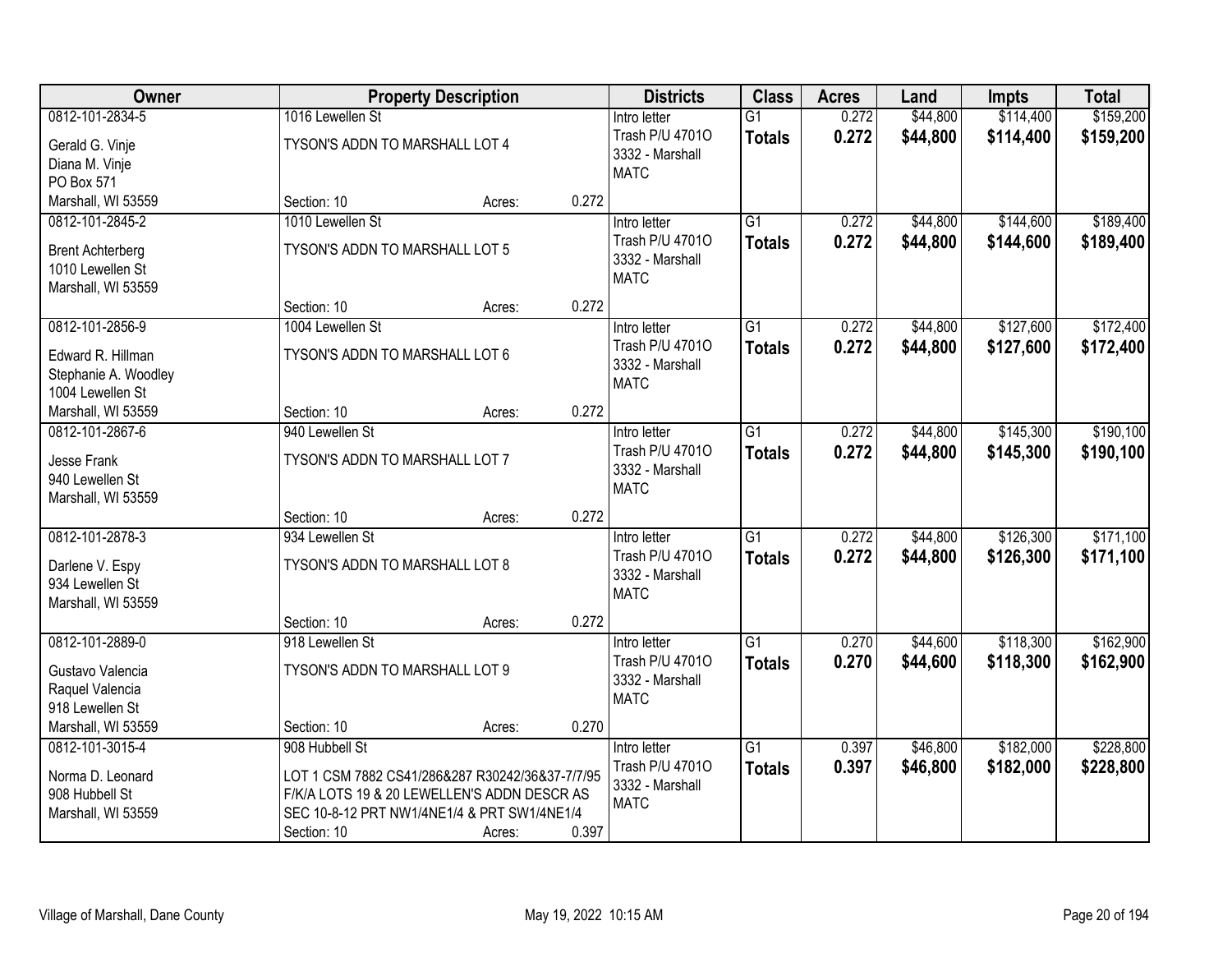| Owner | Property Description | Districts | Class | Acres | Land | Impts | Total |
|---|---|---|---|---|---|---|---|
| 0812-101-2834-5<br>Gerald G. Vinje<br>Diana M. Vinje<br>PO Box 571<br>Marshall, WI 53559 | 1016 Lewellen St<br>TYSON'S ADDN TO MARSHALL LOT 4<br>Section: 10 Acres: 0.272 | Intro letter<br>Trash P/U 4701O<br>3332 - Marshall<br>MATC | G1<br>**Totals** | 0.272<br>**0.272** | $44,800<br>**$44,800** | $114,400<br>**$114,400** | $159,200<br>**$159,200** |
| 0812-101-2845-2<br>Brent Achterberg<br>1010 Lewellen St<br>Marshall, WI 53559 | 1010 Lewellen St<br>TYSON'S ADDN TO MARSHALL LOT 5<br>Section: 10 Acres: 0.272 | Intro letter<br>Trash P/U 4701O<br>3332 - Marshall<br>MATC | G1<br>**Totals** | 0.272<br>**0.272** | $44,800<br>**$44,800** | $144,600<br>**$144,600** | $189,400<br>**$189,400** |
| 0812-101-2856-9<br>Edward R. Hillman<br>Stephanie A. Woodley<br>1004 Lewellen St<br>Marshall, WI 53559 | 1004 Lewellen St<br>TYSON'S ADDN TO MARSHALL LOT 6<br>Section: 10 Acres: 0.272 | Intro letter<br>Trash P/U 4701O<br>3332 - Marshall<br>MATC | G1<br>**Totals** | 0.272<br>**0.272** | $44,800<br>**$44,800** | $127,600<br>**$127,600** | $172,400<br>**$172,400** |
| 0812-101-2867-6<br>Jesse Frank<br>940 Lewellen St<br>Marshall, WI 53559 | 940 Lewellen St<br>TYSON'S ADDN TO MARSHALL LOT 7<br>Section: 10 Acres: 0.272 | Intro letter<br>Trash P/U 4701O<br>3332 - Marshall<br>MATC | G1<br>**Totals** | 0.272<br>**0.272** | $44,800<br>**$44,800** | $145,300<br>**$145,300** | $190,100<br>**$190,100** |
| 0812-101-2878-3<br>Darlene V. Espy<br>934 Lewellen St<br>Marshall, WI 53559 | 934 Lewellen St<br>TYSON'S ADDN TO MARSHALL LOT 8<br>Section: 10 Acres: 0.272 | Intro letter<br>Trash P/U 4701O<br>3332 - Marshall<br>MATC | G1<br>**Totals** | 0.272<br>**0.272** | $44,800<br>**$44,800** | $126,300<br>**$126,300** | $171,100<br>**$171,100** |
| 0812-101-2889-0<br>Gustavo Valencia<br>Raquel Valencia<br>918 Lewellen St<br>Marshall, WI 53559 | 918 Lewellen St<br>TYSON'S ADDN TO MARSHALL LOT 9<br>Section: 10 Acres: 0.270 | Intro letter<br>Trash P/U 4701O<br>3332 - Marshall<br>MATC | G1<br>**Totals** | 0.270<br>**0.270** | $44,600<br>**$44,600** | $118,300<br>**$118,300** | $162,900<br>**$162,900** |
| 0812-101-3015-4<br>Norma D. Leonard<br>908 Hubbell St<br>Marshall, WI 53559 | 908 Hubbell St<br>LOT 1 CSM 7882 CS41/286&287 R30242/36&37-7/7/95 F/K/A LOTS 19 & 20 LEWELLEN'S ADDN DESCR AS SEC 10-8-12 PRT NW1/4NE1/4 & PRT SW1/4NE1/4<br>Section: 10 Acres: 0.397 | Intro letter<br>Trash P/U 4701O<br>3332 - Marshall<br>MATC | G1<br>**Totals** | 0.397<br>**0.397** | $46,800<br>**$46,800** | $182,000<br>**$182,000** | $228,800<br>**$228,800** |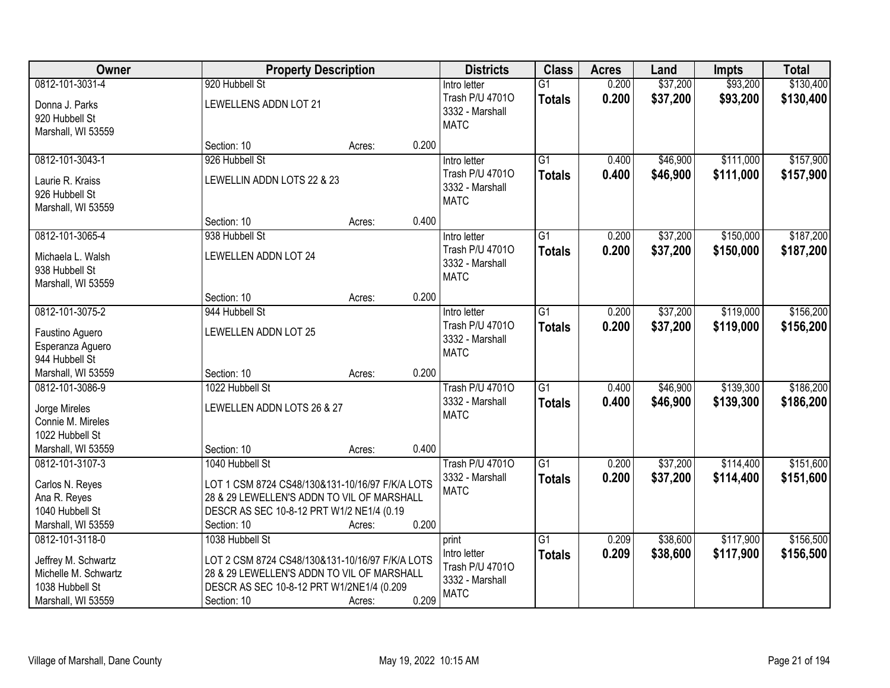| Owner | Property Description | Districts | Class | Acres | Land | Impts | Total |
|---|---|---|---|---|---|---|---|
| 0812-101-3031-4<br>Donna J. Parks<br>920 Hubbell St<br>Marshall, WI 53559 | 920 Hubbell St<br>LEWELLENS ADDN LOT 21<br>Section: 10 Acres: 0.200 | Intro letter<br>Trash P/U 4701O<br>3332 - Marshall<br>MATC | G1<br>**Totals** | 0.200<br>**0.200** | $37,200<br>**$37,200** | $93,200<br>**$93,200** | $130,400<br>**$130,400** |
| 0812-101-3043-1<br>Laurie R. Kraiss<br>926 Hubbell St<br>Marshall, WI 53559 | 926 Hubbell St<br>LEWELLIN ADDN LOTS 22 & 23<br>Section: 10 Acres: 0.400 | Intro letter<br>Trash P/U 4701O<br>3332 - Marshall<br>MATC | G1<br>**Totals** | 0.400<br>**0.400** | $46,900<br>**$46,900** | $111,000<br>**$111,000** | $157,900<br>**$157,900** |
| 0812-101-3065-4<br>Michaela L. Walsh<br>938 Hubbell St<br>Marshall, WI 53559 | 938 Hubbell St<br>LEWELLEN ADDN LOT 24<br>Section: 10 Acres: 0.200 | Intro letter<br>Trash P/U 4701O<br>3332 - Marshall<br>MATC | G1<br>**Totals** | 0.200<br>**0.200** | $37,200<br>**$37,200** | $150,000<br>**$150,000** | $187,200<br>**$187,200** |
| 0812-101-3075-2<br>Faustino Aguero<br>Esperanza Aguero<br>944 Hubbell St<br>Marshall, WI 53559 | 944 Hubbell St<br>LEWELLEN ADDN LOT 25<br>Section: 10 Acres: 0.200 | Intro letter<br>Trash P/U 4701O<br>3332 - Marshall<br>MATC | G1<br>**Totals** | 0.200<br>**0.200** | $37,200<br>**$37,200** | $119,000<br>**$119,000** | $156,200<br>**$156,200** |
| 0812-101-3086-9<br>Jorge Mireles<br>Connie M. Mireles<br>1022 Hubbell St<br>Marshall, WI 53559 | 1022 Hubbell St<br>LEWELLEN ADDN LOTS 26 & 27<br>Section: 10 Acres: 0.400 | Trash P/U 4701O<br>3332 - Marshall<br>MATC | G1<br>**Totals** | 0.400<br>**0.400** | $46,900<br>**$46,900** | $139,300<br>**$139,300** | $186,200<br>**$186,200** |
| 0812-101-3107-3<br>Carlos N. Reyes<br>Ana R. Reyes<br>1040 Hubbell St<br>Marshall, WI 53559 | 1040 Hubbell St<br>LOT 1 CSM 8724 CS48/130&131-10/16/97 F/K/A LOTS 28 & 29 LEWELLEN'S ADDN TO VIL OF MARSHALL DESCR AS SEC 10-8-12 PRT W1/2 NE1/4 (0.19<br>Section: 10 Acres: 0.200 | Trash P/U 4701O<br>3332 - Marshall<br>MATC | G1<br>**Totals** | 0.200<br>**0.200** | $37,200<br>**$37,200** | $114,400<br>**$114,400** | $151,600<br>**$151,600** |
| 0812-101-3118-0<br>Jeffrey M. Schwartz<br>Michelle M. Schwartz<br>1038 Hubbell St<br>Marshall, WI 53559 | 1038 Hubbell St<br>LOT 2 CSM 8724 CS48/130&131-10/16/97 F/K/A LOTS 28 & 29 LEWELLEN'S ADDN TO VIL OF MARSHALL DESCR AS SEC 10-8-12 PRT W1/2NE1/4 (0.209<br>Section: 10 Acres: 0.209 | print<br>Intro letter<br>Trash P/U 4701O<br>3332 - Marshall<br>MATC | G1<br>**Totals** | 0.209<br>**0.209** | $38,600<br>**$38,600** | $117,900<br>**$117,900** | $156,500<br>**$156,500** |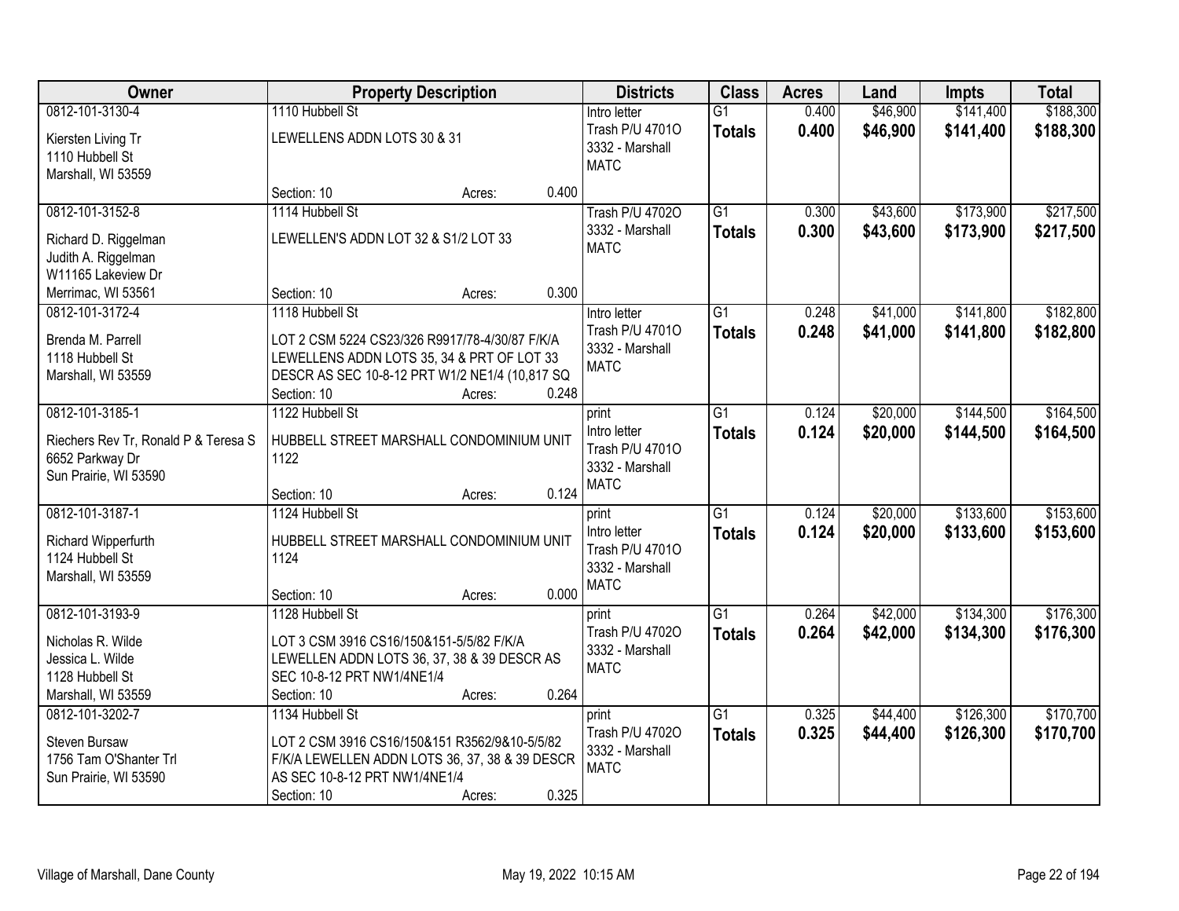| Owner | Property Description | Districts | Class | Acres | Land | Impts | Total |
|---|---|---|---|---|---|---|---|
| 0812-101-3130-4<br>Kiersten Living Tr<br>1110 Hubbell St<br>Marshall, WI 53559 | 1110 Hubbell St<br>LEWELLENS ADDN LOTS 30 & 31<br>Section: 10 Acres: 0.400 | Intro letter<br>Trash P/U 4701O<br>3332 - Marshall<br>MATC | G1<br>**Totals** | 0.400<br>**0.400** | $46,900<br>**$46,900** | $141,400<br>**$141,400** | $188,300<br>**$188,300** |
| 0812-101-3152-8<br>Richard D. Riggelman<br>Judith A. Riggelman<br>W11165 Lakeview Dr<br>Merrimac, WI 53561 | 1114 Hubbell St<br>LEWELLEN'S ADDN LOT 32 & S1/2 LOT 33<br>Section: 10 Acres: 0.300 | Trash P/U 4702O<br>3332 - Marshall<br>MATC | G1<br>**Totals** | 0.300<br>**0.300** | $43,600<br>**$43,600** | $173,900<br>**$173,900** | $217,500<br>**$217,500** |
| 0812-101-3172-4<br>Brenda M. Parrell<br>1118 Hubbell St<br>Marshall, WI 53559 | 1118 Hubbell St<br>LOT 2 CSM 5224 CS23/326 R9917/78-4/30/87 F/K/A LEWELLENS ADDN LOTS 35, 34 & PRT OF LOT 33 DESCR AS SEC 10-8-12 PRT W1/2 NE1/4 (10,817 SQ<br>Section: 10 Acres: 0.248 | Intro letter<br>Trash P/U 4701O<br>3332 - Marshall<br>MATC | G1<br>**Totals** | 0.248<br>**0.248** | $41,000<br>**$41,000** | $141,800<br>**$141,800** | $182,800<br>**$182,800** |
| 0812-101-3185-1<br>Riechers Rev Tr, Ronald P & Teresa S<br>6652 Parkway Dr<br>Sun Prairie, WI 53590 | 1122 Hubbell St<br>HUBBELL STREET MARSHALL CONDOMINIUM UNIT 1122<br>Section: 10 Acres: 0.124 | print<br>Intro letter<br>Trash P/U 4701O<br>3332 - Marshall<br>MATC | G1<br>**Totals** | 0.124<br>**0.124** | $20,000<br>**$20,000** | $144,500<br>**$144,500** | $164,500<br>**$164,500** |
| 0812-101-3187-1<br>Richard Wipperfurth<br>1124 Hubbell St<br>Marshall, WI 53559 | 1124 Hubbell St<br>HUBBELL STREET MARSHALL CONDOMINIUM UNIT 1124<br>Section: 10 Acres: 0.000 | print<br>Intro letter<br>Trash P/U 4701O<br>3332 - Marshall<br>MATC | G1<br>**Totals** | 0.124<br>**0.124** | $20,000<br>**$20,000** | $133,600<br>**$133,600** | $153,600<br>**$153,600** |
| 0812-101-3193-9<br>Nicholas R. Wilde<br>Jessica L. Wilde<br>1128 Hubbell St<br>Marshall, WI 53559 | 1128 Hubbell St<br>LOT 3 CSM 3916 CS16/150&151-5/5/82 F/K/A LEWELLEN ADDN LOTS 36, 37, 38 & 39 DESCR AS SEC 10-8-12 PRT NW1/4NE1/4<br>Section: 10 Acres: 0.264 | print<br>Trash P/U 4702O<br>3332 - Marshall<br>MATC | G1<br>**Totals** | 0.264<br>**0.264** | $42,000<br>**$42,000** | $134,300<br>**$134,300** | $176,300<br>**$176,300** |
| 0812-101-3202-7<br>Steven Bursaw<br>1756 Tam O'Shanter Trl<br>Sun Prairie, WI 53590 | 1134 Hubbell St<br>LOT 2 CSM 3916 CS16/150&151 R3562/9&10-5/5/82 F/K/A LEWELLEN ADDN LOTS 36, 37, 38 & 39 DESCR AS SEC 10-8-12 PRT NW1/4NE1/4<br>Section: 10 Acres: 0.325 | print<br>Trash P/U 4702O<br>3332 - Marshall<br>MATC | G1<br>**Totals** | 0.325<br>**0.325** | $44,400<br>**$44,400** | $126,300<br>**$126,300** | $170,700<br>**$170,700** |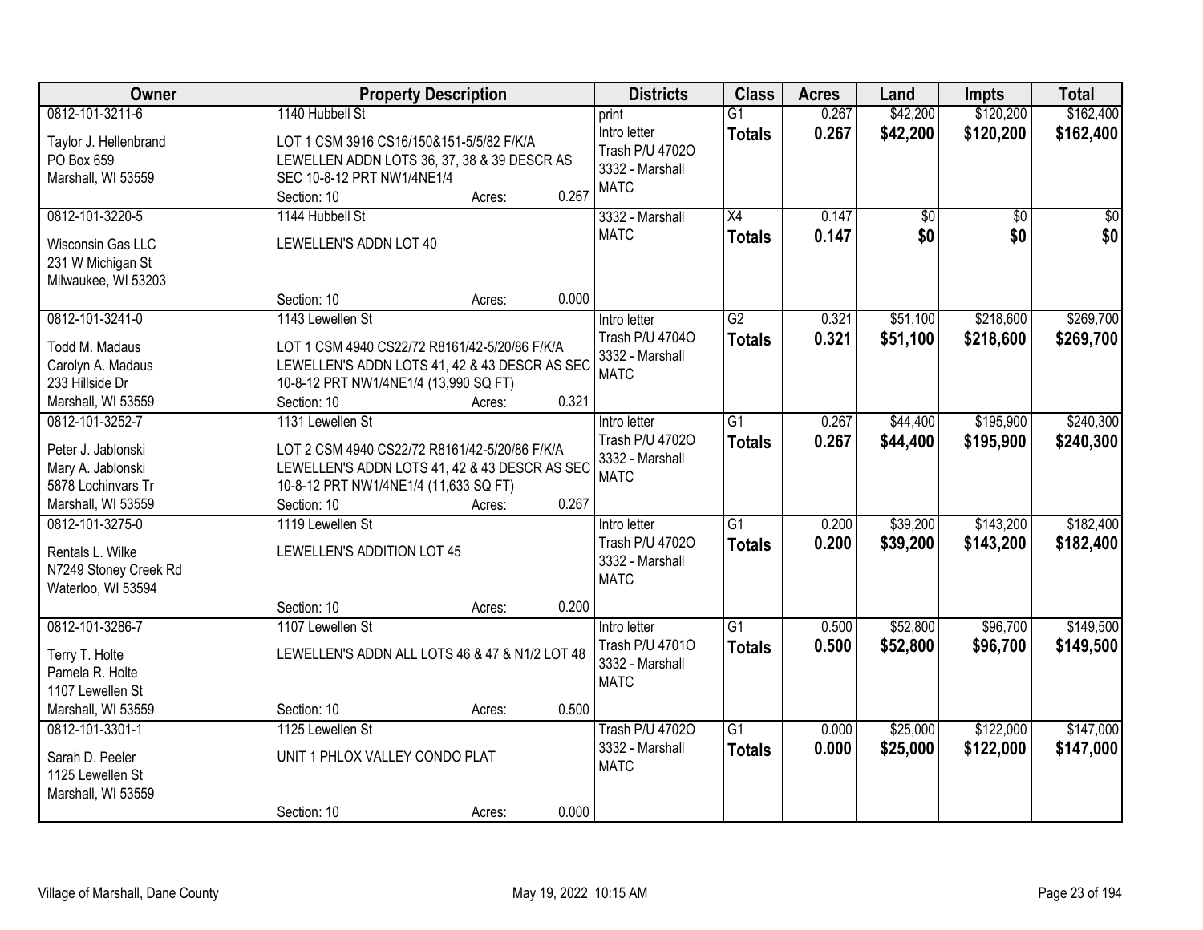| Owner | Property Description | Districts | Class | Acres | Land | Impts | Total |
|---|---|---|---|---|---|---|---|
| 0812-101-3211-6<br>Taylor J. Hellenbrand<br>PO Box 659<br>Marshall, WI 53559 | 1140 Hubbell St<br>LOT 1 CSM 3916 CS16/150&151-5/5/82 F/K/A LEWELLEN ADDN LOTS 36, 37, 38 & 39 DESCR AS SEC 10-8-12 PRT NW1/4NE1/4<br>Section: 10 Acres: 0.267 | print<br>Intro letter<br>Trash P/U 4702O<br>3332 - Marshall<br>MATC | G1<br>**Totals** | 0.267<br>**0.267** | $42,200<br>**$42,200** | $120,200<br>**$120,200** | $162,400<br>**$162,400** |
| 0812-101-3220-5<br>Wisconsin Gas LLC<br>231 W Michigan St<br>Milwaukee, WI 53203 | 1144 Hubbell St<br>LEWELLEN'S ADDN LOT 40<br>Section: 10 Acres: 0.000 | 3332 - Marshall<br>MATC | X4<br>**Totals** | 0.147<br>**0.147** | $0<br>**$0** | $0<br>**$0** | $0<br>**$0** |
| 0812-101-3241-0<br>Todd M. Madaus<br>Carolyn A. Madaus<br>233 Hillside Dr<br>Marshall, WI 53559 | 1143 Lewellen St<br>LOT 1 CSM 4940 CS22/72 R8161/42-5/20/86 F/K/A LEWELLEN'S ADDN LOTS 41, 42 & 43 DESCR AS SEC 10-8-12 PRT NW1/4NE1/4 (13,990 SQ FT)<br>Section: 10 Acres: 0.321 | Intro letter<br>Trash P/U 4704O<br>3332 - Marshall<br>MATC | G2<br>**Totals** | 0.321<br>**0.321** | $51,100<br>**$51,100** | $218,600<br>**$218,600** | $269,700<br>**$269,700** |
| 0812-101-3252-7<br>Peter J. Jablonski<br>Mary A. Jablonski<br>5878 Lochinvars Tr<br>Marshall, WI 53559 | 1131 Lewellen St<br>LOT 2 CSM 4940 CS22/72 R8161/42-5/20/86 F/K/A LEWELLEN'S ADDN LOTS 41, 42 & 43 DESCR AS SEC 10-8-12 PRT NW1/4NE1/4 (11,633 SQ FT)<br>Section: 10 Acres: 0.267 | Intro letter<br>Trash P/U 4702O<br>3332 - Marshall<br>MATC | G1<br>**Totals** | 0.267<br>**0.267** | $44,400<br>**$44,400** | $195,900<br>**$195,900** | $240,300<br>**$240,300** |
| 0812-101-3275-0<br>Rentals L. Wilke<br>N7249 Stoney Creek Rd<br>Waterloo, WI 53594 | 1119 Lewellen St<br>LEWELLEN'S ADDITION LOT 45<br>Section: 10 Acres: 0.200 | Intro letter<br>Trash P/U 4702O<br>3332 - Marshall<br>MATC | G1<br>**Totals** | 0.200<br>**0.200** | $39,200<br>**$39,200** | $143,200<br>**$143,200** | $182,400<br>**$182,400** |
| 0812-101-3286-7<br>Terry T. Holte<br>Pamela R. Holte<br>1107 Lewellen St<br>Marshall, WI 53559 | 1107 Lewellen St<br>LEWELLEN'S ADDN ALL LOTS 46 & 47 & N1/2 LOT 48<br>Section: 10 Acres: 0.500 | Intro letter<br>Trash P/U 4701O<br>3332 - Marshall<br>MATC | G1<br>**Totals** | 0.500<br>**0.500** | $52,800<br>**$52,800** | $96,700<br>**$96,700** | $149,500<br>**$149,500** |
| 0812-101-3301-1<br>Sarah D. Peeler<br>1125 Lewellen St<br>Marshall, WI 53559 | 1125 Lewellen St<br>UNIT 1 PHLOX VALLEY CONDO PLAT<br>Section: 10 Acres: 0.000 | Trash P/U 4702O<br>3332 - Marshall<br>MATC | G1<br>**Totals** | 0.000<br>**0.000** | $25,000<br>**$25,000** | $122,000<br>**$122,000** | $147,000<br>**$147,000** |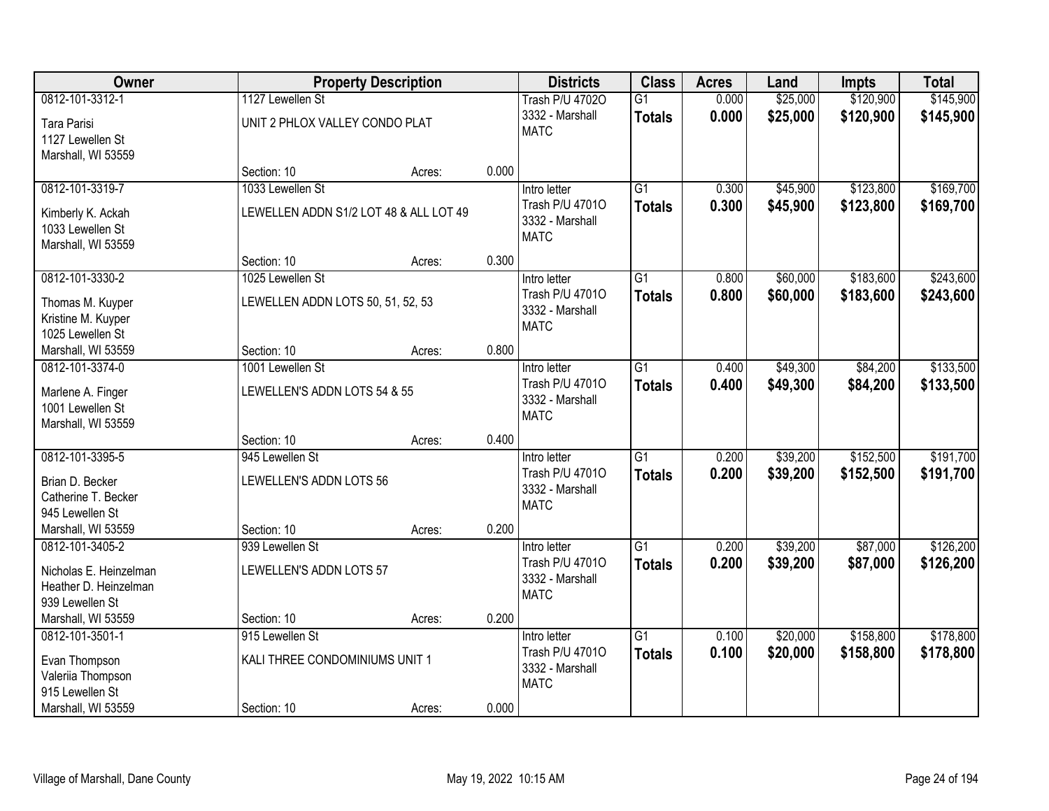| Owner | Property Description | | | Districts | Class | Acres | Land | Impts | Total |
|---|---|---|---|---|---|---|---|---|---|
| 0812-101-3312-1<br>Tara Parisi<br>1127 Lewellen St<br>Marshall, WI 53559 | 1127 Lewellen St<br>UNIT 2 PHLOX VALLEY CONDO PLAT<br>Section: 10 | Acres: | 0.000 | Trash P/U 4702O<br>3332 - Marshall<br>MATC | G1<br>**Totals** | 0.000<br>**0.000** | $25,000<br>**$25,000** | $120,900<br>**$120,900** | $145,900<br>**$145,900** |
| 0812-101-3319-7<br>Kimberly K. Ackah<br>1033 Lewellen St<br>Marshall, WI 53559 | 1033 Lewellen St<br>LEWELLEN ADDN S1/2 LOT 48 & ALL LOT 49<br>Section: 10 | Acres: | 0.300 | Intro letter<br>Trash P/U 4701O<br>3332 - Marshall<br>MATC | G1<br>**Totals** | 0.300<br>**0.300** | $45,900<br>**$45,900** | $123,800<br>**$123,800** | $169,700<br>**$169,700** |
| 0812-101-3330-2<br>Thomas M. Kuyper<br>Kristine M. Kuyper<br>1025 Lewellen St<br>Marshall, WI 53559 | 1025 Lewellen St<br>LEWELLEN ADDN LOTS 50, 51, 52, 53<br>Section: 10 | Acres: | 0.800 | Intro letter<br>Trash P/U 4701O<br>3332 - Marshall<br>MATC | G1<br>**Totals** | 0.800<br>**0.800** | $60,000<br>**$60,000** | $183,600<br>**$183,600** | $243,600<br>**$243,600** |
| 0812-101-3374-0<br>Marlene A. Finger<br>1001 Lewellen St<br>Marshall, WI 53559 | 1001 Lewellen St<br>LEWELLEN'S ADDN LOTS 54 & 55<br>Section: 10 | Acres: | 0.400 | Intro letter<br>Trash P/U 4701O<br>3332 - Marshall<br>MATC | G1<br>**Totals** | 0.400<br>**0.400** | $49,300<br>**$49,300** | $84,200<br>**$84,200** | $133,500<br>**$133,500** |
| 0812-101-3395-5<br>Brian D. Becker<br>Catherine T. Becker<br>945 Lewellen St<br>Marshall, WI 53559 | 945 Lewellen St<br>LEWELLEN'S ADDN LOTS 56<br>Section: 10 | Acres: | 0.200 | Intro letter<br>Trash P/U 4701O<br>3332 - Marshall<br>MATC | G1<br>**Totals** | 0.200<br>**0.200** | $39,200<br>**$39,200** | $152,500<br>**$152,500** | $191,700<br>**$191,700** |
| 0812-101-3405-2<br>Nicholas E. Heinzelman<br>Heather D. Heinzelman<br>939 Lewellen St<br>Marshall, WI 53559 | 939 Lewellen St<br>LEWELLEN'S ADDN LOTS 57<br>Section: 10 | Acres: | 0.200 | Intro letter<br>Trash P/U 4701O<br>3332 - Marshall<br>MATC | G1<br>**Totals** | 0.200<br>**0.200** | $39,200<br>**$39,200** | $87,000<br>**$87,000** | $126,200<br>**$126,200** |
| 0812-101-3501-1<br>Evan Thompson<br>Valeriia Thompson<br>915 Lewellen St<br>Marshall, WI 53559 | 915 Lewellen St<br>KALI THREE CONDOMINIUMS UNIT 1<br>Section: 10 | Acres: | 0.000 | Intro letter<br>Trash P/U 4701O<br>3332 - Marshall<br>MATC | G1<br>**Totals** | 0.100<br>**0.100** | $20,000<br>**$20,000** | $158,800<br>**$158,800** | $178,800<br>**$178,800** |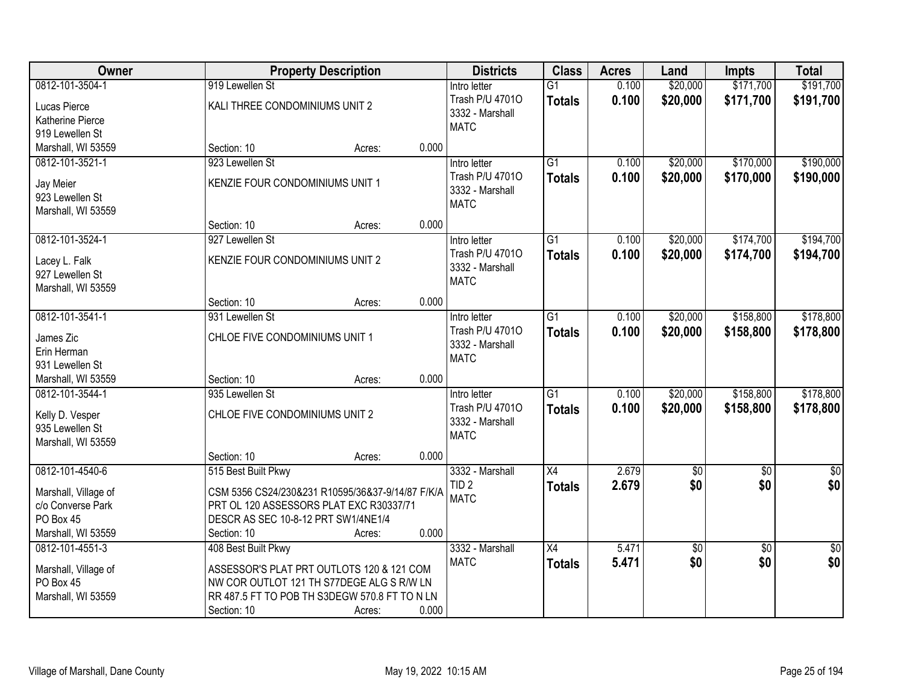| Owner | Property Description | Districts | Class | Acres | Land | Impts | Total |
|---|---|---|---|---|---|---|---|
| 0812-101-3504-1<br>Lucas Pierce<br>Katherine Pierce<br>919 Lewellen St<br>Marshall, WI 53559 | 919 Lewellen St<br>KALI THREE CONDOMINIUMS UNIT 2<br>Section: 10 Acres: 0.000 | Intro letter<br>Trash P/U 4701O<br>3332 - Marshall<br>MATC | G1<br>**Totals** | 0.100<br>**0.100** | $20,000<br>**$20,000** | $171,700<br>**$171,700** | $191,700<br>**$191,700** |
| 0812-101-3521-1<br>Jay Meier<br>923 Lewellen St<br>Marshall, WI 53559 | 923 Lewellen St<br>KENZIE FOUR CONDOMINIUMS UNIT 1<br>Section: 10 Acres: 0.000 | Intro letter<br>Trash P/U 4701O<br>3332 - Marshall<br>MATC | G1<br>**Totals** | 0.100<br>**0.100** | $20,000<br>**$20,000** | $170,000<br>**$170,000** | $190,000<br>**$190,000** |
| 0812-101-3524-1<br>Lacey L. Falk<br>927 Lewellen St<br>Marshall, WI 53559 | 927 Lewellen St<br>KENZIE FOUR CONDOMINIUMS UNIT 2<br>Section: 10 Acres: 0.000 | Intro letter<br>Trash P/U 4701O<br>3332 - Marshall<br>MATC | G1<br>**Totals** | 0.100<br>**0.100** | $20,000<br>**$20,000** | $174,700<br>**$174,700** | $194,700<br>**$194,700** |
| 0812-101-3541-1<br>James Zic<br>Erin Herman<br>931 Lewellen St<br>Marshall, WI 53559 | 931 Lewellen St<br>CHLOE FIVE CONDOMINIUMS UNIT 1<br>Section: 10 Acres: 0.000 | Intro letter<br>Trash P/U 4701O<br>3332 - Marshall<br>MATC | G1<br>**Totals** | 0.100<br>**0.100** | $20,000<br>**$20,000** | $158,800<br>**$158,800** | $178,800<br>**$178,800** |
| 0812-101-3544-1<br>Kelly D. Vesper<br>935 Lewellen St<br>Marshall, WI 53559 | 935 Lewellen St<br>CHLOE FIVE CONDOMINIUMS UNIT 2<br>Section: 10 Acres: 0.000 | Intro letter<br>Trash P/U 4701O<br>3332 - Marshall<br>MATC | G1<br>**Totals** | 0.100<br>**0.100** | $20,000<br>**$20,000** | $158,800<br>**$158,800** | $178,800<br>**$178,800** |
| 0812-101-4540-6<br>Marshall, Village of<br>c/o Converse Park<br>PO Box 45<br>Marshall, WI 53559 | 515 Best Built Pkwy<br>CSM 5356 CS24/230&231 R10595/36&37-9/14/87 F/K/A PRT OL 120 ASSESSORS PLAT EXC R30337/71 DESCR AS SEC 10-8-12 PRT SW1/4NE1/4<br>Section: 10 Acres: 0.000 | 3332 - Marshall<br>TID 2<br>MATC | X4<br>**Totals** | 2.679<br>**2.679** | $0<br>**$0** | $0<br>**$0** | $0<br>**$0** |
| 0812-101-4551-3<br>Marshall, Village of<br>PO Box 45<br>Marshall, WI 53559 | 408 Best Built Pkwy<br>ASSESSOR'S PLAT PRT OUTLOTS 120 & 121 COM NW COR OUTLOT 121 TH S77DEGE ALG S R/W LN RR 487.5 FT TO POB TH S3DEGW 570.8 FT TO N LN<br>Section: 10 Acres: 0.000 | 3332 - Marshall<br>MATC | X4<br>**Totals** | 5.471<br>**5.471** | $0<br>**$0** | $0<br>**$0** | $0<br>**$0** |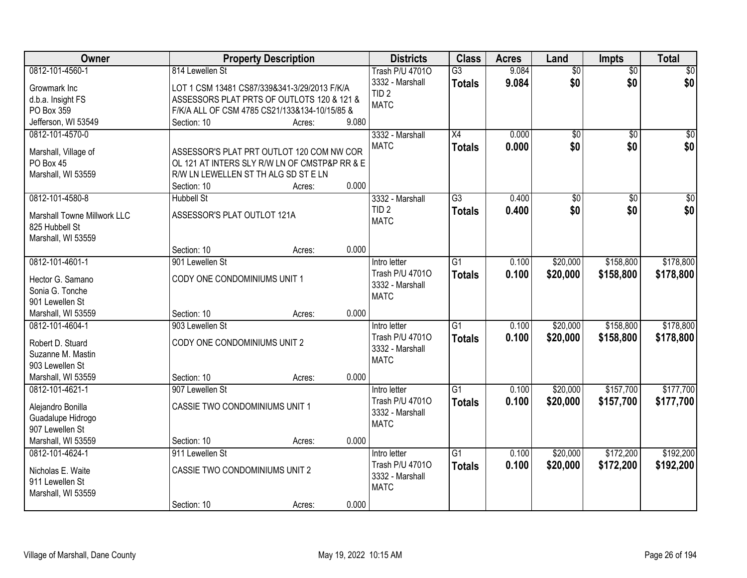| Owner | Property Description | Districts | Class | Acres | Land | Impts | Total |
|---|---|---|---|---|---|---|---|
| 0812-101-4560-1<br>Growmark Inc<br>d.b.a. Insight FS<br>PO Box 359<br>Jefferson, WI 53549 | 814 Lewellen St<br>LOT 1 CSM 13481 CS87/339&341-3/29/2013 F/K/A ASSESSORS PLAT PRTS OF OUTLOTS 120 & 121 & F/K/A ALL OF CSM 4785 CS21/133&134-10/15/85 &<br>Section: 10 Acres: 9.080 | Trash P/U 4701O<br>3332 - Marshall<br>TID 2<br>MATC | G3<br>**Totals** | 9.084<br>**9.084** | $0<br>**$0** | $0<br>**$0** | $0<br>**$0** |
| 0812-101-4570-0<br>Marshall, Village of<br>PO Box 45<br>Marshall, WI 53559 | ASSESSOR'S PLAT PRT OUTLOT 120 COM NW COR OL 121 AT INTERS SLY R/W LN OF CMSTP&P RR & E R/W LN LEWELLEN ST TH ALG SD ST E LN<br>Section: 10 Acres: 0.000 | 3332 - Marshall<br>MATC | X4<br>**Totals** | 0.000<br>**0.000** | $0<br>**$0** | $0<br>**$0** | $0<br>**$0** |
| 0812-101-4580-8<br>Marshall Towne Millwork LLC<br>825 Hubbell St<br>Marshall, WI 53559 | Hubbell St<br>ASSESSOR'S PLAT OUTLOT 121A<br>Section: 10 Acres: 0.000 | 3332 - Marshall<br>TID 2<br>MATC | G3<br>**Totals** | 0.400<br>**0.400** | $0<br>**$0** | $0<br>**$0** | $0<br>**$0** |
| 0812-101-4601-1<br>Hector G. Samano<br>Sonia G. Tonche<br>901 Lewellen St<br>Marshall, WI 53559 | 901 Lewellen St<br>CODY ONE CONDOMINIUMS UNIT 1<br>Section: 10 Acres: 0.000 | Intro letter<br>Trash P/U 4701O<br>3332 - Marshall<br>MATC | G1<br>**Totals** | 0.100<br>**0.100** | $20,000<br>**$20,000** | $158,800<br>**$158,800** | $178,800<br>**$178,800** |
| 0812-101-4604-1<br>Robert D. Stuard<br>Suzanne M. Mastin<br>903 Lewellen St<br>Marshall, WI 53559 | 903 Lewellen St<br>CODY ONE CONDOMINIUMS UNIT 2<br>Section: 10 Acres: 0.000 | Intro letter<br>Trash P/U 4701O<br>3332 - Marshall<br>MATC | G1<br>**Totals** | 0.100<br>**0.100** | $20,000<br>**$20,000** | $158,800<br>**$158,800** | $178,800<br>**$178,800** |
| 0812-101-4621-1<br>Alejandro Bonilla<br>Guadalupe Hidrogo<br>907 Lewellen St<br>Marshall, WI 53559 | 907 Lewellen St<br>CASSIE TWO CONDOMINIUMS UNIT 1<br>Section: 10 Acres: 0.000 | Intro letter<br>Trash P/U 4701O<br>3332 - Marshall<br>MATC | G1<br>**Totals** | 0.100<br>**0.100** | $20,000<br>**$20,000** | $157,700<br>**$157,700** | $177,700<br>**$177,700** |
| 0812-101-4624-1<br>Nicholas E. Waite<br>911 Lewellen St<br>Marshall, WI 53559 | 911 Lewellen St<br>CASSIE TWO CONDOMINIUMS UNIT 2<br>Section: 10 Acres: 0.000 | Intro letter<br>Trash P/U 4701O<br>3332 - Marshall<br>MATC | G1<br>**Totals** | 0.100<br>**0.100** | $20,000<br>**$20,000** | $172,200<br>**$172,200** | $192,200<br>**$192,200** |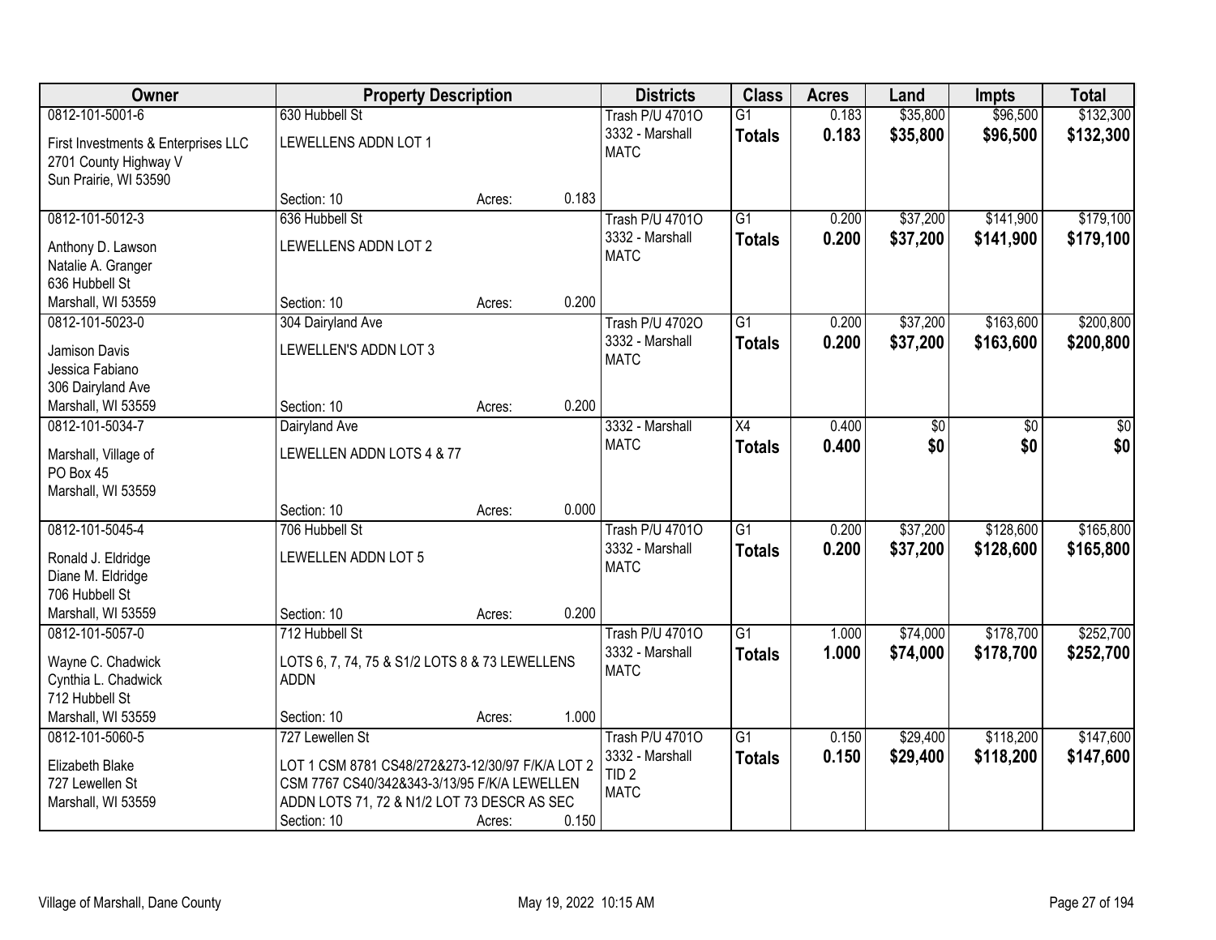| Owner | Property Description | | | Districts | Class | Acres | Land | Impts | Total |
|---|---|---|---|---|---|---|---|---|---|
| 0812-101-5001-6<br>First Investments & Enterprises LLC<br>2701 County Highway V<br>Sun Prairie, WI 53590 | 630 Hubbell St<br>LEWELLENS ADDN LOT 1<br>Section: 10 | Acres: | 0.183 | Trash P/U 4701O<br>3332 - Marshall<br>MATC | G1<br>**Totals** | 0.183<br>**0.183** | $35,800<br>**$35,800** | $96,500<br>**$96,500** | $132,300<br>**$132,300** |
| 0812-101-5012-3<br>Anthony D. Lawson<br>Natalie A. Granger<br>636 Hubbell St<br>Marshall, WI 53559 | 636 Hubbell St<br>LEWELLENS ADDN LOT 2<br>Section: 10 | Acres: | 0.200 | Trash P/U 4701O<br>3332 - Marshall<br>MATC | G1<br>**Totals** | 0.200<br>**0.200** | $37,200<br>**$37,200** | $141,900<br>**$141,900** | $179,100<br>**$179,100** |
| 0812-101-5023-0<br>Jamison Davis<br>Jessica Fabiano<br>306 Dairyland Ave<br>Marshall, WI 53559 | 304 Dairyland Ave<br>LEWELLEN'S ADDN LOT 3<br>Section: 10 | Acres: | 0.200 | Trash P/U 4702O<br>3332 - Marshall<br>MATC | G1<br>**Totals** | 0.200<br>**0.200** | $37,200<br>**$37,200** | $163,600<br>**$163,600** | $200,800<br>**$200,800** |
| 0812-101-5034-7<br>Marshall, Village of<br>PO Box 45<br>Marshall, WI 53559 | Dairyland Ave<br>LEWELLEN ADDN LOTS 4 & 77<br>Section: 10 | Acres: | 0.000 | 3332 - Marshall<br>MATC | X4<br>**Totals** | 0.400<br>**0.400** | $0<br>**$0** | $0<br>**$0** | $0<br>**$0** |
| 0812-101-5045-4<br>Ronald J. Eldridge<br>Diane M. Eldridge<br>706 Hubbell St<br>Marshall, WI 53559 | 706 Hubbell St<br>LEWELLEN ADDN LOT 5<br>Section: 10 | Acres: | 0.200 | Trash P/U 4701O<br>3332 - Marshall<br>MATC | G1<br>**Totals** | 0.200<br>**0.200** | $37,200<br>**$37,200** | $128,600<br>**$128,600** | $165,800<br>**$165,800** |
| 0812-101-5057-0<br>Wayne C. Chadwick<br>Cynthia L. Chadwick<br>712 Hubbell St<br>Marshall, WI 53559 | 712 Hubbell St<br>LOTS 6, 7, 74, 75 & S1/2 LOTS 8 & 73 LEWELLENS ADDN<br>Section: 10 | Acres: | 1.000 | Trash P/U 4701O<br>3332 - Marshall<br>MATC | G1<br>**Totals** | 1.000<br>**1.000** | $74,000<br>**$74,000** | $178,700<br>**$178,700** | $252,700<br>**$252,700** |
| 0812-101-5060-5<br>Elizabeth Blake<br>727 Lewellen St<br>Marshall, WI 53559 | 727 Lewellen St<br>LOT 1 CSM 8781 CS48/272&273-12/30/97 F/K/A LOT 2 CSM 7767 CS40/342&343-3/13/95 F/K/A LEWELLEN ADDN LOTS 71, 72 & N1/2 LOT 73 DESCR AS SEC<br>Section: 10 | Acres: | 0.150 | Trash P/U 4701O<br>3332 - Marshall<br>TID 2<br>MATC | G1<br>**Totals** | 0.150<br>**0.150** | $29,400<br>**$29,400** | $118,200<br>**$118,200** | $147,600<br>**$147,600** |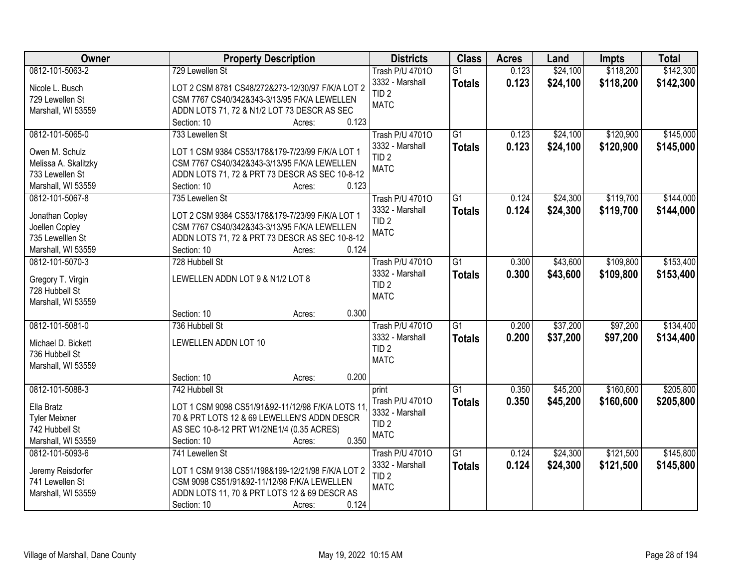| Owner | Property Description | Districts | Class | Acres | Land | Impts | Total |
|---|---|---|---|---|---|---|---|
| 0812-101-5063-2<br>Nicole L. Busch<br>729 Lewellen St<br>Marshall, WI 53559 | 729 Lewellen St<br>LOT 2 CSM 8781 CS48/272&273-12/30/97 F/K/A LOT 2 CSM 7767 CS40/342&343-3/13/95 F/K/A LEWELLEN ADDN LOTS 71, 72 & N1/2 LOT 73 DESCR AS SEC<br>Section: 10 Acres: 0.123 | Trash P/U 4701O<br>3332 - Marshall<br>TID 2<br>MATC | G1<br>**Totals** | 0.123<br>**0.123** | $24,100<br>**$24,100** | $118,200<br>**$118,200** | $142,300<br>**$142,300** |
| 0812-101-5065-0<br>Owen M. Schulz<br>Melissa A. Skalitzky<br>733 Lewellen St<br>Marshall, WI 53559 | 733 Lewellen St<br>LOT 1 CSM 9384 CS53/178&179-7/23/99 F/K/A LOT 1 CSM 7767 CS40/342&343-3/13/95 F/K/A LEWELLEN ADDN LOTS 71, 72 & PRT 73 DESCR AS SEC 10-8-12<br>Section: 10 Acres: 0.123 | Trash P/U 4701O<br>3332 - Marshall<br>TID 2<br>MATC | G1<br>**Totals** | 0.123<br>**0.123** | $24,100<br>**$24,100** | $120,900<br>**$120,900** | $145,000<br>**$145,000** |
| 0812-101-5067-8<br>Jonathan Copley<br>Joellen Copley<br>735 Lewelllen St<br>Marshall, WI 53559 | 735 Lewellen St<br>LOT 2 CSM 9384 CS53/178&179-7/23/99 F/K/A LOT 1 CSM 7767 CS40/342&343-3/13/95 F/K/A LEWELLEN ADDN LOTS 71, 72 & PRT 73 DESCR AS SEC 10-8-12<br>Section: 10 Acres: 0.124 | Trash P/U 4701O<br>3332 - Marshall<br>TID 2<br>MATC | G1<br>**Totals** | 0.124<br>**0.124** | $24,300<br>**$24,300** | $119,700<br>**$119,700** | $144,000<br>**$144,000** |
| 0812-101-5070-3<br>Gregory T. Virgin<br>728 Hubbell St<br>Marshall, WI 53559 | 728 Hubbell St<br>LEWELLEN ADDN LOT 9 & N1/2 LOT 8<br>Section: 10 Acres: 0.300 | Trash P/U 4701O<br>3332 - Marshall<br>TID 2<br>MATC | G1<br>**Totals** | 0.300<br>**0.300** | $43,600<br>**$43,600** | $109,800<br>**$109,800** | $153,400<br>**$153,400** |
| 0812-101-5081-0<br>Michael D. Bickett<br>736 Hubbell St<br>Marshall, WI 53559 | 736 Hubbell St<br>LEWELLEN ADDN LOT 10<br>Section: 10 Acres: 0.200 | Trash P/U 4701O<br>3332 - Marshall<br>TID 2<br>MATC | G1<br>**Totals** | 0.200<br>**0.200** | $37,200<br>**$37,200** | $97,200<br>**$97,200** | $134,400<br>**$134,400** |
| 0812-101-5088-3<br>Ella Bratz<br>Tyler Meixner<br>742 Hubbell St<br>Marshall, WI 53559 | 742 Hubbell St<br>LOT 1 CSM 9098 CS51/91&92-11/12/98 F/K/A LOTS 11, 70 & PRT LOTS 12 & 69 LEWELLEN'S ADDN DESCR AS SEC 10-8-12 PRT W1/2NE1/4 (0.35 ACRES)<br>Section: 10 Acres: 0.350 | print<br>Trash P/U 4701O<br>3332 - Marshall<br>TID 2<br>MATC | G1<br>**Totals** | 0.350<br>**0.350** | $45,200<br>**$45,200** | $160,600<br>**$160,600** | $205,800<br>**$205,800** |
| 0812-101-5093-6<br>Jeremy Reisdorfer<br>741 Lewellen St<br>Marshall, WI 53559 | 741 Lewellen St<br>LOT 1 CSM 9138 CS51/198&199-12/21/98 F/K/A LOT 2 CSM 9098 CS51/91&92-11/12/98 F/K/A LEWELLEN ADDN LOTS 11, 70 & PRT LOTS 12 & 69 DESCR AS<br>Section: 10 Acres: 0.124 | Trash P/U 4701O<br>3332 - Marshall<br>TID 2<br>MATC | G1<br>**Totals** | 0.124<br>**0.124** | $24,300<br>**$24,300** | $121,500<br>**$121,500** | $145,800<br>**$145,800** |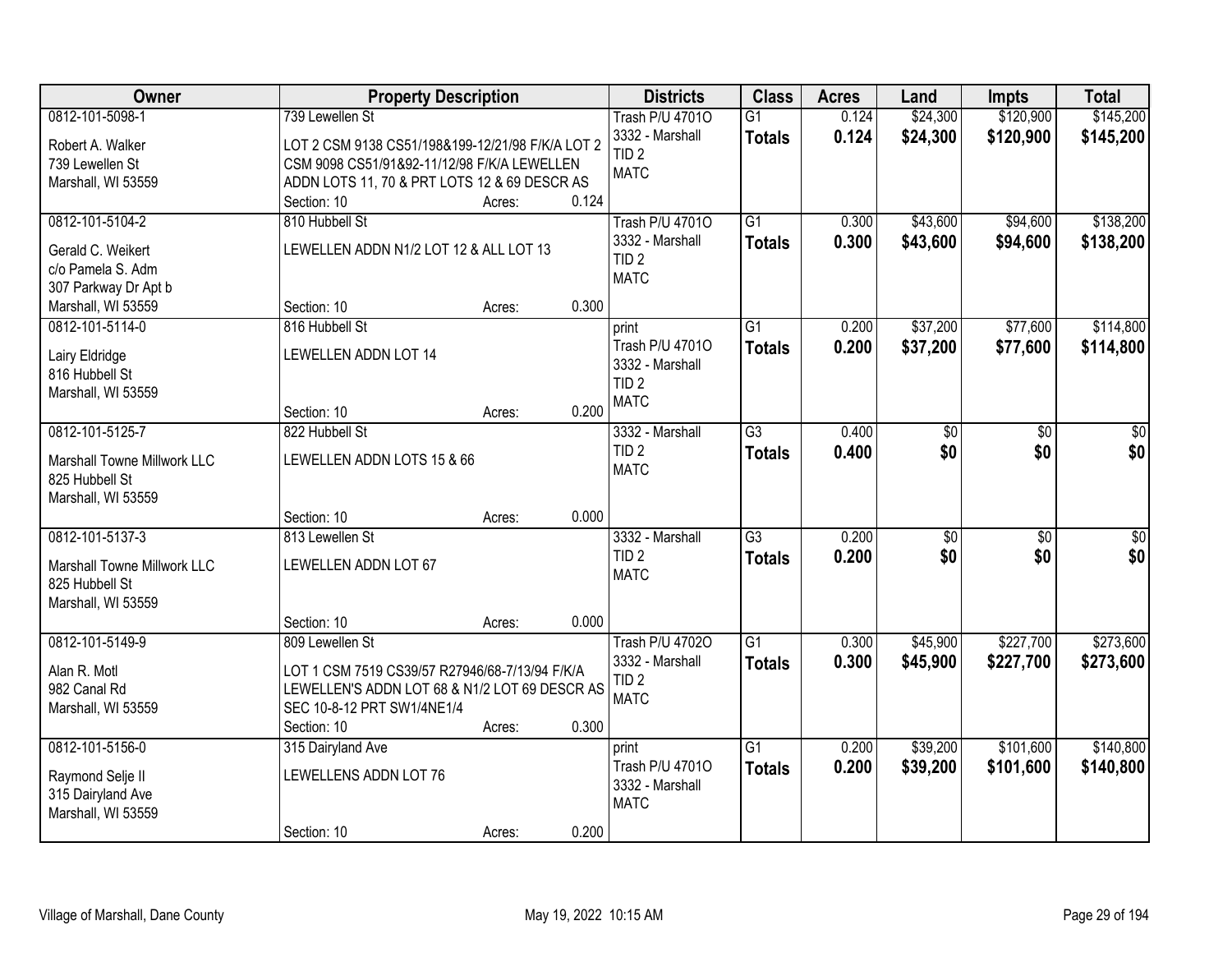| Owner | Property Description | Districts | Class | Acres | Land | Impts | Total |
|---|---|---|---|---|---|---|---|
| 0812-101-5098-1<br>Robert A. Walker<br>739 Lewellen St<br>Marshall, WI 53559 | 739 Lewellen St<br>LOT 2 CSM 9138 CS51/198&199-12/21/98 F/K/A LOT 2 CSM 9098 CS51/91&92-11/12/98 F/K/A LEWELLEN ADDN LOTS 11, 70 & PRT LOTS 12 & 69 DESCR AS<br>Section: 10 Acres: 0.124 | Trash P/U 4701O<br>3332 - Marshall<br>TID 2<br>MATC | G1<br>**Totals** | 0.124<br>**0.124** | $24,300<br>**$24,300** | $120,900<br>**$120,900** | $145,200<br>**$145,200** |
| 0812-101-5104-2<br>Gerald C. Weikert<br>c/o Pamela S. Adm<br>307 Parkway Dr Apt b<br>Marshall, WI 53559 | 810 Hubbell St<br>LEWELLEN ADDN N1/2 LOT 12 & ALL LOT 13<br>Section: 10 Acres: 0.300 | Trash P/U 4701O<br>3332 - Marshall<br>TID 2<br>MATC | G1<br>**Totals** | 0.300<br>**0.300** | $43,600<br>**$43,600** | $94,600<br>**$94,600** | $138,200<br>**$138,200** |
| 0812-101-5114-0<br>Lairy Eldridge<br>816 Hubbell St<br>Marshall, WI 53559 | 816 Hubbell St<br>LEWELLEN ADDN LOT 14<br>Section: 10 Acres: 0.200 | print<br>Trash P/U 4701O<br>3332 - Marshall<br>TID 2<br>MATC | G1<br>**Totals** | 0.200<br>**0.200** | $37,200<br>**$37,200** | $77,600<br>**$77,600** | $114,800<br>**$114,800** |
| 0812-101-5125-7<br>Marshall Towne Millwork LLC<br>825 Hubbell St<br>Marshall, WI 53559 | 822 Hubbell St<br>LEWELLEN ADDN LOTS 15 & 66<br>Section: 10 Acres: 0.000 | 3332 - Marshall<br>TID 2<br>MATC | G3<br>**Totals** | 0.400<br>**0.400** | $0<br>**$0** | $0<br>**$0** | $0<br>**$0** |
| 0812-101-5137-3<br>Marshall Towne Millwork LLC<br>825 Hubbell St<br>Marshall, WI 53559 | 813 Lewellen St<br>LEWELLEN ADDN LOT 67<br>Section: 10 Acres: 0.000 | 3332 - Marshall<br>TID 2<br>MATC | G3<br>**Totals** | 0.200<br>**0.200** | $0<br>**$0** | $0<br>**$0** | $0<br>**$0** |
| 0812-101-5149-9<br>Alan R. Motl<br>982 Canal Rd<br>Marshall, WI 53559 | 809 Lewellen St<br>LOT 1 CSM 7519 CS39/57 R27946/68-7/13/94 F/K/A LEWELLEN'S ADDN LOT 68 & N1/2 LOT 69 DESCR AS SEC 10-8-12 PRT SW1/4NE1/4<br>Section: 10 Acres: 0.300 | Trash P/U 4702O<br>3332 - Marshall<br>TID 2<br>MATC | G1<br>**Totals** | 0.300<br>**0.300** | $45,900<br>**$45,900** | $227,700<br>**$227,700** | $273,600<br>**$273,600** |
| 0812-101-5156-0<br>Raymond Selje II<br>315 Dairyland Ave<br>Marshall, WI 53559 | 315 Dairyland Ave<br>LEWELLENS ADDN LOT 76<br>Section: 10 Acres: 0.200 | print<br>Trash P/U 4701O<br>3332 - Marshall<br>MATC | G1<br>**Totals** | 0.200<br>**0.200** | $39,200<br>**$39,200** | $101,600<br>**$101,600** | $140,800<br>**$140,800** |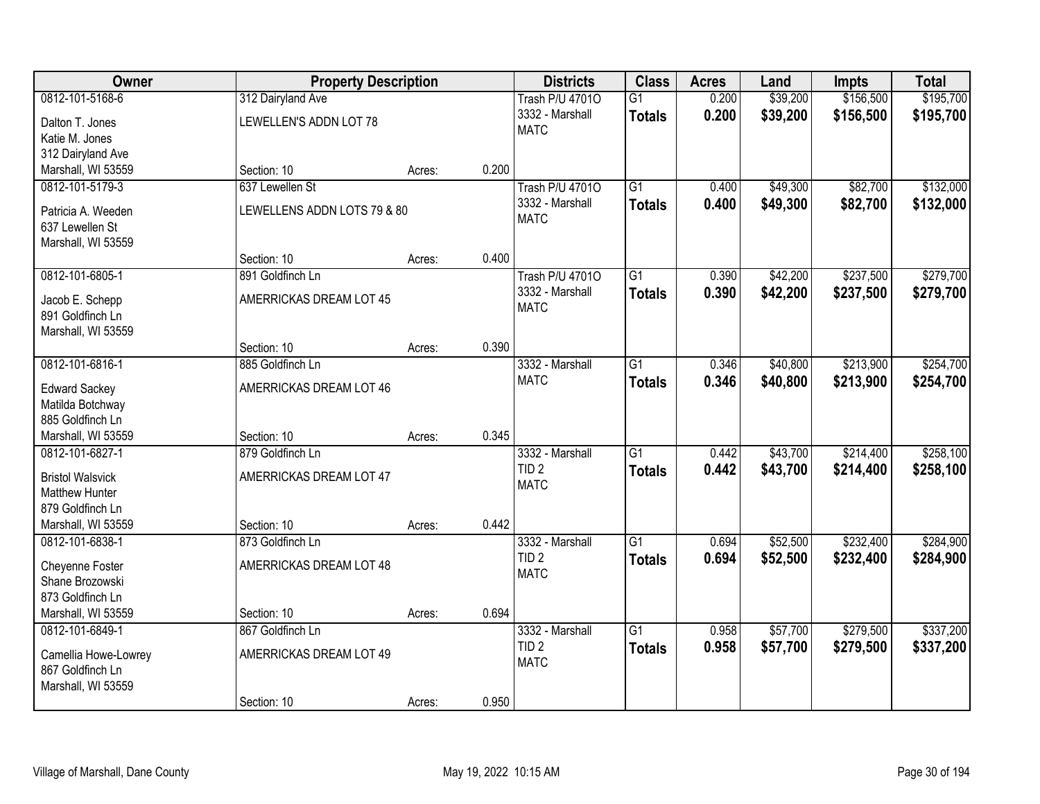| Owner | Property Description | | | Districts | Class | Acres | Land | Impts | Total |
|---|---|---|---|---|---|---|---|---|---|
| 0812-101-5168-6<br>Dalton T. Jones<br>Katie M. Jones<br>312 Dairyland Ave<br>Marshall, WI 53559 | 312 Dairyland Ave<br>LEWELLEN'S ADDN LOT 78<br>Section: 10 | Acres: | 0.200 | Trash P/U 4701O<br>3332 - Marshall<br>MATC | G1<br>**Totals** | 0.200<br>**0.200** | $39,200<br>**$39,200** | $156,500<br>**$156,500** | $195,700<br>**$195,700** |
| 0812-101-5179-3<br>Patricia A. Weeden<br>637 Lewellen St<br>Marshall, WI 53559 | 637 Lewellen St<br>LEWELLENS ADDN LOTS 79 & 80<br>Section: 10 | Acres: | 0.400 | Trash P/U 4701O<br>3332 - Marshall<br>MATC | G1<br>**Totals** | 0.400<br>**0.400** | $49,300<br>**$49,300** | $82,700<br>**$82,700** | $132,000<br>**$132,000** |
| 0812-101-6805-1<br>Jacob E. Schepp<br>891 Goldfinch Ln<br>Marshall, WI 53559 | 891 Goldfinch Ln<br>AMERRICKAS DREAM LOT 45<br>Section: 10 | Acres: | 0.390 | Trash P/U 4701O<br>3332 - Marshall<br>MATC | G1<br>**Totals** | 0.390<br>**0.390** | $42,200<br>**$42,200** | $237,500<br>**$237,500** | $279,700<br>**$279,700** |
| 0812-101-6816-1<br>Edward Sackey<br>Matilda Botchway<br>885 Goldfinch Ln<br>Marshall, WI 53559 | 885 Goldfinch Ln<br>AMERRICKAS DREAM LOT 46<br>Section: 10 | Acres: | 0.345 | 3332 - Marshall<br>MATC | G1<br>**Totals** | 0.346<br>**0.346** | $40,800<br>**$40,800** | $213,900<br>**$213,900** | $254,700<br>**$254,700** |
| 0812-101-6827-1<br>Bristol Walsvick<br>Matthew Hunter<br>879 Goldfinch Ln<br>Marshall, WI 53559 | 879 Goldfinch Ln<br>AMERRICKAS DREAM LOT 47<br>Section: 10 | Acres: | 0.442 | 3332 - Marshall<br>TID 2<br>MATC | G1<br>**Totals** | 0.442<br>**0.442** | $43,700<br>**$43,700** | $214,400<br>**$214,400** | $258,100<br>**$258,100** |
| 0812-101-6838-1<br>Cheyenne Foster<br>Shane Brozowski<br>873 Goldfinch Ln<br>Marshall, WI 53559 | 873 Goldfinch Ln<br>AMERRICKAS DREAM LOT 48<br>Section: 10 | Acres: | 0.694 | 3332 - Marshall<br>TID 2<br>MATC | G1<br>**Totals** | 0.694<br>**0.694** | $52,500<br>**$52,500** | $232,400<br>**$232,400** | $284,900<br>**$284,900** |
| 0812-101-6849-1<br>Camellia Howe-Lowrey<br>867 Goldfinch Ln<br>Marshall, WI 53559 | 867 Goldfinch Ln<br>AMERRICKAS DREAM LOT 49<br>Section: 10 | Acres: | 0.950 | 3332 - Marshall<br>TID 2<br>MATC | G1<br>**Totals** | 0.958<br>**0.958** | $57,700<br>**$57,700** | $279,500<br>**$279,500** | $337,200<br>**$337,200** |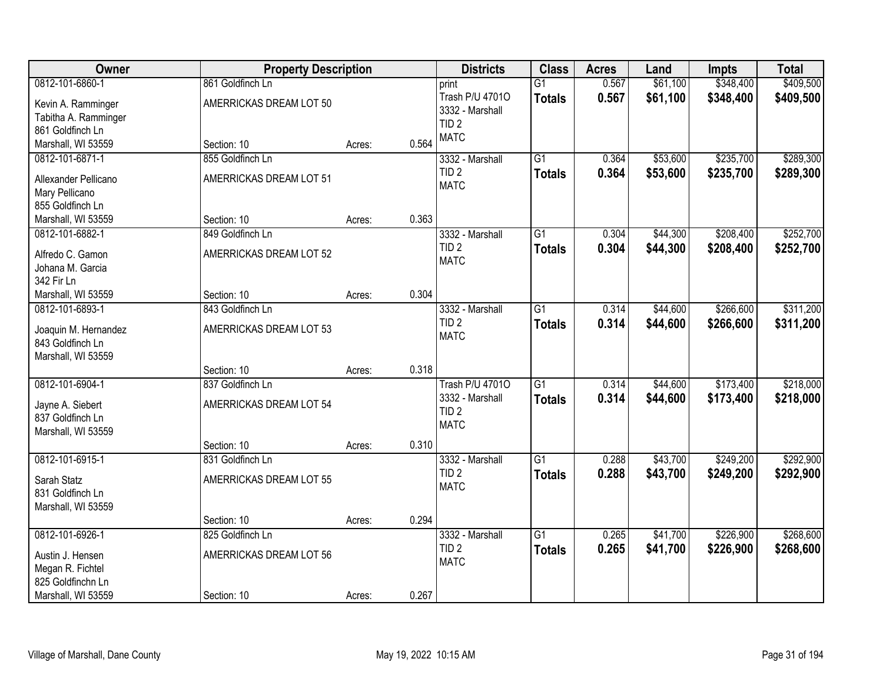| Owner | Property Description | | | Districts | Class | Acres | Land | Impts | Total |
|---|---|---|---|---|---|---|---|---|---|
| 0812-101-6860-1<br>Kevin A. Ramminger<br>Tabitha A. Ramminger<br>861 Goldfinch Ln<br>Marshall, WI 53559 | 861 Goldfinch Ln<br>AMERRICKAS DREAM LOT 50<br>Section: 10 | Acres: | 0.564 | print<br>Trash P/U 4701O<br>3332 - Marshall<br>TID 2<br>MATC | G1<br>**Totals** | 0.567<br>**0.567** | $61,100<br>**$61,100** | $348,400<br>**$348,400** | $409,500<br>**$409,500** |
| 0812-101-6871-1<br>Allexander Pellicano<br>Mary Pellicano<br>855 Goldfinch Ln<br>Marshall, WI 53559 | 855 Goldfinch Ln<br>AMERRICKAS DREAM LOT 51<br>Section: 10 | Acres: | 0.363 | 3332 - Marshall<br>TID 2<br>MATC | G1<br>**Totals** | 0.364<br>**0.364** | $53,600<br>**$53,600** | $235,700<br>**$235,700** | $289,300<br>**$289,300** |
| 0812-101-6882-1<br>Alfredo C. Gamon<br>Johana M. Garcia<br>342 Fir Ln<br>Marshall, WI 53559 | 849 Goldfinch Ln<br>AMERRICKAS DREAM LOT 52<br>Section: 10 | Acres: | 0.304 | 3332 - Marshall<br>TID 2<br>MATC | G1<br>**Totals** | 0.304<br>**0.304** | $44,300<br>**$44,300** | $208,400<br>**$208,400** | $252,700<br>**$252,700** |
| 0812-101-6893-1<br>Joaquin M. Hernandez<br>843 Goldfinch Ln<br>Marshall, WI 53559 | 843 Goldfinch Ln<br>AMERRICKAS DREAM LOT 53<br>Section: 10 | Acres: | 0.318 | 3332 - Marshall<br>TID 2<br>MATC | G1<br>**Totals** | 0.314<br>**0.314** | $44,600<br>**$44,600** | $266,600<br>**$266,600** | $311,200<br>**$311,200** |
| 0812-101-6904-1<br>Jayne A. Siebert<br>837 Goldfinch Ln<br>Marshall, WI 53559 | 837 Goldfinch Ln<br>AMERRICKAS DREAM LOT 54<br>Section: 10 | Acres: | 0.310 | Trash P/U 4701O<br>3332 - Marshall<br>TID 2<br>MATC | G1<br>**Totals** | 0.314<br>**0.314** | $44,600<br>**$44,600** | $173,400<br>**$173,400** | $218,000<br>**$218,000** |
| 0812-101-6915-1<br>Sarah Statz<br>831 Goldfinch Ln<br>Marshall, WI 53559 | 831 Goldfinch Ln<br>AMERRICKAS DREAM LOT 55<br>Section: 10 | Acres: | 0.294 | 3332 - Marshall<br>TID 2<br>MATC | G1<br>**Totals** | 0.288<br>**0.288** | $43,700<br>**$43,700** | $249,200<br>**$249,200** | $292,900<br>**$292,900** |
| 0812-101-6926-1<br>Austin J. Hensen<br>Megan R. Fichtel<br>825 Goldfinchn Ln<br>Marshall, WI 53559 | 825 Goldfinch Ln<br>AMERRICKAS DREAM LOT 56<br>Section: 10 | Acres: | 0.267 | 3332 - Marshall<br>TID 2<br>MATC | G1<br>**Totals** | 0.265<br>**0.265** | $41,700<br>**$41,700** | $226,900<br>**$226,900** | $268,600<br>**$268,600** |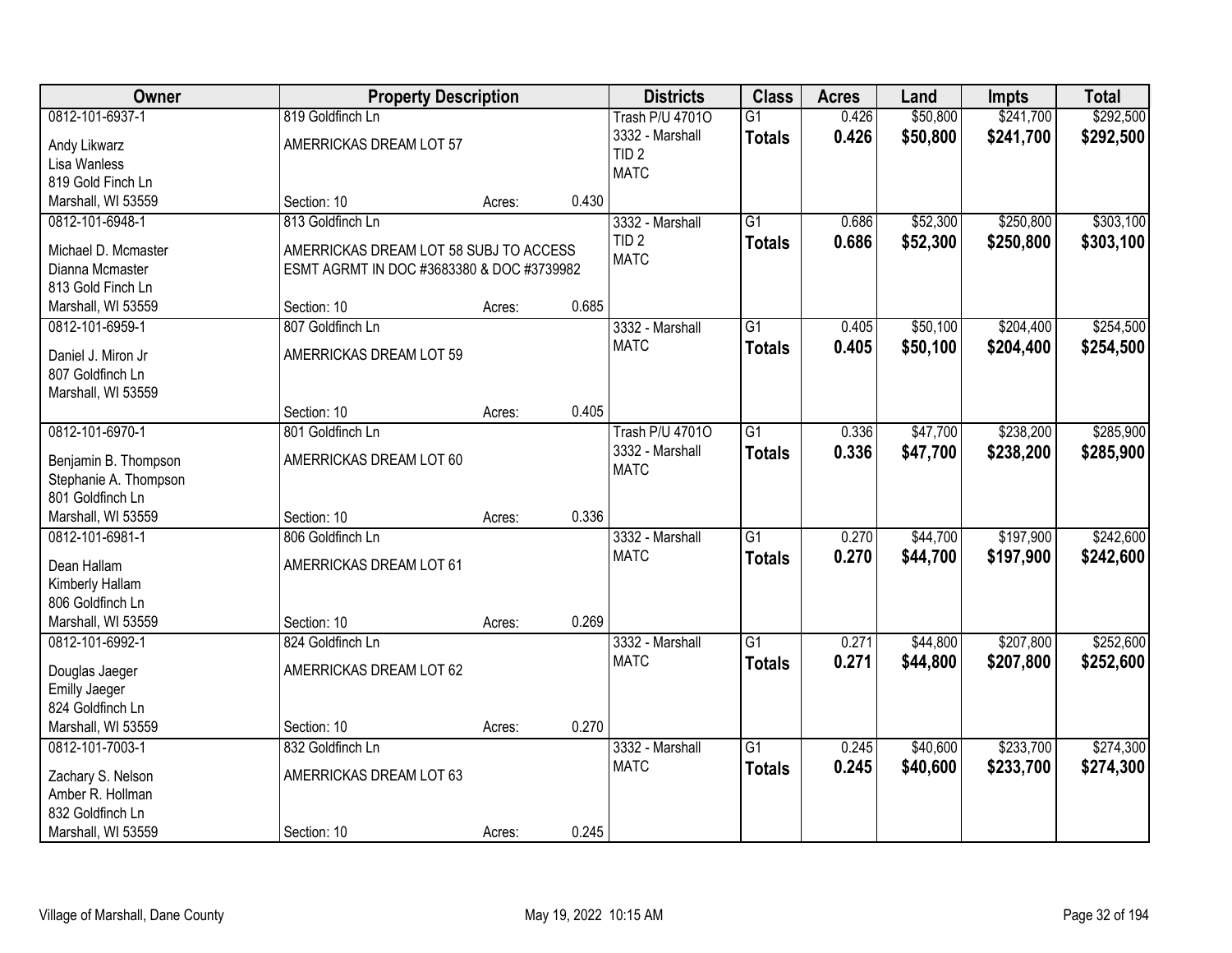| Owner | Property Description | | | Districts | Class | Acres | Land | Impts | Total |
|---|---|---|---|---|---|---|---|---|---|
| 0812-101-6937-1 | 819 Goldfinch Ln | | | Trash P/U 4701O | G1 | 0.426 | $50,800 | $241,700 | $292,500 |
| Andy Likwarz<br>Lisa Wanless<br>819 Gold Finch Ln<br>Marshall, WI 53559 | AMERRICKAS DREAM LOT 57 | | | 3332 - Marshall<br>TID 2<br>MATC | **Totals** | **0.426** | **$50,800** | **$241,700** | **$292,500** |
| | Section: 10 | Acres: | 0.430 | | | | | | |
| 0812-101-6948-1 | 813 Goldfinch Ln | | | 3332 - Marshall | G1 | 0.686 | $52,300 | $250,800 | $303,100 |
| Michael D. Mcmaster<br>Dianna Mcmaster<br>813 Gold Finch Ln<br>Marshall, WI 53559 | AMERRICKAS DREAM LOT 58 SUBJ TO ACCESS ESMT AGRMT IN DOC #3683380 & DOC #3739982 | | | TID 2<br>MATC | **Totals** | **0.686** | **$52,300** | **$250,800** | **$303,100** |
| | Section: 10 | Acres: | 0.685 | | | | | | |
| 0812-101-6959-1 | 807 Goldfinch Ln | | | 3332 - Marshall | G1 | 0.405 | $50,100 | $204,400 | $254,500 |
| Daniel J. Miron Jr<br>807 Goldfinch Ln<br>Marshall, WI 53559 | AMERRICKAS DREAM LOT 59 | | | MATC | **Totals** | **0.405** | **$50,100** | **$204,400** | **$254,500** |
| | Section: 10 | Acres: | 0.405 | | | | | | |
| 0812-101-6970-1 | 801 Goldfinch Ln | | | Trash P/U 4701O | G1 | 0.336 | $47,700 | $238,200 | $285,900 |
| Benjamin B. Thompson<br>Stephanie A. Thompson<br>801 Goldfinch Ln<br>Marshall, WI 53559 | AMERRICKAS DREAM LOT 60 | | | 3332 - Marshall<br>MATC | **Totals** | **0.336** | **$47,700** | **$238,200** | **$285,900** |
| | Section: 10 | Acres: | 0.336 | | | | | | |
| 0812-101-6981-1 | 806 Goldfinch Ln | | | 3332 - Marshall | G1 | 0.270 | $44,700 | $197,900 | $242,600 |
| Dean Hallam<br>Kimberly Hallam<br>806 Goldfinch Ln<br>Marshall, WI 53559 | AMERRICKAS DREAM LOT 61 | | | MATC | **Totals** | **0.270** | **$44,700** | **$197,900** | **$242,600** |
| | Section: 10 | Acres: | 0.269 | | | | | | |
| 0812-101-6992-1 | 824 Goldfinch Ln | | | 3332 - Marshall | G1 | 0.271 | $44,800 | $207,800 | $252,600 |
| Douglas Jaeger<br>Emilly Jaeger<br>824 Goldfinch Ln<br>Marshall, WI 53559 | AMERRICKAS DREAM LOT 62 | | | MATC | **Totals** | **0.271** | **$44,800** | **$207,800** | **$252,600** |
| | Section: 10 | Acres: | 0.270 | | | | | | |
| 0812-101-7003-1 | 832 Goldfinch Ln | | | 3332 - Marshall | G1 | 0.245 | $40,600 | $233,700 | $274,300 |
| Zachary S. Nelson<br>Amber R. Hollman<br>832 Goldfinch Ln<br>Marshall, WI 53559 | AMERRICKAS DREAM LOT 63 | | | MATC | **Totals** | **0.245** | **$40,600** | **$233,700** | **$274,300** |
| | Section: 10 | Acres: | 0.245 | | | | | | |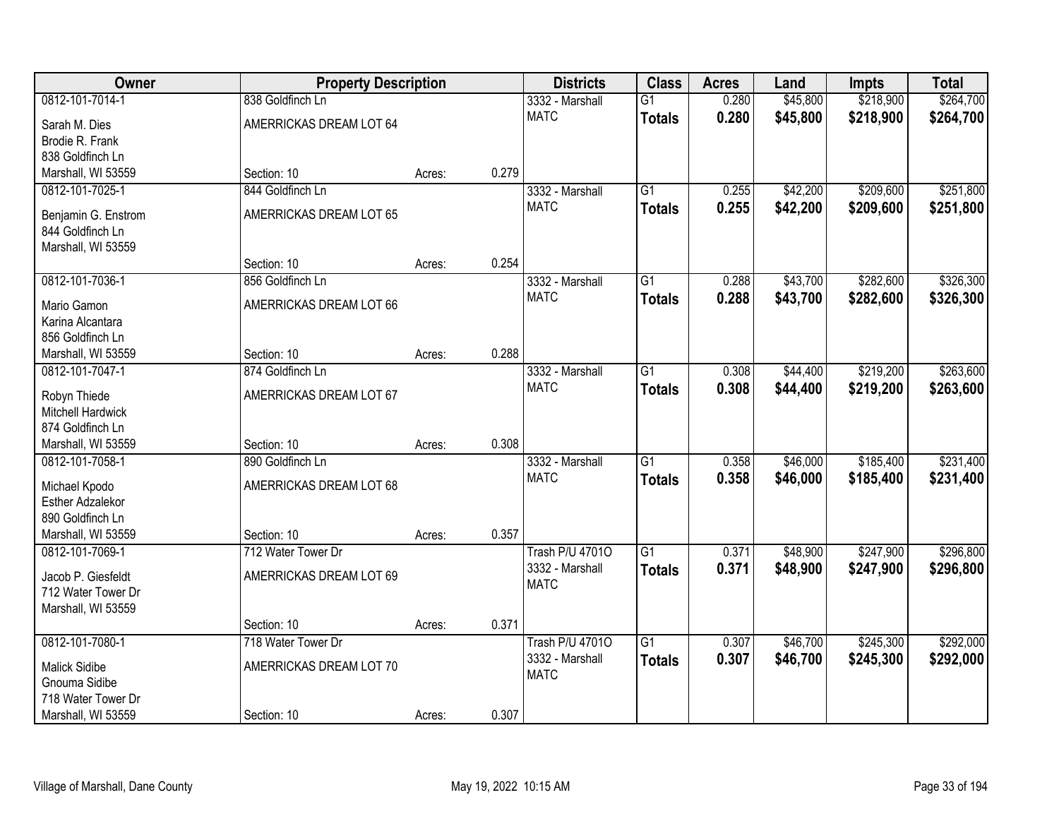| Owner | Property Description | | | Districts | Class | Acres | Land | Impts | Total |
|---|---|---|---|---|---|---|---|---|---|
| 0812-101-7014-1<br>Sarah M. Dies<br>Brodie R. Frank<br>838 Goldfinch Ln<br>Marshall, WI 53559 | 838 Goldfinch Ln<br>AMERRICKAS DREAM LOT 64<br>Section: 10 | Acres: | 0.279 | 3332 - Marshall MATC | G1<br>**Totals** | 0.280<br>**0.280** | $45,800<br>**$45,800** | $218,900<br>**$218,900** | $264,700<br>**$264,700** |
| 0812-101-7025-1<br>Benjamin G. Enstrom<br>844 Goldfinch Ln<br>Marshall, WI 53559 | 844 Goldfinch Ln<br>AMERRICKAS DREAM LOT 65<br>Section: 10 | Acres: | 0.254 | 3332 - Marshall MATC | G1<br>**Totals** | 0.255<br>**0.255** | $42,200<br>**$42,200** | $209,600<br>**$209,600** | $251,800<br>**$251,800** |
| 0812-101-7036-1<br>Mario Gamon<br>Karina Alcantara<br>856 Goldfinch Ln<br>Marshall, WI 53559 | 856 Goldfinch Ln<br>AMERRICKAS DREAM LOT 66<br>Section: 10 | Acres: | 0.288 | 3332 - Marshall MATC | G1<br>**Totals** | 0.288<br>**0.288** | $43,700<br>**$43,700** | $282,600<br>**$282,600** | $326,300<br>**$326,300** |
| 0812-101-7047-1<br>Robyn Thiede<br>Mitchell Hardwick<br>874 Goldfinch Ln<br>Marshall, WI 53559 | 874 Goldfinch Ln<br>AMERRICKAS DREAM LOT 67<br>Section: 10 | Acres: | 0.308 | 3332 - Marshall MATC | G1<br>**Totals** | 0.308<br>**0.308** | $44,400<br>**$44,400** | $219,200<br>**$219,200** | $263,600<br>**$263,600** |
| 0812-101-7058-1<br>Michael Kpodo<br>Esther Adzalekor<br>890 Goldfinch Ln<br>Marshall, WI 53559 | 890 Goldfinch Ln<br>AMERRICKAS DREAM LOT 68<br>Section: 10 | Acres: | 0.357 | 3332 - Marshall MATC | G1<br>**Totals** | 0.358<br>**0.358** | $46,000<br>**$46,000** | $185,400<br>**$185,400** | $231,400<br>**$231,400** |
| 0812-101-7069-1<br>Jacob P. Giesfeldt<br>712 Water Tower Dr<br>Marshall, WI 53559 | 712 Water Tower Dr<br>AMERRICKAS DREAM LOT 69<br>Section: 10 | Acres: | 0.371 | Trash P/U 4701O<br>3332 - Marshall MATC | G1<br>**Totals** | 0.371<br>**0.371** | $48,900<br>**$48,900** | $247,900<br>**$247,900** | $296,800<br>**$296,800** |
| 0812-101-7080-1<br>Malick Sidibe<br>Gnouma Sidibe<br>718 Water Tower Dr<br>Marshall, WI 53559 | 718 Water Tower Dr<br>AMERRICKAS DREAM LOT 70<br>Section: 10 | Acres: | 0.307 | Trash P/U 4701O<br>3332 - Marshall MATC | G1<br>**Totals** | 0.307<br>**0.307** | $46,700<br>**$46,700** | $245,300<br>**$245,300** | $292,000<br>**$292,000** |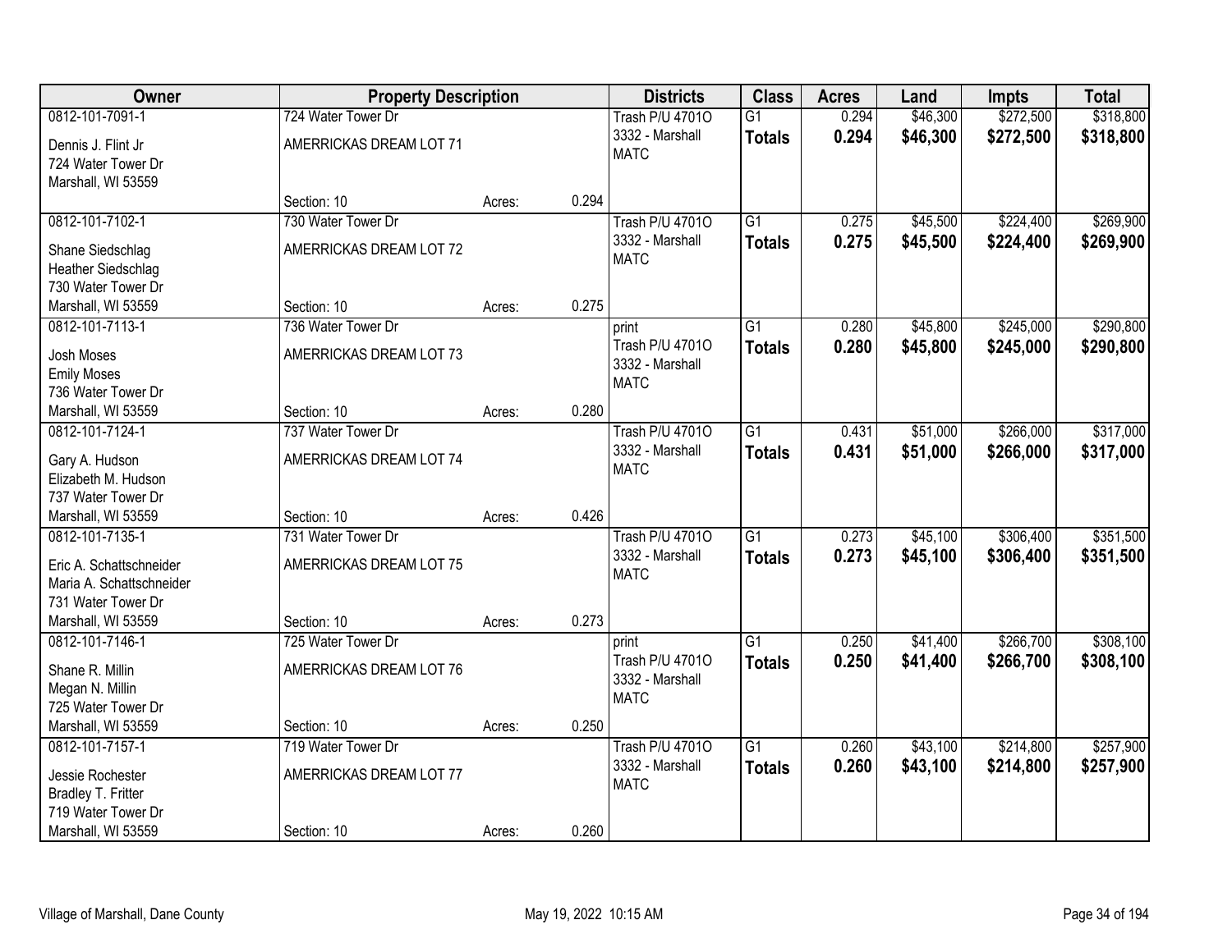| Owner | Property Description | | | Districts | Class | Acres | Land | Impts | Total |
|---|---|---|---|---|---|---|---|---|---|
| 0812-101-7091-1 | 724 Water Tower Dr | | | Trash P/U 4701O | G1 | 0.294 | $46,300 | $272,500 | $318,800 |
| Dennis J. Flint Jr<br>724 Water Tower Dr<br>Marshall, WI 53559 | AMERRICKAS DREAM LOT 71 | | | 3332 - Marshall<br>MATC | **Totals** | **0.294** | **$46,300** | **$272,500** | **$318,800** |
| | Section: 10 | Acres: | 0.294 | | | | | | |
| 0812-101-7102-1 | 730 Water Tower Dr | | | Trash P/U 4701O | G1 | 0.275 | $45,500 | $224,400 | $269,900 |
| Shane Siedschlag<br>Heather Siedschlag<br>730 Water Tower Dr<br>Marshall, WI 53559 | AMERRICKAS DREAM LOT 72 | | | 3332 - Marshall<br>MATC | **Totals** | **0.275** | **$45,500** | **$224,400** | **$269,900** |
| | Section: 10 | Acres: | 0.275 | | | | | | |
| 0812-101-7113-1 | 736 Water Tower Dr | | | print | G1 | 0.280 | $45,800 | $245,000 | $290,800 |
| Josh Moses<br>Emily Moses<br>736 Water Tower Dr<br>Marshall, WI 53559 | AMERRICKAS DREAM LOT 73 | | | Trash P/U 4701O<br>3332 - Marshall<br>MATC | **Totals** | **0.280** | **$45,800** | **$245,000** | **$290,800** |
| | Section: 10 | Acres: | 0.280 | | | | | | |
| 0812-101-7124-1 | 737 Water Tower Dr | | | Trash P/U 4701O | G1 | 0.431 | $51,000 | $266,000 | $317,000 |
| Gary A. Hudson<br>Elizabeth M. Hudson<br>737 Water Tower Dr<br>Marshall, WI 53559 | AMERRICKAS DREAM LOT 74 | | | 3332 - Marshall<br>MATC | **Totals** | **0.431** | **$51,000** | **$266,000** | **$317,000** |
| | Section: 10 | Acres: | 0.426 | | | | | | |
| 0812-101-7135-1 | 731 Water Tower Dr | | | Trash P/U 4701O | G1 | 0.273 | $45,100 | $306,400 | $351,500 |
| Eric A. Schattschneider<br>Maria A. Schattschneider<br>731 Water Tower Dr<br>Marshall, WI 53559 | AMERRICKAS DREAM LOT 75 | | | 3332 - Marshall<br>MATC | **Totals** | **0.273** | **$45,100** | **$306,400** | **$351,500** |
| | Section: 10 | Acres: | 0.273 | | | | | | |
| 0812-101-7146-1 | 725 Water Tower Dr | | | print | G1 | 0.250 | $41,400 | $266,700 | $308,100 |
| Shane R. Millin<br>Megan N. Millin<br>725 Water Tower Dr<br>Marshall, WI 53559 | AMERRICKAS DREAM LOT 76 | | | Trash P/U 4701O<br>3332 - Marshall<br>MATC | **Totals** | **0.250** | **$41,400** | **$266,700** | **$308,100** |
| | Section: 10 | Acres: | 0.250 | | | | | | |
| 0812-101-7157-1 | 719 Water Tower Dr | | | Trash P/U 4701O | G1 | 0.260 | $43,100 | $214,800 | $257,900 |
| Jessie Rochester<br>Bradley T. Fritter<br>719 Water Tower Dr<br>Marshall, WI 53559 | AMERRICKAS DREAM LOT 77 | | | 3332 - Marshall<br>MATC | **Totals** | **0.260** | **$43,100** | **$214,800** | **$257,900** |
| | Section: 10 | Acres: | 0.260 | | | | | | |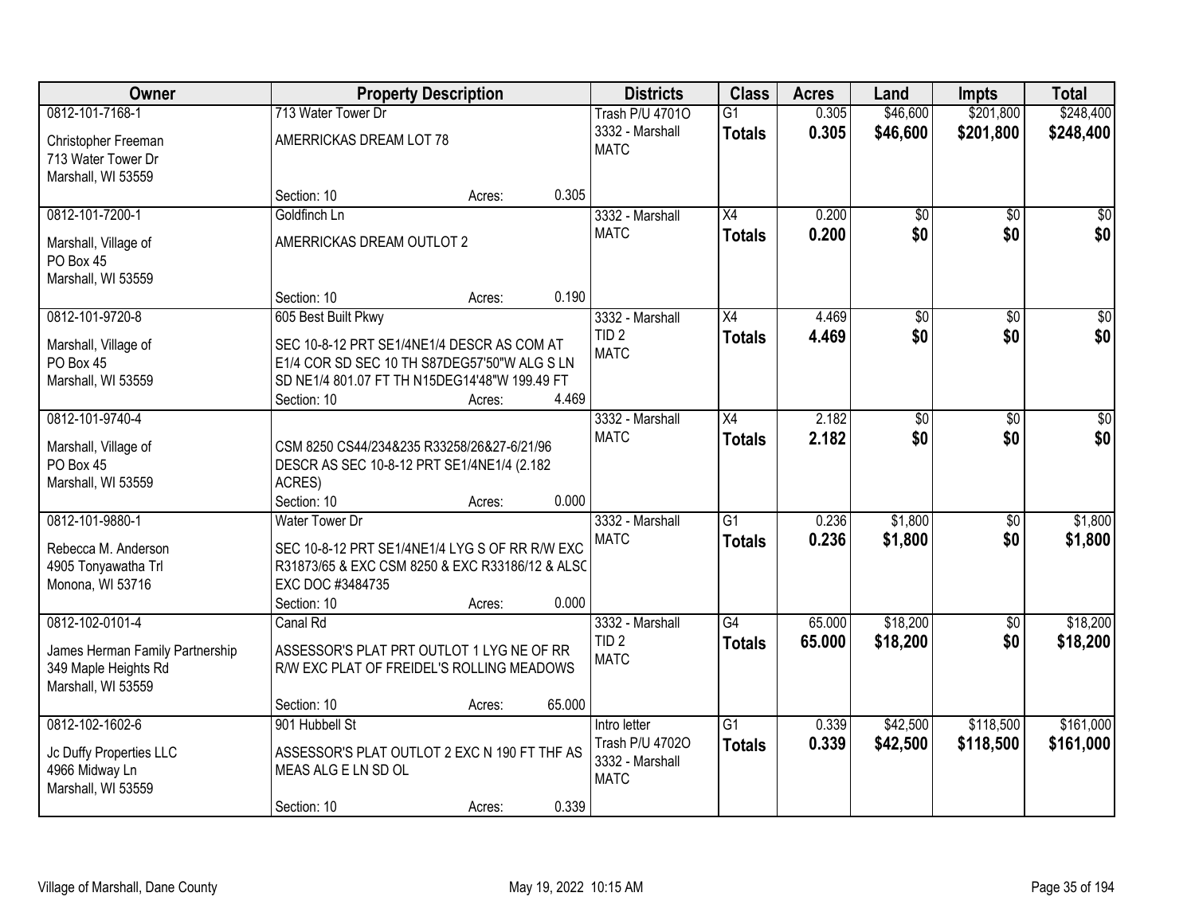| Owner | Property Description | | | Districts | Class | Acres | Land | Impts | Total |
|---|---|---|---|---|---|---|---|---|---|
| 0812-101-7168-1<br>Christopher Freeman<br>713 Water Tower Dr<br>Marshall, WI 53559 | 713 Water Tower Dr<br>AMERRICKAS DREAM LOT 78<br>Section: 10 | Acres: | 0.305 | Trash P/U 4701O<br>3332 - Marshall<br>MATC | G1<br>**Totals** | 0.305<br>**0.305** | $46,600<br>**$46,600** | $201,800<br>**$201,800** | $248,400<br>**$248,400** |
| 0812-101-7200-1<br>Marshall, Village of<br>PO Box 45<br>Marshall, WI 53559 | Goldfinch Ln<br>AMERRICKAS DREAM OUTLOT 2<br>Section: 10 | Acres: | 0.190 | 3332 - Marshall<br>MATC | X4<br>**Totals** | 0.200<br>**0.200** | $0<br>**$0** | $0<br>**$0** | $0<br>**$0** |
| 0812-101-9720-8<br>Marshall, Village of<br>PO Box 45<br>Marshall, WI 53559 | 605 Best Built Pkwy<br>SEC 10-8-12 PRT SE1/4NE1/4 DESCR AS COM AT E1/4 COR SD SEC 10 TH S87DEG57'50"W ALG S LN SD NE1/4 801.07 FT TH N15DEG14'48"W 199.49 FT<br>Section: 10 | Acres: | 4.469 | 3332 - Marshall<br>TID 2<br>MATC | X4<br>**Totals** | 4.469<br>**4.469** | $0<br>**$0** | $0<br>**$0** | $0<br>**$0** |
| 0812-101-9740-4<br>Marshall, Village of<br>PO Box 45<br>Marshall, WI 53559 | CSM 8250 CS44/234&235 R33258/26&27-6/21/96 DESCR AS SEC 10-8-12 PRT SE1/4NE1/4 (2.182 ACRES)<br>Section: 10 | Acres: | 0.000 | 3332 - Marshall<br>MATC | X4<br>**Totals** | 2.182<br>**2.182** | $0<br>**$0** | $0<br>**$0** | $0<br>**$0** |
| 0812-101-9880-1<br>Rebecca M. Anderson<br>4905 Tonyawatha Trl<br>Monona, WI 53716 | Water Tower Dr<br>SEC 10-8-12 PRT SE1/4NE1/4 LYG S OF RR R/W EXC R31873/65 & EXC CSM 8250 & EXC R33186/12 & ALSO EXC DOC #3484735<br>Section: 10 | Acres: | 0.000 | 3332 - Marshall<br>MATC | G1<br>**Totals** | 0.236<br>**0.236** | $1,800<br>**$1,800** | $0<br>**$0** | $1,800<br>**$1,800** |
| 0812-102-0101-4<br>James Herman Family Partnership<br>349 Maple Heights Rd<br>Marshall, WI 53559 | Canal Rd<br>ASSESSOR'S PLAT PRT OUTLOT 1 LYG NE OF RR R/W EXC PLAT OF FREIDEL'S ROLLING MEADOWS<br>Section: 10 | Acres: | 65.000 | 3332 - Marshall<br>TID 2<br>MATC | G4<br>**Totals** | 65.000<br>**65.000** | $18,200<br>**$18,200** | $0<br>**$0** | $18,200<br>**$18,200** |
| 0812-102-1602-6<br>Jc Duffy Properties LLC<br>4966 Midway Ln<br>Marshall, WI 53559 | 901 Hubbell St<br>ASSESSOR'S PLAT OUTLOT 2 EXC N 190 FT THF AS MEAS ALG E LN SD OL<br>Section: 10 | Acres: | 0.339 | Intro letter<br>Trash P/U 4702O<br>3332 - Marshall<br>MATC | G1<br>**Totals** | 0.339<br>**0.339** | $42,500<br>**$42,500** | $118,500<br>**$118,500** | $161,000<br>**$161,000** |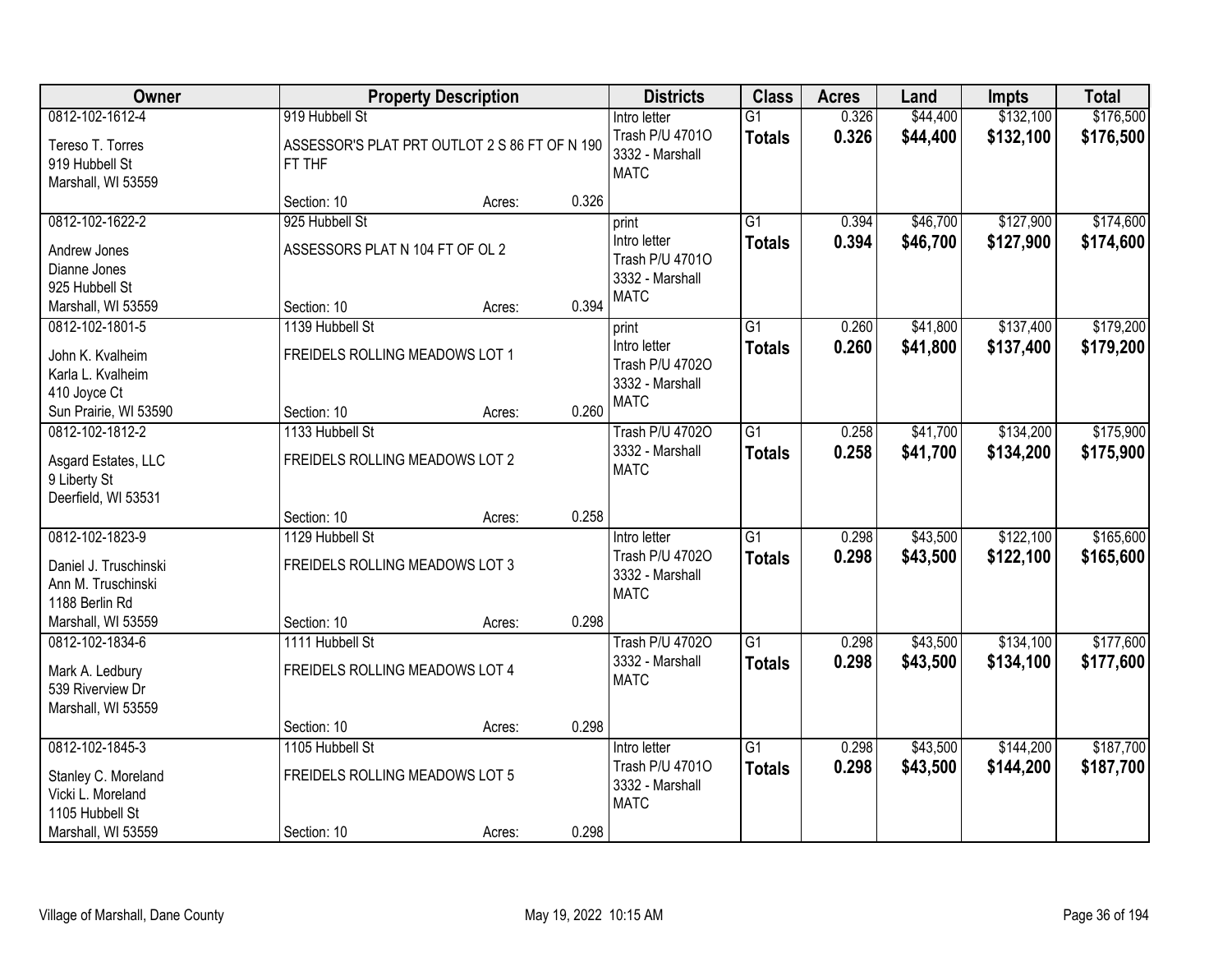| Owner | Property Description | | | Districts | Class | Acres | Land | Impts | Total |
|---|---|---|---|---|---|---|---|---|---|
| 0812-102-1612-4<br>Tereso T. Torres<br>919 Hubbell St<br>Marshall, WI 53559 | 919 Hubbell St<br>ASSESSOR'S PLAT PRT OUTLOT 2 S 86 FT OF N 190 FT THF<br>Section: 10 | Acres: | 0.326 | Intro letter<br>Trash P/U 4701O<br>3332 - Marshall<br>MATC | G1<br>**Totals** | 0.326<br>**0.326** | $44,400<br>**$44,400** | $132,100<br>**$132,100** | $176,500<br>**$176,500** |
| 0812-102-1622-2<br>Andrew Jones<br>Dianne Jones<br>925 Hubbell St<br>Marshall, WI 53559 | 925 Hubbell St<br>ASSESSORS PLAT N 104 FT OF OL 2<br>Section: 10 | Acres: | 0.394 | print<br>Intro letter<br>Trash P/U 4701O<br>3332 - Marshall<br>MATC | G1<br>**Totals** | 0.394<br>**0.394** | $46,700<br>**$46,700** | $127,900<br>**$127,900** | $174,600<br>**$174,600** |
| 0812-102-1801-5<br>John K. Kvalheim<br>Karla L. Kvalheim<br>410 Joyce Ct<br>Sun Prairie, WI 53590 | 1139 Hubbell St<br>FREIDELS ROLLING MEADOWS LOT 1<br>Section: 10 | Acres: | 0.260 | print<br>Intro letter<br>Trash P/U 4702O<br>3332 - Marshall<br>MATC | G1<br>**Totals** | 0.260<br>**0.260** | $41,800<br>**$41,800** | $137,400<br>**$137,400** | $179,200<br>**$179,200** |
| 0812-102-1812-2<br>Asgard Estates, LLC<br>9 Liberty St<br>Deerfield, WI 53531 | 1133 Hubbell St<br>FREIDELS ROLLING MEADOWS LOT 2<br>Section: 10 | Acres: | 0.258 | Trash P/U 4702O<br>3332 - Marshall<br>MATC | G1<br>**Totals** | 0.258<br>**0.258** | $41,700<br>**$41,700** | $134,200<br>**$134,200** | $175,900<br>**$175,900** |
| 0812-102-1823-9<br>Daniel J. Truschinski<br>Ann M. Truschinski<br>1188 Berlin Rd<br>Marshall, WI 53559 | 1129 Hubbell St<br>FREIDELS ROLLING MEADOWS LOT 3<br>Section: 10 | Acres: | 0.298 | Intro letter<br>Trash P/U 4702O<br>3332 - Marshall<br>MATC | G1<br>**Totals** | 0.298<br>**0.298** | $43,500<br>**$43,500** | $122,100<br>**$122,100** | $165,600<br>**$165,600** |
| 0812-102-1834-6<br>Mark A. Ledbury<br>539 Riverview Dr<br>Marshall, WI 53559 | 1111 Hubbell St<br>FREIDELS ROLLING MEADOWS LOT 4<br>Section: 10 | Acres: | 0.298 | Trash P/U 4702O<br>3332 - Marshall<br>MATC | G1<br>**Totals** | 0.298<br>**0.298** | $43,500<br>**$43,500** | $134,100<br>**$134,100** | $177,600<br>**$177,600** |
| 0812-102-1845-3<br>Stanley C. Moreland<br>Vicki L. Moreland<br>1105 Hubbell St<br>Marshall, WI 53559 | 1105 Hubbell St<br>FREIDELS ROLLING MEADOWS LOT 5<br>Section: 10 | Acres: | 0.298 | Intro letter<br>Trash P/U 4701O<br>3332 - Marshall<br>MATC | G1<br>**Totals** | 0.298<br>**0.298** | $43,500<br>**$43,500** | $144,200<br>**$144,200** | $187,700<br>**$187,700** |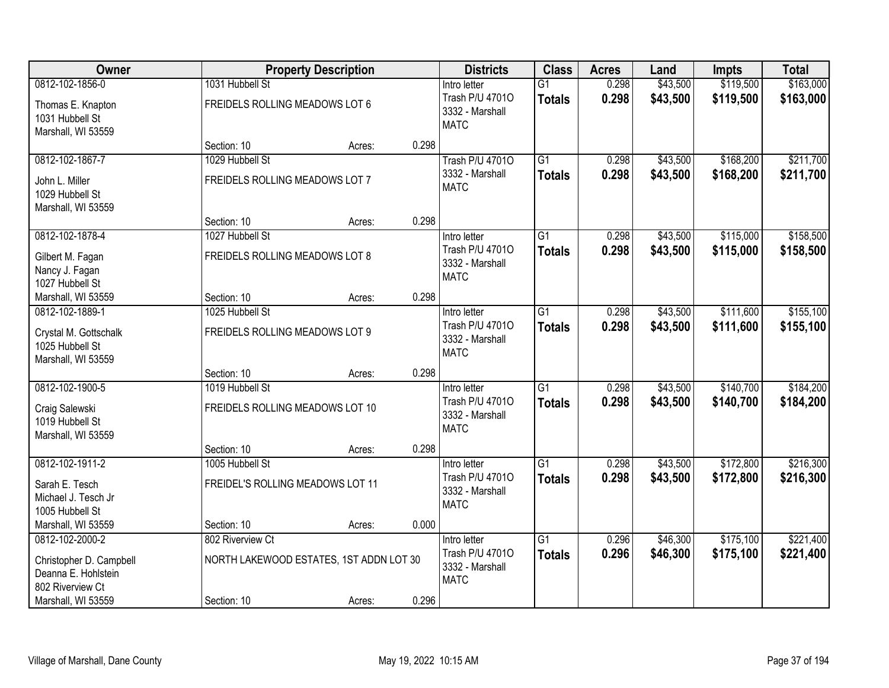| Owner | Property Description | Districts | Class | Acres | Land | Impts | Total |
|---|---|---|---|---|---|---|---|
| 0812-102-1856-0<br>Thomas E. Knapton<br>1031 Hubbell St<br>Marshall, WI 53559 | 1031 Hubbell St<br>FREIDELS ROLLING MEADOWS LOT 6<br>Section: 10 Acres: 0.298 | Intro letter<br>Trash P/U 4701O<br>3332 - Marshall<br>MATC | G1<br>**Totals** | 0.298<br>**0.298** | $43,500<br>**$43,500** | $119,500<br>**$119,500** | $163,000<br>**$163,000** |
| 0812-102-1867-7<br>John L. Miller<br>1029 Hubbell St<br>Marshall, WI 53559 | 1029 Hubbell St<br>FREIDELS ROLLING MEADOWS LOT 7<br>Section: 10 Acres: 0.298 | Trash P/U 4701O<br>3332 - Marshall<br>MATC | G1<br>**Totals** | 0.298<br>**0.298** | $43,500<br>**$43,500** | $168,200<br>**$168,200** | $211,700<br>**$211,700** |
| 0812-102-1878-4<br>Gilbert M. Fagan<br>Nancy J. Fagan<br>1027 Hubbell St<br>Marshall, WI 53559 | 1027 Hubbell St<br>FREIDELS ROLLING MEADOWS LOT 8<br>Section: 10 Acres: 0.298 | Intro letter<br>Trash P/U 4701O<br>3332 - Marshall<br>MATC | G1<br>**Totals** | 0.298<br>**0.298** | $43,500<br>**$43,500** | $115,000<br>**$115,000** | $158,500<br>**$158,500** |
| 0812-102-1889-1<br>Crystal M. Gottschalk<br>1025 Hubbell St<br>Marshall, WI 53559 | 1025 Hubbell St<br>FREIDELS ROLLING MEADOWS LOT 9<br>Section: 10 Acres: 0.298 | Intro letter<br>Trash P/U 4701O<br>3332 - Marshall<br>MATC | G1<br>**Totals** | 0.298<br>**0.298** | $43,500<br>**$43,500** | $111,600<br>**$111,600** | $155,100<br>**$155,100** |
| 0812-102-1900-5<br>Craig Salewski<br>1019 Hubbell St<br>Marshall, WI 53559 | 1019 Hubbell St<br>FREIDELS ROLLING MEADOWS LOT 10<br>Section: 10 Acres: 0.298 | Intro letter<br>Trash P/U 4701O<br>3332 - Marshall<br>MATC | G1<br>**Totals** | 0.298<br>**0.298** | $43,500<br>**$43,500** | $140,700<br>**$140,700** | $184,200<br>**$184,200** |
| 0812-102-1911-2<br>Sarah E. Tesch<br>Michael J. Tesch Jr<br>1005 Hubbell St<br>Marshall, WI 53559 | 1005 Hubbell St<br>FREIDEL'S ROLLING MEADOWS LOT 11<br>Section: 10 Acres: 0.000 | Intro letter<br>Trash P/U 4701O<br>3332 - Marshall<br>MATC | G1<br>**Totals** | 0.298<br>**0.298** | $43,500<br>**$43,500** | $172,800<br>**$172,800** | $216,300<br>**$216,300** |
| 0812-102-2000-2<br>Christopher D. Campbell<br>Deanna E. Hohlstein<br>802 Riverview Ct<br>Marshall, WI 53559 | 802 Riverview Ct<br>NORTH LAKEWOOD ESTATES, 1ST ADDN LOT 30<br>Section: 10 Acres: 0.296 | Intro letter<br>Trash P/U 4701O<br>3332 - Marshall<br>MATC | G1<br>**Totals** | 0.296<br>**0.296** | $46,300<br>**$46,300** | $175,100<br>**$175,100** | $221,400<br>**$221,400** |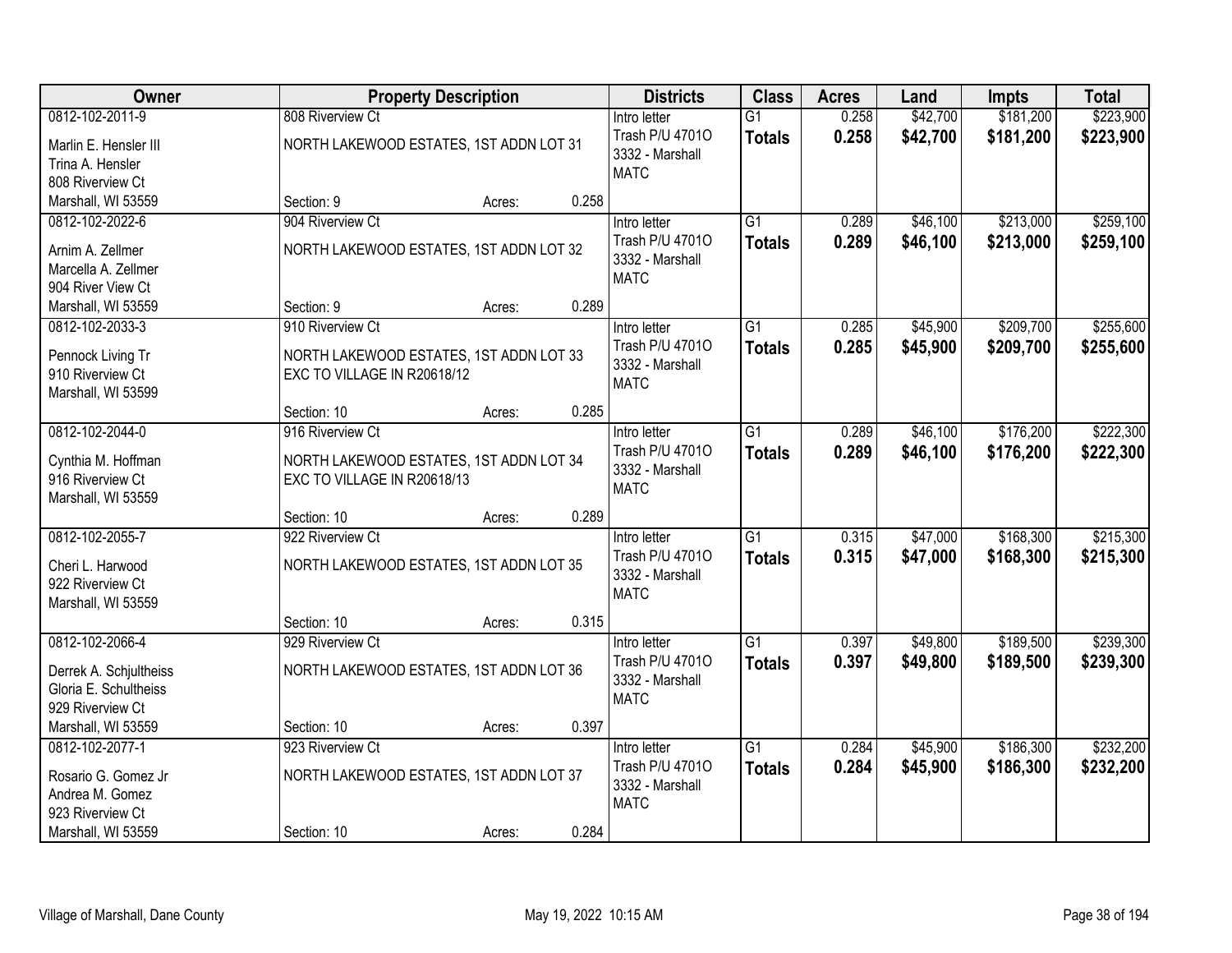| Owner | Property Description | | | Districts | Class | Acres | Land | Impts | Total |
|---|---|---|---|---|---|---|---|---|---|
| 0812-102-2011-9<br>Marlin E. Hensler III<br>Trina A. Hensler<br>808 Riverview Ct<br>Marshall, WI 53559 | 808 Riverview Ct<br>NORTH LAKEWOOD ESTATES, 1ST ADDN LOT 31<br>Section: 9 | Acres: | 0.258 | Intro letter<br>Trash P/U 4701O<br>3332 - Marshall<br>MATC | G1<br>**Totals** | 0.258<br>**0.258** | $42,700<br>**$42,700** | $181,200<br>**$181,200** | $223,900<br>**$223,900** |
| 0812-102-2022-6<br>Arnim A. Zellmer<br>Marcella A. Zellmer<br>904 River View Ct<br>Marshall, WI 53559 | 904 Riverview Ct<br>NORTH LAKEWOOD ESTATES, 1ST ADDN LOT 32<br>Section: 9 | Acres: | 0.289 | Intro letter<br>Trash P/U 4701O<br>3332 - Marshall<br>MATC | G1<br>**Totals** | 0.289<br>**0.289** | $46,100<br>**$46,100** | $213,000<br>**$213,000** | $259,100<br>**$259,100** |
| 0812-102-2033-3<br>Pennock Living Tr<br>910 Riverview Ct<br>Marshall, WI 53599 | 910 Riverview Ct<br>NORTH LAKEWOOD ESTATES, 1ST ADDN LOT 33 EXC TO VILLAGE IN R20618/12<br>Section: 10 | Acres: | 0.285 | Intro letter<br>Trash P/U 4701O<br>3332 - Marshall<br>MATC | G1<br>**Totals** | 0.285<br>**0.285** | $45,900<br>**$45,900** | $209,700<br>**$209,700** | $255,600<br>**$255,600** |
| 0812-102-2044-0<br>Cynthia M. Hoffman<br>916 Riverview Ct<br>Marshall, WI 53559 | 916 Riverview Ct<br>NORTH LAKEWOOD ESTATES, 1ST ADDN LOT 34 EXC TO VILLAGE IN R20618/13<br>Section: 10 | Acres: | 0.289 | Intro letter<br>Trash P/U 4701O<br>3332 - Marshall<br>MATC | G1<br>**Totals** | 0.289<br>**0.289** | $46,100<br>**$46,100** | $176,200<br>**$176,200** | $222,300<br>**$222,300** |
| 0812-102-2055-7<br>Cheri L. Harwood<br>922 Riverview Ct<br>Marshall, WI 53559 | 922 Riverview Ct<br>NORTH LAKEWOOD ESTATES, 1ST ADDN LOT 35<br>Section: 10 | Acres: | 0.315 | Intro letter<br>Trash P/U 4701O<br>3332 - Marshall<br>MATC | G1<br>**Totals** | 0.315<br>**0.315** | $47,000<br>**$47,000** | $168,300<br>**$168,300** | $215,300<br>**$215,300** |
| 0812-102-2066-4<br>Derrek A. Schjultheiss<br>Gloria E. Schultheiss<br>929 Riverview Ct<br>Marshall, WI 53559 | 929 Riverview Ct<br>NORTH LAKEWOOD ESTATES, 1ST ADDN LOT 36<br>Section: 10 | Acres: | 0.397 | Intro letter<br>Trash P/U 4701O<br>3332 - Marshall<br>MATC | G1<br>**Totals** | 0.397<br>**0.397** | $49,800<br>**$49,800** | $189,500<br>**$189,500** | $239,300<br>**$239,300** |
| 0812-102-2077-1<br>Rosario G. Gomez Jr<br>Andrea M. Gomez<br>923 Riverview Ct<br>Marshall, WI 53559 | 923 Riverview Ct<br>NORTH LAKEWOOD ESTATES, 1ST ADDN LOT 37<br>Section: 10 | Acres: | 0.284 | Intro letter<br>Trash P/U 4701O<br>3332 - Marshall<br>MATC | G1<br>**Totals** | 0.284<br>**0.284** | $45,900<br>**$45,900** | $186,300<br>**$186,300** | $232,200<br>**$232,200** |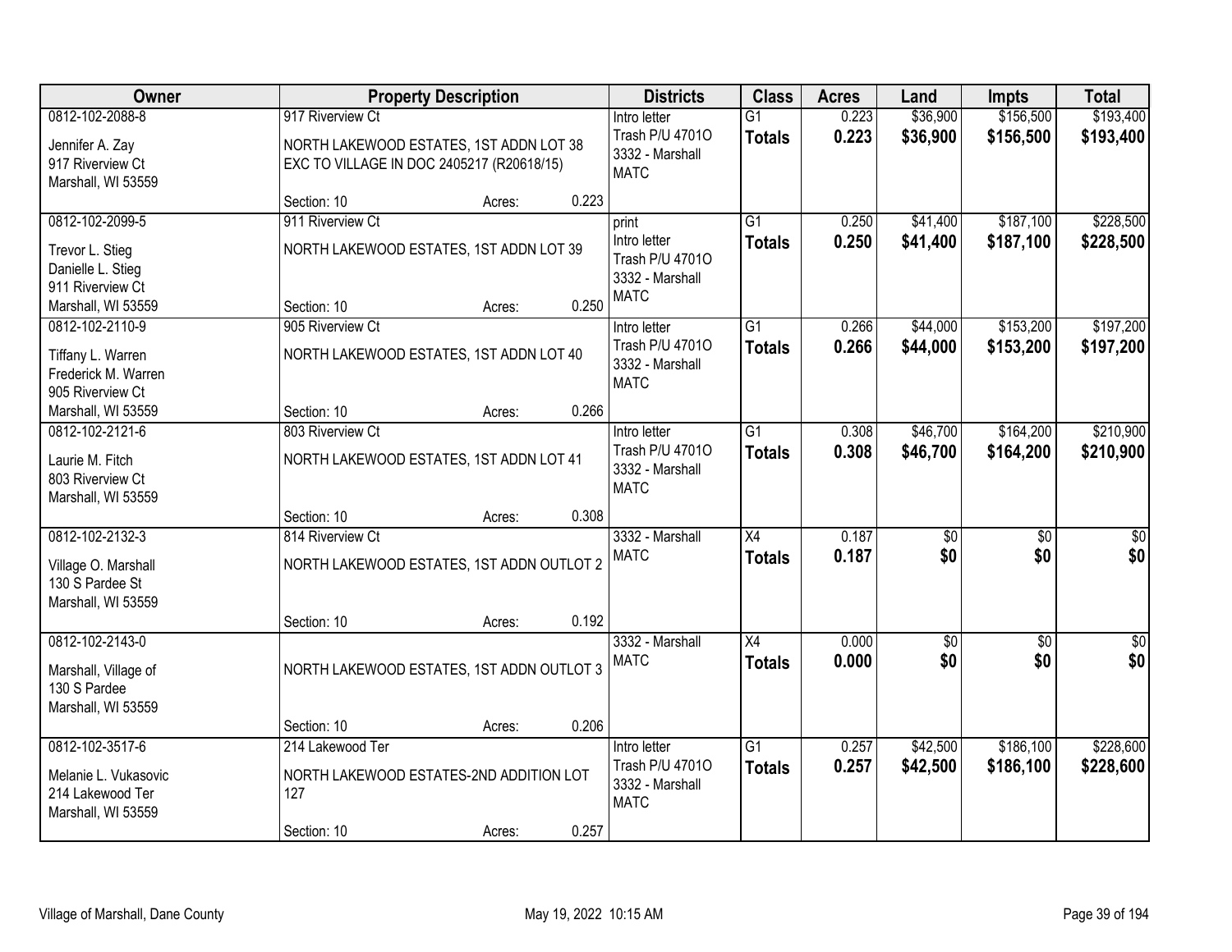| Owner | Property Description | Districts | Class | Acres | Land | Impts | Total |
|---|---|---|---|---|---|---|---|
| 0812-102-2088-8<br>Jennifer A. Zay<br>917 Riverview Ct<br>Marshall, WI 53559 | 917 Riverview Ct<br>NORTH LAKEWOOD ESTATES, 1ST ADDN LOT 38 EXC TO VILLAGE IN DOC 2405217 (R20618/15)<br>Section: 10 Acres: 0.223 | Intro letter<br>Trash P/U 4701O<br>3332 - Marshall<br>MATC | G1<br>**Totals** | 0.223<br>**0.223** | $36,900<br>**$36,900** | $156,500<br>**$156,500** | $193,400<br>**$193,400** |
| 0812-102-2099-5<br>Trevor L. Stieg<br>Danielle L. Stieg<br>911 Riverview Ct<br>Marshall, WI 53559 | 911 Riverview Ct<br>NORTH LAKEWOOD ESTATES, 1ST ADDN LOT 39<br>Section: 10 Acres: 0.250 | print<br>Intro letter<br>Trash P/U 4701O<br>3332 - Marshall<br>MATC | G1<br>**Totals** | 0.250<br>**0.250** | $41,400<br>**$41,400** | $187,100<br>**$187,100** | $228,500<br>**$228,500** |
| 0812-102-2110-9<br>Tiffany L. Warren<br>Frederick M. Warren<br>905 Riverview Ct<br>Marshall, WI 53559 | 905 Riverview Ct<br>NORTH LAKEWOOD ESTATES, 1ST ADDN LOT 40<br>Section: 10 Acres: 0.266 | Intro letter<br>Trash P/U 4701O<br>3332 - Marshall<br>MATC | G1<br>**Totals** | 0.266<br>**0.266** | $44,000<br>**$44,000** | $153,200<br>**$153,200** | $197,200<br>**$197,200** |
| 0812-102-2121-6<br>Laurie M. Fitch<br>803 Riverview Ct<br>Marshall, WI 53559 | 803 Riverview Ct<br>NORTH LAKEWOOD ESTATES, 1ST ADDN LOT 41<br>Section: 10 Acres: 0.308 | Intro letter<br>Trash P/U 4701O<br>3332 - Marshall<br>MATC | G1<br>**Totals** | 0.308<br>**0.308** | $46,700<br>**$46,700** | $164,200<br>**$164,200** | $210,900<br>**$210,900** |
| 0812-102-2132-3<br>Village O. Marshall<br>130 S Pardee St<br>Marshall, WI 53559 | 814 Riverview Ct<br>NORTH LAKEWOOD ESTATES, 1ST ADDN OUTLOT 2<br>Section: 10 Acres: 0.192 | 3332 - Marshall<br>MATC | X4<br>**Totals** | 0.187<br>**0.187** | $0<br>**$0** | $0<br>**$0** | $0<br>**$0** |
| 0812-102-2143-0<br>Marshall, Village of<br>130 S Pardee<br>Marshall, WI 53559 | NORTH LAKEWOOD ESTATES, 1ST ADDN OUTLOT 3<br>Section: 10 Acres: 0.206 | 3332 - Marshall<br>MATC | X4<br>**Totals** | 0.000<br>**0.000** | $0<br>**$0** | $0<br>**$0** | $0<br>**$0** |
| 0812-102-3517-6<br>Melanie L. Vukasovic<br>214 Lakewood Ter<br>Marshall, WI 53559 | 214 Lakewood Ter<br>NORTH LAKEWOOD ESTATES-2ND ADDITION LOT 127<br>Section: 10 Acres: 0.257 | Intro letter<br>Trash P/U 4701O<br>3332 - Marshall<br>MATC | G1<br>**Totals** | 0.257<br>**0.257** | $42,500<br>**$42,500** | $186,100<br>**$186,100** | $228,600<br>**$228,600** |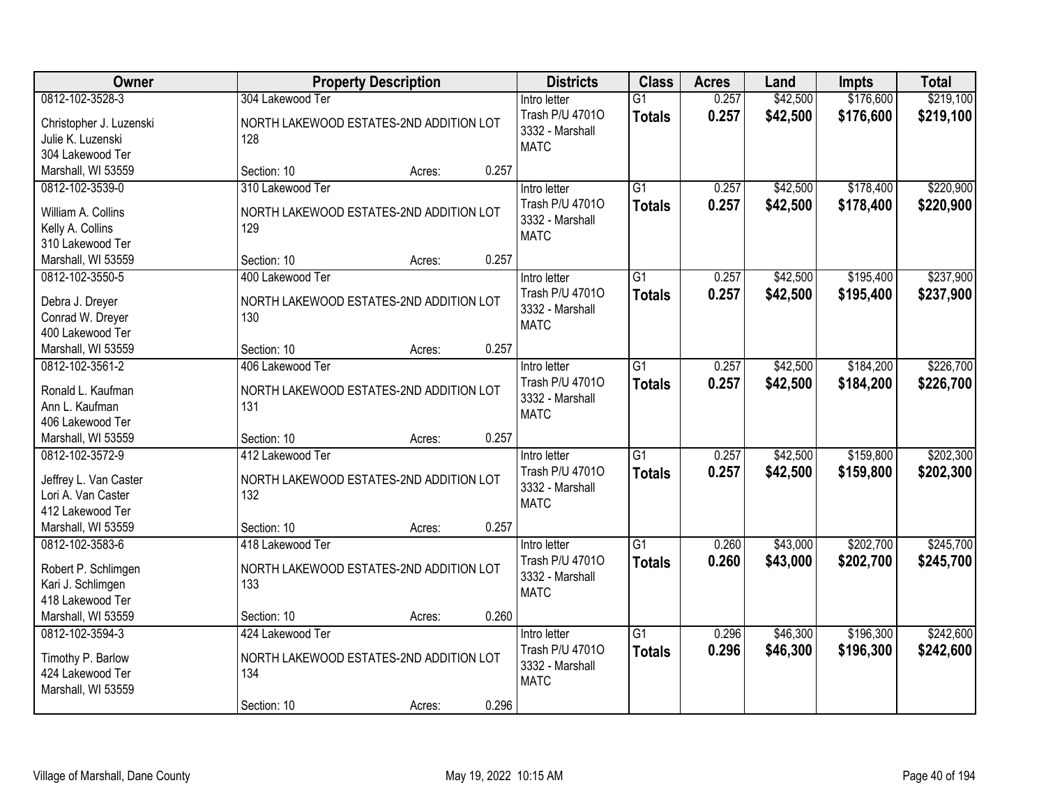| Owner | Property Description | Districts | Class | Acres | Land | Impts | Total |
|---|---|---|---|---|---|---|---|
| 0812-102-3528-3<br>Christopher J. Luzenski<br>Julie K. Luzenski<br>304 Lakewood Ter<br>Marshall, WI 53559 | 304 Lakewood Ter<br>NORTH LAKEWOOD ESTATES-2ND ADDITION LOT 128<br>Section: 10 Acres: 0.257 | Intro letter<br>Trash P/U 4701O<br>3332 - Marshall<br>MATC | G1<br>**Totals** | 0.257<br>**0.257** | $42,500<br>**$42,500** | $176,600<br>**$176,600** | $219,100<br>**$219,100** |
| 0812-102-3539-0<br>William A. Collins<br>Kelly A. Collins<br>310 Lakewood Ter<br>Marshall, WI 53559 | 310 Lakewood Ter<br>NORTH LAKEWOOD ESTATES-2ND ADDITION LOT 129<br>Section: 10 Acres: 0.257 | Intro letter<br>Trash P/U 4701O<br>3332 - Marshall<br>MATC | G1<br>**Totals** | 0.257<br>**0.257** | $42,500<br>**$42,500** | $178,400<br>**$178,400** | $220,900<br>**$220,900** |
| 0812-102-3550-5<br>Debra J. Dreyer<br>Conrad W. Dreyer<br>400 Lakewood Ter<br>Marshall, WI 53559 | 400 Lakewood Ter<br>NORTH LAKEWOOD ESTATES-2ND ADDITION LOT 130<br>Section: 10 Acres: 0.257 | Intro letter<br>Trash P/U 4701O<br>3332 - Marshall<br>MATC | G1<br>**Totals** | 0.257<br>**0.257** | $42,500<br>**$42,500** | $195,400<br>**$195,400** | $237,900<br>**$237,900** |
| 0812-102-3561-2<br>Ronald L. Kaufman<br>Ann L. Kaufman<br>406 Lakewood Ter<br>Marshall, WI 53559 | 406 Lakewood Ter<br>NORTH LAKEWOOD ESTATES-2ND ADDITION LOT 131<br>Section: 10 Acres: 0.257 | Intro letter<br>Trash P/U 4701O<br>3332 - Marshall<br>MATC | G1<br>**Totals** | 0.257<br>**0.257** | $42,500<br>**$42,500** | $184,200<br>**$184,200** | $226,700<br>**$226,700** |
| 0812-102-3572-9<br>Jeffrey L. Van Caster<br>Lori A. Van Caster<br>412 Lakewood Ter<br>Marshall, WI 53559 | 412 Lakewood Ter<br>NORTH LAKEWOOD ESTATES-2ND ADDITION LOT 132<br>Section: 10 Acres: 0.257 | Intro letter<br>Trash P/U 4701O<br>3332 - Marshall<br>MATC | G1<br>**Totals** | 0.257<br>**0.257** | $42,500<br>**$42,500** | $159,800<br>**$159,800** | $202,300<br>**$202,300** |
| 0812-102-3583-6<br>Robert P. Schlimgen<br>Kari J. Schlimgen<br>418 Lakewood Ter<br>Marshall, WI 53559 | 418 Lakewood Ter<br>NORTH LAKEWOOD ESTATES-2ND ADDITION LOT 133<br>Section: 10 Acres: 0.260 | Intro letter<br>Trash P/U 4701O<br>3332 - Marshall<br>MATC | G1<br>**Totals** | 0.260<br>**0.260** | $43,000<br>**$43,000** | $202,700<br>**$202,700** | $245,700<br>**$245,700** |
| 0812-102-3594-3<br>Timothy P. Barlow<br>424 Lakewood Ter<br>Marshall, WI 53559 | 424 Lakewood Ter<br>NORTH LAKEWOOD ESTATES-2ND ADDITION LOT 134<br>Section: 10 Acres: 0.296 | Intro letter<br>Trash P/U 4701O<br>3332 - Marshall<br>MATC | G1<br>**Totals** | 0.296<br>**0.296** | $46,300<br>**$46,300** | $196,300<br>**$196,300** | $242,600<br>**$242,600** |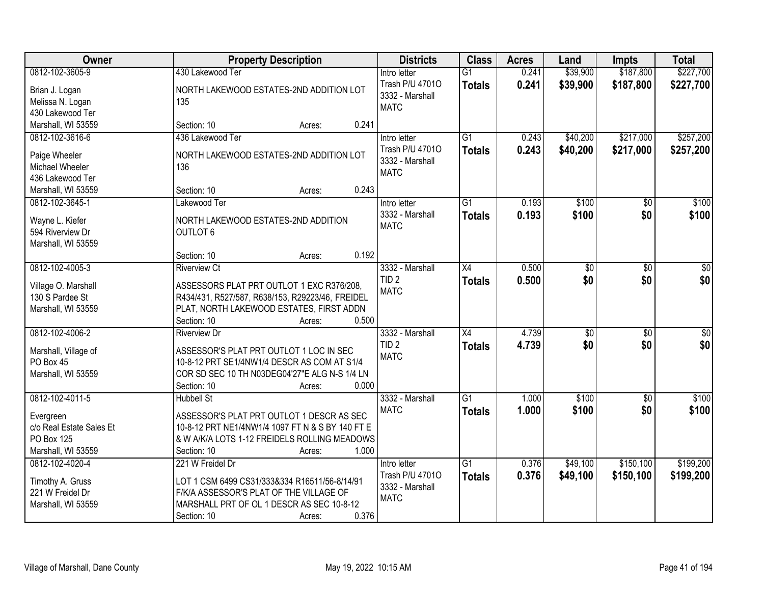| Owner | Property Description | Districts | Class | Acres | Land | Impts | Total |
|---|---|---|---|---|---|---|---|
| 0812-102-3605-9<br><br>Brian J. Logan<br>Melissa N. Logan<br>430 Lakewood Ter<br>Marshall, WI 53559 | 430 Lakewood Ter<br><br>NORTH LAKEWOOD ESTATES-2ND ADDITION LOT 135<br><br>Section: 10 Acres: 0.241 | Intro letter<br>Trash P/U 4701O<br>3332 - Marshall<br>MATC | G1<br>**Totals** | 0.241<br>**0.241** | $39,900<br>**$39,900** | $187,800<br>**$187,800** | $227,700<br>**$227,700** |
| 0812-102-3616-6<br><br>Paige Wheeler<br>Michael Wheeler<br>436 Lakewood Ter<br>Marshall, WI 53559 | 436 Lakewood Ter<br><br>NORTH LAKEWOOD ESTATES-2ND ADDITION LOT 136<br><br>Section: 10 Acres: 0.243 | Intro letter<br>Trash P/U 4701O<br>3332 - Marshall<br>MATC | G1<br>**Totals** | 0.243<br>**0.243** | $40,200<br>**$40,200** | $217,000<br>**$217,000** | $257,200<br>**$257,200** |
| 0812-102-3645-1<br><br>Wayne L. Kiefer<br>594 Riverview Dr<br>Marshall, WI 53559 | Lakewood Ter<br><br>NORTH LAKEWOOD ESTATES-2ND ADDITION OUTLOT 6<br><br>Section: 10 Acres: 0.192 | Intro letter<br>3332 - Marshall<br>MATC | G1<br>**Totals** | 0.193<br>**0.193** | $100<br>**$100** | $0<br>**$0** | $100<br>**$100** |
| 0812-102-4005-3<br><br>Village O. Marshall<br>130 S Pardee St<br>Marshall, WI 53559 | Riverview Ct<br><br>ASSESSORS PLAT PRT OUTLOT 1 EXC R376/208, R434/431, R527/587, R638/153, R29223/46, FREIDEL PLAT, NORTH LAKEWOOD ESTATES, FIRST ADDN<br>Section: 10 Acres: 0.500 | 3332 - Marshall<br>TID 2<br>MATC | X4<br>**Totals** | 0.500<br>**0.500** | $0<br>**$0** | $0<br>**$0** | $0<br>**$0** |
| 0812-102-4006-2<br><br>Marshall, Village of<br>PO Box 45<br>Marshall, WI 53559 | Riverview Dr<br><br>ASSESSOR'S PLAT PRT OUTLOT 1 LOC IN SEC 10-8-12 PRT SE1/4NW1/4 DESCR AS COM AT S1/4 COR SD SEC 10 TH N03DEG04'27"E ALG N-S 1/4 LN<br>Section: 10 Acres: 0.000 | 3332 - Marshall<br>TID 2<br>MATC | X4<br>**Totals** | 4.739<br>**4.739** | $0<br>**$0** | $0<br>**$0** | $0<br>**$0** |
| 0812-102-4011-5<br><br>Evergreen<br>c/o Real Estate Sales Et<br>PO Box 125<br>Marshall, WI 53559 | Hubbell St<br><br>ASSESSOR'S PLAT PRT OUTLOT 1 DESCR AS SEC 10-8-12 PRT NE1/4NW1/4 1097 FT N & S BY 140 FT E & W A/K/A LOTS 1-12 FREIDELS ROLLING MEADOWS<br>Section: 10 Acres: 1.000 | 3332 - Marshall<br>MATC | G1<br>**Totals** | 1.000<br>**1.000** | $100<br>**$100** | $0<br>**$0** | $100<br>**$100** |
| 0812-102-4020-4<br><br>Timothy A. Gruss<br>221 W Freidel Dr<br>Marshall, WI 53559 | 221 W Freidel Dr<br><br>LOT 1 CSM 6499 CS31/333&334 R16511/56-8/14/91 F/K/A ASSESSOR'S PLAT OF THE VILLAGE OF MARSHALL PRT OF OL 1 DESCR AS SEC 10-8-12<br>Section: 10 Acres: 0.376 | Intro letter<br>Trash P/U 4701O<br>3332 - Marshall<br>MATC | G1<br>**Totals** | 0.376<br>**0.376** | $49,100<br>**$49,100** | $150,100<br>**$150,100** | $199,200<br>**$199,200** |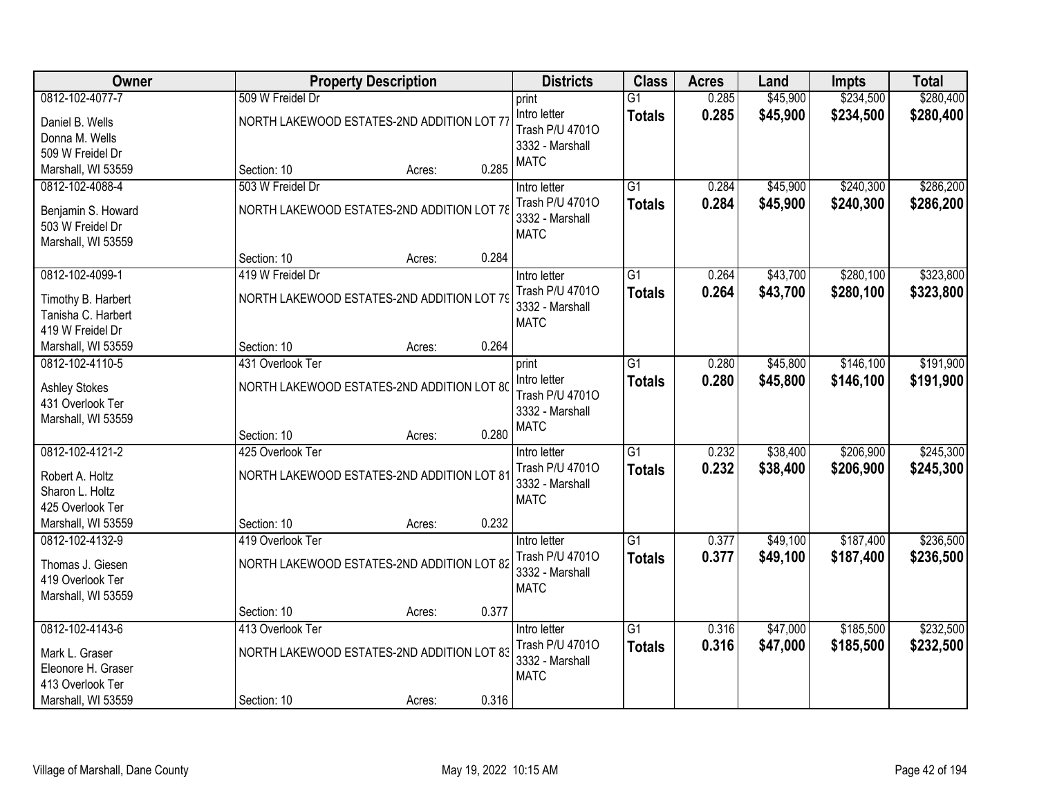| Owner | Property Description | | | Districts | Class | Acres | Land | Impts | Total |
|---|---|---|---|---|---|---|---|---|---|
| 0812-102-4077-7 | 509 W Freidel Dr | | | print | G1 | 0.285 | $45,900 | $234,500 | $280,400 |
| Daniel B. Wells<br>Donna M. Wells<br>509 W Freidel Dr<br>Marshall, WI 53559 | NORTH LAKEWOOD ESTATES-2ND ADDITION LOT 77 | | | Intro letter<br>Trash P/U 4701O<br>3332 - Marshall<br>MATC | **Totals** | **0.285** | **$45,900** | **$234,500** | **$280,400** |
| | Section: 10 | Acres: | 0.285 | | | | | | |
| 0812-102-4088-4 | 503 W Freidel Dr | | | Intro letter | G1 | 0.284 | $45,900 | $240,300 | $286,200 |
| Benjamin S. Howard<br>503 W Freidel Dr<br>Marshall, WI 53559 | NORTH LAKEWOOD ESTATES-2ND ADDITION LOT 78 | | | Trash P/U 4701O<br>3332 - Marshall<br>MATC | **Totals** | **0.284** | **$45,900** | **$240,300** | **$286,200** |
| | Section: 10 | Acres: | 0.284 | | | | | | |
| 0812-102-4099-1 | 419 W Freidel Dr | | | Intro letter | G1 | 0.264 | $43,700 | $280,100 | $323,800 |
| Timothy B. Harbert<br>Tanisha C. Harbert<br>419 W Freidel Dr<br>Marshall, WI 53559 | NORTH LAKEWOOD ESTATES-2ND ADDITION LOT 79 | | | Trash P/U 4701O<br>3332 - Marshall<br>MATC | **Totals** | **0.264** | **$43,700** | **$280,100** | **$323,800** |
| | Section: 10 | Acres: | 0.264 | | | | | | |
| 0812-102-4110-5 | 431 Overlook Ter | | | print | G1 | 0.280 | $45,800 | $146,100 | $191,900 |
| Ashley Stokes<br>431 Overlook Ter<br>Marshall, WI 53559 | NORTH LAKEWOOD ESTATES-2ND ADDITION LOT 80 | | | Intro letter<br>Trash P/U 4701O<br>3332 - Marshall<br>MATC | **Totals** | **0.280** | **$45,800** | **$146,100** | **$191,900** |
| | Section: 10 | Acres: | 0.280 | | | | | | |
| 0812-102-4121-2 | 425 Overlook Ter | | | Intro letter | G1 | 0.232 | $38,400 | $206,900 | $245,300 |
| Robert A. Holtz<br>Sharon L. Holtz<br>425 Overlook Ter<br>Marshall, WI 53559 | NORTH LAKEWOOD ESTATES-2ND ADDITION LOT 81 | | | Trash P/U 4701O<br>3332 - Marshall<br>MATC | **Totals** | **0.232** | **$38,400** | **$206,900** | **$245,300** |
| | Section: 10 | Acres: | 0.232 | | | | | | |
| 0812-102-4132-9 | 419 Overlook Ter | | | Intro letter | G1 | 0.377 | $49,100 | $187,400 | $236,500 |
| Thomas J. Giesen<br>419 Overlook Ter<br>Marshall, WI 53559 | NORTH LAKEWOOD ESTATES-2ND ADDITION LOT 82 | | | Trash P/U 4701O<br>3332 - Marshall<br>MATC | **Totals** | **0.377** | **$49,100** | **$187,400** | **$236,500** |
| | Section: 10 | Acres: | 0.377 | | | | | | |
| 0812-102-4143-6 | 413 Overlook Ter | | | Intro letter | G1 | 0.316 | $47,000 | $185,500 | $232,500 |
| Mark L. Graser<br>Eleonore H. Graser<br>413 Overlook Ter<br>Marshall, WI 53559 | NORTH LAKEWOOD ESTATES-2ND ADDITION LOT 83 | | | Trash P/U 4701O<br>3332 - Marshall<br>MATC | **Totals** | **0.316** | **$47,000** | **$185,500** | **$232,500** |
| | Section: 10 | Acres: | 0.316 | | | | | | |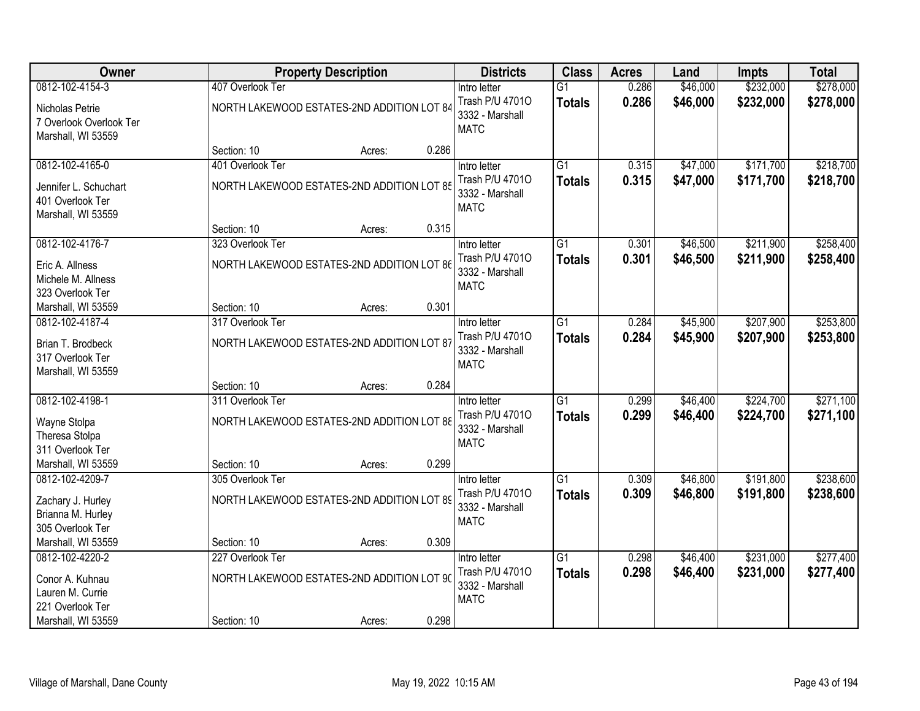| Owner | Property Description | | | Districts | Class | Acres | Land | Impts | Total |
|---|---|---|---|---|---|---|---|---|---|
| 0812-102-4154-3<br>Nicholas Petrie<br>7 Overlook Overlook Ter<br>Marshall, WI 53559 | 407 Overlook Ter<br>NORTH LAKEWOOD ESTATES-2ND ADDITION LOT 84<br>Section: 10 | Acres: | 0.286 | Intro letter<br>Trash P/U 4701O<br>3332 - Marshall<br>MATC | G1<br>**Totals** | 0.286<br>**0.286** | $46,000<br>**$46,000** | $232,000<br>**$232,000** | $278,000<br>**$278,000** |
| 0812-102-4165-0<br>Jennifer L. Schuchart<br>401 Overlook Ter<br>Marshall, WI 53559 | 401 Overlook Ter<br>NORTH LAKEWOOD ESTATES-2ND ADDITION LOT 85<br>Section: 10 | Acres: | 0.315 | Intro letter<br>Trash P/U 4701O<br>3332 - Marshall<br>MATC | G1<br>**Totals** | 0.315<br>**0.315** | $47,000<br>**$47,000** | $171,700<br>**$171,700** | $218,700<br>**$218,700** |
| 0812-102-4176-7<br>Eric A. Allness<br>Michele M. Allness<br>323 Overlook Ter<br>Marshall, WI 53559 | 323 Overlook Ter<br>NORTH LAKEWOOD ESTATES-2ND ADDITION LOT 86<br>Section: 10 | Acres: | 0.301 | Intro letter<br>Trash P/U 4701O<br>3332 - Marshall<br>MATC | G1<br>**Totals** | 0.301<br>**0.301** | $46,500<br>**$46,500** | $211,900<br>**$211,900** | $258,400<br>**$258,400** |
| 0812-102-4187-4<br>Brian T. Brodbeck<br>317 Overlook Ter<br>Marshall, WI 53559 | 317 Overlook Ter<br>NORTH LAKEWOOD ESTATES-2ND ADDITION LOT 87<br>Section: 10 | Acres: | 0.284 | Intro letter<br>Trash P/U 4701O<br>3332 - Marshall<br>MATC | G1<br>**Totals** | 0.284<br>**0.284** | $45,900<br>**$45,900** | $207,900<br>**$207,900** | $253,800<br>**$253,800** |
| 0812-102-4198-1<br>Wayne Stolpa<br>Theresa Stolpa<br>311 Overlook Ter<br>Marshall, WI 53559 | 311 Overlook Ter<br>NORTH LAKEWOOD ESTATES-2ND ADDITION LOT 88<br>Section: 10 | Acres: | 0.299 | Intro letter<br>Trash P/U 4701O<br>3332 - Marshall<br>MATC | G1<br>**Totals** | 0.299<br>**0.299** | $46,400<br>**$46,400** | $224,700<br>**$224,700** | $271,100<br>**$271,100** |
| 0812-102-4209-7<br>Zachary J. Hurley<br>Brianna M. Hurley<br>305 Overlook Ter<br>Marshall, WI 53559 | 305 Overlook Ter<br>NORTH LAKEWOOD ESTATES-2ND ADDITION LOT 89<br>Section: 10 | Acres: | 0.309 | Intro letter<br>Trash P/U 4701O<br>3332 - Marshall<br>MATC | G1<br>**Totals** | 0.309<br>**0.309** | $46,800<br>**$46,800** | $191,800<br>**$191,800** | $238,600<br>**$238,600** |
| 0812-102-4220-2<br>Conor A. Kuhnau<br>Lauren M. Currie<br>221 Overlook Ter<br>Marshall, WI 53559 | 227 Overlook Ter<br>NORTH LAKEWOOD ESTATES-2ND ADDITION LOT 90<br>Section: 10 | Acres: | 0.298 | Intro letter<br>Trash P/U 4701O<br>3332 - Marshall<br>MATC | G1<br>**Totals** | 0.298<br>**0.298** | $46,400<br>**$46,400** | $231,000<br>**$231,000** | $277,400<br>**$277,400** |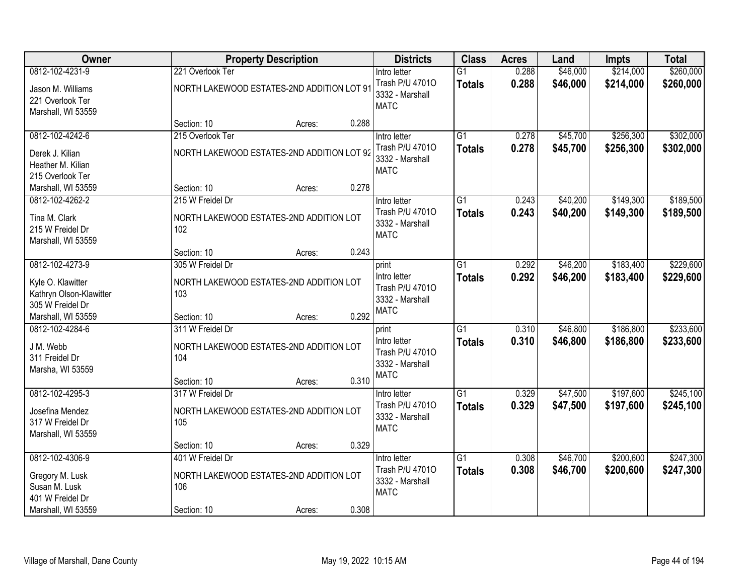| Owner | Property Description | Districts | Class | Acres | Land | Impts | Total |
|---|---|---|---|---|---|---|---|
| 0812-102-4231-9<br>Jason M. Williams<br>221 Overlook Ter<br>Marshall, WI 53559 | 221 Overlook Ter<br>NORTH LAKEWOOD ESTATES-2ND ADDITION LOT 91<br>Section: 10 Acres: 0.288 | Intro letter<br>Trash P/U 4701O<br>3332 - Marshall<br>MATC | G1<br>**Totals** | 0.288<br>**0.288** | $46,000<br>**$46,000** | $214,000<br>**$214,000** | $260,000<br>**$260,000** |
| 0812-102-4242-6<br>Derek J. Kilian<br>Heather M. Kilian<br>215 Overlook Ter<br>Marshall, WI 53559 | 215 Overlook Ter<br>NORTH LAKEWOOD ESTATES-2ND ADDITION LOT 92<br>Section: 10 Acres: 0.278 | Intro letter<br>Trash P/U 4701O<br>3332 - Marshall<br>MATC | G1<br>**Totals** | 0.278<br>**0.278** | $45,700<br>**$45,700** | $256,300<br>**$256,300** | $302,000<br>**$302,000** |
| 0812-102-4262-2<br>Tina M. Clark<br>215 W Freidel Dr<br>Marshall, WI 53559 | 215 W Freidel Dr<br>NORTH LAKEWOOD ESTATES-2ND ADDITION LOT 102<br>Section: 10 Acres: 0.243 | Intro letter<br>Trash P/U 4701O<br>3332 - Marshall<br>MATC | G1<br>**Totals** | 0.243<br>**0.243** | $40,200<br>**$40,200** | $149,300<br>**$149,300** | $189,500<br>**$189,500** |
| 0812-102-4273-9<br>Kyle O. Klawitter<br>Kathryn Olson-Klawitter<br>305 W Freidel Dr<br>Marshall, WI 53559 | 305 W Freidel Dr<br>NORTH LAKEWOOD ESTATES-2ND ADDITION LOT 103<br>Section: 10 Acres: 0.292 | print<br>Intro letter<br>Trash P/U 4701O<br>3332 - Marshall<br>MATC | G1<br>**Totals** | 0.292<br>**0.292** | $46,200<br>**$46,200** | $183,400<br>**$183,400** | $229,600<br>**$229,600** |
| 0812-102-4284-6<br>J M. Webb<br>311 Freidel Dr<br>Marsha, WI 53559 | 311 W Freidel Dr<br>NORTH LAKEWOOD ESTATES-2ND ADDITION LOT 104<br>Section: 10 Acres: 0.310 | print<br>Intro letter<br>Trash P/U 4701O<br>3332 - Marshall<br>MATC | G1<br>**Totals** | 0.310<br>**0.310** | $46,800<br>**$46,800** | $186,800<br>**$186,800** | $233,600<br>**$233,600** |
| 0812-102-4295-3<br>Josefina Mendez<br>317 W Freidel Dr<br>Marshall, WI 53559 | 317 W Freidel Dr<br>NORTH LAKEWOOD ESTATES-2ND ADDITION LOT 105<br>Section: 10 Acres: 0.329 | Intro letter<br>Trash P/U 4701O<br>3332 - Marshall<br>MATC | G1<br>**Totals** | 0.329<br>**0.329** | $47,500<br>**$47,500** | $197,600<br>**$197,600** | $245,100<br>**$245,100** |
| 0812-102-4306-9<br>Gregory M. Lusk<br>Susan M. Lusk<br>401 W Freidel Dr<br>Marshall, WI 53559 | 401 W Freidel Dr<br>NORTH LAKEWOOD ESTATES-2ND ADDITION LOT 106<br>Section: 10 Acres: 0.308 | Intro letter<br>Trash P/U 4701O<br>3332 - Marshall<br>MATC | G1<br>**Totals** | 0.308<br>**0.308** | $46,700<br>**$46,700** | $200,600<br>**$200,600** | $247,300<br>**$247,300** |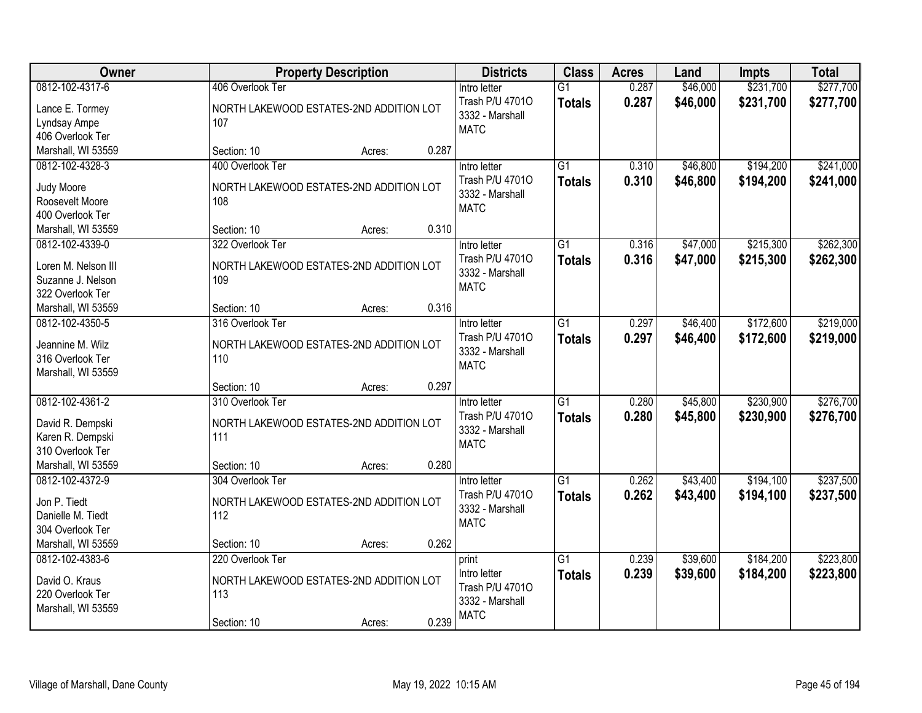| Owner | Property Description | | | Districts | Class | Acres | Land | Impts | Total |
|---|---|---|---|---|---|---|---|---|---|
| 0812-102-4317-6<br>Lance E. Tormey<br>Lyndsay Ampe<br>406 Overlook Ter<br>Marshall, WI 53559 | 406 Overlook Ter<br>NORTH LAKEWOOD ESTATES-2ND ADDITION LOT 107<br>Section: 10 | Acres: | 0.287 | Intro letter<br>Trash P/U 4701O<br>3332 - Marshall<br>MATC | G1<br>**Totals** | 0.287<br>**0.287** | $46,000<br>**$46,000** | $231,700<br>**$231,700** | $277,700<br>**$277,700** |
| 0812-102-4328-3<br>Judy Moore<br>Roosevelt Moore<br>400 Overlook Ter<br>Marshall, WI 53559 | 400 Overlook Ter<br>NORTH LAKEWOOD ESTATES-2ND ADDITION LOT 108<br>Section: 10 | Acres: | 0.310 | Intro letter<br>Trash P/U 4701O<br>3332 - Marshall<br>MATC | G1<br>**Totals** | 0.310<br>**0.310** | $46,800<br>**$46,800** | $194,200<br>**$194,200** | $241,000<br>**$241,000** |
| 0812-102-4339-0<br>Loren M. Nelson III<br>Suzanne J. Nelson<br>322 Overlook Ter<br>Marshall, WI 53559 | 322 Overlook Ter<br>NORTH LAKEWOOD ESTATES-2ND ADDITION LOT 109<br>Section: 10 | Acres: | 0.316 | Intro letter<br>Trash P/U 4701O<br>3332 - Marshall<br>MATC | G1<br>**Totals** | 0.316<br>**0.316** | $47,000<br>**$47,000** | $215,300<br>**$215,300** | $262,300<br>**$262,300** |
| 0812-102-4350-5<br>Jeannine M. Wilz<br>316 Overlook Ter<br>Marshall, WI 53559 | 316 Overlook Ter<br>NORTH LAKEWOOD ESTATES-2ND ADDITION LOT 110<br>Section: 10 | Acres: | 0.297 | Intro letter<br>Trash P/U 4701O<br>3332 - Marshall<br>MATC | G1<br>**Totals** | 0.297<br>**0.297** | $46,400<br>**$46,400** | $172,600<br>**$172,600** | $219,000<br>**$219,000** |
| 0812-102-4361-2<br>David R. Dempski<br>Karen R. Dempski<br>310 Overlook Ter<br>Marshall, WI 53559 | 310 Overlook Ter<br>NORTH LAKEWOOD ESTATES-2ND ADDITION LOT 111<br>Section: 10 | Acres: | 0.280 | Intro letter<br>Trash P/U 4701O<br>3332 - Marshall<br>MATC | G1<br>**Totals** | 0.280<br>**0.280** | $45,800<br>**$45,800** | $230,900<br>**$230,900** | $276,700<br>**$276,700** |
| 0812-102-4372-9<br>Jon P. Tiedt<br>Danielle M. Tiedt<br>304 Overlook Ter<br>Marshall, WI 53559 | 304 Overlook Ter<br>NORTH LAKEWOOD ESTATES-2ND ADDITION LOT 112<br>Section: 10 | Acres: | 0.262 | Intro letter<br>Trash P/U 4701O<br>3332 - Marshall<br>MATC | G1<br>**Totals** | 0.262<br>**0.262** | $43,400<br>**$43,400** | $194,100<br>**$194,100** | $237,500<br>**$237,500** |
| 0812-102-4383-6<br>David O. Kraus<br>220 Overlook Ter<br>Marshall, WI 53559 | 220 Overlook Ter<br>NORTH LAKEWOOD ESTATES-2ND ADDITION LOT 113<br>Section: 10 | Acres: | 0.239 | print<br>Intro letter<br>Trash P/U 4701O<br>3332 - Marshall<br>MATC | G1<br>**Totals** | 0.239<br>**0.239** | $39,600<br>**$39,600** | $184,200<br>**$184,200** | $223,800<br>**$223,800** |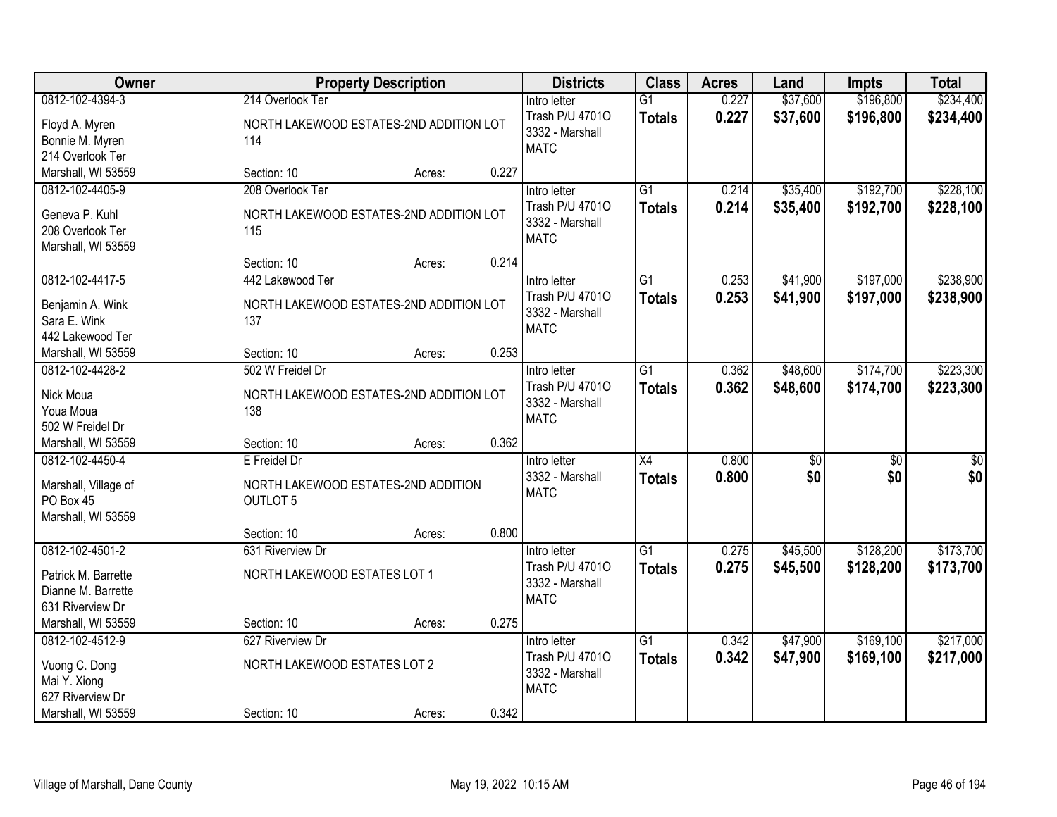| Owner | Property Description | Districts | Class | Acres | Land | Impts | Total |
|---|---|---|---|---|---|---|---|
| 0812-102-4394-3<br>Floyd A. Myren<br>Bonnie M. Myren<br>214 Overlook Ter<br>Marshall, WI 53559 | 214 Overlook Ter<br>NORTH LAKEWOOD ESTATES-2ND ADDITION LOT 114<br>Section: 10 Acres: 0.227 | Intro letter<br>Trash P/U 4701O<br>3332 - Marshall<br>MATC | G1<br>**Totals** | 0.227<br>**0.227** | $37,600<br>**$37,600** | $196,800<br>**$196,800** | $234,400<br>**$234,400** |
| 0812-102-4405-9<br>Geneva P. Kuhl<br>208 Overlook Ter<br>Marshall, WI 53559 | 208 Overlook Ter<br>NORTH LAKEWOOD ESTATES-2ND ADDITION LOT 115<br>Section: 10 Acres: 0.214 | Intro letter<br>Trash P/U 4701O<br>3332 - Marshall<br>MATC | G1<br>**Totals** | 0.214<br>**0.214** | $35,400<br>**$35,400** | $192,700<br>**$192,700** | $228,100<br>**$228,100** |
| 0812-102-4417-5<br>Benjamin A. Wink<br>Sara E. Wink<br>442 Lakewood Ter<br>Marshall, WI 53559 | 442 Lakewood Ter<br>NORTH LAKEWOOD ESTATES-2ND ADDITION LOT 137<br>Section: 10 Acres: 0.253 | Intro letter<br>Trash P/U 4701O<br>3332 - Marshall<br>MATC | G1<br>**Totals** | 0.253<br>**0.253** | $41,900<br>**$41,900** | $197,000<br>**$197,000** | $238,900<br>**$238,900** |
| 0812-102-4428-2<br>Nick Moua<br>Youa Moua<br>502 W Freidel Dr<br>Marshall, WI 53559 | 502 W Freidel Dr<br>NORTH LAKEWOOD ESTATES-2ND ADDITION LOT 138<br>Section: 10 Acres: 0.362 | Intro letter<br>Trash P/U 4701O<br>3332 - Marshall<br>MATC | G1<br>**Totals** | 0.362<br>**0.362** | $48,600<br>**$48,600** | $174,700<br>**$174,700** | $223,300<br>**$223,300** |
| 0812-102-4450-4<br>Marshall, Village of<br>PO Box 45<br>Marshall, WI 53559 | E Freidel Dr<br>NORTH LAKEWOOD ESTATES-2ND ADDITION OUTLOT 5<br>Section: 10 Acres: 0.800 | Intro letter<br>3332 - Marshall<br>MATC | X4<br>**Totals** | 0.800<br>**0.800** | $0<br>**$0** | $0<br>**$0** | $0<br>**$0** |
| 0812-102-4501-2<br>Patrick M. Barrette<br>Dianne M. Barrette<br>631 Riverview Dr<br>Marshall, WI 53559 | 631 Riverview Dr<br>NORTH LAKEWOOD ESTATES LOT 1<br>Section: 10 Acres: 0.275 | Intro letter<br>Trash P/U 4701O<br>3332 - Marshall<br>MATC | G1<br>**Totals** | 0.275<br>**0.275** | $45,500<br>**$45,500** | $128,200<br>**$128,200** | $173,700<br>**$173,700** |
| 0812-102-4512-9<br>Vuong C. Dong<br>Mai Y. Xiong<br>627 Riverview Dr<br>Marshall, WI 53559 | 627 Riverview Dr<br>NORTH LAKEWOOD ESTATES LOT 2<br>Section: 10 Acres: 0.342 | Intro letter<br>Trash P/U 4701O<br>3332 - Marshall<br>MATC | G1<br>**Totals** | 0.342<br>**0.342** | $47,900<br>**$47,900** | $169,100<br>**$169,100** | $217,000<br>**$217,000** |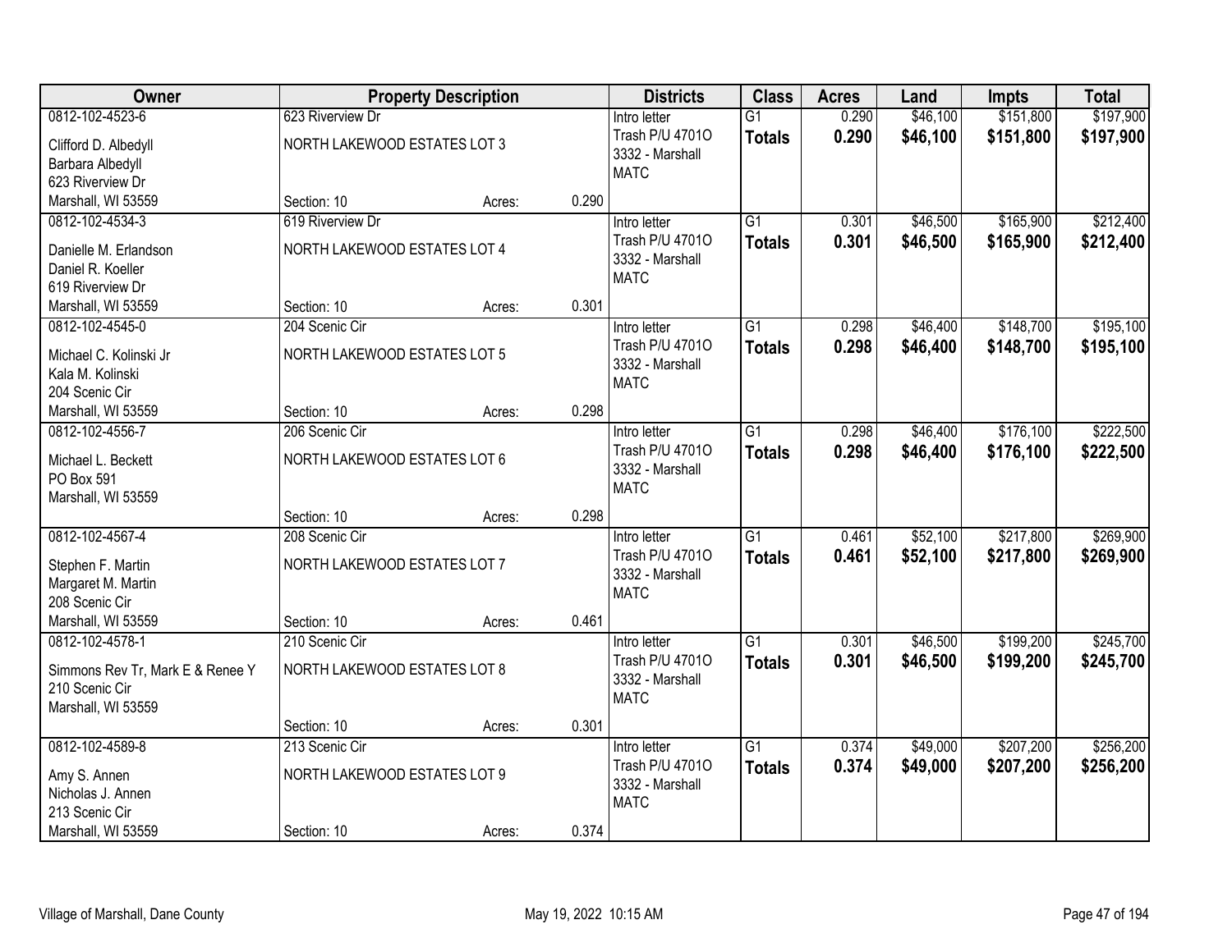| Owner | Property Description | | | Districts | Class | Acres | Land | Impts | Total |
|---|---|---|---|---|---|---|---|---|---|
| 0812-102-4523-6<br>Clifford D. Albedyll<br>Barbara Albedyll<br>623 Riverview Dr<br>Marshall, WI 53559 | 623 Riverview Dr<br>NORTH LAKEWOOD ESTATES LOT 3<br>Section: 10 | Acres: | 0.290 | Intro letter<br>Trash P/U 4701O<br>3332 - Marshall<br>MATC | G1<br>**Totals** | 0.290<br>**0.290** | $46,100<br>**$46,100** | $151,800<br>**$151,800** | $197,900<br>**$197,900** |
| 0812-102-4534-3<br>Danielle M. Erlandson<br>Daniel R. Koeller<br>619 Riverview Dr<br>Marshall, WI 53559 | 619 Riverview Dr<br>NORTH LAKEWOOD ESTATES LOT 4<br>Section: 10 | Acres: | 0.301 | Intro letter<br>Trash P/U 4701O<br>3332 - Marshall<br>MATC | G1<br>**Totals** | 0.301<br>**0.301** | $46,500<br>**$46,500** | $165,900<br>**$165,900** | $212,400<br>**$212,400** |
| 0812-102-4545-0<br>Michael C. Kolinski Jr<br>Kala M. Kolinski<br>204 Scenic Cir<br>Marshall, WI 53559 | 204 Scenic Cir<br>NORTH LAKEWOOD ESTATES LOT 5<br>Section: 10 | Acres: | 0.298 | Intro letter<br>Trash P/U 4701O<br>3332 - Marshall<br>MATC | G1<br>**Totals** | 0.298<br>**0.298** | $46,400<br>**$46,400** | $148,700<br>**$148,700** | $195,100<br>**$195,100** |
| 0812-102-4556-7<br>Michael L. Beckett<br>PO Box 591<br>Marshall, WI 53559 | 206 Scenic Cir<br>NORTH LAKEWOOD ESTATES LOT 6<br>Section: 10 | Acres: | 0.298 | Intro letter<br>Trash P/U 4701O<br>3332 - Marshall<br>MATC | G1<br>**Totals** | 0.298<br>**0.298** | $46,400<br>**$46,400** | $176,100<br>**$176,100** | $222,500<br>**$222,500** |
| 0812-102-4567-4<br>Stephen F. Martin<br>Margaret M. Martin<br>208 Scenic Cir<br>Marshall, WI 53559 | 208 Scenic Cir<br>NORTH LAKEWOOD ESTATES LOT 7<br>Section: 10 | Acres: | 0.461 | Intro letter<br>Trash P/U 4701O<br>3332 - Marshall<br>MATC | G1<br>**Totals** | 0.461<br>**0.461** | $52,100<br>**$52,100** | $217,800<br>**$217,800** | $269,900<br>**$269,900** |
| 0812-102-4578-1<br>Simmons Rev Tr, Mark E & Renee Y<br>210 Scenic Cir<br>Marshall, WI 53559 | 210 Scenic Cir<br>NORTH LAKEWOOD ESTATES LOT 8<br>Section: 10 | Acres: | 0.301 | Intro letter<br>Trash P/U 4701O<br>3332 - Marshall<br>MATC | G1<br>**Totals** | 0.301<br>**0.301** | $46,500<br>**$46,500** | $199,200<br>**$199,200** | $245,700<br>**$245,700** |
| 0812-102-4589-8<br>Amy S. Annen<br>Nicholas J. Annen<br>213 Scenic Cir<br>Marshall, WI 53559 | 213 Scenic Cir<br>NORTH LAKEWOOD ESTATES LOT 9<br>Section: 10 | Acres: | 0.374 | Intro letter<br>Trash P/U 4701O<br>3332 - Marshall<br>MATC | G1<br>**Totals** | 0.374<br>**0.374** | $49,000<br>**$49,000** | $207,200<br>**$207,200** | $256,200<br>**$256,200** |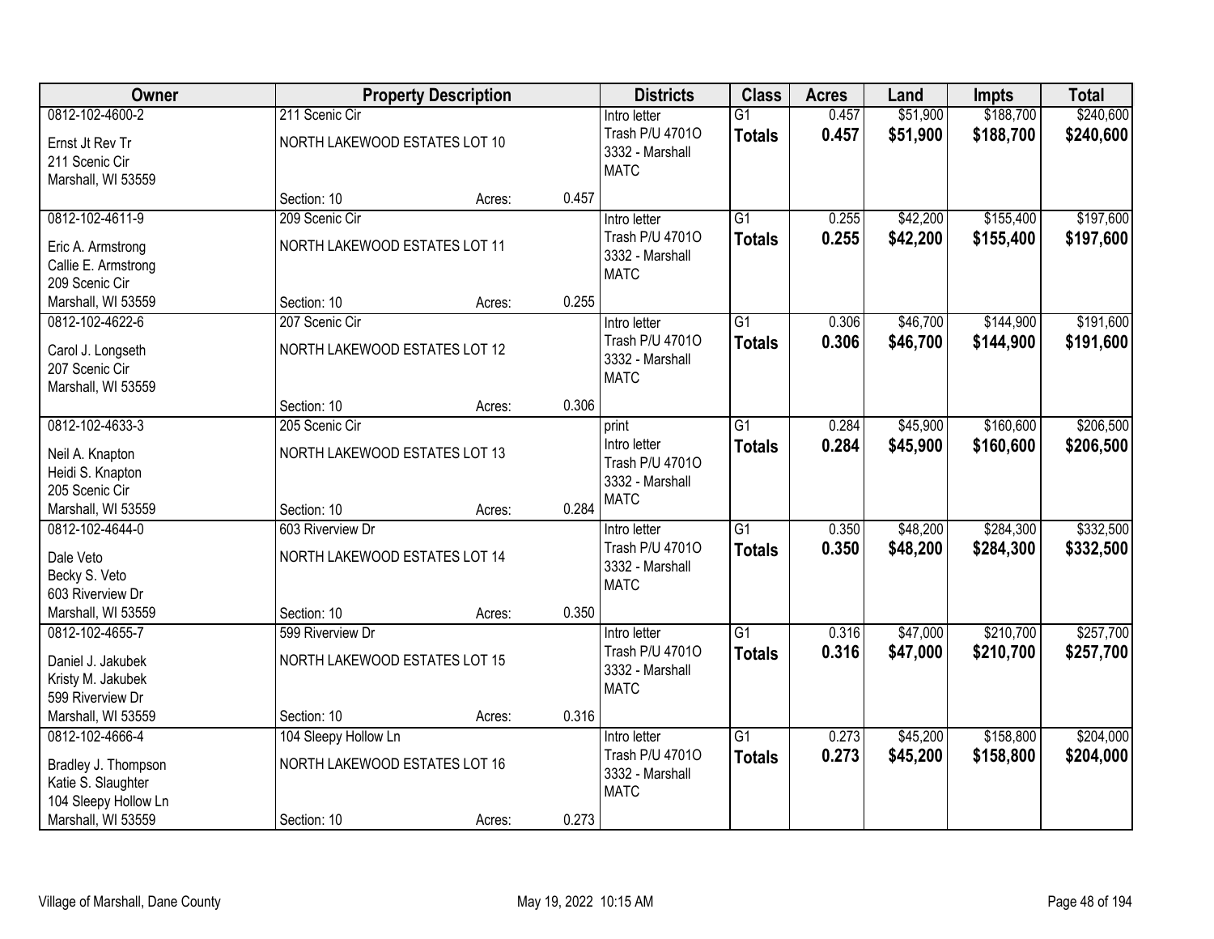| Owner | Property Description | | | Districts | Class | Acres | Land | Impts | Total |
|---|---|---|---|---|---|---|---|---|---|
| 0812-102-4600-2<br>Ernst Jt Rev Tr<br>211 Scenic Cir<br>Marshall, WI 53559 | 211 Scenic Cir<br>NORTH LAKEWOOD ESTATES LOT 10<br>Section: 10 | Acres: | 0.457 | Intro letter<br>Trash P/U 4701O<br>3332 - Marshall<br>MATC | G1<br>**Totals** | 0.457<br>**0.457** | \$51,900<br>**\$51,900** | \$188,700<br>**\$188,700** | \$240,600<br>**\$240,600** |
| 0812-102-4611-9<br>Eric A. Armstrong<br>Callie E. Armstrong<br>209 Scenic Cir<br>Marshall, WI 53559 | 209 Scenic Cir<br>NORTH LAKEWOOD ESTATES LOT 11<br>Section: 10 | Acres: | 0.255 | Intro letter<br>Trash P/U 4701O<br>3332 - Marshall<br>MATC | G1<br>**Totals** | 0.255<br>**0.255** | \$42,200<br>**\$42,200** | \$155,400<br>**\$155,400** | \$197,600<br>**\$197,600** |
| 0812-102-4622-6<br>Carol J. Longseth<br>207 Scenic Cir<br>Marshall, WI 53559 | 207 Scenic Cir<br>NORTH LAKEWOOD ESTATES LOT 12<br>Section: 10 | Acres: | 0.306 | Intro letter<br>Trash P/U 4701O<br>3332 - Marshall<br>MATC | G1<br>**Totals** | 0.306<br>**0.306** | \$46,700<br>**\$46,700** | \$144,900<br>**\$144,900** | \$191,600<br>**\$191,600** |
| 0812-102-4633-3<br>Neil A. Knapton<br>Heidi S. Knapton<br>205 Scenic Cir<br>Marshall, WI 53559 | 205 Scenic Cir<br>NORTH LAKEWOOD ESTATES LOT 13<br>Section: 10 | Acres: | 0.284 | print<br>Intro letter<br>Trash P/U 4701O<br>3332 - Marshall<br>MATC | G1<br>**Totals** | 0.284<br>**0.284** | \$45,900<br>**\$45,900** | \$160,600<br>**\$160,600** | \$206,500<br>**\$206,500** |
| 0812-102-4644-0<br>Dale Veto<br>Becky S. Veto<br>603 Riverview Dr<br>Marshall, WI 53559 | 603 Riverview Dr<br>NORTH LAKEWOOD ESTATES LOT 14<br>Section: 10 | Acres: | 0.350 | Intro letter<br>Trash P/U 4701O<br>3332 - Marshall<br>MATC | G1<br>**Totals** | 0.350<br>**0.350** | \$48,200<br>**\$48,200** | \$284,300<br>**\$284,300** | \$332,500<br>**\$332,500** |
| 0812-102-4655-7<br>Daniel J. Jakubek<br>Kristy M. Jakubek<br>599 Riverview Dr<br>Marshall, WI 53559 | 599 Riverview Dr<br>NORTH LAKEWOOD ESTATES LOT 15<br>Section: 10 | Acres: | 0.316 | Intro letter<br>Trash P/U 4701O<br>3332 - Marshall<br>MATC | G1<br>**Totals** | 0.316<br>**0.316** | \$47,000<br>**\$47,000** | \$210,700<br>**\$210,700** | \$257,700<br>**\$257,700** |
| 0812-102-4666-4<br>Bradley J. Thompson<br>Katie S. Slaughter<br>104 Sleepy Hollow Ln<br>Marshall, WI 53559 | 104 Sleepy Hollow Ln<br>NORTH LAKEWOOD ESTATES LOT 16<br>Section: 10 | Acres: | 0.273 | Intro letter<br>Trash P/U 4701O<br>3332 - Marshall<br>MATC | G1<br>**Totals** | 0.273<br>**0.273** | \$45,200<br>**\$45,200** | \$158,800<br>**\$158,800** | \$204,000<br>**\$204,000** |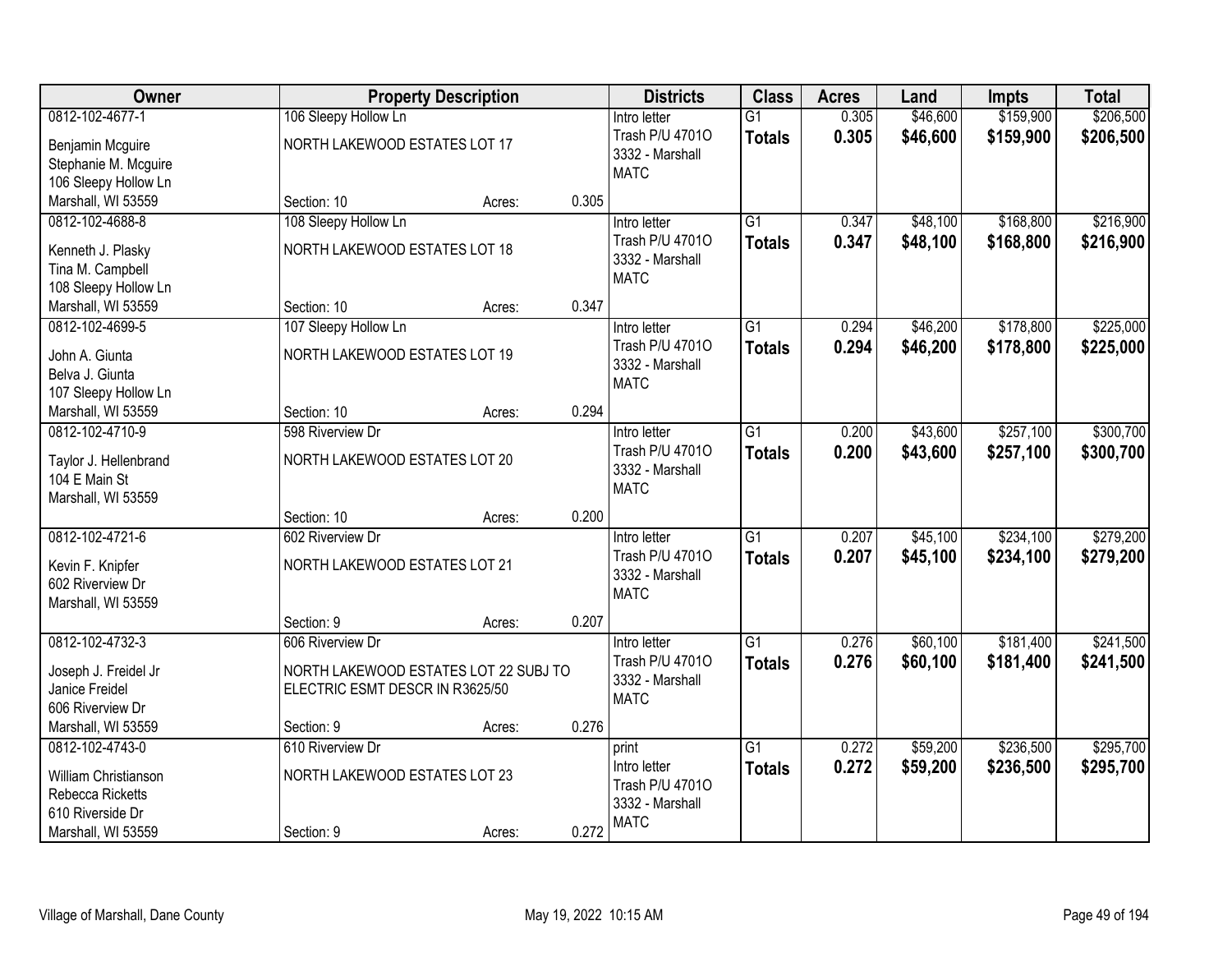| Owner | Property Description | | | Districts | Class | Acres | Land | Impts | Total |
|---|---|---|---|---|---|---|---|---|---|
| 0812-102-4677-1<br>Benjamin Mcguire<br>Stephanie M. Mcguire<br>106 Sleepy Hollow Ln<br>Marshall, WI 53559 | 106 Sleepy Hollow Ln<br>NORTH LAKEWOOD ESTATES LOT 17<br>Section: 10 | Acres: | 0.305 | Intro letter<br>Trash P/U 4701O<br>3332 - Marshall<br>MATC | G1<br>**Totals** | 0.305<br>**0.305** | $46,600<br>**$46,600** | $159,900<br>**$159,900** | $206,500<br>**$206,500** |
| 0812-102-4688-8<br>Kenneth J. Plasky<br>Tina M. Campbell<br>108 Sleepy Hollow Ln<br>Marshall, WI 53559 | 108 Sleepy Hollow Ln<br>NORTH LAKEWOOD ESTATES LOT 18<br>Section: 10 | Acres: | 0.347 | Intro letter<br>Trash P/U 4701O<br>3332 - Marshall<br>MATC | G1<br>**Totals** | 0.347<br>**0.347** | $48,100<br>**$48,100** | $168,800<br>**$168,800** | $216,900<br>**$216,900** |
| 0812-102-4699-5<br>John A. Giunta<br>Belva J. Giunta<br>107 Sleepy Hollow Ln<br>Marshall, WI 53559 | 107 Sleepy Hollow Ln<br>NORTH LAKEWOOD ESTATES LOT 19<br>Section: 10 | Acres: | 0.294 | Intro letter<br>Trash P/U 4701O<br>3332 - Marshall<br>MATC | G1<br>**Totals** | 0.294<br>**0.294** | $46,200<br>**$46,200** | $178,800<br>**$178,800** | $225,000<br>**$225,000** |
| 0812-102-4710-9<br>Taylor J. Hellenbrand<br>104 E Main St<br>Marshall, WI 53559 | 598 Riverview Dr<br>NORTH LAKEWOOD ESTATES LOT 20<br>Section: 10 | Acres: | 0.200 | Intro letter<br>Trash P/U 4701O<br>3332 - Marshall<br>MATC | G1<br>**Totals** | 0.200<br>**0.200** | $43,600<br>**$43,600** | $257,100<br>**$257,100** | $300,700<br>**$300,700** |
| 0812-102-4721-6<br>Kevin F. Knipfer<br>602 Riverview Dr<br>Marshall, WI 53559 | 602 Riverview Dr<br>NORTH LAKEWOOD ESTATES LOT 21<br>Section: 9 | Acres: | 0.207 | Intro letter<br>Trash P/U 4701O<br>3332 - Marshall<br>MATC | G1<br>**Totals** | 0.207<br>**0.207** | $45,100<br>**$45,100** | $234,100<br>**$234,100** | $279,200<br>**$279,200** |
| 0812-102-4732-3<br>Joseph J. Freidel Jr<br>Janice Freidel<br>606 Riverview Dr<br>Marshall, WI 53559 | 606 Riverview Dr<br>NORTH LAKEWOOD ESTATES LOT 22 SUBJ TO ELECTRIC ESMT DESCR IN R3625/50<br>Section: 9 | Acres: | 0.276 | Intro letter<br>Trash P/U 4701O<br>3332 - Marshall<br>MATC | G1<br>**Totals** | 0.276<br>**0.276** | $60,100<br>**$60,100** | $181,400<br>**$181,400** | $241,500<br>**$241,500** |
| 0812-102-4743-0<br>William Christianson<br>Rebecca Ricketts<br>610 Riverside Dr<br>Marshall, WI 53559 | 610 Riverview Dr<br>NORTH LAKEWOOD ESTATES LOT 23<br>Section: 9 | Acres: | 0.272 | print<br>Intro letter<br>Trash P/U 4701O<br>3332 - Marshall<br>MATC | G1<br>**Totals** | 0.272<br>**0.272** | $59,200<br>**$59,200** | $236,500<br>**$236,500** | $295,700<br>**$295,700** |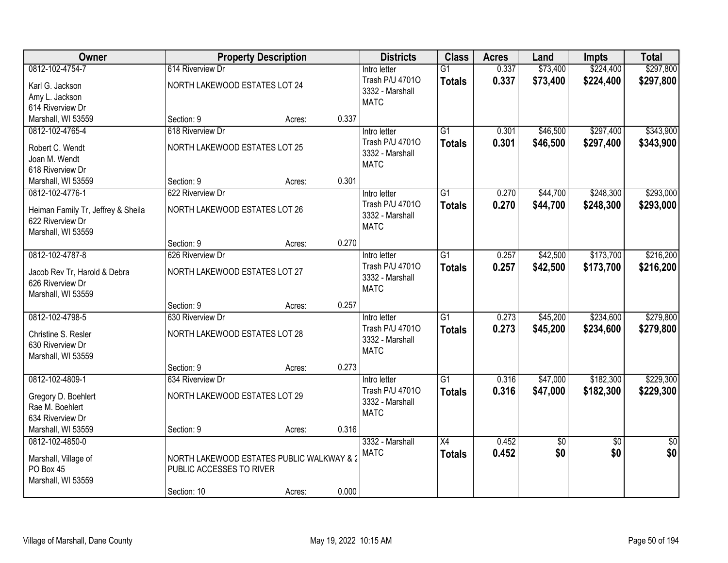| Owner | Property Description | | | Districts | Class | Acres | Land | Impts | Total |
|---|---|---|---|---|---|---|---|---|---|
| 0812-102-4754-7<br>Karl G. Jackson<br>Amy L. Jackson<br>614 Riverview Dr<br>Marshall, WI 53559 | 614 Riverview Dr<br>NORTH LAKEWOOD ESTATES LOT 24<br>Section: 9 | Acres: | 0.337 | Intro letter<br>Trash P/U 4701O<br>3332 - Marshall<br>MATC | G1<br>**Totals** | 0.337<br>**0.337** | $73,400<br>**$73,400** | $224,400<br>**$224,400** | $297,800<br>**$297,800** |
| 0812-102-4765-4<br>Robert C. Wendt<br>Joan M. Wendt<br>618 Riverview Dr<br>Marshall, WI 53559 | 618 Riverview Dr<br>NORTH LAKEWOOD ESTATES LOT 25<br>Section: 9 | Acres: | 0.301 | Intro letter<br>Trash P/U 4701O<br>3332 - Marshall<br>MATC | G1<br>**Totals** | 0.301<br>**0.301** | $46,500<br>**$46,500** | $297,400<br>**$297,400** | $343,900<br>**$343,900** |
| 0812-102-4776-1<br>Heiman Family Tr, Jeffrey & Sheila<br>622 Riverview Dr<br>Marshall, WI 53559 | 622 Riverview Dr<br>NORTH LAKEWOOD ESTATES LOT 26<br>Section: 9 | Acres: | 0.270 | Intro letter<br>Trash P/U 4701O<br>3332 - Marshall<br>MATC | G1<br>**Totals** | 0.270<br>**0.270** | $44,700<br>**$44,700** | $248,300<br>**$248,300** | $293,000<br>**$293,000** |
| 0812-102-4787-8<br>Jacob Rev Tr, Harold & Debra<br>626 Riverview Dr<br>Marshall, WI 53559 | 626 Riverview Dr<br>NORTH LAKEWOOD ESTATES LOT 27<br>Section: 9 | Acres: | 0.257 | Intro letter<br>Trash P/U 4701O<br>3332 - Marshall<br>MATC | G1<br>**Totals** | 0.257<br>**0.257** | $42,500<br>**$42,500** | $173,700<br>**$173,700** | $216,200<br>**$216,200** |
| 0812-102-4798-5<br>Christine S. Resler<br>630 Riverview Dr<br>Marshall, WI 53559 | 630 Riverview Dr<br>NORTH LAKEWOOD ESTATES LOT 28<br>Section: 9 | Acres: | 0.273 | Intro letter<br>Trash P/U 4701O<br>3332 - Marshall<br>MATC | G1<br>**Totals** | 0.273<br>**0.273** | $45,200<br>**$45,200** | $234,600<br>**$234,600** | $279,800<br>**$279,800** |
| 0812-102-4809-1<br>Gregory D. Boehlert<br>Rae M. Boehlert<br>634 Riverview Dr<br>Marshall, WI 53559 | 634 Riverview Dr<br>NORTH LAKEWOOD ESTATES LOT 29<br>Section: 9 | Acres: | 0.316 | Intro letter<br>Trash P/U 4701O<br>3332 - Marshall<br>MATC | G1<br>**Totals** | 0.316<br>**0.316** | $47,000<br>**$47,000** | $182,300<br>**$182,300** | $229,300<br>**$229,300** |
| 0812-102-4850-0<br>Marshall, Village of<br>PO Box 45<br>Marshall, WI 53559 | NORTH LAKEWOOD ESTATES PUBLIC WALKWAY & 2<br>PUBLIC ACCESSES TO RIVER<br>Section: 10 | Acres: | 0.000 | 3332 - Marshall<br>MATC | X4<br>**Totals** | 0.452<br>**0.452** | $0<br>**$0** | $0<br>**$0** | $0<br>**$0** |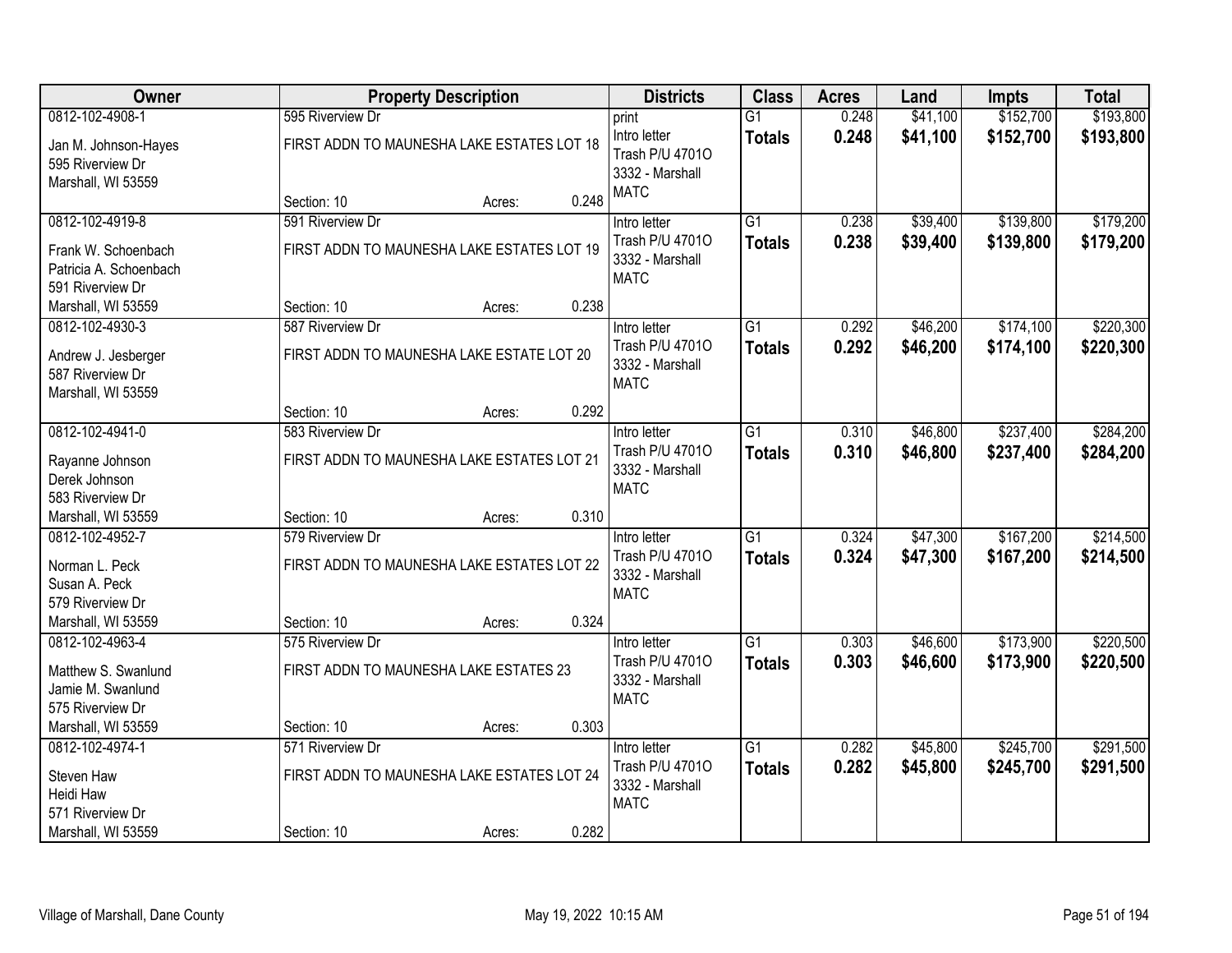| Owner | Property Description | Districts | Class | Acres | Land | Impts | Total |
|---|---|---|---|---|---|---|---|
| 0812-102-4908-1<br>Jan M. Johnson-Hayes<br>595 Riverview Dr<br>Marshall, WI 53559 | 595 Riverview Dr<br>FIRST ADDN TO MAUNESHA LAKE ESTATES LOT 18<br>Section: 10 Acres: 0.248 | print<br>Intro letter<br>Trash P/U 4701O<br>3332 - Marshall<br>MATC | G1<br>**Totals** | 0.248<br>**0.248** | $41,100<br>**$41,100** | $152,700<br>**$152,700** | $193,800<br>**$193,800** |
| 0812-102-4919-8<br>Frank W. Schoenbach<br>Patricia A. Schoenbach<br>591 Riverview Dr<br>Marshall, WI 53559 | 591 Riverview Dr<br>FIRST ADDN TO MAUNESHA LAKE ESTATES LOT 19<br>Section: 10 Acres: 0.238 | Intro letter<br>Trash P/U 4701O<br>3332 - Marshall<br>MATC | G1<br>**Totals** | 0.238<br>**0.238** | $39,400<br>**$39,400** | $139,800<br>**$139,800** | $179,200<br>**$179,200** |
| 0812-102-4930-3<br>Andrew J. Jesberger<br>587 Riverview Dr<br>Marshall, WI 53559 | 587 Riverview Dr<br>FIRST ADDN TO MAUNESHA LAKE ESTATE LOT 20<br>Section: 10 Acres: 0.292 | Intro letter<br>Trash P/U 4701O<br>3332 - Marshall<br>MATC | G1<br>**Totals** | 0.292<br>**0.292** | $46,200<br>**$46,200** | $174,100<br>**$174,100** | $220,300<br>**$220,300** |
| 0812-102-4941-0<br>Rayanne Johnson<br>Derek Johnson<br>583 Riverview Dr<br>Marshall, WI 53559 | 583 Riverview Dr<br>FIRST ADDN TO MAUNESHA LAKE ESTATES LOT 21<br>Section: 10 Acres: 0.310 | Intro letter<br>Trash P/U 4701O<br>3332 - Marshall<br>MATC | G1<br>**Totals** | 0.310<br>**0.310** | $46,800<br>**$46,800** | $237,400<br>**$237,400** | $284,200<br>**$284,200** |
| 0812-102-4952-7<br>Norman L. Peck<br>Susan A. Peck<br>579 Riverview Dr<br>Marshall, WI 53559 | 579 Riverview Dr<br>FIRST ADDN TO MAUNESHA LAKE ESTATES LOT 22<br>Section: 10 Acres: 0.324 | Intro letter<br>Trash P/U 4701O<br>3332 - Marshall<br>MATC | G1<br>**Totals** | 0.324<br>**0.324** | $47,300<br>**$47,300** | $167,200<br>**$167,200** | $214,500<br>**$214,500** |
| 0812-102-4963-4<br>Matthew S. Swanlund<br>Jamie M. Swanlund<br>575 Riverview Dr<br>Marshall, WI 53559 | 575 Riverview Dr<br>FIRST ADDN TO MAUNESHA LAKE ESTATES 23<br>Section: 10 Acres: 0.303 | Intro letter<br>Trash P/U 4701O<br>3332 - Marshall<br>MATC | G1<br>**Totals** | 0.303<br>**0.303** | $46,600<br>**$46,600** | $173,900<br>**$173,900** | $220,500<br>**$220,500** |
| 0812-102-4974-1<br>Steven Haw<br>Heidi Haw<br>571 Riverview Dr<br>Marshall, WI 53559 | 571 Riverview Dr<br>FIRST ADDN TO MAUNESHA LAKE ESTATES LOT 24<br>Section: 10 Acres: 0.282 | Intro letter<br>Trash P/U 4701O<br>3332 - Marshall<br>MATC | G1<br>**Totals** | 0.282<br>**0.282** | $45,800<br>**$45,800** | $245,700<br>**$245,700** | $291,500<br>**$291,500** |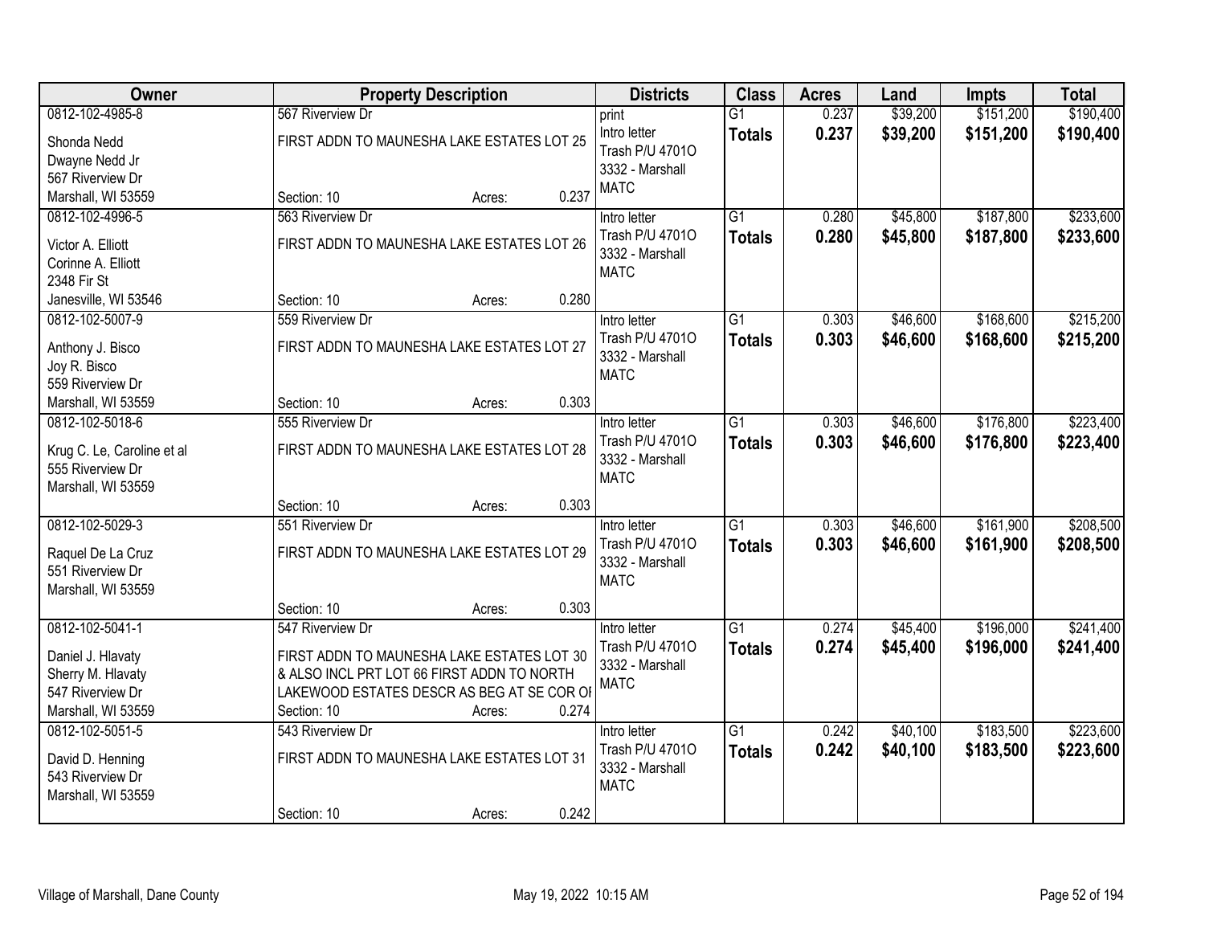| Owner | Property Description | Districts | Class | Acres | Land | Impts | Total |
|---|---|---|---|---|---|---|---|
| 0812-102-4985-8<br>Shonda Nedd<br>Dwayne Nedd Jr<br>567 Riverview Dr<br>Marshall, WI 53559 | 567 Riverview Dr<br>FIRST ADDN TO MAUNESHA LAKE ESTATES LOT 25<br>Section: 10 Acres: 0.237 | print<br>Intro letter<br>Trash P/U 4701O<br>3332 - Marshall<br>MATC | G1<br>**Totals** | 0.237<br>**0.237** | $39,200<br>**$39,200** | $151,200<br>**$151,200** | $190,400<br>**$190,400** |
| 0812-102-4996-5<br>Victor A. Elliott<br>Corinne A. Elliott<br>2348 Fir St<br>Janesville, WI 53546 | 563 Riverview Dr<br>FIRST ADDN TO MAUNESHA LAKE ESTATES LOT 26<br>Section: 10 Acres: 0.280 | Intro letter<br>Trash P/U 4701O<br>3332 - Marshall<br>MATC | G1<br>**Totals** | 0.280<br>**0.280** | $45,800<br>**$45,800** | $187,800<br>**$187,800** | $233,600<br>**$233,600** |
| 0812-102-5007-9<br>Anthony J. Bisco<br>Joy R. Bisco<br>559 Riverview Dr<br>Marshall, WI 53559 | 559 Riverview Dr<br>FIRST ADDN TO MAUNESHA LAKE ESTATES LOT 27<br>Section: 10 Acres: 0.303 | Intro letter<br>Trash P/U 4701O<br>3332 - Marshall<br>MATC | G1<br>**Totals** | 0.303<br>**0.303** | $46,600<br>**$46,600** | $168,600<br>**$168,600** | $215,200<br>**$215,200** |
| 0812-102-5018-6<br>Krug C. Le, Caroline et al<br>555 Riverview Dr<br>Marshall, WI 53559 | 555 Riverview Dr<br>FIRST ADDN TO MAUNESHA LAKE ESTATES LOT 28<br>Section: 10 Acres: 0.303 | Intro letter<br>Trash P/U 4701O<br>3332 - Marshall<br>MATC | G1<br>**Totals** | 0.303<br>**0.303** | $46,600<br>**$46,600** | $176,800<br>**$176,800** | $223,400<br>**$223,400** |
| 0812-102-5029-3<br>Raquel De La Cruz<br>551 Riverview Dr<br>Marshall, WI 53559 | 551 Riverview Dr<br>FIRST ADDN TO MAUNESHA LAKE ESTATES LOT 29<br>Section: 10 Acres: 0.303 | Intro letter<br>Trash P/U 4701O<br>3332 - Marshall<br>MATC | G1<br>**Totals** | 0.303<br>**0.303** | $46,600<br>**$46,600** | $161,900<br>**$161,900** | $208,500<br>**$208,500** |
| 0812-102-5041-1<br>Daniel J. Hlavaty<br>Sherry M. Hlavaty<br>547 Riverview Dr<br>Marshall, WI 53559 | 547 Riverview Dr<br>FIRST ADDN TO MAUNESHA LAKE ESTATES LOT 30 & ALSO INCL PRT LOT 66 FIRST ADDN TO NORTH LAKEWOOD ESTATES DESCR AS BEG AT SE COR OF<br>Section: 10 Acres: 0.274 | Intro letter<br>Trash P/U 4701O<br>3332 - Marshall<br>MATC | G1<br>**Totals** | 0.274<br>**0.274** | $45,400<br>**$45,400** | $196,000<br>**$196,000** | $241,400<br>**$241,400** |
| 0812-102-5051-5<br>David D. Henning<br>543 Riverview Dr<br>Marshall, WI 53559 | 543 Riverview Dr<br>FIRST ADDN TO MAUNESHA LAKE ESTATES LOT 31<br>Section: 10 Acres: 0.242 | Intro letter<br>Trash P/U 4701O<br>3332 - Marshall<br>MATC | G1<br>**Totals** | 0.242<br>**0.242** | $40,100<br>**$40,100** | $183,500<br>**$183,500** | $223,600<br>**$223,600** |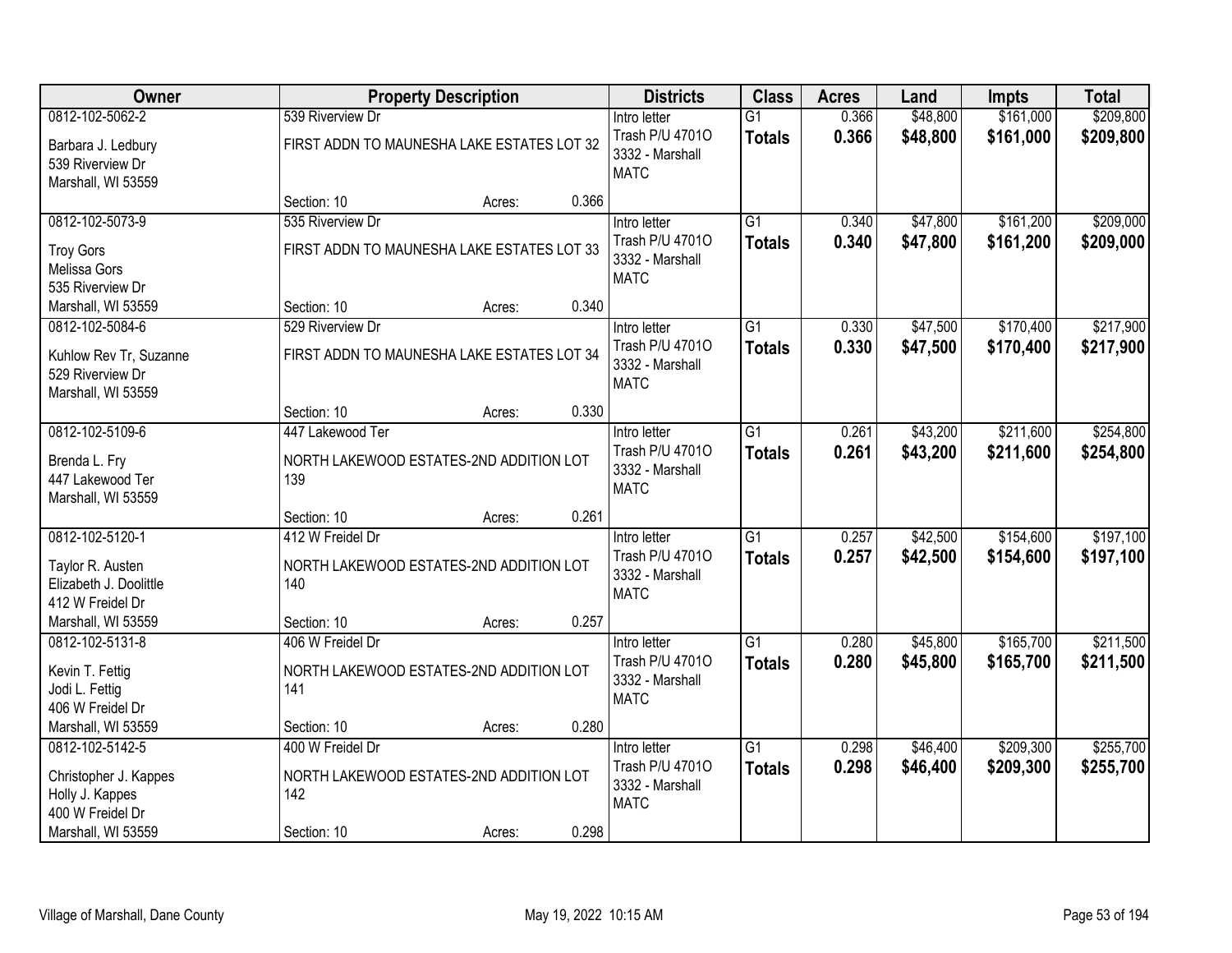| Owner | Property Description | Districts | Class | Acres | Land | Impts | Total |
|---|---|---|---|---|---|---|---|
| 0812-102-5062-2<br>Barbara J. Ledbury<br>539 Riverview Dr<br>Marshall, WI 53559 | 539 Riverview Dr<br>FIRST ADDN TO MAUNESHA LAKE ESTATES LOT 32<br>Section: 10 Acres: 0.366 | Intro letter<br>Trash P/U 4701O<br>3332 - Marshall<br>MATC | G1<br>**Totals** | 0.366<br>**0.366** | $48,800<br>**$48,800** | $161,000<br>**$161,000** | $209,800<br>**$209,800** |
| 0812-102-5073-9<br>Troy Gors<br>Melissa Gors<br>535 Riverview Dr<br>Marshall, WI 53559 | 535 Riverview Dr<br>FIRST ADDN TO MAUNESHA LAKE ESTATES LOT 33<br>Section: 10 Acres: 0.340 | Intro letter<br>Trash P/U 4701O<br>3332 - Marshall<br>MATC | G1<br>**Totals** | 0.340<br>**0.340** | $47,800<br>**$47,800** | $161,200<br>**$161,200** | $209,000<br>**$209,000** |
| 0812-102-5084-6<br>Kuhlow Rev Tr, Suzanne<br>529 Riverview Dr<br>Marshall, WI 53559 | 529 Riverview Dr<br>FIRST ADDN TO MAUNESHA LAKE ESTATES LOT 34<br>Section: 10 Acres: 0.330 | Intro letter<br>Trash P/U 4701O<br>3332 - Marshall<br>MATC | G1<br>**Totals** | 0.330<br>**0.330** | $47,500<br>**$47,500** | $170,400<br>**$170,400** | $217,900<br>**$217,900** |
| 0812-102-5109-6<br>Brenda L. Fry<br>447 Lakewood Ter<br>Marshall, WI 53559 | 447 Lakewood Ter<br>NORTH LAKEWOOD ESTATES-2ND ADDITION LOT 139<br>Section: 10 Acres: 0.261 | Intro letter<br>Trash P/U 4701O<br>3332 - Marshall<br>MATC | G1<br>**Totals** | 0.261<br>**0.261** | $43,200<br>**$43,200** | $211,600<br>**$211,600** | $254,800<br>**$254,800** |
| 0812-102-5120-1<br>Taylor R. Austen<br>Elizabeth J. Doolittle<br>412 W Freidel Dr<br>Marshall, WI 53559 | 412 W Freidel Dr<br>NORTH LAKEWOOD ESTATES-2ND ADDITION LOT 140<br>Section: 10 Acres: 0.257 | Intro letter<br>Trash P/U 4701O<br>3332 - Marshall<br>MATC | G1<br>**Totals** | 0.257<br>**0.257** | $42,500<br>**$42,500** | $154,600<br>**$154,600** | $197,100<br>**$197,100** |
| 0812-102-5131-8<br>Kevin T. Fettig<br>Jodi L. Fettig<br>406 W Freidel Dr<br>Marshall, WI 53559 | 406 W Freidel Dr<br>NORTH LAKEWOOD ESTATES-2ND ADDITION LOT 141<br>Section: 10 Acres: 0.280 | Intro letter<br>Trash P/U 4701O<br>3332 - Marshall<br>MATC | G1<br>**Totals** | 0.280<br>**0.280** | $45,800<br>**$45,800** | $165,700<br>**$165,700** | $211,500<br>**$211,500** |
| 0812-102-5142-5<br>Christopher J. Kappes<br>Holly J. Kappes<br>400 W Freidel Dr<br>Marshall, WI 53559 | 400 W Freidel Dr<br>NORTH LAKEWOOD ESTATES-2ND ADDITION LOT 142<br>Section: 10 Acres: 0.298 | Intro letter<br>Trash P/U 4701O<br>3332 - Marshall<br>MATC | G1<br>**Totals** | 0.298<br>**0.298** | $46,400<br>**$46,400** | $209,300<br>**$209,300** | $255,700<br>**$255,700** |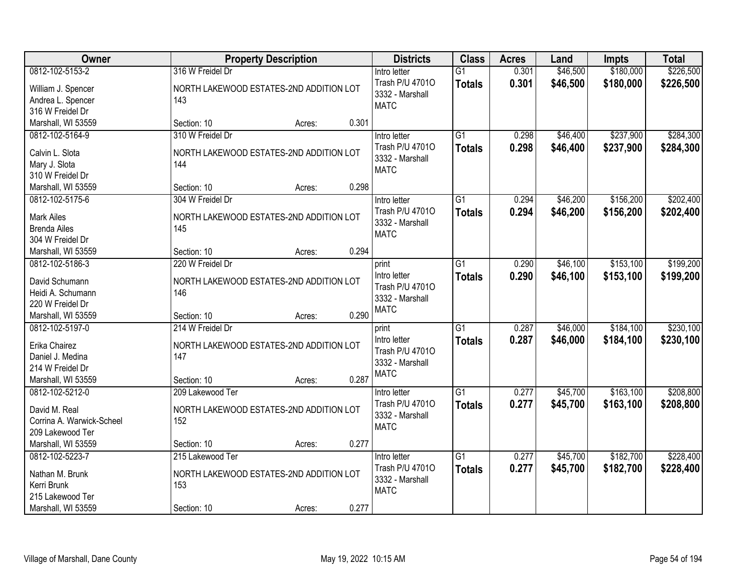| Owner | Property Description | Districts | Class | Acres | Land | Impts | Total |
|---|---|---|---|---|---|---|---|
| 0812-102-5153-2<br>William J. Spencer<br>Andrea L. Spencer<br>316 W Freidel Dr<br>Marshall, WI 53559 | 316 W Freidel Dr<br>NORTH LAKEWOOD ESTATES-2ND ADDITION LOT 143<br>Section: 10 Acres: 0.301 | Intro letter<br>Trash P/U 4701O<br>3332 - Marshall<br>MATC | G1<br>**Totals** | 0.301<br>**0.301** | $46,500<br>**$46,500** | $180,000<br>**$180,000** | $226,500<br>**$226,500** |
| 0812-102-5164-9<br>Calvin L. Slota<br>Mary J. Slota<br>310 W Freidel Dr<br>Marshall, WI 53559 | 310 W Freidel Dr<br>NORTH LAKEWOOD ESTATES-2ND ADDITION LOT 144<br>Section: 10 Acres: 0.298 | Intro letter<br>Trash P/U 4701O<br>3332 - Marshall<br>MATC | G1<br>**Totals** | 0.298<br>**0.298** | $46,400<br>**$46,400** | $237,900<br>**$237,900** | $284,300<br>**$284,300** |
| 0812-102-5175-6<br>Mark Ailes<br>Brenda Ailes<br>304 W Freidel Dr<br>Marshall, WI 53559 | 304 W Freidel Dr<br>NORTH LAKEWOOD ESTATES-2ND ADDITION LOT 145<br>Section: 10 Acres: 0.294 | Intro letter<br>Trash P/U 4701O<br>3332 - Marshall<br>MATC | G1<br>**Totals** | 0.294<br>**0.294** | $46,200<br>**$46,200** | $156,200<br>**$156,200** | $202,400<br>**$202,400** |
| 0812-102-5186-3<br>David Schumann<br>Heidi A. Schumann<br>220 W Freidel Dr<br>Marshall, WI 53559 | 220 W Freidel Dr<br>NORTH LAKEWOOD ESTATES-2ND ADDITION LOT 146<br>Section: 10 Acres: 0.290 | print<br>Intro letter<br>Trash P/U 4701O<br>3332 - Marshall<br>MATC | G1<br>**Totals** | 0.290<br>**0.290** | $46,100<br>**$46,100** | $153,100<br>**$153,100** | $199,200<br>**$199,200** |
| 0812-102-5197-0<br>Erika Chairez<br>Daniel J. Medina<br>214 W Freidel Dr<br>Marshall, WI 53559 | 214 W Freidel Dr<br>NORTH LAKEWOOD ESTATES-2ND ADDITION LOT 147<br>Section: 10 Acres: 0.287 | print<br>Intro letter<br>Trash P/U 4701O<br>3332 - Marshall<br>MATC | G1<br>**Totals** | 0.287<br>**0.287** | $46,000<br>**$46,000** | $184,100<br>**$184,100** | $230,100<br>**$230,100** |
| 0812-102-5212-0<br>David M. Real<br>Corrina A. Warwick-Scheel<br>209 Lakewood Ter<br>Marshall, WI 53559 | 209 Lakewood Ter<br>NORTH LAKEWOOD ESTATES-2ND ADDITION LOT 152<br>Section: 10 Acres: 0.277 | Intro letter<br>Trash P/U 4701O<br>3332 - Marshall<br>MATC | G1<br>**Totals** | 0.277<br>**0.277** | $45,700<br>**$45,700** | $163,100<br>**$163,100** | $208,800<br>**$208,800** |
| 0812-102-5223-7<br>Nathan M. Brunk<br>Kerri Brunk<br>215 Lakewood Ter<br>Marshall, WI 53559 | 215 Lakewood Ter<br>NORTH LAKEWOOD ESTATES-2ND ADDITION LOT 153<br>Section: 10 Acres: 0.277 | Intro letter<br>Trash P/U 4701O<br>3332 - Marshall<br>MATC | G1<br>**Totals** | 0.277<br>**0.277** | $45,700<br>**$45,700** | $182,700<br>**$182,700** | $228,400<br>**$228,400** |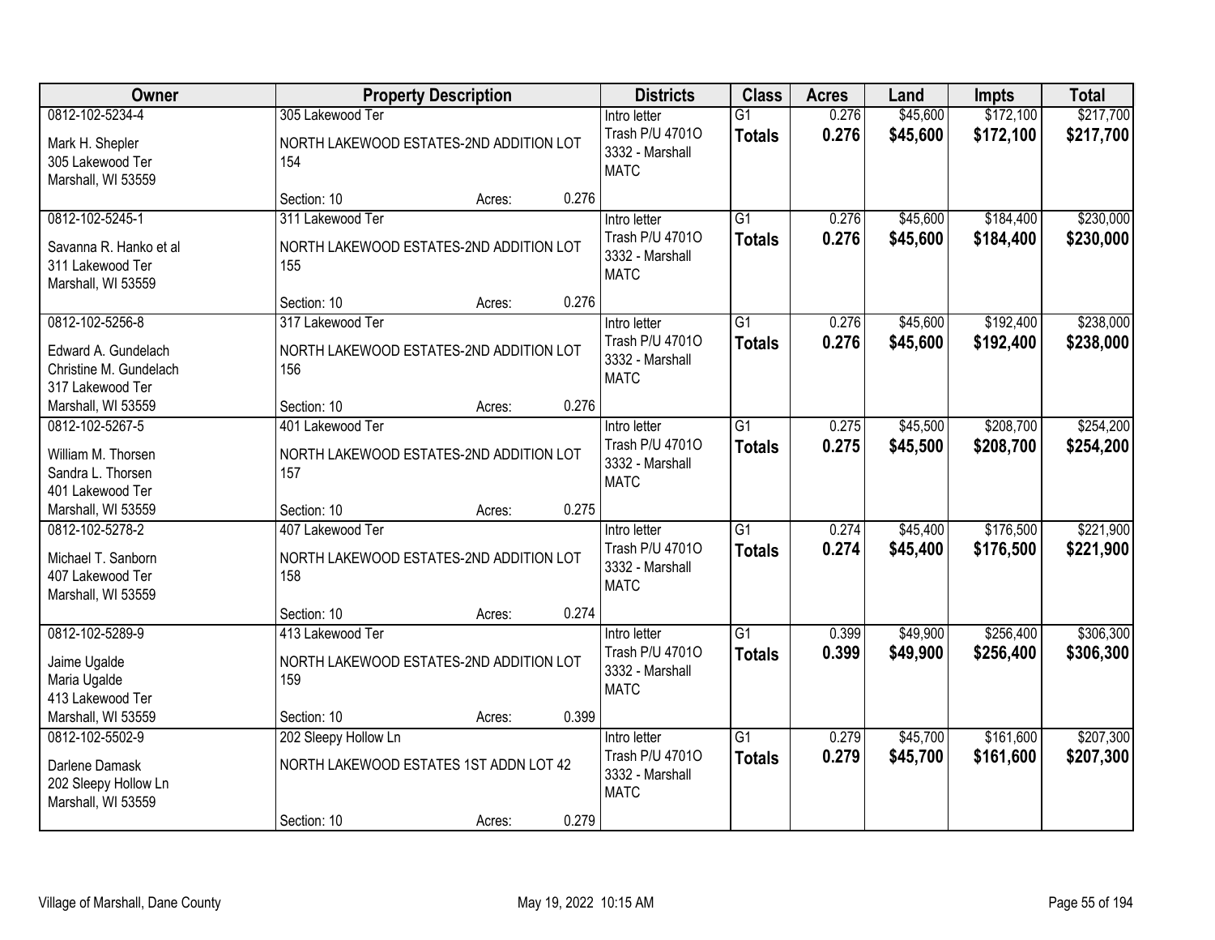| Owner | Property Description | | | Districts | Class | Acres | Land | Impts | Total |
|---|---|---|---|---|---|---|---|---|---|
| 0812-102-5234-4<br>Mark H. Shepler<br>305 Lakewood Ter<br>Marshall, WI 53559 | 305 Lakewood Ter<br>NORTH LAKEWOOD ESTATES-2ND ADDITION LOT 154<br>Section: 10 | Acres: | 0.276 | Intro letter<br>Trash P/U 4701O<br>3332 - Marshall<br>MATC | G1<br>**Totals** | 0.276<br>**0.276** | $45,600<br>**$45,600** | $172,100<br>**$172,100** | $217,700<br>**$217,700** |
| 0812-102-5245-1<br>Savanna R. Hanko et al<br>311 Lakewood Ter<br>Marshall, WI 53559 | 311 Lakewood Ter<br>NORTH LAKEWOOD ESTATES-2ND ADDITION LOT 155<br>Section: 10 | Acres: | 0.276 | Intro letter<br>Trash P/U 4701O<br>3332 - Marshall<br>MATC | G1<br>**Totals** | 0.276<br>**0.276** | $45,600<br>**$45,600** | $184,400<br>**$184,400** | $230,000<br>**$230,000** |
| 0812-102-5256-8<br>Edward A. Gundelach<br>Christine M. Gundelach<br>317 Lakewood Ter<br>Marshall, WI 53559 | 317 Lakewood Ter<br>NORTH LAKEWOOD ESTATES-2ND ADDITION LOT 156<br>Section: 10 | Acres: | 0.276 | Intro letter<br>Trash P/U 4701O<br>3332 - Marshall<br>MATC | G1<br>**Totals** | 0.276<br>**0.276** | $45,600<br>**$45,600** | $192,400<br>**$192,400** | $238,000<br>**$238,000** |
| 0812-102-5267-5<br>William M. Thorsen<br>Sandra L. Thorsen<br>401 Lakewood Ter<br>Marshall, WI 53559 | 401 Lakewood Ter<br>NORTH LAKEWOOD ESTATES-2ND ADDITION LOT 157<br>Section: 10 | Acres: | 0.275 | Intro letter<br>Trash P/U 4701O<br>3332 - Marshall<br>MATC | G1<br>**Totals** | 0.275<br>**0.275** | $45,500<br>**$45,500** | $208,700<br>**$208,700** | $254,200<br>**$254,200** |
| 0812-102-5278-2<br>Michael T. Sanborn<br>407 Lakewood Ter<br>Marshall, WI 53559 | 407 Lakewood Ter<br>NORTH LAKEWOOD ESTATES-2ND ADDITION LOT 158<br>Section: 10 | Acres: | 0.274 | Intro letter<br>Trash P/U 4701O<br>3332 - Marshall<br>MATC | G1<br>**Totals** | 0.274<br>**0.274** | $45,400<br>**$45,400** | $176,500<br>**$176,500** | $221,900<br>**$221,900** |
| 0812-102-5289-9<br>Jaime Ugalde<br>Maria Ugalde<br>413 Lakewood Ter<br>Marshall, WI 53559 | 413 Lakewood Ter<br>NORTH LAKEWOOD ESTATES-2ND ADDITION LOT 159<br>Section: 10 | Acres: | 0.399 | Intro letter<br>Trash P/U 4701O<br>3332 - Marshall<br>MATC | G1<br>**Totals** | 0.399<br>**0.399** | $49,900<br>**$49,900** | $256,400<br>**$256,400** | $306,300<br>**$306,300** |
| 0812-102-5502-9<br>Darlene Damask<br>202 Sleepy Hollow Ln<br>Marshall, WI 53559 | 202 Sleepy Hollow Ln<br>NORTH LAKEWOOD ESTATES 1ST ADDN LOT 42<br>Section: 10 | Acres: | 0.279 | Intro letter<br>Trash P/U 4701O<br>3332 - Marshall<br>MATC | G1<br>**Totals** | 0.279<br>**0.279** | $45,700<br>**$45,700** | $161,600<br>**$161,600** | $207,300<br>**$207,300** |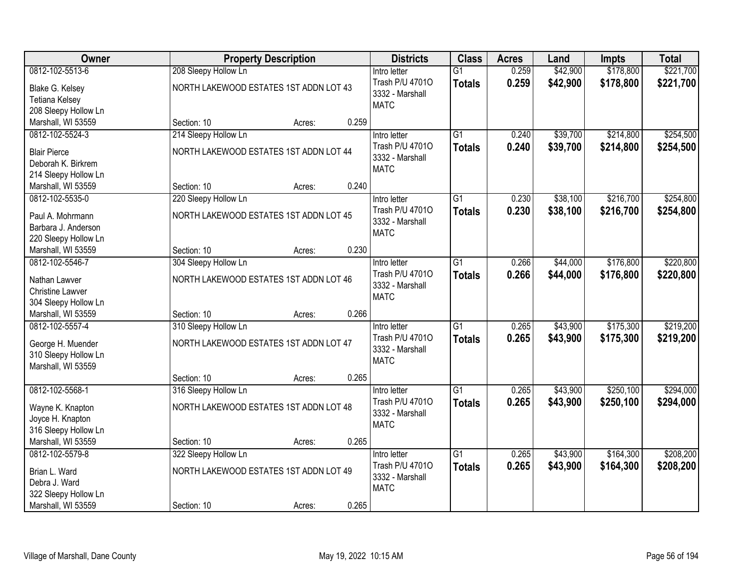| Owner | Property Description | Districts | Class | Acres | Land | Impts | Total |
|---|---|---|---|---|---|---|---|
| 0812-102-5513-6<br>Blake G. Kelsey<br>Tetiana Kelsey<br>208 Sleepy Hollow Ln<br>Marshall, WI 53559 | 208 Sleepy Hollow Ln<br>NORTH LAKEWOOD ESTATES 1ST ADDN LOT 43<br>Section: 10 Acres: 0.259 | Intro letter<br>Trash P/U 4701O<br>3332 - Marshall<br>MATC | G1<br>**Totals** | 0.259<br>**0.259** | $42,900<br>**$42,900** | $178,800<br>**$178,800** | $221,700<br>**$221,700** |
| 0812-102-5524-3<br>Blair Pierce<br>Deborah K. Birkrem<br>214 Sleepy Hollow Ln<br>Marshall, WI 53559 | 214 Sleepy Hollow Ln<br>NORTH LAKEWOOD ESTATES 1ST ADDN LOT 44<br>Section: 10 Acres: 0.240 | Intro letter<br>Trash P/U 4701O<br>3332 - Marshall<br>MATC | G1<br>**Totals** | 0.240<br>**0.240** | $39,700<br>**$39,700** | $214,800<br>**$214,800** | $254,500<br>**$254,500** |
| 0812-102-5535-0<br>Paul A. Mohrmann<br>Barbara J. Anderson<br>220 Sleepy Hollow Ln<br>Marshall, WI 53559 | 220 Sleepy Hollow Ln<br>NORTH LAKEWOOD ESTATES 1ST ADDN LOT 45<br>Section: 10 Acres: 0.230 | Intro letter<br>Trash P/U 4701O<br>3332 - Marshall<br>MATC | G1<br>**Totals** | 0.230<br>**0.230** | $38,100<br>**$38,100** | $216,700<br>**$216,700** | $254,800<br>**$254,800** |
| 0812-102-5546-7<br>Nathan Lawver<br>Christine Lawver<br>304 Sleepy Hollow Ln<br>Marshall, WI 53559 | 304 Sleepy Hollow Ln<br>NORTH LAKEWOOD ESTATES 1ST ADDN LOT 46<br>Section: 10 Acres: 0.266 | Intro letter<br>Trash P/U 4701O<br>3332 - Marshall<br>MATC | G1<br>**Totals** | 0.266<br>**0.266** | $44,000<br>**$44,000** | $176,800<br>**$176,800** | $220,800<br>**$220,800** |
| 0812-102-5557-4<br>George H. Muender<br>310 Sleepy Hollow Ln<br>Marshall, WI 53559 | 310 Sleepy Hollow Ln<br>NORTH LAKEWOOD ESTATES 1ST ADDN LOT 47<br>Section: 10 Acres: 0.265 | Intro letter<br>Trash P/U 4701O<br>3332 - Marshall<br>MATC | G1<br>**Totals** | 0.265<br>**0.265** | $43,900<br>**$43,900** | $175,300<br>**$175,300** | $219,200<br>**$219,200** |
| 0812-102-5568-1<br>Wayne K. Knapton<br>Joyce H. Knapton<br>316 Sleepy Hollow Ln<br>Marshall, WI 53559 | 316 Sleepy Hollow Ln<br>NORTH LAKEWOOD ESTATES 1ST ADDN LOT 48<br>Section: 10 Acres: 0.265 | Intro letter<br>Trash P/U 4701O<br>3332 - Marshall<br>MATC | G1<br>**Totals** | 0.265<br>**0.265** | $43,900<br>**$43,900** | $250,100<br>**$250,100** | $294,000<br>**$294,000** |
| 0812-102-5579-8<br>Brian L. Ward<br>Debra J. Ward<br>322 Sleepy Hollow Ln<br>Marshall, WI 53559 | 322 Sleepy Hollow Ln<br>NORTH LAKEWOOD ESTATES 1ST ADDN LOT 49<br>Section: 10 Acres: 0.265 | Intro letter<br>Trash P/U 4701O<br>3332 - Marshall<br>MATC | G1<br>**Totals** | 0.265<br>**0.265** | $43,900<br>**$43,900** | $164,300<br>**$164,300** | $208,200<br>**$208,200** |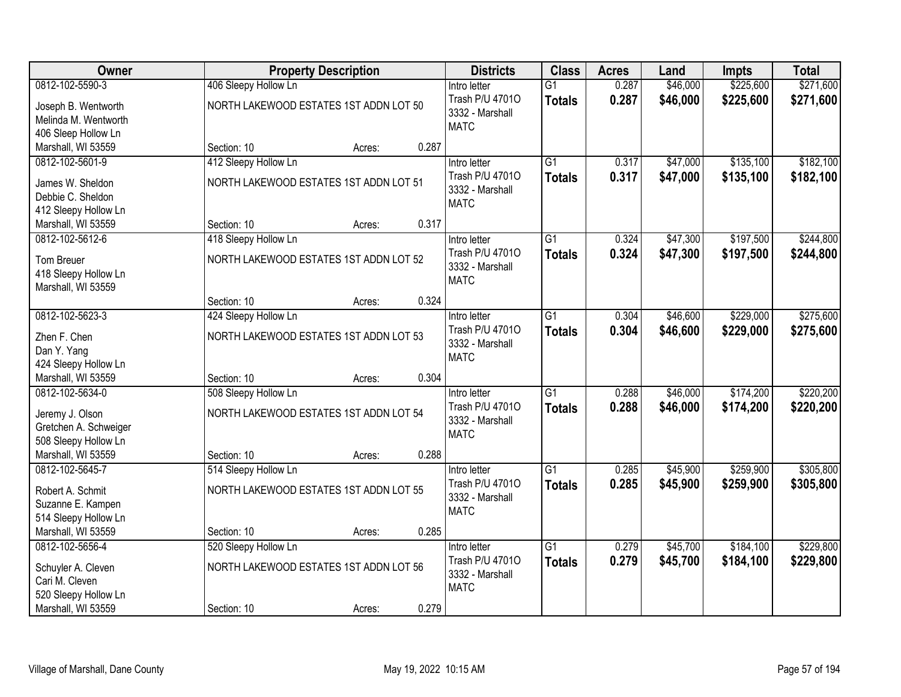| Owner | Property Description | Districts | Class | Acres | Land | Impts | Total |
|---|---|---|---|---|---|---|---|
| 0812-102-5590-3<br>Joseph B. Wentworth<br>Melinda M. Wentworth<br>406 Sleep Hollow Ln<br>Marshall, WI 53559 | 406 Sleepy Hollow Ln<br>NORTH LAKEWOOD ESTATES 1ST ADDN LOT 50<br>Section: 10 Acres: 0.287 | Intro letter<br>Trash P/U 4701O<br>3332 - Marshall<br>MATC | G1<br>**Totals** | 0.287<br>**0.287** | $46,000<br>**$46,000** | $225,600<br>**$225,600** | $271,600<br>**$271,600** |
| 0812-102-5601-9<br>James W. Sheldon<br>Debbie C. Sheldon<br>412 Sleepy Hollow Ln<br>Marshall, WI 53559 | 412 Sleepy Hollow Ln<br>NORTH LAKEWOOD ESTATES 1ST ADDN LOT 51<br>Section: 10 Acres: 0.317 | Intro letter<br>Trash P/U 4701O<br>3332 - Marshall<br>MATC | G1<br>**Totals** | 0.317<br>**0.317** | $47,000<br>**$47,000** | $135,100<br>**$135,100** | $182,100<br>**$182,100** |
| 0812-102-5612-6<br>Tom Breuer<br>418 Sleepy Hollow Ln<br>Marshall, WI 53559 | 418 Sleepy Hollow Ln<br>NORTH LAKEWOOD ESTATES 1ST ADDN LOT 52<br>Section: 10 Acres: 0.324 | Intro letter<br>Trash P/U 4701O<br>3332 - Marshall<br>MATC | G1<br>**Totals** | 0.324<br>**0.324** | $47,300<br>**$47,300** | $197,500<br>**$197,500** | $244,800<br>**$244,800** |
| 0812-102-5623-3<br>Zhen F. Chen<br>Dan Y. Yang<br>424 Sleepy Hollow Ln<br>Marshall, WI 53559 | 424 Sleepy Hollow Ln<br>NORTH LAKEWOOD ESTATES 1ST ADDN LOT 53<br>Section: 10 Acres: 0.304 | Intro letter<br>Trash P/U 4701O<br>3332 - Marshall<br>MATC | G1<br>**Totals** | 0.304<br>**0.304** | $46,600<br>**$46,600** | $229,000<br>**$229,000** | $275,600<br>**$275,600** |
| 0812-102-5634-0<br>Jeremy J. Olson<br>Gretchen A. Schweiger<br>508 Sleepy Hollow Ln<br>Marshall, WI 53559 | 508 Sleepy Hollow Ln<br>NORTH LAKEWOOD ESTATES 1ST ADDN LOT 54<br>Section: 10 Acres: 0.288 | Intro letter<br>Trash P/U 4701O<br>3332 - Marshall<br>MATC | G1<br>**Totals** | 0.288<br>**0.288** | $46,000<br>**$46,000** | $174,200<br>**$174,200** | $220,200<br>**$220,200** |
| 0812-102-5645-7<br>Robert A. Schmit<br>Suzanne E. Kampen<br>514 Sleepy Hollow Ln<br>Marshall, WI 53559 | 514 Sleepy Hollow Ln<br>NORTH LAKEWOOD ESTATES 1ST ADDN LOT 55<br>Section: 10 Acres: 0.285 | Intro letter<br>Trash P/U 4701O<br>3332 - Marshall<br>MATC | G1<br>**Totals** | 0.285<br>**0.285** | $45,900<br>**$45,900** | $259,900<br>**$259,900** | $305,800<br>**$305,800** |
| 0812-102-5656-4<br>Schuyler A. Cleven<br>Cari M. Cleven<br>520 Sleepy Hollow Ln<br>Marshall, WI 53559 | 520 Sleepy Hollow Ln<br>NORTH LAKEWOOD ESTATES 1ST ADDN LOT 56<br>Section: 10 Acres: 0.279 | Intro letter<br>Trash P/U 4701O<br>3332 - Marshall<br>MATC | G1<br>**Totals** | 0.279<br>**0.279** | $45,700<br>**$45,700** | $184,100<br>**$184,100** | $229,800<br>**$229,800** |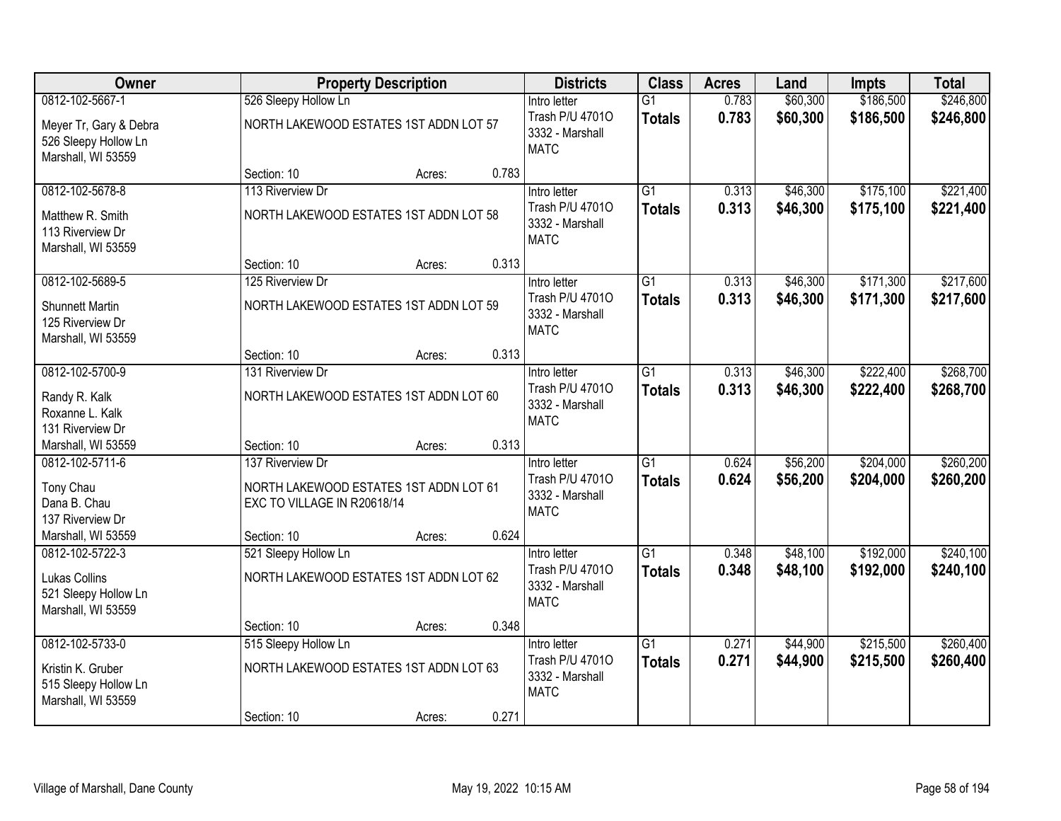| Owner | Property Description | Districts | Class | Acres | Land | Impts | Total |
|---|---|---|---|---|---|---|---|
| 0812-102-5667-1<br>Meyer Tr, Gary & Debra<br>526 Sleepy Hollow Ln<br>Marshall, WI 53559 | 526 Sleepy Hollow Ln<br>NORTH LAKEWOOD ESTATES 1ST ADDN LOT 57<br>Section: 10 Acres: 0.783 | Intro letter<br>Trash P/U 4701O<br>3332 - Marshall<br>MATC | G1<br>**Totals** | 0.783<br>**0.783** | $60,300<br>**$60,300** | $186,500<br>**$186,500** | $246,800<br>**$246,800** |
| 0812-102-5678-8<br>Matthew R. Smith<br>113 Riverview Dr<br>Marshall, WI 53559 | 113 Riverview Dr<br>NORTH LAKEWOOD ESTATES 1ST ADDN LOT 58<br>Section: 10 Acres: 0.313 | Intro letter<br>Trash P/U 4701O<br>3332 - Marshall<br>MATC | G1<br>**Totals** | 0.313<br>**0.313** | $46,300<br>**$46,300** | $175,100<br>**$175,100** | $221,400<br>**$221,400** |
| 0812-102-5689-5<br>Shunnett Martin<br>125 Riverview Dr<br>Marshall, WI 53559 | 125 Riverview Dr<br>NORTH LAKEWOOD ESTATES 1ST ADDN LOT 59<br>Section: 10 Acres: 0.313 | Intro letter<br>Trash P/U 4701O<br>3332 - Marshall<br>MATC | G1<br>**Totals** | 0.313<br>**0.313** | $46,300<br>**$46,300** | $171,300<br>**$171,300** | $217,600<br>**$217,600** |
| 0812-102-5700-9<br>Randy R. Kalk<br>Roxanne L. Kalk<br>131 Riverview Dr<br>Marshall, WI 53559 | 131 Riverview Dr<br>NORTH LAKEWOOD ESTATES 1ST ADDN LOT 60<br>Section: 10 Acres: 0.313 | Intro letter<br>Trash P/U 4701O<br>3332 - Marshall<br>MATC | G1<br>**Totals** | 0.313<br>**0.313** | $46,300<br>**$46,300** | $222,400<br>**$222,400** | $268,700<br>**$268,700** |
| 0812-102-5711-6<br>Tony Chau<br>Dana B. Chau<br>137 Riverview Dr<br>Marshall, WI 53559 | 137 Riverview Dr<br>NORTH LAKEWOOD ESTATES 1ST ADDN LOT 61 EXC TO VILLAGE IN R20618/14<br>Section: 10 Acres: 0.624 | Intro letter<br>Trash P/U 4701O<br>3332 - Marshall<br>MATC | G1<br>**Totals** | 0.624<br>**0.624** | $56,200<br>**$56,200** | $204,000<br>**$204,000** | $260,200<br>**$260,200** |
| 0812-102-5722-3<br>Lukas Collins<br>521 Sleepy Hollow Ln<br>Marshall, WI 53559 | 521 Sleepy Hollow Ln<br>NORTH LAKEWOOD ESTATES 1ST ADDN LOT 62<br>Section: 10 Acres: 0.348 | Intro letter<br>Trash P/U 4701O<br>3332 - Marshall<br>MATC | G1<br>**Totals** | 0.348<br>**0.348** | $48,100<br>**$48,100** | $192,000<br>**$192,000** | $240,100<br>**$240,100** |
| 0812-102-5733-0<br>Kristin K. Gruber<br>515 Sleepy Hollow Ln<br>Marshall, WI 53559 | 515 Sleepy Hollow Ln<br>NORTH LAKEWOOD ESTATES 1ST ADDN LOT 63<br>Section: 10 Acres: 0.271 | Intro letter<br>Trash P/U 4701O<br>3332 - Marshall<br>MATC | G1<br>**Totals** | 0.271<br>**0.271** | $44,900<br>**$44,900** | $215,500<br>**$215,500** | $260,400<br>**$260,400** |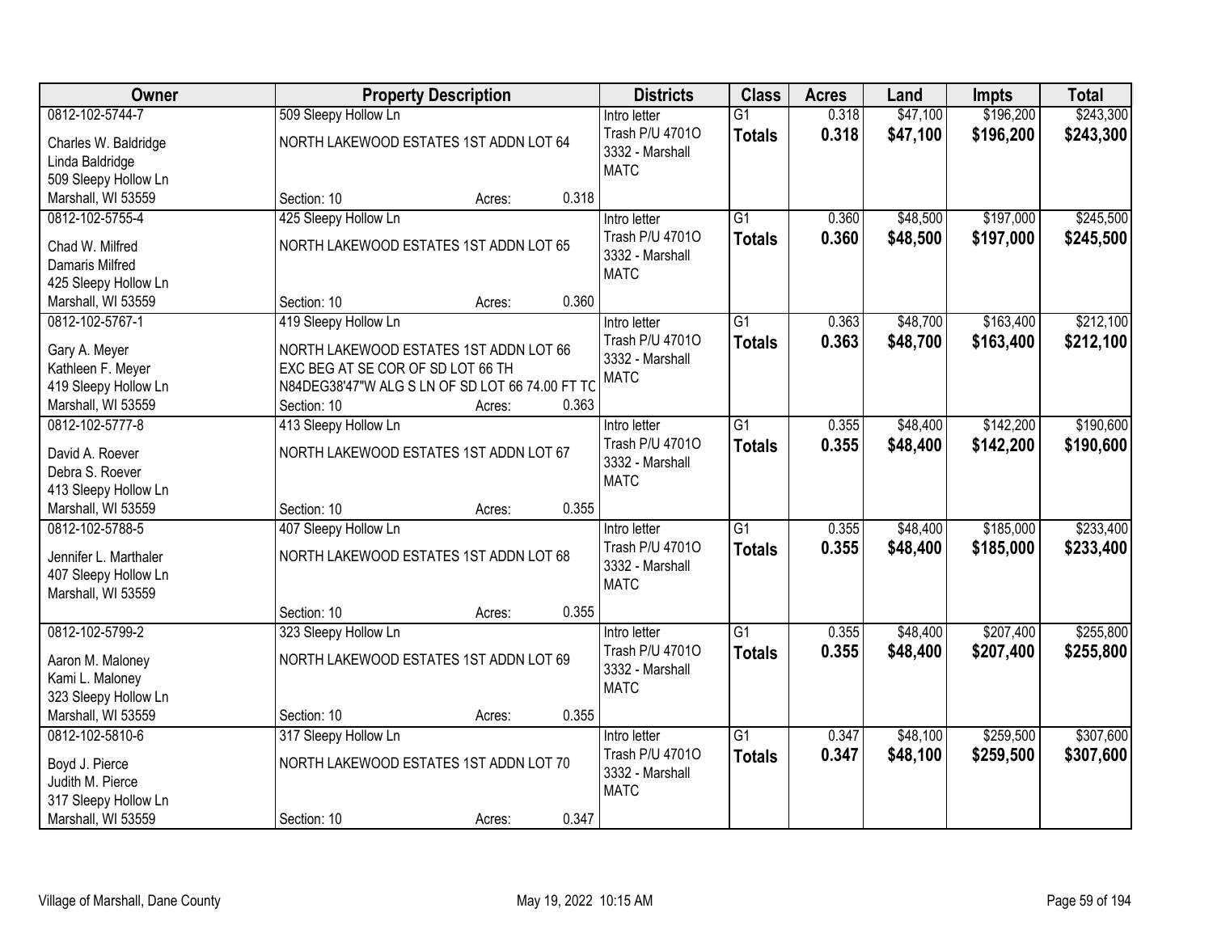| Owner | Property Description | Districts | Class | Acres | Land | Impts | Total |
|---|---|---|---|---|---|---|---|
| 0812-102-5744-7<br>Charles W. Baldridge<br>Linda Baldridge<br>509 Sleepy Hollow Ln<br>Marshall, WI 53559 | 509 Sleepy Hollow Ln<br>NORTH LAKEWOOD ESTATES 1ST ADDN LOT 64<br>Section: 10 Acres: 0.318 | Intro letter<br>Trash P/U 4701O<br>3332 - Marshall<br>MATC | G1<br>**Totals** | 0.318<br>**0.318** | $47,100<br>**$47,100** | $196,200<br>**$196,200** | $243,300<br>**$243,300** |
| 0812-102-5755-4<br>Chad W. Milfred<br>Damaris Milfred<br>425 Sleepy Hollow Ln<br>Marshall, WI 53559 | 425 Sleepy Hollow Ln<br>NORTH LAKEWOOD ESTATES 1ST ADDN LOT 65<br>Section: 10 Acres: 0.360 | Intro letter<br>Trash P/U 4701O<br>3332 - Marshall<br>MATC | G1<br>**Totals** | 0.360<br>**0.360** | $48,500<br>**$48,500** | $197,000<br>**$197,000** | $245,500<br>**$245,500** |
| 0812-102-5767-1<br>Gary A. Meyer<br>Kathleen F. Meyer<br>419 Sleepy Hollow Ln<br>Marshall, WI 53559 | 419 Sleepy Hollow Ln<br>NORTH LAKEWOOD ESTATES 1ST ADDN LOT 66 EXC BEG AT SE COR OF SD LOT 66 TH N84DEG38'47"W ALG S LN OF SD LOT 66 74.00 FT TO<br>Section: 10 Acres: 0.363 | Intro letter<br>Trash P/U 4701O<br>3332 - Marshall<br>MATC | G1<br>**Totals** | 0.363<br>**0.363** | $48,700<br>**$48,700** | $163,400<br>**$163,400** | $212,100<br>**$212,100** |
| 0812-102-5777-8<br>David A. Roever<br>Debra S. Roever<br>413 Sleepy Hollow Ln<br>Marshall, WI 53559 | 413 Sleepy Hollow Ln<br>NORTH LAKEWOOD ESTATES 1ST ADDN LOT 67<br>Section: 10 Acres: 0.355 | Intro letter<br>Trash P/U 4701O<br>3332 - Marshall<br>MATC | G1<br>**Totals** | 0.355<br>**0.355** | $48,400<br>**$48,400** | $142,200<br>**$142,200** | $190,600<br>**$190,600** |
| 0812-102-5788-5<br>Jennifer L. Marthaler<br>407 Sleepy Hollow Ln<br>Marshall, WI 53559 | 407 Sleepy Hollow Ln<br>NORTH LAKEWOOD ESTATES 1ST ADDN LOT 68<br>Section: 10 Acres: 0.355 | Intro letter<br>Trash P/U 4701O<br>3332 - Marshall<br>MATC | G1<br>**Totals** | 0.355<br>**0.355** | $48,400<br>**$48,400** | $185,000<br>**$185,000** | $233,400<br>**$233,400** |
| 0812-102-5799-2<br>Aaron M. Maloney<br>Kami L. Maloney<br>323 Sleepy Hollow Ln<br>Marshall, WI 53559 | 323 Sleepy Hollow Ln<br>NORTH LAKEWOOD ESTATES 1ST ADDN LOT 69<br>Section: 10 Acres: 0.355 | Intro letter<br>Trash P/U 4701O<br>3332 - Marshall<br>MATC | G1<br>**Totals** | 0.355<br>**0.355** | $48,400<br>**$48,400** | $207,400<br>**$207,400** | $255,800<br>**$255,800** |
| 0812-102-5810-6<br>Boyd J. Pierce<br>Judith M. Pierce<br>317 Sleepy Hollow Ln<br>Marshall, WI 53559 | 317 Sleepy Hollow Ln<br>NORTH LAKEWOOD ESTATES 1ST ADDN LOT 70<br>Section: 10 Acres: 0.347 | Intro letter<br>Trash P/U 4701O<br>3332 - Marshall<br>MATC | G1<br>**Totals** | 0.347<br>**0.347** | $48,100<br>**$48,100** | $259,500<br>**$259,500** | $307,600<br>**$307,600** |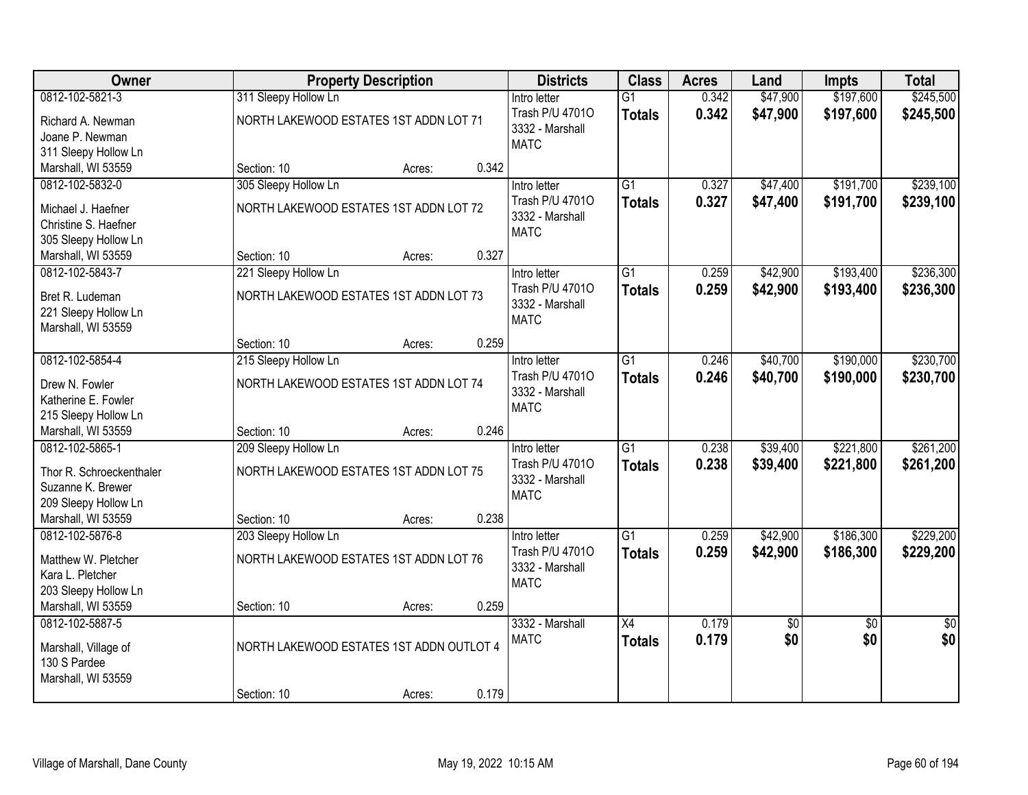| Owner | Property Description | | | Districts | Class | Acres | Land | Impts | Total |
|---|---|---|---|---|---|---|---|---|---|
| 0812-102-5821-3<br>Richard A. Newman<br>Joane P. Newman<br>311 Sleepy Hollow Ln<br>Marshall, WI 53559 | 311 Sleepy Hollow Ln<br>NORTH LAKEWOOD ESTATES 1ST ADDN LOT 71<br>Section: 10 | Acres: | 0.342 | Intro letter<br>Trash P/U 4701O<br>3332 - Marshall<br>MATC | G1<br>**Totals** | 0.342<br>**0.342** | $47,900<br>**$47,900** | $197,600<br>**$197,600** | $245,500<br>**$245,500** |
| 0812-102-5832-0<br>Michael J. Haefner<br>Christine S. Haefner<br>305 Sleepy Hollow Ln<br>Marshall, WI 53559 | 305 Sleepy Hollow Ln<br>NORTH LAKEWOOD ESTATES 1ST ADDN LOT 72<br>Section: 10 | Acres: | 0.327 | Intro letter<br>Trash P/U 4701O<br>3332 - Marshall<br>MATC | G1<br>**Totals** | 0.327<br>**0.327** | $47,400<br>**$47,400** | $191,700<br>**$191,700** | $239,100<br>**$239,100** |
| 0812-102-5843-7<br>Bret R. Ludeman<br>221 Sleepy Hollow Ln<br>Marshall, WI 53559 | 221 Sleepy Hollow Ln<br>NORTH LAKEWOOD ESTATES 1ST ADDN LOT 73<br>Section: 10 | Acres: | 0.259 | Intro letter<br>Trash P/U 4701O<br>3332 - Marshall<br>MATC | G1<br>**Totals** | 0.259<br>**0.259** | $42,900<br>**$42,900** | $193,400<br>**$193,400** | $236,300<br>**$236,300** |
| 0812-102-5854-4<br>Drew N. Fowler<br>Katherine E. Fowler<br>215 Sleepy Hollow Ln<br>Marshall, WI 53559 | 215 Sleepy Hollow Ln<br>NORTH LAKEWOOD ESTATES 1ST ADDN LOT 74<br>Section: 10 | Acres: | 0.246 | Intro letter<br>Trash P/U 4701O<br>3332 - Marshall<br>MATC | G1<br>**Totals** | 0.246<br>**0.246** | $40,700<br>**$40,700** | $190,000<br>**$190,000** | $230,700<br>**$230,700** |
| 0812-102-5865-1<br>Thor R. Schroeckenthaler<br>Suzanne K. Brewer<br>209 Sleepy Hollow Ln<br>Marshall, WI 53559 | 209 Sleepy Hollow Ln<br>NORTH LAKEWOOD ESTATES 1ST ADDN LOT 75<br>Section: 10 | Acres: | 0.238 | Intro letter<br>Trash P/U 4701O<br>3332 - Marshall<br>MATC | G1<br>**Totals** | 0.238<br>**0.238** | $39,400<br>**$39,400** | $221,800<br>**$221,800** | $261,200<br>**$261,200** |
| 0812-102-5876-8<br>Matthew W. Pletcher<br>Kara L. Pletcher<br>203 Sleepy Hollow Ln<br>Marshall, WI 53559 | 203 Sleepy Hollow Ln<br>NORTH LAKEWOOD ESTATES 1ST ADDN LOT 76<br>Section: 10 | Acres: | 0.259 | Intro letter<br>Trash P/U 4701O<br>3332 - Marshall<br>MATC | G1<br>**Totals** | 0.259<br>**0.259** | $42,900<br>**$42,900** | $186,300<br>**$186,300** | $229,200<br>**$229,200** |
| 0812-102-5887-5<br>Marshall, Village of<br>130 S Pardee<br>Marshall, WI 53559 | NORTH LAKEWOOD ESTATES 1ST ADDN OUTLOT 4<br>Section: 10 | Acres: | 0.179 | 3332 - Marshall<br>MATC | X4<br>**Totals** | 0.179<br>**0.179** | $0<br>**$0** | $0<br>**$0** | $0<br>**$0** |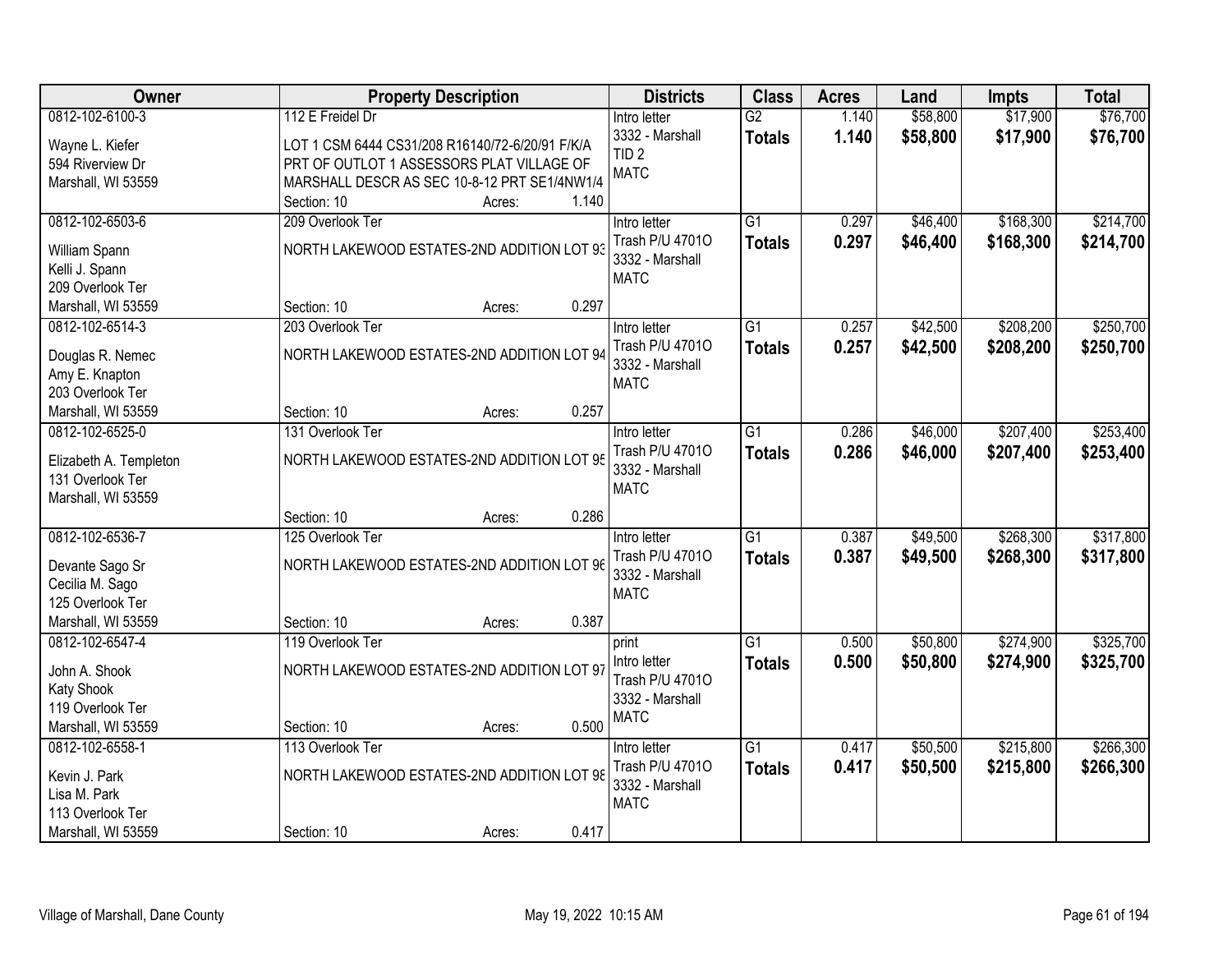| Owner | Property Description | Districts | Class | Acres | Land | Impts | Total |
|---|---|---|---|---|---|---|---|
| 0812-102-6100-3<br>Wayne L. Kiefer<br>594 Riverview Dr<br>Marshall, WI 53559 | 112 E Freidel Dr<br>LOT 1 CSM 6444 CS31/208 R16140/72-6/20/91 F/K/A PRT OF OUTLOT 1 ASSESSORS PLAT VILLAGE OF MARSHALL DESCR AS SEC 10-8-12 PRT SE1/4NW1/4<br>Section: 10 Acres: 1.140 | Intro letter<br>3332 - Marshall<br>TID 2<br>MATC | G2<br>**Totals** | 1.140<br>**1.140** | $58,800<br>**$58,800** | $17,900<br>**$17,900** | $76,700<br>**$76,700** |
| 0812-102-6503-6<br>William Spann<br>Kelli J. Spann<br>209 Overlook Ter<br>Marshall, WI 53559 | 209 Overlook Ter<br>NORTH LAKEWOOD ESTATES-2ND ADDITION LOT 93<br>Section: 10 Acres: 0.297 | Intro letter<br>Trash P/U 4701O<br>3332 - Marshall<br>MATC | G1<br>**Totals** | 0.297<br>**0.297** | $46,400<br>**$46,400** | $168,300<br>**$168,300** | $214,700<br>**$214,700** |
| 0812-102-6514-3<br>Douglas R. Nemec<br>Amy E. Knapton<br>203 Overlook Ter<br>Marshall, WI 53559 | 203 Overlook Ter<br>NORTH LAKEWOOD ESTATES-2ND ADDITION LOT 94<br>Section: 10 Acres: 0.257 | Intro letter<br>Trash P/U 4701O<br>3332 - Marshall<br>MATC | G1<br>**Totals** | 0.257<br>**0.257** | $42,500<br>**$42,500** | $208,200<br>**$208,200** | $250,700<br>**$250,700** |
| 0812-102-6525-0<br>Elizabeth A. Templeton<br>131 Overlook Ter<br>Marshall, WI 53559 | 131 Overlook Ter<br>NORTH LAKEWOOD ESTATES-2ND ADDITION LOT 95<br>Section: 10 Acres: 0.286 | Intro letter<br>Trash P/U 4701O<br>3332 - Marshall<br>MATC | G1<br>**Totals** | 0.286<br>**0.286** | $46,000<br>**$46,000** | $207,400<br>**$207,400** | $253,400<br>**$253,400** |
| 0812-102-6536-7<br>Devante Sago Sr<br>Cecilia M. Sago<br>125 Overlook Ter<br>Marshall, WI 53559 | 125 Overlook Ter<br>NORTH LAKEWOOD ESTATES-2ND ADDITION LOT 96<br>Section: 10 Acres: 0.387 | Intro letter<br>Trash P/U 4701O<br>3332 - Marshall<br>MATC | G1<br>**Totals** | 0.387<br>**0.387** | $49,500<br>**$49,500** | $268,300<br>**$268,300** | $317,800<br>**$317,800** |
| 0812-102-6547-4<br>John A. Shook<br>Katy Shook<br>119 Overlook Ter<br>Marshall, WI 53559 | 119 Overlook Ter<br>NORTH LAKEWOOD ESTATES-2ND ADDITION LOT 97<br>Section: 10 Acres: 0.500 | print<br>Intro letter<br>Trash P/U 4701O<br>3332 - Marshall<br>MATC | G1<br>**Totals** | 0.500<br>**0.500** | $50,800<br>**$50,800** | $274,900<br>**$274,900** | $325,700<br>**$325,700** |
| 0812-102-6558-1<br>Kevin J. Park<br>Lisa M. Park<br>113 Overlook Ter<br>Marshall, WI 53559 | 113 Overlook Ter<br>NORTH LAKEWOOD ESTATES-2ND ADDITION LOT 98<br>Section: 10 Acres: 0.417 | Intro letter<br>Trash P/U 4701O<br>3332 - Marshall<br>MATC | G1<br>**Totals** | 0.417<br>**0.417** | $50,500<br>**$50,500** | $215,800<br>**$215,800** | $266,300<br>**$266,300** |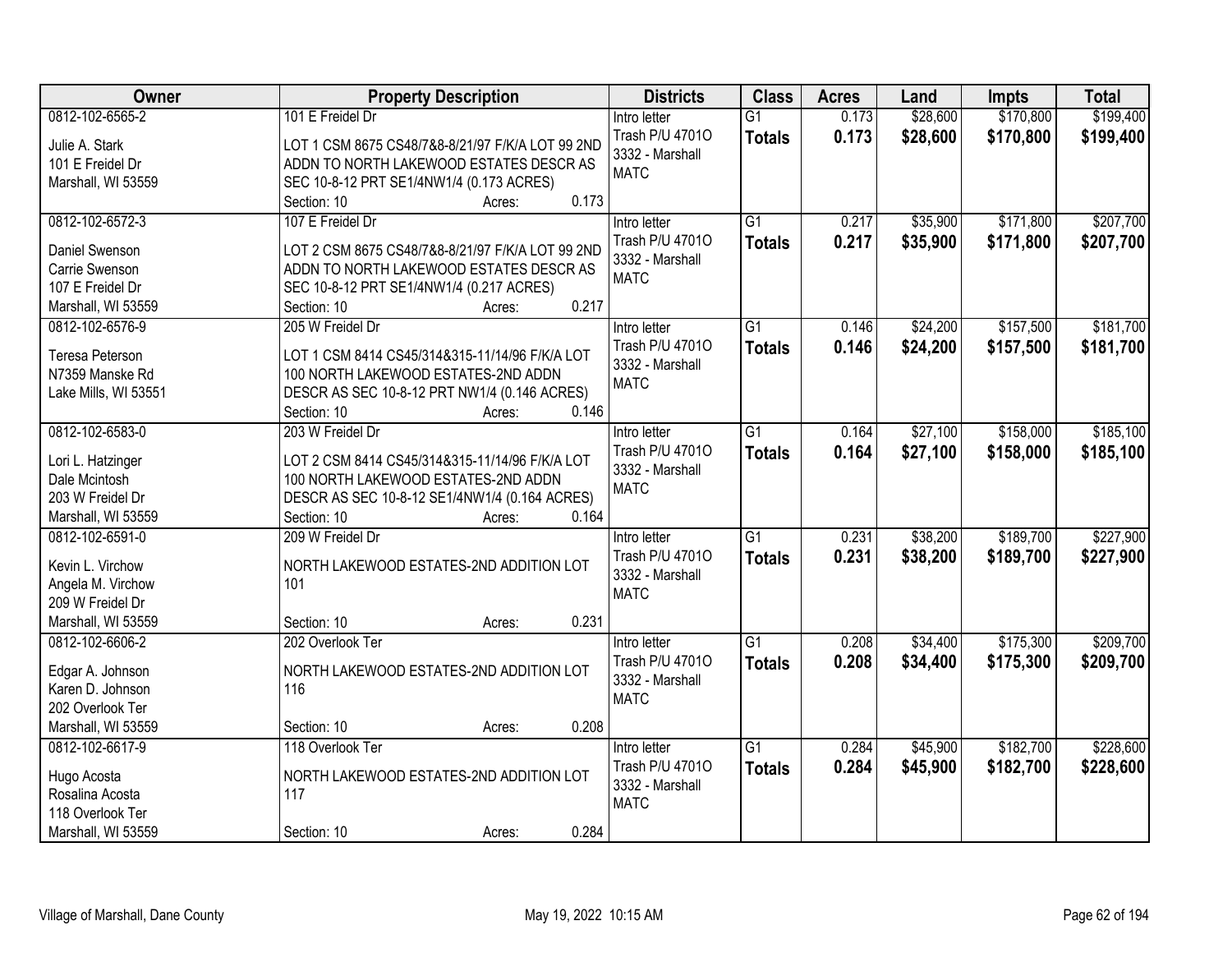| Owner | Property Description | Districts | Class | Acres | Land | Impts | Total |
|---|---|---|---|---|---|---|---|
| 0812-102-6565-2<br>Julie A. Stark<br>101 E Freidel Dr<br>Marshall, WI 53559 | 101 E Freidel Dr<br>LOT 1 CSM 8675 CS48/7&8-8/21/97 F/K/A LOT 99 2ND ADDN TO NORTH LAKEWOOD ESTATES DESCR AS SEC 10-8-12 PRT SE1/4NW1/4 (0.173 ACRES)<br>Section: 10 Acres: 0.173 | Intro letter<br>Trash P/U 4701O<br>3332 - Marshall<br>MATC | G1<br>**Totals** | 0.173<br>**0.173** | $28,600<br>**$28,600** | $170,800<br>**$170,800** | $199,400<br>**$199,400** |
| 0812-102-6572-3<br>Daniel Swenson<br>Carrie Swenson<br>107 E Freidel Dr<br>Marshall, WI 53559 | 107 E Freidel Dr<br>LOT 2 CSM 8675 CS48/7&8-8/21/97 F/K/A LOT 99 2ND ADDN TO NORTH LAKEWOOD ESTATES DESCR AS SEC 10-8-12 PRT SE1/4NW1/4 (0.217 ACRES)<br>Section: 10 Acres: 0.217 | Intro letter<br>Trash P/U 4701O<br>3332 - Marshall<br>MATC | G1<br>**Totals** | 0.217<br>**0.217** | $35,900<br>**$35,900** | $171,800<br>**$171,800** | $207,700<br>**$207,700** |
| 0812-102-6576-9<br>Teresa Peterson<br>N7359 Manske Rd<br>Lake Mills, WI 53551 | 205 W Freidel Dr<br>LOT 1 CSM 8414 CS45/314&315-11/14/96 F/K/A LOT 100 NORTH LAKEWOOD ESTATES-2ND ADDN DESCR AS SEC 10-8-12 PRT NW1/4 (0.146 ACRES)<br>Section: 10 Acres: 0.146 | Intro letter<br>Trash P/U 4701O<br>3332 - Marshall<br>MATC | G1<br>**Totals** | 0.146<br>**0.146** | $24,200<br>**$24,200** | $157,500<br>**$157,500** | $181,700<br>**$181,700** |
| 0812-102-6583-0<br>Lori L. Hatzinger<br>Dale Mcintosh<br>203 W Freidel Dr<br>Marshall, WI 53559 | 203 W Freidel Dr<br>LOT 2 CSM 8414 CS45/314&315-11/14/96 F/K/A LOT 100 NORTH LAKEWOOD ESTATES-2ND ADDN DESCR AS SEC 10-8-12 SE1/4NW1/4 (0.164 ACRES)<br>Section: 10 Acres: 0.164 | Intro letter<br>Trash P/U 4701O<br>3332 - Marshall<br>MATC | G1<br>**Totals** | 0.164<br>**0.164** | $27,100<br>**$27,100** | $158,000<br>**$158,000** | $185,100<br>**$185,100** |
| 0812-102-6591-0<br>Kevin L. Virchow<br>Angela M. Virchow<br>209 W Freidel Dr<br>Marshall, WI 53559 | 209 W Freidel Dr<br>NORTH LAKEWOOD ESTATES-2ND ADDITION LOT 101<br>Section: 10 Acres: 0.231 | Intro letter<br>Trash P/U 4701O<br>3332 - Marshall<br>MATC | G1<br>**Totals** | 0.231<br>**0.231** | $38,200<br>**$38,200** | $189,700<br>**$189,700** | $227,900<br>**$227,900** |
| 0812-102-6606-2<br>Edgar A. Johnson<br>Karen D. Johnson<br>202 Overlook Ter<br>Marshall, WI 53559 | 202 Overlook Ter<br>NORTH LAKEWOOD ESTATES-2ND ADDITION LOT 116<br>Section: 10 Acres: 0.208 | Intro letter<br>Trash P/U 4701O<br>3332 - Marshall<br>MATC | G1<br>**Totals** | 0.208<br>**0.208** | $34,400<br>**$34,400** | $175,300<br>**$175,300** | $209,700<br>**$209,700** |
| 0812-102-6617-9<br>Hugo Acosta<br>Rosalina Acosta<br>118 Overlook Ter<br>Marshall, WI 53559 | 118 Overlook Ter<br>NORTH LAKEWOOD ESTATES-2ND ADDITION LOT 117<br>Section: 10 Acres: 0.284 | Intro letter<br>Trash P/U 4701O<br>3332 - Marshall<br>MATC | G1<br>**Totals** | 0.284<br>**0.284** | $45,900<br>**$45,900** | $182,700<br>**$182,700** | $228,600<br>**$228,600** |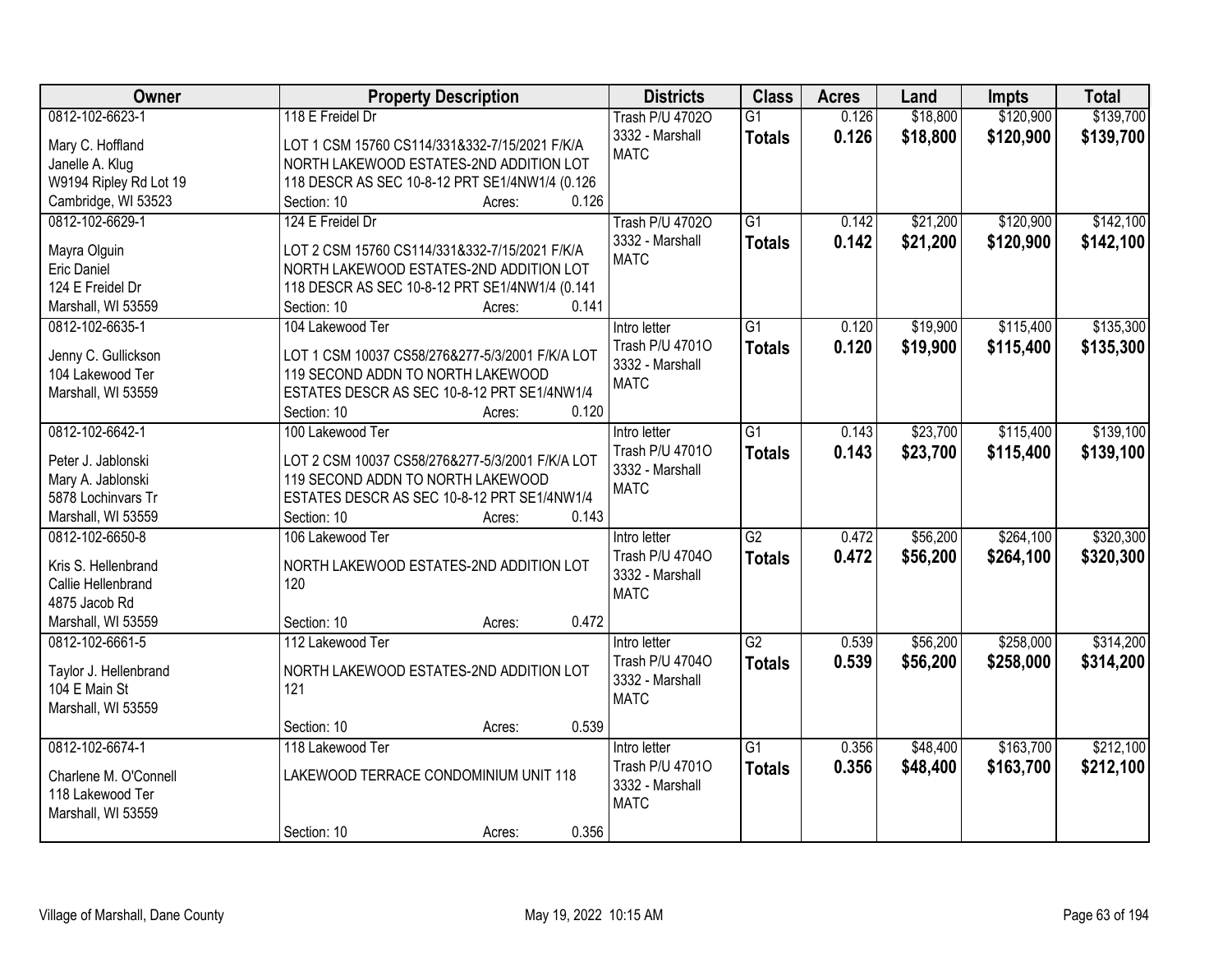| Owner | Property Description | Districts | Class | Acres | Land | Impts | Total |
|---|---|---|---|---|---|---|---|
| 0812-102-6623-1<br><br>Mary C. Hoffland<br>Janelle A. Klug<br>W9194 Ripley Rd Lot 19<br>Cambridge, WI 53523 | 118 E Freidel Dr<br><br>LOT 1 CSM 15760 CS114/331&332-7/15/2021 F/K/A NORTH LAKEWOOD ESTATES-2ND ADDITION LOT 118 DESCR AS SEC 10-8-12 PRT SE1/4NW1/4 (0.126<br>Section: 10 Acres: 0.126 | Trash P/U 4702O<br>3332 - Marshall<br>MATC | G1<br>**Totals** | 0.126<br>**0.126** | $18,800<br>**$18,800** | $120,900<br>**$120,900** | $139,700<br>**$139,700** |
| 0812-102-6629-1<br><br>Mayra Olguin<br>Eric Daniel<br>124 E Freidel Dr<br>Marshall, WI 53559 | 124 E Freidel Dr<br><br>LOT 2 CSM 15760 CS114/331&332-7/15/2021 F/K/A NORTH LAKEWOOD ESTATES-2ND ADDITION LOT 118 DESCR AS SEC 10-8-12 PRT SE1/4NW1/4 (0.141<br>Section: 10 Acres: 0.141 | Trash P/U 4702O<br>3332 - Marshall<br>MATC | G1<br>**Totals** | 0.142<br>**0.142** | $21,200<br>**$21,200** | $120,900<br>**$120,900** | $142,100<br>**$142,100** |
| 0812-102-6635-1<br><br>Jenny C. Gullickson<br>104 Lakewood Ter<br>Marshall, WI 53559 | 104 Lakewood Ter<br><br>LOT 1 CSM 10037 CS58/276&277-5/3/2001 F/K/A LOT 119 SECOND ADDN TO NORTH LAKEWOOD ESTATES DESCR AS SEC 10-8-12 PRT SE1/4NW1/4<br>Section: 10 Acres: 0.120 | Intro letter<br>Trash P/U 4701O<br>3332 - Marshall<br>MATC | G1<br>**Totals** | 0.120<br>**0.120** | $19,900<br>**$19,900** | $115,400<br>**$115,400** | $135,300<br>**$135,300** |
| 0812-102-6642-1<br><br>Peter J. Jablonski<br>Mary A. Jablonski<br>5878 Lochinvars Tr<br>Marshall, WI 53559 | 100 Lakewood Ter<br><br>LOT 2 CSM 10037 CS58/276&277-5/3/2001 F/K/A LOT 119 SECOND ADDN TO NORTH LAKEWOOD ESTATES DESCR AS SEC 10-8-12 PRT SE1/4NW1/4<br>Section: 10 Acres: 0.143 | Intro letter<br>Trash P/U 4701O<br>3332 - Marshall<br>MATC | G1<br>**Totals** | 0.143<br>**0.143** | $23,700<br>**$23,700** | $115,400<br>**$115,400** | $139,100<br>**$139,100** |
| 0812-102-6650-8<br><br>Kris S. Hellenbrand<br>Callie Hellenbrand<br>4875 Jacob Rd<br>Marshall, WI 53559 | 106 Lakewood Ter<br><br>NORTH LAKEWOOD ESTATES-2ND ADDITION LOT 120<br><br>Section: 10 Acres: 0.472 | Intro letter<br>Trash P/U 4704O<br>3332 - Marshall<br>MATC | G2<br>**Totals** | 0.472<br>**0.472** | $56,200<br>**$56,200** | $264,100<br>**$264,100** | $320,300<br>**$320,300** |
| 0812-102-6661-5<br><br>Taylor J. Hellenbrand<br>104 E Main St<br>Marshall, WI 53559 | 112 Lakewood Ter<br><br>NORTH LAKEWOOD ESTATES-2ND ADDITION LOT 121<br><br>Section: 10 Acres: 0.539 | Intro letter<br>Trash P/U 4704O<br>3332 - Marshall<br>MATC | G2<br>**Totals** | 0.539<br>**0.539** | $56,200<br>**$56,200** | $258,000<br>**$258,000** | $314,200<br>**$314,200** |
| 0812-102-6674-1<br><br>Charlene M. O'Connell<br>118 Lakewood Ter<br>Marshall, WI 53559 | 118 Lakewood Ter<br><br>LAKEWOOD TERRACE CONDOMINIUM UNIT 118<br><br>Section: 10 Acres: 0.356 | Intro letter<br>Trash P/U 4701O<br>3332 - Marshall<br>MATC | G1<br>**Totals** | 0.356<br>**0.356** | $48,400<br>**$48,400** | $163,700<br>**$163,700** | $212,100<br>**$212,100** |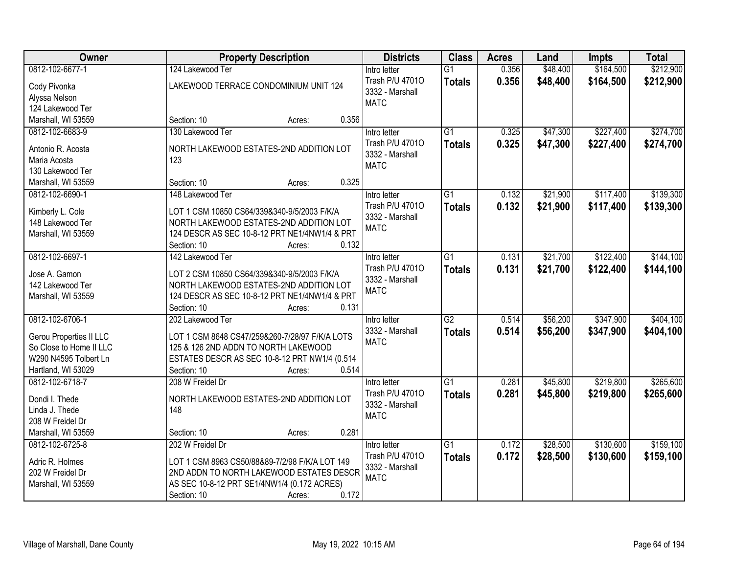| Owner | Property Description | Districts | Class | Acres | Land | Impts | Total |
|---|---|---|---|---|---|---|---|
| 0812-102-6677-1<br>Cody Pivonka<br>Alyssa Nelson<br>124 Lakewood Ter<br>Marshall, WI 53559 | 124 Lakewood Ter<br>LAKEWOOD TERRACE CONDOMINIUM UNIT 124<br>Section: 10 Acres: 0.356 | Intro letter<br>Trash P/U 4701O<br>3332 - Marshall<br>MATC | G1<br>**Totals** | 0.356<br>**0.356** | $48,400<br>**$48,400** | $164,500<br>**$164,500** | $212,900<br>**$212,900** |
| 0812-102-6683-9<br>Antonio R. Acosta<br>Maria Acosta<br>130 Lakewood Ter<br>Marshall, WI 53559 | 130 Lakewood Ter<br>NORTH LAKEWOOD ESTATES-2ND ADDITION LOT 123<br>Section: 10 Acres: 0.325 | Intro letter<br>Trash P/U 4701O<br>3332 - Marshall<br>MATC | G1<br>**Totals** | 0.325<br>**0.325** | $47,300<br>**$47,300** | $227,400<br>**$227,400** | $274,700<br>**$274,700** |
| 0812-102-6690-1<br>Kimberly L. Cole<br>148 Lakewood Ter<br>Marshall, WI 53559 | 148 Lakewood Ter<br>LOT 1 CSM 10850 CS64/339&340-9/5/2003 F/K/A NORTH LAKEWOOD ESTATES-2ND ADDITION LOT 124 DESCR AS SEC 10-8-12 PRT NE1/4NW1/4 & PRT<br>Section: 10 Acres: 0.132 | Intro letter<br>Trash P/U 4701O<br>3332 - Marshall<br>MATC | G1<br>**Totals** | 0.132<br>**0.132** | $21,900<br>**$21,900** | $117,400<br>**$117,400** | $139,300<br>**$139,300** |
| 0812-102-6697-1<br>Jose A. Gamon<br>142 Lakewood Ter<br>Marshall, WI 53559 | 142 Lakewood Ter<br>LOT 2 CSM 10850 CS64/339&340-9/5/2003 F/K/A NORTH LAKEWOOD ESTATES-2ND ADDITION LOT 124 DESCR AS SEC 10-8-12 PRT NE1/4NW1/4 & PRT<br>Section: 10 Acres: 0.131 | Intro letter<br>Trash P/U 4701O<br>3332 - Marshall<br>MATC | G1<br>**Totals** | 0.131<br>**0.131** | $21,700<br>**$21,700** | $122,400<br>**$122,400** | $144,100<br>**$144,100** |
| 0812-102-6706-1<br>Gerou Properties II LLC<br>So Close to Home II LLC<br>W290 N4595 Tolbert Ln<br>Hartland, WI 53029 | 202 Lakewood Ter<br>LOT 1 CSM 8648 CS47/259&260-7/28/97 F/K/A LOTS 125 & 126 2ND ADDN TO NORTH LAKEWOOD ESTATES DESCR AS SEC 10-8-12 PRT NW1/4 (0.514<br>Section: 10 Acres: 0.514 | Intro letter<br>3332 - Marshall<br>MATC | G2<br>**Totals** | 0.514<br>**0.514** | $56,200<br>**$56,200** | $347,900<br>**$347,900** | $404,100<br>**$404,100** |
| 0812-102-6718-7<br>Dondi I. Thede<br>Linda J. Thede<br>208 W Freidel Dr<br>Marshall, WI 53559 | 208 W Freidel Dr<br>NORTH LAKEWOOD ESTATES-2ND ADDITION LOT 148<br>Section: 10 Acres: 0.281 | Intro letter<br>Trash P/U 4701O<br>3332 - Marshall<br>MATC | G1<br>**Totals** | 0.281<br>**0.281** | $45,800<br>**$45,800** | $219,800<br>**$219,800** | $265,600<br>**$265,600** |
| 0812-102-6725-8<br>Adric R. Holmes<br>202 W Freidel Dr<br>Marshall, WI 53559 | 202 W Freidel Dr<br>LOT 1 CSM 8963 CS50/88&89-7/2/98 F/K/A LOT 149 2ND ADDN TO NORTH LAKEWOOD ESTATES DESCR AS SEC 10-8-12 PRT SE1/4NW1/4 (0.172 ACRES)<br>Section: 10 Acres: 0.172 | Intro letter<br>Trash P/U 4701O<br>3332 - Marshall<br>MATC | G1<br>**Totals** | 0.172<br>**0.172** | $28,500<br>**$28,500** | $130,600<br>**$130,600** | $159,100<br>**$159,100** |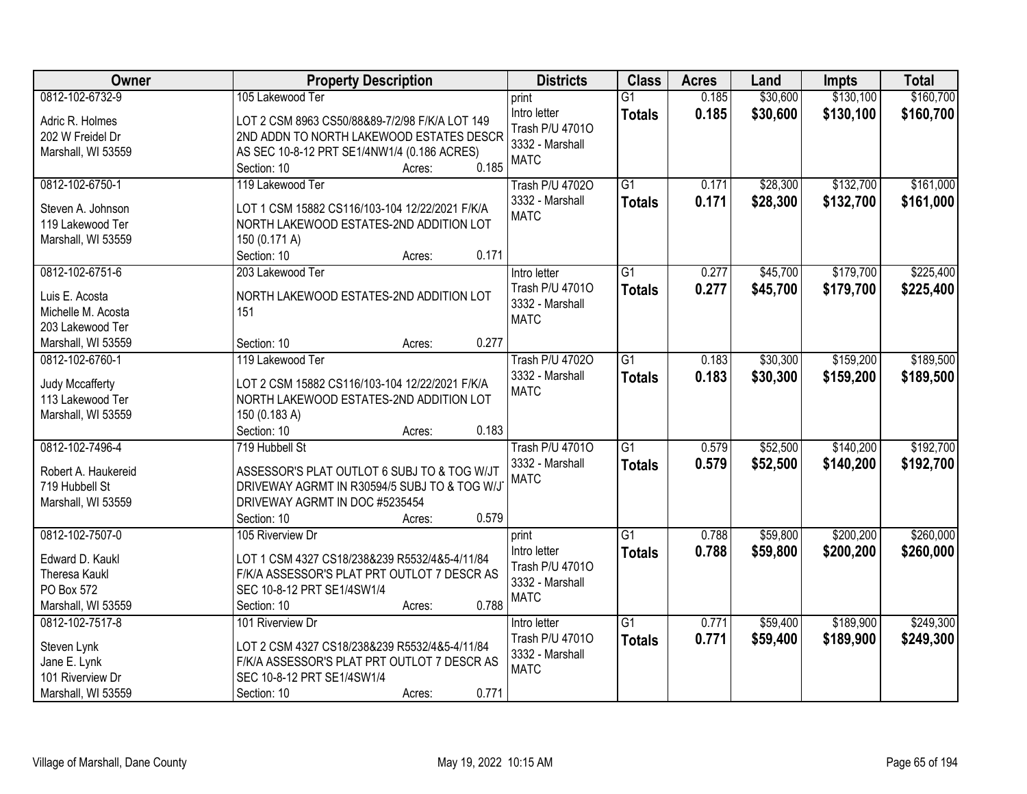| Owner | Property Description | Districts | Class | Acres | Land | Impts | Total |
|---|---|---|---|---|---|---|---|
| 0812-102-6732-9<br><br>Adric R. Holmes<br>202 W Freidel Dr<br>Marshall, WI 53559 | 105 Lakewood Ter<br><br>LOT 2 CSM 8963 CS50/88&89-7/2/98 F/K/A LOT 149 2ND ADDN TO NORTH LAKEWOOD ESTATES DESCR AS SEC 10-8-12 PRT SE1/4NW1/4 (0.186 ACRES)<br>Section: 10 Acres: 0.185 | print<br>Intro letter<br>Trash P/U 4701O<br>3332 - Marshall<br>MATC | G1<br>**Totals** | 0.185<br>**0.185** | $30,600<br>**$30,600** | $130,100<br>**$130,100** | $160,700<br>**$160,700** |
| 0812-102-6750-1<br><br>Steven A. Johnson<br>119 Lakewood Ter<br>Marshall, WI 53559 | 119 Lakewood Ter<br><br>LOT 1 CSM 15882 CS116/103-104 12/22/2021 F/K/A NORTH LAKEWOOD ESTATES-2ND ADDITION LOT 150 (0.171 A)<br>Section: 10 Acres: 0.171 | Trash P/U 4702O<br>3332 - Marshall<br>MATC | G1<br>**Totals** | 0.171<br>**0.171** | $28,300<br>**$28,300** | $132,700<br>**$132,700** | $161,000<br>**$161,000** |
| 0812-102-6751-6<br><br>Luis E. Acosta<br>Michelle M. Acosta<br>203 Lakewood Ter<br>Marshall, WI 53559 | 203 Lakewood Ter<br><br>NORTH LAKEWOOD ESTATES-2ND ADDITION LOT 151<br><br>Section: 10 Acres: 0.277 | Intro letter<br>Trash P/U 4701O<br>3332 - Marshall<br>MATC | G1<br>**Totals** | 0.277<br>**0.277** | $45,700<br>**$45,700** | $179,700<br>**$179,700** | $225,400<br>**$225,400** |
| 0812-102-6760-1<br><br>Judy Mccafferty<br>113 Lakewood Ter<br>Marshall, WI 53559 | 119 Lakewood Ter<br><br>LOT 2 CSM 15882 CS116/103-104 12/22/2021 F/K/A NORTH LAKEWOOD ESTATES-2ND ADDITION LOT 150 (0.183 A)<br>Section: 10 Acres: 0.183 | Trash P/U 4702O<br>3332 - Marshall<br>MATC | G1<br>**Totals** | 0.183<br>**0.183** | $30,300<br>**$30,300** | $159,200<br>**$159,200** | $189,500<br>**$189,500** |
| 0812-102-7496-4<br><br>Robert A. Haukereid<br>719 Hubbell St<br>Marshall, WI 53559 | 719 Hubbell St<br><br>ASSESSOR'S PLAT OUTLOT 6 SUBJ TO & TOG W/JT DRIVEWAY AGRMT IN R30594/5 SUBJ TO & TOG W/JT DRIVEWAY AGRMT IN DOC #5235454<br>Section: 10 Acres: 0.579 | Trash P/U 4701O<br>3332 - Marshall<br>MATC | G1<br>**Totals** | 0.579<br>**0.579** | $52,500<br>**$52,500** | $140,200<br>**$140,200** | $192,700<br>**$192,700** |
| 0812-102-7507-0<br><br>Edward D. Kaukl<br>Theresa Kaukl<br>PO Box 572<br>Marshall, WI 53559 | 105 Riverview Dr<br><br>LOT 1 CSM 4327 CS18/238&239 R5532/4&5-4/11/84 F/K/A ASSESSOR'S PLAT PRT OUTLOT 7 DESCR AS SEC 10-8-12 PRT SE1/4SW1/4<br>Section: 10 Acres: 0.788 | print<br>Intro letter<br>Trash P/U 4701O<br>3332 - Marshall<br>MATC | G1<br>**Totals** | 0.788<br>**0.788** | $59,800<br>**$59,800** | $200,200<br>**$200,200** | $260,000<br>**$260,000** |
| 0812-102-7517-8<br><br>Steven Lynk<br>Jane E. Lynk<br>101 Riverview Dr<br>Marshall, WI 53559 | 101 Riverview Dr<br><br>LOT 2 CSM 4327 CS18/238&239 R5532/4&5-4/11/84 F/K/A ASSESSOR'S PLAT PRT OUTLOT 7 DESCR AS SEC 10-8-12 PRT SE1/4SW1/4<br>Section: 10 Acres: 0.771 | Intro letter<br>Trash P/U 4701O<br>3332 - Marshall<br>MATC | G1<br>**Totals** | 0.771<br>**0.771** | $59,400<br>**$59,400** | $189,900<br>**$189,900** | $249,300<br>**$249,300** |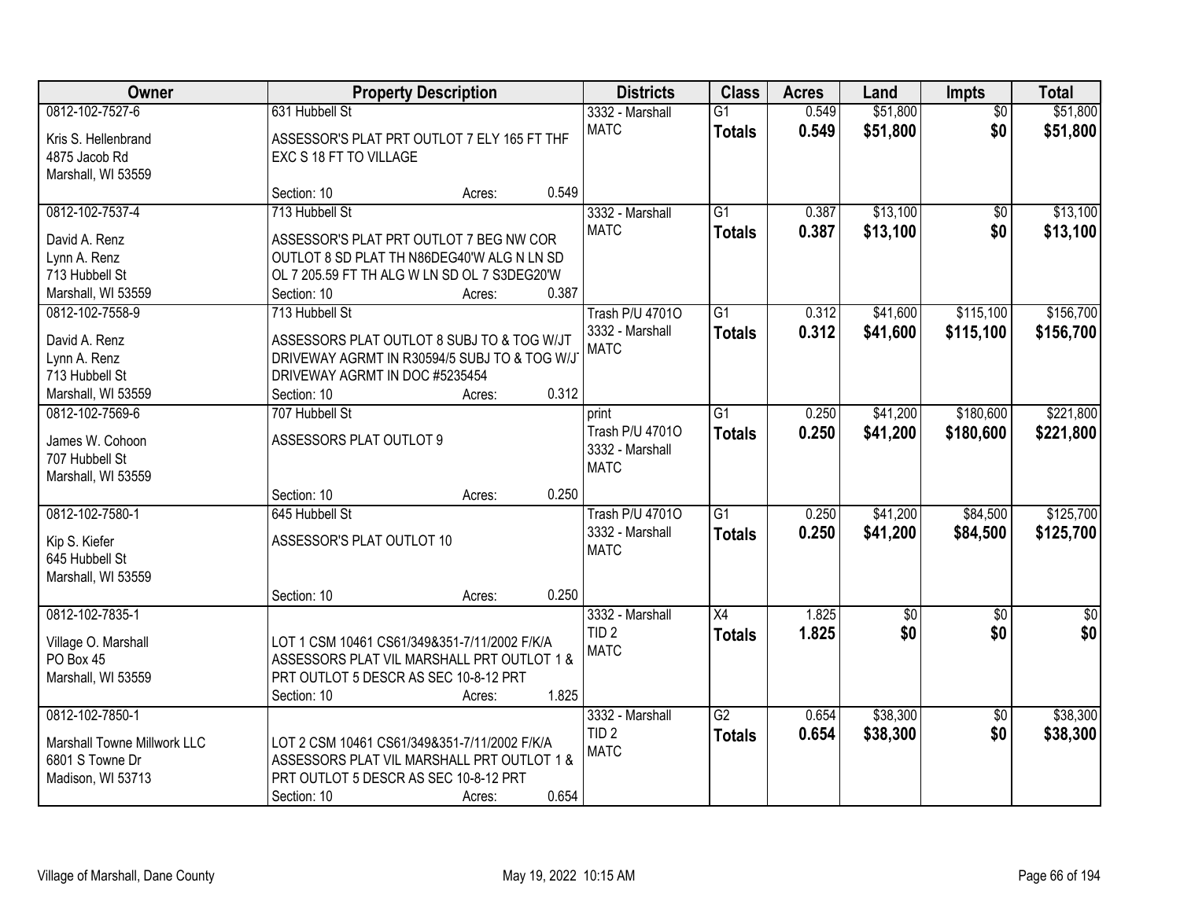| Owner | Property Description | Districts | Class | Acres | Land | Impts | Total |
|---|---|---|---|---|---|---|---|
| 0812-102-7527-6<br>Kris S. Hellenbrand<br>4875 Jacob Rd<br>Marshall, WI 53559 | 631 Hubbell St<br>ASSESSOR'S PLAT PRT OUTLOT 7 ELY 165 FT THF EXC S 18 FT TO VILLAGE<br>Section: 10 Acres: 0.549 | 3332 - Marshall<br>MATC | G1<br>**Totals** | 0.549<br>**0.549** | $51,800<br>**$51,800** | $0<br>**$0** | $51,800<br>**$51,800** |
| 0812-102-7537-4<br>David A. Renz<br>Lynn A. Renz<br>713 Hubbell St<br>Marshall, WI 53559 | 713 Hubbell St<br>ASSESSOR'S PLAT PRT OUTLOT 7 BEG NW COR OUTLOT 8 SD PLAT TH N86DEG40'W ALG N LN SD OL 7 205.59 FT TH ALG W LN SD OL 7 S3DEG20'W<br>Section: 10 Acres: 0.387 | 3332 - Marshall<br>MATC | G1<br>**Totals** | 0.387<br>**0.387** | $13,100<br>**$13,100** | $0<br>**$0** | $13,100<br>**$13,100** |
| 0812-102-7558-9<br>David A. Renz<br>Lynn A. Renz<br>713 Hubbell St<br>Marshall, WI 53559 | 713 Hubbell St<br>ASSESSORS PLAT OUTLOT 8 SUBJ TO & TOG W/JT DRIVEWAY AGRMT IN R30594/5 SUBJ TO & TOG W/JT DRIVEWAY AGRMT IN DOC #5235454<br>Section: 10 Acres: 0.312 | Trash P/U 4701O<br>3332 - Marshall<br>MATC | G1<br>**Totals** | 0.312<br>**0.312** | $41,600<br>**$41,600** | $115,100<br>**$115,100** | $156,700<br>**$156,700** |
| 0812-102-7569-6<br>James W. Cohoon<br>707 Hubbell St<br>Marshall, WI 53559 | 707 Hubbell St<br>ASSESSORS PLAT OUTLOT 9<br>Section: 10 Acres: 0.250 | print<br>Trash P/U 4701O<br>3332 - Marshall<br>MATC | G1<br>**Totals** | 0.250<br>**0.250** | $41,200<br>**$41,200** | $180,600<br>**$180,600** | $221,800<br>**$221,800** |
| 0812-102-7580-1<br>Kip S. Kiefer<br>645 Hubbell St<br>Marshall, WI 53559 | 645 Hubbell St<br>ASSESSOR'S PLAT OUTLOT 10<br>Section: 10 Acres: 0.250 | Trash P/U 4701O<br>3332 - Marshall<br>MATC | G1<br>**Totals** | 0.250<br>**0.250** | $41,200<br>**$41,200** | $84,500<br>**$84,500** | $125,700<br>**$125,700** |
| 0812-102-7835-1<br>Village O. Marshall<br>PO Box 45<br>Marshall, WI 53559 | LOT 1 CSM 10461 CS61/349&351-7/11/2002 F/K/A ASSESSORS PLAT VIL MARSHALL PRT OUTLOT 1 & PRT OUTLOT 5 DESCR AS SEC 10-8-12 PRT<br>Section: 10 Acres: 1.825 | 3332 - Marshall<br>TID 2<br>MATC | X4<br>**Totals** | 1.825<br>**1.825** | $0<br>**$0** | $0<br>**$0** | $0<br>**$0** |
| 0812-102-7850-1<br>Marshall Towne Millwork LLC<br>6801 S Towne Dr<br>Madison, WI 53713 | LOT 2 CSM 10461 CS61/349&351-7/11/2002 F/K/A ASSESSORS PLAT VIL MARSHALL PRT OUTLOT 1 & PRT OUTLOT 5 DESCR AS SEC 10-8-12 PRT<br>Section: 10 Acres: 0.654 | 3332 - Marshall<br>TID 2<br>MATC | G2<br>**Totals** | 0.654<br>**0.654** | $38,300<br>**$38,300** | $0<br>**$0** | $38,300<br>**$38,300** |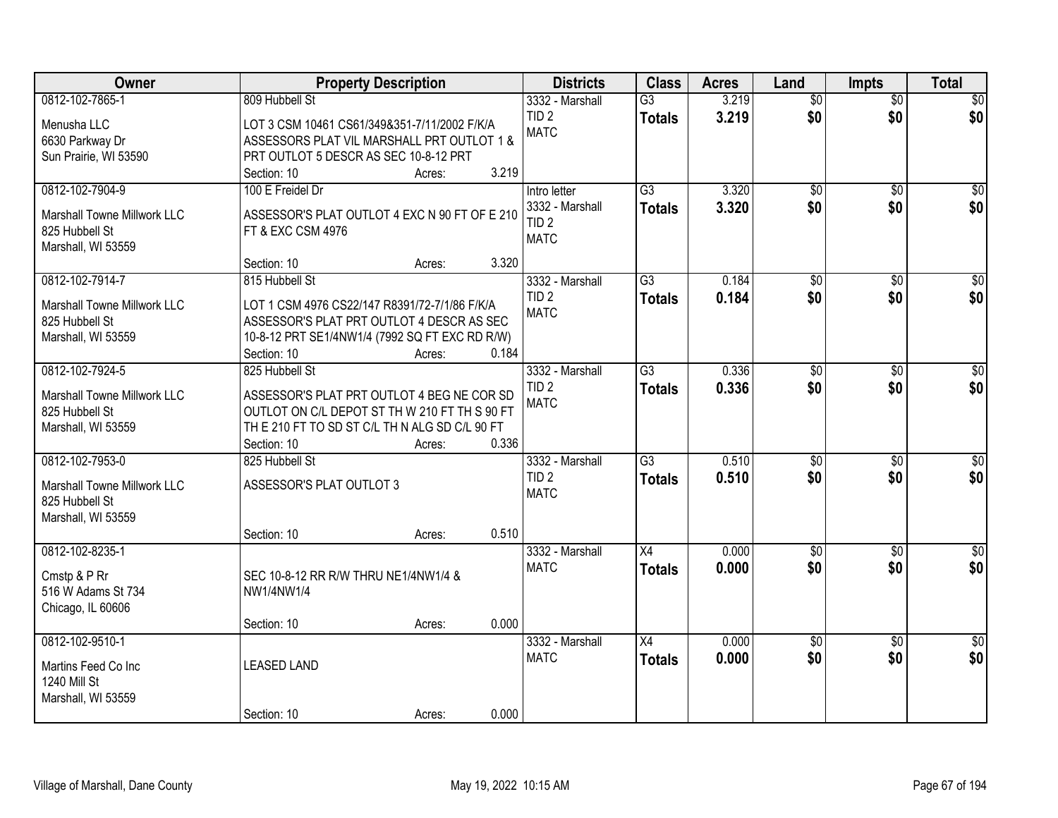| Owner | Property Description | Districts | Class | Acres | Land | Impts | Total |
|---|---|---|---|---|---|---|---|
| 0812-102-7865-1<br><br>Menusha LLC<br>6630 Parkway Dr<br>Sun Prairie, WI 53590 | 809 Hubbell St<br><br>LOT 3 CSM 10461 CS61/349&351-7/11/2002 F/K/A ASSESSORS PLAT VIL MARSHALL PRT OUTLOT 1 & PRT OUTLOT 5 DESCR AS SEC 10-8-12 PRT<br>Section: 10 Acres: 3.219 | 3332 - Marshall<br>TID 2<br>MATC | G3<br>**Totals** | 3.219<br>**3.219** | $0<br>**$0** | $0<br>**$0** | $0<br>**$0** |
| 0812-102-7904-9<br><br>Marshall Towne Millwork LLC<br>825 Hubbell St<br>Marshall, WI 53559 | 100 E Freidel Dr<br><br>ASSESSOR'S PLAT OUTLOT 4 EXC N 90 FT OF E 210 FT & EXC CSM 4976<br><br>Section: 10 Acres: 3.320 | Intro letter<br>3332 - Marshall<br>TID 2<br>MATC | G3<br>**Totals** | 3.320<br>**3.320** | $0<br>**$0** | $0<br>**$0** | $0<br>**$0** |
| 0812-102-7914-7<br><br>Marshall Towne Millwork LLC<br>825 Hubbell St<br>Marshall, WI 53559 | 815 Hubbell St<br><br>LOT 1 CSM 4976 CS22/147 R8391/72-7/1/86 F/K/A ASSESSOR'S PLAT PRT OUTLOT 4 DESCR AS SEC 10-8-12 PRT SE1/4NW1/4 (7992 SQ FT EXC RD R/W)<br>Section: 10 Acres: 0.184 | 3332 - Marshall<br>TID 2<br>MATC | G3<br>**Totals** | 0.184<br>**0.184** | $0<br>**$0** | $0<br>**$0** | $0<br>**$0** |
| 0812-102-7924-5<br><br>Marshall Towne Millwork LLC<br>825 Hubbell St<br>Marshall, WI 53559 | 825 Hubbell St<br><br>ASSESSOR'S PLAT PRT OUTLOT 4 BEG NE COR SD OUTLOT ON C/L DEPOT ST TH W 210 FT TH S 90 FT TH E 210 FT TO SD ST C/L TH N ALG SD C/L 90 FT<br>Section: 10 Acres: 0.336 | 3332 - Marshall<br>TID 2<br>MATC | G3<br>**Totals** | 0.336<br>**0.336** | $0<br>**$0** | $0<br>**$0** | $0<br>**$0** |
| 0812-102-7953-0<br><br>Marshall Towne Millwork LLC<br>825 Hubbell St<br>Marshall, WI 53559 | 825 Hubbell St<br><br>ASSESSOR'S PLAT OUTLOT 3<br><br>Section: 10 Acres: 0.510 | 3332 - Marshall<br>TID 2<br>MATC | G3<br>**Totals** | 0.510<br>**0.510** | $0<br>**$0** | $0<br>**$0** | $0<br>**$0** |
| 0812-102-8235-1<br><br>Cmstp & P Rr<br>516 W Adams St 734<br>Chicago, IL 60606 | <br><br>SEC 10-8-12 RR R/W THRU NE1/4NW1/4 & NW1/4NW1/4<br><br>Section: 10 Acres: 0.000 | 3332 - Marshall<br>MATC | X4<br>**Totals** | 0.000<br>**0.000** | $0<br>**$0** | $0<br>**$0** | $0<br>**$0** |
| 0812-102-9510-1<br><br>Martins Feed Co Inc<br>1240 Mill St<br>Marshall, WI 53559 | <br><br>LEASED LAND<br><br>Section: 10 Acres: 0.000 | 3332 - Marshall<br>MATC | X4<br>**Totals** | 0.000<br>**0.000** | $0<br>**$0** | $0<br>**$0** | $0<br>**$0** |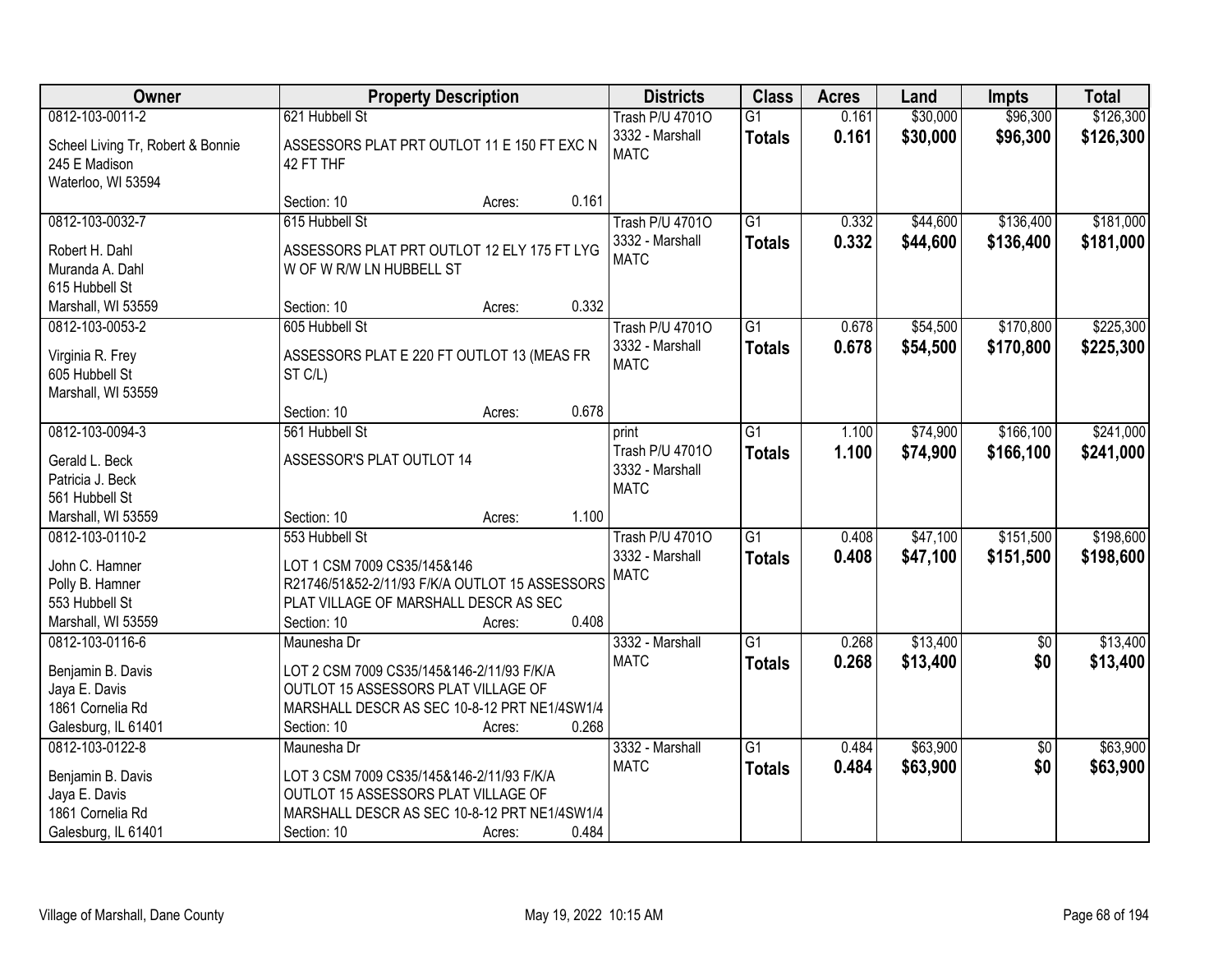| Owner | Property Description | Districts | Class | Acres | Land | Impts | Total |
|---|---|---|---|---|---|---|---|
| 0812-103-0011-2<br>Scheel Living Tr, Robert & Bonnie<br>245 E Madison<br>Waterloo, WI 53594 | 621 Hubbell St<br>ASSESSORS PLAT PRT OUTLOT 11 E 150 FT EXC N 42 FT THF<br>Section: 10 Acres: 0.161 | Trash P/U 4701O<br>3332 - Marshall<br>MATC | G1<br>**Totals** | 0.161<br>**0.161** | $30,000<br>**$30,000** | $96,300<br>**$96,300** | $126,300<br>**$126,300** |
| 0812-103-0032-7<br>Robert H. Dahl<br>Muranda A. Dahl<br>615 Hubbell St<br>Marshall, WI 53559 | 615 Hubbell St<br>ASSESSORS PLAT PRT OUTLOT 12 ELY 175 FT LYG W OF W R/W LN HUBBELL ST<br>Section: 10 Acres: 0.332 | Trash P/U 4701O<br>3332 - Marshall<br>MATC | G1<br>**Totals** | 0.332<br>**0.332** | $44,600<br>**$44,600** | $136,400<br>**$136,400** | $181,000<br>**$181,000** |
| 0812-103-0053-2<br>Virginia R. Frey<br>605 Hubbell St<br>Marshall, WI 53559 | 605 Hubbell St<br>ASSESSORS PLAT E 220 FT OUTLOT 13 (MEAS FR ST C/L)<br>Section: 10 Acres: 0.678 | Trash P/U 4701O<br>3332 - Marshall<br>MATC | G1<br>**Totals** | 0.678<br>**0.678** | $54,500<br>**$54,500** | $170,800<br>**$170,800** | $225,300<br>**$225,300** |
| 0812-103-0094-3<br>Gerald L. Beck<br>Patricia J. Beck<br>561 Hubbell St<br>Marshall, WI 53559 | 561 Hubbell St<br>ASSESSOR'S PLAT OUTLOT 14<br>Section: 10 Acres: 1.100 | print<br>Trash P/U 4701O<br>3332 - Marshall<br>MATC | G1<br>**Totals** | 1.100<br>**1.100** | $74,900<br>**$74,900** | $166,100<br>**$166,100** | $241,000<br>**$241,000** |
| 0812-103-0110-2<br>John C. Hamner<br>Polly B. Hamner<br>553 Hubbell St<br>Marshall, WI 53559 | 553 Hubbell St<br>LOT 1 CSM 7009 CS35/145&146 R21746/51&52-2/11/93 F/K/A OUTLOT 15 ASSESSORS PLAT VILLAGE OF MARSHALL DESCR AS SEC<br>Section: 10 Acres: 0.408 | Trash P/U 4701O<br>3332 - Marshall<br>MATC | G1<br>**Totals** | 0.408<br>**0.408** | $47,100<br>**$47,100** | $151,500<br>**$151,500** | $198,600<br>**$198,600** |
| 0812-103-0116-6<br>Benjamin B. Davis<br>Jaya E. Davis<br>1861 Cornelia Rd<br>Galesburg, IL 61401 | Maunesha Dr<br>LOT 2 CSM 7009 CS35/145&146-2/11/93 F/K/A OUTLOT 15 ASSESSORS PLAT VILLAGE OF MARSHALL DESCR AS SEC 10-8-12 PRT NE1/4SW1/4<br>Section: 10 Acres: 0.268 | 3332 - Marshall<br>MATC | G1<br>**Totals** | 0.268<br>**0.268** | $13,400<br>**$13,400** | $0<br>**$0** | $13,400<br>**$13,400** |
| 0812-103-0122-8<br>Benjamin B. Davis<br>Jaya E. Davis<br>1861 Cornelia Rd<br>Galesburg, IL 61401 | Maunesha Dr<br>LOT 3 CSM 7009 CS35/145&146-2/11/93 F/K/A OUTLOT 15 ASSESSORS PLAT VILLAGE OF MARSHALL DESCR AS SEC 10-8-12 PRT NE1/4SW1/4<br>Section: 10 Acres: 0.484 | 3332 - Marshall<br>MATC | G1<br>**Totals** | 0.484<br>**0.484** | $63,900<br>**$63,900** | $0<br>**$0** | $63,900<br>**$63,900** |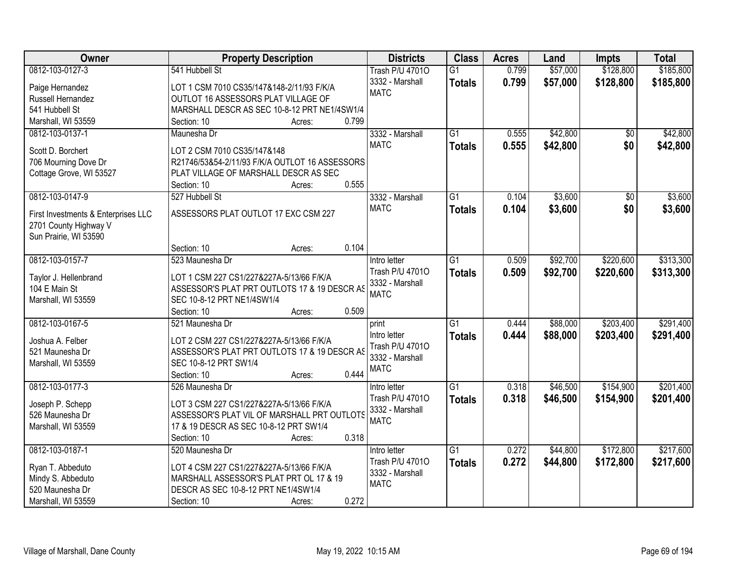| Owner | Property Description | Districts | Class | Acres | Land | Impts | Total |
|---|---|---|---|---|---|---|---|
| 0812-103-0127-3<br><br>Paige Hernandez<br>Russell Hernandez<br>541 Hubbell St<br>Marshall, WI 53559 | 541 Hubbell St<br><br>LOT 1 CSM 7010 CS35/147&148-2/11/93 F/K/A OUTLOT 16 ASSESSORS PLAT VILLAGE OF MARSHALL DESCR AS SEC 10-8-12 PRT NE1/4SW1/4<br>Section: 10 Acres: 0.799 | Trash P/U 4701O<br>3332 - Marshall<br>MATC | G1<br>**Totals** | 0.799<br>**0.799** | $57,000<br>**$57,000** | $128,800<br>**$128,800** | $185,800<br>**$185,800** |
| 0812-103-0137-1<br><br>Scott D. Borchert<br>706 Mourning Dove Dr<br>Cottage Grove, WI 53527 | Maunesha Dr<br><br>LOT 2 CSM 7010 CS35/147&148 R21746/53&54-2/11/93 F/K/A OUTLOT 16 ASSESSORS PLAT VILLAGE OF MARSHALL DESCR AS SEC<br>Section: 10 Acres: 0.555 | 3332 - Marshall<br>MATC | G1<br>**Totals** | 0.555<br>**0.555** | $42,800<br>**$42,800** | $0<br>**$0** | $42,800<br>**$42,800** |
| 0812-103-0147-9<br><br>First Investments & Enterprises LLC<br>2701 County Highway V<br>Sun Prairie, WI 53590 | 527 Hubbell St<br><br>ASSESSORS PLAT OUTLOT 17 EXC CSM 227<br><br>Section: 10 Acres: 0.104 | 3332 - Marshall<br>MATC | G1<br>**Totals** | 0.104<br>**0.104** | $3,600<br>**$3,600** | $0<br>**$0** | $3,600<br>**$3,600** |
| 0812-103-0157-7<br><br>Taylor J. Hellenbrand<br>104 E Main St<br>Marshall, WI 53559 | 523 Maunesha Dr<br><br>LOT 1 CSM 227 CS1/227&227A-5/13/66 F/K/A ASSESSOR'S PLAT PRT OUTLOTS 17 & 19 DESCR AS SEC 10-8-12 PRT NE1/4SW1/4<br>Section: 10 Acres: 0.509 | Intro letter<br>Trash P/U 4701O<br>3332 - Marshall<br>MATC | G1<br>**Totals** | 0.509<br>**0.509** | $92,700<br>**$92,700** | $220,600<br>**$220,600** | $313,300<br>**$313,300** |
| 0812-103-0167-5<br><br>Joshua A. Felber<br>521 Maunesha Dr<br>Marshall, WI 53559 | 521 Maunesha Dr<br><br>LOT 2 CSM 227 CS1/227&227A-5/13/66 F/K/A ASSESSOR'S PLAT PRT OUTLOTS 17 & 19 DESCR AS SEC 10-8-12 PRT SW1/4<br>Section: 10 Acres: 0.444 | print<br>Intro letter<br>Trash P/U 4701O<br>3332 - Marshall<br>MATC | G1<br>**Totals** | 0.444<br>**0.444** | $88,000<br>**$88,000** | $203,400<br>**$203,400** | $291,400<br>**$291,400** |
| 0812-103-0177-3<br><br>Joseph P. Schepp<br>526 Maunesha Dr<br>Marshall, WI 53559 | 526 Maunesha Dr<br><br>LOT 3 CSM 227 CS1/227&227A-5/13/66 F/K/A ASSESSOR'S PLAT VIL OF MARSHALL PRT OUTLOTS 17 & 19 DESCR AS SEC 10-8-12 PRT SW1/4<br>Section: 10 Acres: 0.318 | Intro letter<br>Trash P/U 4701O<br>3332 - Marshall<br>MATC | G1<br>**Totals** | 0.318<br>**0.318** | $46,500<br>**$46,500** | $154,900<br>**$154,900** | $201,400<br>**$201,400** |
| 0812-103-0187-1<br><br>Ryan T. Abbeduto<br>Mindy S. Abbeduto<br>520 Maunesha Dr<br>Marshall, WI 53559 | 520 Maunesha Dr<br><br>LOT 4 CSM 227 CS1/227&227A-5/13/66 F/K/A MARSHALL ASSESSOR'S PLAT PRT OL 17 & 19 DESCR AS SEC 10-8-12 PRT NE1/4SW1/4<br>Section: 10 Acres: 0.272 | Intro letter<br>Trash P/U 4701O<br>3332 - Marshall<br>MATC | G1<br>**Totals** | 0.272<br>**0.272** | $44,800<br>**$44,800** | $172,800<br>**$172,800** | $217,600<br>**$217,600** |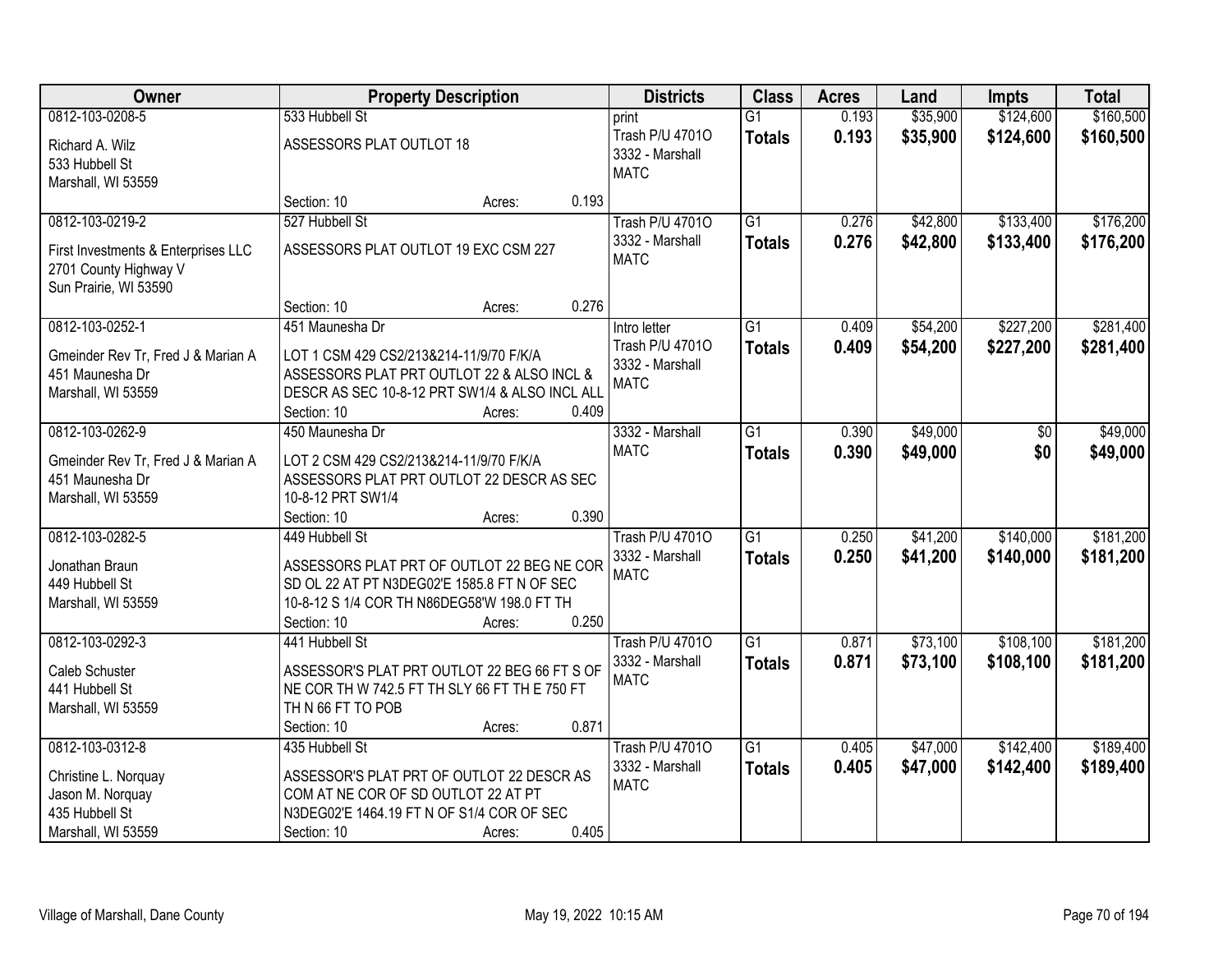| Owner | Property Description | Districts | Class | Acres | Land | Impts | Total |
|---|---|---|---|---|---|---|---|
| 0812-103-0208-5<br>Richard A. Wilz<br>533 Hubbell St<br>Marshall, WI 53559 | 533 Hubbell St<br>ASSESSORS PLAT OUTLOT 18<br>Section: 10 Acres: 0.193 | print<br>Trash P/U 4701O<br>3332 - Marshall<br>MATC | G1<br>**Totals** | 0.193<br>**0.193** | $35,900<br>**$35,900** | $124,600<br>**$124,600** | $160,500<br>**$160,500** |
| 0812-103-0219-2<br>First Investments & Enterprises LLC<br>2701 County Highway V<br>Sun Prairie, WI 53590 | 527 Hubbell St<br>ASSESSORS PLAT OUTLOT 19 EXC CSM 227<br>Section: 10 Acres: 0.276 | Trash P/U 4701O<br>3332 - Marshall<br>MATC | G1<br>**Totals** | 0.276<br>**0.276** | $42,800<br>**$42,800** | $133,400<br>**$133,400** | $176,200<br>**$176,200** |
| 0812-103-0252-1<br>Gmeinder Rev Tr, Fred J & Marian A<br>451 Maunesha Dr<br>Marshall, WI 53559 | 451 Maunesha Dr<br>LOT 1 CSM 429 CS2/213&214-11/9/70 F/K/A ASSESSORS PLAT PRT OUTLOT 22 & ALSO INCL & DESCR AS SEC 10-8-12 PRT SW1/4 & ALSO INCL ALL<br>Section: 10 Acres: 0.409 | Intro letter<br>Trash P/U 4701O<br>3332 - Marshall<br>MATC | G1<br>**Totals** | 0.409<br>**0.409** | $54,200<br>**$54,200** | $227,200<br>**$227,200** | $281,400<br>**$281,400** |
| 0812-103-0262-9<br>Gmeinder Rev Tr, Fred J & Marian A<br>451 Maunesha Dr<br>Marshall, WI 53559 | 450 Maunesha Dr<br>LOT 2 CSM 429 CS2/213&214-11/9/70 F/K/A ASSESSORS PLAT PRT OUTLOT 22 DESCR AS SEC 10-8-12 PRT SW1/4<br>Section: 10 Acres: 0.390 | 3332 - Marshall<br>MATC | G1<br>**Totals** | 0.390<br>**0.390** | $49,000<br>**$49,000** | $0<br>**$0** | $49,000<br>**$49,000** |
| 0812-103-0282-5<br>Jonathan Braun<br>449 Hubbell St<br>Marshall, WI 53559 | 449 Hubbell St<br>ASSESSORS PLAT PRT OF OUTLOT 22 BEG NE COR SD OL 22 AT PT N3DEG02'E 1585.8 FT N OF SEC 10-8-12 S 1/4 COR TH N86DEG58'W 198.0 FT TH<br>Section: 10 Acres: 0.250 | Trash P/U 4701O<br>3332 - Marshall<br>MATC | G1<br>**Totals** | 0.250<br>**0.250** | $41,200<br>**$41,200** | $140,000<br>**$140,000** | $181,200<br>**$181,200** |
| 0812-103-0292-3<br>Caleb Schuster<br>441 Hubbell St<br>Marshall, WI 53559 | 441 Hubbell St<br>ASSESSOR'S PLAT PRT OUTLOT 22 BEG 66 FT S OF NE COR TH W 742.5 FT TH SLY 66 FT TH E 750 FT TH N 66 FT TO POB<br>Section: 10 Acres: 0.871 | Trash P/U 4701O<br>3332 - Marshall<br>MATC | G1<br>**Totals** | 0.871<br>**0.871** | $73,100<br>**$73,100** | $108,100<br>**$108,100** | $181,200<br>**$181,200** |
| 0812-103-0312-8<br>Christine L. Norquay<br>Jason M. Norquay<br>435 Hubbell St<br>Marshall, WI 53559 | 435 Hubbell St<br>ASSESSOR'S PLAT PRT OF OUTLOT 22 DESCR AS COM AT NE COR OF SD OUTLOT 22 AT PT N3DEG02'E 1464.19 FT N OF S1/4 COR OF SEC<br>Section: 10 Acres: 0.405 | Trash P/U 4701O<br>3332 - Marshall<br>MATC | G1<br>**Totals** | 0.405<br>**0.405** | $47,000<br>**$47,000** | $142,400<br>**$142,400** | $189,400<br>**$189,400** |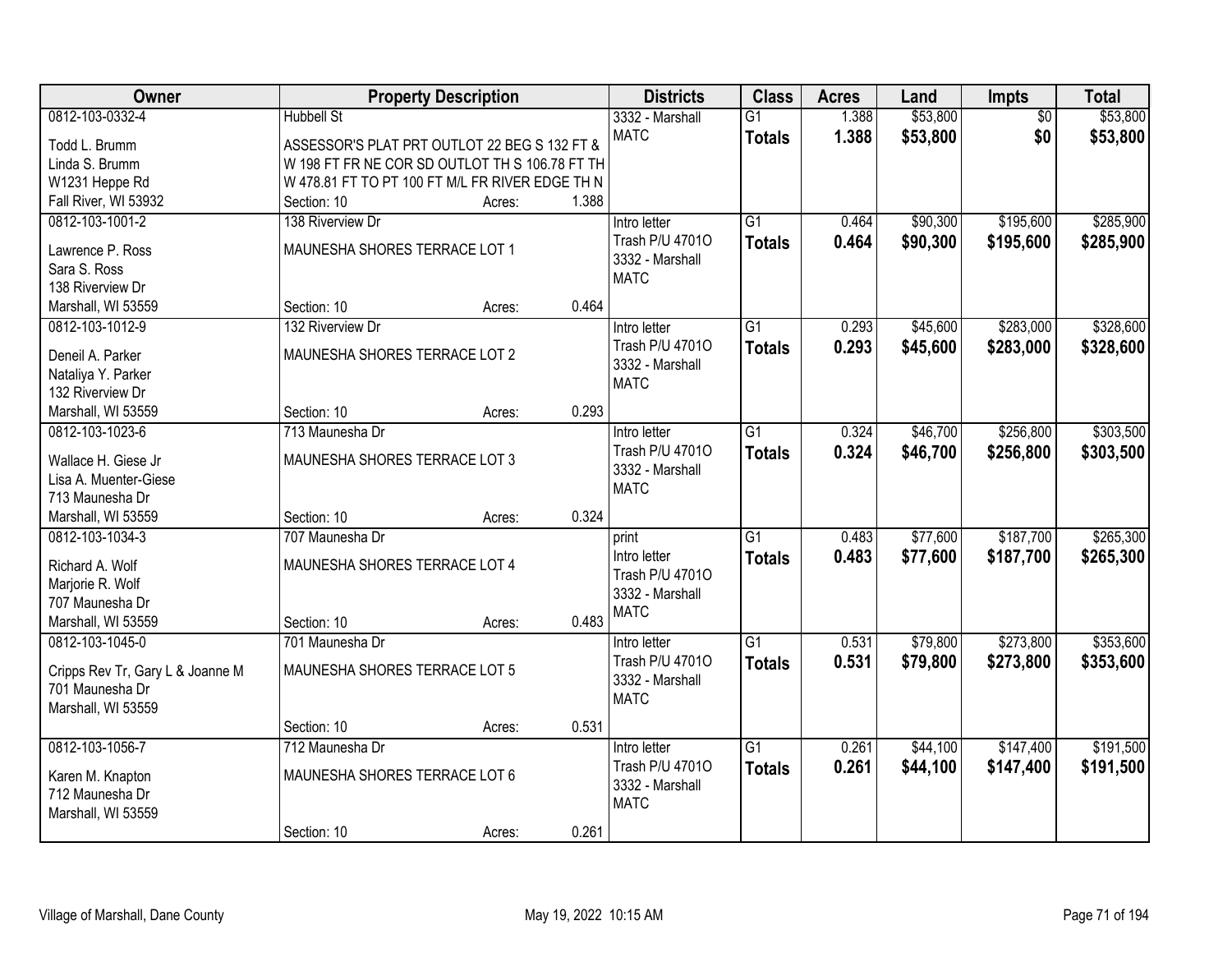| Owner | Property Description | Districts | Class | Acres | Land | Impts | Total |
|---|---|---|---|---|---|---|---|
| 0812-103-0332-4<br>Todd L. Brumm<br>Linda S. Brumm<br>W1231 Heppe Rd<br>Fall River, WI 53932 | Hubbell St<br>ASSESSOR'S PLAT PRT OUTLOT 22 BEG S 132 FT & W 198 FT FR NE COR SD OUTLOT TH S 106.78 FT TH W 478.81 FT TO PT 100 FT M/L FR RIVER EDGE TH N<br>Section: 10 Acres: 1.388 | 3332 - Marshall<br>MATC | G1<br>**Totals** | 1.388<br>**1.388** | $53,800<br>**$53,800** | $0<br>**$0** | $53,800<br>**$53,800** |
| 0812-103-1001-2<br>Lawrence P. Ross<br>Sara S. Ross<br>138 Riverview Dr<br>Marshall, WI 53559 | 138 Riverview Dr<br>MAUNESHA SHORES TERRACE LOT 1<br>Section: 10 Acres: 0.464 | Intro letter<br>Trash P/U 4701O<br>3332 - Marshall<br>MATC | G1<br>**Totals** | 0.464<br>**0.464** | $90,300<br>**$90,300** | $195,600<br>**$195,600** | $285,900<br>**$285,900** |
| 0812-103-1012-9<br>Deneil A. Parker<br>Nataliya Y. Parker<br>132 Riverview Dr<br>Marshall, WI 53559 | 132 Riverview Dr<br>MAUNESHA SHORES TERRACE LOT 2<br>Section: 10 Acres: 0.293 | Intro letter<br>Trash P/U 4701O<br>3332 - Marshall<br>MATC | G1<br>**Totals** | 0.293<br>**0.293** | $45,600<br>**$45,600** | $283,000<br>**$283,000** | $328,600<br>**$328,600** |
| 0812-103-1023-6<br>Wallace H. Giese Jr<br>Lisa A. Muenter-Giese<br>713 Maunesha Dr<br>Marshall, WI 53559 | 713 Maunesha Dr<br>MAUNESHA SHORES TERRACE LOT 3<br>Section: 10 Acres: 0.324 | Intro letter<br>Trash P/U 4701O<br>3332 - Marshall<br>MATC | G1<br>**Totals** | 0.324<br>**0.324** | $46,700<br>**$46,700** | $256,800<br>**$256,800** | $303,500<br>**$303,500** |
| 0812-103-1034-3<br>Richard A. Wolf<br>Marjorie R. Wolf<br>707 Maunesha Dr<br>Marshall, WI 53559 | 707 Maunesha Dr<br>MAUNESHA SHORES TERRACE LOT 4<br>Section: 10 Acres: 0.483 | print<br>Intro letter<br>Trash P/U 4701O<br>3332 - Marshall<br>MATC | G1<br>**Totals** | 0.483<br>**0.483** | $77,600<br>**$77,600** | $187,700<br>**$187,700** | $265,300<br>**$265,300** |
| 0812-103-1045-0<br>Cripps Rev Tr, Gary L & Joanne M<br>701 Maunesha Dr<br>Marshall, WI 53559 | 701 Maunesha Dr<br>MAUNESHA SHORES TERRACE LOT 5<br>Section: 10 Acres: 0.531 | Intro letter<br>Trash P/U 4701O<br>3332 - Marshall<br>MATC | G1<br>**Totals** | 0.531<br>**0.531** | $79,800<br>**$79,800** | $273,800<br>**$273,800** | $353,600<br>**$353,600** |
| 0812-103-1056-7<br>Karen M. Knapton<br>712 Maunesha Dr<br>Marshall, WI 53559 | 712 Maunesha Dr<br>MAUNESHA SHORES TERRACE LOT 6<br>Section: 10 Acres: 0.261 | Intro letter<br>Trash P/U 4701O<br>3332 - Marshall<br>MATC | G1<br>**Totals** | 0.261<br>**0.261** | $44,100<br>**$44,100** | $147,400<br>**$147,400** | $191,500<br>**$191,500** |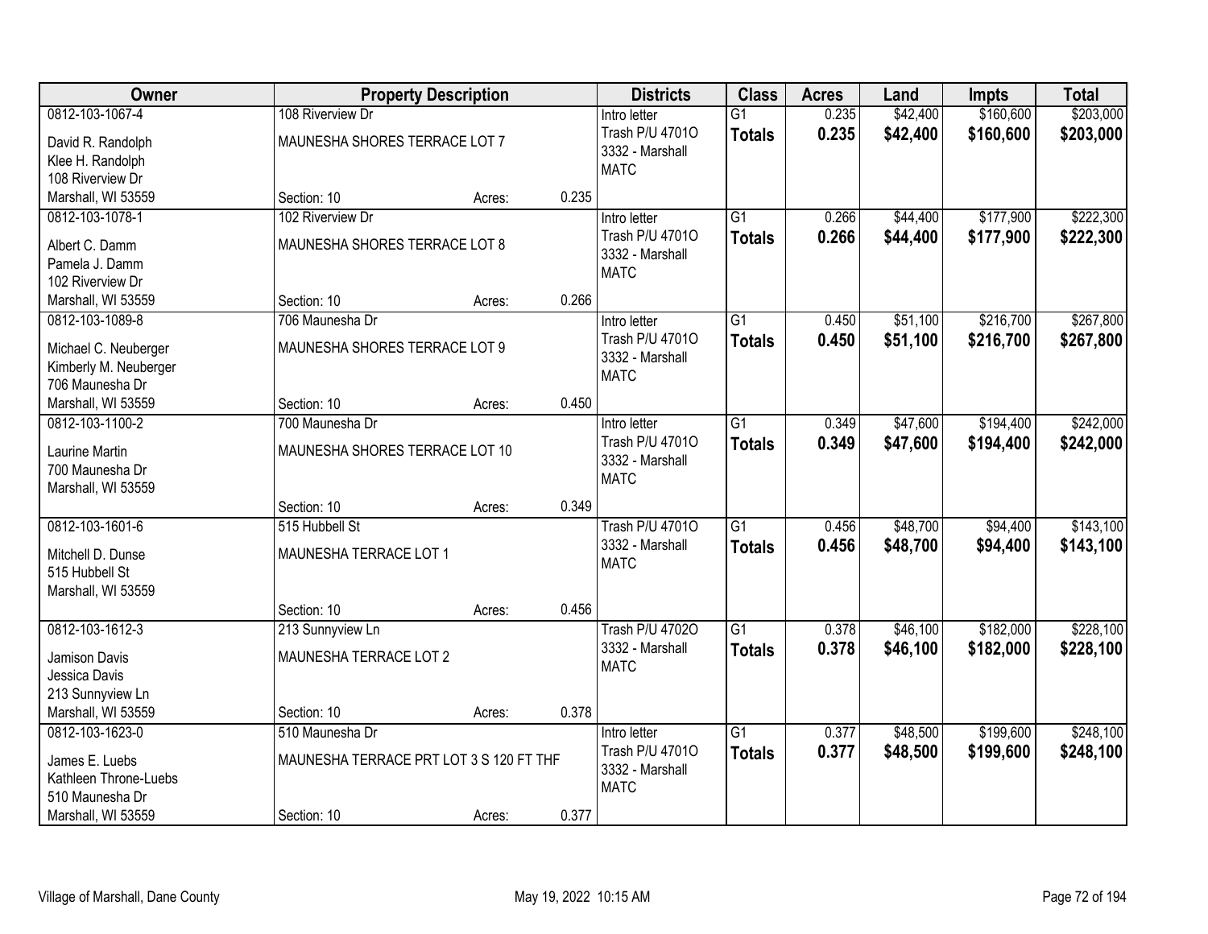| Owner | Property Description | | | Districts | Class | Acres | Land | Impts | Total |
|---|---|---|---|---|---|---|---|---|---|
| 0812-103-1067-4<br>David R. Randolph<br>Klee H. Randolph<br>108 Riverview Dr<br>Marshall, WI 53559 | 108 Riverview Dr<br>MAUNESHA SHORES TERRACE LOT 7<br>Section: 10 | Acres: | 0.235 | Intro letter<br>Trash P/U 4701O<br>3332 - Marshall<br>MATC | G1<br>**Totals** | 0.235<br>**0.235** | $42,400<br>**$42,400** | $160,600<br>**$160,600** | $203,000<br>**$203,000** |
| 0812-103-1078-1<br>Albert C. Damm<br>Pamela J. Damm<br>102 Riverview Dr<br>Marshall, WI 53559 | 102 Riverview Dr<br>MAUNESHA SHORES TERRACE LOT 8<br>Section: 10 | Acres: | 0.266 | Intro letter<br>Trash P/U 4701O<br>3332 - Marshall<br>MATC | G1<br>**Totals** | 0.266<br>**0.266** | $44,400<br>**$44,400** | $177,900<br>**$177,900** | $222,300<br>**$222,300** |
| 0812-103-1089-8<br>Michael C. Neuberger<br>Kimberly M. Neuberger<br>706 Maunesha Dr<br>Marshall, WI 53559 | 706 Maunesha Dr<br>MAUNESHA SHORES TERRACE LOT 9<br>Section: 10 | Acres: | 0.450 | Intro letter<br>Trash P/U 4701O<br>3332 - Marshall<br>MATC | G1<br>**Totals** | 0.450<br>**0.450** | $51,100<br>**$51,100** | $216,700<br>**$216,700** | $267,800<br>**$267,800** |
| 0812-103-1100-2<br>Laurine Martin<br>700 Maunesha Dr<br>Marshall, WI 53559 | 700 Maunesha Dr<br>MAUNESHA SHORES TERRACE LOT 10<br>Section: 10 | Acres: | 0.349 | Intro letter<br>Trash P/U 4701O<br>3332 - Marshall<br>MATC | G1<br>**Totals** | 0.349<br>**0.349** | $47,600<br>**$47,600** | $194,400<br>**$194,400** | $242,000<br>**$242,000** |
| 0812-103-1601-6<br>Mitchell D. Dunse<br>515 Hubbell St<br>Marshall, WI 53559 | 515 Hubbell St<br>MAUNESHA TERRACE LOT 1<br>Section: 10 | Acres: | 0.456 | Trash P/U 4701O<br>3332 - Marshall<br>MATC | G1<br>**Totals** | 0.456<br>**0.456** | $48,700<br>**$48,700** | $94,400<br>**$94,400** | $143,100<br>**$143,100** |
| 0812-103-1612-3<br>Jamison Davis<br>Jessica Davis<br>213 Sunnyview Ln<br>Marshall, WI 53559 | 213 Sunnyview Ln<br>MAUNESHA TERRACE LOT 2<br>Section: 10 | Acres: | 0.378 | Trash P/U 4702O<br>3332 - Marshall<br>MATC | G1<br>**Totals** | 0.378<br>**0.378** | $46,100<br>**$46,100** | $182,000<br>**$182,000** | $228,100<br>**$228,100** |
| 0812-103-1623-0<br>James E. Luebs<br>Kathleen Throne-Luebs<br>510 Maunesha Dr<br>Marshall, WI 53559 | 510 Maunesha Dr<br>MAUNESHA TERRACE PRT LOT 3 S 120 FT THF<br>Section: 10 | Acres: | 0.377 | Intro letter<br>Trash P/U 4701O<br>3332 - Marshall<br>MATC | G1<br>**Totals** | 0.377<br>**0.377** | $48,500<br>**$48,500** | $199,600<br>**$199,600** | $248,100<br>**$248,100** |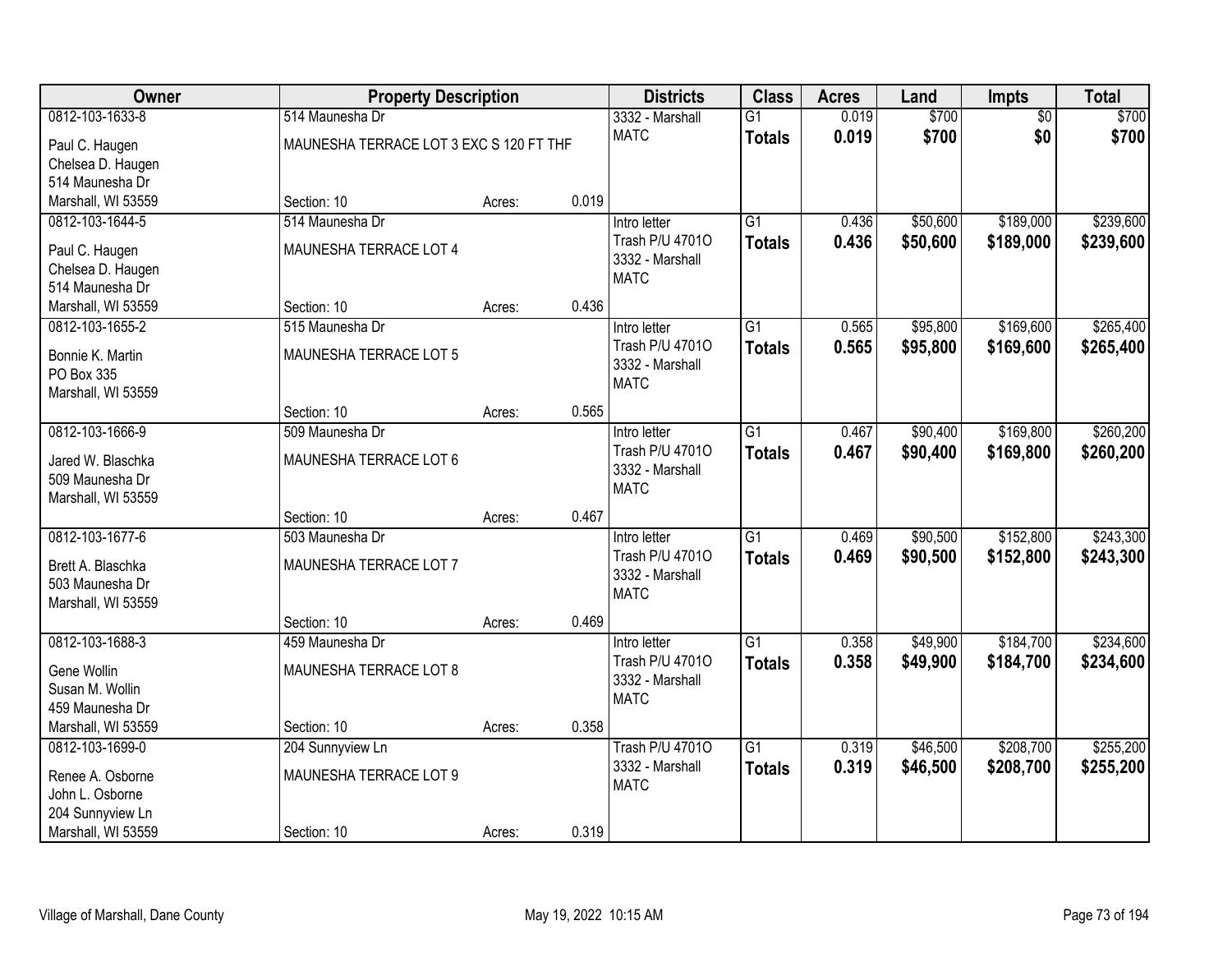| Owner | Property Description | | | Districts | Class | Acres | Land | Impts | Total |
|---|---|---|---|---|---|---|---|---|---|
| 0812-103-1633-8<br>Paul C. Haugen<br>Chelsea D. Haugen<br>514 Maunesha Dr<br>Marshall, WI 53559 | 514 Maunesha Dr<br>MAUNESHA TERRACE LOT 3 EXC S 120 FT THF<br>Section: 10 | Acres: | 0.019 | 3332 - Marshall<br>MATC | G1<br>**Totals** | 0.019<br>**0.019** | $700<br>**$700** | $0<br>**$0** | $700<br>**$700** |
| 0812-103-1644-5<br>Paul C. Haugen<br>Chelsea D. Haugen<br>514 Maunesha Dr<br>Marshall, WI 53559 | 514 Maunesha Dr<br>MAUNESHA TERRACE LOT 4<br>Section: 10 | Acres: | 0.436 | Intro letter<br>Trash P/U 4701O<br>3332 - Marshall<br>MATC | G1<br>**Totals** | 0.436<br>**0.436** | $50,600<br>**$50,600** | $189,000<br>**$189,000** | $239,600<br>**$239,600** |
| 0812-103-1655-2<br>Bonnie K. Martin<br>PO Box 335<br>Marshall, WI 53559 | 515 Maunesha Dr<br>MAUNESHA TERRACE LOT 5<br>Section: 10 | Acres: | 0.565 | Intro letter<br>Trash P/U 4701O<br>3332 - Marshall<br>MATC | G1<br>**Totals** | 0.565<br>**0.565** | $95,800<br>**$95,800** | $169,600<br>**$169,600** | $265,400<br>**$265,400** |
| 0812-103-1666-9<br>Jared W. Blaschka<br>509 Maunesha Dr<br>Marshall, WI 53559 | 509 Maunesha Dr<br>MAUNESHA TERRACE LOT 6<br>Section: 10 | Acres: | 0.467 | Intro letter<br>Trash P/U 4701O<br>3332 - Marshall<br>MATC | G1<br>**Totals** | 0.467<br>**0.467** | $90,400<br>**$90,400** | $169,800<br>**$169,800** | $260,200<br>**$260,200** |
| 0812-103-1677-6<br>Brett A. Blaschka<br>503 Maunesha Dr<br>Marshall, WI 53559 | 503 Maunesha Dr<br>MAUNESHA TERRACE LOT 7<br>Section: 10 | Acres: | 0.469 | Intro letter<br>Trash P/U 4701O<br>3332 - Marshall<br>MATC | G1<br>**Totals** | 0.469<br>**0.469** | $90,500<br>**$90,500** | $152,800<br>**$152,800** | $243,300<br>**$243,300** |
| 0812-103-1688-3<br>Gene Wollin<br>Susan M. Wollin<br>459 Maunesha Dr<br>Marshall, WI 53559 | 459 Maunesha Dr<br>MAUNESHA TERRACE LOT 8<br>Section: 10 | Acres: | 0.358 | Intro letter<br>Trash P/U 4701O<br>3332 - Marshall<br>MATC | G1<br>**Totals** | 0.358<br>**0.358** | $49,900<br>**$49,900** | $184,700<br>**$184,700** | $234,600<br>**$234,600** |
| 0812-103-1699-0<br>Renee A. Osborne<br>John L. Osborne<br>204 Sunnyview Ln<br>Marshall, WI 53559 | 204 Sunnyview Ln<br>MAUNESHA TERRACE LOT 9<br>Section: 10 | Acres: | 0.319 | Trash P/U 4701O<br>3332 - Marshall<br>MATC | G1<br>**Totals** | 0.319<br>**0.319** | $46,500<br>**$46,500** | $208,700<br>**$208,700** | $255,200<br>**$255,200** |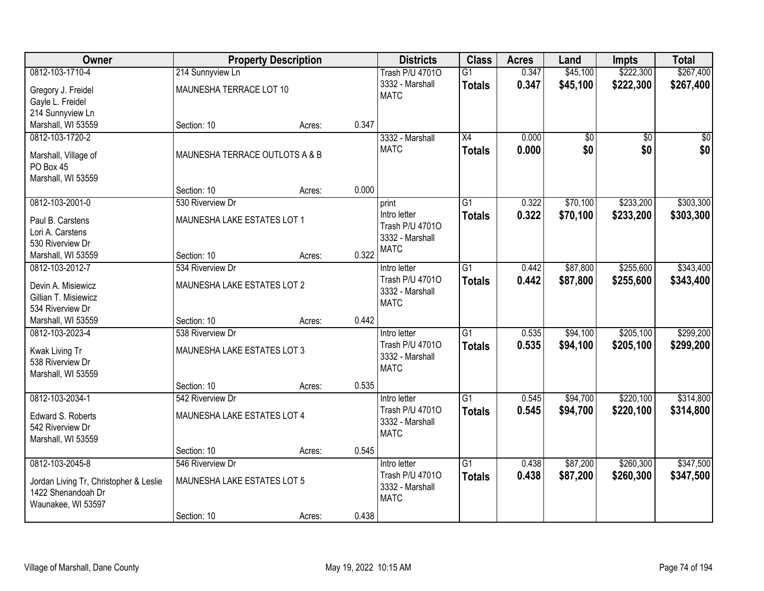| Owner | Property Description | | | Districts | Class | Acres | Land | Impts | Total |
|---|---|---|---|---|---|---|---|---|---|
| 0812-103-1710-4<br>Gregory J. Freidel<br>Gayle L. Freidel<br>214 Sunnyview Ln<br>Marshall, WI 53559 | 214 Sunnyview Ln<br>MAUNESHA TERRACE LOT 10<br>Section: 10 | Acres: | 0.347 | Trash P/U 4701O<br>3332 - Marshall<br>MATC | G1<br>**Totals** | 0.347<br>**0.347** | $45,100<br>**$45,100** | $222,300<br>**$222,300** | $267,400<br>**$267,400** |
| 0812-103-1720-2<br>Marshall, Village of<br>PO Box 45<br>Marshall, WI 53559 | MAUNESHA TERRACE OUTLOTS A & B<br>Section: 10 | Acres: | 0.000 | 3332 - Marshall<br>MATC | X4<br>**Totals** | 0.000<br>**0.000** | $0<br>**$0** | $0<br>**$0** | $0<br>**$0** |
| 0812-103-2001-0<br>Paul B. Carstens<br>Lori A. Carstens<br>530 Riverview Dr<br>Marshall, WI 53559 | 530 Riverview Dr<br>MAUNESHA LAKE ESTATES LOT 1<br>Section: 10 | Acres: | 0.322 | print<br>Intro letter<br>Trash P/U 4701O<br>3332 - Marshall<br>MATC | G1<br>**Totals** | 0.322<br>**0.322** | $70,100<br>**$70,100** | $233,200<br>**$233,200** | $303,300<br>**$303,300** |
| 0812-103-2012-7<br>Devin A. Misiewicz<br>Gillian T. Misiewicz<br>534 Riverview Dr<br>Marshall, WI 53559 | 534 Riverview Dr<br>MAUNESHA LAKE ESTATES LOT 2<br>Section: 10 | Acres: | 0.442 | Intro letter<br>Trash P/U 4701O<br>3332 - Marshall<br>MATC | G1<br>**Totals** | 0.442<br>**0.442** | $87,800<br>**$87,800** | $255,600<br>**$255,600** | $343,400<br>**$343,400** |
| 0812-103-2023-4<br>Kwak Living Tr<br>538 Riverview Dr<br>Marshall, WI 53559 | 538 Riverview Dr<br>MAUNESHA LAKE ESTATES LOT 3<br>Section: 10 | Acres: | 0.535 | Intro letter<br>Trash P/U 4701O<br>3332 - Marshall<br>MATC | G1<br>**Totals** | 0.535<br>**0.535** | $94,100<br>**$94,100** | $205,100<br>**$205,100** | $299,200<br>**$299,200** |
| 0812-103-2034-1<br>Edward S. Roberts<br>542 Riverview Dr<br>Marshall, WI 53559 | 542 Riverview Dr<br>MAUNESHA LAKE ESTATES LOT 4<br>Section: 10 | Acres: | 0.545 | Intro letter<br>Trash P/U 4701O<br>3332 - Marshall<br>MATC | G1<br>**Totals** | 0.545<br>**0.545** | $94,700<br>**$94,700** | $220,100<br>**$220,100** | $314,800<br>**$314,800** |
| 0812-103-2045-8<br>Jordan Living Tr, Christopher & Leslie<br>1422 Shenandoah Dr<br>Waunakee, WI 53597 | 546 Riverview Dr<br>MAUNESHA LAKE ESTATES LOT 5<br>Section: 10 | Acres: | 0.438 | Intro letter<br>Trash P/U 4701O<br>3332 - Marshall<br>MATC | G1<br>**Totals** | 0.438<br>**0.438** | $87,200<br>**$87,200** | $260,300<br>**$260,300** | $347,500<br>**$347,500** |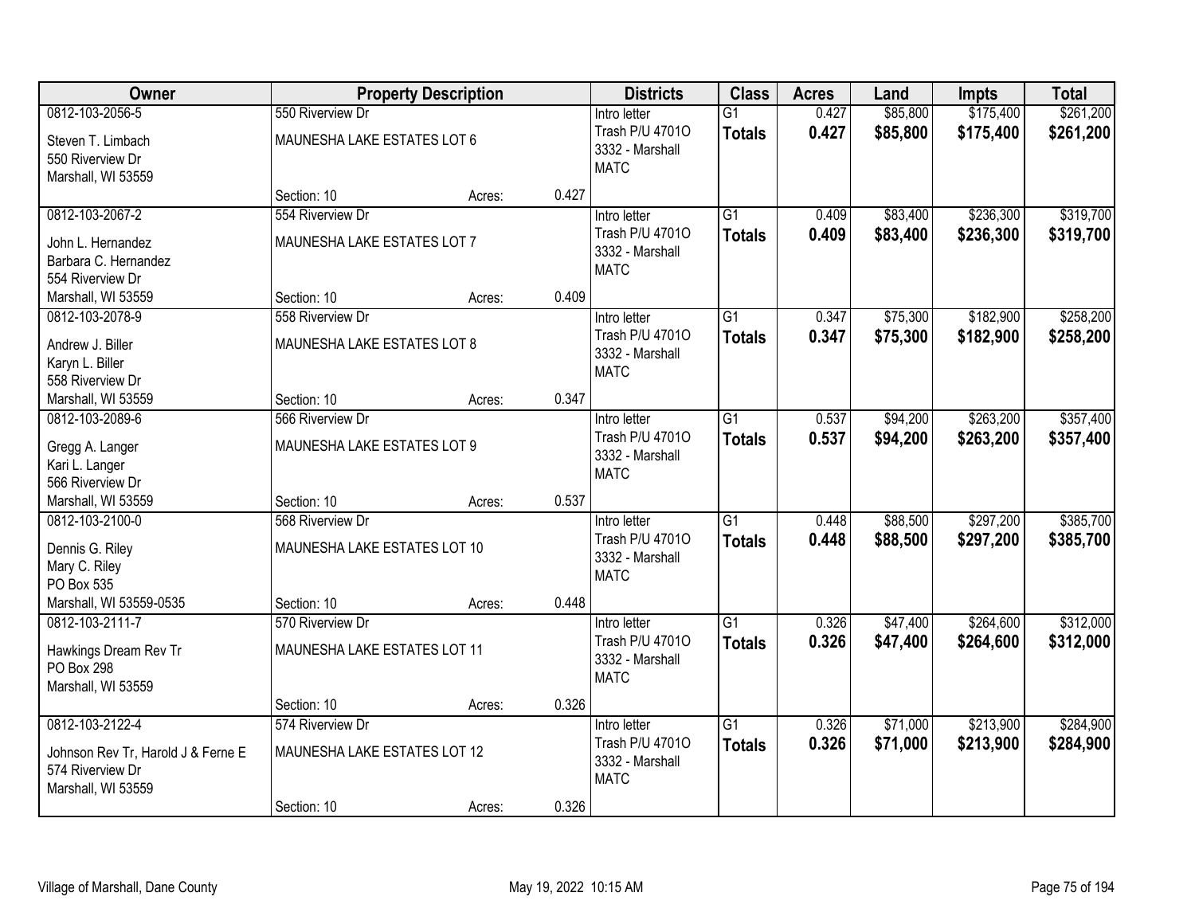| Owner | Property Description | | | Districts | Class | Acres | Land | Impts | Total |
|---|---|---|---|---|---|---|---|---|---|
| 0812-103-2056-5<br>Steven T. Limbach<br>550 Riverview Dr<br>Marshall, WI 53559 | 550 Riverview Dr<br>MAUNESHA LAKE ESTATES LOT 6<br>Section: 10 | Acres: | 0.427 | Intro letter<br>Trash P/U 4701O<br>3332 - Marshall<br>MATC | G1<br>**Totals** | 0.427<br>**0.427** | $85,800<br>**$85,800** | $175,400<br>**$175,400** | $261,200<br>**$261,200** |
| 0812-103-2067-2<br>John L. Hernandez<br>Barbara C. Hernandez<br>554 Riverview Dr<br>Marshall, WI 53559 | 554 Riverview Dr<br>MAUNESHA LAKE ESTATES LOT 7<br>Section: 10 | Acres: | 0.409 | Intro letter<br>Trash P/U 4701O<br>3332 - Marshall<br>MATC | G1<br>**Totals** | 0.409<br>**0.409** | $83,400<br>**$83,400** | $236,300<br>**$236,300** | $319,700<br>**$319,700** |
| 0812-103-2078-9<br>Andrew J. Biller<br>Karyn L. Biller<br>558 Riverview Dr<br>Marshall, WI 53559 | 558 Riverview Dr<br>MAUNESHA LAKE ESTATES LOT 8<br>Section: 10 | Acres: | 0.347 | Intro letter<br>Trash P/U 4701O<br>3332 - Marshall<br>MATC | G1<br>**Totals** | 0.347<br>**0.347** | $75,300<br>**$75,300** | $182,900<br>**$182,900** | $258,200<br>**$258,200** |
| 0812-103-2089-6<br>Gregg A. Langer<br>Kari L. Langer<br>566 Riverview Dr<br>Marshall, WI 53559 | 566 Riverview Dr<br>MAUNESHA LAKE ESTATES LOT 9<br>Section: 10 | Acres: | 0.537 | Intro letter<br>Trash P/U 4701O<br>3332 - Marshall<br>MATC | G1<br>**Totals** | 0.537<br>**0.537** | $94,200<br>**$94,200** | $263,200<br>**$263,200** | $357,400<br>**$357,400** |
| 0812-103-2100-0<br>Dennis G. Riley<br>Mary C. Riley<br>PO Box 535<br>Marshall, WI 53559-0535 | 568 Riverview Dr<br>MAUNESHA LAKE ESTATES LOT 10<br>Section: 10 | Acres: | 0.448 | Intro letter<br>Trash P/U 4701O<br>3332 - Marshall<br>MATC | G1<br>**Totals** | 0.448<br>**0.448** | $88,500<br>**$88,500** | $297,200<br>**$297,200** | $385,700<br>**$385,700** |
| 0812-103-2111-7<br>Hawkings Dream Rev Tr<br>PO Box 298<br>Marshall, WI 53559 | 570 Riverview Dr<br>MAUNESHA LAKE ESTATES LOT 11<br>Section: 10 | Acres: | 0.326 | Intro letter<br>Trash P/U 4701O<br>3332 - Marshall<br>MATC | G1<br>**Totals** | 0.326<br>**0.326** | $47,400<br>**$47,400** | $264,600<br>**$264,600** | $312,000<br>**$312,000** |
| 0812-103-2122-4<br>Johnson Rev Tr, Harold J & Ferne E<br>574 Riverview Dr<br>Marshall, WI 53559 | 574 Riverview Dr<br>MAUNESHA LAKE ESTATES LOT 12<br>Section: 10 | Acres: | 0.326 | Intro letter<br>Trash P/U 4701O<br>3332 - Marshall<br>MATC | G1<br>**Totals** | 0.326<br>**0.326** | $71,000<br>**$71,000** | $213,900<br>**$213,900** | $284,900<br>**$284,900** |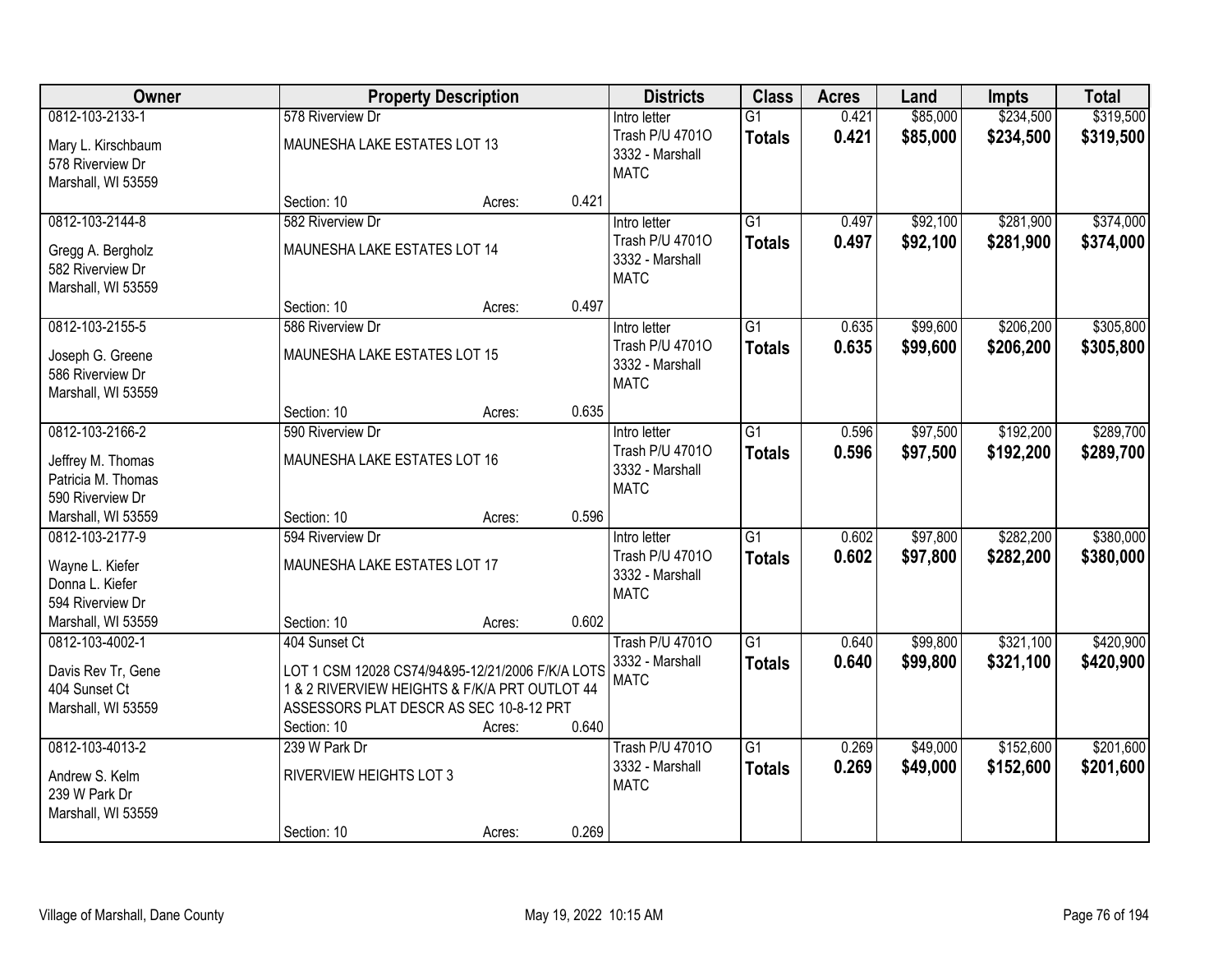| Owner | Property Description | Districts | Class | Acres | Land | Impts | Total |
|---|---|---|---|---|---|---|---|
| 0812-103-2133-1<br>Mary L. Kirschbaum<br>578 Riverview Dr<br>Marshall, WI 53559 | 578 Riverview Dr<br>MAUNESHA LAKE ESTATES LOT 13<br>Section: 10 Acres: 0.421 | Intro letter<br>Trash P/U 4701O<br>3332 - Marshall<br>MATC | G1<br>**Totals** | 0.421<br>**0.421** | $85,000<br>**$85,000** | $234,500<br>**$234,500** | $319,500<br>**$319,500** |
| 0812-103-2144-8<br>Gregg A. Bergholz<br>582 Riverview Dr<br>Marshall, WI 53559 | 582 Riverview Dr<br>MAUNESHA LAKE ESTATES LOT 14<br>Section: 10 Acres: 0.497 | Intro letter<br>Trash P/U 4701O<br>3332 - Marshall<br>MATC | G1<br>**Totals** | 0.497<br>**0.497** | $92,100<br>**$92,100** | $281,900<br>**$281,900** | $374,000<br>**$374,000** |
| 0812-103-2155-5<br>Joseph G. Greene<br>586 Riverview Dr<br>Marshall, WI 53559 | 586 Riverview Dr<br>MAUNESHA LAKE ESTATES LOT 15<br>Section: 10 Acres: 0.635 | Intro letter<br>Trash P/U 4701O<br>3332 - Marshall<br>MATC | G1<br>**Totals** | 0.635<br>**0.635** | $99,600<br>**$99,600** | $206,200<br>**$206,200** | $305,800<br>**$305,800** |
| 0812-103-2166-2<br>Jeffrey M. Thomas<br>Patricia M. Thomas<br>590 Riverview Dr<br>Marshall, WI 53559 | 590 Riverview Dr<br>MAUNESHA LAKE ESTATES LOT 16<br>Section: 10 Acres: 0.596 | Intro letter<br>Trash P/U 4701O<br>3332 - Marshall<br>MATC | G1<br>**Totals** | 0.596<br>**0.596** | $97,500<br>**$97,500** | $192,200<br>**$192,200** | $289,700<br>**$289,700** |
| 0812-103-2177-9<br>Wayne L. Kiefer<br>Donna L. Kiefer<br>594 Riverview Dr<br>Marshall, WI 53559 | 594 Riverview Dr<br>MAUNESHA LAKE ESTATES LOT 17<br>Section: 10 Acres: 0.602 | Intro letter<br>Trash P/U 4701O<br>3332 - Marshall<br>MATC | G1<br>**Totals** | 0.602<br>**0.602** | $97,800<br>**$97,800** | $282,200<br>**$282,200** | $380,000<br>**$380,000** |
| 0812-103-4002-1<br>Davis Rev Tr, Gene<br>404 Sunset Ct<br>Marshall, WI 53559 | 404 Sunset Ct<br>LOT 1 CSM 12028 CS74/94&95-12/21/2006 F/K/A LOTS 1 & 2 RIVERVIEW HEIGHTS & F/K/A PRT OUTLOT 44 ASSESSORS PLAT DESCR AS SEC 10-8-12 PRT<br>Section: 10 Acres: 0.640 | Trash P/U 4701O<br>3332 - Marshall<br>MATC | G1<br>**Totals** | 0.640<br>**0.640** | $99,800<br>**$99,800** | $321,100<br>**$321,100** | $420,900<br>**$420,900** |
| 0812-103-4013-2<br>Andrew S. Kelm<br>239 W Park Dr<br>Marshall, WI 53559 | 239 W Park Dr<br>RIVERVIEW HEIGHTS LOT 3<br>Section: 10 Acres: 0.269 | Trash P/U 4701O<br>3332 - Marshall<br>MATC | G1<br>**Totals** | 0.269<br>**0.269** | $49,000<br>**$49,000** | $152,600<br>**$152,600** | $201,600<br>**$201,600** |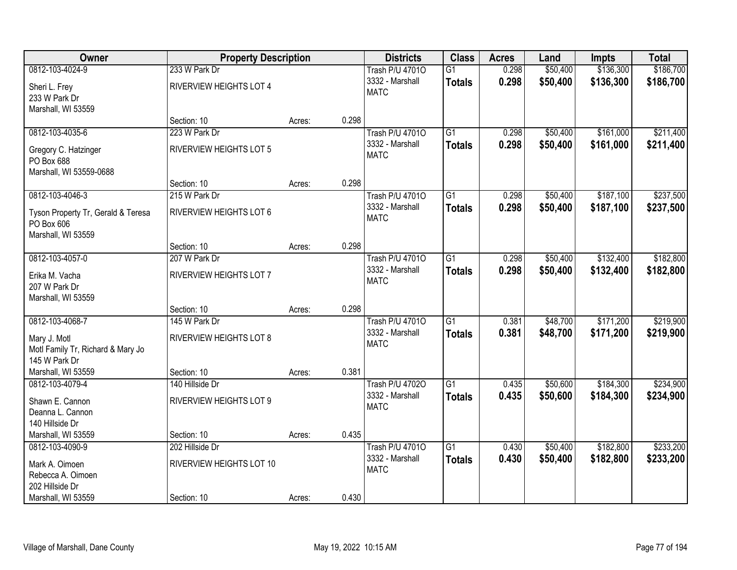| Owner | Property Description | | | Districts | Class | Acres | Land | Impts | Total |
|---|---|---|---|---|---|---|---|---|---|
| 0812-103-4024-9 | 233 W Park Dr | | | Trash P/U 4701O | G1 | 0.298 | $50,400 | $136,300 | $186,700 |
| Sheri L. Frey<br>233 W Park Dr<br>Marshall, WI 53559 | RIVERVIEW HEIGHTS LOT 4 | | | 3332 - Marshall<br>MATC | **Totals** | **0.298** | **$50,400** | **$136,300** | **$186,700** |
| | Section: 10 | Acres: | 0.298 | | | | | | |
| 0812-103-4035-6 | 223 W Park Dr | | | Trash P/U 4701O | G1 | 0.298 | $50,400 | $161,000 | $211,400 |
| Gregory C. Hatzinger<br>PO Box 688<br>Marshall, WI 53559-0688 | RIVERVIEW HEIGHTS LOT 5 | | | 3332 - Marshall<br>MATC | **Totals** | **0.298** | **$50,400** | **$161,000** | **$211,400** |
| | Section: 10 | Acres: | 0.298 | | | | | | |
| 0812-103-4046-3 | 215 W Park Dr | | | Trash P/U 4701O | G1 | 0.298 | $50,400 | $187,100 | $237,500 |
| Tyson Property Tr, Gerald & Teresa<br>PO Box 606<br>Marshall, WI 53559 | RIVERVIEW HEIGHTS LOT 6 | | | 3332 - Marshall<br>MATC | **Totals** | **0.298** | **$50,400** | **$187,100** | **$237,500** |
| | Section: 10 | Acres: | 0.298 | | | | | | |
| 0812-103-4057-0 | 207 W Park Dr | | | Trash P/U 4701O | G1 | 0.298 | $50,400 | $132,400 | $182,800 |
| Erika M. Vacha<br>207 W Park Dr<br>Marshall, WI 53559 | RIVERVIEW HEIGHTS LOT 7 | | | 3332 - Marshall<br>MATC | **Totals** | **0.298** | **$50,400** | **$132,400** | **$182,800** |
| | Section: 10 | Acres: | 0.298 | | | | | | |
| 0812-103-4068-7 | 145 W Park Dr | | | Trash P/U 4701O | G1 | 0.381 | $48,700 | $171,200 | $219,900 |
| Mary J. Motl<br>Motl Family Tr, Richard & Mary Jo<br>145 W Park Dr<br>Marshall, WI 53559 | RIVERVIEW HEIGHTS LOT 8 | | | 3332 - Marshall<br>MATC | **Totals** | **0.381** | **$48,700** | **$171,200** | **$219,900** |
| | Section: 10 | Acres: | 0.381 | | | | | | |
| 0812-103-4079-4 | 140 Hillside Dr | | | Trash P/U 4702O | G1 | 0.435 | $50,600 | $184,300 | $234,900 |
| Shawn E. Cannon<br>Deanna L. Cannon<br>140 Hillside Dr<br>Marshall, WI 53559 | RIVERVIEW HEIGHTS LOT 9 | | | 3332 - Marshall<br>MATC | **Totals** | **0.435** | **$50,600** | **$184,300** | **$234,900** |
| | Section: 10 | Acres: | 0.435 | | | | | | |
| 0812-103-4090-9 | 202 Hillside Dr | | | Trash P/U 4701O | G1 | 0.430 | $50,400 | $182,800 | $233,200 |
| Mark A. Oimoen<br>Rebecca A. Oimoen<br>202 Hillside Dr<br>Marshall, WI 53559 | RIVERVIEW HEIGHTS LOT 10 | | | 3332 - Marshall<br>MATC | **Totals** | **0.430** | **$50,400** | **$182,800** | **$233,200** |
| | Section: 10 | Acres: | 0.430 | | | | | | |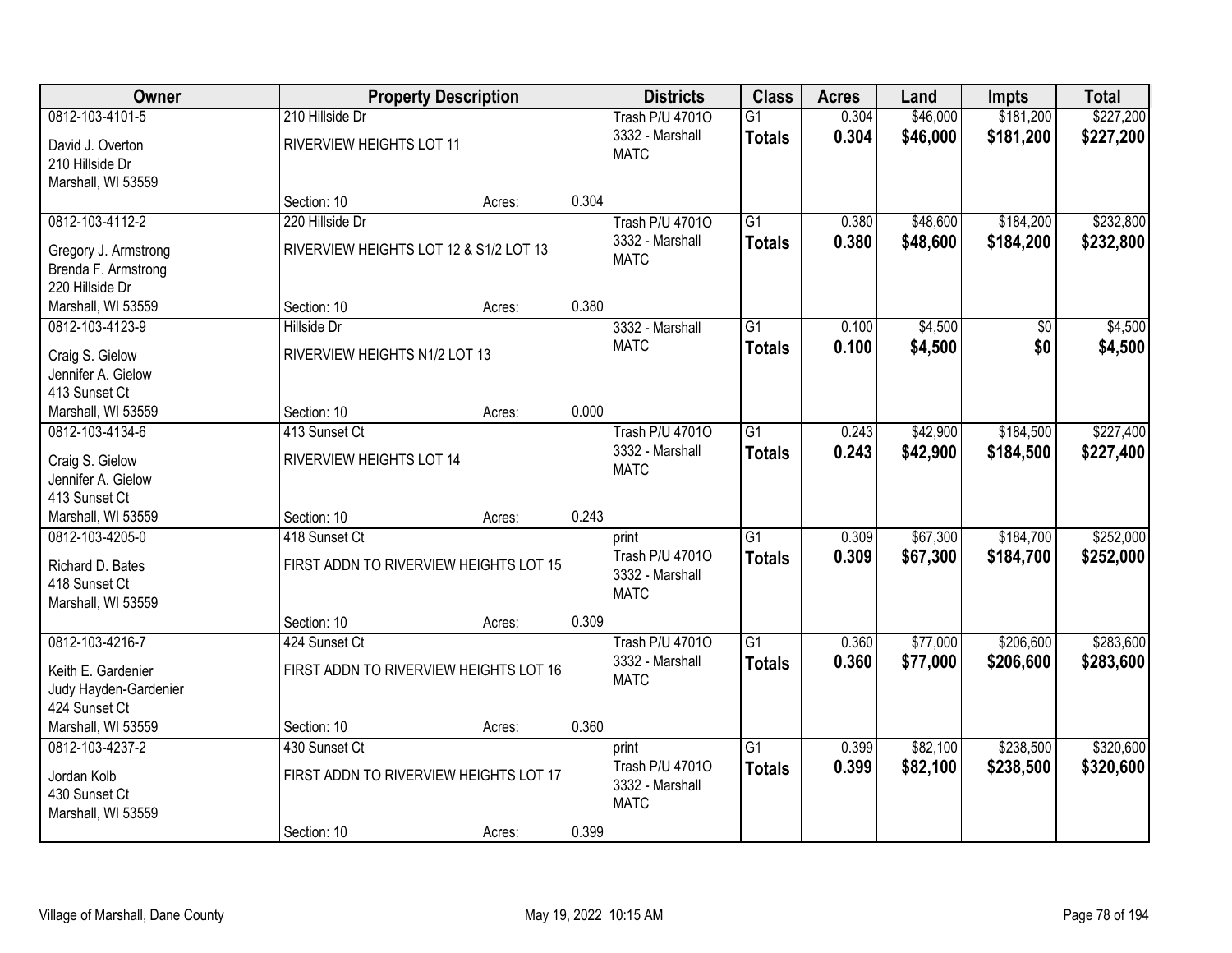| Owner | Property Description | | | Districts | Class | Acres | Land | Impts | Total |
|---|---|---|---|---|---|---|---|---|---|
| 0812-103-4101-5<br>David J. Overton<br>210 Hillside Dr<br>Marshall, WI 53559 | 210 Hillside Dr<br>RIVERVIEW HEIGHTS LOT 11<br>Section: 10 | Acres: | 0.304 | Trash P/U 4701O<br>3332 - Marshall<br>MATC | G1<br>**Totals** | 0.304<br>**0.304** | $46,000<br>**$46,000** | $181,200<br>**$181,200** | $227,200<br>**$227,200** |
| 0812-103-4112-2<br>Gregory J. Armstrong<br>Brenda F. Armstrong<br>220 Hillside Dr<br>Marshall, WI 53559 | 220 Hillside Dr<br>RIVERVIEW HEIGHTS LOT 12 & S1/2 LOT 13<br>Section: 10 | Acres: | 0.380 | Trash P/U 4701O<br>3332 - Marshall<br>MATC | G1<br>**Totals** | 0.380<br>**0.380** | $48,600<br>**$48,600** | $184,200<br>**$184,200** | $232,800<br>**$232,800** |
| 0812-103-4123-9<br>Craig S. Gielow<br>Jennifer A. Gielow<br>413 Sunset Ct<br>Marshall, WI 53559 | Hillside Dr<br>RIVERVIEW HEIGHTS N1/2 LOT 13<br>Section: 10 | Acres: | 0.000 | 3332 - Marshall<br>MATC | G1<br>**Totals** | 0.100<br>**0.100** | $4,500<br>**$4,500** | $0<br>**$0** | $4,500<br>**$4,500** |
| 0812-103-4134-6<br>Craig S. Gielow<br>Jennifer A. Gielow<br>413 Sunset Ct<br>Marshall, WI 53559 | 413 Sunset Ct<br>RIVERVIEW HEIGHTS LOT 14<br>Section: 10 | Acres: | 0.243 | Trash P/U 4701O<br>3332 - Marshall<br>MATC | G1<br>**Totals** | 0.243<br>**0.243** | $42,900<br>**$42,900** | $184,500<br>**$184,500** | $227,400<br>**$227,400** |
| 0812-103-4205-0<br>Richard D. Bates<br>418 Sunset Ct<br>Marshall, WI 53559 | 418 Sunset Ct<br>FIRST ADDN TO RIVERVIEW HEIGHTS LOT 15<br>Section: 10 | Acres: | 0.309 | print<br>Trash P/U 4701O<br>3332 - Marshall<br>MATC | G1<br>**Totals** | 0.309<br>**0.309** | $67,300<br>**$67,300** | $184,700<br>**$184,700** | $252,000<br>**$252,000** |
| 0812-103-4216-7<br>Keith E. Gardenier<br>Judy Hayden-Gardenier<br>424 Sunset Ct<br>Marshall, WI 53559 | 424 Sunset Ct<br>FIRST ADDN TO RIVERVIEW HEIGHTS LOT 16<br>Section: 10 | Acres: | 0.360 | Trash P/U 4701O<br>3332 - Marshall<br>MATC | G1<br>**Totals** | 0.360<br>**0.360** | $77,000<br>**$77,000** | $206,600<br>**$206,600** | $283,600<br>**$283,600** |
| 0812-103-4237-2<br>Jordan Kolb<br>430 Sunset Ct<br>Marshall, WI 53559 | 430 Sunset Ct<br>FIRST ADDN TO RIVERVIEW HEIGHTS LOT 17<br>Section: 10 | Acres: | 0.399 | print<br>Trash P/U 4701O<br>3332 - Marshall<br>MATC | G1<br>**Totals** | 0.399<br>**0.399** | $82,100<br>**$82,100** | $238,500<br>**$238,500** | $320,600<br>**$320,600** |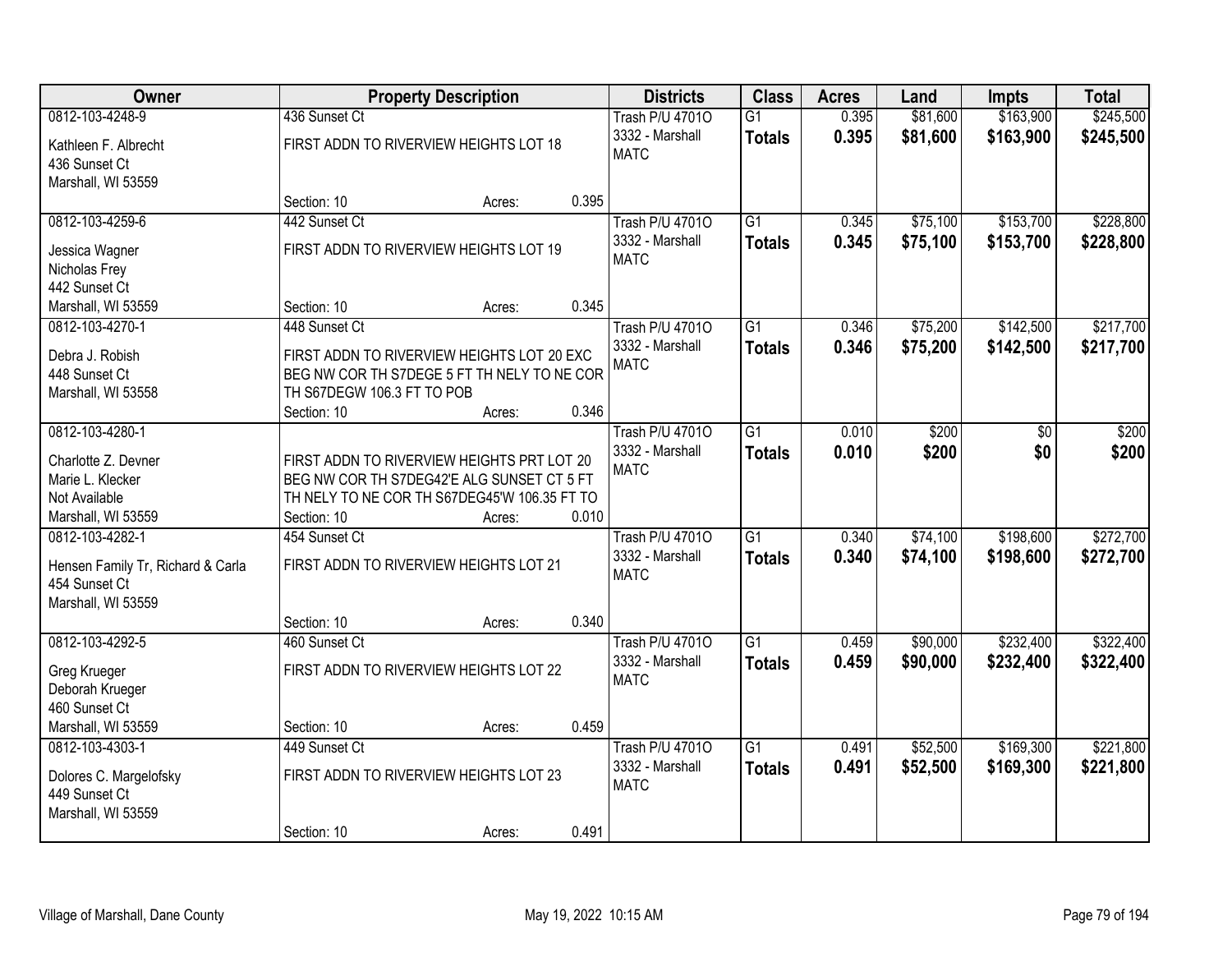| Owner | Property Description | Districts | Class | Acres | Land | Impts | Total |
|---|---|---|---|---|---|---|---|
| 0812-103-4248-9<br>Kathleen F. Albrecht<br>436 Sunset Ct<br>Marshall, WI 53559 | 436 Sunset Ct<br>FIRST ADDN TO RIVERVIEW HEIGHTS LOT 18<br>Section: 10 Acres: 0.395 | Trash P/U 4701O<br>3332 - Marshall<br>MATC | G1<br>**Totals** | 0.395<br>**0.395** | $81,600<br>**$81,600** | $163,900<br>**$163,900** | $245,500<br>**$245,500** |
| 0812-103-4259-6<br>Jessica Wagner<br>Nicholas Frey<br>442 Sunset Ct<br>Marshall, WI 53559 | 442 Sunset Ct<br>FIRST ADDN TO RIVERVIEW HEIGHTS LOT 19<br>Section: 10 Acres: 0.345 | Trash P/U 4701O<br>3332 - Marshall<br>MATC | G1<br>**Totals** | 0.345<br>**0.345** | $75,100<br>**$75,100** | $153,700<br>**$153,700** | $228,800<br>**$228,800** |
| 0812-103-4270-1<br>Debra J. Robish<br>448 Sunset Ct<br>Marshall, WI 53558 | 448 Sunset Ct<br>FIRST ADDN TO RIVERVIEW HEIGHTS LOT 20 EXC BEG NW COR TH S7DEGE 5 FT TH NELY TO NE COR TH S67DEGW 106.3 FT TO POB<br>Section: 10 Acres: 0.346 | Trash P/U 4701O<br>3332 - Marshall<br>MATC | G1<br>**Totals** | 0.346<br>**0.346** | $75,200<br>**$75,200** | $142,500<br>**$142,500** | $217,700<br>**$217,700** |
| 0812-103-4280-1<br>Charlotte Z. Devner<br>Marie L. Klecker<br>Not Available<br>Marshall, WI 53559 | FIRST ADDN TO RIVERVIEW HEIGHTS PRT LOT 20 BEG NW COR TH S7DEG42'E ALG SUNSET CT 5 FT TH NELY TO NE COR TH S67DEG45'W 106.35 FT TO<br>Section: 10 Acres: 0.010 | Trash P/U 4701O<br>3332 - Marshall<br>MATC | G1<br>**Totals** | 0.010<br>**0.010** | $200<br>**$200** | $0<br>**$0** | $200<br>**$200** |
| 0812-103-4282-1<br>Hensen Family Tr, Richard & Carla<br>454 Sunset Ct<br>Marshall, WI 53559 | 454 Sunset Ct<br>FIRST ADDN TO RIVERVIEW HEIGHTS LOT 21<br>Section: 10 Acres: 0.340 | Trash P/U 4701O<br>3332 - Marshall<br>MATC | G1<br>**Totals** | 0.340<br>**0.340** | $74,100<br>**$74,100** | $198,600<br>**$198,600** | $272,700<br>**$272,700** |
| 0812-103-4292-5<br>Greg Krueger<br>Deborah Krueger<br>460 Sunset Ct<br>Marshall, WI 53559 | 460 Sunset Ct<br>FIRST ADDN TO RIVERVIEW HEIGHTS LOT 22<br>Section: 10 Acres: 0.459 | Trash P/U 4701O<br>3332 - Marshall<br>MATC | G1<br>**Totals** | 0.459<br>**0.459** | $90,000<br>**$90,000** | $232,400<br>**$232,400** | $322,400<br>**$322,400** |
| 0812-103-4303-1<br>Dolores C. Margelofsky<br>449 Sunset Ct<br>Marshall, WI 53559 | 449 Sunset Ct<br>FIRST ADDN TO RIVERVIEW HEIGHTS LOT 23<br>Section: 10 Acres: 0.491 | Trash P/U 4701O<br>3332 - Marshall<br>MATC | G1<br>**Totals** | 0.491<br>**0.491** | $52,500<br>**$52,500** | $169,300<br>**$169,300** | $221,800<br>**$221,800** |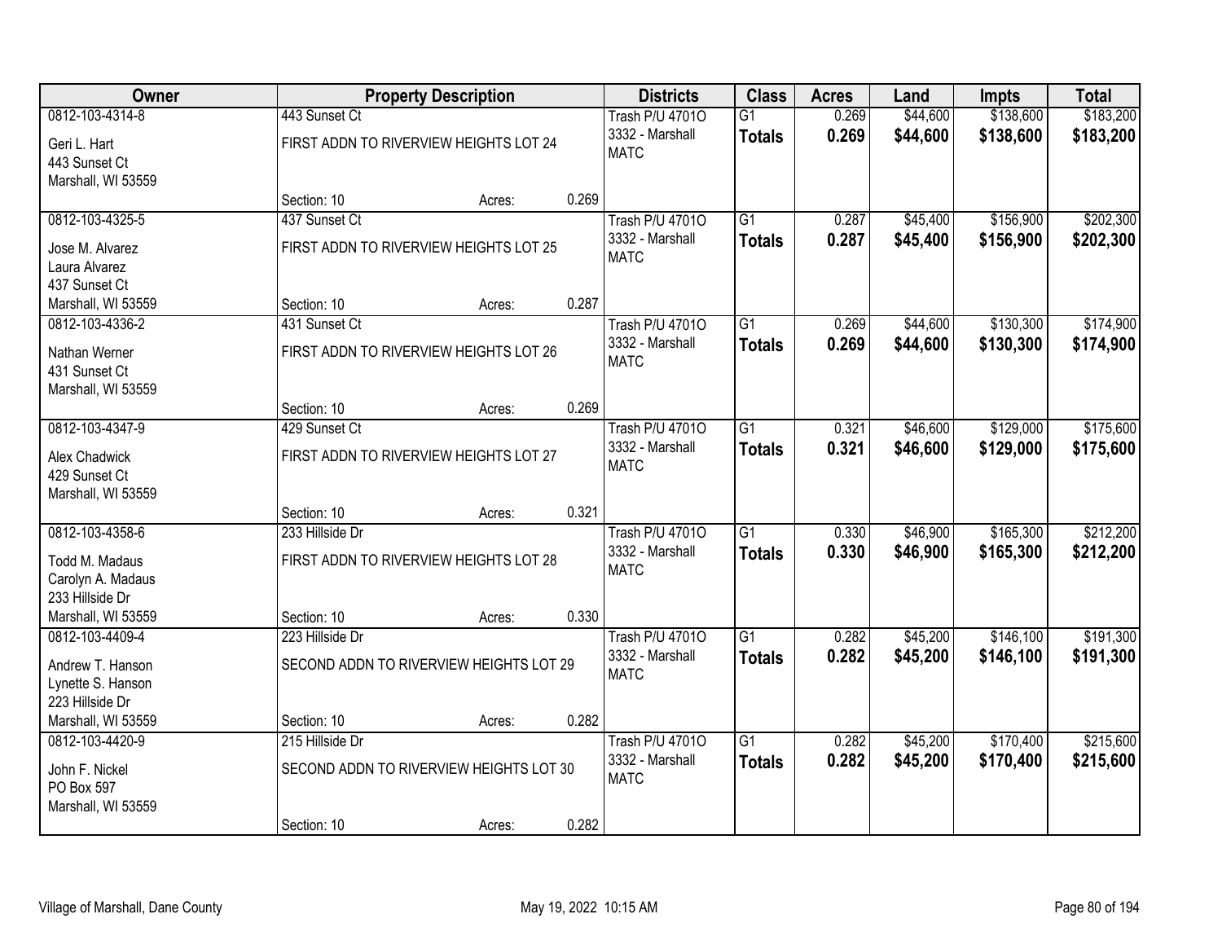| Owner | Property Description | | | Districts | Class | Acres | Land | Impts | Total |
|---|---|---|---|---|---|---|---|---|---|
| 0812-103-4314-8<br>Geri L. Hart<br>443 Sunset Ct<br>Marshall, WI 53559 | 443 Sunset Ct<br>FIRST ADDN TO RIVERVIEW HEIGHTS LOT 24<br>Section: 10 | Acres: | 0.269 | Trash P/U 4701O<br>3332 - Marshall<br>MATC | G1<br>**Totals** | 0.269<br>**0.269** | $44,600<br>**$44,600** | $138,600<br>**$138,600** | $183,200<br>**$183,200** |
| 0812-103-4325-5<br>Jose M. Alvarez<br>Laura Alvarez<br>437 Sunset Ct<br>Marshall, WI 53559 | 437 Sunset Ct<br>FIRST ADDN TO RIVERVIEW HEIGHTS LOT 25<br>Section: 10 | Acres: | 0.287 | Trash P/U 4701O<br>3332 - Marshall<br>MATC | G1<br>**Totals** | 0.287<br>**0.287** | $45,400<br>**$45,400** | $156,900<br>**$156,900** | $202,300<br>**$202,300** |
| 0812-103-4336-2<br>Nathan Werner<br>431 Sunset Ct<br>Marshall, WI 53559 | 431 Sunset Ct<br>FIRST ADDN TO RIVERVIEW HEIGHTS LOT 26<br>Section: 10 | Acres: | 0.269 | Trash P/U 4701O<br>3332 - Marshall<br>MATC | G1<br>**Totals** | 0.269<br>**0.269** | $44,600<br>**$44,600** | $130,300<br>**$130,300** | $174,900<br>**$174,900** |
| 0812-103-4347-9<br>Alex Chadwick<br>429 Sunset Ct<br>Marshall, WI 53559 | 429 Sunset Ct<br>FIRST ADDN TO RIVERVIEW HEIGHTS LOT 27<br>Section: 10 | Acres: | 0.321 | Trash P/U 4701O<br>3332 - Marshall<br>MATC | G1<br>**Totals** | 0.321<br>**0.321** | $46,600<br>**$46,600** | $129,000<br>**$129,000** | $175,600<br>**$175,600** |
| 0812-103-4358-6<br>Todd M. Madaus<br>Carolyn A. Madaus<br>233 Hillside Dr<br>Marshall, WI 53559 | 233 Hillside Dr<br>FIRST ADDN TO RIVERVIEW HEIGHTS LOT 28<br>Section: 10 | Acres: | 0.330 | Trash P/U 4701O<br>3332 - Marshall<br>MATC | G1<br>**Totals** | 0.330<br>**0.330** | $46,900<br>**$46,900** | $165,300<br>**$165,300** | $212,200<br>**$212,200** |
| 0812-103-4409-4<br>Andrew T. Hanson<br>Lynette S. Hanson<br>223 Hillside Dr<br>Marshall, WI 53559 | 223 Hillside Dr<br>SECOND ADDN TO RIVERVIEW HEIGHTS LOT 29<br>Section: 10 | Acres: | 0.282 | Trash P/U 4701O<br>3332 - Marshall<br>MATC | G1<br>**Totals** | 0.282<br>**0.282** | $45,200<br>**$45,200** | $146,100<br>**$146,100** | $191,300<br>**$191,300** |
| 0812-103-4420-9<br>John F. Nickel<br>PO Box 597<br>Marshall, WI 53559 | 215 Hillside Dr<br>SECOND ADDN TO RIVERVIEW HEIGHTS LOT 30<br>Section: 10 | Acres: | 0.282 | Trash P/U 4701O<br>3332 - Marshall<br>MATC | G1<br>**Totals** | 0.282<br>**0.282** | $45,200<br>**$45,200** | $170,400<br>**$170,400** | $215,600<br>**$215,600** |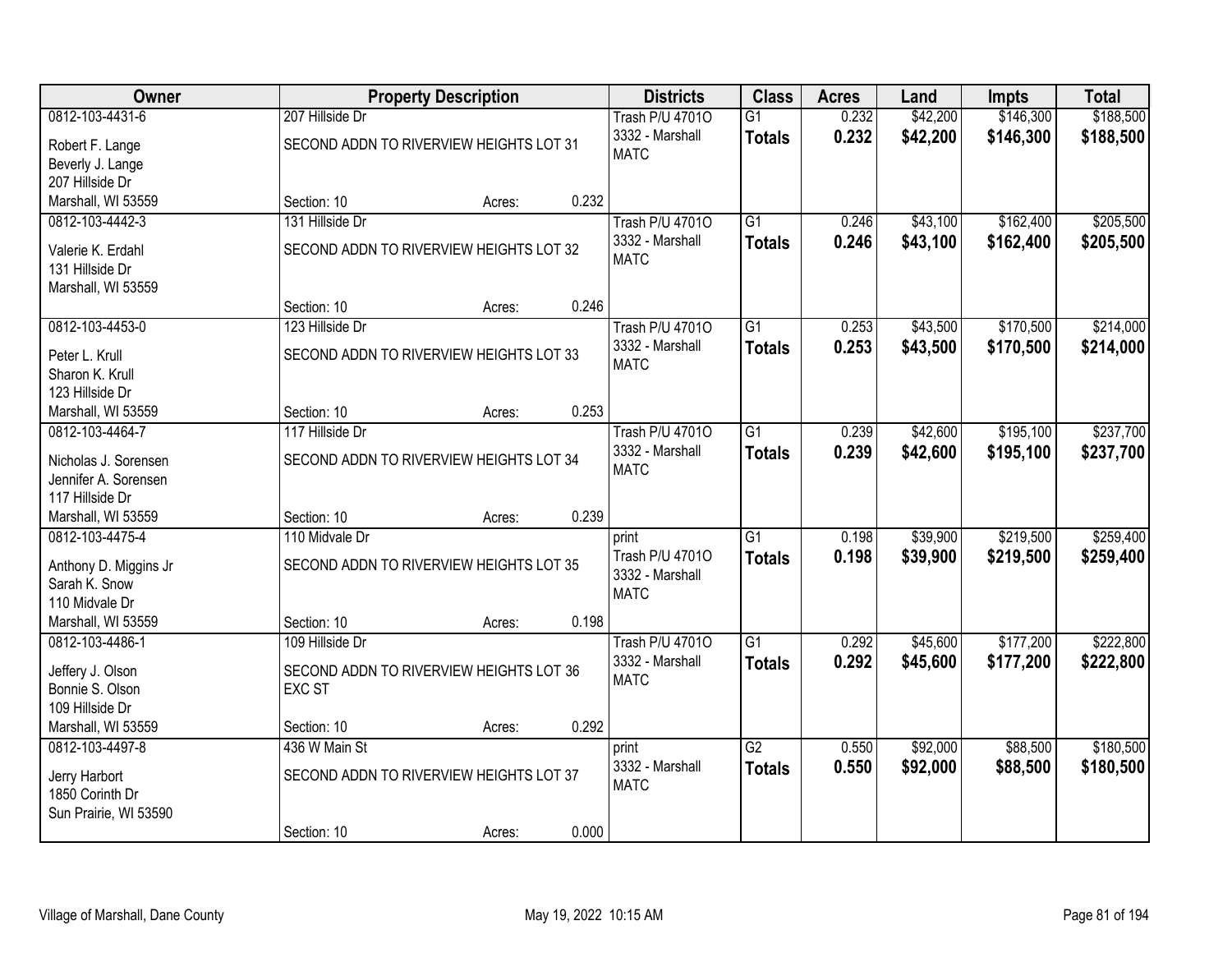| Owner | Property Description | | | Districts | Class | Acres | Land | Impts | Total |
|---|---|---|---|---|---|---|---|---|---|
| 0812-103-4431-6<br>Robert F. Lange<br>Beverly J. Lange<br>207 Hillside Dr<br>Marshall, WI 53559 | 207 Hillside Dr<br>SECOND ADDN TO RIVERVIEW HEIGHTS LOT 31<br>Section: 10 | Acres: | 0.232 | Trash P/U 4701O<br>3332 - Marshall<br>MATC | G1<br>**Totals** | 0.232<br>**0.232** | $42,200<br>**$42,200** | $146,300<br>**$146,300** | $188,500<br>**$188,500** |
| 0812-103-4442-3<br>Valerie K. Erdahl<br>131 Hillside Dr<br>Marshall, WI 53559 | 131 Hillside Dr<br>SECOND ADDN TO RIVERVIEW HEIGHTS LOT 32<br>Section: 10 | Acres: | 0.246 | Trash P/U 4701O<br>3332 - Marshall<br>MATC | G1<br>**Totals** | 0.246<br>**0.246** | $43,100<br>**$43,100** | $162,400<br>**$162,400** | $205,500<br>**$205,500** |
| 0812-103-4453-0<br>Peter L. Krull<br>Sharon K. Krull<br>123 Hillside Dr<br>Marshall, WI 53559 | 123 Hillside Dr<br>SECOND ADDN TO RIVERVIEW HEIGHTS LOT 33<br>Section: 10 | Acres: | 0.253 | Trash P/U 4701O<br>3332 - Marshall<br>MATC | G1<br>**Totals** | 0.253<br>**0.253** | $43,500<br>**$43,500** | $170,500<br>**$170,500** | $214,000<br>**$214,000** |
| 0812-103-4464-7<br>Nicholas J. Sorensen<br>Jennifer A. Sorensen<br>117 Hillside Dr<br>Marshall, WI 53559 | 117 Hillside Dr<br>SECOND ADDN TO RIVERVIEW HEIGHTS LOT 34<br>Section: 10 | Acres: | 0.239 | Trash P/U 4701O<br>3332 - Marshall<br>MATC | G1<br>**Totals** | 0.239<br>**0.239** | $42,600<br>**$42,600** | $195,100<br>**$195,100** | $237,700<br>**$237,700** |
| 0812-103-4475-4<br>Anthony D. Miggins Jr<br>Sarah K. Snow<br>110 Midvale Dr<br>Marshall, WI 53559 | 110 Midvale Dr<br>SECOND ADDN TO RIVERVIEW HEIGHTS LOT 35<br>Section: 10 | Acres: | 0.198 | print<br>Trash P/U 4701O<br>3332 - Marshall<br>MATC | G1<br>**Totals** | 0.198<br>**0.198** | $39,900<br>**$39,900** | $219,500<br>**$219,500** | $259,400<br>**$259,400** |
| 0812-103-4486-1<br>Jeffery J. Olson<br>Bonnie S. Olson<br>109 Hillside Dr<br>Marshall, WI 53559 | 109 Hillside Dr<br>SECOND ADDN TO RIVERVIEW HEIGHTS LOT 36 EXC ST<br>Section: 10 | Acres: | 0.292 | Trash P/U 4701O<br>3332 - Marshall<br>MATC | G1<br>**Totals** | 0.292<br>**0.292** | $45,600<br>**$45,600** | $177,200<br>**$177,200** | $222,800<br>**$222,800** |
| 0812-103-4497-8<br>Jerry Harbort<br>1850 Corinth Dr<br>Sun Prairie, WI 53590 | 436 W Main St<br>SECOND ADDN TO RIVERVIEW HEIGHTS LOT 37<br>Section: 10 | Acres: | 0.000 | print<br>3332 - Marshall<br>MATC | G2<br>**Totals** | 0.550<br>**0.550** | $92,000<br>**$92,000** | $88,500<br>**$88,500** | $180,500<br>**$180,500** |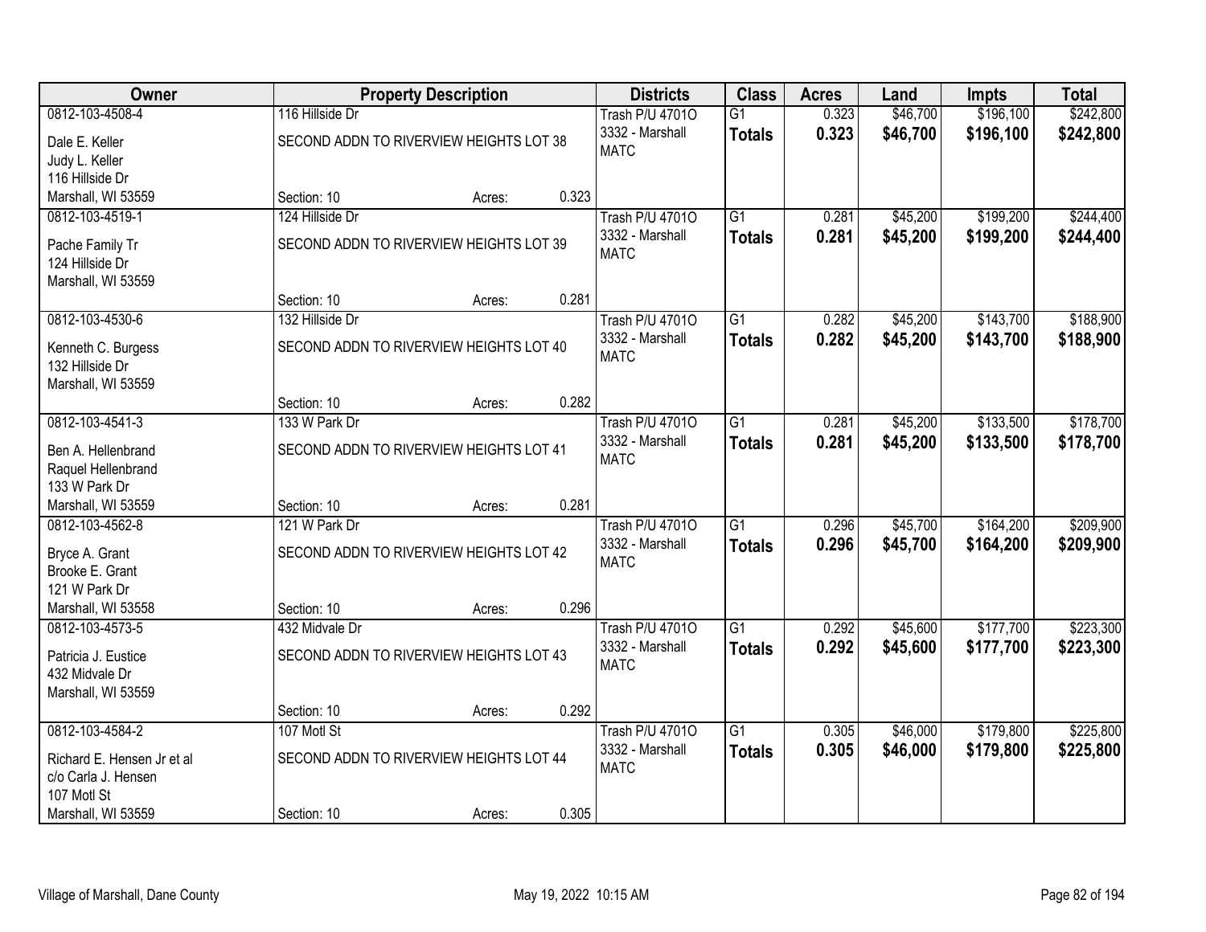| Owner | Property Description | | | Districts | Class | Acres | Land | Impts | Total |
|---|---|---|---|---|---|---|---|---|---|
| 0812-103-4508-4 | 116 Hillside Dr | | | Trash P/U 4701O | G1 | 0.323 | $46,700 | $196,100 | $242,800 |
| Dale E. Keller<br>Judy L. Keller<br>116 Hillside Dr<br>Marshall, WI 53559 | SECOND ADDN TO RIVERVIEW HEIGHTS LOT 38 | | | 3332 - Marshall<br>MATC | **Totals** | **0.323** | **$46,700** | **$196,100** | **$242,800** |
| | Section: 10 | Acres: | 0.323 | | | | | | |
| 0812-103-4519-1 | 124 Hillside Dr | | | Trash P/U 4701O | G1 | 0.281 | $45,200 | $199,200 | $244,400 |
| Pache Family Tr<br>124 Hillside Dr<br>Marshall, WI 53559 | SECOND ADDN TO RIVERVIEW HEIGHTS LOT 39 | | | 3332 - Marshall<br>MATC | **Totals** | **0.281** | **$45,200** | **$199,200** | **$244,400** |
| | Section: 10 | Acres: | 0.281 | | | | | | |
| 0812-103-4530-6 | 132 Hillside Dr | | | Trash P/U 4701O | G1 | 0.282 | $45,200 | $143,700 | $188,900 |
| Kenneth C. Burgess<br>132 Hillside Dr<br>Marshall, WI 53559 | SECOND ADDN TO RIVERVIEW HEIGHTS LOT 40 | | | 3332 - Marshall<br>MATC | **Totals** | **0.282** | **$45,200** | **$143,700** | **$188,900** |
| | Section: 10 | Acres: | 0.282 | | | | | | |
| 0812-103-4541-3 | 133 W Park Dr | | | Trash P/U 4701O | G1 | 0.281 | $45,200 | $133,500 | $178,700 |
| Ben A. Hellenbrand<br>Raquel Hellenbrand<br>133 W Park Dr<br>Marshall, WI 53559 | SECOND ADDN TO RIVERVIEW HEIGHTS LOT 41 | | | 3332 - Marshall<br>MATC | **Totals** | **0.281** | **$45,200** | **$133,500** | **$178,700** |
| | Section: 10 | Acres: | 0.281 | | | | | | |
| 0812-103-4562-8 | 121 W Park Dr | | | Trash P/U 4701O | G1 | 0.296 | $45,700 | $164,200 | $209,900 |
| Bryce A. Grant<br>Brooke E. Grant<br>121 W Park Dr<br>Marshall, WI 53558 | SECOND ADDN TO RIVERVIEW HEIGHTS LOT 42 | | | 3332 - Marshall<br>MATC | **Totals** | **0.296** | **$45,700** | **$164,200** | **$209,900** |
| | Section: 10 | Acres: | 0.296 | | | | | | |
| 0812-103-4573-5 | 432 Midvale Dr | | | Trash P/U 4701O | G1 | 0.292 | $45,600 | $177,700 | $223,300 |
| Patricia J. Eustice<br>432 Midvale Dr<br>Marshall, WI 53559 | SECOND ADDN TO RIVERVIEW HEIGHTS LOT 43 | | | 3332 - Marshall<br>MATC | **Totals** | **0.292** | **$45,600** | **$177,700** | **$223,300** |
| | Section: 10 | Acres: | 0.292 | | | | | | |
| 0812-103-4584-2 | 107 Motl St | | | Trash P/U 4701O | G1 | 0.305 | $46,000 | $179,800 | $225,800 |
| Richard E. Hensen Jr et al<br>c/o Carla J. Hensen<br>107 Motl St<br>Marshall, WI 53559 | SECOND ADDN TO RIVERVIEW HEIGHTS LOT 44 | | | 3332 - Marshall<br>MATC | **Totals** | **0.305** | **$46,000** | **$179,800** | **$225,800** |
| | Section: 10 | Acres: | 0.305 | | | | | | |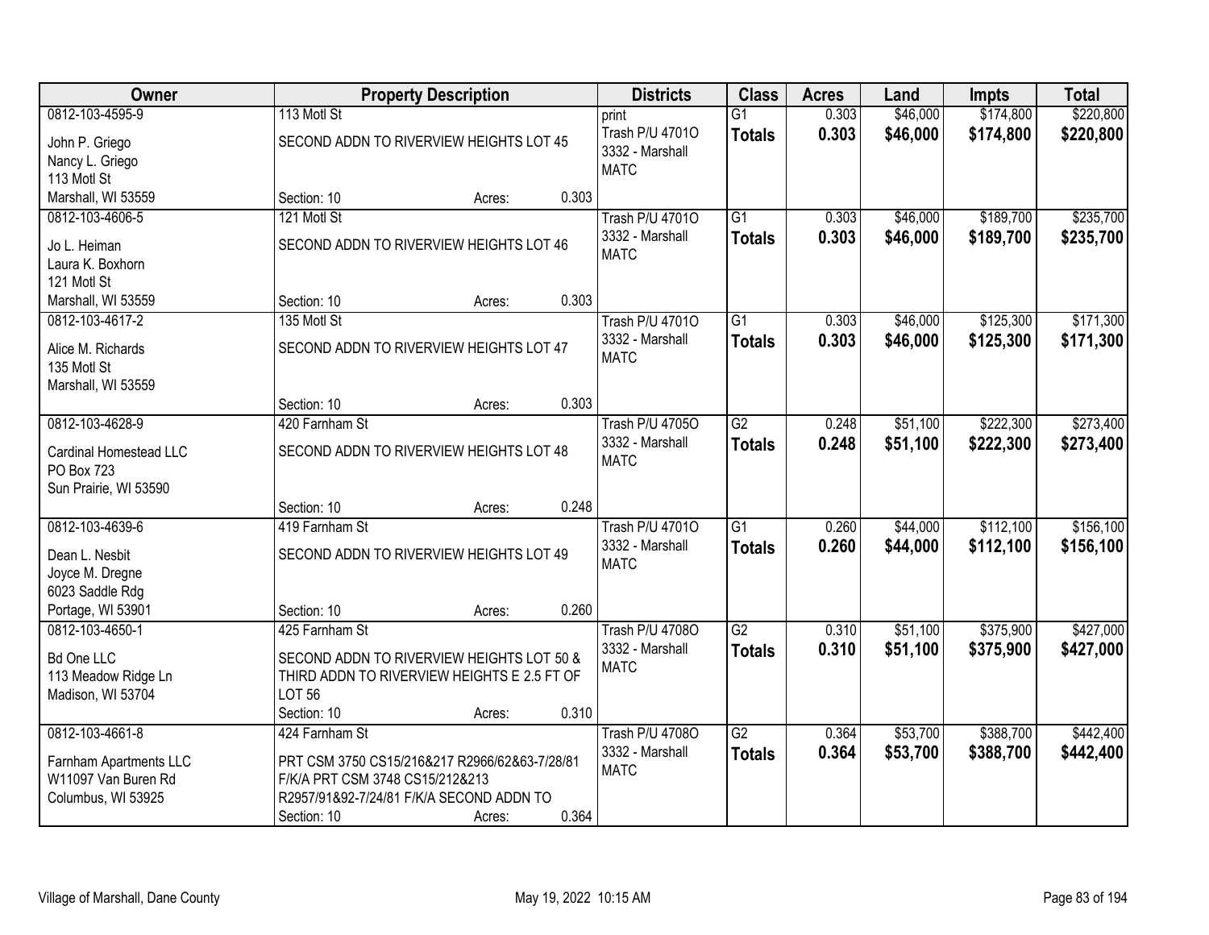| Owner | Property Description | Districts | Class | Acres | Land | Impts | Total |
|---|---|---|---|---|---|---|---|
| 0812-103-4595-9<br>John P. Griego<br>Nancy L. Griego<br>113 Motl St<br>Marshall, WI 53559 | 113 Motl St<br>SECOND ADDN TO RIVERVIEW HEIGHTS LOT 45<br>Section: 10 Acres: 0.303 | print<br>Trash P/U 4701O<br>3332 - Marshall<br>MATC | G1<br>**Totals** | 0.303<br>**0.303** | $46,000<br>**$46,000** | $174,800<br>**$174,800** | $220,800<br>**$220,800** |
| 0812-103-4606-5<br>Jo L. Heiman<br>Laura K. Boxhorn<br>121 Motl St<br>Marshall, WI 53559 | 121 Motl St<br>SECOND ADDN TO RIVERVIEW HEIGHTS LOT 46<br>Section: 10 Acres: 0.303 | Trash P/U 4701O<br>3332 - Marshall<br>MATC | G1<br>**Totals** | 0.303<br>**0.303** | $46,000<br>**$46,000** | $189,700<br>**$189,700** | $235,700<br>**$235,700** |
| 0812-103-4617-2<br>Alice M. Richards<br>135 Motl St<br>Marshall, WI 53559 | 135 Motl St<br>SECOND ADDN TO RIVERVIEW HEIGHTS LOT 47<br>Section: 10 Acres: 0.303 | Trash P/U 4701O<br>3332 - Marshall<br>MATC | G1<br>**Totals** | 0.303<br>**0.303** | $46,000<br>**$46,000** | $125,300<br>**$125,300** | $171,300<br>**$171,300** |
| 0812-103-4628-9<br>Cardinal Homestead LLC<br>PO Box 723<br>Sun Prairie, WI 53590 | 420 Farnham St<br>SECOND ADDN TO RIVERVIEW HEIGHTS LOT 48<br>Section: 10 Acres: 0.248 | Trash P/U 4705O<br>3332 - Marshall<br>MATC | G2<br>**Totals** | 0.248<br>**0.248** | $51,100<br>**$51,100** | $222,300<br>**$222,300** | $273,400<br>**$273,400** |
| 0812-103-4639-6<br>Dean L. Nesbit<br>Joyce M. Dregne<br>6023 Saddle Rdg<br>Portage, WI 53901 | 419 Farnham St<br>SECOND ADDN TO RIVERVIEW HEIGHTS LOT 49<br>Section: 10 Acres: 0.260 | Trash P/U 4701O<br>3332 - Marshall<br>MATC | G1<br>**Totals** | 0.260<br>**0.260** | $44,000<br>**$44,000** | $112,100<br>**$112,100** | $156,100<br>**$156,100** |
| 0812-103-4650-1<br>Bd One LLC<br>113 Meadow Ridge Ln<br>Madison, WI 53704 | 425 Farnham St<br>SECOND ADDN TO RIVERVIEW HEIGHTS LOT 50 & THIRD ADDN TO RIVERVIEW HEIGHTS E 2.5 FT OF LOT 56<br>Section: 10 Acres: 0.310 | Trash P/U 4708O<br>3332 - Marshall<br>MATC | G2<br>**Totals** | 0.310<br>**0.310** | $51,100<br>**$51,100** | $375,900<br>**$375,900** | $427,000<br>**$427,000** |
| 0812-103-4661-8<br>Farnham Apartments LLC<br>W11097 Van Buren Rd<br>Columbus, WI 53925 | 424 Farnham St<br>PRT CSM 3750 CS15/216&217 R2966/62&63-7/28/81 F/K/A PRT CSM 3748 CS15/212&213 R2957/91&92-7/24/81 F/K/A SECOND ADDN TO<br>Section: 10 Acres: 0.364 | Trash P/U 4708O<br>3332 - Marshall<br>MATC | G2<br>**Totals** | 0.364<br>**0.364** | $53,700<br>**$53,700** | $388,700<br>**$388,700** | $442,400<br>**$442,400** |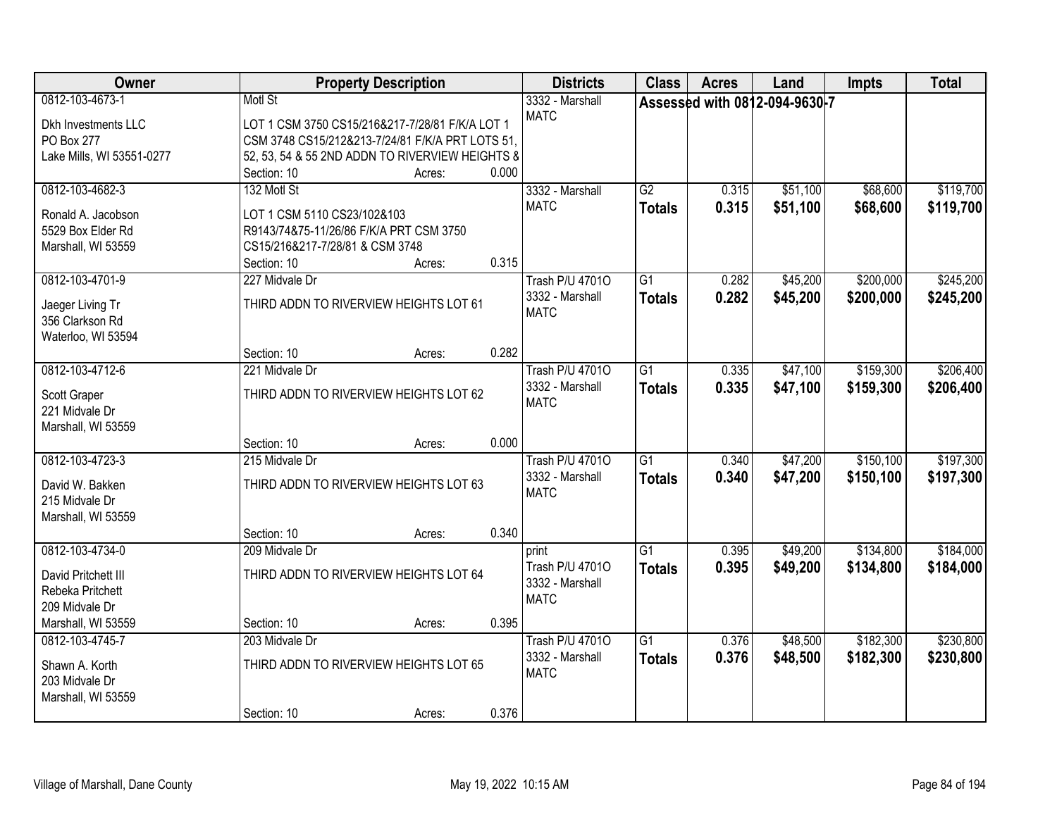| Owner | Property Description | Districts | Class | Acres | Land | Impts | Total |
|---|---|---|---|---|---|---|---|
| 0812-103-4673-1<br>Dkh Investments LLC<br>PO Box 277<br>Lake Mills, WI 53551-0277 | Motl St<br>LOT 1 CSM 3750 CS15/216&217-7/28/81 F/K/A LOT 1 CSM 3748 CS15/212&213-7/24/81 F/K/A PRT LOTS 51, 52, 53, 54 & 55 2ND ADDN TO RIVERVIEW HEIGHTS &<br>Section: 10 Acres: 0.000 | 3332 - Marshall<br>MATC | Assessed with 0812-094-9630-7 | | | | |
| 0812-103-4682-3<br>Ronald A. Jacobson<br>5529 Box Elder Rd<br>Marshall, WI 53559 | 132 Motl St<br>LOT 1 CSM 5110 CS23/102&103 R9143/74&75-11/26/86 F/K/A PRT CSM 3750 CS15/216&217-7/28/81 & CSM 3748<br>Section: 10 Acres: 0.315 | 3332 - Marshall<br>MATC | G2<br>**Totals** | 0.315<br>**0.315** | $51,100<br>**$51,100** | $68,600<br>**$68,600** | $119,700<br>**$119,700** |
| 0812-103-4701-9<br>Jaeger Living Tr<br>356 Clarkson Rd<br>Waterloo, WI 53594 | 227 Midvale Dr<br>THIRD ADDN TO RIVERVIEW HEIGHTS LOT 61<br>Section: 10 Acres: 0.282 | Trash P/U 4701O<br>3332 - Marshall<br>MATC | G1<br>**Totals** | 0.282<br>**0.282** | $45,200<br>**$45,200** | $200,000<br>**$200,000** | $245,200<br>**$245,200** |
| 0812-103-4712-6<br>Scott Graper<br>221 Midvale Dr<br>Marshall, WI 53559 | 221 Midvale Dr<br>THIRD ADDN TO RIVERVIEW HEIGHTS LOT 62<br>Section: 10 Acres: 0.000 | Trash P/U 4701O<br>3332 - Marshall<br>MATC | G1<br>**Totals** | 0.335<br>**0.335** | $47,100<br>**$47,100** | $159,300<br>**$159,300** | $206,400<br>**$206,400** |
| 0812-103-4723-3<br>David W. Bakken<br>215 Midvale Dr<br>Marshall, WI 53559 | 215 Midvale Dr<br>THIRD ADDN TO RIVERVIEW HEIGHTS LOT 63<br>Section: 10 Acres: 0.340 | Trash P/U 4701O<br>3332 - Marshall<br>MATC | G1<br>**Totals** | 0.340<br>**0.340** | $47,200<br>**$47,200** | $150,100<br>**$150,100** | $197,300<br>**$197,300** |
| 0812-103-4734-0<br>David Pritchett III<br>Rebeka Pritchett<br>209 Midvale Dr<br>Marshall, WI 53559 | 209 Midvale Dr<br>THIRD ADDN TO RIVERVIEW HEIGHTS LOT 64<br>Section: 10 Acres: 0.395 | print<br>Trash P/U 4701O<br>3332 - Marshall<br>MATC | G1<br>**Totals** | 0.395<br>**0.395** | $49,200<br>**$49,200** | $134,800<br>**$134,800** | $184,000<br>**$184,000** |
| 0812-103-4745-7<br>Shawn A. Korth<br>203 Midvale Dr<br>Marshall, WI 53559 | 203 Midvale Dr<br>THIRD ADDN TO RIVERVIEW HEIGHTS LOT 65<br>Section: 10 Acres: 0.376 | Trash P/U 4701O<br>3332 - Marshall<br>MATC | G1<br>**Totals** | 0.376<br>**0.376** | $48,500<br>**$48,500** | $182,300<br>**$182,300** | $230,800<br>**$230,800** |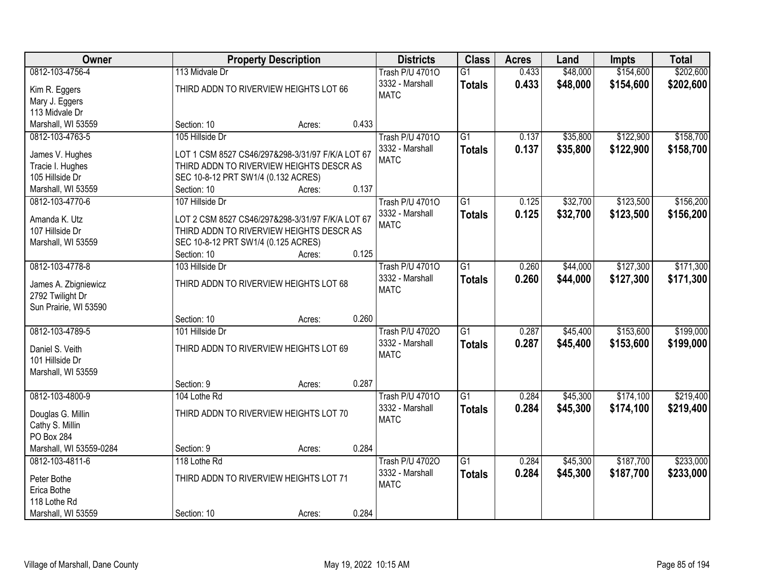| Owner | Property Description | Districts | Class | Acres | Land | Impts | Total |
|---|---|---|---|---|---|---|---|
| 0812-103-4756-4<br>Kim R. Eggers<br>Mary J. Eggers<br>113 Midvale Dr<br>Marshall, WI 53559 | 113 Midvale Dr<br>THIRD ADDN TO RIVERVIEW HEIGHTS LOT 66<br>Section: 10 Acres: 0.433 | Trash P/U 4701O<br>3332 - Marshall<br>MATC | G1<br>**Totals** | 0.433<br>**0.433** | $48,000<br>**$48,000** | $154,600<br>**$154,600** | $202,600<br>**$202,600** |
| 0812-103-4763-5<br>James V. Hughes<br>Tracie I. Hughes<br>105 Hillside Dr<br>Marshall, WI 53559 | 105 Hillside Dr<br>LOT 1 CSM 8527 CS46/297&298-3/31/97 F/K/A LOT 67 THIRD ADDN TO RIVERVIEW HEIGHTS DESCR AS SEC 10-8-12 PRT SW1/4 (0.132 ACRES)<br>Section: 10 Acres: 0.137 | Trash P/U 4701O<br>3332 - Marshall<br>MATC | G1<br>**Totals** | 0.137<br>**0.137** | $35,800<br>**$35,800** | $122,900<br>**$122,900** | $158,700<br>**$158,700** |
| 0812-103-4770-6<br>Amanda K. Utz<br>107 Hillside Dr<br>Marshall, WI 53559 | 107 Hillside Dr<br>LOT 2 CSM 8527 CS46/297&298-3/31/97 F/K/A LOT 67 THIRD ADDN TO RIVERVIEW HEIGHTS DESCR AS SEC 10-8-12 PRT SW1/4 (0.125 ACRES)<br>Section: 10 Acres: 0.125 | Trash P/U 4701O<br>3332 - Marshall<br>MATC | G1<br>**Totals** | 0.125<br>**0.125** | $32,700<br>**$32,700** | $123,500<br>**$123,500** | $156,200<br>**$156,200** |
| 0812-103-4778-8<br>James A. Zbigniewicz<br>2792 Twilight Dr<br>Sun Prairie, WI 53590 | 103 Hillside Dr<br>THIRD ADDN TO RIVERVIEW HEIGHTS LOT 68<br>Section: 10 Acres: 0.260 | Trash P/U 4701O<br>3332 - Marshall<br>MATC | G1<br>**Totals** | 0.260<br>**0.260** | $44,000<br>**$44,000** | $127,300<br>**$127,300** | $171,300<br>**$171,300** |
| 0812-103-4789-5<br>Daniel S. Veith<br>101 Hillside Dr<br>Marshall, WI 53559 | 101 Hillside Dr<br>THIRD ADDN TO RIVERVIEW HEIGHTS LOT 69<br>Section: 9 Acres: 0.287 | Trash P/U 4702O<br>3332 - Marshall<br>MATC | G1<br>**Totals** | 0.287<br>**0.287** | $45,400<br>**$45,400** | $153,600<br>**$153,600** | $199,000<br>**$199,000** |
| 0812-103-4800-9<br>Douglas G. Millin<br>Cathy S. Millin<br>PO Box 284<br>Marshall, WI 53559-0284 | 104 Lothe Rd<br>THIRD ADDN TO RIVERVIEW HEIGHTS LOT 70<br>Section: 9 Acres: 0.284 | Trash P/U 4701O<br>3332 - Marshall<br>MATC | G1<br>**Totals** | 0.284<br>**0.284** | $45,300<br>**$45,300** | $174,100<br>**$174,100** | $219,400<br>**$219,400** |
| 0812-103-4811-6<br>Peter Bothe<br>Erica Bothe<br>118 Lothe Rd<br>Marshall, WI 53559 | 118 Lothe Rd<br>THIRD ADDN TO RIVERVIEW HEIGHTS LOT 71<br>Section: 10 Acres: 0.284 | Trash P/U 4702O<br>3332 - Marshall<br>MATC | G1<br>**Totals** | 0.284<br>**0.284** | $45,300<br>**$45,300** | $187,700<br>**$187,700** | $233,000<br>**$233,000** |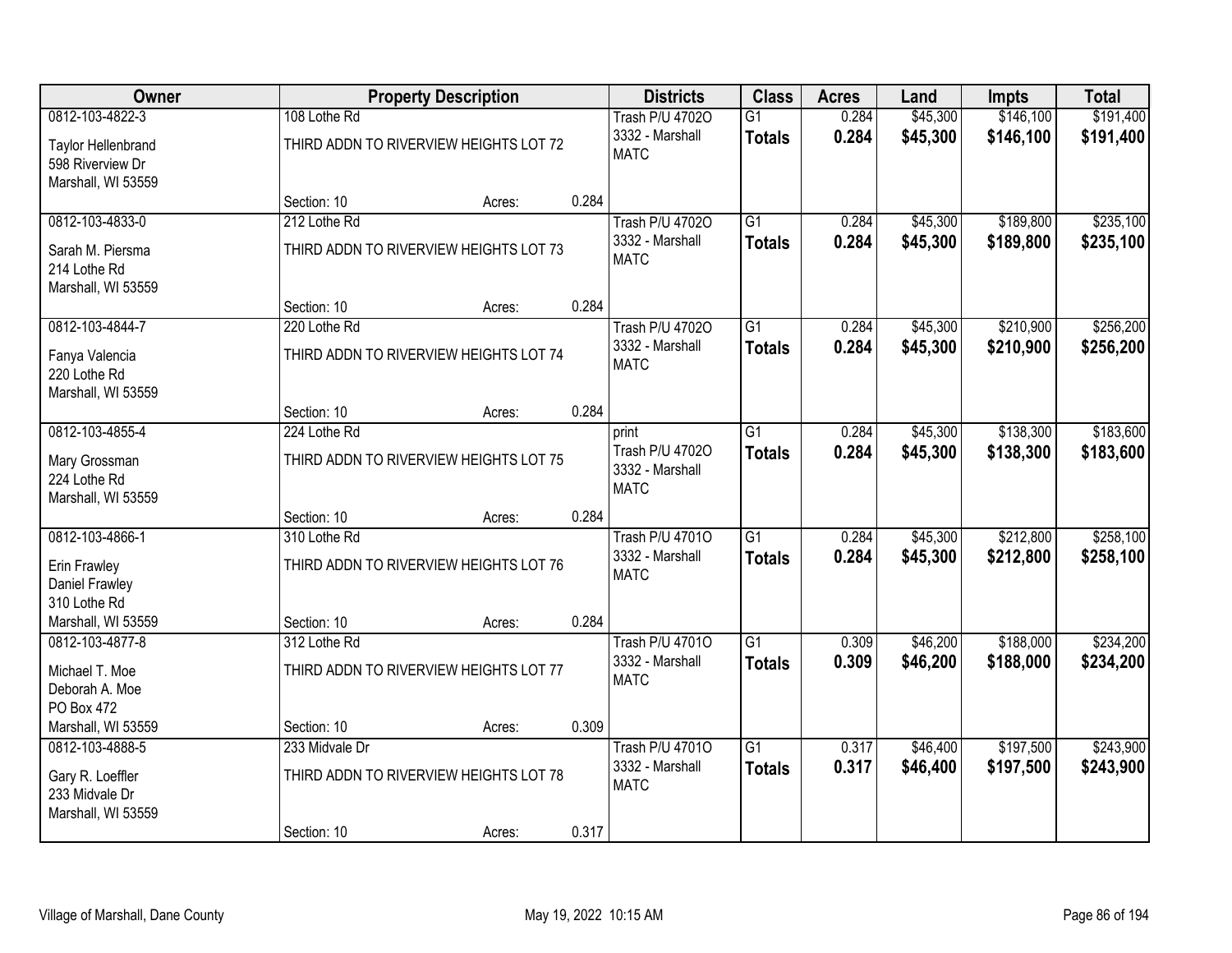| Owner | Property Description | | | Districts | Class | Acres | Land | Impts | Total |
|---|---|---|---|---|---|---|---|---|---|
| 0812-103-4822-3<br>Taylor Hellenbrand<br>598 Riverview Dr<br>Marshall, WI 53559 | 108 Lothe Rd<br>THIRD ADDN TO RIVERVIEW HEIGHTS LOT 72<br>Section: 10 | Acres: | 0.284 | Trash P/U 4702O<br>3332 - Marshall<br>MATC | G1<br>**Totals** | 0.284<br>**0.284** | \$45,300<br>**\$45,300** | \$146,100<br>**\$146,100** | \$191,400<br>**\$191,400** |
| 0812-103-4833-0<br>Sarah M. Piersma<br>214 Lothe Rd<br>Marshall, WI 53559 | 212 Lothe Rd<br>THIRD ADDN TO RIVERVIEW HEIGHTS LOT 73<br>Section: 10 | Acres: | 0.284 | Trash P/U 4702O<br>3332 - Marshall<br>MATC | G1<br>**Totals** | 0.284<br>**0.284** | \$45,300<br>**\$45,300** | \$189,800<br>**\$189,800** | \$235,100<br>**\$235,100** |
| 0812-103-4844-7<br>Fanya Valencia<br>220 Lothe Rd<br>Marshall, WI 53559 | 220 Lothe Rd<br>THIRD ADDN TO RIVERVIEW HEIGHTS LOT 74<br>Section: 10 | Acres: | 0.284 | Trash P/U 4702O<br>3332 - Marshall<br>MATC | G1<br>**Totals** | 0.284<br>**0.284** | \$45,300<br>**\$45,300** | \$210,900<br>**\$210,900** | \$256,200<br>**\$256,200** |
| 0812-103-4855-4<br>Mary Grossman<br>224 Lothe Rd<br>Marshall, WI 53559 | 224 Lothe Rd<br>THIRD ADDN TO RIVERVIEW HEIGHTS LOT 75<br>Section: 10 | Acres: | 0.284 | print<br>Trash P/U 4702O<br>3332 - Marshall<br>MATC | G1<br>**Totals** | 0.284<br>**0.284** | \$45,300<br>**\$45,300** | \$138,300<br>**\$138,300** | \$183,600<br>**\$183,600** |
| 0812-103-4866-1<br>Erin Frawley<br>Daniel Frawley<br>310 Lothe Rd<br>Marshall, WI 53559 | 310 Lothe Rd<br>THIRD ADDN TO RIVERVIEW HEIGHTS LOT 76<br>Section: 10 | Acres: | 0.284 | Trash P/U 4701O<br>3332 - Marshall<br>MATC | G1<br>**Totals** | 0.284<br>**0.284** | \$45,300<br>**\$45,300** | \$212,800<br>**\$212,800** | \$258,100<br>**\$258,100** |
| 0812-103-4877-8<br>Michael T. Moe<br>Deborah A. Moe<br>PO Box 472<br>Marshall, WI 53559 | 312 Lothe Rd<br>THIRD ADDN TO RIVERVIEW HEIGHTS LOT 77<br>Section: 10 | Acres: | 0.309 | Trash P/U 4701O<br>3332 - Marshall<br>MATC | G1<br>**Totals** | 0.309<br>**0.309** | \$46,200<br>**\$46,200** | \$188,000<br>**\$188,000** | \$234,200<br>**\$234,200** |
| 0812-103-4888-5<br>Gary R. Loeffler<br>233 Midvale Dr<br>Marshall, WI 53559 | 233 Midvale Dr<br>THIRD ADDN TO RIVERVIEW HEIGHTS LOT 78<br>Section: 10 | Acres: | 0.317 | Trash P/U 4701O<br>3332 - Marshall<br>MATC | G1<br>**Totals** | 0.317<br>**0.317** | \$46,400<br>**\$46,400** | \$197,500<br>**\$197,500** | \$243,900<br>**\$243,900** |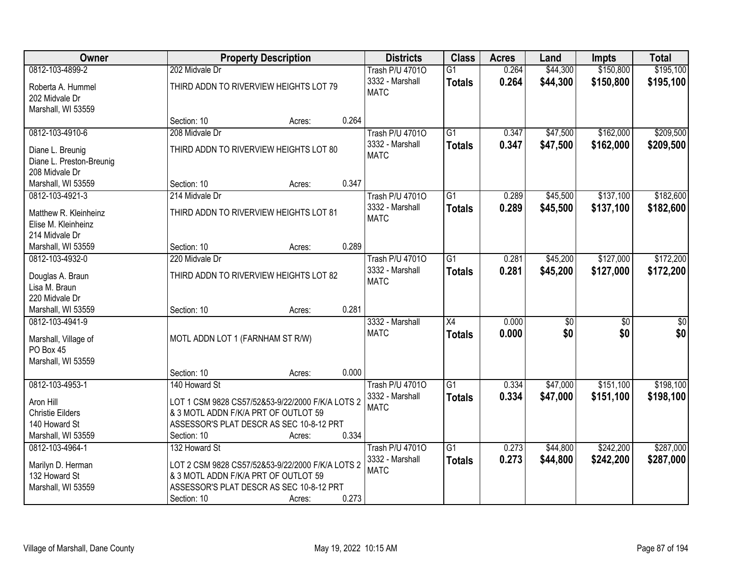| Owner | Property Description | Districts | Class | Acres | Land | Impts | Total |
|---|---|---|---|---|---|---|---|
| 0812-103-4899-2<br>Roberta A. Hummel<br>202 Midvale Dr<br>Marshall, WI 53559 | 202 Midvale Dr<br>THIRD ADDN TO RIVERVIEW HEIGHTS LOT 79<br>Section: 10 Acres: 0.264 | Trash P/U 4701O<br>3332 - Marshall<br>MATC | G1<br>**Totals** | 0.264<br>**0.264** | $44,300<br>**$44,300** | $150,800<br>**$150,800** | $195,100<br>**$195,100** |
| 0812-103-4910-6<br>Diane L. Breunig<br>Diane L. Preston-Breunig<br>208 Midvale Dr<br>Marshall, WI 53559 | 208 Midvale Dr<br>THIRD ADDN TO RIVERVIEW HEIGHTS LOT 80<br>Section: 10 Acres: 0.347 | Trash P/U 4701O<br>3332 - Marshall<br>MATC | G1<br>**Totals** | 0.347<br>**0.347** | $47,500<br>**$47,500** | $162,000<br>**$162,000** | $209,500<br>**$209,500** |
| 0812-103-4921-3<br>Matthew R. Kleinheinz<br>Elise M. Kleinheinz<br>214 Midvale Dr<br>Marshall, WI 53559 | 214 Midvale Dr<br>THIRD ADDN TO RIVERVIEW HEIGHTS LOT 81<br>Section: 10 Acres: 0.289 | Trash P/U 4701O<br>3332 - Marshall<br>MATC | G1<br>**Totals** | 0.289<br>**0.289** | $45,500<br>**$45,500** | $137,100<br>**$137,100** | $182,600<br>**$182,600** |
| 0812-103-4932-0<br>Douglas A. Braun<br>Lisa M. Braun<br>220 Midvale Dr<br>Marshall, WI 53559 | 220 Midvale Dr<br>THIRD ADDN TO RIVERVIEW HEIGHTS LOT 82<br>Section: 10 Acres: 0.281 | Trash P/U 4701O<br>3332 - Marshall<br>MATC | G1<br>**Totals** | 0.281<br>**0.281** | $45,200<br>**$45,200** | $127,000<br>**$127,000** | $172,200<br>**$172,200** |
| 0812-103-4941-9<br>Marshall, Village of<br>PO Box 45<br>Marshall, WI 53559 | MOTL ADDN LOT 1 (FARNHAM ST R/W)<br>Section: 10 Acres: 0.000 | 3332 - Marshall<br>MATC | X4<br>**Totals** | 0.000<br>**0.000** | $0<br>**$0** | $0<br>**$0** | $0<br>**$0** |
| 0812-103-4953-1<br>Aron Hill<br>Christie Eilders<br>140 Howard St<br>Marshall, WI 53559 | 140 Howard St<br>LOT 1 CSM 9828 CS57/52&53-9/22/2000 F/K/A LOTS 2 & 3 MOTL ADDN F/K/A PRT OF OUTLOT 59 ASSESSOR'S PLAT DESCR AS SEC 10-8-12 PRT<br>Section: 10 Acres: 0.334 | Trash P/U 4701O<br>3332 - Marshall<br>MATC | G1<br>**Totals** | 0.334<br>**0.334** | $47,000<br>**$47,000** | $151,100<br>**$151,100** | $198,100<br>**$198,100** |
| 0812-103-4964-1<br>Marilyn D. Herman<br>132 Howard St<br>Marshall, WI 53559 | 132 Howard St<br>LOT 2 CSM 9828 CS57/52&53-9/22/2000 F/K/A LOTS 2 & 3 MOTL ADDN F/K/A PRT OF OUTLOT 59 ASSESSOR'S PLAT DESCR AS SEC 10-8-12 PRT<br>Section: 10 Acres: 0.273 | Trash P/U 4701O<br>3332 - Marshall<br>MATC | G1<br>**Totals** | 0.273<br>**0.273** | $44,800<br>**$44,800** | $242,200<br>**$242,200** | $287,000<br>**$287,000** |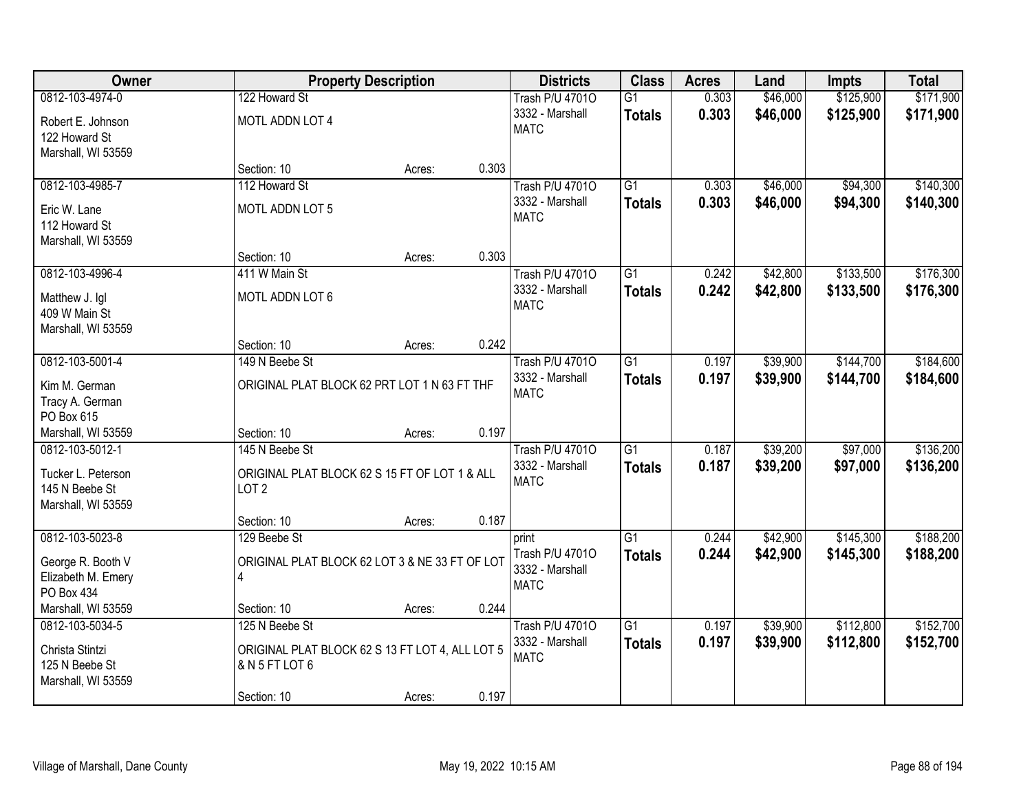| Owner | Property Description | | | Districts | Class | Acres | Land | Impts | Total |
|---|---|---|---|---|---|---|---|---|---|
| 0812-103-4974-0<br>Robert E. Johnson<br>122 Howard St<br>Marshall, WI 53559 | 122 Howard St<br>MOTL ADDN LOT 4<br>Section: 10 | Acres: | 0.303 | Trash P/U 4701O<br>3332 - Marshall<br>MATC | G1<br>**Totals** | 0.303<br>**0.303** | $46,000<br>**$46,000** | $125,900<br>**$125,900** | $171,900<br>**$171,900** |
| 0812-103-4985-7<br>Eric W. Lane<br>112 Howard St<br>Marshall, WI 53559 | 112 Howard St<br>MOTL ADDN LOT 5<br>Section: 10 | Acres: | 0.303 | Trash P/U 4701O<br>3332 - Marshall<br>MATC | G1<br>**Totals** | 0.303<br>**0.303** | $46,000<br>**$46,000** | $94,300<br>**$94,300** | $140,300<br>**$140,300** |
| 0812-103-4996-4<br>Matthew J. Igl<br>409 W Main St<br>Marshall, WI 53559 | 411 W Main St<br>MOTL ADDN LOT 6<br>Section: 10 | Acres: | 0.242 | Trash P/U 4701O<br>3332 - Marshall<br>MATC | G1<br>**Totals** | 0.242<br>**0.242** | $42,800<br>**$42,800** | $133,500<br>**$133,500** | $176,300<br>**$176,300** |
| 0812-103-5001-4<br>Kim M. German<br>Tracy A. German<br>PO Box 615<br>Marshall, WI 53559 | 149 N Beebe St<br>ORIGINAL PLAT BLOCK 62 PRT LOT 1 N 63 FT THF<br>Section: 10 | Acres: | 0.197 | Trash P/U 4701O<br>3332 - Marshall<br>MATC | G1<br>**Totals** | 0.197<br>**0.197** | $39,900<br>**$39,900** | $144,700<br>**$144,700** | $184,600<br>**$184,600** |
| 0812-103-5012-1<br>Tucker L. Peterson<br>145 N Beebe St<br>Marshall, WI 53559 | 145 N Beebe St<br>ORIGINAL PLAT BLOCK 62 S 15 FT OF LOT 1 & ALL LOT 2<br>Section: 10 | Acres: | 0.187 | Trash P/U 4701O<br>3332 - Marshall<br>MATC | G1<br>**Totals** | 0.187<br>**0.187** | $39,200<br>**$39,200** | $97,000<br>**$97,000** | $136,200<br>**$136,200** |
| 0812-103-5023-8<br>George R. Booth V<br>Elizabeth M. Emery<br>PO Box 434<br>Marshall, WI 53559 | 129 Beebe St<br>ORIGINAL PLAT BLOCK 62 LOT 3 & NE 33 FT OF LOT 4<br>Section: 10 | Acres: | 0.244 | print<br>Trash P/U 4701O<br>3332 - Marshall<br>MATC | G1<br>**Totals** | 0.244<br>**0.244** | $42,900<br>**$42,900** | $145,300<br>**$145,300** | $188,200<br>**$188,200** |
| 0812-103-5034-5<br>Christa Stintzi<br>125 N Beebe St<br>Marshall, WI 53559 | 125 N Beebe St<br>ORIGINAL PLAT BLOCK 62 S 13 FT LOT 4, ALL LOT 5 & N 5 FT LOT 6<br>Section: 10 | Acres: | 0.197 | Trash P/U 4701O<br>3332 - Marshall<br>MATC | G1<br>**Totals** | 0.197<br>**0.197** | $39,900<br>**$39,900** | $112,800<br>**$112,800** | $152,700<br>**$152,700** |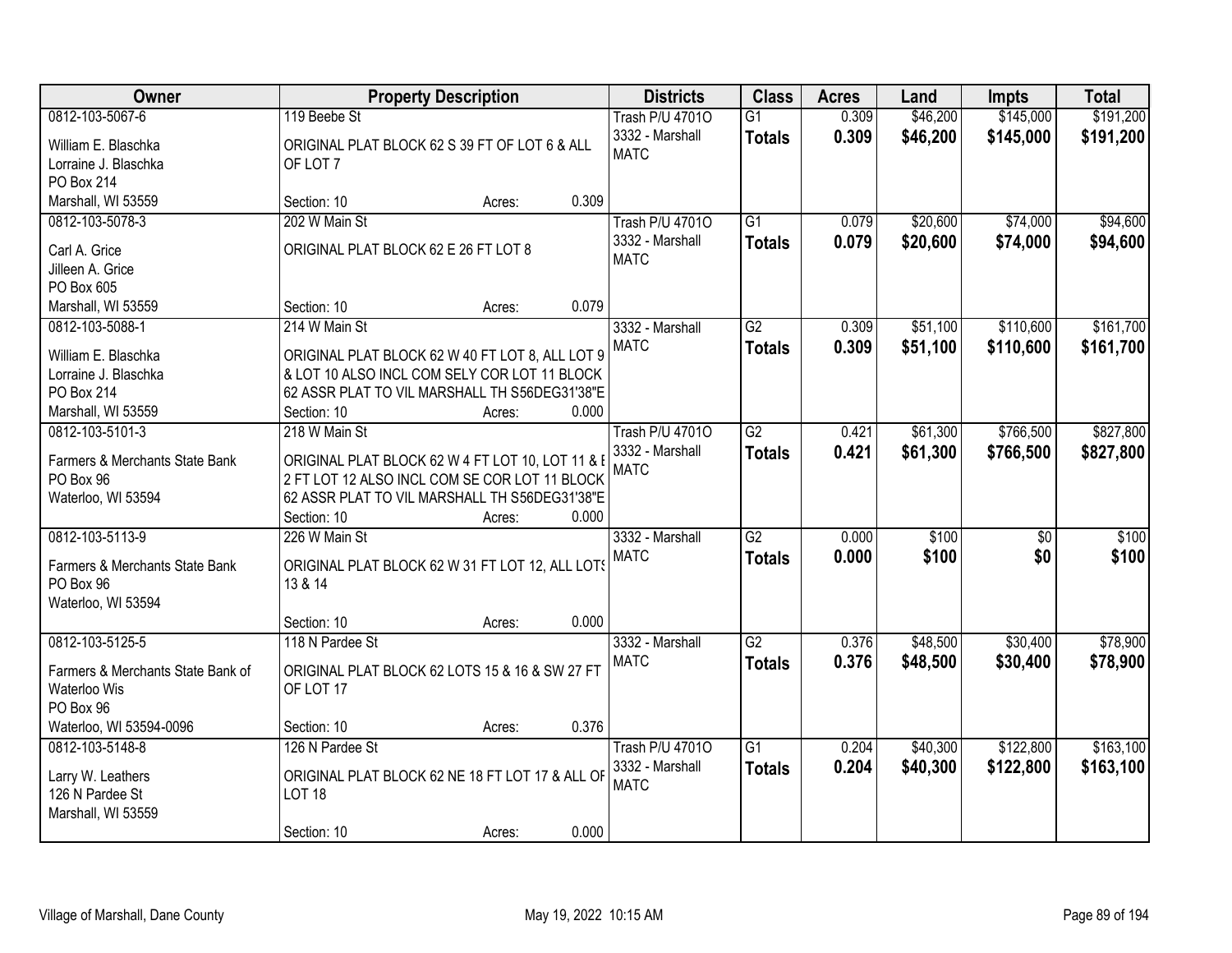| Owner | Property Description | Districts | Class | Acres | Land | Impts | Total |
|---|---|---|---|---|---|---|---|
| 0812-103-5067-6<br>William E. Blaschka<br>Lorraine J. Blaschka<br>PO Box 214<br>Marshall, WI 53559 | 119 Beebe St<br>ORIGINAL PLAT BLOCK 62 S 39 FT OF LOT 6 & ALL OF LOT 7<br>Section: 10 Acres: 0.309 | Trash P/U 4701O<br>3332 - Marshall<br>MATC | G1<br>**Totals** | 0.309<br>**0.309** | $46,200<br>**$46,200** | $145,000<br>**$145,000** | $191,200<br>**$191,200** |
| 0812-103-5078-3<br>Carl A. Grice<br>Jilleen A. Grice<br>PO Box 605<br>Marshall, WI 53559 | 202 W Main St<br>ORIGINAL PLAT BLOCK 62 E 26 FT LOT 8<br>Section: 10 Acres: 0.079 | Trash P/U 4701O<br>3332 - Marshall<br>MATC | G1<br>**Totals** | 0.079<br>**0.079** | $20,600<br>**$20,600** | $74,000<br>**$74,000** | $94,600<br>**$94,600** |
| 0812-103-5088-1<br>William E. Blaschka<br>Lorraine J. Blaschka<br>PO Box 214<br>Marshall, WI 53559 | 214 W Main St<br>ORIGINAL PLAT BLOCK 62 W 40 FT LOT 8, ALL LOT 9 & LOT 10 ALSO INCL COM SELY COR LOT 11 BLOCK 62 ASSR PLAT TO VIL MARSHALL TH S56DEG31'38"E<br>Section: 10 Acres: 0.000 | 3332 - Marshall<br>MATC | G2<br>**Totals** | 0.309<br>**0.309** | $51,100<br>**$51,100** | $110,600<br>**$110,600** | $161,700<br>**$161,700** |
| 0812-103-5101-3<br>Farmers & Merchants State Bank<br>PO Box 96<br>Waterloo, WI 53594 | 218 W Main St<br>ORIGINAL PLAT BLOCK 62 W 4 FT LOT 10, LOT 11 & E 2 FT LOT 12 ALSO INCL COM SE COR LOT 11 BLOCK 62 ASSR PLAT TO VIL MARSHALL TH S56DEG31'38"E<br>Section: 10 Acres: 0.000 | Trash P/U 4701O<br>3332 - Marshall<br>MATC | G2<br>**Totals** | 0.421<br>**0.421** | $61,300<br>**$61,300** | $766,500<br>**$766,500** | $827,800<br>**$827,800** |
| 0812-103-5113-9<br>Farmers & Merchants State Bank<br>PO Box 96<br>Waterloo, WI 53594 | 226 W Main St<br>ORIGINAL PLAT BLOCK 62 W 31 FT LOT 12, ALL LOTS 13 & 14<br>Section: 10 Acres: 0.000 | 3332 - Marshall<br>MATC | G2<br>**Totals** | 0.000<br>**0.000** | $100<br>**$100** | $0<br>**$0** | $100<br>**$100** |
| 0812-103-5125-5<br>Farmers & Merchants State Bank of Waterloo Wis<br>PO Box 96<br>Waterloo, WI 53594-0096 | 118 N Pardee St<br>ORIGINAL PLAT BLOCK 62 LOTS 15 & 16 & SW 27 FT OF LOT 17<br>Section: 10 Acres: 0.376 | 3332 - Marshall<br>MATC | G2<br>**Totals** | 0.376<br>**0.376** | $48,500<br>**$48,500** | $30,400<br>**$30,400** | $78,900<br>**$78,900** |
| 0812-103-5148-8<br>Larry W. Leathers<br>126 N Pardee St<br>Marshall, WI 53559 | 126 N Pardee St<br>ORIGINAL PLAT BLOCK 62 NE 18 FT LOT 17 & ALL OF LOT 18<br>Section: 10 Acres: 0.000 | Trash P/U 4701O<br>3332 - Marshall<br>MATC | G1<br>**Totals** | 0.204<br>**0.204** | $40,300<br>**$40,300** | $122,800<br>**$122,800** | $163,100<br>**$163,100** |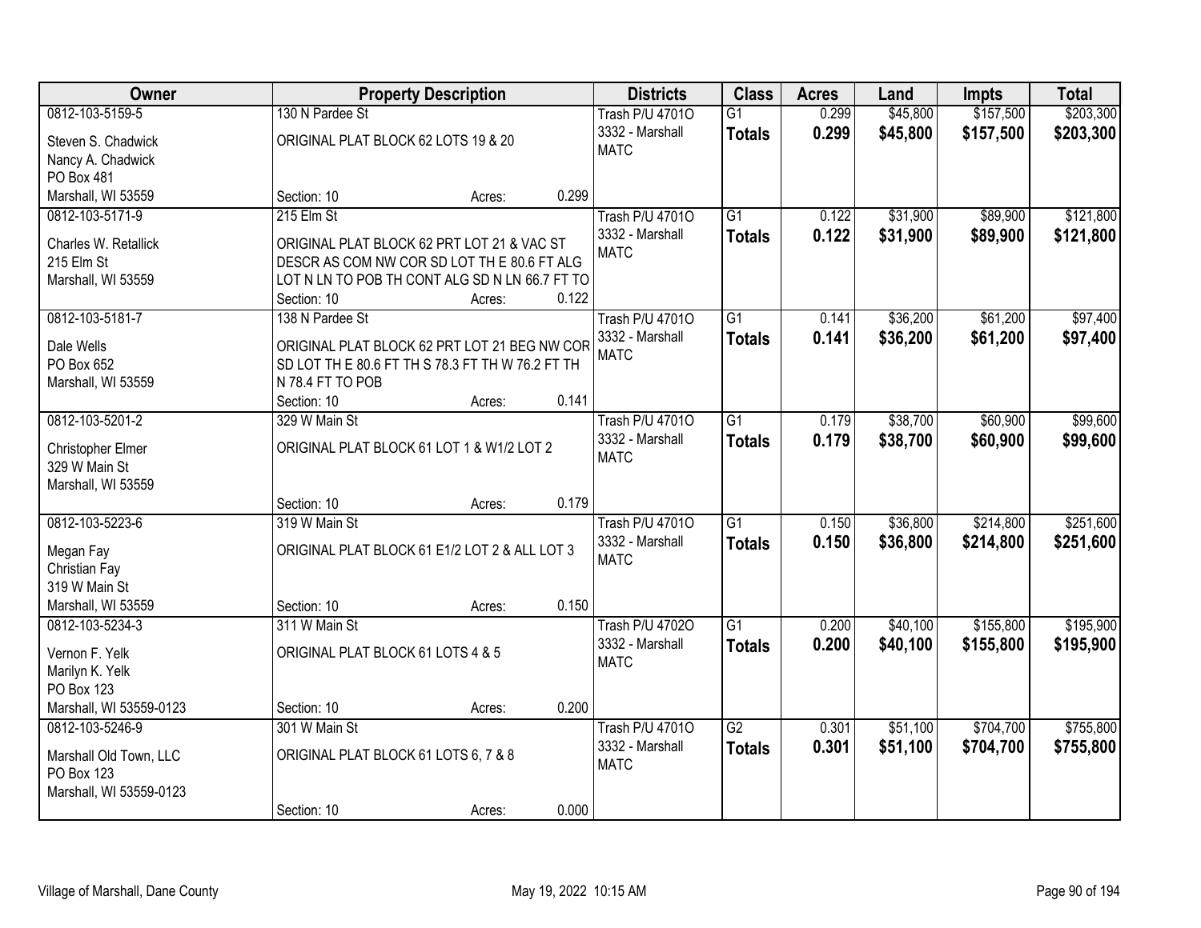| Owner | Property Description | | | Districts | Class | Acres | Land | Impts | Total |
|---|---|---|---|---|---|---|---|---|---|
| 0812-103-5159-5<br>Steven S. Chadwick<br>Nancy A. Chadwick<br>PO Box 481<br>Marshall, WI 53559 | 130 N Pardee St<br>ORIGINAL PLAT BLOCK 62 LOTS 19 & 20<br><br>Section: 10 | Acres: | 0.299 | Trash P/U 4701O<br>3332 - Marshall<br>MATC | G1<br>**Totals** | 0.299<br>**0.299** | $45,800<br>**$45,800** | $157,500<br>**$157,500** | $203,300<br>**$203,300** |
| 0812-103-5171-9<br>Charles W. Retallick<br>215 Elm St<br>Marshall, WI 53559 | 215 Elm St<br>ORIGINAL PLAT BLOCK 62 PRT LOT 21 & VAC ST DESCR AS COM NW COR SD LOT TH E 80.6 FT ALG LOT N LN TO POB TH CONT ALG SD N LN 66.7 FT TO<br>Section: 10 | Acres: | 0.122 | Trash P/U 4701O<br>3332 - Marshall<br>MATC | G1<br>**Totals** | 0.122<br>**0.122** | $31,900<br>**$31,900** | $89,900<br>**$89,900** | $121,800<br>**$121,800** |
| 0812-103-5181-7<br>Dale Wells<br>PO Box 652<br>Marshall, WI 53559 | 138 N Pardee St<br>ORIGINAL PLAT BLOCK 62 PRT LOT 21 BEG NW COR SD LOT TH E 80.6 FT TH S 78.3 FT TH W 76.2 FT TH N 78.4 FT TO POB<br>Section: 10 | Acres: | 0.141 | Trash P/U 4701O<br>3332 - Marshall<br>MATC | G1<br>**Totals** | 0.141<br>**0.141** | $36,200<br>**$36,200** | $61,200<br>**$61,200** | $97,400<br>**$97,400** |
| 0812-103-5201-2<br>Christopher Elmer<br>329 W Main St<br>Marshall, WI 53559 | 329 W Main St<br>ORIGINAL PLAT BLOCK 61 LOT 1 & W1/2 LOT 2<br><br>Section: 10 | Acres: | 0.179 | Trash P/U 4701O<br>3332 - Marshall<br>MATC | G1<br>**Totals** | 0.179<br>**0.179** | $38,700<br>**$38,700** | $60,900<br>**$60,900** | $99,600<br>**$99,600** |
| 0812-103-5223-6<br>Megan Fay<br>Christian Fay<br>319 W Main St<br>Marshall, WI 53559 | 319 W Main St<br>ORIGINAL PLAT BLOCK 61 E1/2 LOT 2 & ALL LOT 3<br><br>Section: 10 | Acres: | 0.150 | Trash P/U 4701O<br>3332 - Marshall<br>MATC | G1<br>**Totals** | 0.150<br>**0.150** | $36,800<br>**$36,800** | $214,800<br>**$214,800** | $251,600<br>**$251,600** |
| 0812-103-5234-3<br>Vernon F. Yelk<br>Marilyn K. Yelk<br>PO Box 123<br>Marshall, WI 53559-0123 | 311 W Main St<br>ORIGINAL PLAT BLOCK 61 LOTS 4 & 5<br><br>Section: 10 | Acres: | 0.200 | Trash P/U 4702O<br>3332 - Marshall<br>MATC | G1<br>**Totals** | 0.200<br>**0.200** | $40,100<br>**$40,100** | $155,800<br>**$155,800** | $195,900<br>**$195,900** |
| 0812-103-5246-9<br>Marshall Old Town, LLC<br>PO Box 123<br>Marshall, WI 53559-0123 | 301 W Main St<br>ORIGINAL PLAT BLOCK 61 LOTS 6, 7 & 8<br><br>Section: 10 | Acres: | 0.000 | Trash P/U 4701O<br>3332 - Marshall<br>MATC | G2<br>**Totals** | 0.301<br>**0.301** | $51,100<br>**$51,100** | $704,700<br>**$704,700** | $755,800<br>**$755,800** |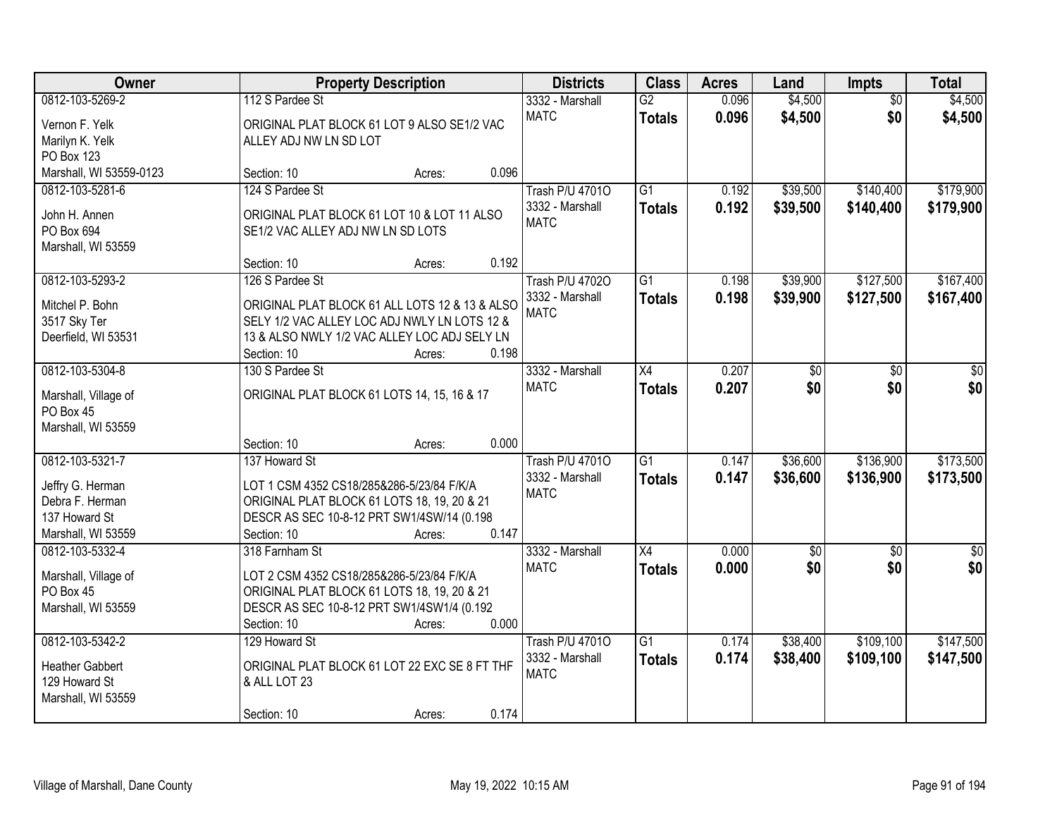| Owner | Property Description | Districts | Class | Acres | Land | Impts | Total |
|---|---|---|---|---|---|---|---|
| 0812-103-5269-2<br>Vernon F. Yelk<br>Marilyn K. Yelk<br>PO Box 123<br>Marshall, WI 53559-0123 | 112 S Pardee St<br>ORIGINAL PLAT BLOCK 61 LOT 9 ALSO SE1/2 VAC ALLEY ADJ NW LN SD LOT<br>Section: 10 Acres: 0.096 | 3332 - Marshall<br>MATC | G2<br>**Totals** | 0.096<br>**0.096** | $4,500<br>**$4,500** | $0<br>**$0** | $4,500<br>**$4,500** |
| 0812-103-5281-6<br>John H. Annen<br>PO Box 694<br>Marshall, WI 53559 | 124 S Pardee St<br>ORIGINAL PLAT BLOCK 61 LOT 10 & LOT 11 ALSO SE1/2 VAC ALLEY ADJ NW LN SD LOTS<br>Section: 10 Acres: 0.192 | Trash P/U 4701O<br>3332 - Marshall<br>MATC | G1<br>**Totals** | 0.192<br>**0.192** | $39,500<br>**$39,500** | $140,400<br>**$140,400** | $179,900<br>**$179,900** |
| 0812-103-5293-2<br>Mitchel P. Bohn<br>3517 Sky Ter<br>Deerfield, WI 53531 | 126 S Pardee St<br>ORIGINAL PLAT BLOCK 61 ALL LOTS 12 & 13 & ALSO SELY 1/2 VAC ALLEY LOC ADJ NWLY LN LOTS 12 & 13 & ALSO NWLY 1/2 VAC ALLEY LOC ADJ SELY LN<br>Section: 10 Acres: 0.198 | Trash P/U 4702O<br>3332 - Marshall<br>MATC | G1<br>**Totals** | 0.198<br>**0.198** | $39,900<br>**$39,900** | $127,500<br>**$127,500** | $167,400<br>**$167,400** |
| 0812-103-5304-8<br>Marshall, Village of<br>PO Box 45<br>Marshall, WI 53559 | 130 S Pardee St<br>ORIGINAL PLAT BLOCK 61 LOTS 14, 15, 16 & 17<br>Section: 10 Acres: 0.000 | 3332 - Marshall<br>MATC | X4<br>**Totals** | 0.207<br>**0.207** | $0<br>**$0** | $0<br>**$0** | $0<br>**$0** |
| 0812-103-5321-7<br>Jeffry G. Herman<br>Debra F. Herman<br>137 Howard St<br>Marshall, WI 53559 | 137 Howard St<br>LOT 1 CSM 4352 CS18/285&286-5/23/84 F/K/A ORIGINAL PLAT BLOCK 61 LOTS 18, 19, 20 & 21 DESCR AS SEC 10-8-12 PRT SW1/4SW/14 (0.198<br>Section: 10 Acres: 0.147 | Trash P/U 4701O<br>3332 - Marshall<br>MATC | G1<br>**Totals** | 0.147<br>**0.147** | $36,600<br>**$36,600** | $136,900<br>**$136,900** | $173,500<br>**$173,500** |
| 0812-103-5332-4<br>Marshall, Village of<br>PO Box 45<br>Marshall, WI 53559 | 318 Farnham St<br>LOT 2 CSM 4352 CS18/285&286-5/23/84 F/K/A ORIGINAL PLAT BLOCK 61 LOTS 18, 19, 20 & 21 DESCR AS SEC 10-8-12 PRT SW1/4SW1/4 (0.192<br>Section: 10 Acres: 0.000 | 3332 - Marshall<br>MATC | X4<br>**Totals** | 0.000<br>**0.000** | $0<br>**$0** | $0<br>**$0** | $0<br>**$0** |
| 0812-103-5342-2<br>Heather Gabbert<br>129 Howard St<br>Marshall, WI 53559 | 129 Howard St<br>ORIGINAL PLAT BLOCK 61 LOT 22 EXC SE 8 FT THF & ALL LOT 23<br>Section: 10 Acres: 0.174 | Trash P/U 4701O<br>3332 - Marshall<br>MATC | G1<br>**Totals** | 0.174<br>**0.174** | $38,400<br>**$38,400** | $109,100<br>**$109,100** | $147,500<br>**$147,500** |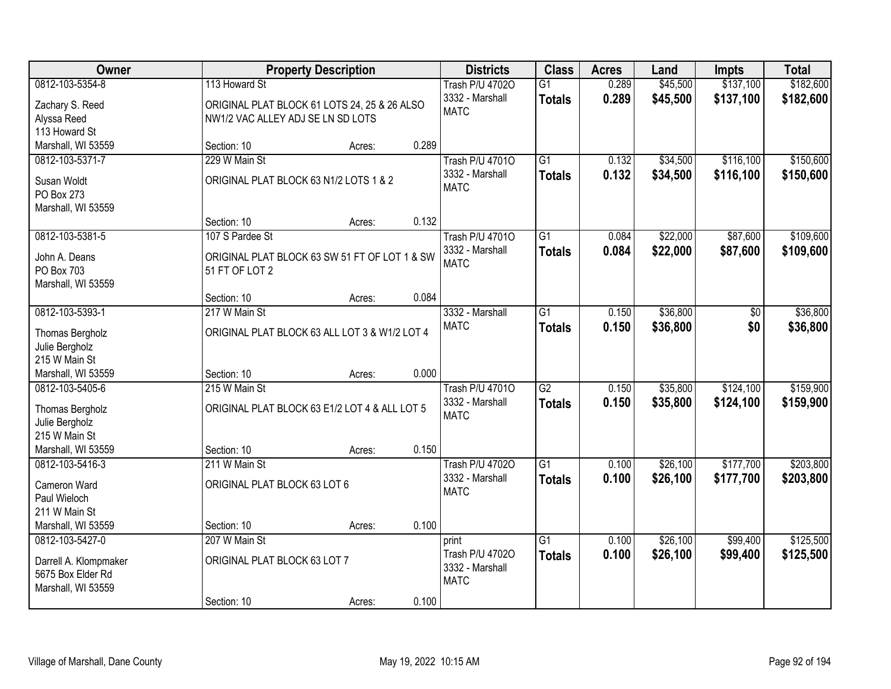| Owner | Property Description | | | Districts | Class | Acres | Land | Impts | Total |
|---|---|---|---|---|---|---|---|---|---|
| 0812-103-5354-8<br>Zachary S. Reed<br>Alyssa Reed<br>113 Howard St<br>Marshall, WI 53559 | 113 Howard St<br>ORIGINAL PLAT BLOCK 61 LOTS 24, 25 & 26 ALSO NW1/2 VAC ALLEY ADJ SE LN SD LOTS<br>Section: 10 | Acres: | 0.289 | Trash P/U 4702O<br>3332 - Marshall<br>MATC | G1<br>**Totals** | 0.289<br>**0.289** | $45,500<br>**$45,500** | $137,100<br>**$137,100** | $182,600<br>**$182,600** |
| 0812-103-5371-7<br>Susan Woldt<br>PO Box 273<br>Marshall, WI 53559 | 229 W Main St<br>ORIGINAL PLAT BLOCK 63 N1/2 LOTS 1 & 2<br>Section: 10 | Acres: | 0.132 | Trash P/U 4701O<br>3332 - Marshall<br>MATC | G1<br>**Totals** | 0.132<br>**0.132** | $34,500<br>**$34,500** | $116,100<br>**$116,100** | $150,600<br>**$150,600** |
| 0812-103-5381-5<br>John A. Deans<br>PO Box 703<br>Marshall, WI 53559 | 107 S Pardee St<br>ORIGINAL PLAT BLOCK 63 SW 51 FT OF LOT 1 & SW 51 FT OF LOT 2<br>Section: 10 | Acres: | 0.084 | Trash P/U 4701O<br>3332 - Marshall<br>MATC | G1<br>**Totals** | 0.084<br>**0.084** | $22,000<br>**$22,000** | $87,600<br>**$87,600** | $109,600<br>**$109,600** |
| 0812-103-5393-1<br>Thomas Bergholz<br>Julie Bergholz<br>215 W Main St<br>Marshall, WI 53559 | 217 W Main St<br>ORIGINAL PLAT BLOCK 63 ALL LOT 3 & W1/2 LOT 4<br>Section: 10 | Acres: | 0.000 | 3332 - Marshall<br>MATC | G1<br>**Totals** | 0.150<br>**0.150** | $36,800<br>**$36,800** | $0<br>**$0** | $36,800<br>**$36,800** |
| 0812-103-5405-6<br>Thomas Bergholz<br>Julie Bergholz<br>215 W Main St<br>Marshall, WI 53559 | 215 W Main St<br>ORIGINAL PLAT BLOCK 63 E1/2 LOT 4 & ALL LOT 5<br>Section: 10 | Acres: | 0.150 | Trash P/U 4701O<br>3332 - Marshall<br>MATC | G2<br>**Totals** | 0.150<br>**0.150** | $35,800<br>**$35,800** | $124,100<br>**$124,100** | $159,900<br>**$159,900** |
| 0812-103-5416-3<br>Cameron Ward<br>Paul Wieloch<br>211 W Main St<br>Marshall, WI 53559 | 211 W Main St<br>ORIGINAL PLAT BLOCK 63 LOT 6<br>Section: 10 | Acres: | 0.100 | Trash P/U 4702O<br>3332 - Marshall<br>MATC | G1<br>**Totals** | 0.100<br>**0.100** | $26,100<br>**$26,100** | $177,700<br>**$177,700** | $203,800<br>**$203,800** |
| 0812-103-5427-0<br>Darrell A. Klompmaker<br>5675 Box Elder Rd<br>Marshall, WI 53559 | 207 W Main St<br>ORIGINAL PLAT BLOCK 63 LOT 7<br>Section: 10 | Acres: | 0.100 | print<br>Trash P/U 4702O<br>3332 - Marshall<br>MATC | G1<br>**Totals** | 0.100<br>**0.100** | $26,100<br>**$26,100** | $99,400<br>**$99,400** | $125,500<br>**$125,500** |

Village of Marshall, Dane County May 19, 2022 10:15 AM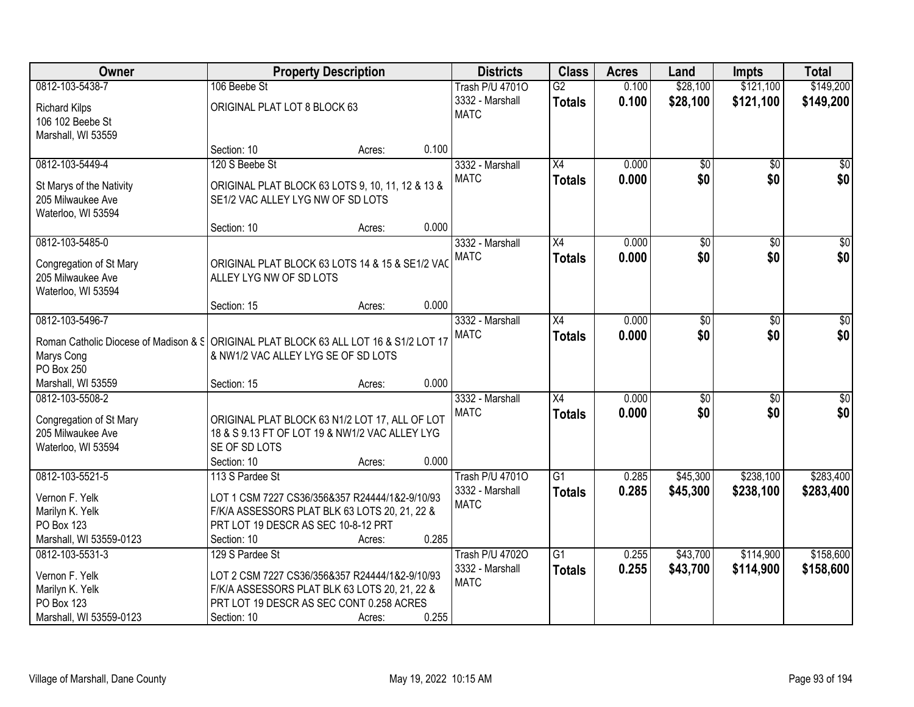| Owner | Property Description | Districts | Class | Acres | Land | Impts | Total |
|---|---|---|---|---|---|---|---|
| 0812-103-5438-7<br>Richard Kilps<br>106 102 Beebe St<br>Marshall, WI 53559 | 106 Beebe St<br>ORIGINAL PLAT LOT 8 BLOCK 63<br>Section: 10 Acres: 0.100 | Trash P/U 4701O<br>3332 - Marshall<br>MATC | G2<br>**Totals** | 0.100<br>**0.100** | \$28,100<br>**\$28,100** | \$121,100<br>**\$121,100** | \$149,200<br>**\$149,200** |
| 0812-103-5449-4<br>St Marys of the Nativity<br>205 Milwaukee Ave<br>Waterloo, WI 53594 | 120 S Beebe St<br>ORIGINAL PLAT BLOCK 63 LOTS 9, 10, 11, 12 & 13 & SE1/2 VAC ALLEY LYG NW OF SD LOTS<br>Section: 10 Acres: 0.000 | 3332 - Marshall<br>MATC | X4<br>**Totals** | 0.000<br>**0.000** | \$0<br>**\$0** | \$0<br>**\$0** | \$0<br>**\$0** |
| 0812-103-5485-0<br>Congregation of St Mary<br>205 Milwaukee Ave<br>Waterloo, WI 53594 | ORIGINAL PLAT BLOCK 63 LOTS 14 & 15 & SE1/2 VAC ALLEY LYG NW OF SD LOTS<br>Section: 15 Acres: 0.000 | 3332 - Marshall<br>MATC | X4<br>**Totals** | 0.000<br>**0.000** | \$0<br>**\$0** | \$0<br>**\$0** | \$0<br>**\$0** |
| 0812-103-5496-7<br>Roman Catholic Diocese of Madison & S<br>Marys Cong<br>PO Box 250<br>Marshall, WI 53559 | ORIGINAL PLAT BLOCK 63 ALL LOT 16 & S1/2 LOT 17 & NW1/2 VAC ALLEY LYG SE OF SD LOTS<br>Section: 15 Acres: 0.000 | 3332 - Marshall<br>MATC | X4<br>**Totals** | 0.000<br>**0.000** | \$0<br>**\$0** | \$0<br>**\$0** | \$0<br>**\$0** |
| 0812-103-5508-2<br>Congregation of St Mary<br>205 Milwaukee Ave<br>Waterloo, WI 53594 | ORIGINAL PLAT BLOCK 63 N1/2 LOT 17, ALL OF LOT 18 & S 9.13 FT OF LOT 19 & NW1/2 VAC ALLEY LYG SE OF SD LOTS<br>Section: 10 Acres: 0.000 | 3332 - Marshall<br>MATC | X4<br>**Totals** | 0.000<br>**0.000** | \$0<br>**\$0** | \$0<br>**\$0** | \$0<br>**\$0** |
| 0812-103-5521-5<br>Vernon F. Yelk<br>Marilyn K. Yelk<br>PO Box 123<br>Marshall, WI 53559-0123 | 113 S Pardee St<br>LOT 1 CSM 7227 CS36/356&357 R24444/1&2-9/10/93 F/K/A ASSESSORS PLAT BLK 63 LOTS 20, 21, 22 & PRT LOT 19 DESCR AS SEC 10-8-12 PRT<br>Section: 10 Acres: 0.285 | Trash P/U 4701O<br>3332 - Marshall<br>MATC | G1<br>**Totals** | 0.285<br>**0.285** | \$45,300<br>**\$45,300** | \$238,100<br>**\$238,100** | \$283,400<br>**\$283,400** |
| 0812-103-5531-3<br>Vernon F. Yelk<br>Marilyn K. Yelk<br>PO Box 123<br>Marshall, WI 53559-0123 | 129 S Pardee St<br>LOT 2 CSM 7227 CS36/356&357 R24444/1&2-9/10/93 F/K/A ASSESSORS PLAT BLK 63 LOTS 20, 21, 22 & PRT LOT 19 DESCR AS SEC CONT 0.258 ACRES<br>Section: 10 Acres: 0.255 | Trash P/U 4702O<br>3332 - Marshall<br>MATC | G1<br>**Totals** | 0.255<br>**0.255** | \$43,700<br>**\$43,700** | \$114,900<br>**\$114,900** | \$158,600<br>**\$158,600** |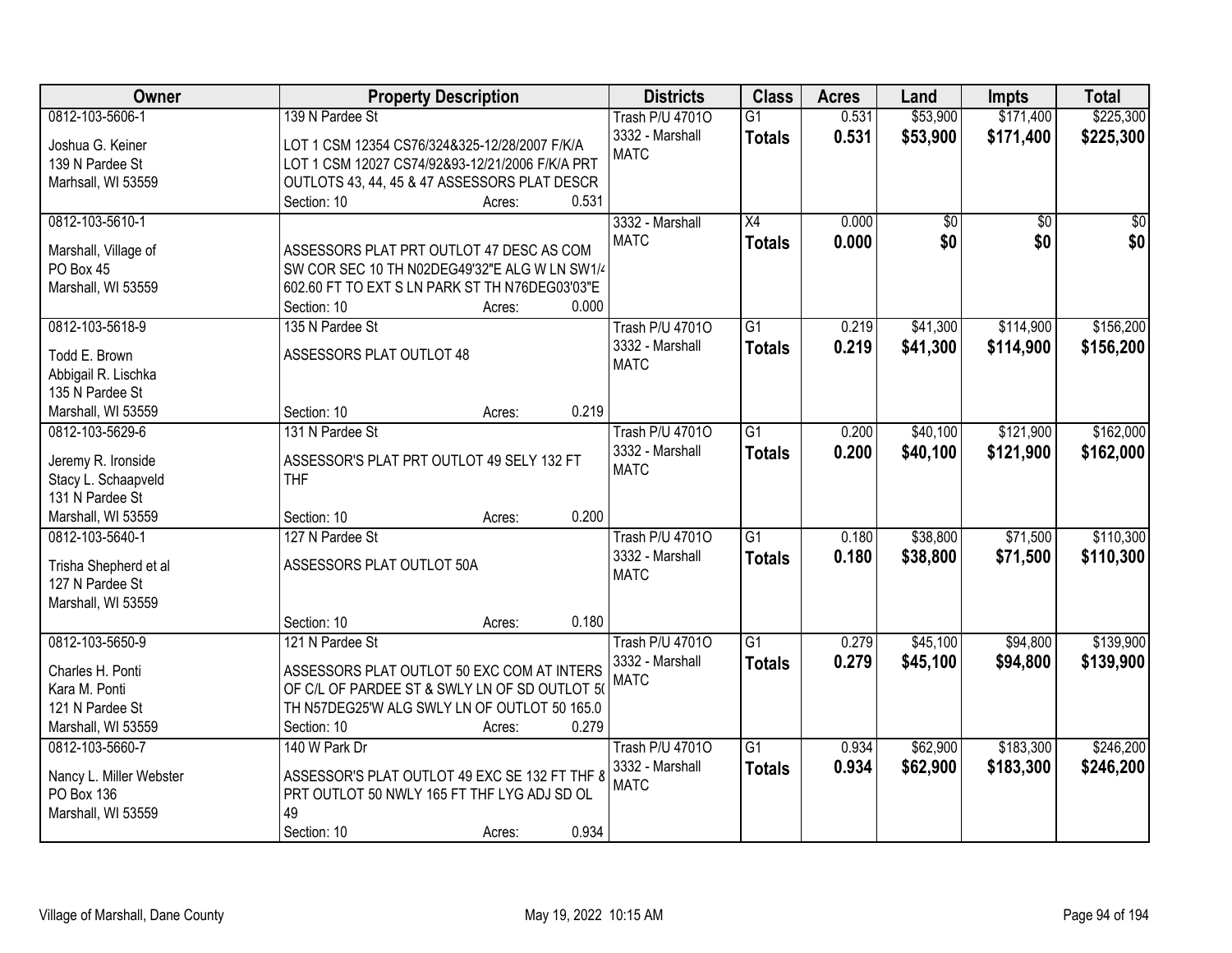| Owner | Property Description | Districts | Class | Acres | Land | Impts | Total |
|---|---|---|---|---|---|---|---|
| 0812-103-5606-1<br>Joshua G. Keiner<br>139 N Pardee St<br>Marhsall, WI 53559 | 139 N Pardee St<br>LOT 1 CSM 12354 CS76/324&325-12/28/2007 F/K/A LOT 1 CSM 12027 CS74/92&93-12/21/2006 F/K/A PRT OUTLOTS 43, 44, 45 & 47 ASSESSORS PLAT DESCR<br>Section: 10 Acres: 0.531 | Trash P/U 4701O<br>3332 - Marshall<br>MATC | G1<br>**Totals** | 0.531<br>**0.531** | $53,900<br>**$53,900** | $171,400<br>**$171,400** | $225,300<br>**$225,300** |
| 0812-103-5610-1<br>Marshall, Village of<br>PO Box 45<br>Marshall, WI 53559 | ASSESSORS PLAT PRT OUTLOT 47 DESC AS COM SW COR SEC 10 TH N02DEG49'32"E ALG W LN SW1/4 602.60 FT TO EXT S LN PARK ST TH N76DEG03'03"E<br>Section: 10 Acres: 0.000 | 3332 - Marshall<br>MATC | X4<br>**Totals** | 0.000<br>**0.000** | $0<br>**$0** | $0<br>**$0** | $0<br>**$0** |
| 0812-103-5618-9<br>Todd E. Brown<br>Abbigail R. Lischka<br>135 N Pardee St<br>Marshall, WI 53559 | 135 N Pardee St<br>ASSESSORS PLAT OUTLOT 48<br>Section: 10 Acres: 0.219 | Trash P/U 4701O<br>3332 - Marshall<br>MATC | G1<br>**Totals** | 0.219<br>**0.219** | $41,300<br>**$41,300** | $114,900<br>**$114,900** | $156,200<br>**$156,200** |
| 0812-103-5629-6<br>Jeremy R. Ironside<br>Stacy L. Schaapveld<br>131 N Pardee St<br>Marshall, WI 53559 | 131 N Pardee St<br>ASSESSOR'S PLAT PRT OUTLOT 49 SELY 132 FT THF<br>Section: 10 Acres: 0.200 | Trash P/U 4701O<br>3332 - Marshall<br>MATC | G1<br>**Totals** | 0.200<br>**0.200** | $40,100<br>**$40,100** | $121,900<br>**$121,900** | $162,000<br>**$162,000** |
| 0812-103-5640-1<br>Trisha Shepherd et al<br>127 N Pardee St<br>Marshall, WI 53559 | 127 N Pardee St<br>ASSESSORS PLAT OUTLOT 50A<br>Section: 10 Acres: 0.180 | Trash P/U 4701O<br>3332 - Marshall<br>MATC | G1<br>**Totals** | 0.180<br>**0.180** | $38,800<br>**$38,800** | $71,500<br>**$71,500** | $110,300<br>**$110,300** |
| 0812-103-5650-9<br>Charles H. Ponti<br>Kara M. Ponti<br>121 N Pardee St<br>Marshall, WI 53559 | 121 N Pardee St<br>ASSESSORS PLAT OUTLOT 50 EXC COM AT INTERS OF C/L OF PARDEE ST & SWLY LN OF SD OUTLOT 50 TH N57DEG25'W ALG SWLY LN OF OUTLOT 50 165.0<br>Section: 10 Acres: 0.279 | Trash P/U 4701O<br>3332 - Marshall<br>MATC | G1<br>**Totals** | 0.279<br>**0.279** | $45,100<br>**$45,100** | $94,800<br>**$94,800** | $139,900<br>**$139,900** |
| 0812-103-5660-7<br>Nancy L. Miller Webster<br>PO Box 136<br>Marshall, WI 53559 | 140 W Park Dr<br>ASSESSOR'S PLAT OUTLOT 49 EXC SE 132 FT THF & PRT OUTLOT 50 NWLY 165 FT THF LYG ADJ SD OL 49<br>Section: 10 Acres: 0.934 | Trash P/U 4701O<br>3332 - Marshall<br>MATC | G1<br>**Totals** | 0.934<br>**0.934** | $62,900<br>**$62,900** | $183,300<br>**$183,300** | $246,200<br>**$246,200** |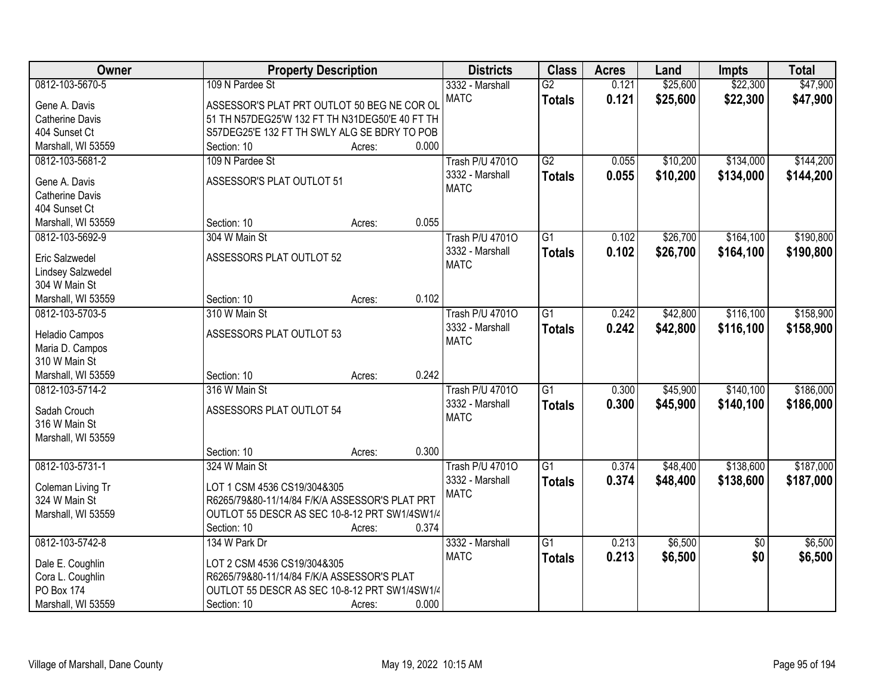| Owner | Property Description | Districts | Class | Acres | Land | Impts | Total |
|---|---|---|---|---|---|---|---|
| 0812-103-5670-5<br><br>Gene A. Davis<br>Catherine Davis<br>404 Sunset Ct<br>Marshall, WI 53559 | 109 N Pardee St<br><br>ASSESSOR'S PLAT PRT OUTLOT 50 BEG NE COR OL 51 TH N57DEG25'W 132 FT TH N31DEG50'E 40 FT TH S57DEG25'E 132 FT TH SWLY ALG SE BDRY TO POB<br>Section: 10 Acres: 0.000 | 3332 - Marshall<br>MATC | G2<br>**Totals** | 0.121<br>**0.121** | \$25,600<br>**\$25,600** | \$22,300<br>**\$22,300** | \$47,900<br>**\$47,900** |
| 0812-103-5681-2<br><br>Gene A. Davis<br>Catherine Davis<br>404 Sunset Ct<br>Marshall, WI 53559 | 109 N Pardee St<br><br>ASSESSOR'S PLAT OUTLOT 51<br><br>Section: 10 Acres: 0.055 | Trash P/U 4701O<br>3332 - Marshall<br>MATC | G2<br>**Totals** | 0.055<br>**0.055** | \$10,200<br>**\$10,200** | \$134,000<br>**\$134,000** | \$144,200<br>**\$144,200** |
| 0812-103-5692-9<br><br>Eric Salzwedel<br>Lindsey Salzwedel<br>304 W Main St<br>Marshall, WI 53559 | 304 W Main St<br><br>ASSESSORS PLAT OUTLOT 52<br><br>Section: 10 Acres: 0.102 | Trash P/U 4701O<br>3332 - Marshall<br>MATC | G1<br>**Totals** | 0.102<br>**0.102** | \$26,700<br>**\$26,700** | \$164,100<br>**\$164,100** | \$190,800<br>**\$190,800** |
| 0812-103-5703-5<br><br>Heladio Campos<br>Maria D. Campos<br>310 W Main St<br>Marshall, WI 53559 | 310 W Main St<br><br>ASSESSORS PLAT OUTLOT 53<br><br>Section: 10 Acres: 0.242 | Trash P/U 4701O<br>3332 - Marshall<br>MATC | G1<br>**Totals** | 0.242<br>**0.242** | \$42,800<br>**\$42,800** | \$116,100<br>**\$116,100** | \$158,900<br>**\$158,900** |
| 0812-103-5714-2<br><br>Sadah Crouch<br>316 W Main St<br>Marshall, WI 53559 | 316 W Main St<br><br>ASSESSORS PLAT OUTLOT 54<br><br>Section: 10 Acres: 0.300 | Trash P/U 4701O<br>3332 - Marshall<br>MATC | G1<br>**Totals** | 0.300<br>**0.300** | \$45,900<br>**\$45,900** | \$140,100<br>**\$140,100** | \$186,000<br>**\$186,000** |
| 0812-103-5731-1<br><br>Coleman Living Tr<br>324 W Main St<br>Marshall, WI 53559 | 324 W Main St<br><br>LOT 1 CSM 4536 CS19/304&305 R6265/79&80-11/14/84 F/K/A ASSESSOR'S PLAT PRT OUTLOT 55 DESCR AS SEC 10-8-12 PRT SW1/4SW1/4<br>Section: 10 Acres: 0.374 | Trash P/U 4701O<br>3332 - Marshall<br>MATC | G1<br>**Totals** | 0.374<br>**0.374** | \$48,400<br>**\$48,400** | \$138,600<br>**\$138,600** | \$187,000<br>**\$187,000** |
| 0812-103-5742-8<br><br>Dale E. Coughlin<br>Cora L. Coughlin<br>PO Box 174<br>Marshall, WI 53559 | 134 W Park Dr<br><br>LOT 2 CSM 4536 CS19/304&305 R6265/79&80-11/14/84 F/K/A ASSESSOR'S PLAT OUTLOT 55 DESCR AS SEC 10-8-12 PRT SW1/4SW1/4<br>Section: 10 Acres: 0.000 | 3332 - Marshall<br>MATC | G1<br>**Totals** | 0.213<br>**0.213** | \$6,500<br>**\$6,500** | \$0<br>**\$0** | \$6,500<br>**\$6,500** |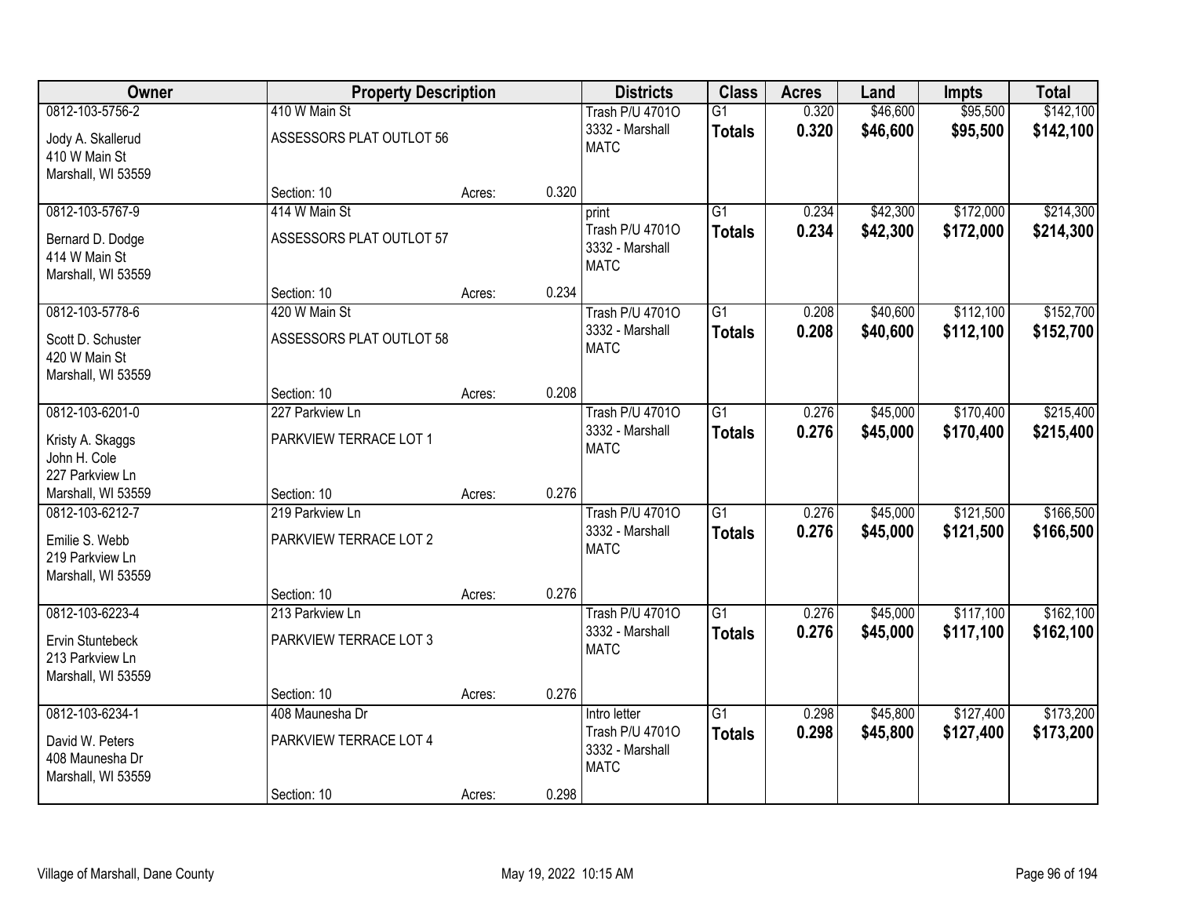| Owner | Property Description | | | Districts | Class | Acres | Land | Impts | Total |
|---|---|---|---|---|---|---|---|---|---|
| 0812-103-5756-2<br>Jody A. Skallerud<br>410 W Main St<br>Marshall, WI 53559 | 410 W Main St<br>ASSESSORS PLAT OUTLOT 56<br>Section: 10 | Acres: | 0.320 | Trash P/U 4701O<br>3332 - Marshall<br>MATC | G1<br>**Totals** | 0.320<br>**0.320** | $46,600<br>**$46,600** | $95,500<br>**$95,500** | $142,100<br>**$142,100** |
| 0812-103-5767-9<br>Bernard D. Dodge<br>414 W Main St<br>Marshall, WI 53559 | 414 W Main St<br>ASSESSORS PLAT OUTLOT 57<br>Section: 10 | Acres: | 0.234 | print<br>Trash P/U 4701O<br>3332 - Marshall<br>MATC | G1<br>**Totals** | 0.234<br>**0.234** | $42,300<br>**$42,300** | $172,000<br>**$172,000** | $214,300<br>**$214,300** |
| 0812-103-5778-6<br>Scott D. Schuster<br>420 W Main St<br>Marshall, WI 53559 | 420 W Main St<br>ASSESSORS PLAT OUTLOT 58<br>Section: 10 | Acres: | 0.208 | Trash P/U 4701O<br>3332 - Marshall<br>MATC | G1<br>**Totals** | 0.208<br>**0.208** | $40,600<br>**$40,600** | $112,100<br>**$112,100** | $152,700<br>**$152,700** |
| 0812-103-6201-0<br>Kristy A. Skaggs<br>John H. Cole<br>227 Parkview Ln<br>Marshall, WI 53559 | 227 Parkview Ln<br>PARKVIEW TERRACE LOT 1<br>Section: 10 | Acres: | 0.276 | Trash P/U 4701O<br>3332 - Marshall<br>MATC | G1<br>**Totals** | 0.276<br>**0.276** | $45,000<br>**$45,000** | $170,400<br>**$170,400** | $215,400<br>**$215,400** |
| 0812-103-6212-7<br>Emilie S. Webb<br>219 Parkview Ln<br>Marshall, WI 53559 | 219 Parkview Ln<br>PARKVIEW TERRACE LOT 2<br>Section: 10 | Acres: | 0.276 | Trash P/U 4701O<br>3332 - Marshall<br>MATC | G1<br>**Totals** | 0.276<br>**0.276** | $45,000<br>**$45,000** | $121,500<br>**$121,500** | $166,500<br>**$166,500** |
| 0812-103-6223-4<br>Ervin Stuntebeck<br>213 Parkview Ln<br>Marshall, WI 53559 | 213 Parkview Ln<br>PARKVIEW TERRACE LOT 3<br>Section: 10 | Acres: | 0.276 | Trash P/U 4701O<br>3332 - Marshall<br>MATC | G1<br>**Totals** | 0.276<br>**0.276** | $45,000<br>**$45,000** | $117,100<br>**$117,100** | $162,100<br>**$162,100** |
| 0812-103-6234-1<br>David W. Peters<br>408 Maunesha Dr<br>Marshall, WI 53559 | 408 Maunesha Dr<br>PARKVIEW TERRACE LOT 4<br>Section: 10 | Acres: | 0.298 | Intro letter<br>Trash P/U 4701O<br>3332 - Marshall<br>MATC | G1<br>**Totals** | 0.298<br>**0.298** | $45,800<br>**$45,800** | $127,400<br>**$127,400** | $173,200<br>**$173,200** |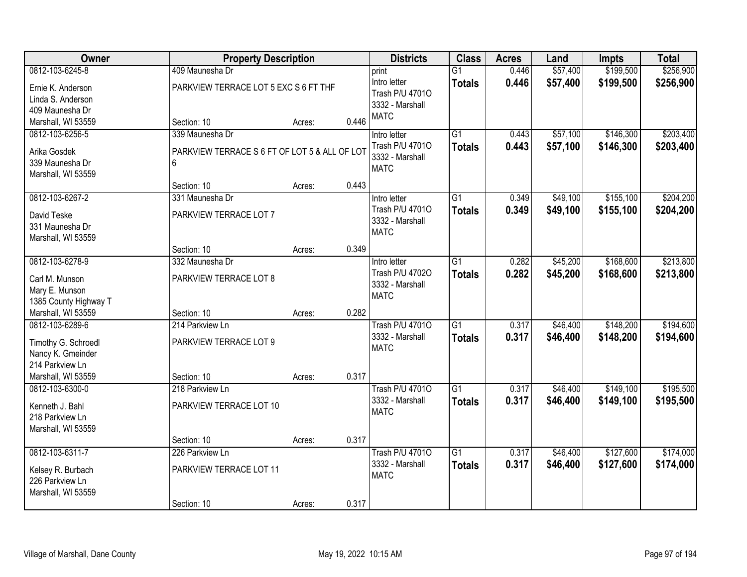| Owner | Property Description | | | Districts | Class | Acres | Land | Impts | Total |
|---|---|---|---|---|---|---|---|---|---|
| 0812-103-6245-8<br>Ernie K. Anderson<br>Linda S. Anderson<br>409 Maunesha Dr<br>Marshall, WI 53559 | 409 Maunesha Dr<br>PARKVIEW TERRACE LOT 5 EXC S 6 FT THF<br>Section: 10 | Acres: | 0.446 | print<br>Intro letter<br>Trash P/U 4701O<br>3332 - Marshall<br>MATC | G1<br>**Totals** | 0.446<br>**0.446** | $57,400<br>**$57,400** | $199,500<br>**$199,500** | $256,900<br>**$256,900** |
| 0812-103-6256-5<br>Arika Gosdek<br>339 Maunesha Dr<br>Marshall, WI 53559 | 339 Maunesha Dr<br>PARKVIEW TERRACE S 6 FT OF LOT 5 & ALL OF LOT 6<br>Section: 10 | Acres: | 0.443 | Intro letter<br>Trash P/U 4701O<br>3332 - Marshall<br>MATC | G1<br>**Totals** | 0.443<br>**0.443** | $57,100<br>**$57,100** | $146,300<br>**$146,300** | $203,400<br>**$203,400** |
| 0812-103-6267-2<br>David Teske<br>331 Maunesha Dr<br>Marshall, WI 53559 | 331 Maunesha Dr<br>PARKVIEW TERRACE LOT 7<br>Section: 10 | Acres: | 0.349 | Intro letter<br>Trash P/U 4701O<br>3332 - Marshall<br>MATC | G1<br>**Totals** | 0.349<br>**0.349** | $49,100<br>**$49,100** | $155,100<br>**$155,100** | $204,200<br>**$204,200** |
| 0812-103-6278-9<br>Carl M. Munson<br>Mary E. Munson<br>1385 County Highway T<br>Marshall, WI 53559 | 332 Maunesha Dr<br>PARKVIEW TERRACE LOT 8<br>Section: 10 | Acres: | 0.282 | Intro letter<br>Trash P/U 4702O<br>3332 - Marshall<br>MATC | G1<br>**Totals** | 0.282<br>**0.282** | $45,200<br>**$45,200** | $168,600<br>**$168,600** | $213,800<br>**$213,800** |
| 0812-103-6289-6<br>Timothy G. Schroedl<br>Nancy K. Gmeinder<br>214 Parkview Ln<br>Marshall, WI 53559 | 214 Parkview Ln<br>PARKVIEW TERRACE LOT 9<br>Section: 10 | Acres: | 0.317 | Trash P/U 4701O<br>3332 - Marshall<br>MATC | G1<br>**Totals** | 0.317<br>**0.317** | $46,400<br>**$46,400** | $148,200<br>**$148,200** | $194,600<br>**$194,600** |
| 0812-103-6300-0<br>Kenneth J. Bahl<br>218 Parkview Ln<br>Marshall, WI 53559 | 218 Parkview Ln<br>PARKVIEW TERRACE LOT 10<br>Section: 10 | Acres: | 0.317 | Trash P/U 4701O<br>3332 - Marshall<br>MATC | G1<br>**Totals** | 0.317<br>**0.317** | $46,400<br>**$46,400** | $149,100<br>**$149,100** | $195,500<br>**$195,500** |
| 0812-103-6311-7<br>Kelsey R. Burbach<br>226 Parkview Ln<br>Marshall, WI 53559 | 226 Parkview Ln<br>PARKVIEW TERRACE LOT 11<br>Section: 10 | Acres: | 0.317 | Trash P/U 4701O<br>3332 - Marshall<br>MATC | G1<br>**Totals** | 0.317<br>**0.317** | $46,400<br>**$46,400** | $127,600<br>**$127,600** | $174,000<br>**$174,000** |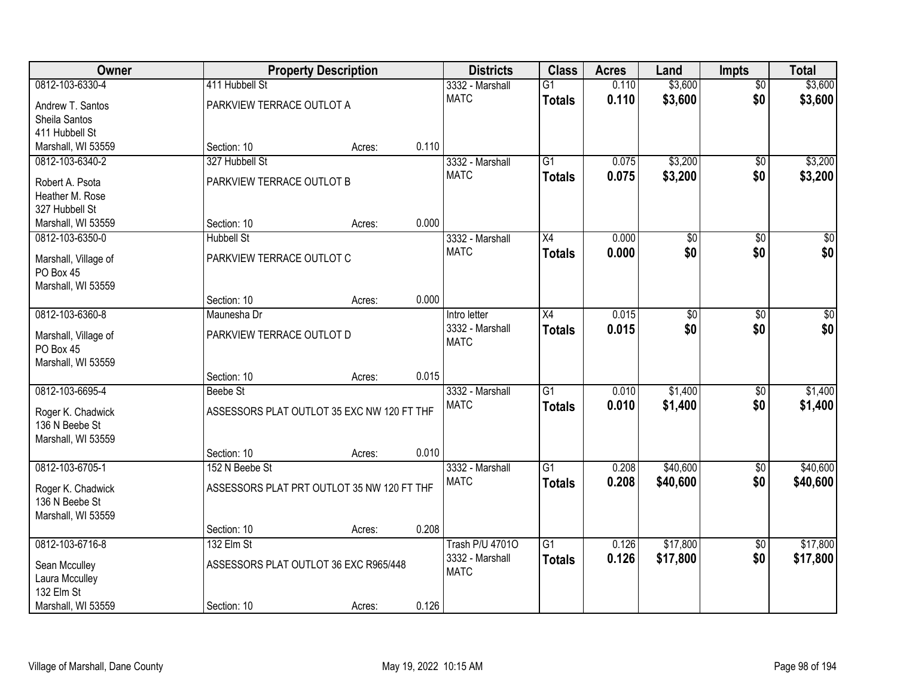| Owner | Property Description | | | Districts | Class | Acres | Land | Impts | Total |
|---|---|---|---|---|---|---|---|---|---|
| 0812-103-6330-4 | 411 Hubbell St | | | 3332 - Marshall | G1 | 0.110 | $3,600 | $0 | $3,600 |
| Andrew T. Santos<br>Sheila Santos<br>411 Hubbell St<br>Marshall, WI 53559 | PARKVIEW TERRACE OUTLOT A | | | MATC | **Totals** | **0.110** | **$3,600** | **$0** | **$3,600** |
| | Section: 10 | Acres: | 0.110 | | | | | | |
| 0812-103-6340-2 | 327 Hubbell St | | | 3332 - Marshall | G1 | 0.075 | $3,200 | $0 | $3,200 |
| Robert A. Psota<br>Heather M. Rose<br>327 Hubbell St<br>Marshall, WI 53559 | PARKVIEW TERRACE OUTLOT B | | | MATC | **Totals** | **0.075** | **$3,200** | **$0** | **$3,200** |
| | Section: 10 | Acres: | 0.000 | | | | | | |
| 0812-103-6350-0 | Hubbell St | | | 3332 - Marshall | X4 | 0.000 | $0 | $0 | $0 |
| Marshall, Village of<br>PO Box 45<br>Marshall, WI 53559 | PARKVIEW TERRACE OUTLOT C | | | MATC | **Totals** | **0.000** | **$0** | **$0** | **$0** |
| | Section: 10 | Acres: | 0.000 | | | | | | |
| 0812-103-6360-8 | Maunesha Dr | | | Intro letter | X4 | 0.015 | $0 | $0 | $0 |
| Marshall, Village of<br>PO Box 45<br>Marshall, WI 53559 | PARKVIEW TERRACE OUTLOT D | | | 3332 - Marshall<br>MATC | **Totals** | **0.015** | **$0** | **$0** | **$0** |
| | Section: 10 | Acres: | 0.015 | | | | | | |
| 0812-103-6695-4 | Beebe St | | | 3332 - Marshall | G1 | 0.010 | $1,400 | $0 | $1,400 |
| Roger K. Chadwick<br>136 N Beebe St<br>Marshall, WI 53559 | ASSESSORS PLAT OUTLOT 35 EXC NW 120 FT THF | | | MATC | **Totals** | **0.010** | **$1,400** | **$0** | **$1,400** |
| | Section: 10 | Acres: | 0.010 | | | | | | |
| 0812-103-6705-1 | 152 N Beebe St | | | 3332 - Marshall | G1 | 0.208 | $40,600 | $0 | $40,600 |
| Roger K. Chadwick<br>136 N Beebe St<br>Marshall, WI 53559 | ASSESSORS PLAT PRT OUTLOT 35 NW 120 FT THF | | | MATC | **Totals** | **0.208** | **$40,600** | **$0** | **$40,600** |
| | Section: 10 | Acres: | 0.208 | | | | | | |
| 0812-103-6716-8 | 132 Elm St | | | Trash P/U 4701O | G1 | 0.126 | $17,800 | $0 | $17,800 |
| Sean Mcculley<br>Laura Mcculley<br>132 Elm St<br>Marshall, WI 53559 | ASSESSORS PLAT OUTLOT 36 EXC R965/448 | | | 3332 - Marshall<br>MATC | **Totals** | **0.126** | **$17,800** | **$0** | **$17,800** |
| | Section: 10 | Acres: | 0.126 | | | | | | |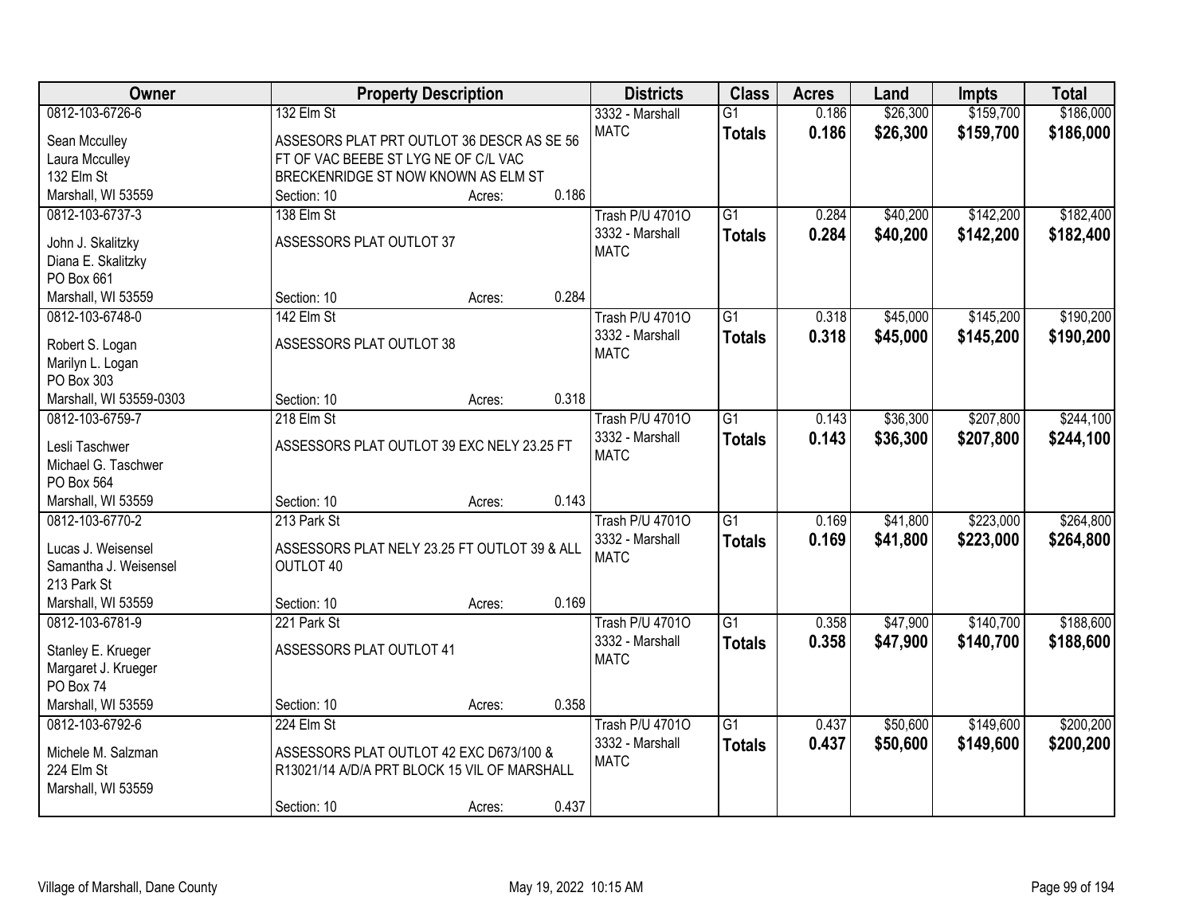| Owner | Property Description | Districts | Class | Acres | Land | Impts | Total |
|---|---|---|---|---|---|---|---|
| 0812-103-6726-6<br>Sean Mcculley<br>Laura Mcculley<br>132 Elm St<br>Marshall, WI 53559 | 132 Elm St<br>ASSESORS PLAT PRT OUTLOT 36 DESCR AS SE 56 FT OF VAC BEEBE ST LYG NE OF C/L VAC BRECKENRIDGE ST NOW KNOWN AS ELM ST<br>Section: 10 Acres: 0.186 | 3332 - Marshall<br>MATC | G1<br>**Totals** | 0.186<br>**0.186** | $26,300<br>**$26,300** | $159,700<br>**$159,700** | $186,000<br>**$186,000** |
| 0812-103-6737-3<br>John J. Skalitzky<br>Diana E. Skalitzky<br>PO Box 661<br>Marshall, WI 53559 | 138 Elm St<br>ASSESSORS PLAT OUTLOT 37<br>Section: 10 Acres: 0.284 | Trash P/U 4701O<br>3332 - Marshall<br>MATC | G1<br>**Totals** | 0.284<br>**0.284** | $40,200<br>**$40,200** | $142,200<br>**$142,200** | $182,400<br>**$182,400** |
| 0812-103-6748-0<br>Robert S. Logan<br>Marilyn L. Logan<br>PO Box 303<br>Marshall, WI 53559-0303 | 142 Elm St<br>ASSESSORS PLAT OUTLOT 38<br>Section: 10 Acres: 0.318 | Trash P/U 4701O<br>3332 - Marshall<br>MATC | G1<br>**Totals** | 0.318<br>**0.318** | $45,000<br>**$45,000** | $145,200<br>**$145,200** | $190,200<br>**$190,200** |
| 0812-103-6759-7<br>Lesli Taschwer<br>Michael G. Taschwer<br>PO Box 564<br>Marshall, WI 53559 | 218 Elm St<br>ASSESSORS PLAT OUTLOT 39 EXC NELY 23.25 FT<br>Section: 10 Acres: 0.143 | Trash P/U 4701O<br>3332 - Marshall<br>MATC | G1<br>**Totals** | 0.143<br>**0.143** | $36,300<br>**$36,300** | $207,800<br>**$207,800** | $244,100<br>**$244,100** |
| 0812-103-6770-2<br>Lucas J. Weisensel<br>Samantha J. Weisensel<br>213 Park St<br>Marshall, WI 53559 | 213 Park St<br>ASSESSORS PLAT NELY 23.25 FT OUTLOT 39 & ALL OUTLOT 40<br>Section: 10 Acres: 0.169 | Trash P/U 4701O<br>3332 - Marshall<br>MATC | G1<br>**Totals** | 0.169<br>**0.169** | $41,800<br>**$41,800** | $223,000<br>**$223,000** | $264,800<br>**$264,800** |
| 0812-103-6781-9<br>Stanley E. Krueger<br>Margaret J. Krueger<br>PO Box 74<br>Marshall, WI 53559 | 221 Park St<br>ASSESSORS PLAT OUTLOT 41<br>Section: 10 Acres: 0.358 | Trash P/U 4701O<br>3332 - Marshall<br>MATC | G1<br>**Totals** | 0.358<br>**0.358** | $47,900<br>**$47,900** | $140,700<br>**$140,700** | $188,600<br>**$188,600** |
| 0812-103-6792-6<br>Michele M. Salzman<br>224 Elm St<br>Marshall, WI 53559 | 224 Elm St<br>ASSESSORS PLAT OUTLOT 42 EXC D673/100 & R13021/14 A/D/A PRT BLOCK 15 VIL OF MARSHALL<br>Section: 10 Acres: 0.437 | Trash P/U 4701O<br>3332 - Marshall<br>MATC | G1<br>**Totals** | 0.437<br>**0.437** | $50,600<br>**$50,600** | $149,600<br>**$149,600** | $200,200<br>**$200,200** |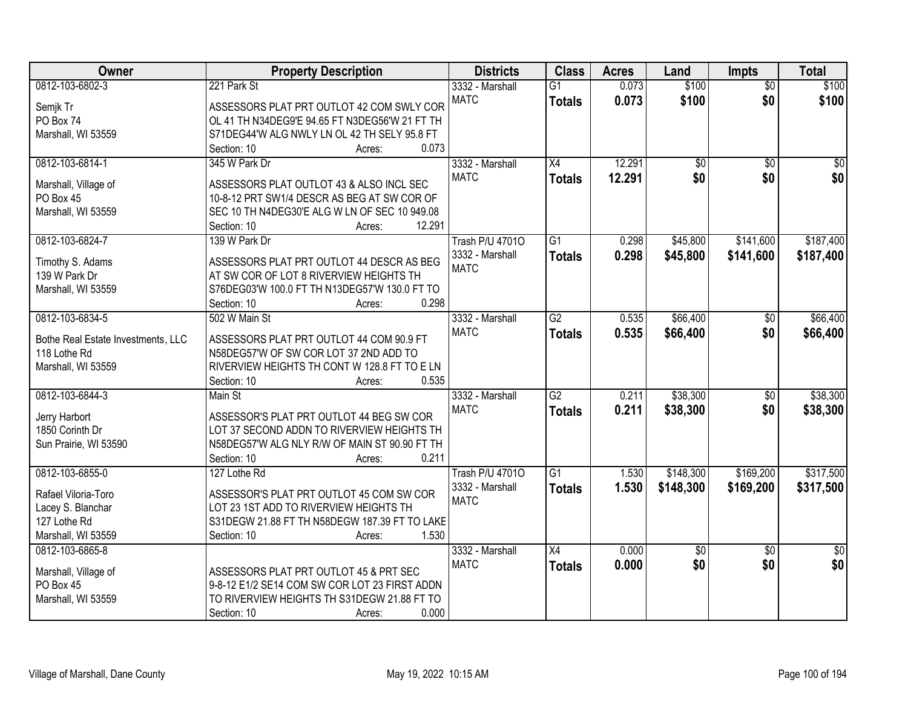| Owner | Property Description | Districts | Class | Acres | Land | Impts | Total |
|---|---|---|---|---|---|---|---|
| 0812-103-6802-3<br>Semjk Tr<br>PO Box 74<br>Marshall, WI 53559 | 221 Park St<br>ASSESSORS PLAT PRT OUTLOT 42 COM SWLY COR OL 41 TH N34DEG9'E 94.65 FT N3DEG56'W 21 FT TH S71DEG44'W ALG NWLY LN OL 42 TH SELY 95.8 FT<br>Section: 10 Acres: 0.073 | 3332 - Marshall<br>MATC | G1<br>**Totals** | 0.073<br>**0.073** | \$100<br>**\$100** | \$0<br>**\$0** | \$100<br>**\$100** |
| 0812-103-6814-1<br>Marshall, Village of<br>PO Box 45<br>Marshall, WI 53559 | 345 W Park Dr<br>ASSESSORS PLAT OUTLOT 43 & ALSO INCL SEC 10-8-12 PRT SW1/4 DESCR AS BEG AT SW COR OF SEC 10 TH N4DEG30'E ALG W LN OF SEC 10 949.08<br>Section: 10 Acres: 12.291 | 3332 - Marshall<br>MATC | X4<br>**Totals** | 12.291<br>**12.291** | \$0<br>**\$0** | \$0<br>**\$0** | \$0<br>**\$0** |
| 0812-103-6824-7<br>Timothy S. Adams<br>139 W Park Dr<br>Marshall, WI 53559 | 139 W Park Dr<br>ASSESSORS PLAT PRT OUTLOT 44 DESCR AS BEG AT SW COR OF LOT 8 RIVERVIEW HEIGHTS TH S76DEG03'W 100.0 FT TH N13DEG57'W 130.0 FT TO<br>Section: 10 Acres: 0.298 | Trash P/U 4701O<br>3332 - Marshall<br>MATC | G1<br>**Totals** | 0.298<br>**0.298** | \$45,800<br>**\$45,800** | \$141,600<br>**\$141,600** | \$187,400<br>**\$187,400** |
| 0812-103-6834-5<br>Bothe Real Estate Investments, LLC<br>118 Lothe Rd<br>Marshall, WI 53559 | 502 W Main St<br>ASSESSORS PLAT PRT OUTLOT 44 COM 90.9 FT N58DEG57'W OF SW COR LOT 37 2ND ADD TO RIVERVIEW HEIGHTS TH CONT W 128.8 FT TO E LN<br>Section: 10 Acres: 0.535 | 3332 - Marshall<br>MATC | G2<br>**Totals** | 0.535<br>**0.535** | \$66,400<br>**\$66,400** | \$0<br>**\$0** | \$66,400<br>**\$66,400** |
| 0812-103-6844-3<br>Jerry Harbort<br>1850 Corinth Dr<br>Sun Prairie, WI 53590 | Main St<br>ASSESSOR'S PLAT PRT OUTLOT 44 BEG SW COR LOT 37 SECOND ADDN TO RIVERVIEW HEIGHTS TH N58DEG57'W ALG NLY R/W OF MAIN ST 90.90 FT TH<br>Section: 10 Acres: 0.211 | 3332 - Marshall<br>MATC | G2<br>**Totals** | 0.211<br>**0.211** | \$38,300<br>**\$38,300** | \$0<br>**\$0** | \$38,300<br>**\$38,300** |
| 0812-103-6855-0<br>Rafael Viloria-Toro<br>Lacey S. Blanchar<br>127 Lothe Rd<br>Marshall, WI 53559 | 127 Lothe Rd<br>ASSESSOR'S PLAT PRT OUTLOT 45 COM SW COR LOT 23 1ST ADD TO RIVERVIEW HEIGHTS TH S31DEGW 21.88 FT TH N58DEGW 187.39 FT TO LAKE<br>Section: 10 Acres: 1.530 | Trash P/U 4701O<br>3332 - Marshall<br>MATC | G1<br>**Totals** | 1.530<br>**1.530** | \$148,300<br>**\$148,300** | \$169,200<br>**\$169,200** | \$317,500<br>**\$317,500** |
| 0812-103-6865-8<br>Marshall, Village of<br>PO Box 45<br>Marshall, WI 53559 | ASSESSORS PLAT PRT OUTLOT 45 & PRT SEC 9-8-12 E1/2 SE14 COM SW COR LOT 23 FIRST ADDN TO RIVERVIEW HEIGHTS TH S31DEGW 21.88 FT TO<br>Section: 10 Acres: 0.000 | 3332 - Marshall<br>MATC | X4<br>**Totals** | 0.000<br>**0.000** | \$0<br>**\$0** | \$0<br>**\$0** | \$0<br>**\$0** |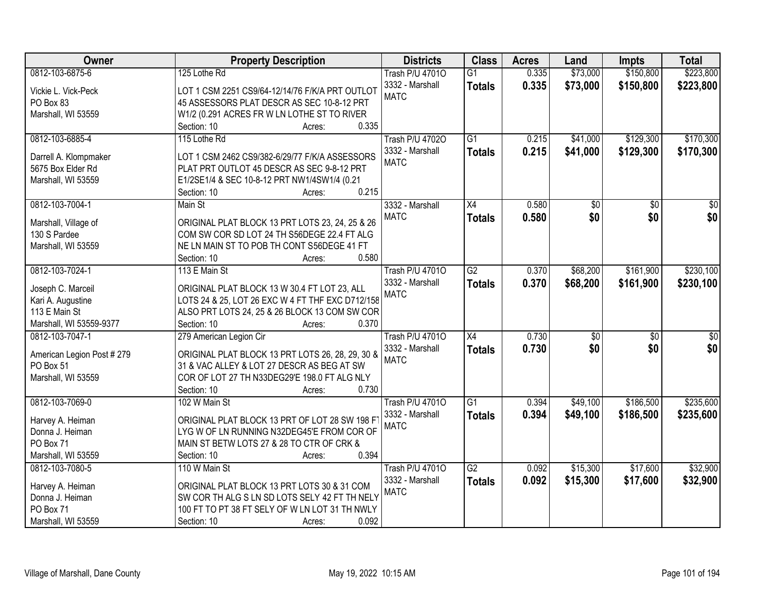| Owner | Property Description | Districts | Class | Acres | Land | Impts | Total |
|---|---|---|---|---|---|---|---|
| 0812-103-6875-6<br>Vickie L. Vick-Peck<br>PO Box 83<br>Marshall, WI 53559 | 125 Lothe Rd<br>LOT 1 CSM 2251 CS9/64-12/14/76 F/K/A PRT OUTLOT 45 ASSESSORS PLAT DESCR AS SEC 10-8-12 PRT W1/2 (0.291 ACRES FR W LN LOTHE ST TO RIVER<br>Section: 10 Acres: 0.335 | Trash P/U 4701O<br>3332 - Marshall<br>MATC | G1<br>**Totals** | 0.335<br>**0.335** | $73,000<br>**$73,000** | $150,800<br>**$150,800** | $223,800<br>**$223,800** |
| 0812-103-6885-4<br>Darrell A. Klompmaker<br>5675 Box Elder Rd<br>Marshall, WI 53559 | 115 Lothe Rd<br>LOT 1 CSM 2462 CS9/382-6/29/77 F/K/A ASSESSORS PLAT PRT OUTLOT 45 DESCR AS SEC 9-8-12 PRT E1/2SE1/4 & SEC 10-8-12 PRT NW1/4SW1/4 (0.21<br>Section: 10 Acres: 0.215 | Trash P/U 4702O<br>3332 - Marshall<br>MATC | G1<br>**Totals** | 0.215<br>**0.215** | $41,000<br>**$41,000** | $129,300<br>**$129,300** | $170,300<br>**$170,300** |
| 0812-103-7004-1<br>Marshall, Village of<br>130 S Pardee<br>Marshall, WI 53559 | Main St<br>ORIGINAL PLAT BLOCK 13 PRT LOTS 23, 24, 25 & 26 COM SW COR SD LOT 24 TH S56DEGE 22.4 FT ALG NE LN MAIN ST TO POB TH CONT S56DEGE 41 FT<br>Section: 10 Acres: 0.580 | 3332 - Marshall<br>MATC | X4<br>**Totals** | 0.580<br>**0.580** | $0<br>**$0** | $0<br>**$0** | $0<br>**$0** |
| 0812-103-7024-1<br>Joseph C. Marceil<br>Kari A. Augustine<br>113 E Main St<br>Marshall, WI 53559-9377 | 113 E Main St<br>ORIGINAL PLAT BLOCK 13 W 30.4 FT LOT 23, ALL LOTS 24 & 25, LOT 26 EXC W 4 FT THF EXC D712/158 ALSO PRT LOTS 24, 25 & 26 BLOCK 13 COM SW COR<br>Section: 10 Acres: 0.370 | Trash P/U 4701O<br>3332 - Marshall<br>MATC | G2<br>**Totals** | 0.370<br>**0.370** | $68,200<br>**$68,200** | $161,900<br>**$161,900** | $230,100<br>**$230,100** |
| 0812-103-7047-1<br>American Legion Post # 279<br>PO Box 51<br>Marshall, WI 53559 | 279 American Legion Cir<br>ORIGINAL PLAT BLOCK 13 PRT LOTS 26, 28, 29, 30 & 31 & VAC ALLEY & LOT 27 DESCR AS BEG AT SW COR OF LOT 27 TH N33DEG29'E 198.0 FT ALG NLY<br>Section: 10 Acres: 0.730 | Trash P/U 4701O<br>3332 - Marshall<br>MATC | X4<br>**Totals** | 0.730<br>**0.730** | $0<br>**$0** | $0<br>**$0** | $0<br>**$0** |
| 0812-103-7069-0<br>Harvey A. Heiman<br>Donna J. Heiman<br>PO Box 71<br>Marshall, WI 53559 | 102 W Main St<br>ORIGINAL PLAT BLOCK 13 PRT OF LOT 28 SW 198 FT LYG W OF LN RUNNING N32DEG45'E FROM COR OF MAIN ST BETW LOTS 27 & 28 TO CTR OF CRK &<br>Section: 10 Acres: 0.394 | Trash P/U 4701O<br>3332 - Marshall<br>MATC | G1<br>**Totals** | 0.394<br>**0.394** | $49,100<br>**$49,100** | $186,500<br>**$186,500** | $235,600<br>**$235,600** |
| 0812-103-7080-5<br>Harvey A. Heiman<br>Donna J. Heiman<br>PO Box 71<br>Marshall, WI 53559 | 110 W Main St<br>ORIGINAL PLAT BLOCK 13 PRT LOTS 30 & 31 COM SW COR TH ALG S LN SD LOTS SELY 42 FT TH NELY 100 FT TO PT 38 FT SELY OF W LN LOT 31 TH NWLY<br>Section: 10 Acres: 0.092 | Trash P/U 4701O<br>3332 - Marshall<br>MATC | G2<br>**Totals** | 0.092<br>**0.092** | $15,300<br>**$15,300** | $17,600<br>**$17,600** | $32,900<br>**$32,900** |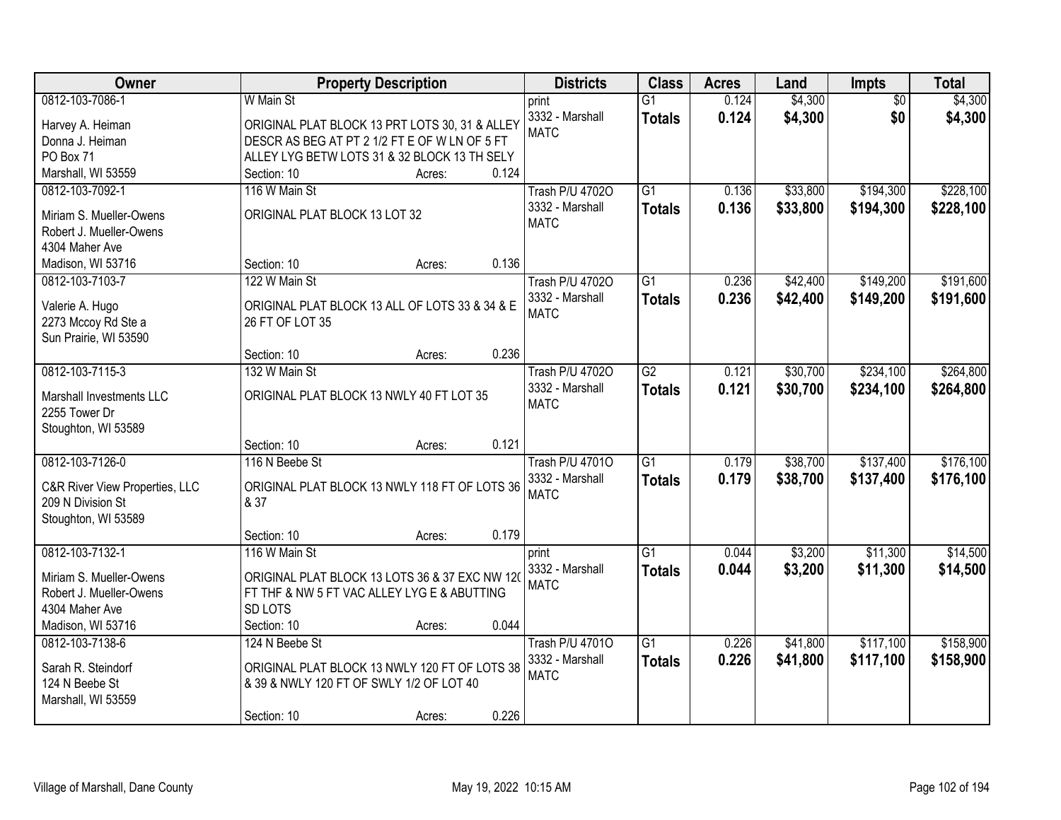| Owner | Property Description | Districts | Class | Acres | Land | Impts | Total |
|---|---|---|---|---|---|---|---|
| 0812-103-7086-1<br>Harvey A. Heiman<br>Donna J. Heiman<br>PO Box 71<br>Marshall, WI 53559 | W Main St<br>ORIGINAL PLAT BLOCK 13 PRT LOTS 30, 31 & ALLEY DESCR AS BEG AT PT 2 1/2 FT E OF W LN OF 5 FT ALLEY LYG BETW LOTS 31 & 32 BLOCK 13 TH SELY<br>Section: 10 Acres: 0.124 | print<br>3332 - Marshall<br>MATC | G1<br>**Totals** | 0.124<br>**0.124** | $4,300<br>**$4,300** | $0<br>**$0** | $4,300<br>**$4,300** |
| 0812-103-7092-1<br>Miriam S. Mueller-Owens<br>Robert J. Mueller-Owens<br>4304 Maher Ave<br>Madison, WI 53716 | 116 W Main St<br>ORIGINAL PLAT BLOCK 13 LOT 32<br>Section: 10 Acres: 0.136 | Trash P/U 4702O<br>3332 - Marshall<br>MATC | G1<br>**Totals** | 0.136<br>**0.136** | $33,800<br>**$33,800** | $194,300<br>**$194,300** | $228,100<br>**$228,100** |
| 0812-103-7103-7<br>Valerie A. Hugo<br>2273 Mccoy Rd Ste a<br>Sun Prairie, WI 53590 | 122 W Main St<br>ORIGINAL PLAT BLOCK 13 ALL OF LOTS 33 & 34 & E 26 FT OF LOT 35<br>Section: 10 Acres: 0.236 | Trash P/U 4702O<br>3332 - Marshall<br>MATC | G1<br>**Totals** | 0.236<br>**0.236** | $42,400<br>**$42,400** | $149,200<br>**$149,200** | $191,600<br>**$191,600** |
| 0812-103-7115-3<br>Marshall Investments LLC<br>2255 Tower Dr<br>Stoughton, WI 53589 | 132 W Main St<br>ORIGINAL PLAT BLOCK 13 NWLY 40 FT LOT 35<br>Section: 10 Acres: 0.121 | Trash P/U 4702O<br>3332 - Marshall<br>MATC | G2<br>**Totals** | 0.121<br>**0.121** | $30,700<br>**$30,700** | $234,100<br>**$234,100** | $264,800<br>**$264,800** |
| 0812-103-7126-0<br>C&R River View Properties, LLC<br>209 N Division St<br>Stoughton, WI 53589 | 116 N Beebe St<br>ORIGINAL PLAT BLOCK 13 NWLY 118 FT OF LOTS 36 & 37<br>Section: 10 Acres: 0.179 | Trash P/U 4701O<br>3332 - Marshall<br>MATC | G1<br>**Totals** | 0.179<br>**0.179** | $38,700<br>**$38,700** | $137,400<br>**$137,400** | $176,100<br>**$176,100** |
| 0812-103-7132-1<br>Miriam S. Mueller-Owens<br>Robert J. Mueller-Owens<br>4304 Maher Ave<br>Madison, WI 53716 | 116 W Main St<br>ORIGINAL PLAT BLOCK 13 LOTS 36 & 37 EXC NW 120 FT THF & NW 5 FT VAC ALLEY LYG E & ABUTTING SD LOTS<br>Section: 10 Acres: 0.044 | print<br>3332 - Marshall<br>MATC | G1<br>**Totals** | 0.044<br>**0.044** | $3,200<br>**$3,200** | $11,300<br>**$11,300** | $14,500<br>**$14,500** |
| 0812-103-7138-6<br>Sarah R. Steindorf<br>124 N Beebe St<br>Marshall, WI 53559 | 124 N Beebe St<br>ORIGINAL PLAT BLOCK 13 NWLY 120 FT OF LOTS 38 & 39 & NWLY 120 FT OF SWLY 1/2 OF LOT 40<br>Section: 10 Acres: 0.226 | Trash P/U 4701O<br>3332 - Marshall<br>MATC | G1<br>**Totals** | 0.226<br>**0.226** | $41,800<br>**$41,800** | $117,100<br>**$117,100** | $158,900<br>**$158,900** |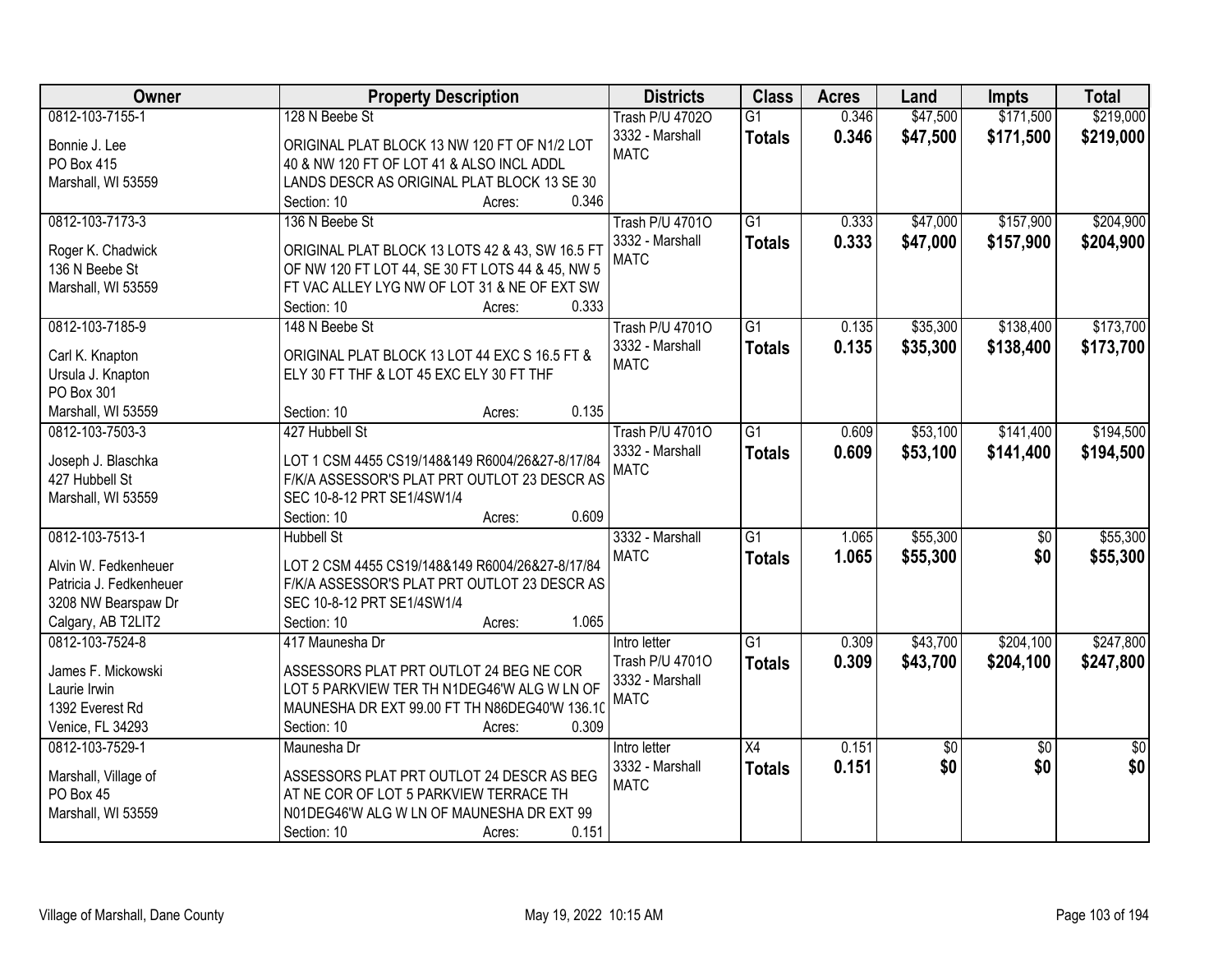| Owner | Property Description | Districts | Class | Acres | Land | Impts | Total |
|---|---|---|---|---|---|---|---|
| 0812-103-7155-1<br>Bonnie J. Lee<br>PO Box 415<br>Marshall, WI 53559 | 128 N Beebe St<br>ORIGINAL PLAT BLOCK 13 NW 120 FT OF N1/2 LOT 40 & NW 120 FT OF LOT 41 & ALSO INCL ADDL LANDS DESCR AS ORIGINAL PLAT BLOCK 13 SE 30<br>Section: 10 Acres: 0.346 | Trash P/U 4702O<br>3332 - Marshall<br>MATC | G1<br>**Totals** | 0.346<br>**0.346** | $47,500<br>**$47,500** | $171,500<br>**$171,500** | $219,000<br>**$219,000** |
| 0812-103-7173-3<br>Roger K. Chadwick<br>136 N Beebe St<br>Marshall, WI 53559 | 136 N Beebe St<br>ORIGINAL PLAT BLOCK 13 LOTS 42 & 43, SW 16.5 FT OF NW 120 FT LOT 44, SE 30 FT LOTS 44 & 45, NW 5 FT VAC ALLEY LYG NW OF LOT 31 & NE OF EXT SW<br>Section: 10 Acres: 0.333 | Trash P/U 4701O<br>3332 - Marshall<br>MATC | G1<br>**Totals** | 0.333<br>**0.333** | $47,000<br>**$47,000** | $157,900<br>**$157,900** | $204,900<br>**$204,900** |
| 0812-103-7185-9<br>Carl K. Knapton<br>Ursula J. Knapton<br>PO Box 301<br>Marshall, WI 53559 | 148 N Beebe St<br>ORIGINAL PLAT BLOCK 13 LOT 44 EXC S 16.5 FT & ELY 30 FT THF & LOT 45 EXC ELY 30 FT THF<br>Section: 10 Acres: 0.135 | Trash P/U 4701O<br>3332 - Marshall<br>MATC | G1<br>**Totals** | 0.135<br>**0.135** | $35,300<br>**$35,300** | $138,400<br>**$138,400** | $173,700<br>**$173,700** |
| 0812-103-7503-3<br>Joseph J. Blaschka<br>427 Hubbell St<br>Marshall, WI 53559 | 427 Hubbell St<br>LOT 1 CSM 4455 CS19/148&149 R6004/26&27-8/17/84 F/K/A ASSESSOR'S PLAT PRT OUTLOT 23 DESCR AS SEC 10-8-12 PRT SE1/4SW1/4<br>Section: 10 Acres: 0.609 | Trash P/U 4701O<br>3332 - Marshall<br>MATC | G1<br>**Totals** | 0.609<br>**0.609** | $53,100<br>**$53,100** | $141,400<br>**$141,400** | $194,500<br>**$194,500** |
| 0812-103-7513-1<br>Alvin W. Fedkenheuer<br>Patricia J. Fedkenheuer<br>3208 NW Bearspaw Dr<br>Calgary, AB T2LIT2 | Hubbell St<br>LOT 2 CSM 4455 CS19/148&149 R6004/26&27-8/17/84 F/K/A ASSESSOR'S PLAT PRT OUTLOT 23 DESCR AS SEC 10-8-12 PRT SE1/4SW1/4<br>Section: 10 Acres: 1.065 | 3332 - Marshall<br>MATC | G1<br>**Totals** | 1.065<br>**1.065** | $55,300<br>**$55,300** | $0<br>**$0** | $55,300<br>**$55,300** |
| 0812-103-7524-8<br>James F. Mickowski<br>Laurie Irwin<br>1392 Everest Rd<br>Venice, FL 34293 | 417 Maunesha Dr<br>ASSESSORS PLAT PRT OUTLOT 24 BEG NE COR LOT 5 PARKVIEW TER TH N1DEG46'W ALG W LN OF MAUNESHA DR EXT 99.00 FT TH N86DEG40'W 136.10<br>Section: 10 Acres: 0.309 | Intro letter<br>Trash P/U 4701O<br>3332 - Marshall<br>MATC | G1<br>**Totals** | 0.309<br>**0.309** | $43,700<br>**$43,700** | $204,100<br>**$204,100** | $247,800<br>**$247,800** |
| 0812-103-7529-1<br>Marshall, Village of<br>PO Box 45<br>Marshall, WI 53559 | Maunesha Dr<br>ASSESSORS PLAT PRT OUTLOT 24 DESCR AS BEG AT NE COR OF LOT 5 PARKVIEW TERRACE TH N01DEG46'W ALG W LN OF MAUNESHA DR EXT 99<br>Section: 10 Acres: 0.151 | Intro letter<br>3332 - Marshall<br>MATC | X4<br>**Totals** | 0.151<br>**0.151** | $0<br>**$0** | $0<br>**$0** | $0<br>**$0** |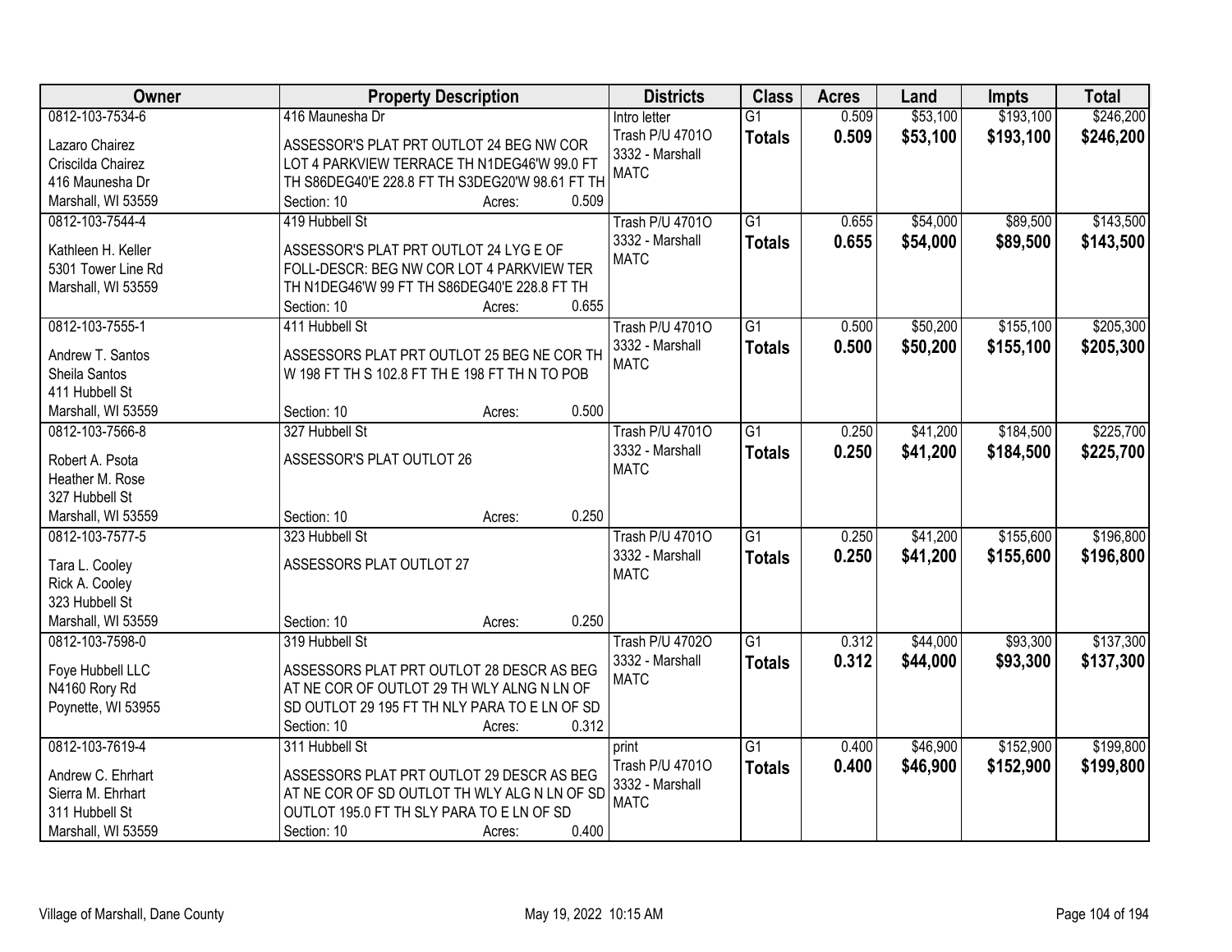| Owner | Property Description | Districts | Class | Acres | Land | Impts | Total |
|---|---|---|---|---|---|---|---|
| 0812-103-7534-6<br>Lazaro Chairez<br>Criscilda Chairez<br>416 Maunesha Dr<br>Marshall, WI 53559 | 416 Maunesha Dr<br>ASSESSOR'S PLAT PRT OUTLOT 24 BEG NW COR LOT 4 PARKVIEW TERRACE TH N1DEG46'W 99.0 FT TH S86DEG40'E 228.8 FT TH S3DEG20'W 98.61 FT TH<br>Section: 10 Acres: 0.509 | Intro letter<br>Trash P/U 4701O<br>3332 - Marshall<br>MATC | G1<br>**Totals** | 0.509<br>**0.509** | $53,100<br>**$53,100** | $193,100<br>**$193,100** | $246,200<br>**$246,200** |
| 0812-103-7544-4<br>Kathleen H. Keller<br>5301 Tower Line Rd<br>Marshall, WI 53559 | 419 Hubbell St<br>ASSESSOR'S PLAT PRT OUTLOT 24 LYG E OF FOLL-DESCR: BEG NW COR LOT 4 PARKVIEW TER TH N1DEG46'W 99 FT TH S86DEG40'E 228.8 FT TH<br>Section: 10 Acres: 0.655 | Trash P/U 4701O<br>3332 - Marshall<br>MATC | G1<br>**Totals** | 0.655<br>**0.655** | $54,000<br>**$54,000** | $89,500<br>**$89,500** | $143,500<br>**$143,500** |
| 0812-103-7555-1<br>Andrew T. Santos<br>Sheila Santos<br>411 Hubbell St<br>Marshall, WI 53559 | 411 Hubbell St<br>ASSESSORS PLAT PRT OUTLOT 25 BEG NE COR TH W 198 FT TH S 102.8 FT TH E 198 FT TH N TO POB<br>Section: 10 Acres: 0.500 | Trash P/U 4701O<br>3332 - Marshall<br>MATC | G1<br>**Totals** | 0.500<br>**0.500** | $50,200<br>**$50,200** | $155,100<br>**$155,100** | $205,300<br>**$205,300** |
| 0812-103-7566-8<br>Robert A. Psota<br>Heather M. Rose<br>327 Hubbell St<br>Marshall, WI 53559 | 327 Hubbell St<br>ASSESSOR'S PLAT OUTLOT 26<br>Section: 10 Acres: 0.250 | Trash P/U 4701O<br>3332 - Marshall<br>MATC | G1<br>**Totals** | 0.250<br>**0.250** | $41,200<br>**$41,200** | $184,500<br>**$184,500** | $225,700<br>**$225,700** |
| 0812-103-7577-5<br>Tara L. Cooley<br>Rick A. Cooley<br>323 Hubbell St<br>Marshall, WI 53559 | 323 Hubbell St<br>ASSESSORS PLAT OUTLOT 27<br>Section: 10 Acres: 0.250 | Trash P/U 4701O<br>3332 - Marshall<br>MATC | G1<br>**Totals** | 0.250<br>**0.250** | $41,200<br>**$41,200** | $155,600<br>**$155,600** | $196,800<br>**$196,800** |
| 0812-103-7598-0<br>Foye Hubbell LLC<br>N4160 Rory Rd<br>Poynette, WI 53955 | 319 Hubbell St<br>ASSESSORS PLAT PRT OUTLOT 28 DESCR AS BEG AT NE COR OF OUTLOT 29 TH WLY ALNG N LN OF SD OUTLOT 29 195 FT TH NLY PARA TO E LN OF SD<br>Section: 10 Acres: 0.312 | Trash P/U 4702O<br>3332 - Marshall<br>MATC | G1<br>**Totals** | 0.312<br>**0.312** | $44,000<br>**$44,000** | $93,300<br>**$93,300** | $137,300<br>**$137,300** |
| 0812-103-7619-4<br>Andrew C. Ehrhart<br>Sierra M. Ehrhart<br>311 Hubbell St<br>Marshall, WI 53559 | 311 Hubbell St<br>ASSESSORS PLAT PRT OUTLOT 29 DESCR AS BEG AT NE COR OF SD OUTLOT TH WLY ALG N LN OF SD OUTLOT 195.0 FT TH SLY PARA TO E LN OF SD<br>Section: 10 Acres: 0.400 | print<br>Trash P/U 4701O<br>3332 - Marshall<br>MATC | G1<br>**Totals** | 0.400<br>**0.400** | $46,900<br>**$46,900** | $152,900<br>**$152,900** | $199,800<br>**$199,800** |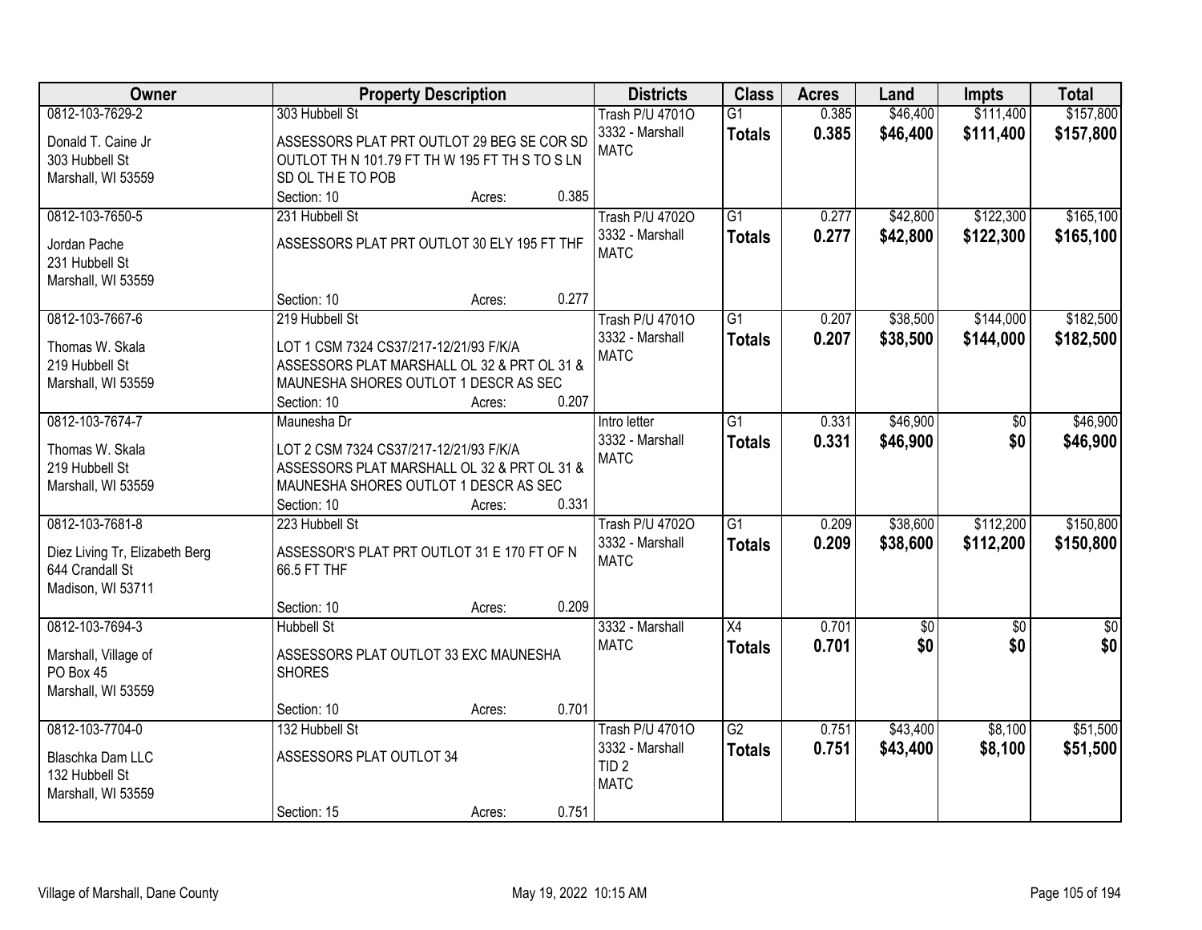| Owner | Property Description | Districts | Class | Acres | Land | Impts | Total |
|---|---|---|---|---|---|---|---|
| 0812-103-7629-2<br>Donald T. Caine Jr<br>303 Hubbell St<br>Marshall, WI 53559 | 303 Hubbell St<br>ASSESSORS PLAT PRT OUTLOT 29 BEG SE COR SD OUTLOT TH N 101.79 FT TH W 195 FT TH S TO S LN SD OL TH E TO POB<br>Section: 10 Acres: 0.385 | Trash P/U 4701O<br>3332 - Marshall<br>MATC | G1<br>**Totals** | 0.385<br>**0.385** | $46,400<br>**$46,400** | $111,400<br>**$111,400** | $157,800<br>**$157,800** |
| 0812-103-7650-5<br>Jordan Pache<br>231 Hubbell St<br>Marshall, WI 53559 | 231 Hubbell St<br>ASSESSORS PLAT PRT OUTLOT 30 ELY 195 FT THF<br>Section: 10 Acres: 0.277 | Trash P/U 4702O<br>3332 - Marshall<br>MATC | G1<br>**Totals** | 0.277<br>**0.277** | $42,800<br>**$42,800** | $122,300<br>**$122,300** | $165,100<br>**$165,100** |
| 0812-103-7667-6<br>Thomas W. Skala<br>219 Hubbell St<br>Marshall, WI 53559 | 219 Hubbell St<br>LOT 1 CSM 7324 CS37/217-12/21/93 F/K/A ASSESSORS PLAT MARSHALL OL 32 & PRT OL 31 & MAUNESHA SHORES OUTLOT 1 DESCR AS SEC<br>Section: 10 Acres: 0.207 | Trash P/U 4701O<br>3332 - Marshall<br>MATC | G1<br>**Totals** | 0.207<br>**0.207** | $38,500<br>**$38,500** | $144,000<br>**$144,000** | $182,500<br>**$182,500** |
| 0812-103-7674-7<br>Thomas W. Skala<br>219 Hubbell St<br>Marshall, WI 53559 | Maunesha Dr<br>LOT 2 CSM 7324 CS37/217-12/21/93 F/K/A ASSESSORS PLAT MARSHALL OL 32 & PRT OL 31 & MAUNESHA SHORES OUTLOT 1 DESCR AS SEC<br>Section: 10 Acres: 0.331 | Intro letter<br>3332 - Marshall<br>MATC | G1<br>**Totals** | 0.331<br>**0.331** | $46,900<br>**$46,900** | $0<br>**$0** | $46,900<br>**$46,900** |
| 0812-103-7681-8<br>Diez Living Tr, Elizabeth Berg<br>644 Crandall St<br>Madison, WI 53711 | 223 Hubbell St<br>ASSESSOR'S PLAT PRT OUTLOT 31 E 170 FT OF N 66.5 FT THF<br>Section: 10 Acres: 0.209 | Trash P/U 4702O<br>3332 - Marshall<br>MATC | G1<br>**Totals** | 0.209<br>**0.209** | $38,600<br>**$38,600** | $112,200<br>**$112,200** | $150,800<br>**$150,800** |
| 0812-103-7694-3<br>Marshall, Village of<br>PO Box 45<br>Marshall, WI 53559 | Hubbell St<br>ASSESSORS PLAT OUTLOT 33 EXC MAUNESHA SHORES<br>Section: 10 Acres: 0.701 | 3332 - Marshall<br>MATC | X4<br>**Totals** | 0.701<br>**0.701** | $0<br>**$0** | $0<br>**$0** | $0<br>**$0** |
| 0812-103-7704-0<br>Blaschka Dam LLC<br>132 Hubbell St<br>Marshall, WI 53559 | 132 Hubbell St<br>ASSESSORS PLAT OUTLOT 34<br>Section: 15 Acres: 0.751 | Trash P/U 4701O<br>3332 - Marshall<br>TID 2<br>MATC | G2<br>**Totals** | 0.751<br>**0.751** | $43,400<br>**$43,400** | $8,100<br>**$8,100** | $51,500<br>**$51,500** |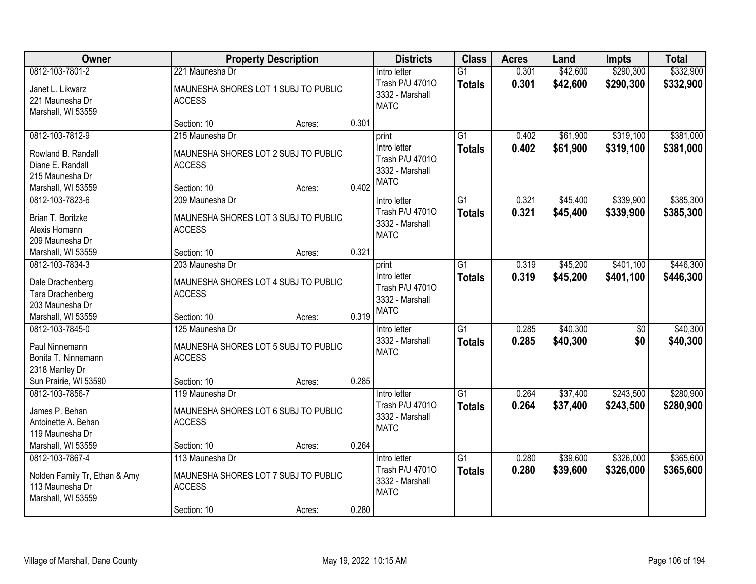| Owner | Property Description | Districts | Class | Acres | Land | Impts | Total |
|---|---|---|---|---|---|---|---|
| 0812-103-7801-2<br>Janet L. Likwarz<br>221 Maunesha Dr<br>Marshall, WI 53559 | 221 Maunesha Dr<br>MAUNESHA SHORES LOT 1 SUBJ TO PUBLIC ACCESS<br>Section: 10 Acres: 0.301 | Intro letter<br>Trash P/U 4701O<br>3332 - Marshall<br>MATC | G1<br>**Totals** | 0.301<br>**0.301** | $42,600<br>**$42,600** | $290,300<br>**$290,300** | $332,900<br>**$332,900** |
| 0812-103-7812-9<br>Rowland B. Randall<br>Diane E. Randall<br>215 Maunesha Dr<br>Marshall, WI 53559 | 215 Maunesha Dr<br>MAUNESHA SHORES LOT 2 SUBJ TO PUBLIC ACCESS<br>Section: 10 Acres: 0.402 | print<br>Intro letter<br>Trash P/U 4701O<br>3332 - Marshall<br>MATC | G1<br>**Totals** | 0.402<br>**0.402** | $61,900<br>**$61,900** | $319,100<br>**$319,100** | $381,000<br>**$381,000** |
| 0812-103-7823-6<br>Brian T. Boritzke<br>Alexis Homann<br>209 Maunesha Dr<br>Marshall, WI 53559 | 209 Maunesha Dr<br>MAUNESHA SHORES LOT 3 SUBJ TO PUBLIC ACCESS<br>Section: 10 Acres: 0.321 | Intro letter<br>Trash P/U 4701O<br>3332 - Marshall<br>MATC | G1<br>**Totals** | 0.321<br>**0.321** | $45,400<br>**$45,400** | $339,900<br>**$339,900** | $385,300<br>**$385,300** |
| 0812-103-7834-3<br>Dale Drachenberg<br>Tara Drachenberg<br>203 Maunesha Dr<br>Marshall, WI 53559 | 203 Maunesha Dr<br>MAUNESHA SHORES LOT 4 SUBJ TO PUBLIC ACCESS<br>Section: 10 Acres: 0.319 | print<br>Intro letter<br>Trash P/U 4701O<br>3332 - Marshall<br>MATC | G1<br>**Totals** | 0.319<br>**0.319** | $45,200<br>**$45,200** | $401,100<br>**$401,100** | $446,300<br>**$446,300** |
| 0812-103-7845-0<br>Paul Ninnemann<br>Bonita T. Ninnemann<br>2318 Manley Dr<br>Sun Prairie, WI 53590 | 125 Maunesha Dr<br>MAUNESHA SHORES LOT 5 SUBJ TO PUBLIC ACCESS<br>Section: 10 Acres: 0.285 | Intro letter<br>3332 - Marshall<br>MATC | G1<br>**Totals** | 0.285<br>**0.285** | $40,300<br>**$40,300** | $0<br>**$0** | $40,300<br>**$40,300** |
| 0812-103-7856-7<br>James P. Behan<br>Antoinette A. Behan<br>119 Maunesha Dr<br>Marshall, WI 53559 | 119 Maunesha Dr<br>MAUNESHA SHORES LOT 6 SUBJ TO PUBLIC ACCESS<br>Section: 10 Acres: 0.264 | Intro letter<br>Trash P/U 4701O<br>3332 - Marshall<br>MATC | G1<br>**Totals** | 0.264<br>**0.264** | $37,400<br>**$37,400** | $243,500<br>**$243,500** | $280,900<br>**$280,900** |
| 0812-103-7867-4<br>Nolden Family Tr, Ethan & Amy<br>113 Maunesha Dr<br>Marshall, WI 53559 | 113 Maunesha Dr<br>MAUNESHA SHORES LOT 7 SUBJ TO PUBLIC ACCESS<br>Section: 10 Acres: 0.280 | Intro letter<br>Trash P/U 4701O<br>3332 - Marshall<br>MATC | G1<br>**Totals** | 0.280<br>**0.280** | $39,600<br>**$39,600** | $326,000<br>**$326,000** | $365,600<br>**$365,600** |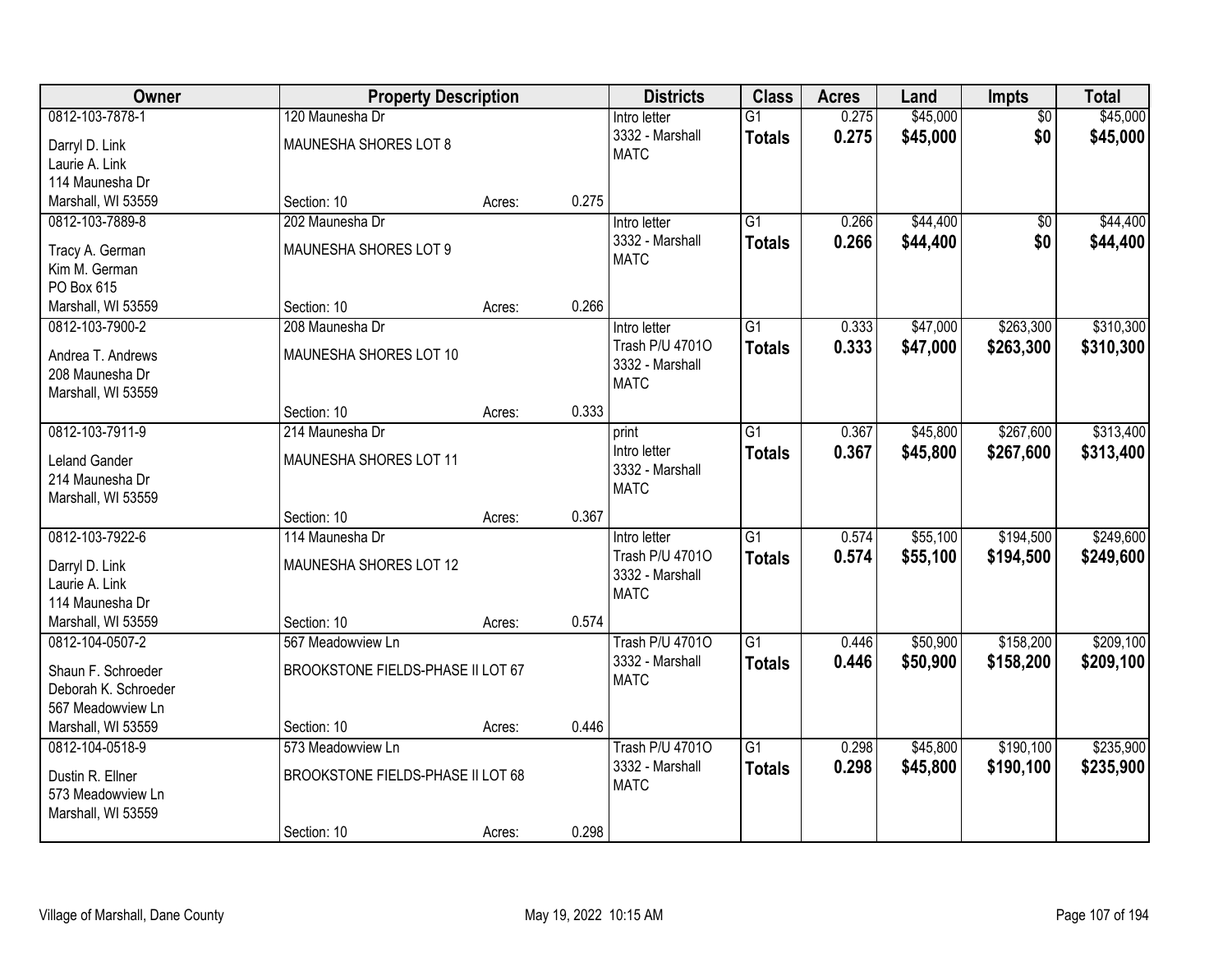| Owner | Property Description | | | Districts | Class | Acres | Land | Impts | Total |
|---|---|---|---|---|---|---|---|---|---|
| 0812-103-7878-1<br>Darryl D. Link<br>Laurie A. Link<br>114 Maunesha Dr<br>Marshall, WI 53559 | 120 Maunesha Dr<br>MAUNESHA SHORES LOT 8<br>Section: 10 | Acres: | 0.275 | Intro letter<br>3332 - Marshall<br>MATC | G1<br>**Totals** | 0.275<br>**0.275** | $45,000<br>**$45,000** | $0<br>**$0** | $45,000<br>**$45,000** |
| 0812-103-7889-8<br>Tracy A. German<br>Kim M. German<br>PO Box 615<br>Marshall, WI 53559 | 202 Maunesha Dr<br>MAUNESHA SHORES LOT 9<br>Section: 10 | Acres: | 0.266 | Intro letter<br>3332 - Marshall<br>MATC | G1<br>**Totals** | 0.266<br>**0.266** | $44,400<br>**$44,400** | $0<br>**$0** | $44,400<br>**$44,400** |
| 0812-103-7900-2<br>Andrea T. Andrews<br>208 Maunesha Dr<br>Marshall, WI 53559 | 208 Maunesha Dr<br>MAUNESHA SHORES LOT 10<br>Section: 10 | Acres: | 0.333 | Intro letter<br>Trash P/U 4701O<br>3332 - Marshall<br>MATC | G1<br>**Totals** | 0.333<br>**0.333** | $47,000<br>**$47,000** | $263,300<br>**$263,300** | $310,300<br>**$310,300** |
| 0812-103-7911-9<br>Leland Gander<br>214 Maunesha Dr<br>Marshall, WI 53559 | 214 Maunesha Dr<br>MAUNESHA SHORES LOT 11<br>Section: 10 | Acres: | 0.367 | print<br>Intro letter<br>3332 - Marshall<br>MATC | G1<br>**Totals** | 0.367<br>**0.367** | $45,800<br>**$45,800** | $267,600<br>**$267,600** | $313,400<br>**$313,400** |
| 0812-103-7922-6<br>Darryl D. Link<br>Laurie A. Link<br>114 Maunesha Dr<br>Marshall, WI 53559 | 114 Maunesha Dr<br>MAUNESHA SHORES LOT 12<br>Section: 10 | Acres: | 0.574 | Intro letter<br>Trash P/U 4701O<br>3332 - Marshall<br>MATC | G1<br>**Totals** | 0.574<br>**0.574** | $55,100<br>**$55,100** | $194,500<br>**$194,500** | $249,600<br>**$249,600** |
| 0812-104-0507-2<br>Shaun F. Schroeder<br>Deborah K. Schroeder<br>567 Meadowview Ln<br>Marshall, WI 53559 | 567 Meadowview Ln<br>BROOKSTONE FIELDS-PHASE II LOT 67<br>Section: 10 | Acres: | 0.446 | Trash P/U 4701O<br>3332 - Marshall<br>MATC | G1<br>**Totals** | 0.446<br>**0.446** | $50,900<br>**$50,900** | $158,200<br>**$158,200** | $209,100<br>**$209,100** |
| 0812-104-0518-9<br>Dustin R. Ellner<br>573 Meadowview Ln<br>Marshall, WI 53559 | 573 Meadowview Ln<br>BROOKSTONE FIELDS-PHASE II LOT 68<br>Section: 10 | Acres: | 0.298 | Trash P/U 4701O<br>3332 - Marshall<br>MATC | G1<br>**Totals** | 0.298<br>**0.298** | $45,800<br>**$45,800** | $190,100<br>**$190,100** | $235,900<br>**$235,900** |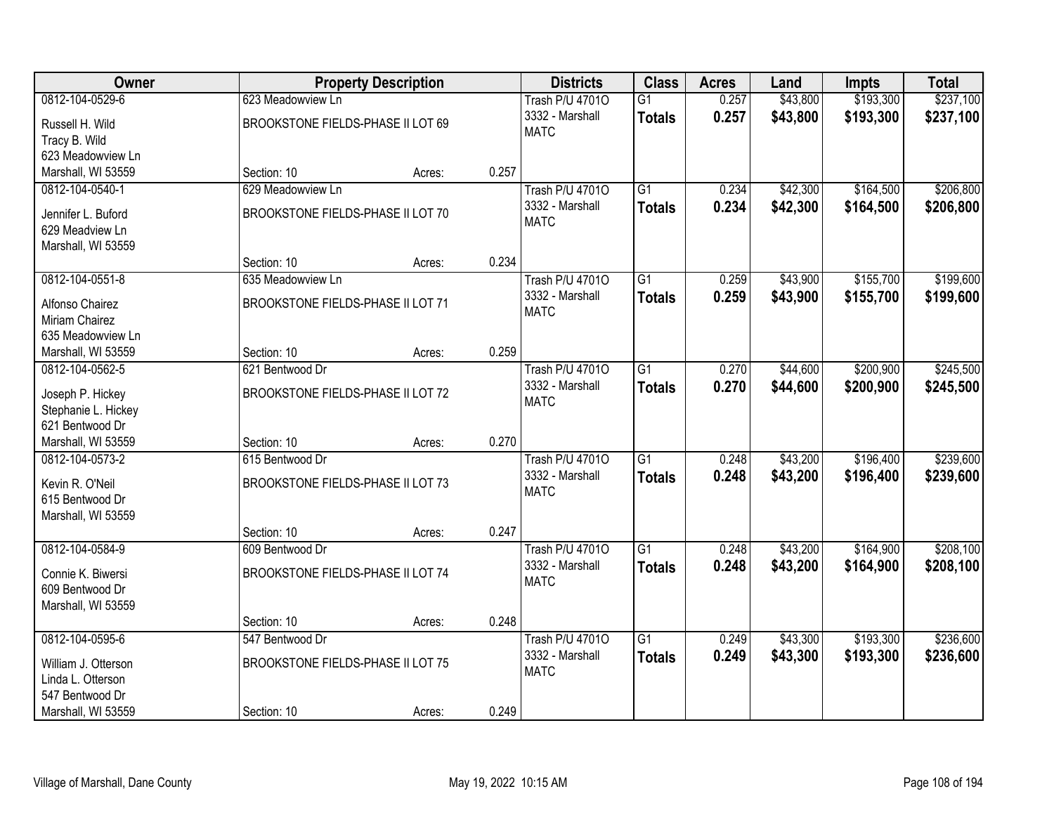| Owner | Property Description | | | Districts | Class | Acres | Land | Impts | Total |
|---|---|---|---|---|---|---|---|---|---|
| 0812-104-0529-6 | 623 Meadowview Ln | | | Trash P/U 4701O | G1 | 0.257 | $43,800 | $193,300 | $237,100 |
| Russell H. Wild<br>Tracy B. Wild<br>623 Meadowview Ln<br>Marshall, WI 53559 | BROOKSTONE FIELDS-PHASE II LOT 69 | | | 3332 - Marshall<br>MATC | **Totals** | **0.257** | **$43,800** | **$193,300** | **$237,100** |
| | Section: 10 | Acres: | 0.257 | | | | | | |
| 0812-104-0540-1 | 629 Meadowview Ln | | | Trash P/U 4701O | G1 | 0.234 | $42,300 | $164,500 | $206,800 |
| Jennifer L. Buford<br>629 Meadview Ln<br>Marshall, WI 53559 | BROOKSTONE FIELDS-PHASE II LOT 70 | | | 3332 - Marshall<br>MATC | **Totals** | **0.234** | **$42,300** | **$164,500** | **$206,800** |
| | Section: 10 | Acres: | 0.234 | | | | | | |
| 0812-104-0551-8 | 635 Meadowview Ln | | | Trash P/U 4701O | G1 | 0.259 | $43,900 | $155,700 | $199,600 |
| Alfonso Chairez<br>Miriam Chairez<br>635 Meadowview Ln<br>Marshall, WI 53559 | BROOKSTONE FIELDS-PHASE II LOT 71 | | | 3332 - Marshall<br>MATC | **Totals** | **0.259** | **$43,900** | **$155,700** | **$199,600** |
| | Section: 10 | Acres: | 0.259 | | | | | | |
| 0812-104-0562-5 | 621 Bentwood Dr | | | Trash P/U 4701O | G1 | 0.270 | $44,600 | $200,900 | $245,500 |
| Joseph P. Hickey<br>Stephanie L. Hickey<br>621 Bentwood Dr<br>Marshall, WI 53559 | BROOKSTONE FIELDS-PHASE II LOT 72 | | | 3332 - Marshall<br>MATC | **Totals** | **0.270** | **$44,600** | **$200,900** | **$245,500** |
| | Section: 10 | Acres: | 0.270 | | | | | | |
| 0812-104-0573-2 | 615 Bentwood Dr | | | Trash P/U 4701O | G1 | 0.248 | $43,200 | $196,400 | $239,600 |
| Kevin R. O'Neil<br>615 Bentwood Dr<br>Marshall, WI 53559 | BROOKSTONE FIELDS-PHASE II LOT 73 | | | 3332 - Marshall<br>MATC | **Totals** | **0.248** | **$43,200** | **$196,400** | **$239,600** |
| | Section: 10 | Acres: | 0.247 | | | | | | |
| 0812-104-0584-9 | 609 Bentwood Dr | | | Trash P/U 4701O | G1 | 0.248 | $43,200 | $164,900 | $208,100 |
| Connie K. Biwersi<br>609 Bentwood Dr<br>Marshall, WI 53559 | BROOKSTONE FIELDS-PHASE II LOT 74 | | | 3332 - Marshall<br>MATC | **Totals** | **0.248** | **$43,200** | **$164,900** | **$208,100** |
| | Section: 10 | Acres: | 0.248 | | | | | | |
| 0812-104-0595-6 | 547 Bentwood Dr | | | Trash P/U 4701O | G1 | 0.249 | $43,300 | $193,300 | $236,600 |
| William J. Otterson<br>Linda L. Otterson<br>547 Bentwood Dr<br>Marshall, WI 53559 | BROOKSTONE FIELDS-PHASE II LOT 75 | | | 3332 - Marshall<br>MATC | **Totals** | **0.249** | **$43,300** | **$193,300** | **$236,600** |
| | Section: 10 | Acres: | 0.249 | | | | | | |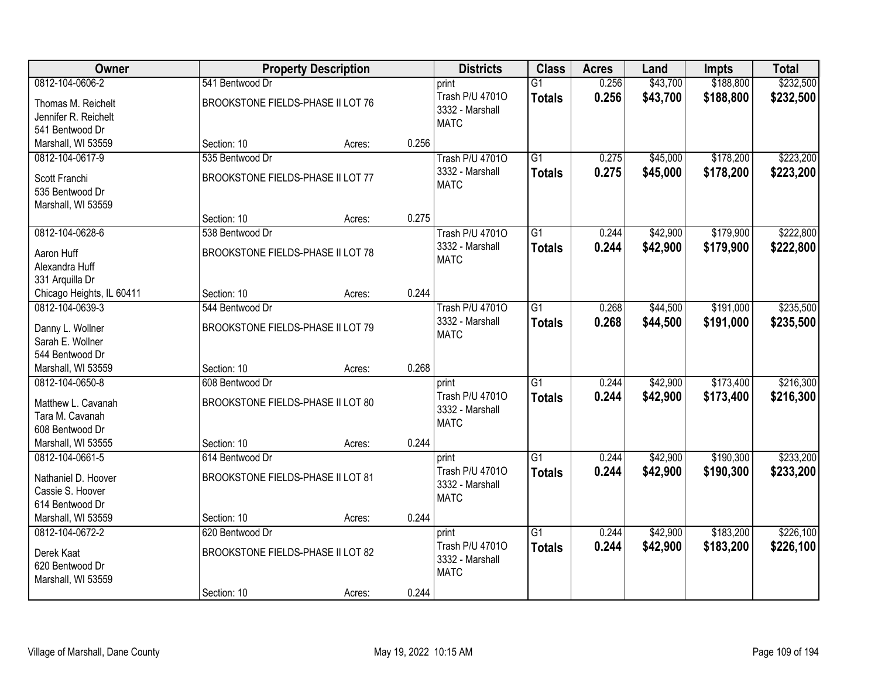| Owner | Property Description | | | Districts | Class | Acres | Land | Impts | Total |
|---|---|---|---|---|---|---|---|---|---|
| 0812-104-0606-2<br>Thomas M. Reichelt<br>Jennifer R. Reichelt<br>541 Bentwood Dr<br>Marshall, WI 53559 | 541 Bentwood Dr<br>BROOKSTONE FIELDS-PHASE II LOT 76<br>Section: 10 | Acres: | 0.256 | print<br>Trash P/U 4701O<br>3332 - Marshall<br>MATC | G1<br>**Totals** | 0.256<br>**0.256** | $43,700<br>**$43,700** | $188,800<br>**$188,800** | $232,500<br>**$232,500** |
| 0812-104-0617-9<br>Scott Franchi<br>535 Bentwood Dr<br>Marshall, WI 53559 | 535 Bentwood Dr<br>BROOKSTONE FIELDS-PHASE II LOT 77<br>Section: 10 | Acres: | 0.275 | Trash P/U 4701O<br>3332 - Marshall<br>MATC | G1<br>**Totals** | 0.275<br>**0.275** | $45,000<br>**$45,000** | $178,200<br>**$178,200** | $223,200<br>**$223,200** |
| 0812-104-0628-6<br>Aaron Huff<br>Alexandra Huff<br>331 Arquilla Dr<br>Chicago Heights, IL 60411 | 538 Bentwood Dr<br>BROOKSTONE FIELDS-PHASE II LOT 78<br>Section: 10 | Acres: | 0.244 | Trash P/U 4701O<br>3332 - Marshall<br>MATC | G1<br>**Totals** | 0.244<br>**0.244** | $42,900<br>**$42,900** | $179,900<br>**$179,900** | $222,800<br>**$222,800** |
| 0812-104-0639-3<br>Danny L. Wollner<br>Sarah E. Wollner<br>544 Bentwood Dr<br>Marshall, WI 53559 | 544 Bentwood Dr<br>BROOKSTONE FIELDS-PHASE II LOT 79<br>Section: 10 | Acres: | 0.268 | Trash P/U 4701O<br>3332 - Marshall<br>MATC | G1<br>**Totals** | 0.268<br>**0.268** | $44,500<br>**$44,500** | $191,000<br>**$191,000** | $235,500<br>**$235,500** |
| 0812-104-0650-8<br>Matthew L. Cavanah<br>Tara M. Cavanah<br>608 Bentwood Dr<br>Marshall, WI 53555 | 608 Bentwood Dr<br>BROOKSTONE FIELDS-PHASE II LOT 80<br>Section: 10 | Acres: | 0.244 | print<br>Trash P/U 4701O<br>3332 - Marshall<br>MATC | G1<br>**Totals** | 0.244<br>**0.244** | $42,900<br>**$42,900** | $173,400<br>**$173,400** | $216,300<br>**$216,300** |
| 0812-104-0661-5<br>Nathaniel D. Hoover<br>Cassie S. Hoover<br>614 Bentwood Dr<br>Marshall, WI 53559 | 614 Bentwood Dr<br>BROOKSTONE FIELDS-PHASE II LOT 81<br>Section: 10 | Acres: | 0.244 | print<br>Trash P/U 4701O<br>3332 - Marshall<br>MATC | G1<br>**Totals** | 0.244<br>**0.244** | $42,900<br>**$42,900** | $190,300<br>**$190,300** | $233,200<br>**$233,200** |
| 0812-104-0672-2<br>Derek Kaat<br>620 Bentwood Dr<br>Marshall, WI 53559 | 620 Bentwood Dr<br>BROOKSTONE FIELDS-PHASE II LOT 82<br>Section: 10 | Acres: | 0.244 | print<br>Trash P/U 4701O<br>3332 - Marshall<br>MATC | G1<br>**Totals** | 0.244<br>**0.244** | $42,900<br>**$42,900** | $183,200<br>**$183,200** | $226,100<br>**$226,100** |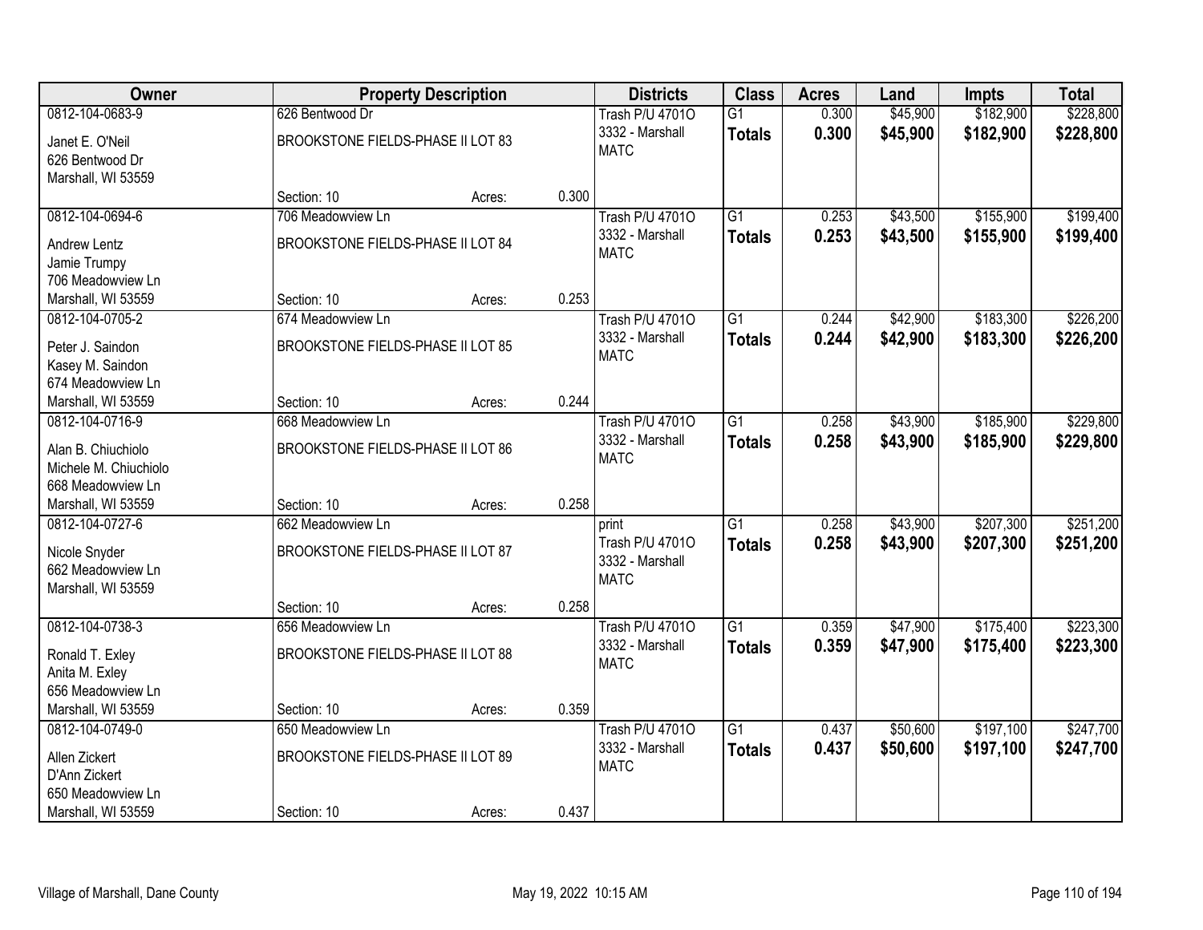| Owner | Property Description | | | Districts | Class | Acres | Land | Impts | Total |
|---|---|---|---|---|---|---|---|---|---|
| 0812-104-0683-9<br>Janet E. O'Neil<br>626 Bentwood Dr<br>Marshall, WI 53559 | 626 Bentwood Dr<br>BROOKSTONE FIELDS-PHASE II LOT 83<br>Section: 10 | Acres: | 0.300 | Trash P/U 4701O<br>3332 - Marshall<br>MATC | G1<br>**Totals** | 0.300<br>**0.300** | $45,900<br>**$45,900** | $182,900<br>**$182,900** | $228,800<br>**$228,800** |
| 0812-104-0694-6<br>Andrew Lentz<br>Jamie Trumpy<br>706 Meadowview Ln<br>Marshall, WI 53559 | 706 Meadowview Ln<br>BROOKSTONE FIELDS-PHASE II LOT 84<br>Section: 10 | Acres: | 0.253 | Trash P/U 4701O<br>3332 - Marshall<br>MATC | G1<br>**Totals** | 0.253<br>**0.253** | $43,500<br>**$43,500** | $155,900<br>**$155,900** | $199,400<br>**$199,400** |
| 0812-104-0705-2<br>Peter J. Saindon<br>Kasey M. Saindon<br>674 Meadowview Ln<br>Marshall, WI 53559 | 674 Meadowview Ln<br>BROOKSTONE FIELDS-PHASE II LOT 85<br>Section: 10 | Acres: | 0.244 | Trash P/U 4701O<br>3332 - Marshall<br>MATC | G1<br>**Totals** | 0.244<br>**0.244** | $42,900<br>**$42,900** | $183,300<br>**$183,300** | $226,200<br>**$226,200** |
| 0812-104-0716-9<br>Alan B. Chiuchiolo<br>Michele M. Chiuchiolo<br>668 Meadowview Ln<br>Marshall, WI 53559 | 668 Meadowview Ln<br>BROOKSTONE FIELDS-PHASE II LOT 86<br>Section: 10 | Acres: | 0.258 | Trash P/U 4701O<br>3332 - Marshall<br>MATC | G1<br>**Totals** | 0.258<br>**0.258** | $43,900<br>**$43,900** | $185,900<br>**$185,900** | $229,800<br>**$229,800** |
| 0812-104-0727-6<br>Nicole Snyder<br>662 Meadowview Ln<br>Marshall, WI 53559 | 662 Meadowview Ln<br>BROOKSTONE FIELDS-PHASE II LOT 87<br>Section: 10 | Acres: | 0.258 | print<br>Trash P/U 4701O<br>3332 - Marshall<br>MATC | G1<br>**Totals** | 0.258<br>**0.258** | $43,900<br>**$43,900** | $207,300<br>**$207,300** | $251,200<br>**$251,200** |
| 0812-104-0738-3<br>Ronald T. Exley<br>Anita M. Exley<br>656 Meadowview Ln<br>Marshall, WI 53559 | 656 Meadowview Ln<br>BROOKSTONE FIELDS-PHASE II LOT 88<br>Section: 10 | Acres: | 0.359 | Trash P/U 4701O<br>3332 - Marshall<br>MATC | G1<br>**Totals** | 0.359<br>**0.359** | $47,900<br>**$47,900** | $175,400<br>**$175,400** | $223,300<br>**$223,300** |
| 0812-104-0749-0<br>Allen Zickert<br>D'Ann Zickert<br>650 Meadowview Ln<br>Marshall, WI 53559 | 650 Meadowview Ln<br>BROOKSTONE FIELDS-PHASE II LOT 89<br>Section: 10 | Acres: | 0.437 | Trash P/U 4701O<br>3332 - Marshall<br>MATC | G1<br>**Totals** | 0.437<br>**0.437** | $50,600<br>**$50,600** | $197,100<br>**$197,100** | $247,700<br>**$247,700** |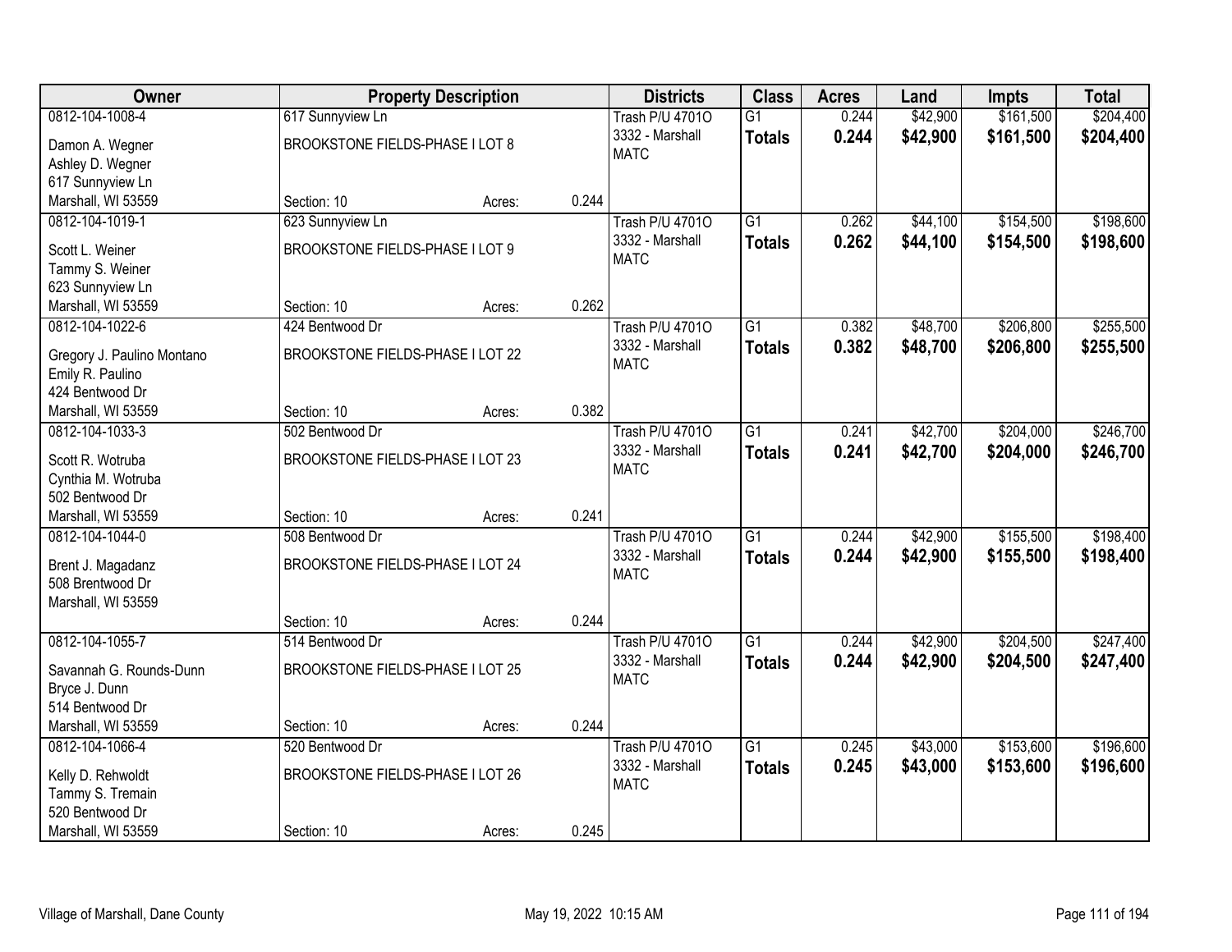| Owner | Property Description | | | Districts | Class | Acres | Land | Impts | Total |
|---|---|---|---|---|---|---|---|---|---|
| 0812-104-1008-4 | 617 Sunnyview Ln | | | Trash P/U 4701O | G1 | 0.244 | $42,900 | $161,500 | $204,400 |
| Damon A. Wegner<br>Ashley D. Wegner<br>617 Sunnyview Ln<br>Marshall, WI 53559 | BROOKSTONE FIELDS-PHASE I LOT 8 | | | 3332 - Marshall<br>MATC | **Totals** | **0.244** | **$42,900** | **$161,500** | **$204,400** |
| | Section: 10 | Acres: | 0.244 | | | | | | |
| 0812-104-1019-1 | 623 Sunnyview Ln | | | Trash P/U 4701O | G1 | 0.262 | $44,100 | $154,500 | $198,600 |
| Scott L. Weiner<br>Tammy S. Weiner<br>623 Sunnyview Ln<br>Marshall, WI 53559 | BROOKSTONE FIELDS-PHASE I LOT 9 | | | 3332 - Marshall<br>MATC | **Totals** | **0.262** | **$44,100** | **$154,500** | **$198,600** |
| | Section: 10 | Acres: | 0.262 | | | | | | |
| 0812-104-1022-6 | 424 Bentwood Dr | | | Trash P/U 4701O | G1 | 0.382 | $48,700 | $206,800 | $255,500 |
| Gregory J. Paulino Montano<br>Emily R. Paulino<br>424 Bentwood Dr<br>Marshall, WI 53559 | BROOKSTONE FIELDS-PHASE I LOT 22 | | | 3332 - Marshall<br>MATC | **Totals** | **0.382** | **$48,700** | **$206,800** | **$255,500** |
| | Section: 10 | Acres: | 0.382 | | | | | | |
| 0812-104-1033-3 | 502 Bentwood Dr | | | Trash P/U 4701O | G1 | 0.241 | $42,700 | $204,000 | $246,700 |
| Scott R. Wotruba<br>Cynthia M. Wotruba<br>502 Bentwood Dr<br>Marshall, WI 53559 | BROOKSTONE FIELDS-PHASE I LOT 23 | | | 3332 - Marshall<br>MATC | **Totals** | **0.241** | **$42,700** | **$204,000** | **$246,700** |
| | Section: 10 | Acres: | 0.241 | | | | | | |
| 0812-104-1044-0 | 508 Bentwood Dr | | | Trash P/U 4701O | G1 | 0.244 | $42,900 | $155,500 | $198,400 |
| Brent J. Magadanz<br>508 Bentwood Dr<br>Marshall, WI 53559 | BROOKSTONE FIELDS-PHASE I LOT 24 | | | 3332 - Marshall<br>MATC | **Totals** | **0.244** | **$42,900** | **$155,500** | **$198,400** |
| | Section: 10 | Acres: | 0.244 | | | | | | |
| 0812-104-1055-7 | 514 Bentwood Dr | | | Trash P/U 4701O | G1 | 0.244 | $42,900 | $204,500 | $247,400 |
| Savannah G. Rounds-Dunn<br>Bryce J. Dunn<br>514 Bentwood Dr<br>Marshall, WI 53559 | BROOKSTONE FIELDS-PHASE I LOT 25 | | | 3332 - Marshall<br>MATC | **Totals** | **0.244** | **$42,900** | **$204,500** | **$247,400** |
| | Section: 10 | Acres: | 0.244 | | | | | | |
| 0812-104-1066-4 | 520 Bentwood Dr | | | Trash P/U 4701O | G1 | 0.245 | $43,000 | $153,600 | $196,600 |
| Kelly D. Rehwoldt<br>Tammy S. Tremain<br>520 Bentwood Dr<br>Marshall, WI 53559 | BROOKSTONE FIELDS-PHASE I LOT 26 | | | 3332 - Marshall<br>MATC | **Totals** | **0.245** | **$43,000** | **$153,600** | **$196,600** |
| | Section: 10 | Acres: | 0.245 | | | | | | |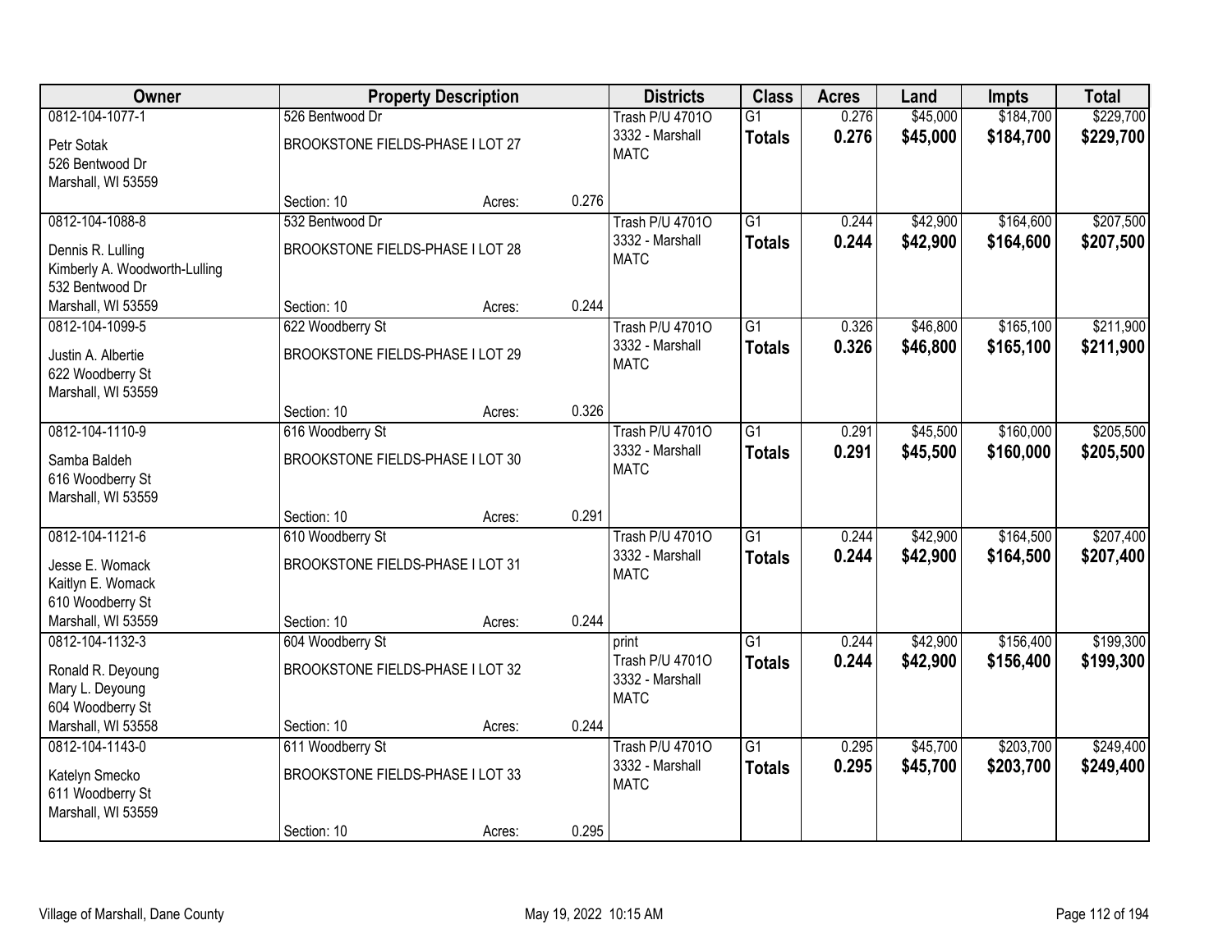| Owner | Property Description | | | Districts | Class | Acres | Land | Impts | Total |
|---|---|---|---|---|---|---|---|---|---|
| 0812-104-1077-1<br>Petr Sotak<br>526 Bentwood Dr<br>Marshall, WI 53559 | 526 Bentwood Dr<br>BROOKSTONE FIELDS-PHASE I LOT 27<br>Section: 10 | Acres: | 0.276 | Trash P/U 4701O<br>3332 - Marshall<br>MATC | G1<br>**Totals** | 0.276<br>**0.276** | $45,000<br>**$45,000** | $184,700<br>**$184,700** | $229,700<br>**$229,700** |
| 0812-104-1088-8<br>Dennis R. Lulling<br>Kimberly A. Woodworth-Lulling<br>532 Bentwood Dr<br>Marshall, WI 53559 | 532 Bentwood Dr<br>BROOKSTONE FIELDS-PHASE I LOT 28<br>Section: 10 | Acres: | 0.244 | Trash P/U 4701O<br>3332 - Marshall<br>MATC | G1<br>**Totals** | 0.244<br>**0.244** | $42,900<br>**$42,900** | $164,600<br>**$164,600** | $207,500<br>**$207,500** |
| 0812-104-1099-5<br>Justin A. Albertie<br>622 Woodberry St<br>Marshall, WI 53559 | 622 Woodberry St<br>BROOKSTONE FIELDS-PHASE I LOT 29<br>Section: 10 | Acres: | 0.326 | Trash P/U 4701O<br>3332 - Marshall<br>MATC | G1<br>**Totals** | 0.326<br>**0.326** | $46,800<br>**$46,800** | $165,100<br>**$165,100** | $211,900<br>**$211,900** |
| 0812-104-1110-9<br>Samba Baldeh<br>616 Woodberry St<br>Marshall, WI 53559 | 616 Woodberry St<br>BROOKSTONE FIELDS-PHASE I LOT 30<br>Section: 10 | Acres: | 0.291 | Trash P/U 4701O<br>3332 - Marshall<br>MATC | G1<br>**Totals** | 0.291<br>**0.291** | $45,500<br>**$45,500** | $160,000<br>**$160,000** | $205,500<br>**$205,500** |
| 0812-104-1121-6<br>Jesse E. Womack<br>Kaitlyn E. Womack<br>610 Woodberry St<br>Marshall, WI 53559 | 610 Woodberry St<br>BROOKSTONE FIELDS-PHASE I LOT 31<br>Section: 10 | Acres: | 0.244 | Trash P/U 4701O<br>3332 - Marshall<br>MATC | G1<br>**Totals** | 0.244<br>**0.244** | $42,900<br>**$42,900** | $164,500<br>**$164,500** | $207,400<br>**$207,400** |
| 0812-104-1132-3<br>Ronald R. Deyoung<br>Mary L. Deyoung<br>604 Woodberry St<br>Marshall, WI 53558 | 604 Woodberry St<br>BROOKSTONE FIELDS-PHASE I LOT 32<br>Section: 10 | Acres: | 0.244 | print<br>Trash P/U 4701O<br>3332 - Marshall<br>MATC | G1<br>**Totals** | 0.244<br>**0.244** | $42,900<br>**$42,900** | $156,400<br>**$156,400** | $199,300<br>**$199,300** |
| 0812-104-1143-0<br>Katelyn Smecko<br>611 Woodberry St<br>Marshall, WI 53559 | 611 Woodberry St<br>BROOKSTONE FIELDS-PHASE I LOT 33<br>Section: 10 | Acres: | 0.295 | Trash P/U 4701O<br>3332 - Marshall<br>MATC | G1<br>**Totals** | 0.295<br>**0.295** | $45,700<br>**$45,700** | $203,700<br>**$203,700** | $249,400<br>**$249,400** |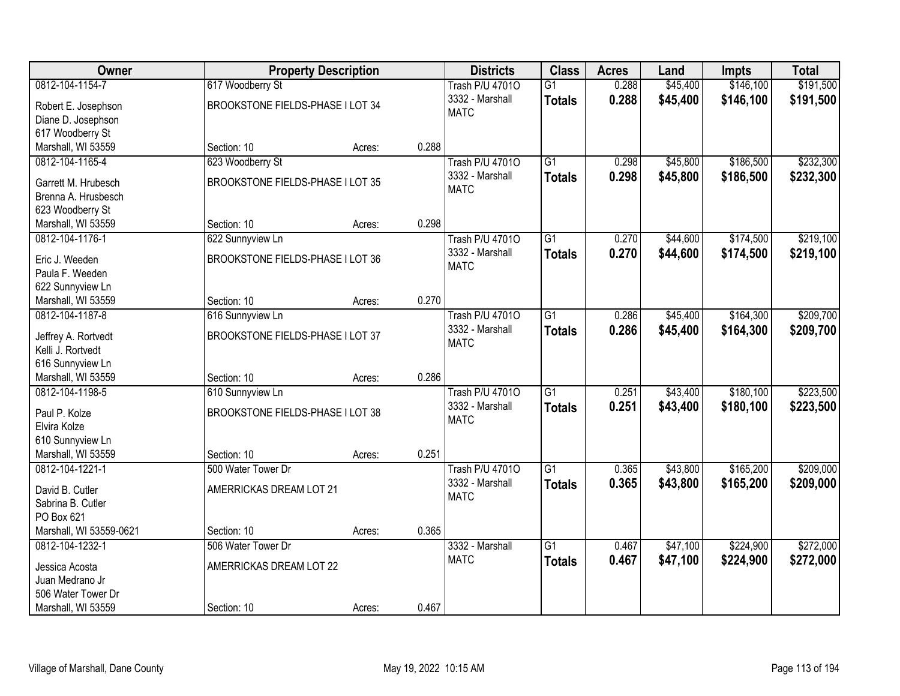| Owner | Property Description | | | Districts | Class | Acres | Land | Impts | Total |
|---|---|---|---|---|---|---|---|---|---|
| 0812-104-1154-7<br>Robert E. Josephson<br>Diane D. Josephson<br>617 Woodberry St<br>Marshall, WI 53559 | 617 Woodberry St<br>BROOKSTONE FIELDS-PHASE I LOT 34<br>Section: 10 | Acres: | 0.288 | Trash P/U 4701O<br>3332 - Marshall<br>MATC | G1<br>**Totals** | 0.288<br>**0.288** | $45,400<br>**$45,400** | $146,100<br>**$146,100** | $191,500<br>**$191,500** |
| 0812-104-1165-4<br>Garrett M. Hrubesch<br>Brenna A. Hrusbesch<br>623 Woodberry St<br>Marshall, WI 53559 | 623 Woodberry St<br>BROOKSTONE FIELDS-PHASE I LOT 35<br>Section: 10 | Acres: | 0.298 | Trash P/U 4701O<br>3332 - Marshall<br>MATC | G1<br>**Totals** | 0.298<br>**0.298** | $45,800<br>**$45,800** | $186,500<br>**$186,500** | $232,300<br>**$232,300** |
| 0812-104-1176-1<br>Eric J. Weeden<br>Paula F. Weeden<br>622 Sunnyview Ln<br>Marshall, WI 53559 | 622 Sunnyview Ln<br>BROOKSTONE FIELDS-PHASE I LOT 36<br>Section: 10 | Acres: | 0.270 | Trash P/U 4701O<br>3332 - Marshall<br>MATC | G1<br>**Totals** | 0.270<br>**0.270** | $44,600<br>**$44,600** | $174,500<br>**$174,500** | $219,100<br>**$219,100** |
| 0812-104-1187-8<br>Jeffrey A. Rortvedt<br>Kelli J. Rortvedt<br>616 Sunnyview Ln<br>Marshall, WI 53559 | 616 Sunnyview Ln<br>BROOKSTONE FIELDS-PHASE I LOT 37<br>Section: 10 | Acres: | 0.286 | Trash P/U 4701O<br>3332 - Marshall<br>MATC | G1<br>**Totals** | 0.286<br>**0.286** | $45,400<br>**$45,400** | $164,300<br>**$164,300** | $209,700<br>**$209,700** |
| 0812-104-1198-5<br>Paul P. Kolze<br>Elvira Kolze<br>610 Sunnyview Ln<br>Marshall, WI 53559 | 610 Sunnyview Ln<br>BROOKSTONE FIELDS-PHASE I LOT 38<br>Section: 10 | Acres: | 0.251 | Trash P/U 4701O<br>3332 - Marshall<br>MATC | G1<br>**Totals** | 0.251<br>**0.251** | $43,400<br>**$43,400** | $180,100<br>**$180,100** | $223,500<br>**$223,500** |
| 0812-104-1221-1<br>David B. Cutler<br>Sabrina B. Cutler<br>PO Box 621<br>Marshall, WI 53559-0621 | 500 Water Tower Dr<br>AMERRICKAS DREAM LOT 21<br>Section: 10 | Acres: | 0.365 | Trash P/U 4701O<br>3332 - Marshall<br>MATC | G1<br>**Totals** | 0.365<br>**0.365** | $43,800<br>**$43,800** | $165,200<br>**$165,200** | $209,000<br>**$209,000** |
| 0812-104-1232-1<br>Jessica Acosta<br>Juan Medrano Jr<br>506 Water Tower Dr<br>Marshall, WI 53559 | 506 Water Tower Dr<br>AMERRICKAS DREAM LOT 22<br>Section: 10 | Acres: | 0.467 | 3332 - Marshall<br>MATC | G1<br>**Totals** | 0.467<br>**0.467** | $47,100<br>**$47,100** | $224,900<br>**$224,900** | $272,000<br>**$272,000** |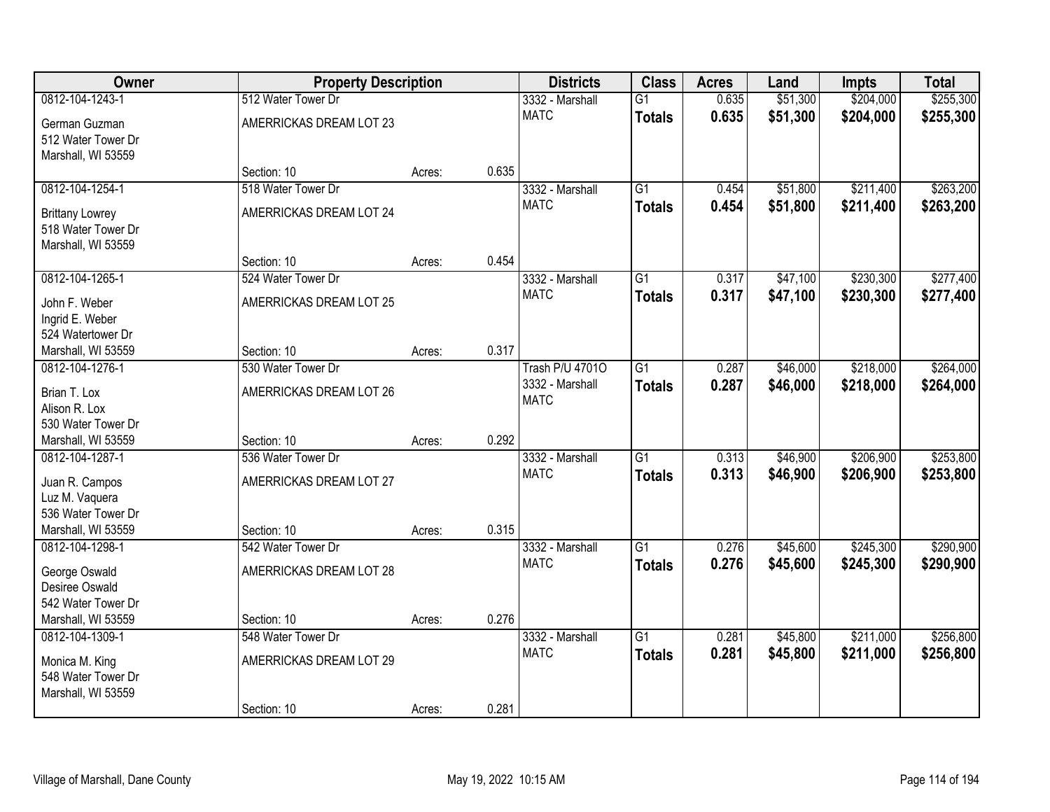| Owner | Property Description | | | Districts | Class | Acres | Land | Impts | Total |
|---|---|---|---|---|---|---|---|---|---|
| 0812-104-1243-1<br>German Guzman<br>512 Water Tower Dr<br>Marshall, WI 53559 | 512 Water Tower Dr<br>AMERRICKAS DREAM LOT 23<br>Section: 10 | Acres: | 0.635 | 3332 - Marshall<br>MATC | G1<br>**Totals** | 0.635<br>**0.635** | $51,300<br>**$51,300** | $204,000<br>**$204,000** | $255,300<br>**$255,300** |
| 0812-104-1254-1<br>Brittany Lowrey<br>518 Water Tower Dr<br>Marshall, WI 53559 | 518 Water Tower Dr<br>AMERRICKAS DREAM LOT 24<br>Section: 10 | Acres: | 0.454 | 3332 - Marshall<br>MATC | G1<br>**Totals** | 0.454<br>**0.454** | $51,800<br>**$51,800** | $211,400<br>**$211,400** | $263,200<br>**$263,200** |
| 0812-104-1265-1<br>John F. Weber<br>Ingrid E. Weber<br>524 Watertower Dr<br>Marshall, WI 53559 | 524 Water Tower Dr<br>AMERRICKAS DREAM LOT 25<br>Section: 10 | Acres: | 0.317 | 3332 - Marshall<br>MATC | G1<br>**Totals** | 0.317<br>**0.317** | $47,100<br>**$47,100** | $230,300<br>**$230,300** | $277,400<br>**$277,400** |
| 0812-104-1276-1<br>Brian T. Lox<br>Alison R. Lox<br>530 Water Tower Dr<br>Marshall, WI 53559 | 530 Water Tower Dr<br>AMERRICKAS DREAM LOT 26<br>Section: 10 | Acres: | 0.292 | Trash P/U 4701O<br>3332 - Marshall<br>MATC | G1<br>**Totals** | 0.287<br>**0.287** | $46,000<br>**$46,000** | $218,000<br>**$218,000** | $264,000<br>**$264,000** |
| 0812-104-1287-1<br>Juan R. Campos<br>Luz M. Vaquera<br>536 Water Tower Dr<br>Marshall, WI 53559 | 536 Water Tower Dr<br>AMERRICKAS DREAM LOT 27<br>Section: 10 | Acres: | 0.315 | 3332 - Marshall<br>MATC | G1<br>**Totals** | 0.313<br>**0.313** | $46,900<br>**$46,900** | $206,900<br>**$206,900** | $253,800<br>**$253,800** |
| 0812-104-1298-1<br>George Oswald<br>Desiree Oswald<br>542 Water Tower Dr<br>Marshall, WI 53559 | 542 Water Tower Dr<br>AMERRICKAS DREAM LOT 28<br>Section: 10 | Acres: | 0.276 | 3332 - Marshall<br>MATC | G1<br>**Totals** | 0.276<br>**0.276** | $45,600<br>**$45,600** | $245,300<br>**$245,300** | $290,900<br>**$290,900** |
| 0812-104-1309-1<br>Monica M. King<br>548 Water Tower Dr<br>Marshall, WI 53559 | 548 Water Tower Dr<br>AMERRICKAS DREAM LOT 29<br>Section: 10 | Acres: | 0.281 | 3332 - Marshall<br>MATC | G1<br>**Totals** | 0.281<br>**0.281** | $45,800<br>**$45,800** | $211,000<br>**$211,000** | $256,800<br>**$256,800** |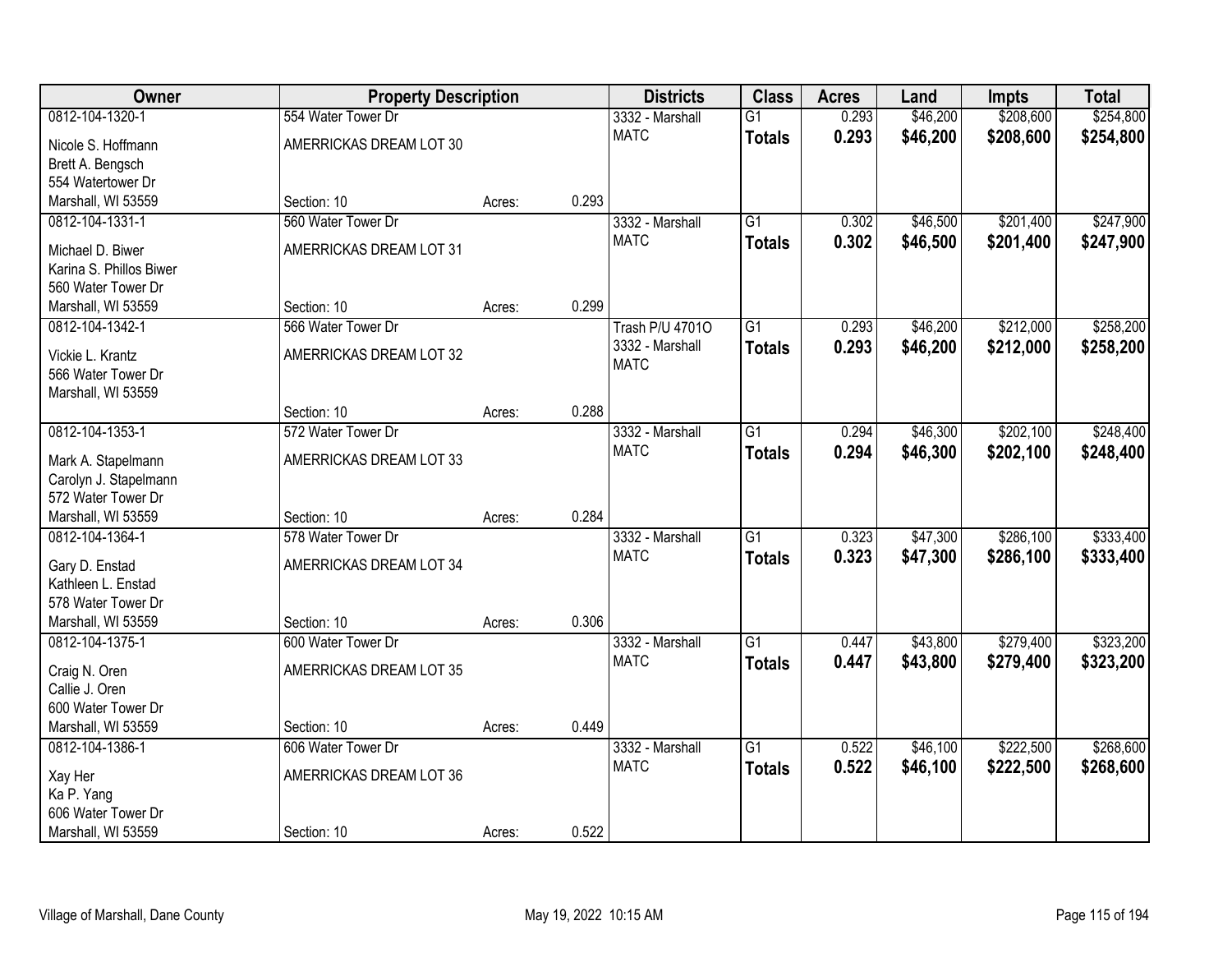| Owner | Property Description | | | Districts | Class | Acres | Land | Impts | Total |
|---|---|---|---|---|---|---|---|---|---|
| 0812-104-1320-1<br>Nicole S. Hoffmann<br>Brett A. Bengsch<br>554 Watertower Dr<br>Marshall, WI 53559 | 554 Water Tower Dr<br>AMERRICKAS DREAM LOT 30<br>Section: 10 | Acres: | 0.293 | 3332 - Marshall<br>MATC | G1<br>**Totals** | 0.293<br>**0.293** | $46,200<br>**$46,200** | $208,600<br>**$208,600** | $254,800<br>**$254,800** |
| 0812-104-1331-1<br>Michael D. Biwer<br>Karina S. Phillos Biwer<br>560 Water Tower Dr<br>Marshall, WI 53559 | 560 Water Tower Dr<br>AMERRICKAS DREAM LOT 31<br>Section: 10 | Acres: | 0.299 | 3332 - Marshall<br>MATC | G1<br>**Totals** | 0.302<br>**0.302** | $46,500<br>**$46,500** | $201,400<br>**$201,400** | $247,900<br>**$247,900** |
| 0812-104-1342-1<br>Vickie L. Krantz<br>566 Water Tower Dr<br>Marshall, WI 53559 | 566 Water Tower Dr<br>AMERRICKAS DREAM LOT 32<br>Section: 10 | Acres: | 0.288 | Trash P/U 4701O<br>3332 - Marshall<br>MATC | G1<br>**Totals** | 0.293<br>**0.293** | $46,200<br>**$46,200** | $212,000<br>**$212,000** | $258,200<br>**$258,200** |
| 0812-104-1353-1<br>Mark A. Stapelmann<br>Carolyn J. Stapelmann<br>572 Water Tower Dr<br>Marshall, WI 53559 | 572 Water Tower Dr<br>AMERRICKAS DREAM LOT 33<br>Section: 10 | Acres: | 0.284 | 3332 - Marshall<br>MATC | G1<br>**Totals** | 0.294<br>**0.294** | $46,300<br>**$46,300** | $202,100<br>**$202,100** | $248,400<br>**$248,400** |
| 0812-104-1364-1<br>Gary D. Enstad<br>Kathleen L. Enstad<br>578 Water Tower Dr<br>Marshall, WI 53559 | 578 Water Tower Dr<br>AMERRICKAS DREAM LOT 34<br>Section: 10 | Acres: | 0.306 | 3332 - Marshall<br>MATC | G1<br>**Totals** | 0.323<br>**0.323** | $47,300<br>**$47,300** | $286,100<br>**$286,100** | $333,400<br>**$333,400** |
| 0812-104-1375-1<br>Craig N. Oren<br>Callie J. Oren<br>600 Water Tower Dr<br>Marshall, WI 53559 | 600 Water Tower Dr<br>AMERRICKAS DREAM LOT 35<br>Section: 10 | Acres: | 0.449 | 3332 - Marshall<br>MATC | G1<br>**Totals** | 0.447<br>**0.447** | $43,800<br>**$43,800** | $279,400<br>**$279,400** | $323,200<br>**$323,200** |
| 0812-104-1386-1<br>Xay Her<br>Ka P. Yang<br>606 Water Tower Dr<br>Marshall, WI 53559 | 606 Water Tower Dr<br>AMERRICKAS DREAM LOT 36<br>Section: 10 | Acres: | 0.522 | 3332 - Marshall<br>MATC | G1<br>**Totals** | 0.522<br>**0.522** | $46,100<br>**$46,100** | $222,500<br>**$222,500** | $268,600<br>**$268,600** |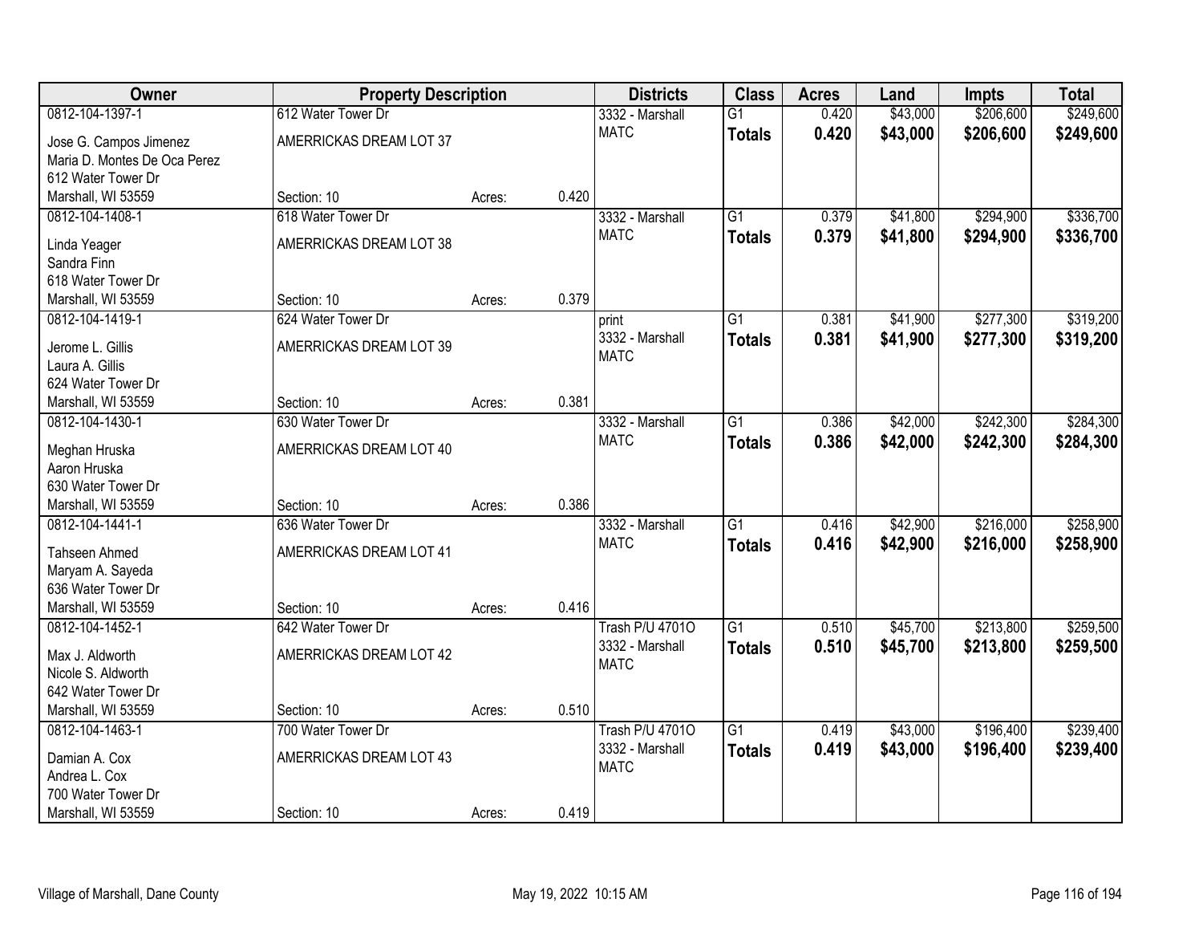| Owner | Property Description | | | Districts | Class | Acres | Land | Impts | Total |
|---|---|---|---|---|---|---|---|---|---|
| 0812-104-1397-1 | 612 Water Tower Dr | | | 3332 - Marshall | G1 | 0.420 | $43,000 | $206,600 | $249,600 |
| Jose G. Campos Jimenez<br>Maria D. Montes De Oca Perez<br>612 Water Tower Dr<br>Marshall, WI 53559 | AMERRICKAS DREAM LOT 37<br><br><br>Section: 10 | Acres: | 0.420 | MATC | **Totals** | **0.420** | **$43,000** | **$206,600** | **$249,600** |
| 0812-104-1408-1 | 618 Water Tower Dr | | | 3332 - Marshall | G1 | 0.379 | $41,800 | $294,900 | $336,700 |
| Linda Yeager<br>Sandra Finn<br>618 Water Tower Dr<br>Marshall, WI 53559 | AMERRICKAS DREAM LOT 38<br><br><br>Section: 10 | Acres: | 0.379 | MATC | **Totals** | **0.379** | **$41,800** | **$294,900** | **$336,700** |
| 0812-104-1419-1 | 624 Water Tower Dr | | | print | G1 | 0.381 | $41,900 | $277,300 | $319,200 |
| Jerome L. Gillis<br>Laura A. Gillis<br>624 Water Tower Dr<br>Marshall, WI 53559 | AMERRICKAS DREAM LOT 39<br><br><br>Section: 10 | Acres: | 0.381 | 3332 - Marshall<br>MATC | **Totals** | **0.381** | **$41,900** | **$277,300** | **$319,200** |
| 0812-104-1430-1 | 630 Water Tower Dr | | | 3332 - Marshall | G1 | 0.386 | $42,000 | $242,300 | $284,300 |
| Meghan Hruska<br>Aaron Hruska<br>630 Water Tower Dr<br>Marshall, WI 53559 | AMERRICKAS DREAM LOT 40<br><br><br>Section: 10 | Acres: | 0.386 | MATC | **Totals** | **0.386** | **$42,000** | **$242,300** | **$284,300** |
| 0812-104-1441-1 | 636 Water Tower Dr | | | 3332 - Marshall | G1 | 0.416 | $42,900 | $216,000 | $258,900 |
| Tahseen Ahmed<br>Maryam A. Sayeda<br>636 Water Tower Dr<br>Marshall, WI 53559 | AMERRICKAS DREAM LOT 41<br><br><br>Section: 10 | Acres: | 0.416 | MATC | **Totals** | **0.416** | **$42,900** | **$216,000** | **$258,900** |
| 0812-104-1452-1 | 642 Water Tower Dr | | | Trash P/U 4701O | G1 | 0.510 | $45,700 | $213,800 | $259,500 |
| Max J. Aldworth<br>Nicole S. Aldworth<br>642 Water Tower Dr<br>Marshall, WI 53559 | AMERRICKAS DREAM LOT 42<br><br><br>Section: 10 | Acres: | 0.510 | 3332 - Marshall<br>MATC | **Totals** | **0.510** | **$45,700** | **$213,800** | **$259,500** |
| 0812-104-1463-1 | 700 Water Tower Dr | | | Trash P/U 4701O | G1 | 0.419 | $43,000 | $196,400 | $239,400 |
| Damian A. Cox<br>Andrea L. Cox<br>700 Water Tower Dr<br>Marshall, WI 53559 | AMERRICKAS DREAM LOT 43<br><br><br>Section: 10 | Acres: | 0.419 | 3332 - Marshall<br>MATC | **Totals** | **0.419** | **$43,000** | **$196,400** | **$239,400** |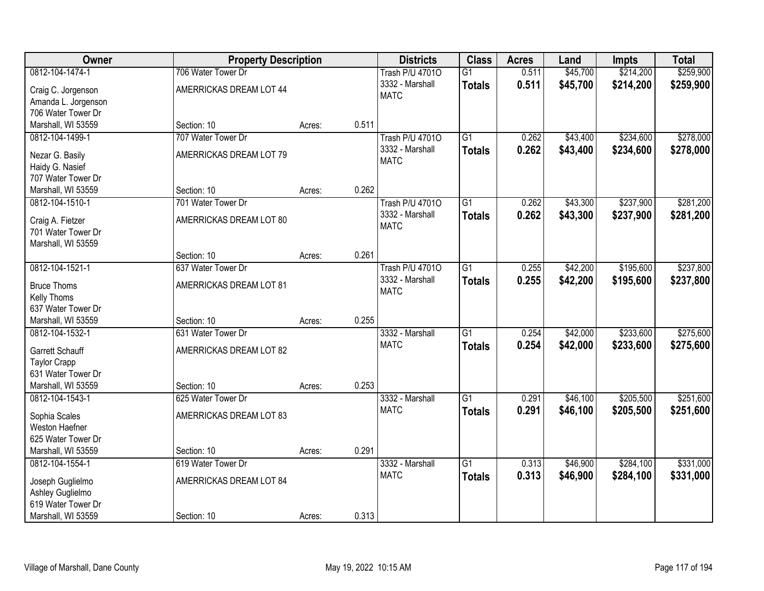| Owner | Property Description | | | Districts | Class | Acres | Land | Impts | Total |
|---|---|---|---|---|---|---|---|---|---|
| 0812-104-1474-1<br>Craig C. Jorgenson<br>Amanda L. Jorgenson<br>706 Water Tower Dr<br>Marshall, WI 53559 | 706 Water Tower Dr<br>AMERRICKAS DREAM LOT 44<br><br>Section: 10 | Acres: | 0.511 | Trash P/U 4701O<br>3332 - Marshall<br>MATC | G1<br>**Totals** | 0.511<br>**0.511** | $45,700<br>**$45,700** | $214,200<br>**$214,200** | $259,900<br>**$259,900** |
| 0812-104-1499-1<br>Nezar G. Basily<br>Haidy G. Nasief<br>707 Water Tower Dr<br>Marshall, WI 53559 | 707 Water Tower Dr<br>AMERRICKAS DREAM LOT 79<br><br>Section: 10 | Acres: | 0.262 | Trash P/U 4701O<br>3332 - Marshall<br>MATC | G1<br>**Totals** | 0.262<br>**0.262** | $43,400<br>**$43,400** | $234,600<br>**$234,600** | $278,000<br>**$278,000** |
| 0812-104-1510-1<br>Craig A. Fietzer<br>701 Water Tower Dr<br>Marshall, WI 53559 | 701 Water Tower Dr<br>AMERRICKAS DREAM LOT 80<br><br>Section: 10 | Acres: | 0.261 | Trash P/U 4701O<br>3332 - Marshall<br>MATC | G1<br>**Totals** | 0.262<br>**0.262** | $43,300<br>**$43,300** | $237,900<br>**$237,900** | $281,200<br>**$281,200** |
| 0812-104-1521-1<br>Bruce Thoms<br>Kelly Thoms<br>637 Water Tower Dr<br>Marshall, WI 53559 | 637 Water Tower Dr<br>AMERRICKAS DREAM LOT 81<br><br>Section: 10 | Acres: | 0.255 | Trash P/U 4701O<br>3332 - Marshall<br>MATC | G1<br>**Totals** | 0.255<br>**0.255** | $42,200<br>**$42,200** | $195,600<br>**$195,600** | $237,800<br>**$237,800** |
| 0812-104-1532-1<br>Garrett Schauff<br>Taylor Crapp<br>631 Water Tower Dr<br>Marshall, WI 53559 | 631 Water Tower Dr<br>AMERRICKAS DREAM LOT 82<br><br>Section: 10 | Acres: | 0.253 | 3332 - Marshall<br>MATC | G1<br>**Totals** | 0.254<br>**0.254** | $42,000<br>**$42,000** | $233,600<br>**$233,600** | $275,600<br>**$275,600** |
| 0812-104-1543-1<br>Sophia Scales<br>Weston Haefner<br>625 Water Tower Dr<br>Marshall, WI 53559 | 625 Water Tower Dr<br>AMERRICKAS DREAM LOT 83<br><br>Section: 10 | Acres: | 0.291 | 3332 - Marshall<br>MATC | G1<br>**Totals** | 0.291<br>**0.291** | $46,100<br>**$46,100** | $205,500<br>**$205,500** | $251,600<br>**$251,600** |
| 0812-104-1554-1<br>Joseph Guglielmo<br>Ashley Guglielmo<br>619 Water Tower Dr<br>Marshall, WI 53559 | 619 Water Tower Dr<br>AMERRICKAS DREAM LOT 84<br><br>Section: 10 | Acres: | 0.313 | 3332 - Marshall<br>MATC | G1<br>**Totals** | 0.313<br>**0.313** | $46,900<br>**$46,900** | $284,100<br>**$284,100** | $331,000<br>**$331,000** |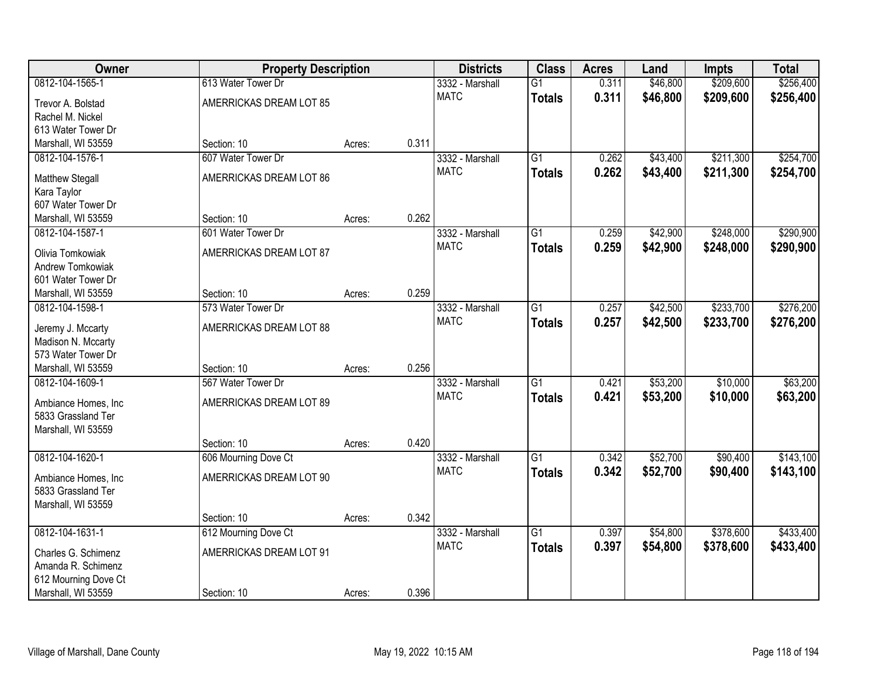| Owner | Property Description | | | Districts | Class | Acres | Land | Impts | Total |
|---|---|---|---|---|---|---|---|---|---|
| 0812-104-1565-1<br>Trevor A. Bolstad<br>Rachel M. Nickel<br>613 Water Tower Dr<br>Marshall, WI 53559 | 613 Water Tower Dr<br>AMERRICKAS DREAM LOT 85<br><br><br>Section: 10 | Acres: | 0.311 | 3332 - Marshall<br>MATC | G1<br>**Totals** | 0.311<br>**0.311** | $46,800<br>**$46,800** | $209,600<br>**$209,600** | $256,400<br>**$256,400** |
| 0812-104-1576-1<br>Matthew Stegall<br>Kara Taylor<br>607 Water Tower Dr<br>Marshall, WI 53559 | 607 Water Tower Dr<br>AMERRICKAS DREAM LOT 86<br><br><br>Section: 10 | Acres: | 0.262 | 3332 - Marshall<br>MATC | G1<br>**Totals** | 0.262<br>**0.262** | $43,400<br>**$43,400** | $211,300<br>**$211,300** | $254,700<br>**$254,700** |
| 0812-104-1587-1<br>Olivia Tomkowiak<br>Andrew Tomkowiak<br>601 Water Tower Dr<br>Marshall, WI 53559 | 601 Water Tower Dr<br>AMERRICKAS DREAM LOT 87<br><br><br>Section: 10 | Acres: | 0.259 | 3332 - Marshall<br>MATC | G1<br>**Totals** | 0.259<br>**0.259** | $42,900<br>**$42,900** | $248,000<br>**$248,000** | $290,900<br>**$290,900** |
| 0812-104-1598-1<br>Jeremy J. Mccarty<br>Madison N. Mccarty<br>573 Water Tower Dr<br>Marshall, WI 53559 | 573 Water Tower Dr<br>AMERRICKAS DREAM LOT 88<br><br><br>Section: 10 | Acres: | 0.256 | 3332 - Marshall<br>MATC | G1<br>**Totals** | 0.257<br>**0.257** | $42,500<br>**$42,500** | $233,700<br>**$233,700** | $276,200<br>**$276,200** |
| 0812-104-1609-1<br>Ambiance Homes, Inc<br>5833 Grassland Ter<br>Marshall, WI 53559 | 567 Water Tower Dr<br>AMERRICKAS DREAM LOT 89<br><br>Section: 10 | Acres: | 0.420 | 3332 - Marshall<br>MATC | G1<br>**Totals** | 0.421<br>**0.421** | $53,200<br>**$53,200** | $10,000<br>**$10,000** | $63,200<br>**$63,200** |
| 0812-104-1620-1<br>Ambiance Homes, Inc<br>5833 Grassland Ter<br>Marshall, WI 53559 | 606 Mourning Dove Ct<br>AMERRICKAS DREAM LOT 90<br><br>Section: 10 | Acres: | 0.342 | 3332 - Marshall<br>MATC | G1<br>**Totals** | 0.342<br>**0.342** | $52,700<br>**$52,700** | $90,400<br>**$90,400** | $143,100<br>**$143,100** |
| 0812-104-1631-1<br>Charles G. Schimenz<br>Amanda R. Schimenz<br>612 Mourning Dove Ct<br>Marshall, WI 53559 | 612 Mourning Dove Ct<br>AMERRICKAS DREAM LOT 91<br><br><br>Section: 10 | Acres: | 0.396 | 3332 - Marshall<br>MATC | G1<br>**Totals** | 0.397<br>**0.397** | $54,800<br>**$54,800** | $378,600<br>**$378,600** | $433,400<br>**$433,400** |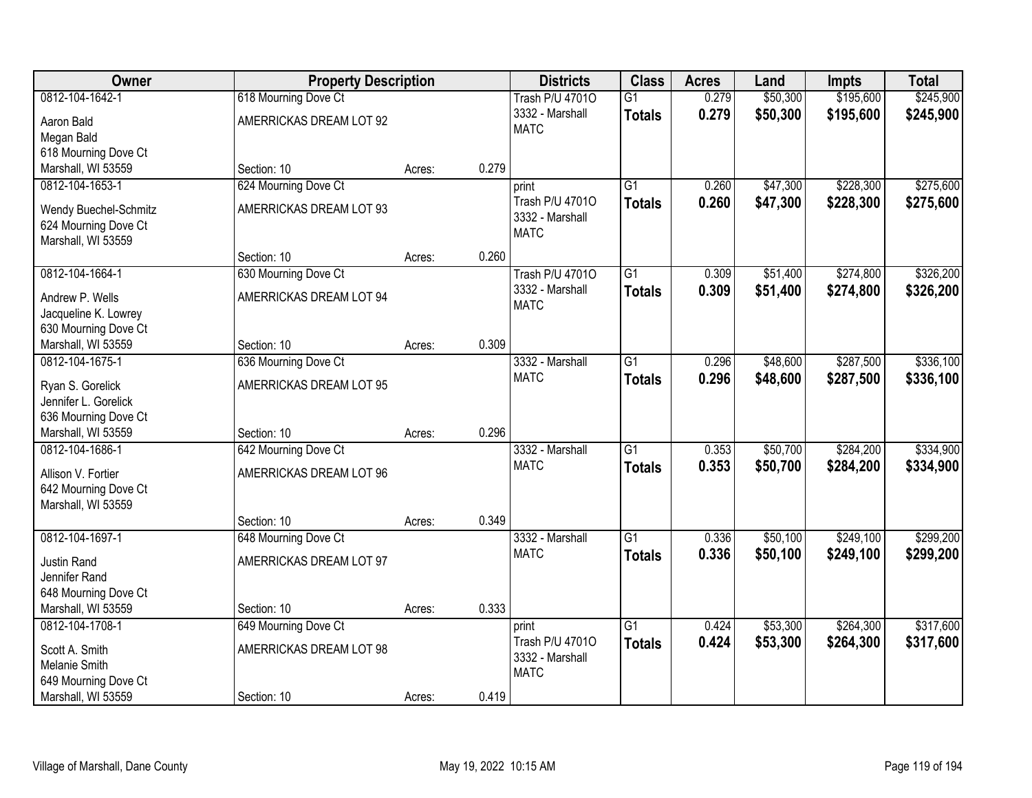| Owner | Property Description | | | Districts | Class | Acres | Land | Impts | Total |
|---|---|---|---|---|---|---|---|---|---|
| 0812-104-1642-1<br>Aaron Bald<br>Megan Bald<br>618 Mourning Dove Ct<br>Marshall, WI 53559 | 618 Mourning Dove Ct<br>AMERRICKAS DREAM LOT 92<br>Section: 10 | Acres: | 0.279 | Trash P/U 4701O<br>3332 - Marshall<br>MATC | G1<br>**Totals** | 0.279<br>**0.279** | $50,300<br>**$50,300** | $195,600<br>**$195,600** | $245,900<br>**$245,900** |
| 0812-104-1653-1<br>Wendy Buechel-Schmitz<br>624 Mourning Dove Ct<br>Marshall, WI 53559 | 624 Mourning Dove Ct<br>AMERRICKAS DREAM LOT 93<br>Section: 10 | Acres: | 0.260 | print<br>Trash P/U 4701O<br>3332 - Marshall<br>MATC | G1<br>**Totals** | 0.260<br>**0.260** | $47,300<br>**$47,300** | $228,300<br>**$228,300** | $275,600<br>**$275,600** |
| 0812-104-1664-1<br>Andrew P. Wells<br>Jacqueline K. Lowrey<br>630 Mourning Dove Ct<br>Marshall, WI 53559 | 630 Mourning Dove Ct<br>AMERRICKAS DREAM LOT 94<br>Section: 10 | Acres: | 0.309 | Trash P/U 4701O<br>3332 - Marshall<br>MATC | G1<br>**Totals** | 0.309<br>**0.309** | $51,400<br>**$51,400** | $274,800<br>**$274,800** | $326,200<br>**$326,200** |
| 0812-104-1675-1<br>Ryan S. Gorelick<br>Jennifer L. Gorelick<br>636 Mourning Dove Ct<br>Marshall, WI 53559 | 636 Mourning Dove Ct<br>AMERRICKAS DREAM LOT 95<br>Section: 10 | Acres: | 0.296 | 3332 - Marshall<br>MATC | G1<br>**Totals** | 0.296<br>**0.296** | $48,600<br>**$48,600** | $287,500<br>**$287,500** | $336,100<br>**$336,100** |
| 0812-104-1686-1<br>Allison V. Fortier<br>642 Mourning Dove Ct<br>Marshall, WI 53559 | 642 Mourning Dove Ct<br>AMERRICKAS DREAM LOT 96<br>Section: 10 | Acres: | 0.349 | 3332 - Marshall<br>MATC | G1<br>**Totals** | 0.353<br>**0.353** | $50,700<br>**$50,700** | $284,200<br>**$284,200** | $334,900<br>**$334,900** |
| 0812-104-1697-1<br>Justin Rand<br>Jennifer Rand<br>648 Mourning Dove Ct<br>Marshall, WI 53559 | 648 Mourning Dove Ct<br>AMERRICKAS DREAM LOT 97<br>Section: 10 | Acres: | 0.333 | 3332 - Marshall<br>MATC | G1<br>**Totals** | 0.336<br>**0.336** | $50,100<br>**$50,100** | $249,100<br>**$249,100** | $299,200<br>**$299,200** |
| 0812-104-1708-1<br>Scott A. Smith<br>Melanie Smith<br>649 Mourning Dove Ct<br>Marshall, WI 53559 | 649 Mourning Dove Ct<br>AMERRICKAS DREAM LOT 98<br>Section: 10 | Acres: | 0.419 | print<br>Trash P/U 4701O<br>3332 - Marshall<br>MATC | G1<br>**Totals** | 0.424<br>**0.424** | $53,300<br>**$53,300** | $264,300<br>**$264,300** | $317,600<br>**$317,600** |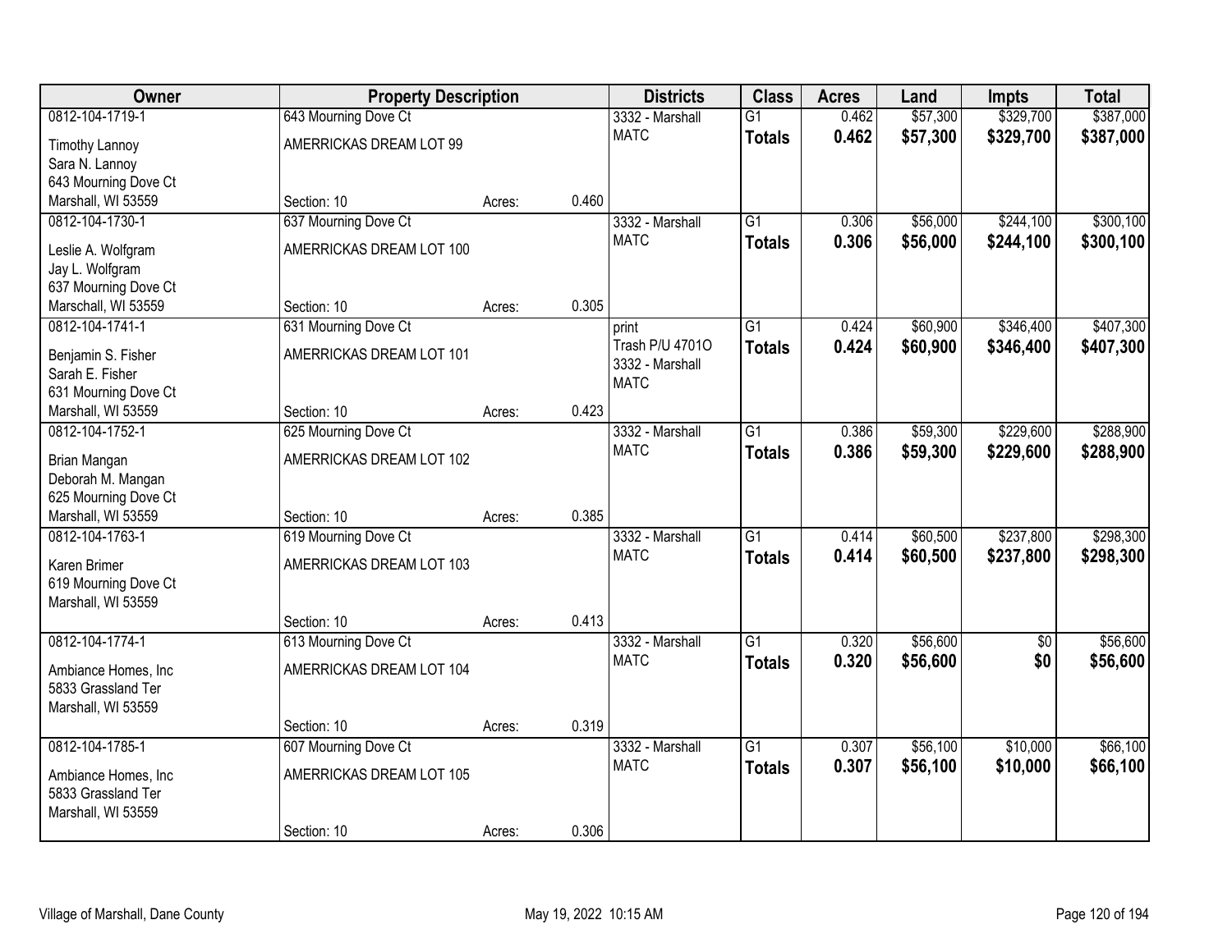| Owner | Property Description | | | Districts | Class | Acres | Land | Impts | Total |
|---|---|---|---|---|---|---|---|---|---|
| 0812-104-1719-1<br>Timothy Lannoy<br>Sara N. Lannoy<br>643 Mourning Dove Ct<br>Marshall, WI 53559 | 643 Mourning Dove Ct<br>AMERRICKAS DREAM LOT 99<br>Section: 10 | Acres: | 0.460 | 3332 - Marshall<br>MATC | G1<br>**Totals** | 0.462<br>**0.462** | $57,300<br>**$57,300** | $329,700<br>**$329,700** | $387,000<br>**$387,000** |
| 0812-104-1730-1<br>Leslie A. Wolfgram<br>Jay L. Wolfgram<br>637 Mourning Dove Ct<br>Marschall, WI 53559 | 637 Mourning Dove Ct<br>AMERRICKAS DREAM LOT 100<br>Section: 10 | Acres: | 0.305 | 3332 - Marshall<br>MATC | G1<br>**Totals** | 0.306<br>**0.306** | $56,000<br>**$56,000** | $244,100<br>**$244,100** | $300,100<br>**$300,100** |
| 0812-104-1741-1<br>Benjamin S. Fisher<br>Sarah E. Fisher<br>631 Mourning Dove Ct<br>Marshall, WI 53559 | 631 Mourning Dove Ct<br>AMERRICKAS DREAM LOT 101<br>Section: 10 | Acres: | 0.423 | print<br>Trash P/U 4701O<br>3332 - Marshall<br>MATC | G1<br>**Totals** | 0.424<br>**0.424** | $60,900<br>**$60,900** | $346,400<br>**$346,400** | $407,300<br>**$407,300** |
| 0812-104-1752-1<br>Brian Mangan<br>Deborah M. Mangan<br>625 Mourning Dove Ct<br>Marshall, WI 53559 | 625 Mourning Dove Ct<br>AMERRICKAS DREAM LOT 102<br>Section: 10 | Acres: | 0.385 | 3332 - Marshall<br>MATC | G1<br>**Totals** | 0.386<br>**0.386** | $59,300<br>**$59,300** | $229,600<br>**$229,600** | $288,900<br>**$288,900** |
| 0812-104-1763-1<br>Karen Brimer<br>619 Mourning Dove Ct<br>Marshall, WI 53559 | 619 Mourning Dove Ct<br>AMERRICKAS DREAM LOT 103<br>Section: 10 | Acres: | 0.413 | 3332 - Marshall<br>MATC | G1<br>**Totals** | 0.414<br>**0.414** | $60,500<br>**$60,500** | $237,800<br>**$237,800** | $298,300<br>**$298,300** |
| 0812-104-1774-1<br>Ambiance Homes, Inc<br>5833 Grassland Ter<br>Marshall, WI 53559 | 613 Mourning Dove Ct<br>AMERRICKAS DREAM LOT 104<br>Section: 10 | Acres: | 0.319 | 3332 - Marshall<br>MATC | G1<br>**Totals** | 0.320<br>**0.320** | $56,600<br>**$56,600** | $0<br>**$0** | $56,600<br>**$56,600** |
| 0812-104-1785-1<br>Ambiance Homes, Inc<br>5833 Grassland Ter<br>Marshall, WI 53559 | 607 Mourning Dove Ct<br>AMERRICKAS DREAM LOT 105<br>Section: 10 | Acres: | 0.306 | 3332 - Marshall<br>MATC | G1<br>**Totals** | 0.307<br>**0.307** | $56,100<br>**$56,100** | $10,000<br>**$10,000** | $66,100<br>**$66,100** |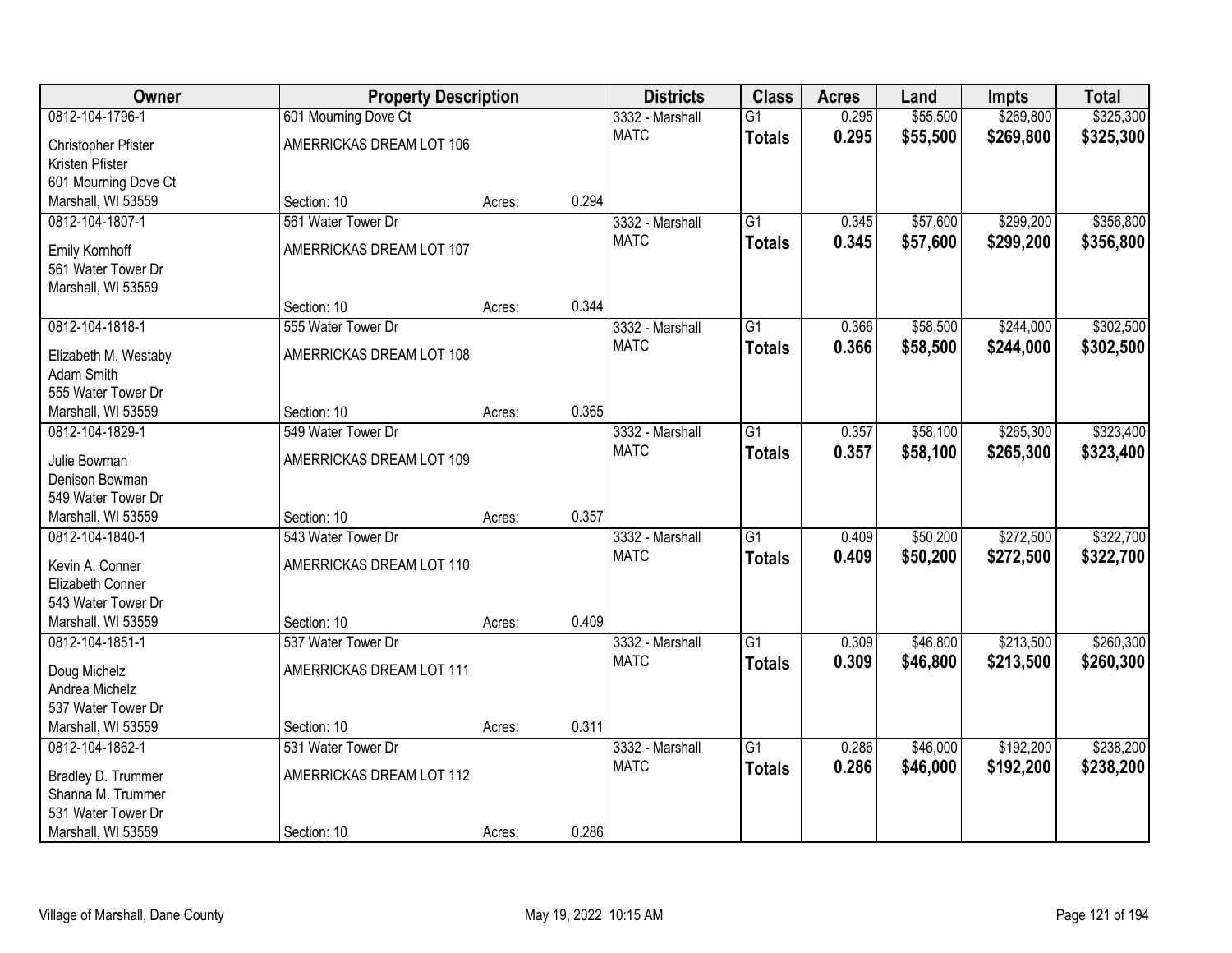| Owner | Property Description | | | Districts | Class | Acres | Land | Impts | Total |
|---|---|---|---|---|---|---|---|---|---|
| 0812-104-1796-1 | 601 Mourning Dove Ct | | | 3332 - Marshall | G1 | 0.295 | $55,500 | $269,800 | $325,300 |
| Christopher Pfister<br>Kristen Pfister<br>601 Mourning Dove Ct<br>Marshall, WI 53559 | AMERRICKAS DREAM LOT 106 | | | MATC | **Totals** | **0.295** | **$55,500** | **$269,800** | **$325,300** |
| | Section: 10 | Acres: | 0.294 | | | | | | |
| 0812-104-1807-1 | 561 Water Tower Dr | | | 3332 - Marshall | G1 | 0.345 | $57,600 | $299,200 | $356,800 |
| Emily Kornhoff<br>561 Water Tower Dr<br>Marshall, WI 53559 | AMERRICKAS DREAM LOT 107 | | | MATC | **Totals** | **0.345** | **$57,600** | **$299,200** | **$356,800** |
| | Section: 10 | Acres: | 0.344 | | | | | | |
| 0812-104-1818-1 | 555 Water Tower Dr | | | 3332 - Marshall | G1 | 0.366 | $58,500 | $244,000 | $302,500 |
| Elizabeth M. Westaby<br>Adam Smith<br>555 Water Tower Dr<br>Marshall, WI 53559 | AMERRICKAS DREAM LOT 108 | | | MATC | **Totals** | **0.366** | **$58,500** | **$244,000** | **$302,500** |
| | Section: 10 | Acres: | 0.365 | | | | | | |
| 0812-104-1829-1 | 549 Water Tower Dr | | | 3332 - Marshall | G1 | 0.357 | $58,100 | $265,300 | $323,400 |
| Julie Bowman<br>Denison Bowman<br>549 Water Tower Dr<br>Marshall, WI 53559 | AMERRICKAS DREAM LOT 109 | | | MATC | **Totals** | **0.357** | **$58,100** | **$265,300** | **$323,400** |
| | Section: 10 | Acres: | 0.357 | | | | | | |
| 0812-104-1840-1 | 543 Water Tower Dr | | | 3332 - Marshall | G1 | 0.409 | $50,200 | $272,500 | $322,700 |
| Kevin A. Conner<br>Elizabeth Conner<br>543 Water Tower Dr<br>Marshall, WI 53559 | AMERRICKAS DREAM LOT 110 | | | MATC | **Totals** | **0.409** | **$50,200** | **$272,500** | **$322,700** |
| | Section: 10 | Acres: | 0.409 | | | | | | |
| 0812-104-1851-1 | 537 Water Tower Dr | | | 3332 - Marshall | G1 | 0.309 | $46,800 | $213,500 | $260,300 |
| Doug Michelz<br>Andrea Michelz<br>537 Water Tower Dr<br>Marshall, WI 53559 | AMERRICKAS DREAM LOT 111 | | | MATC | **Totals** | **0.309** | **$46,800** | **$213,500** | **$260,300** |
| | Section: 10 | Acres: | 0.311 | | | | | | |
| 0812-104-1862-1 | 531 Water Tower Dr | | | 3332 - Marshall | G1 | 0.286 | $46,000 | $192,200 | $238,200 |
| Bradley D. Trummer<br>Shanna M. Trummer<br>531 Water Tower Dr<br>Marshall, WI 53559 | AMERRICKAS DREAM LOT 112 | | | MATC | **Totals** | **0.286** | **$46,000** | **$192,200** | **$238,200** |
| | Section: 10 | Acres: | 0.286 | | | | | | |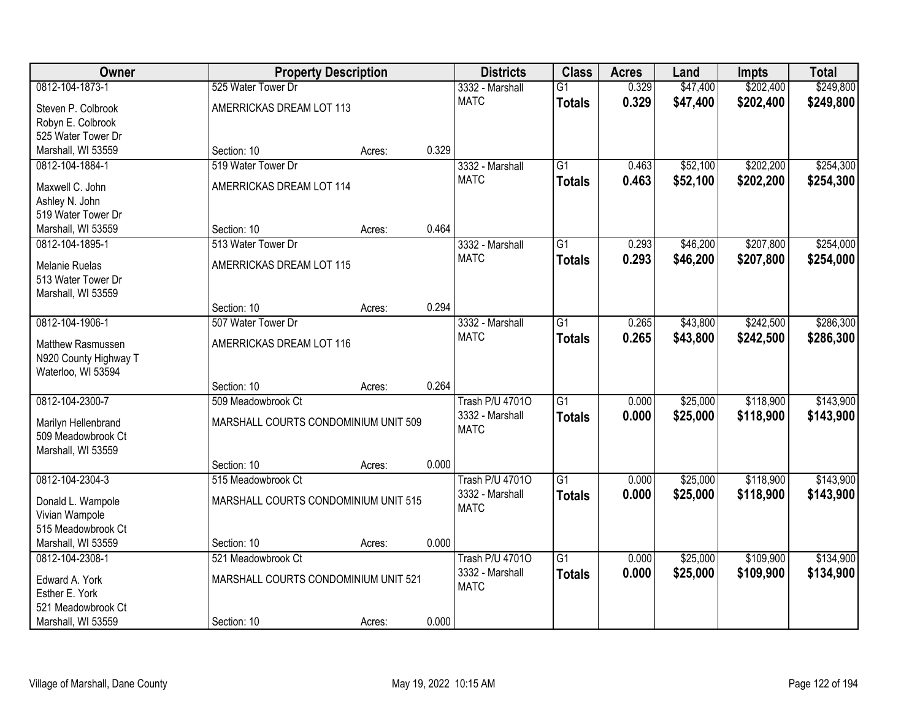| Owner | Property Description | | | Districts | Class | Acres | Land | Impts | Total |
|---|---|---|---|---|---|---|---|---|---|
| 0812-104-1873-1 | 525 Water Tower Dr | | | 3332 - Marshall | G1 | 0.329 | $47,400 | $202,400 | $249,800 |
| Steven P. Colbrook<br>Robyn E. Colbrook<br>525 Water Tower Dr<br>Marshall, WI 53559 | AMERRICKAS DREAM LOT 113 | | | MATC | **Totals** | **0.329** | **$47,400** | **$202,400** | **$249,800** |
| | Section: 10 | Acres: | 0.329 | | | | | | |
| 0812-104-1884-1 | 519 Water Tower Dr | | | 3332 - Marshall | G1 | 0.463 | $52,100 | $202,200 | $254,300 |
| Maxwell C. John<br>Ashley N. John<br>519 Water Tower Dr<br>Marshall, WI 53559 | AMERRICKAS DREAM LOT 114 | | | MATC | **Totals** | **0.463** | **$52,100** | **$202,200** | **$254,300** |
| | Section: 10 | Acres: | 0.464 | | | | | | |
| 0812-104-1895-1 | 513 Water Tower Dr | | | 3332 - Marshall | G1 | 0.293 | $46,200 | $207,800 | $254,000 |
| Melanie Ruelas<br>513 Water Tower Dr<br>Marshall, WI 53559 | AMERRICKAS DREAM LOT 115 | | | MATC | **Totals** | **0.293** | **$46,200** | **$207,800** | **$254,000** |
| | Section: 10 | Acres: | 0.294 | | | | | | |
| 0812-104-1906-1 | 507 Water Tower Dr | | | 3332 - Marshall | G1 | 0.265 | $43,800 | $242,500 | $286,300 |
| Matthew Rasmussen<br>N920 County Highway T<br>Waterloo, WI 53594 | AMERRICKAS DREAM LOT 116 | | | MATC | **Totals** | **0.265** | **$43,800** | **$242,500** | **$286,300** |
| | Section: 10 | Acres: | 0.264 | | | | | | |
| 0812-104-2300-7 | 509 Meadowbrook Ct | | | Trash P/U 4701O | G1 | 0.000 | $25,000 | $118,900 | $143,900 |
| Marilyn Hellenbrand<br>509 Meadowbrook Ct<br>Marshall, WI 53559 | MARSHALL COURTS CONDOMINIUM UNIT 509 | | | 3332 - Marshall<br>MATC | **Totals** | **0.000** | **$25,000** | **$118,900** | **$143,900** |
| | Section: 10 | Acres: | 0.000 | | | | | | |
| 0812-104-2304-3 | 515 Meadowbrook Ct | | | Trash P/U 4701O | G1 | 0.000 | $25,000 | $118,900 | $143,900 |
| Donald L. Wampole<br>Vivian Wampole<br>515 Meadowbrook Ct<br>Marshall, WI 53559 | MARSHALL COURTS CONDOMINIUM UNIT 515 | | | 3332 - Marshall<br>MATC | **Totals** | **0.000** | **$25,000** | **$118,900** | **$143,900** |
| | Section: 10 | Acres: | 0.000 | | | | | | |
| 0812-104-2308-1 | 521 Meadowbrook Ct | | | Trash P/U 4701O | G1 | 0.000 | $25,000 | $109,900 | $134,900 |
| Edward A. York<br>Esther E. York<br>521 Meadowbrook Ct<br>Marshall, WI 53559 | MARSHALL COURTS CONDOMINIUM UNIT 521 | | | 3332 - Marshall<br>MATC | **Totals** | **0.000** | **$25,000** | **$109,900** | **$134,900** |
| | Section: 10 | Acres: | 0.000 | | | | | | |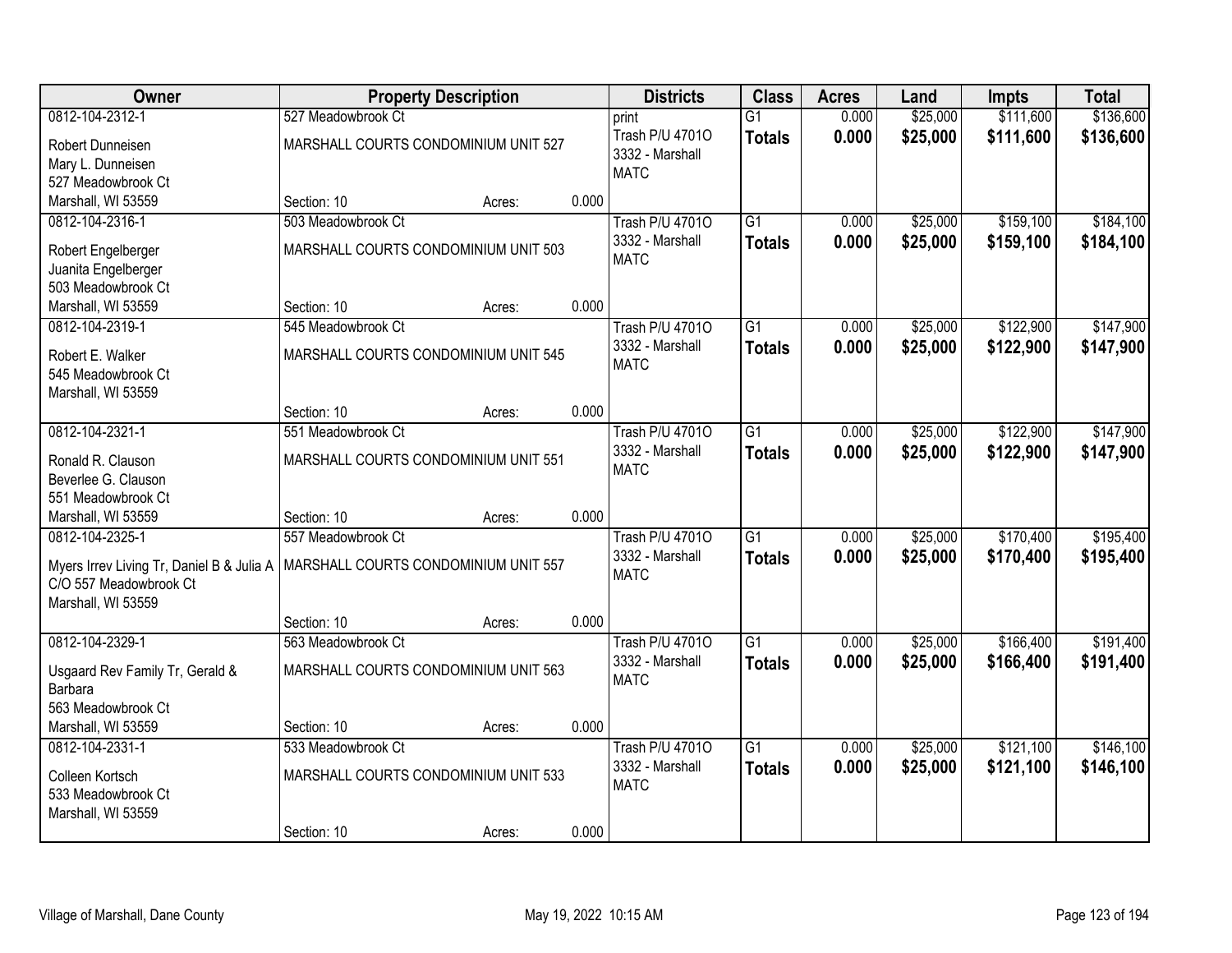| Owner | Property Description | | | Districts | Class | Acres | Land | Impts | Total |
|---|---|---|---|---|---|---|---|---|---|
| 0812-104-2312-1 | 527 Meadowbrook Ct | | | print | G1 | 0.000 | $25,000 | $111,600 | $136,600 |
| Robert Dunneisen<br>Mary L. Dunneisen<br>527 Meadowbrook Ct<br>Marshall, WI 53559 | MARSHALL COURTS CONDOMINIUM UNIT 527 | | | Trash P/U 4701O<br>3332 - Marshall<br>MATC | **Totals** | **0.000** | **$25,000** | **$111,600** | **$136,600** |
| | Section: 10 | Acres: | 0.000 | | | | | | |
| 0812-104-2316-1 | 503 Meadowbrook Ct | | | Trash P/U 4701O | G1 | 0.000 | $25,000 | $159,100 | $184,100 |
| Robert Engelberger<br>Juanita Engelberger<br>503 Meadowbrook Ct<br>Marshall, WI 53559 | MARSHALL COURTS CONDOMINIUM UNIT 503 | | | 3332 - Marshall<br>MATC | **Totals** | **0.000** | **$25,000** | **$159,100** | **$184,100** |
| | Section: 10 | Acres: | 0.000 | | | | | | |
| 0812-104-2319-1 | 545 Meadowbrook Ct | | | Trash P/U 4701O | G1 | 0.000 | $25,000 | $122,900 | $147,900 |
| Robert E. Walker<br>545 Meadowbrook Ct<br>Marshall, WI 53559 | MARSHALL COURTS CONDOMINIUM UNIT 545 | | | 3332 - Marshall<br>MATC | **Totals** | **0.000** | **$25,000** | **$122,900** | **$147,900** |
| | Section: 10 | Acres: | 0.000 | | | | | | |
| 0812-104-2321-1 | 551 Meadowbrook Ct | | | Trash P/U 4701O | G1 | 0.000 | $25,000 | $122,900 | $147,900 |
| Ronald R. Clauson<br>Beverlee G. Clauson<br>551 Meadowbrook Ct<br>Marshall, WI 53559 | MARSHALL COURTS CONDOMINIUM UNIT 551 | | | 3332 - Marshall<br>MATC | **Totals** | **0.000** | **$25,000** | **$122,900** | **$147,900** |
| | Section: 10 | Acres: | 0.000 | | | | | | |
| 0812-104-2325-1 | 557 Meadowbrook Ct | | | Trash P/U 4701O | G1 | 0.000 | $25,000 | $170,400 | $195,400 |
| Myers Irrev Living Tr, Daniel B & Julia A<br>C/O 557 Meadowbrook Ct<br>Marshall, WI 53559 | MARSHALL COURTS CONDOMINIUM UNIT 557 | | | 3332 - Marshall<br>MATC | **Totals** | **0.000** | **$25,000** | **$170,400** | **$195,400** |
| | Section: 10 | Acres: | 0.000 | | | | | | |
| 0812-104-2329-1 | 563 Meadowbrook Ct | | | Trash P/U 4701O | G1 | 0.000 | $25,000 | $166,400 | $191,400 |
| Usgaard Rev Family Tr, Gerald & Barbara<br>563 Meadowbrook Ct<br>Marshall, WI 53559 | MARSHALL COURTS CONDOMINIUM UNIT 563 | | | 3332 - Marshall<br>MATC | **Totals** | **0.000** | **$25,000** | **$166,400** | **$191,400** |
| | Section: 10 | Acres: | 0.000 | | | | | | |
| 0812-104-2331-1 | 533 Meadowbrook Ct | | | Trash P/U 4701O | G1 | 0.000 | $25,000 | $121,100 | $146,100 |
| Colleen Kortsch<br>533 Meadowbrook Ct<br>Marshall, WI 53559 | MARSHALL COURTS CONDOMINIUM UNIT 533 | | | 3332 - Marshall<br>MATC | **Totals** | **0.000** | **$25,000** | **$121,100** | **$146,100** |
| | Section: 10 | Acres: | 0.000 | | | | | | |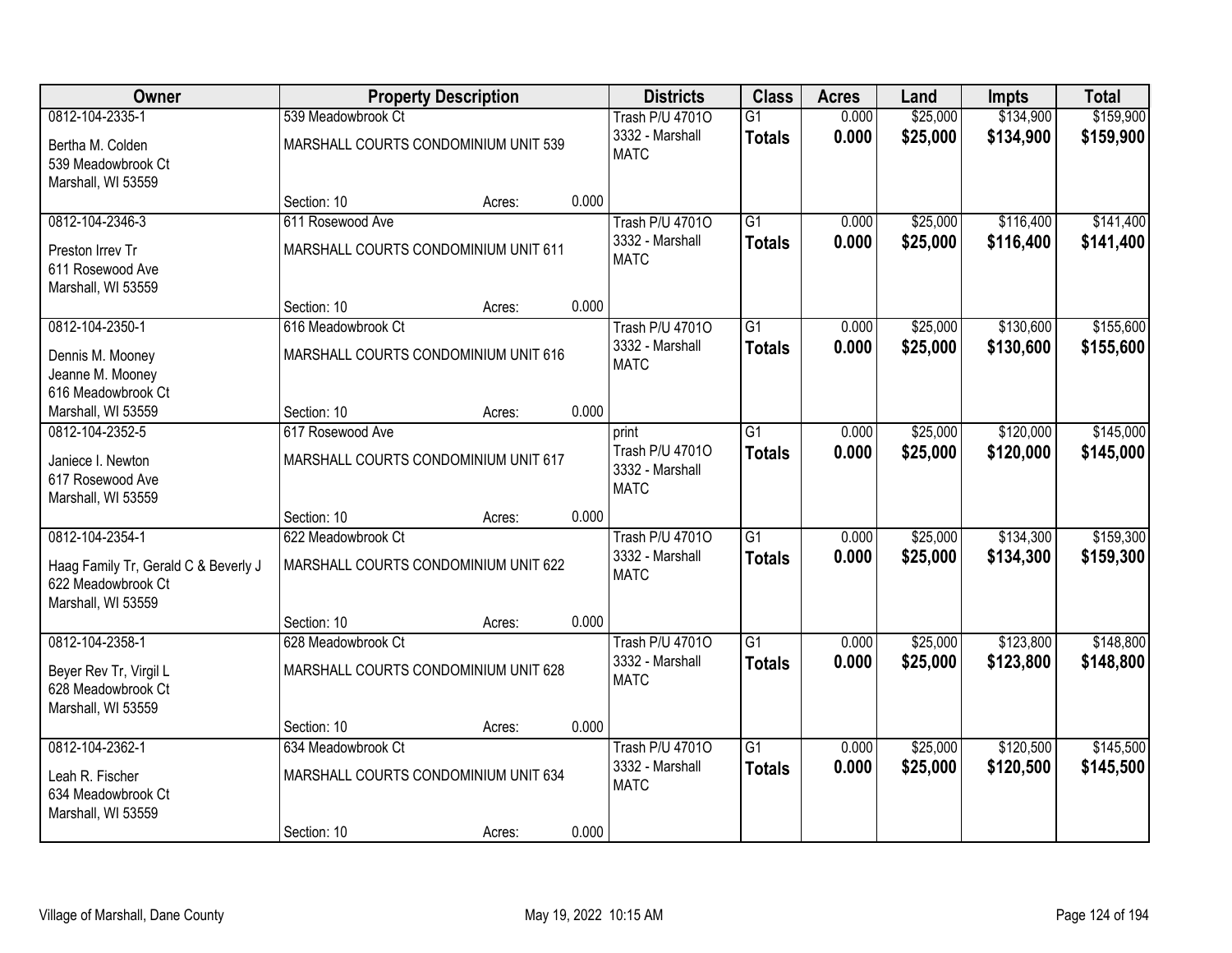| Owner | Property Description | | | Districts | Class | Acres | Land | Impts | Total |
|---|---|---|---|---|---|---|---|---|---|
| 0812-104-2335-1 | 539 Meadowbrook Ct | | | Trash P/U 4701O | G1 | 0.000 | \$25,000 | \$134,900 | \$159,900 |
| Bertha M. Colden<br>539 Meadowbrook Ct<br>Marshall, WI 53559 | MARSHALL COURTS CONDOMINIUM UNIT 539 | | | 3332 - Marshall<br>MATC | **Totals** | **0.000** | **\$25,000** | **\$134,900** | **\$159,900** |
| | Section: 10 | Acres: | 0.000 | | | | | | |
| 0812-104-2346-3 | 611 Rosewood Ave | | | Trash P/U 4701O | G1 | 0.000 | \$25,000 | \$116,400 | \$141,400 |
| Preston Irrev Tr<br>611 Rosewood Ave<br>Marshall, WI 53559 | MARSHALL COURTS CONDOMINIUM UNIT 611 | | | 3332 - Marshall<br>MATC | **Totals** | **0.000** | **\$25,000** | **\$116,400** | **\$141,400** |
| | Section: 10 | Acres: | 0.000 | | | | | | |
| 0812-104-2350-1 | 616 Meadowbrook Ct | | | Trash P/U 4701O | G1 | 0.000 | \$25,000 | \$130,600 | \$155,600 |
| Dennis M. Mooney<br>Jeanne M. Mooney<br>616 Meadowbrook Ct<br>Marshall, WI 53559 | MARSHALL COURTS CONDOMINIUM UNIT 616 | | | 3332 - Marshall<br>MATC | **Totals** | **0.000** | **\$25,000** | **\$130,600** | **\$155,600** |
| | Section: 10 | Acres: | 0.000 | | | | | | |
| 0812-104-2352-5 | 617 Rosewood Ave | | | print | G1 | 0.000 | \$25,000 | \$120,000 | \$145,000 |
| Janiece I. Newton<br>617 Rosewood Ave<br>Marshall, WI 53559 | MARSHALL COURTS CONDOMINIUM UNIT 617 | | | Trash P/U 4701O<br>3332 - Marshall<br>MATC | **Totals** | **0.000** | **\$25,000** | **\$120,000** | **\$145,000** |
| | Section: 10 | Acres: | 0.000 | | | | | | |
| 0812-104-2354-1 | 622 Meadowbrook Ct | | | Trash P/U 4701O | G1 | 0.000 | \$25,000 | \$134,300 | \$159,300 |
| Haag Family Tr, Gerald C & Beverly J<br>622 Meadowbrook Ct<br>Marshall, WI 53559 | MARSHALL COURTS CONDOMINIUM UNIT 622 | | | 3332 - Marshall<br>MATC | **Totals** | **0.000** | **\$25,000** | **\$134,300** | **\$159,300** |
| | Section: 10 | Acres: | 0.000 | | | | | | |
| 0812-104-2358-1 | 628 Meadowbrook Ct | | | Trash P/U 4701O | G1 | 0.000 | \$25,000 | \$123,800 | \$148,800 |
| Beyer Rev Tr, Virgil L<br>628 Meadowbrook Ct<br>Marshall, WI 53559 | MARSHALL COURTS CONDOMINIUM UNIT 628 | | | 3332 - Marshall<br>MATC | **Totals** | **0.000** | **\$25,000** | **\$123,800** | **\$148,800** |
| | Section: 10 | Acres: | 0.000 | | | | | | |
| 0812-104-2362-1 | 634 Meadowbrook Ct | | | Trash P/U 4701O | G1 | 0.000 | \$25,000 | \$120,500 | \$145,500 |
| Leah R. Fischer<br>634 Meadowbrook Ct<br>Marshall, WI 53559 | MARSHALL COURTS CONDOMINIUM UNIT 634 | | | 3332 - Marshall<br>MATC | **Totals** | **0.000** | **\$25,000** | **\$120,500** | **\$145,500** |
| | Section: 10 | Acres: | 0.000 | | | | | | |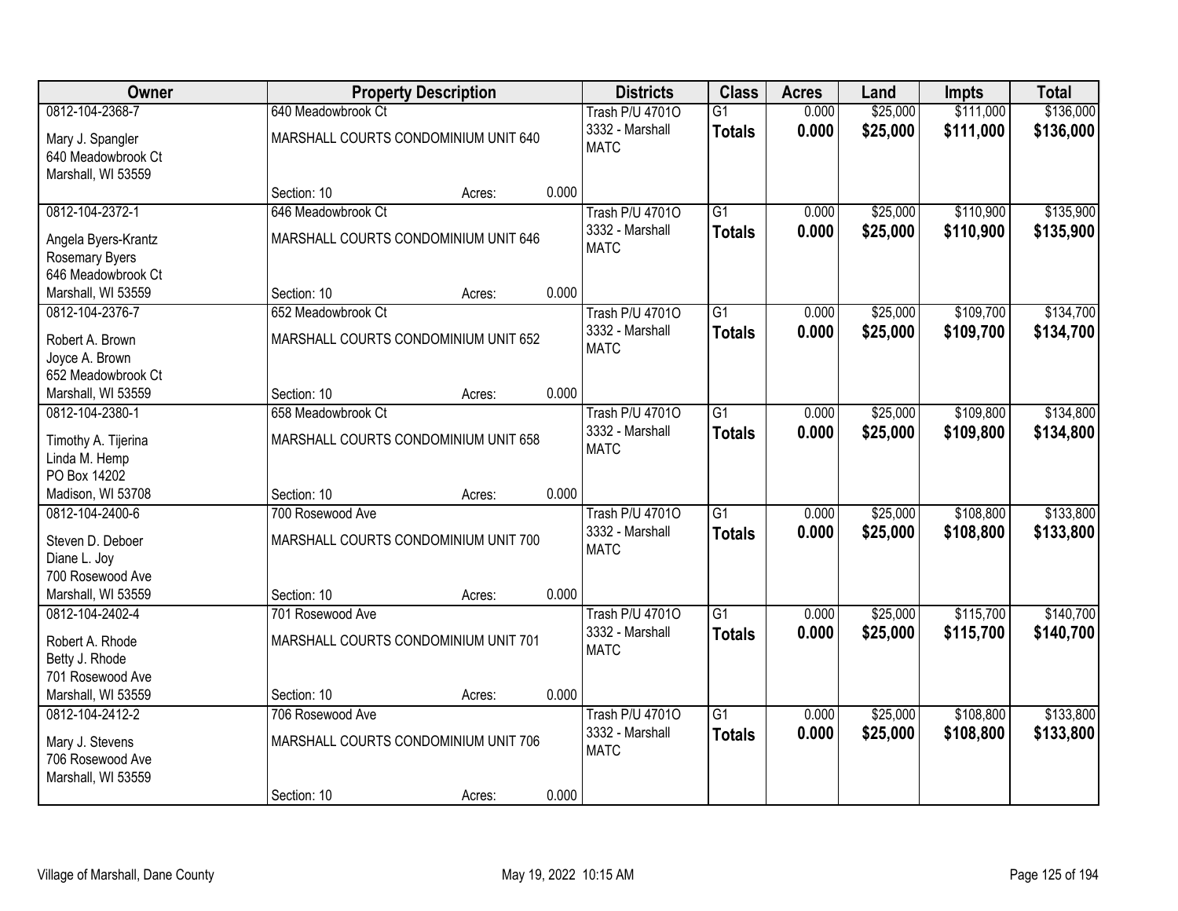| Owner | Property Description | Districts | Class | Acres | Land | Impts | Total |
|---|---|---|---|---|---|---|---|
| 0812-104-2368-7<br>Mary J. Spangler<br>640 Meadowbrook Ct<br>Marshall, WI 53559 | 640 Meadowbrook Ct<br>MARSHALL COURTS CONDOMINIUM UNIT 640<br>Section: 10 Acres: 0.000 | Trash P/U 4701O<br>3332 - Marshall<br>MATC | G1<br>**Totals** | 0.000<br>**0.000** | $25,000<br>**$25,000** | $111,000<br>**$111,000** | $136,000<br>**$136,000** |
| 0812-104-2372-1<br>Angela Byers-Krantz<br>Rosemary Byers<br>646 Meadowbrook Ct<br>Marshall, WI 53559 | 646 Meadowbrook Ct<br>MARSHALL COURTS CONDOMINIUM UNIT 646<br>Section: 10 Acres: 0.000 | Trash P/U 4701O<br>3332 - Marshall<br>MATC | G1<br>**Totals** | 0.000<br>**0.000** | $25,000<br>**$25,000** | $110,900<br>**$110,900** | $135,900<br>**$135,900** |
| 0812-104-2376-7<br>Robert A. Brown<br>Joyce A. Brown<br>652 Meadowbrook Ct<br>Marshall, WI 53559 | 652 Meadowbrook Ct<br>MARSHALL COURTS CONDOMINIUM UNIT 652<br>Section: 10 Acres: 0.000 | Trash P/U 4701O<br>3332 - Marshall<br>MATC | G1<br>**Totals** | 0.000<br>**0.000** | $25,000<br>**$25,000** | $109,700<br>**$109,700** | $134,700<br>**$134,700** |
| 0812-104-2380-1<br>Timothy A. Tijerina<br>Linda M. Hemp<br>PO Box 14202<br>Madison, WI 53708 | 658 Meadowbrook Ct<br>MARSHALL COURTS CONDOMINIUM UNIT 658<br>Section: 10 Acres: 0.000 | Trash P/U 4701O<br>3332 - Marshall<br>MATC | G1<br>**Totals** | 0.000<br>**0.000** | $25,000<br>**$25,000** | $109,800<br>**$109,800** | $134,800<br>**$134,800** |
| 0812-104-2400-6<br>Steven D. Deboer<br>Diane L. Joy<br>700 Rosewood Ave<br>Marshall, WI 53559 | 700 Rosewood Ave<br>MARSHALL COURTS CONDOMINIUM UNIT 700<br>Section: 10 Acres: 0.000 | Trash P/U 4701O<br>3332 - Marshall<br>MATC | G1<br>**Totals** | 0.000<br>**0.000** | $25,000<br>**$25,000** | $108,800<br>**$108,800** | $133,800<br>**$133,800** |
| 0812-104-2402-4<br>Robert A. Rhode<br>Betty J. Rhode<br>701 Rosewood Ave<br>Marshall, WI 53559 | 701 Rosewood Ave<br>MARSHALL COURTS CONDOMINIUM UNIT 701<br>Section: 10 Acres: 0.000 | Trash P/U 4701O<br>3332 - Marshall<br>MATC | G1<br>**Totals** | 0.000<br>**0.000** | $25,000<br>**$25,000** | $115,700<br>**$115,700** | $140,700<br>**$140,700** |
| 0812-104-2412-2<br>Mary J. Stevens<br>706 Rosewood Ave<br>Marshall, WI 53559 | 706 Rosewood Ave<br>MARSHALL COURTS CONDOMINIUM UNIT 706<br>Section: 10 Acres: 0.000 | Trash P/U 4701O<br>3332 - Marshall<br>MATC | G1<br>**Totals** | 0.000<br>**0.000** | $25,000<br>**$25,000** | $108,800<br>**$108,800** | $133,800<br>**$133,800** |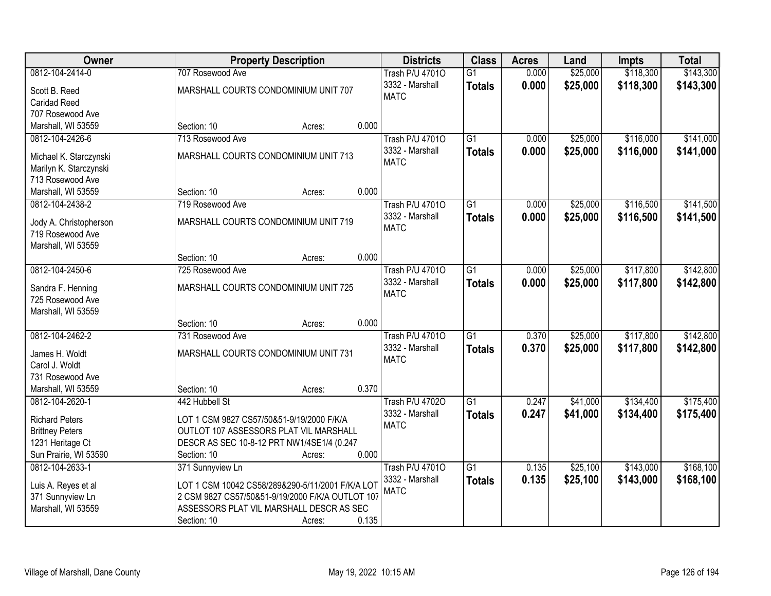| Owner | Property Description | Districts | Class | Acres | Land | Impts | Total |
|---|---|---|---|---|---|---|---|
| 0812-104-2414-0<br>Scott B. Reed<br>Caridad Reed<br>707 Rosewood Ave<br>Marshall, WI 53559 | 707 Rosewood Ave<br>MARSHALL COURTS CONDOMINIUM UNIT 707<br>Section: 10 Acres: 0.000 | Trash P/U 4701O<br>3332 - Marshall<br>MATC | G1<br>**Totals** | 0.000<br>**0.000** | $25,000<br>**$25,000** | $118,300<br>**$118,300** | $143,300<br>**$143,300** |
| 0812-104-2426-6<br>Michael K. Starczynski<br>Marilyn K. Starczynski<br>713 Rosewood Ave<br>Marshall, WI 53559 | 713 Rosewood Ave<br>MARSHALL COURTS CONDOMINIUM UNIT 713<br>Section: 10 Acres: 0.000 | Trash P/U 4701O<br>3332 - Marshall<br>MATC | G1<br>**Totals** | 0.000<br>**0.000** | $25,000<br>**$25,000** | $116,000<br>**$116,000** | $141,000<br>**$141,000** |
| 0812-104-2438-2<br>Jody A. Christopherson<br>719 Rosewood Ave<br>Marshall, WI 53559 | 719 Rosewood Ave<br>MARSHALL COURTS CONDOMINIUM UNIT 719<br>Section: 10 Acres: 0.000 | Trash P/U 4701O<br>3332 - Marshall<br>MATC | G1<br>**Totals** | 0.000<br>**0.000** | $25,000<br>**$25,000** | $116,500<br>**$116,500** | $141,500<br>**$141,500** |
| 0812-104-2450-6<br>Sandra F. Henning<br>725 Rosewood Ave<br>Marshall, WI 53559 | 725 Rosewood Ave<br>MARSHALL COURTS CONDOMINIUM UNIT 725<br>Section: 10 Acres: 0.000 | Trash P/U 4701O<br>3332 - Marshall<br>MATC | G1<br>**Totals** | 0.000<br>**0.000** | $25,000<br>**$25,000** | $117,800<br>**$117,800** | $142,800<br>**$142,800** |
| 0812-104-2462-2<br>James H. Woldt<br>Carol J. Woldt<br>731 Rosewood Ave<br>Marshall, WI 53559 | 731 Rosewood Ave<br>MARSHALL COURTS CONDOMINIUM UNIT 731<br>Section: 10 Acres: 0.370 | Trash P/U 4701O<br>3332 - Marshall<br>MATC | G1<br>**Totals** | 0.370<br>**0.370** | $25,000<br>**$25,000** | $117,800<br>**$117,800** | $142,800<br>**$142,800** |
| 0812-104-2620-1<br>Richard Peters<br>Brittney Peters<br>1231 Heritage Ct<br>Sun Prairie, WI 53590 | 442 Hubbell St<br>LOT 1 CSM 9827 CS57/50&51-9/19/2000 F/K/A OUTLOT 107 ASSESSORS PLAT VIL MARSHALL DESCR AS SEC 10-8-12 PRT NW1/4SE1/4 (0.247<br>Section: 10 Acres: 0.000 | Trash P/U 4702O<br>3332 - Marshall<br>MATC | G1<br>**Totals** | 0.247<br>**0.247** | $41,000<br>**$41,000** | $134,400<br>**$134,400** | $175,400<br>**$175,400** |
| 0812-104-2633-1<br>Luis A. Reyes et al<br>371 Sunnyview Ln<br>Marshall, WI 53559 | 371 Sunnyview Ln<br>LOT 1 CSM 10042 CS58/289&290-5/11/2001 F/K/A LOT 2 CSM 9827 CS57/50&51-9/19/2000 F/K/A OUTLOT 107 ASSESSORS PLAT VIL MARSHALL DESCR AS SEC<br>Section: 10 Acres: 0.135 | Trash P/U 4701O<br>3332 - Marshall<br>MATC | G1<br>**Totals** | 0.135<br>**0.135** | $25,100<br>**$25,100** | $143,000<br>**$143,000** | $168,100<br>**$168,100** |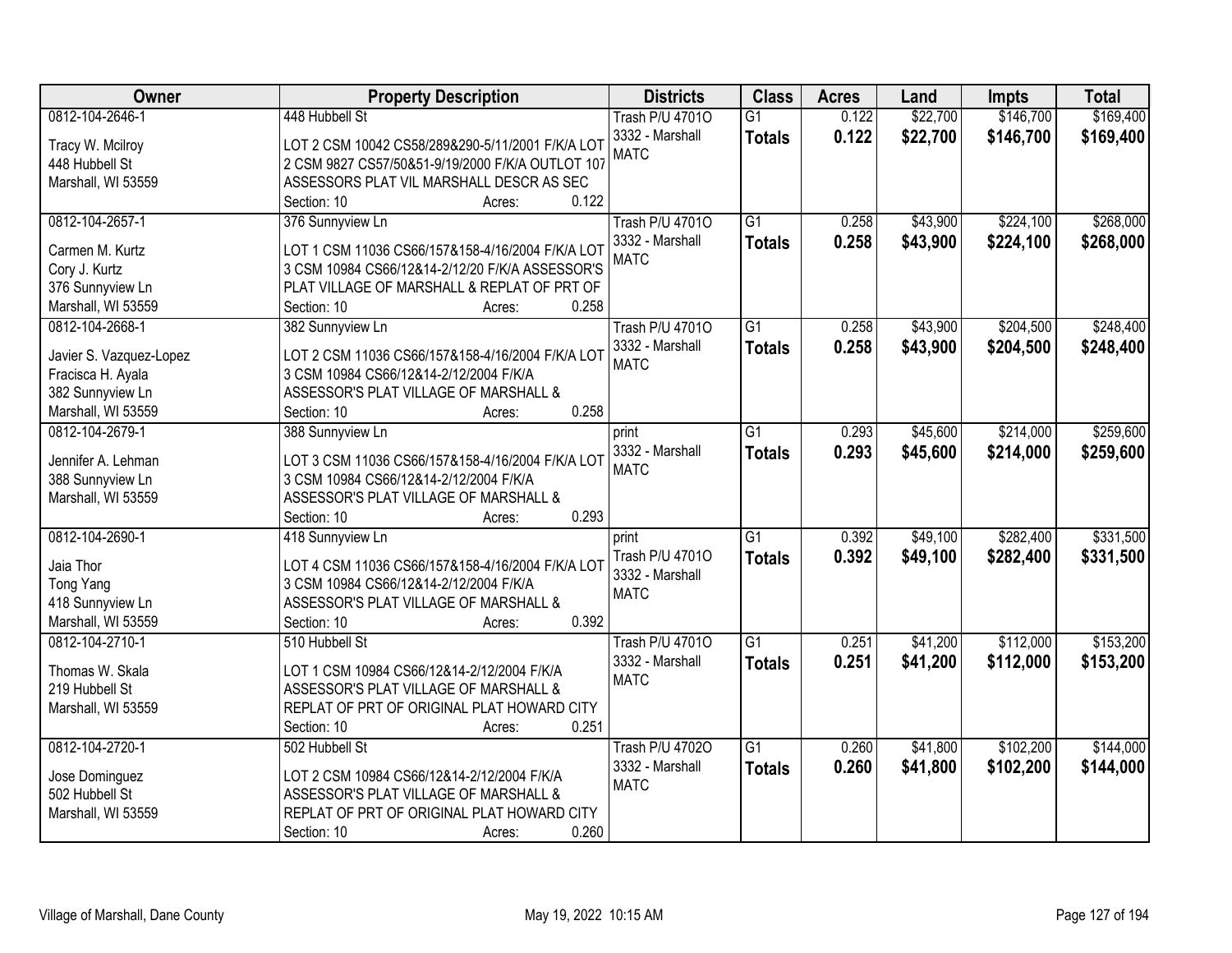| Owner | Property Description | Districts | Class | Acres | Land | Impts | Total |
|---|---|---|---|---|---|---|---|
| 0812-104-2646-1<br>Tracy W. Mcilroy<br>448 Hubbell St<br>Marshall, WI 53559 | 448 Hubbell St<br>LOT 2 CSM 10042 CS58/289&290-5/11/2001 F/K/A LOT 2 CSM 9827 CS57/50&51-9/19/2000 F/K/A OUTLOT 107 ASSESSORS PLAT VIL MARSHALL DESCR AS SEC<br>Section: 10 Acres: 0.122 | Trash P/U 4701O<br>3332 - Marshall<br>MATC | G1<br>**Totals** | 0.122<br>**0.122** | $22,700<br>**$22,700** | $146,700<br>**$146,700** | $169,400<br>**$169,400** |
| 0812-104-2657-1<br>Carmen M. Kurtz<br>Cory J. Kurtz<br>376 Sunnyview Ln<br>Marshall, WI 53559 | 376 Sunnyview Ln<br>LOT 1 CSM 11036 CS66/157&158-4/16/2004 F/K/A LOT 3 CSM 10984 CS66/12&14-2/12/20 F/K/A ASSESSOR'S PLAT VILLAGE OF MARSHALL & REPLAT OF PRT OF<br>Section: 10 Acres: 0.258 | Trash P/U 4701O<br>3332 - Marshall<br>MATC | G1<br>**Totals** | 0.258<br>**0.258** | $43,900<br>**$43,900** | $224,100<br>**$224,100** | $268,000<br>**$268,000** |
| 0812-104-2668-1<br>Javier S. Vazquez-Lopez<br>Fracisca H. Ayala<br>382 Sunnyview Ln<br>Marshall, WI 53559 | 382 Sunnyview Ln<br>LOT 2 CSM 11036 CS66/157&158-4/16/2004 F/K/A LOT 3 CSM 10984 CS66/12&14-2/12/2004 F/K/A ASSESSOR'S PLAT VILLAGE OF MARSHALL &<br>Section: 10 Acres: 0.258 | Trash P/U 4701O<br>3332 - Marshall<br>MATC | G1<br>**Totals** | 0.258<br>**0.258** | $43,900<br>**$43,900** | $204,500<br>**$204,500** | $248,400<br>**$248,400** |
| 0812-104-2679-1<br>Jennifer A. Lehman<br>388 Sunnyview Ln<br>Marshall, WI 53559 | 388 Sunnyview Ln<br>LOT 3 CSM 11036 CS66/157&158-4/16/2004 F/K/A LOT 3 CSM 10984 CS66/12&14-2/12/2004 F/K/A ASSESSOR'S PLAT VILLAGE OF MARSHALL &<br>Section: 10 Acres: 0.293 | print<br>3332 - Marshall<br>MATC | G1<br>**Totals** | 0.293<br>**0.293** | $45,600<br>**$45,600** | $214,000<br>**$214,000** | $259,600<br>**$259,600** |
| 0812-104-2690-1<br>Jaia Thor<br>Tong Yang<br>418 Sunnyview Ln<br>Marshall, WI 53559 | 418 Sunnyview Ln<br>LOT 4 CSM 11036 CS66/157&158-4/16/2004 F/K/A LOT 3 CSM 10984 CS66/12&14-2/12/2004 F/K/A ASSESSOR'S PLAT VILLAGE OF MARSHALL &<br>Section: 10 Acres: 0.392 | print<br>Trash P/U 4701O<br>3332 - Marshall<br>MATC | G1<br>**Totals** | 0.392<br>**0.392** | $49,100<br>**$49,100** | $282,400<br>**$282,400** | $331,500<br>**$331,500** |
| 0812-104-2710-1<br>Thomas W. Skala<br>219 Hubbell St<br>Marshall, WI 53559 | 510 Hubbell St<br>LOT 1 CSM 10984 CS66/12&14-2/12/2004 F/K/A ASSESSOR'S PLAT VILLAGE OF MARSHALL & REPLAT OF PRT OF ORIGINAL PLAT HOWARD CITY<br>Section: 10 Acres: 0.251 | Trash P/U 4701O<br>3332 - Marshall<br>MATC | G1<br>**Totals** | 0.251<br>**0.251** | $41,200<br>**$41,200** | $112,000<br>**$112,000** | $153,200<br>**$153,200** |
| 0812-104-2720-1<br>Jose Dominguez<br>502 Hubbell St<br>Marshall, WI 53559 | 502 Hubbell St<br>LOT 2 CSM 10984 CS66/12&14-2/12/2004 F/K/A ASSESSOR'S PLAT VILLAGE OF MARSHALL & REPLAT OF PRT OF ORIGINAL PLAT HOWARD CITY<br>Section: 10 Acres: 0.260 | Trash P/U 4702O<br>3332 - Marshall<br>MATC | G1<br>**Totals** | 0.260<br>**0.260** | $41,800<br>**$41,800** | $102,200<br>**$102,200** | $144,000<br>**$144,000** |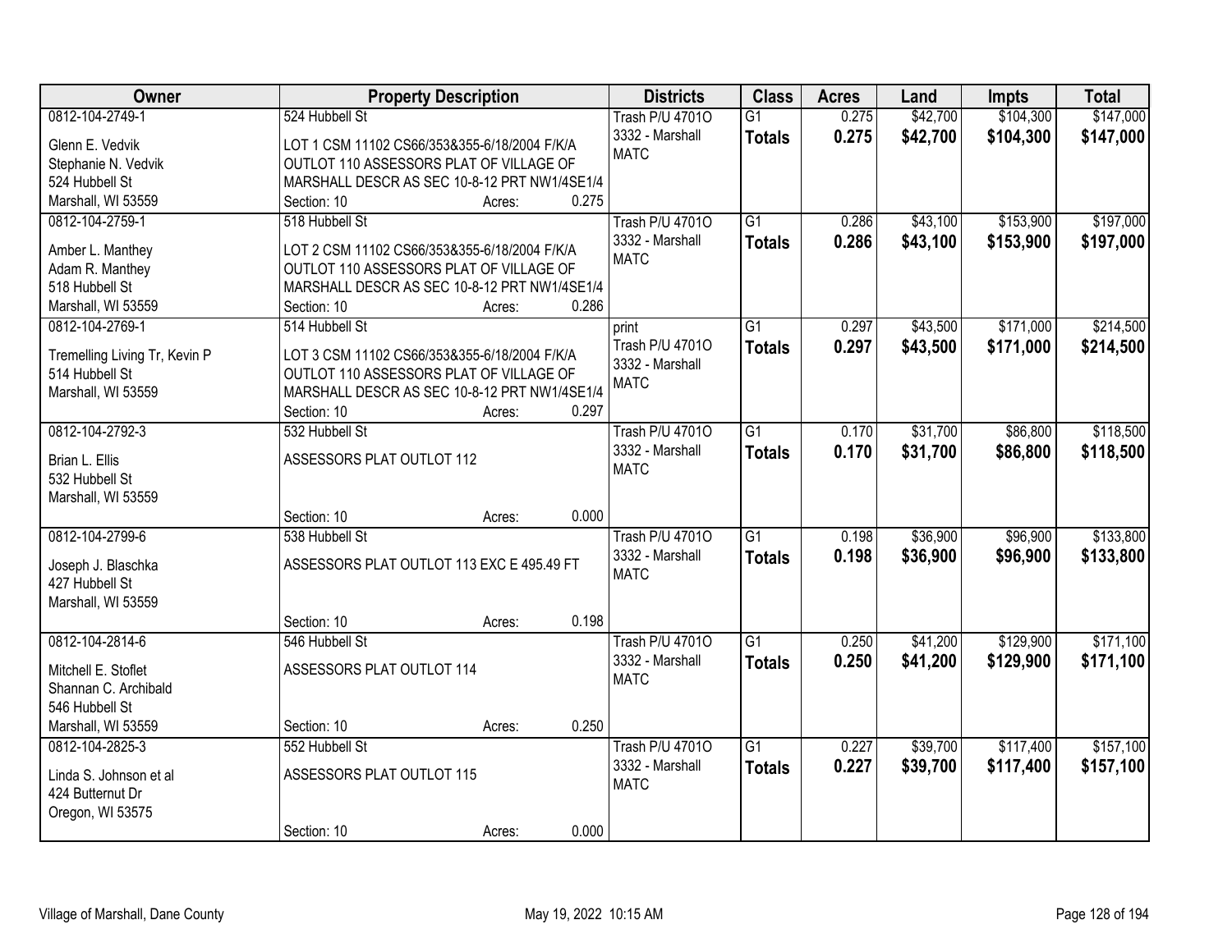| Owner | Property Description | Districts | Class | Acres | Land | Impts | Total |
|---|---|---|---|---|---|---|---|
| 0812-104-2749-1<br>Glenn E. Vedvik<br>Stephanie N. Vedvik<br>524 Hubbell St<br>Marshall, WI 53559 | 524 Hubbell St<br>LOT 1 CSM 11102 CS66/353&355-6/18/2004 F/K/A OUTLOT 110 ASSESSORS PLAT OF VILLAGE OF MARSHALL DESCR AS SEC 10-8-12 PRT NW1/4SE1/4<br>Section: 10 Acres: 0.275 | Trash P/U 4701O<br>3332 - Marshall<br>MATC | G1<br>**Totals** | 0.275<br>**0.275** | $42,700<br>**$42,700** | $104,300<br>**$104,300** | $147,000<br>**$147,000** |
| 0812-104-2759-1<br>Amber L. Manthey<br>Adam R. Manthey<br>518 Hubbell St<br>Marshall, WI 53559 | 518 Hubbell St<br>LOT 2 CSM 11102 CS66/353&355-6/18/2004 F/K/A OUTLOT 110 ASSESSORS PLAT OF VILLAGE OF MARSHALL DESCR AS SEC 10-8-12 PRT NW1/4SE1/4<br>Section: 10 Acres: 0.286 | Trash P/U 4701O<br>3332 - Marshall<br>MATC | G1<br>**Totals** | 0.286<br>**0.286** | $43,100<br>**$43,100** | $153,900<br>**$153,900** | $197,000<br>**$197,000** |
| 0812-104-2769-1<br>Tremelling Living Tr, Kevin P<br>514 Hubbell St<br>Marshall, WI 53559 | 514 Hubbell St<br>LOT 3 CSM 11102 CS66/353&355-6/18/2004 F/K/A OUTLOT 110 ASSESSORS PLAT OF VILLAGE OF MARSHALL DESCR AS SEC 10-8-12 PRT NW1/4SE1/4<br>Section: 10 Acres: 0.297 | print<br>Trash P/U 4701O<br>3332 - Marshall<br>MATC | G1<br>**Totals** | 0.297<br>**0.297** | $43,500<br>**$43,500** | $171,000<br>**$171,000** | $214,500<br>**$214,500** |
| 0812-104-2792-3<br>Brian L. Ellis<br>532 Hubbell St<br>Marshall, WI 53559 | 532 Hubbell St<br>ASSESSORS PLAT OUTLOT 112<br>Section: 10 Acres: 0.000 | Trash P/U 4701O<br>3332 - Marshall<br>MATC | G1<br>**Totals** | 0.170<br>**0.170** | $31,700<br>**$31,700** | $86,800<br>**$86,800** | $118,500<br>**$118,500** |
| 0812-104-2799-6<br>Joseph J. Blaschka<br>427 Hubbell St<br>Marshall, WI 53559 | 538 Hubbell St<br>ASSESSORS PLAT OUTLOT 113 EXC E 495.49 FT<br>Section: 10 Acres: 0.198 | Trash P/U 4701O<br>3332 - Marshall<br>MATC | G1<br>**Totals** | 0.198<br>**0.198** | $36,900<br>**$36,900** | $96,900<br>**$96,900** | $133,800<br>**$133,800** |
| 0812-104-2814-6<br>Mitchell E. Stoflet<br>Shannan C. Archibald<br>546 Hubbell St<br>Marshall, WI 53559 | 546 Hubbell St<br>ASSESSORS PLAT OUTLOT 114<br>Section: 10 Acres: 0.250 | Trash P/U 4701O<br>3332 - Marshall<br>MATC | G1<br>**Totals** | 0.250<br>**0.250** | $41,200<br>**$41,200** | $129,900<br>**$129,900** | $171,100<br>**$171,100** |
| 0812-104-2825-3<br>Linda S. Johnson et al<br>424 Butternut Dr<br>Oregon, WI 53575 | 552 Hubbell St<br>ASSESSORS PLAT OUTLOT 115<br>Section: 10 Acres: 0.000 | Trash P/U 4701O<br>3332 - Marshall<br>MATC | G1<br>**Totals** | 0.227<br>**0.227** | $39,700<br>**$39,700** | $117,400<br>**$117,400** | $157,100<br>**$157,100** |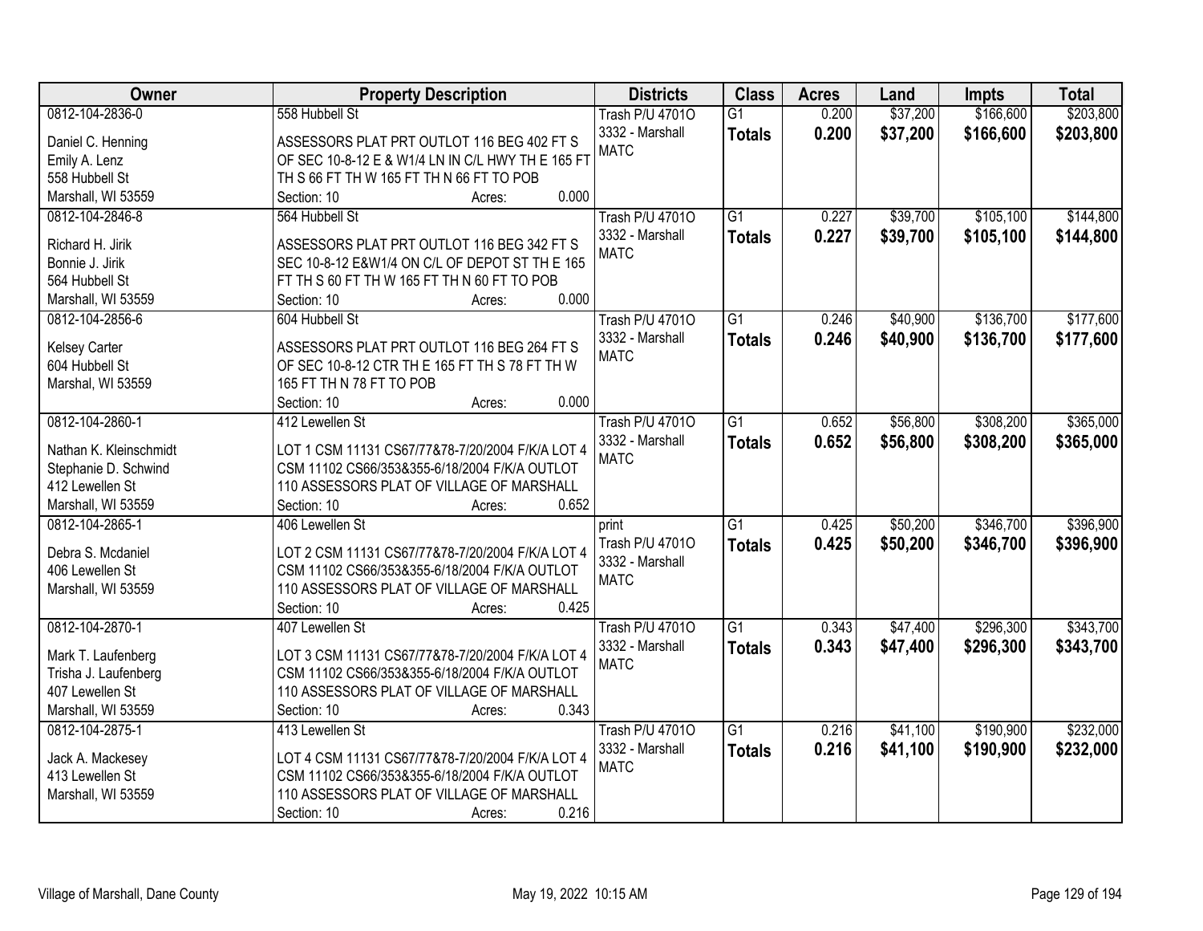| Owner | Property Description | Districts | Class | Acres | Land | Impts | Total |
|---|---|---|---|---|---|---|---|
| 0812-104-2836-0<br>Daniel C. Henning<br>Emily A. Lenz<br>558 Hubbell St<br>Marshall, WI 53559 | 558 Hubbell St<br>ASSESSORS PLAT PRT OUTLOT 116 BEG 402 FT S OF SEC 10-8-12 E & W1/4 LN IN C/L HWY TH E 165 FT TH S 66 FT TH W 165 FT TH N 66 FT TO POB<br>Section: 10 Acres: 0.000 | Trash P/U 4701O<br>3332 - Marshall<br>MATC | G1<br>**Totals** | 0.200<br>**0.200** | $37,200<br>**$37,200** | $166,600<br>**$166,600** | $203,800<br>**$203,800** |
| 0812-104-2846-8<br>Richard H. Jirik<br>Bonnie J. Jirik<br>564 Hubbell St<br>Marshall, WI 53559 | 564 Hubbell St<br>ASSESSORS PLAT PRT OUTLOT 116 BEG 342 FT S SEC 10-8-12 E&W1/4 ON C/L OF DEPOT ST TH E 165 FT TH S 60 FT TH W 165 FT TH N 60 FT TO POB<br>Section: 10 Acres: 0.000 | Trash P/U 4701O<br>3332 - Marshall<br>MATC | G1<br>**Totals** | 0.227<br>**0.227** | $39,700<br>**$39,700** | $105,100<br>**$105,100** | $144,800<br>**$144,800** |
| 0812-104-2856-6<br>Kelsey Carter<br>604 Hubbell St<br>Marshal, WI 53559 | 604 Hubbell St<br>ASSESSORS PLAT PRT OUTLOT 116 BEG 264 FT S OF SEC 10-8-12 CTR TH E 165 FT TH S 78 FT TH W 165 FT TH N 78 FT TO POB<br>Section: 10 Acres: 0.000 | Trash P/U 4701O<br>3332 - Marshall<br>MATC | G1<br>**Totals** | 0.246<br>**0.246** | $40,900<br>**$40,900** | $136,700<br>**$136,700** | $177,600<br>**$177,600** |
| 0812-104-2860-1<br>Nathan K. Kleinschmidt<br>Stephanie D. Schwind<br>412 Lewellen St<br>Marshall, WI 53559 | 412 Lewellen St<br>LOT 1 CSM 11131 CS67/77&78-7/20/2004 F/K/A LOT 4 CSM 11102 CS66/353&355-6/18/2004 F/K/A OUTLOT 110 ASSESSORS PLAT OF VILLAGE OF MARSHALL<br>Section: 10 Acres: 0.652 | Trash P/U 4701O<br>3332 - Marshall<br>MATC | G1<br>**Totals** | 0.652<br>**0.652** | $56,800<br>**$56,800** | $308,200<br>**$308,200** | $365,000<br>**$365,000** |
| 0812-104-2865-1<br>Debra S. Mcdaniel<br>406 Lewellen St<br>Marshall, WI 53559 | 406 Lewellen St<br>LOT 2 CSM 11131 CS67/77&78-7/20/2004 F/K/A LOT 4 CSM 11102 CS66/353&355-6/18/2004 F/K/A OUTLOT 110 ASSESSORS PLAT OF VILLAGE OF MARSHALL<br>Section: 10 Acres: 0.425 | print<br>Trash P/U 4701O<br>3332 - Marshall<br>MATC | G1<br>**Totals** | 0.425<br>**0.425** | $50,200<br>**$50,200** | $346,700<br>**$346,700** | $396,900<br>**$396,900** |
| 0812-104-2870-1<br>Mark T. Laufenberg<br>Trisha J. Laufenberg<br>407 Lewellen St<br>Marshall, WI 53559 | 407 Lewellen St<br>LOT 3 CSM 11131 CS67/77&78-7/20/2004 F/K/A LOT 4 CSM 11102 CS66/353&355-6/18/2004 F/K/A OUTLOT 110 ASSESSORS PLAT OF VILLAGE OF MARSHALL<br>Section: 10 Acres: 0.343 | Trash P/U 4701O<br>3332 - Marshall<br>MATC | G1<br>**Totals** | 0.343<br>**0.343** | $47,400<br>**$47,400** | $296,300<br>**$296,300** | $343,700<br>**$343,700** |
| 0812-104-2875-1<br>Jack A. Mackesey<br>413 Lewellen St<br>Marshall, WI 53559 | 413 Lewellen St<br>LOT 4 CSM 11131 CS67/77&78-7/20/2004 F/K/A LOT 4 CSM 11102 CS66/353&355-6/18/2004 F/K/A OUTLOT 110 ASSESSORS PLAT OF VILLAGE OF MARSHALL<br>Section: 10 Acres: 0.216 | Trash P/U 4701O<br>3332 - Marshall<br>MATC | G1<br>**Totals** | 0.216<br>**0.216** | $41,100<br>**$41,100** | $190,900<br>**$190,900** | $232,000<br>**$232,000** |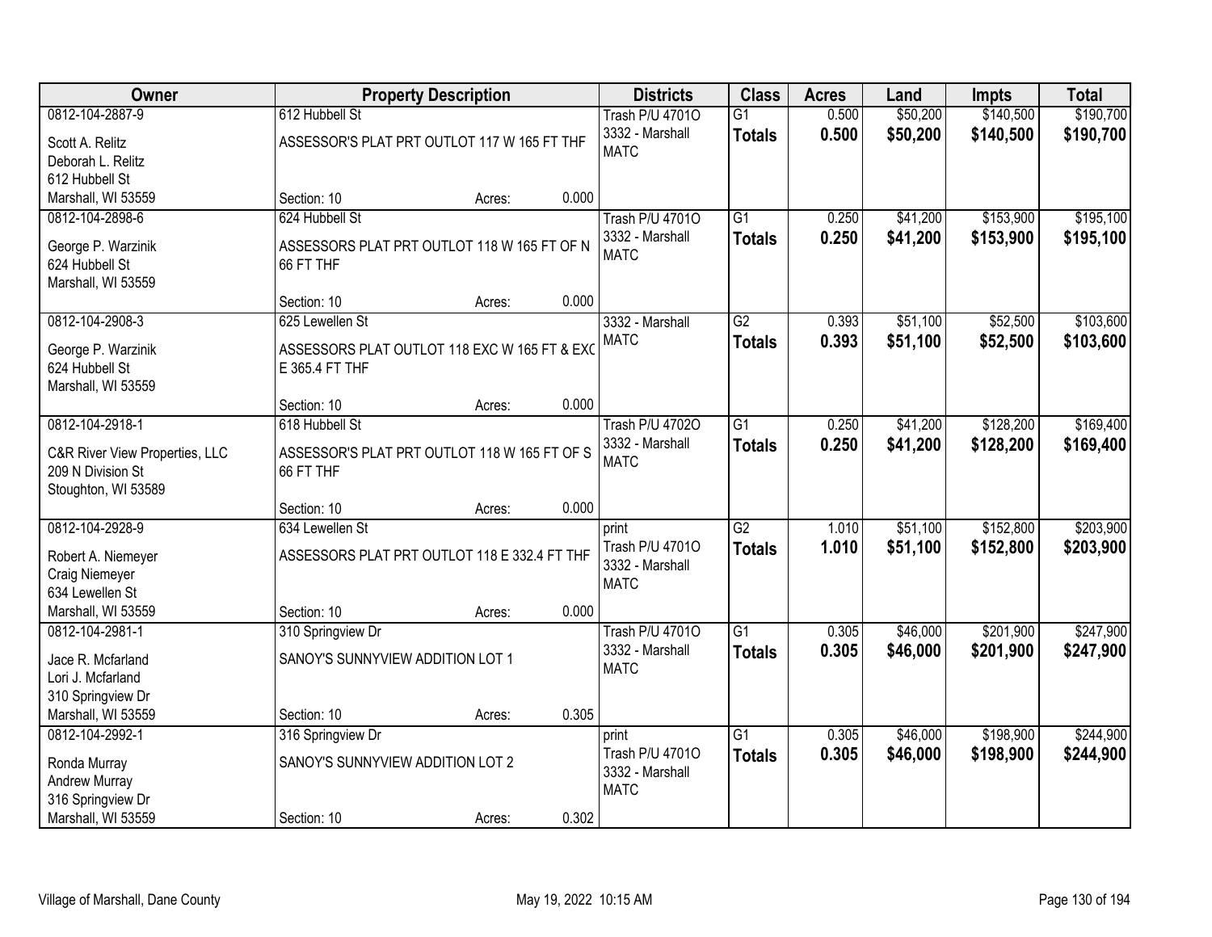| Owner | Property Description | Districts | Class | Acres | Land | Impts | Total |
|---|---|---|---|---|---|---|---|
| 0812-104-2887-9<br>Scott A. Relitz<br>Deborah L. Relitz<br>612 Hubbell St<br>Marshall, WI 53559 | 612 Hubbell St<br>ASSESSOR'S PLAT PRT OUTLOT 117 W 165 FT THF<br>Section: 10 Acres: 0.000 | Trash P/U 4701O<br>3332 - Marshall<br>MATC | G1<br>**Totals** | 0.500<br>**0.500** | $50,200<br>**$50,200** | $140,500<br>**$140,500** | $190,700<br>**$190,700** |
| 0812-104-2898-6<br>George P. Warzinik<br>624 Hubbell St<br>Marshall, WI 53559 | 624 Hubbell St<br>ASSESSORS PLAT PRT OUTLOT 118 W 165 FT OF N 66 FT THF<br>Section: 10 Acres: 0.000 | Trash P/U 4701O<br>3332 - Marshall<br>MATC | G1<br>**Totals** | 0.250<br>**0.250** | $41,200<br>**$41,200** | $153,900<br>**$153,900** | $195,100<br>**$195,100** |
| 0812-104-2908-3<br>George P. Warzinik<br>624 Hubbell St<br>Marshall, WI 53559 | 625 Lewellen St<br>ASSESSORS PLAT OUTLOT 118 EXC W 165 FT & EXC E 365.4 FT THF<br>Section: 10 Acres: 0.000 | 3332 - Marshall<br>MATC | G2<br>**Totals** | 0.393<br>**0.393** | $51,100<br>**$51,100** | $52,500<br>**$52,500** | $103,600<br>**$103,600** |
| 0812-104-2918-1<br>C&R River View Properties, LLC<br>209 N Division St<br>Stoughton, WI 53589 | 618 Hubbell St<br>ASSESSOR'S PLAT PRT OUTLOT 118 W 165 FT OF S 66 FT THF<br>Section: 10 Acres: 0.000 | Trash P/U 4702O<br>3332 - Marshall<br>MATC | G1<br>**Totals** | 0.250<br>**0.250** | $41,200<br>**$41,200** | $128,200<br>**$128,200** | $169,400<br>**$169,400** |
| 0812-104-2928-9<br>Robert A. Niemeyer<br>Craig Niemeyer<br>634 Lewellen St<br>Marshall, WI 53559 | 634 Lewellen St<br>ASSESSORS PLAT PRT OUTLOT 118 E 332.4 FT THF<br>Section: 10 Acres: 0.000 | print<br>Trash P/U 4701O<br>3332 - Marshall<br>MATC | G2<br>**Totals** | 1.010<br>**1.010** | $51,100<br>**$51,100** | $152,800<br>**$152,800** | $203,900<br>**$203,900** |
| 0812-104-2981-1<br>Jace R. Mcfarland<br>Lori J. Mcfarland<br>310 Springview Dr<br>Marshall, WI 53559 | 310 Springview Dr<br>SANOY'S SUNNYVIEW ADDITION LOT 1<br>Section: 10 Acres: 0.305 | Trash P/U 4701O<br>3332 - Marshall<br>MATC | G1<br>**Totals** | 0.305<br>**0.305** | $46,000<br>**$46,000** | $201,900<br>**$201,900** | $247,900<br>**$247,900** |
| 0812-104-2992-1<br>Ronda Murray<br>Andrew Murray<br>316 Springview Dr<br>Marshall, WI 53559 | 316 Springview Dr<br>SANOY'S SUNNYVIEW ADDITION LOT 2<br>Section: 10 Acres: 0.302 | print<br>Trash P/U 4701O<br>3332 - Marshall<br>MATC | G1<br>**Totals** | 0.305<br>**0.305** | $46,000<br>**$46,000** | $198,900<br>**$198,900** | $244,900<br>**$244,900** |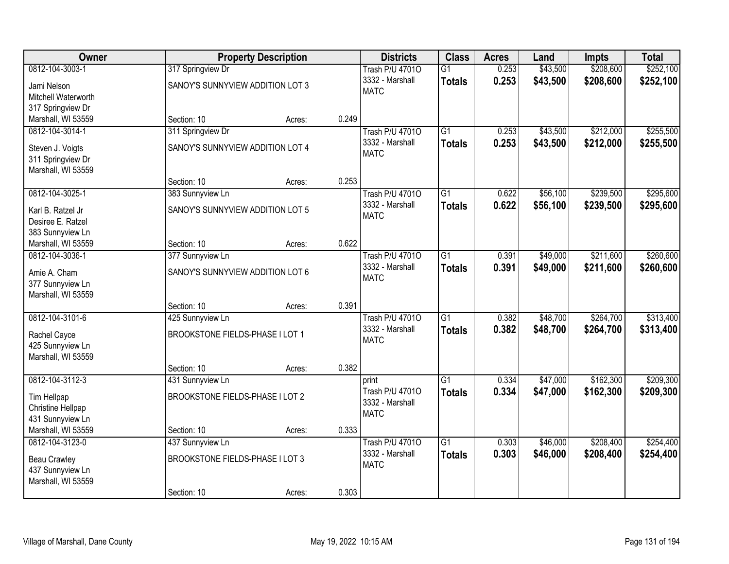| Owner | Property Description | | | Districts | Class | Acres | Land | Impts | Total |
|---|---|---|---|---|---|---|---|---|---|
| 0812-104-3003-1<br>Jami Nelson<br>Mitchell Waterworth<br>317 Springview Dr<br>Marshall, WI 53559 | 317 Springview Dr<br>SANOY'S SUNNYVIEW ADDITION LOT 3<br>Section: 10 | Acres: | 0.249 | Trash P/U 4701O<br>3332 - Marshall<br>MATC | G1<br>**Totals** | 0.253<br>**0.253** | $43,500<br>**$43,500** | $208,600<br>**$208,600** | $252,100<br>**$252,100** |
| 0812-104-3014-1<br>Steven J. Voigts<br>311 Springview Dr<br>Marshall, WI 53559 | 311 Springview Dr<br>SANOY'S SUNNYVIEW ADDITION LOT 4<br>Section: 10 | Acres: | 0.253 | Trash P/U 4701O<br>3332 - Marshall<br>MATC | G1<br>**Totals** | 0.253<br>**0.253** | $43,500<br>**$43,500** | $212,000<br>**$212,000** | $255,500<br>**$255,500** |
| 0812-104-3025-1<br>Karl B. Ratzel Jr<br>Desiree E. Ratzel<br>383 Sunnyview Ln<br>Marshall, WI 53559 | 383 Sunnyview Ln<br>SANOY'S SUNNYVIEW ADDITION LOT 5<br>Section: 10 | Acres: | 0.622 | Trash P/U 4701O<br>3332 - Marshall<br>MATC | G1<br>**Totals** | 0.622<br>**0.622** | $56,100<br>**$56,100** | $239,500<br>**$239,500** | $295,600<br>**$295,600** |
| 0812-104-3036-1<br>Amie A. Cham<br>377 Sunnyview Ln<br>Marshall, WI 53559 | 377 Sunnyview Ln<br>SANOY'S SUNNYVIEW ADDITION LOT 6<br>Section: 10 | Acres: | 0.391 | Trash P/U 4701O<br>3332 - Marshall<br>MATC | G1<br>**Totals** | 0.391<br>**0.391** | $49,000<br>**$49,000** | $211,600<br>**$211,600** | $260,600<br>**$260,600** |
| 0812-104-3101-6<br>Rachel Cayce<br>425 Sunnyview Ln<br>Marshall, WI 53559 | 425 Sunnyview Ln<br>BROOKSTONE FIELDS-PHASE I LOT 1<br>Section: 10 | Acres: | 0.382 | Trash P/U 4701O<br>3332 - Marshall<br>MATC | G1<br>**Totals** | 0.382<br>**0.382** | $48,700<br>**$48,700** | $264,700<br>**$264,700** | $313,400<br>**$313,400** |
| 0812-104-3112-3<br>Tim Hellpap<br>Christine Hellpap<br>431 Sunnyview Ln<br>Marshall, WI 53559 | 431 Sunnyview Ln<br>BROOKSTONE FIELDS-PHASE I LOT 2<br>Section: 10 | Acres: | 0.333 | print<br>Trash P/U 4701O<br>3332 - Marshall<br>MATC | G1<br>**Totals** | 0.334<br>**0.334** | $47,000<br>**$47,000** | $162,300<br>**$162,300** | $209,300<br>**$209,300** |
| 0812-104-3123-0<br>Beau Crawley<br>437 Sunnyview Ln<br>Marshall, WI 53559 | 437 Sunnyview Ln<br>BROOKSTONE FIELDS-PHASE I LOT 3<br>Section: 10 | Acres: | 0.303 | Trash P/U 4701O<br>3332 - Marshall<br>MATC | G1<br>**Totals** | 0.303<br>**0.303** | $46,000<br>**$46,000** | $208,400<br>**$208,400** | $254,400<br>**$254,400** |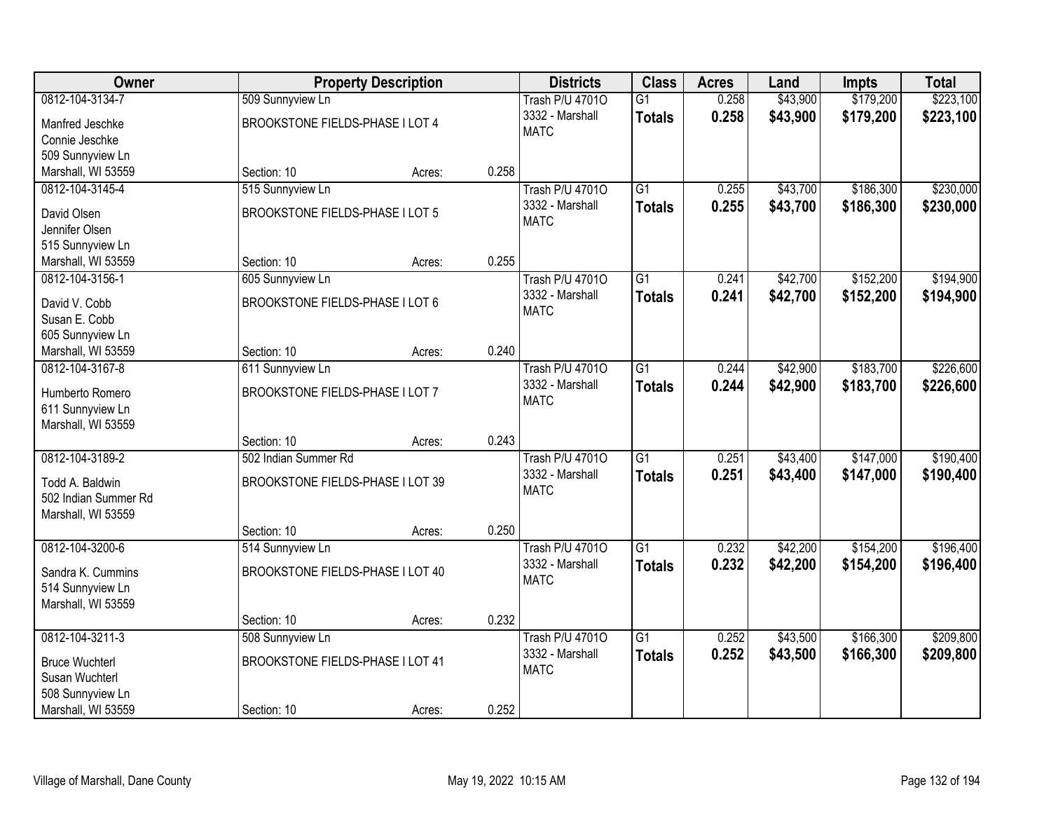| Owner | Property Description | | | Districts | Class | Acres | Land | Impts | Total |
|---|---|---|---|---|---|---|---|---|---|
| 0812-104-3134-7 | 509 Sunnyview Ln | | | Trash P/U 4701O | G1 | 0.258 | $43,900 | $179,200 | $223,100 |
| Manfred Jeschke<br>Connie Jeschke<br>509 Sunnyview Ln<br>Marshall, WI 53559 | BROOKSTONE FIELDS-PHASE I LOT 4 | | | 3332 - Marshall<br>MATC | **Totals** | **0.258** | **$43,900** | **$179,200** | **$223,100** |
| | Section: 10 | Acres: | 0.258 | | | | | | |
| 0812-104-3145-4 | 515 Sunnyview Ln | | | Trash P/U 4701O | G1 | 0.255 | $43,700 | $186,300 | $230,000 |
| David Olsen<br>Jennifer Olsen<br>515 Sunnyview Ln<br>Marshall, WI 53559 | BROOKSTONE FIELDS-PHASE I LOT 5 | | | 3332 - Marshall<br>MATC | **Totals** | **0.255** | **$43,700** | **$186,300** | **$230,000** |
| | Section: 10 | Acres: | 0.255 | | | | | | |
| 0812-104-3156-1 | 605 Sunnyview Ln | | | Trash P/U 4701O | G1 | 0.241 | $42,700 | $152,200 | $194,900 |
| David V. Cobb<br>Susan E. Cobb<br>605 Sunnyview Ln<br>Marshall, WI 53559 | BROOKSTONE FIELDS-PHASE I LOT 6 | | | 3332 - Marshall<br>MATC | **Totals** | **0.241** | **$42,700** | **$152,200** | **$194,900** |
| | Section: 10 | Acres: | 0.240 | | | | | | |
| 0812-104-3167-8 | 611 Sunnyview Ln | | | Trash P/U 4701O | G1 | 0.244 | $42,900 | $183,700 | $226,600 |
| Humberto Romero<br>611 Sunnyview Ln<br>Marshall, WI 53559 | BROOKSTONE FIELDS-PHASE I LOT 7 | | | 3332 - Marshall<br>MATC | **Totals** | **0.244** | **$42,900** | **$183,700** | **$226,600** |
| | Section: 10 | Acres: | 0.243 | | | | | | |
| 0812-104-3189-2 | 502 Indian Summer Rd | | | Trash P/U 4701O | G1 | 0.251 | $43,400 | $147,000 | $190,400 |
| Todd A. Baldwin<br>502 Indian Summer Rd<br>Marshall, WI 53559 | BROOKSTONE FIELDS-PHASE I LOT 39 | | | 3332 - Marshall<br>MATC | **Totals** | **0.251** | **$43,400** | **$147,000** | **$190,400** |
| | Section: 10 | Acres: | 0.250 | | | | | | |
| 0812-104-3200-6 | 514 Sunnyview Ln | | | Trash P/U 4701O | G1 | 0.232 | $42,200 | $154,200 | $196,400 |
| Sandra K. Cummins<br>514 Sunnyview Ln<br>Marshall, WI 53559 | BROOKSTONE FIELDS-PHASE I LOT 40 | | | 3332 - Marshall<br>MATC | **Totals** | **0.232** | **$42,200** | **$154,200** | **$196,400** |
| | Section: 10 | Acres: | 0.232 | | | | | | |
| 0812-104-3211-3 | 508 Sunnyview Ln | | | Trash P/U 4701O | G1 | 0.252 | $43,500 | $166,300 | $209,800 |
| Bruce Wuchterl<br>Susan Wuchterl<br>508 Sunnyview Ln<br>Marshall, WI 53559 | BROOKSTONE FIELDS-PHASE I LOT 41 | | | 3332 - Marshall<br>MATC | **Totals** | **0.252** | **$43,500** | **$166,300** | **$209,800** |
| | Section: 10 | Acres: | 0.252 | | | | | | |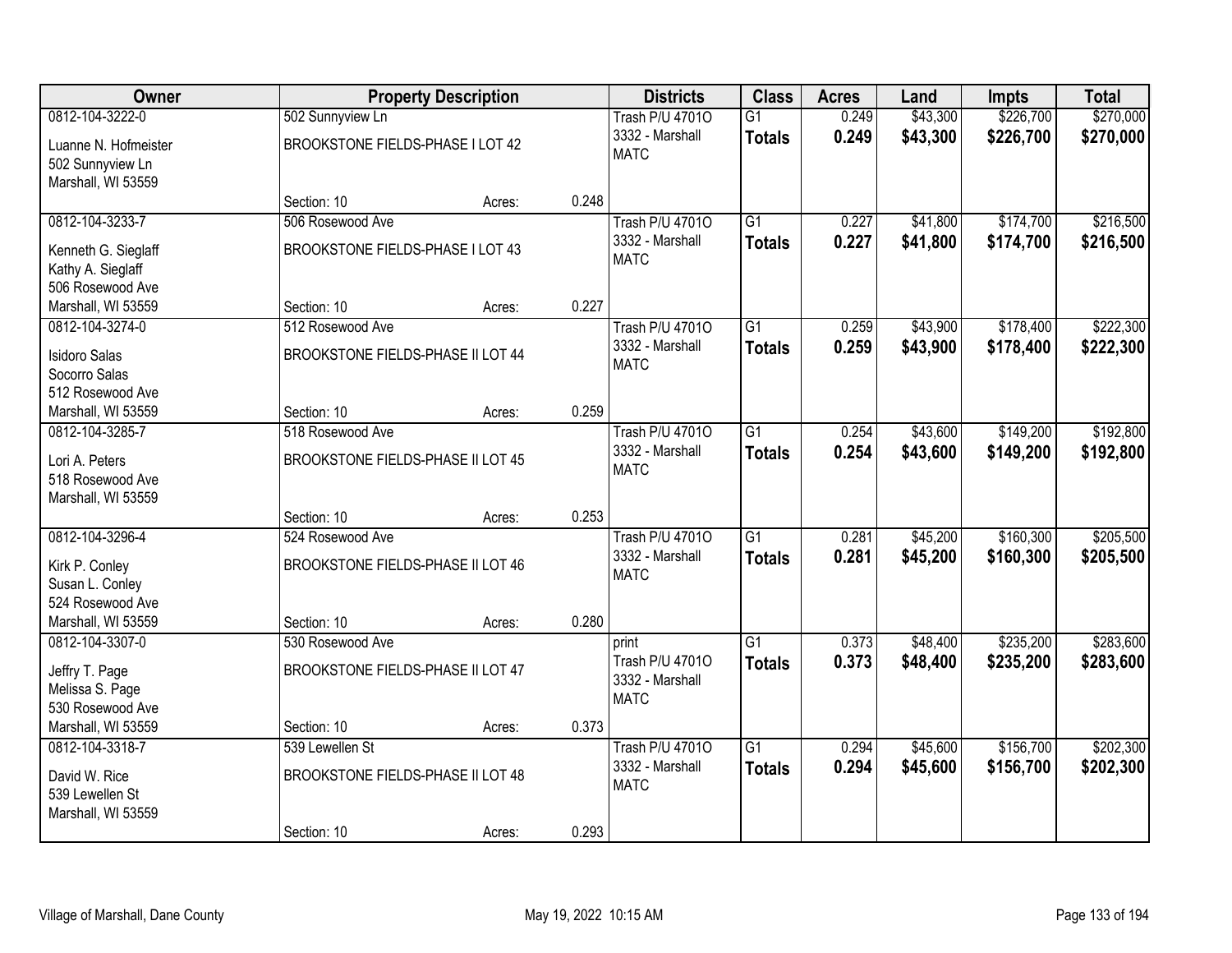| Owner | Property Description | | | Districts | Class | Acres | Land | Impts | Total |
|---|---|---|---|---|---|---|---|---|---|
| 0812-104-3222-0<br>Luanne N. Hofmeister<br>502 Sunnyview Ln<br>Marshall, WI 53559 | 502 Sunnyview Ln<br>BROOKSTONE FIELDS-PHASE I LOT 42<br>Section: 10 | Acres: | 0.248 | Trash P/U 4701O<br>3332 - Marshall<br>MATC | G1<br>**Totals** | 0.249<br>**0.249** | $43,300<br>**$43,300** | $226,700<br>**$226,700** | $270,000<br>**$270,000** |
| 0812-104-3233-7<br>Kenneth G. Sieglaff<br>Kathy A. Sieglaff<br>506 Rosewood Ave<br>Marshall, WI 53559 | 506 Rosewood Ave<br>BROOKSTONE FIELDS-PHASE I LOT 43<br>Section: 10 | Acres: | 0.227 | Trash P/U 4701O<br>3332 - Marshall<br>MATC | G1<br>**Totals** | 0.227<br>**0.227** | $41,800<br>**$41,800** | $174,700<br>**$174,700** | $216,500<br>**$216,500** |
| 0812-104-3274-0<br>Isidoro Salas<br>Socorro Salas<br>512 Rosewood Ave<br>Marshall, WI 53559 | 512 Rosewood Ave<br>BROOKSTONE FIELDS-PHASE II LOT 44<br>Section: 10 | Acres: | 0.259 | Trash P/U 4701O<br>3332 - Marshall<br>MATC | G1<br>**Totals** | 0.259<br>**0.259** | $43,900<br>**$43,900** | $178,400<br>**$178,400** | $222,300<br>**$222,300** |
| 0812-104-3285-7<br>Lori A. Peters<br>518 Rosewood Ave<br>Marshall, WI 53559 | 518 Rosewood Ave<br>BROOKSTONE FIELDS-PHASE II LOT 45<br>Section: 10 | Acres: | 0.253 | Trash P/U 4701O<br>3332 - Marshall<br>MATC | G1<br>**Totals** | 0.254<br>**0.254** | $43,600<br>**$43,600** | $149,200<br>**$149,200** | $192,800<br>**$192,800** |
| 0812-104-3296-4<br>Kirk P. Conley<br>Susan L. Conley<br>524 Rosewood Ave<br>Marshall, WI 53559 | 524 Rosewood Ave<br>BROOKSTONE FIELDS-PHASE II LOT 46<br>Section: 10 | Acres: | 0.280 | Trash P/U 4701O<br>3332 - Marshall<br>MATC | G1<br>**Totals** | 0.281<br>**0.281** | $45,200<br>**$45,200** | $160,300<br>**$160,300** | $205,500<br>**$205,500** |
| 0812-104-3307-0<br>Jeffry T. Page<br>Melissa S. Page<br>530 Rosewood Ave<br>Marshall, WI 53559 | 530 Rosewood Ave<br>BROOKSTONE FIELDS-PHASE II LOT 47<br>Section: 10 | Acres: | 0.373 | print<br>Trash P/U 4701O<br>3332 - Marshall<br>MATC | G1<br>**Totals** | 0.373<br>**0.373** | $48,400<br>**$48,400** | $235,200<br>**$235,200** | $283,600<br>**$283,600** |
| 0812-104-3318-7<br>David W. Rice<br>539 Lewellen St<br>Marshall, WI 53559 | 539 Lewellen St<br>BROOKSTONE FIELDS-PHASE II LOT 48<br>Section: 10 | Acres: | 0.293 | Trash P/U 4701O<br>3332 - Marshall<br>MATC | G1<br>**Totals** | 0.294<br>**0.294** | $45,600<br>**$45,600** | $156,700<br>**$156,700** | $202,300<br>**$202,300** |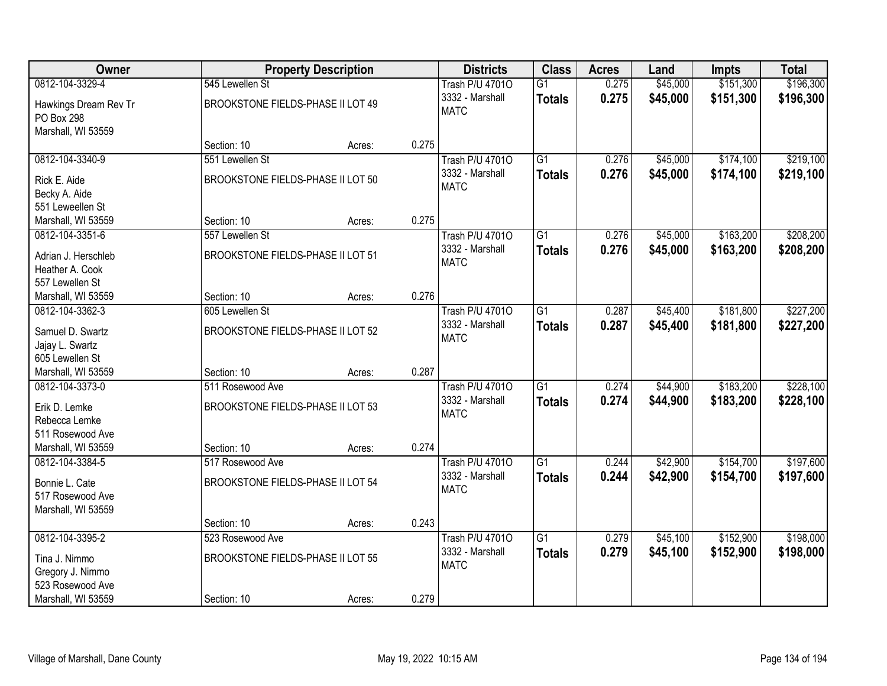| Owner | Property Description | | | Districts | Class | Acres | Land | Impts | Total |
|---|---|---|---|---|---|---|---|---|---|
| 0812-104-3329-4<br>Hawkings Dream Rev Tr<br>PO Box 298<br>Marshall, WI 53559 | 545 Lewellen St<br>BROOKSTONE FIELDS-PHASE II LOT 49<br>Section: 10 | Acres: | 0.275 | Trash P/U 4701O<br>3332 - Marshall<br>MATC | G1<br>**Totals** | 0.275<br>**0.275** | $45,000<br>**$45,000** | $151,300<br>**$151,300** | $196,300<br>**$196,300** |
| 0812-104-3340-9<br>Rick E. Aide<br>Becky A. Aide<br>551 Leweellen St<br>Marshall, WI 53559 | 551 Lewellen St<br>BROOKSTONE FIELDS-PHASE II LOT 50<br>Section: 10 | Acres: | 0.275 | Trash P/U 4701O<br>3332 - Marshall<br>MATC | G1<br>**Totals** | 0.276<br>**0.276** | $45,000<br>**$45,000** | $174,100<br>**$174,100** | $219,100<br>**$219,100** |
| 0812-104-3351-6<br>Adrian J. Herschleb<br>Heather A. Cook<br>557 Lewellen St<br>Marshall, WI 53559 | 557 Lewellen St<br>BROOKSTONE FIELDS-PHASE II LOT 51<br>Section: 10 | Acres: | 0.276 | Trash P/U 4701O<br>3332 - Marshall<br>MATC | G1<br>**Totals** | 0.276<br>**0.276** | $45,000<br>**$45,000** | $163,200<br>**$163,200** | $208,200<br>**$208,200** |
| 0812-104-3362-3<br>Samuel D. Swartz<br>Jajay L. Swartz<br>605 Lewellen St<br>Marshall, WI 53559 | 605 Lewellen St<br>BROOKSTONE FIELDS-PHASE II LOT 52<br>Section: 10 | Acres: | 0.287 | Trash P/U 4701O<br>3332 - Marshall<br>MATC | G1<br>**Totals** | 0.287<br>**0.287** | $45,400<br>**$45,400** | $181,800<br>**$181,800** | $227,200<br>**$227,200** |
| 0812-104-3373-0<br>Erik D. Lemke<br>Rebecca Lemke<br>511 Rosewood Ave<br>Marshall, WI 53559 | 511 Rosewood Ave<br>BROOKSTONE FIELDS-PHASE II LOT 53<br>Section: 10 | Acres: | 0.274 | Trash P/U 4701O<br>3332 - Marshall<br>MATC | G1<br>**Totals** | 0.274<br>**0.274** | $44,900<br>**$44,900** | $183,200<br>**$183,200** | $228,100<br>**$228,100** |
| 0812-104-3384-5<br>Bonnie L. Cate<br>517 Rosewood Ave<br>Marshall, WI 53559 | 517 Rosewood Ave<br>BROOKSTONE FIELDS-PHASE II LOT 54<br>Section: 10 | Acres: | 0.243 | Trash P/U 4701O<br>3332 - Marshall<br>MATC | G1<br>**Totals** | 0.244<br>**0.244** | $42,900<br>**$42,900** | $154,700<br>**$154,700** | $197,600<br>**$197,600** |
| 0812-104-3395-2<br>Tina J. Nimmo<br>Gregory J. Nimmo<br>523 Rosewood Ave<br>Marshall, WI 53559 | 523 Rosewood Ave<br>BROOKSTONE FIELDS-PHASE II LOT 55<br>Section: 10 | Acres: | 0.279 | Trash P/U 4701O<br>3332 - Marshall<br>MATC | G1<br>**Totals** | 0.279<br>**0.279** | $45,100<br>**$45,100** | $152,900<br>**$152,900** | $198,000<br>**$198,000** |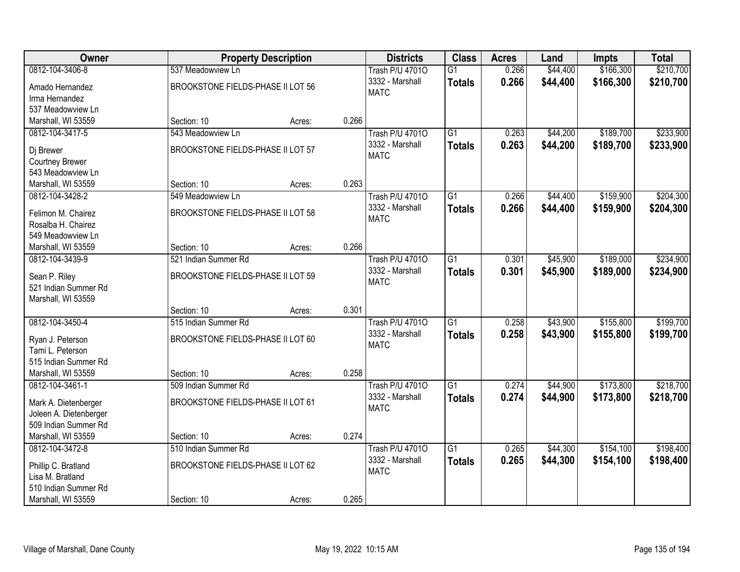| Owner | Property Description | | | Districts | Class | Acres | Land | Impts | Total |
|---|---|---|---|---|---|---|---|---|---|
| 0812-104-3406-8<br>Amado Hernandez<br>Irma Hernandez<br>537 Meadowview Ln<br>Marshall, WI 53559 | 537 Meadowview Ln<br>BROOKSTONE FIELDS-PHASE II LOT 56<br>Section: 10 | Acres: | 0.266 | Trash P/U 4701O<br>3332 - Marshall<br>MATC | G1<br>**Totals** | 0.266<br>**0.266** | $44,400<br>**$44,400** | $166,300<br>**$166,300** | $210,700<br>**$210,700** |
| 0812-104-3417-5<br>Dj Brewer<br>Courtney Brewer<br>543 Meadowview Ln<br>Marshall, WI 53559 | 543 Meadowview Ln<br>BROOKSTONE FIELDS-PHASE II LOT 57<br>Section: 10 | Acres: | 0.263 | Trash P/U 4701O<br>3332 - Marshall<br>MATC | G1<br>**Totals** | 0.263<br>**0.263** | $44,200<br>**$44,200** | $189,700<br>**$189,700** | $233,900<br>**$233,900** |
| 0812-104-3428-2<br>Felimon M. Chairez<br>Rosalba H. Chairez<br>549 Meadowview Ln<br>Marshall, WI 53559 | 549 Meadowview Ln<br>BROOKSTONE FIELDS-PHASE II LOT 58<br>Section: 10 | Acres: | 0.266 | Trash P/U 4701O<br>3332 - Marshall<br>MATC | G1<br>**Totals** | 0.266<br>**0.266** | $44,400<br>**$44,400** | $159,900<br>**$159,900** | $204,300<br>**$204,300** |
| 0812-104-3439-9<br>Sean P. Riley<br>521 Indian Summer Rd<br>Marshall, WI 53559 | 521 Indian Summer Rd<br>BROOKSTONE FIELDS-PHASE II LOT 59<br>Section: 10 | Acres: | 0.301 | Trash P/U 4701O<br>3332 - Marshall<br>MATC | G1<br>**Totals** | 0.301<br>**0.301** | $45,900<br>**$45,900** | $189,000<br>**$189,000** | $234,900<br>**$234,900** |
| 0812-104-3450-4<br>Ryan J. Peterson<br>Tami L. Peterson<br>515 Indian Summer Rd<br>Marshall, WI 53559 | 515 Indian Summer Rd<br>BROOKSTONE FIELDS-PHASE II LOT 60<br>Section: 10 | Acres: | 0.258 | Trash P/U 4701O<br>3332 - Marshall<br>MATC | G1<br>**Totals** | 0.258<br>**0.258** | $43,900<br>**$43,900** | $155,800<br>**$155,800** | $199,700<br>**$199,700** |
| 0812-104-3461-1<br>Mark A. Dietenberger<br>Joleen A. Dietenberger<br>509 Indian Summer Rd<br>Marshall, WI 53559 | 509 Indian Summer Rd<br>BROOKSTONE FIELDS-PHASE II LOT 61<br>Section: 10 | Acres: | 0.274 | Trash P/U 4701O<br>3332 - Marshall<br>MATC | G1<br>**Totals** | 0.274<br>**0.274** | $44,900<br>**$44,900** | $173,800<br>**$173,800** | $218,700<br>**$218,700** |
| 0812-104-3472-8<br>Phillip C. Bratland<br>Lisa M. Bratland<br>510 Indian Summer Rd<br>Marshall, WI 53559 | 510 Indian Summer Rd<br>BROOKSTONE FIELDS-PHASE II LOT 62<br>Section: 10 | Acres: | 0.265 | Trash P/U 4701O<br>3332 - Marshall<br>MATC | G1<br>**Totals** | 0.265<br>**0.265** | $44,300<br>**$44,300** | $154,100<br>**$154,100** | $198,400<br>**$198,400** |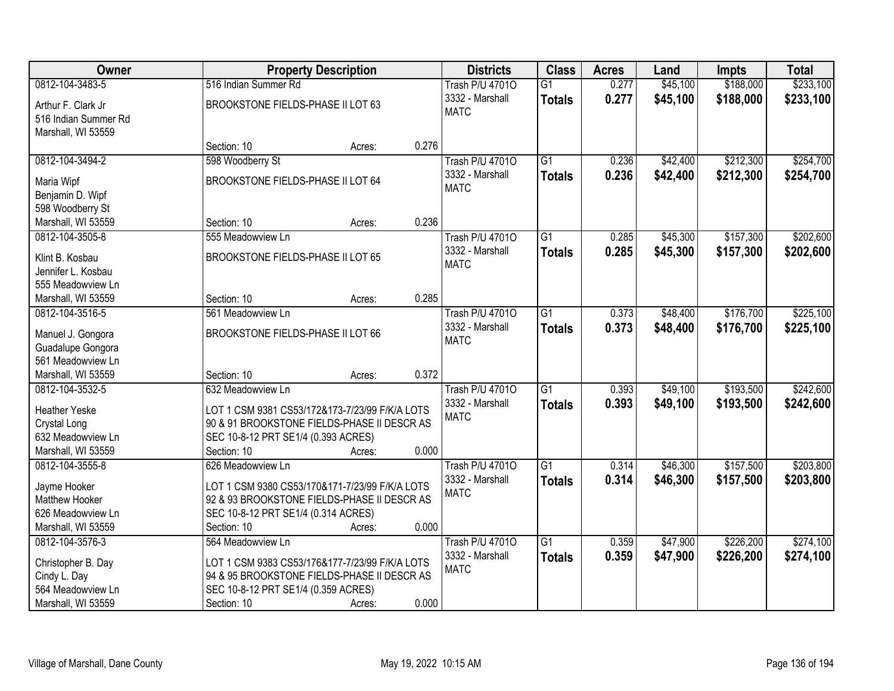| Owner | Property Description | | | Districts | Class | Acres | Land | Impts | Total |
|---|---|---|---|---|---|---|---|---|---|
| 0812-104-3483-5 | 516 Indian Summer Rd | | | Trash P/U 4701O | G1 | 0.277 | $45,100 | $188,000 | $233,100 |
| Arthur F. Clark Jr<br>516 Indian Summer Rd<br>Marshall, WI 53559 | BROOKSTONE FIELDS-PHASE II LOT 63 | | | 3332 - Marshall<br>MATC | **Totals** | **0.277** | **$45,100** | **$188,000** | **$233,100** |
| | Section: 10 | Acres: | 0.276 | | | | | | |
| 0812-104-3494-2 | 598 Woodberry St | | | Trash P/U 4701O | G1 | 0.236 | $42,400 | $212,300 | $254,700 |
| Maria Wipf<br>Benjamin D. Wipf<br>598 Woodberry St<br>Marshall, WI 53559 | BROOKSTONE FIELDS-PHASE II LOT 64 | | | 3332 - Marshall<br>MATC | **Totals** | **0.236** | **$42,400** | **$212,300** | **$254,700** |
| | Section: 10 | Acres: | 0.236 | | | | | | |
| 0812-104-3505-8 | 555 Meadowview Ln | | | Trash P/U 4701O | G1 | 0.285 | $45,300 | $157,300 | $202,600 |
| Klint B. Kosbau<br>Jennifer L. Kosbau<br>555 Meadowview Ln<br>Marshall, WI 53559 | BROOKSTONE FIELDS-PHASE II LOT 65 | | | 3332 - Marshall<br>MATC | **Totals** | **0.285** | **$45,300** | **$157,300** | **$202,600** |
| | Section: 10 | Acres: | 0.285 | | | | | | |
| 0812-104-3516-5 | 561 Meadowview Ln | | | Trash P/U 4701O | G1 | 0.373 | $48,400 | $176,700 | $225,100 |
| Manuel J. Gongora<br>Guadalupe Gongora<br>561 Meadowview Ln<br>Marshall, WI 53559 | BROOKSTONE FIELDS-PHASE II LOT 66 | | | 3332 - Marshall<br>MATC | **Totals** | **0.373** | **$48,400** | **$176,700** | **$225,100** |
| | Section: 10 | Acres: | 0.372 | | | | | | |
| 0812-104-3532-5 | 632 Meadowview Ln | | | Trash P/U 4701O | G1 | 0.393 | $49,100 | $193,500 | $242,600 |
| Heather Yeske<br>Crystal Long<br>632 Meadowview Ln<br>Marshall, WI 53559 | LOT 1 CSM 9381 CS53/172&173-7/23/99 F/K/A LOTS 90 & 91 BROOKSTONE FIELDS-PHASE II DESCR AS SEC 10-8-12 PRT SE1/4 (0.393 ACRES) | | | 3332 - Marshall<br>MATC | **Totals** | **0.393** | **$49,100** | **$193,500** | **$242,600** |
| | Section: 10 | Acres: | 0.000 | | | | | | |
| 0812-104-3555-8 | 626 Meadowview Ln | | | Trash P/U 4701O | G1 | 0.314 | $46,300 | $157,500 | $203,800 |
| Jayme Hooker<br>Matthew Hooker<br>626 Meadowview Ln<br>Marshall, WI 53559 | LOT 1 CSM 9380 CS53/170&171-7/23/99 F/K/A LOTS 92 & 93 BROOKSTONE FIELDS-PHASE II DESCR AS SEC 10-8-12 PRT SE1/4 (0.314 ACRES) | | | 3332 - Marshall<br>MATC | **Totals** | **0.314** | **$46,300** | **$157,500** | **$203,800** |
| | Section: 10 | Acres: | 0.000 | | | | | | |
| 0812-104-3576-3 | 564 Meadowview Ln | | | Trash P/U 4701O | G1 | 0.359 | $47,900 | $226,200 | $274,100 |
| Christopher B. Day<br>Cindy L. Day<br>564 Meadowview Ln<br>Marshall, WI 53559 | LOT 1 CSM 9383 CS53/176&177-7/23/99 F/K/A LOTS 94 & 95 BROOKSTONE FIELDS-PHASE II DESCR AS SEC 10-8-12 PRT SE1/4 (0.359 ACRES) | | | 3332 - Marshall<br>MATC | **Totals** | **0.359** | **$47,900** | **$226,200** | **$274,100** |
| | Section: 10 | Acres: | 0.000 | | | | | | |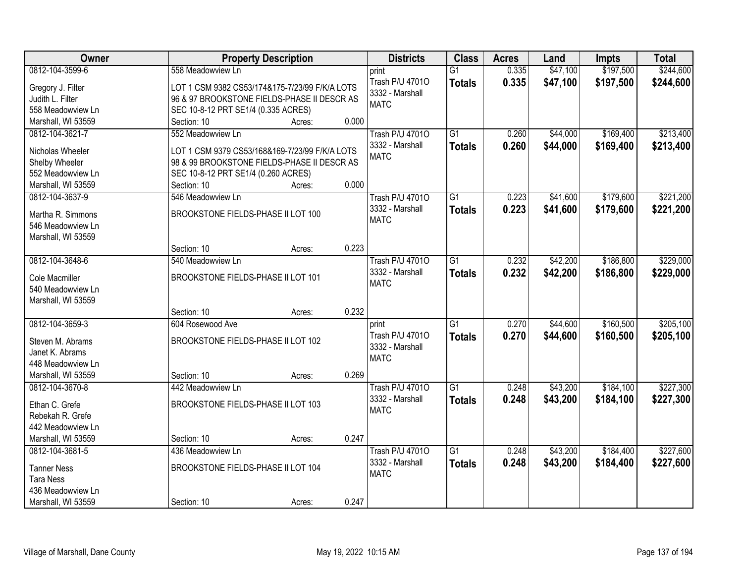| Owner | Property Description | Districts | Class | Acres | Land | Impts | Total |
|---|---|---|---|---|---|---|---|
| 0812-104-3599-6<br>Gregory J. Filter<br>Judith L. Filter<br>558 Meadowview Ln<br>Marshall, WI 53559 | 558 Meadowview Ln<br>LOT 1 CSM 9382 CS53/174&175-7/23/99 F/K/A LOTS 96 & 97 BROOKSTONE FIELDS-PHASE II DESCR AS SEC 10-8-12 PRT SE1/4 (0.335 ACRES)<br>Section: 10 Acres: 0.000 | print<br>Trash P/U 4701O<br>3332 - Marshall<br>MATC | G1<br>**Totals** | 0.335<br>**0.335** | $47,100<br>**$47,100** | $197,500<br>**$197,500** | $244,600<br>**$244,600** |
| 0812-104-3621-7<br>Nicholas Wheeler<br>Shelby Wheeler<br>552 Meadowview Ln<br>Marshall, WI 53559 | 552 Meadowview Ln<br>LOT 1 CSM 9379 CS53/168&169-7/23/99 F/K/A LOTS 98 & 99 BROOKSTONE FIELDS-PHASE II DESCR AS SEC 10-8-12 PRT SE1/4 (0.260 ACRES)<br>Section: 10 Acres: 0.000 | Trash P/U 4701O<br>3332 - Marshall<br>MATC | G1<br>**Totals** | 0.260<br>**0.260** | $44,000<br>**$44,000** | $169,400<br>**$169,400** | $213,400<br>**$213,400** |
| 0812-104-3637-9<br>Martha R. Simmons<br>546 Meadowview Ln<br>Marshall, WI 53559 | 546 Meadowview Ln<br>BROOKSTONE FIELDS-PHASE II LOT 100<br>Section: 10 Acres: 0.223 | Trash P/U 4701O<br>3332 - Marshall<br>MATC | G1<br>**Totals** | 0.223<br>**0.223** | $41,600<br>**$41,600** | $179,600<br>**$179,600** | $221,200<br>**$221,200** |
| 0812-104-3648-6<br>Cole Macmiller<br>540 Meadowview Ln<br>Marshall, WI 53559 | 540 Meadowview Ln<br>BROOKSTONE FIELDS-PHASE II LOT 101<br>Section: 10 Acres: 0.232 | Trash P/U 4701O<br>3332 - Marshall<br>MATC | G1<br>**Totals** | 0.232<br>**0.232** | $42,200<br>**$42,200** | $186,800<br>**$186,800** | $229,000<br>**$229,000** |
| 0812-104-3659-3<br>Steven M. Abrams<br>Janet K. Abrams<br>448 Meadowview Ln<br>Marshall, WI 53559 | 604 Rosewood Ave<br>BROOKSTONE FIELDS-PHASE II LOT 102<br>Section: 10 Acres: 0.269 | print<br>Trash P/U 4701O<br>3332 - Marshall<br>MATC | G1<br>**Totals** | 0.270<br>**0.270** | $44,600<br>**$44,600** | $160,500<br>**$160,500** | $205,100<br>**$205,100** |
| 0812-104-3670-8<br>Ethan C. Grefe<br>Rebekah R. Grefe<br>442 Meadowview Ln<br>Marshall, WI 53559 | 442 Meadowview Ln<br>BROOKSTONE FIELDS-PHASE II LOT 103<br>Section: 10 Acres: 0.247 | Trash P/U 4701O<br>3332 - Marshall<br>MATC | G1<br>**Totals** | 0.248<br>**0.248** | $43,200<br>**$43,200** | $184,100<br>**$184,100** | $227,300<br>**$227,300** |
| 0812-104-3681-5<br>Tanner Ness<br>Tara Ness<br>436 Meadowview Ln<br>Marshall, WI 53559 | 436 Meadowview Ln<br>BROOKSTONE FIELDS-PHASE II LOT 104<br>Section: 10 Acres: 0.247 | Trash P/U 4701O<br>3332 - Marshall<br>MATC | G1<br>**Totals** | 0.248<br>**0.248** | $43,200<br>**$43,200** | $184,400<br>**$184,400** | $227,600<br>**$227,600** |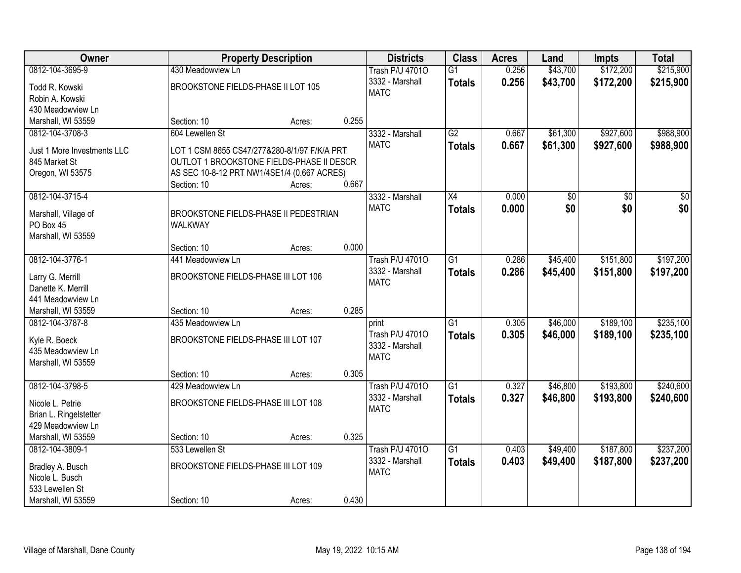| Owner | Property Description | Districts | Class | Acres | Land | Impts | Total |
|---|---|---|---|---|---|---|---|
| 0812-104-3695-9<br>Todd R. Kowski<br>Robin A. Kowski<br>430 Meadowview Ln<br>Marshall, WI 53559 | 430 Meadowview Ln<br>BROOKSTONE FIELDS-PHASE II LOT 105<br>Section: 10 Acres: 0.255 | Trash P/U 4701O<br>3332 - Marshall<br>MATC | G1<br>**Totals** | 0.256<br>**0.256** | $43,700<br>**$43,700** | $172,200<br>**$172,200** | $215,900<br>**$215,900** |
| 0812-104-3708-3<br>Just 1 More Investments LLC<br>845 Market St<br>Oregon, WI 53575 | 604 Lewellen St<br>LOT 1 CSM 8655 CS47/277&280-8/1/97 F/K/A PRT OUTLOT 1 BROOKSTONE FIELDS-PHASE II DESCR AS SEC 10-8-12 PRT NW1/4SE1/4 (0.667 ACRES)<br>Section: 10 Acres: 0.667 | 3332 - Marshall<br>MATC | G2<br>**Totals** | 0.667<br>**0.667** | $61,300<br>**$61,300** | $927,600<br>**$927,600** | $988,900<br>**$988,900** |
| 0812-104-3715-4<br>Marshall, Village of<br>PO Box 45<br>Marshall, WI 53559 | BROOKSTONE FIELDS-PHASE II PEDESTRIAN WALKWAY<br>Section: 10 Acres: 0.000 | 3332 - Marshall<br>MATC | X4<br>**Totals** | 0.000<br>**0.000** | $0<br>**$0** | $0<br>**$0** | $0<br>**$0** |
| 0812-104-3776-1<br>Larry G. Merrill<br>Danette K. Merrill<br>441 Meadowview Ln<br>Marshall, WI 53559 | 441 Meadowview Ln<br>BROOKSTONE FIELDS-PHASE III LOT 106<br>Section: 10 Acres: 0.285 | Trash P/U 4701O<br>3332 - Marshall<br>MATC | G1<br>**Totals** | 0.286<br>**0.286** | $45,400<br>**$45,400** | $151,800<br>**$151,800** | $197,200<br>**$197,200** |
| 0812-104-3787-8<br>Kyle R. Boeck<br>435 Meadowview Ln<br>Marshall, WI 53559 | 435 Meadowview Ln<br>BROOKSTONE FIELDS-PHASE III LOT 107<br>Section: 10 Acres: 0.305 | print<br>Trash P/U 4701O<br>3332 - Marshall<br>MATC | G1<br>**Totals** | 0.305<br>**0.305** | $46,000<br>**$46,000** | $189,100<br>**$189,100** | $235,100<br>**$235,100** |
| 0812-104-3798-5<br>Nicole L. Petrie<br>Brian L. Ringelstetter<br>429 Meadowview Ln<br>Marshall, WI 53559 | 429 Meadowview Ln<br>BROOKSTONE FIELDS-PHASE III LOT 108<br>Section: 10 Acres: 0.325 | Trash P/U 4701O<br>3332 - Marshall<br>MATC | G1<br>**Totals** | 0.327<br>**0.327** | $46,800<br>**$46,800** | $193,800<br>**$193,800** | $240,600<br>**$240,600** |
| 0812-104-3809-1<br>Bradley A. Busch<br>Nicole L. Busch<br>533 Lewellen St<br>Marshall, WI 53559 | 533 Lewellen St<br>BROOKSTONE FIELDS-PHASE III LOT 109<br>Section: 10 Acres: 0.430 | Trash P/U 4701O<br>3332 - Marshall<br>MATC | G1<br>**Totals** | 0.403<br>**0.403** | $49,400<br>**$49,400** | $187,800<br>**$187,800** | $237,200<br>**$237,200** |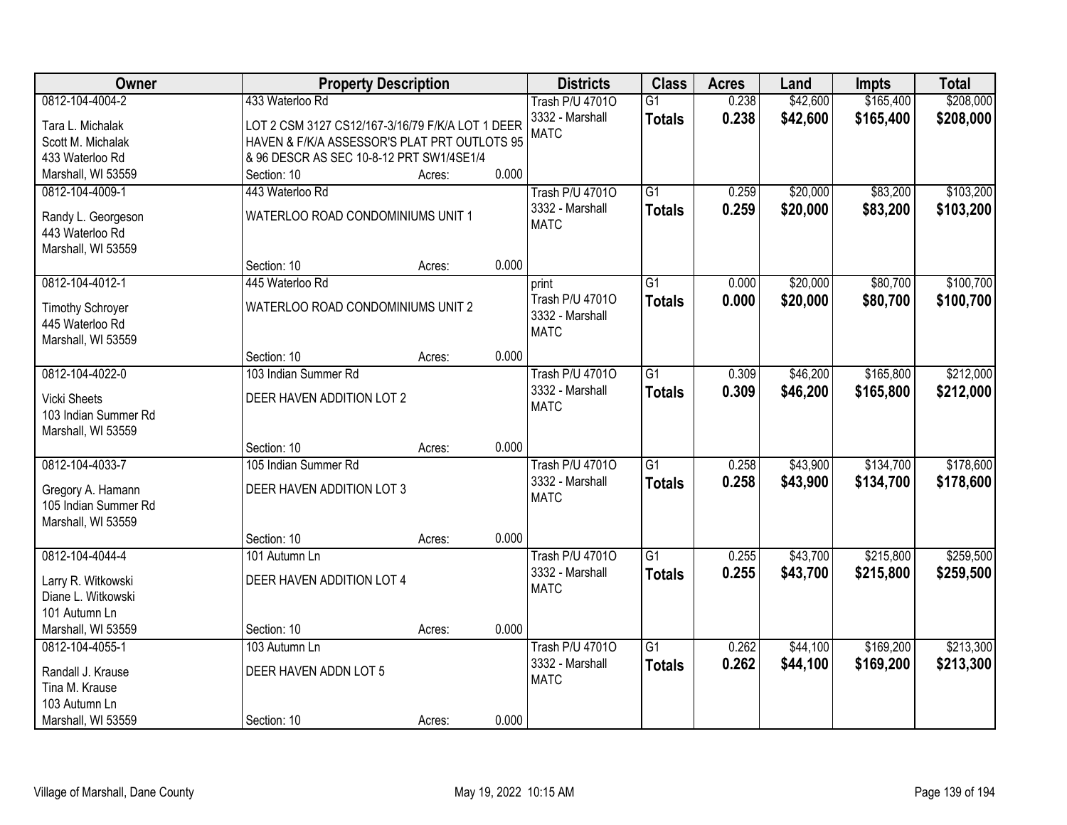| Owner | Property Description | | | Districts | Class | Acres | Land | Impts | Total |
|---|---|---|---|---|---|---|---|---|---|
| 0812-104-4004-2<br>Tara L. Michalak<br>Scott M. Michalak<br>433 Waterloo Rd<br>Marshall, WI 53559 | 433 Waterloo Rd<br>LOT 2 CSM 3127 CS12/167-3/16/79 F/K/A LOT 1 DEER HAVEN & F/K/A ASSESSOR'S PLAT PRT OUTLOTS 95 & 96 DESCR AS SEC 10-8-12 PRT SW1/4SE1/4<br>Section: 10 | Acres: | 0.000 | Trash P/U 4701O<br>3332 - Marshall<br>MATC | G1<br>**Totals** | 0.238<br>**0.238** | \$42,600<br>**\$42,600** | \$165,400<br>**\$165,400** | \$208,000<br>**\$208,000** |
| 0812-104-4009-1<br>Randy L. Georgeson<br>443 Waterloo Rd<br>Marshall, WI 53559 | 443 Waterloo Rd<br>WATERLOO ROAD CONDOMINIUMS UNIT 1<br>Section: 10 | Acres: | 0.000 | Trash P/U 4701O<br>3332 - Marshall<br>MATC | G1<br>**Totals** | 0.259<br>**0.259** | \$20,000<br>**\$20,000** | \$83,200<br>**\$83,200** | \$103,200<br>**\$103,200** |
| 0812-104-4012-1<br>Timothy Schroyer<br>445 Waterloo Rd<br>Marshall, WI 53559 | 445 Waterloo Rd<br>WATERLOO ROAD CONDOMINIUMS UNIT 2<br>Section: 10 | Acres: | 0.000 | print<br>Trash P/U 4701O<br>3332 - Marshall<br>MATC | G1<br>**Totals** | 0.000<br>**0.000** | \$20,000<br>**\$20,000** | \$80,700<br>**\$80,700** | \$100,700<br>**\$100,700** |
| 0812-104-4022-0<br>Vicki Sheets<br>103 Indian Summer Rd<br>Marshall, WI 53559 | 103 Indian Summer Rd<br>DEER HAVEN ADDITION LOT 2<br>Section: 10 | Acres: | 0.000 | Trash P/U 4701O<br>3332 - Marshall<br>MATC | G1<br>**Totals** | 0.309<br>**0.309** | \$46,200<br>**\$46,200** | \$165,800<br>**\$165,800** | \$212,000<br>**\$212,000** |
| 0812-104-4033-7<br>Gregory A. Hamann<br>105 Indian Summer Rd<br>Marshall, WI 53559 | 105 Indian Summer Rd<br>DEER HAVEN ADDITION LOT 3<br>Section: 10 | Acres: | 0.000 | Trash P/U 4701O<br>3332 - Marshall<br>MATC | G1<br>**Totals** | 0.258<br>**0.258** | \$43,900<br>**\$43,900** | \$134,700<br>**\$134,700** | \$178,600<br>**\$178,600** |
| 0812-104-4044-4<br>Larry R. Witkowski<br>Diane L. Witkowski<br>101 Autumn Ln<br>Marshall, WI 53559 | 101 Autumn Ln<br>DEER HAVEN ADDITION LOT 4<br>Section: 10 | Acres: | 0.000 | Trash P/U 4701O<br>3332 - Marshall<br>MATC | G1<br>**Totals** | 0.255<br>**0.255** | \$43,700<br>**\$43,700** | \$215,800<br>**\$215,800** | \$259,500<br>**\$259,500** |
| 0812-104-4055-1<br>Randall J. Krause<br>Tina M. Krause<br>103 Autumn Ln<br>Marshall, WI 53559 | 103 Autumn Ln<br>DEER HAVEN ADDN LOT 5<br>Section: 10 | Acres: | 0.000 | Trash P/U 4701O<br>3332 - Marshall<br>MATC | G1<br>**Totals** | 0.262<br>**0.262** | \$44,100<br>**\$44,100** | \$169,200<br>**\$169,200** | \$213,300<br>**\$213,300** |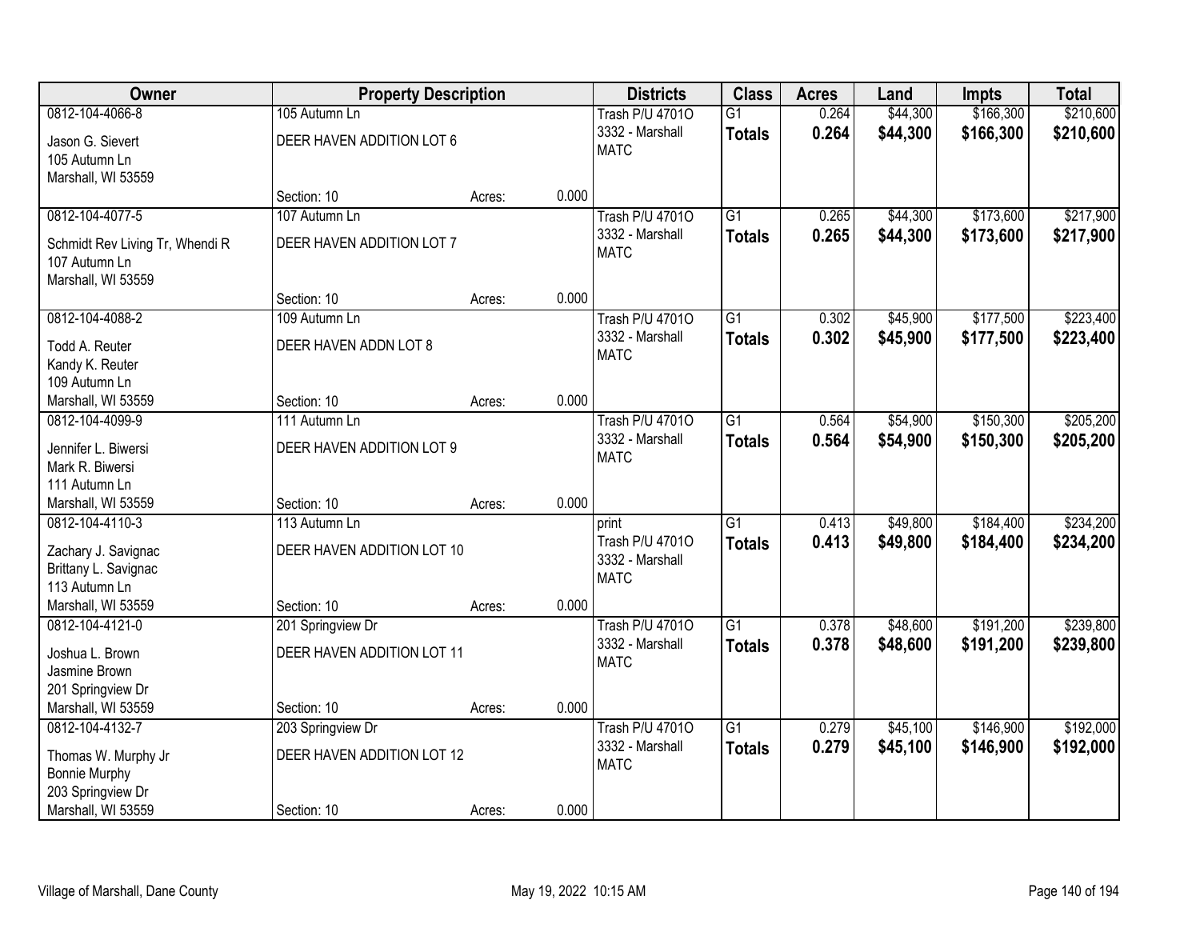| Owner | Property Description | | | Districts | Class | Acres | Land | Impts | Total |
|---|---|---|---|---|---|---|---|---|---|
| 0812-104-4066-8<br>Jason G. Sievert<br>105 Autumn Ln<br>Marshall, WI 53559 | 105 Autumn Ln<br>DEER HAVEN ADDITION LOT 6<br><br>Section: 10 | Acres: | 0.000 | Trash P/U 4701O<br>3332 - Marshall<br>MATC | G1<br>**Totals** | 0.264<br>**0.264** | \$44,300<br>**\$44,300** | \$166,300<br>**\$166,300** | \$210,600<br>**\$210,600** |
| 0812-104-4077-5<br>Schmidt Rev Living Tr, Whendi R<br>107 Autumn Ln<br>Marshall, WI 53559 | 107 Autumn Ln<br>DEER HAVEN ADDITION LOT 7<br><br>Section: 10 | Acres: | 0.000 | Trash P/U 4701O<br>3332 - Marshall<br>MATC | G1<br>**Totals** | 0.265<br>**0.265** | \$44,300<br>**\$44,300** | \$173,600<br>**\$173,600** | \$217,900<br>**\$217,900** |
| 0812-104-4088-2<br>Todd A. Reuter<br>Kandy K. Reuter<br>109 Autumn Ln<br>Marshall, WI 53559 | 109 Autumn Ln<br>DEER HAVEN ADDN LOT 8<br><br>Section: 10 | Acres: | 0.000 | Trash P/U 4701O<br>3332 - Marshall<br>MATC | G1<br>**Totals** | 0.302<br>**0.302** | \$45,900<br>**\$45,900** | \$177,500<br>**\$177,500** | \$223,400<br>**\$223,400** |
| 0812-104-4099-9<br>Jennifer L. Biwersi<br>Mark R. Biwersi<br>111 Autumn Ln<br>Marshall, WI 53559 | 111 Autumn Ln<br>DEER HAVEN ADDITION LOT 9<br><br>Section: 10 | Acres: | 0.000 | Trash P/U 4701O<br>3332 - Marshall<br>MATC | G1<br>**Totals** | 0.564<br>**0.564** | \$54,900<br>**\$54,900** | \$150,300<br>**\$150,300** | \$205,200<br>**\$205,200** |
| 0812-104-4110-3<br>Zachary J. Savignac<br>Brittany L. Savignac<br>113 Autumn Ln<br>Marshall, WI 53559 | 113 Autumn Ln<br>DEER HAVEN ADDITION LOT 10<br><br>Section: 10 | Acres: | 0.000 | print<br>Trash P/U 4701O<br>3332 - Marshall<br>MATC | G1<br>**Totals** | 0.413<br>**0.413** | \$49,800<br>**\$49,800** | \$184,400<br>**\$184,400** | \$234,200<br>**\$234,200** |
| 0812-104-4121-0<br>Joshua L. Brown<br>Jasmine Brown<br>201 Springview Dr<br>Marshall, WI 53559 | 201 Springview Dr<br>DEER HAVEN ADDITION LOT 11<br><br>Section: 10 | Acres: | 0.000 | Trash P/U 4701O<br>3332 - Marshall<br>MATC | G1<br>**Totals** | 0.378<br>**0.378** | \$48,600<br>**\$48,600** | \$191,200<br>**\$191,200** | \$239,800<br>**\$239,800** |
| 0812-104-4132-7<br>Thomas W. Murphy Jr<br>Bonnie Murphy<br>203 Springview Dr<br>Marshall, WI 53559 | 203 Springview Dr<br>DEER HAVEN ADDITION LOT 12<br><br>Section: 10 | Acres: | 0.000 | Trash P/U 4701O<br>3332 - Marshall<br>MATC | G1<br>**Totals** | 0.279<br>**0.279** | \$45,100<br>**\$45,100** | \$146,900<br>**\$146,900** | \$192,000<br>**\$192,000** |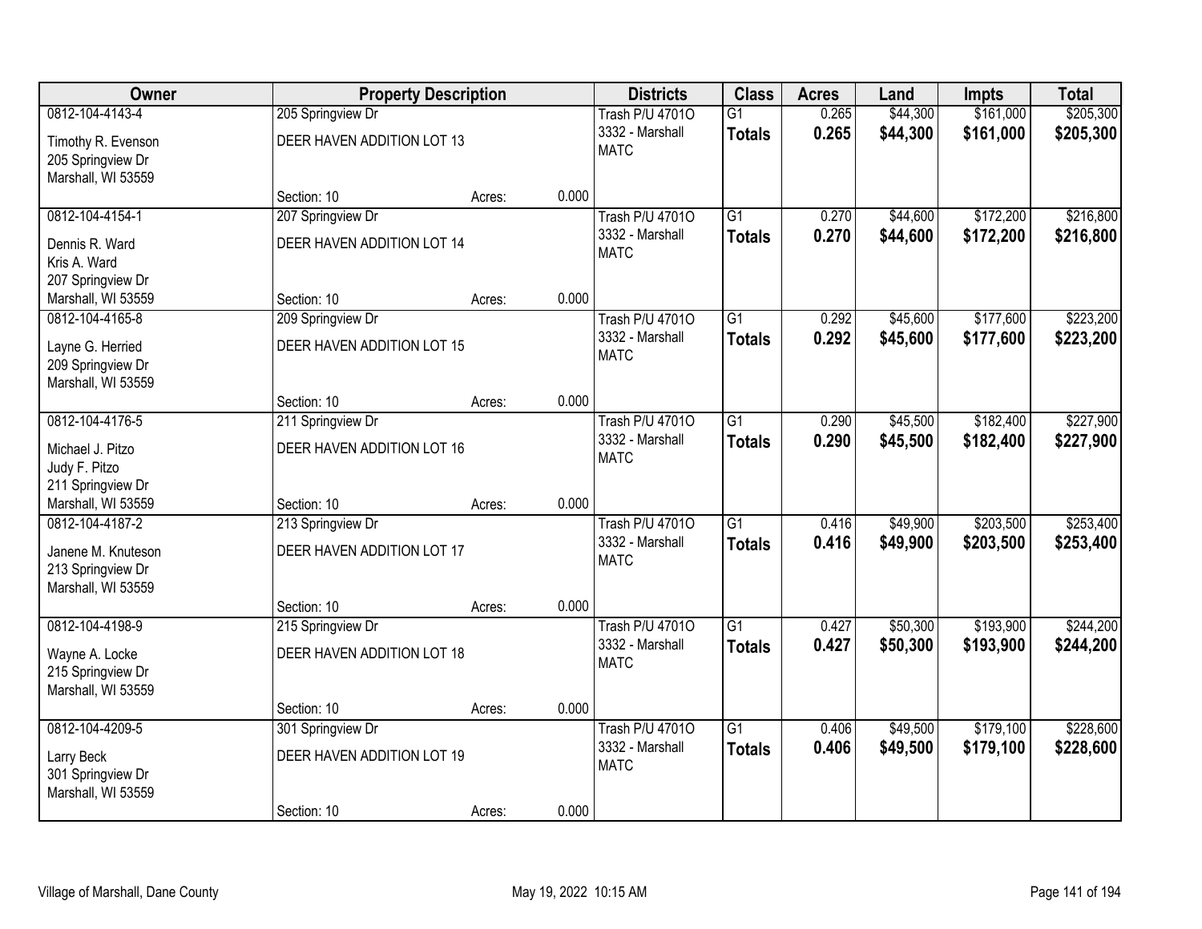| Owner | Property Description | | | Districts | Class | Acres | Land | Impts | Total |
|---|---|---|---|---|---|---|---|---|---|
| 0812-104-4143-4 | 205 Springview Dr | | | Trash P/U 4701O | G1 | 0.265 | $44,300 | $161,000 | $205,300 |
| Timothy R. Evenson<br>205 Springview Dr<br>Marshall, WI 53559 | DEER HAVEN ADDITION LOT 13 | | | 3332 - Marshall<br>MATC | **Totals** | **0.265** | **$44,300** | **$161,000** | **$205,300** |
| | Section: 10 | Acres: | 0.000 | | | | | | |
| 0812-104-4154-1 | 207 Springview Dr | | | Trash P/U 4701O | G1 | 0.270 | $44,600 | $172,200 | $216,800 |
| Dennis R. Ward<br>Kris A. Ward<br>207 Springview Dr<br>Marshall, WI 53559 | DEER HAVEN ADDITION LOT 14 | | | 3332 - Marshall<br>MATC | **Totals** | **0.270** | **$44,600** | **$172,200** | **$216,800** |
| | Section: 10 | Acres: | 0.000 | | | | | | |
| 0812-104-4165-8 | 209 Springview Dr | | | Trash P/U 4701O | G1 | 0.292 | $45,600 | $177,600 | $223,200 |
| Layne G. Herried<br>209 Springview Dr<br>Marshall, WI 53559 | DEER HAVEN ADDITION LOT 15 | | | 3332 - Marshall<br>MATC | **Totals** | **0.292** | **$45,600** | **$177,600** | **$223,200** |
| | Section: 10 | Acres: | 0.000 | | | | | | |
| 0812-104-4176-5 | 211 Springview Dr | | | Trash P/U 4701O | G1 | 0.290 | $45,500 | $182,400 | $227,900 |
| Michael J. Pitzo<br>Judy F. Pitzo<br>211 Springview Dr<br>Marshall, WI 53559 | DEER HAVEN ADDITION LOT 16 | | | 3332 - Marshall<br>MATC | **Totals** | **0.290** | **$45,500** | **$182,400** | **$227,900** |
| | Section: 10 | Acres: | 0.000 | | | | | | |
| 0812-104-4187-2 | 213 Springview Dr | | | Trash P/U 4701O | G1 | 0.416 | $49,900 | $203,500 | $253,400 |
| Janene M. Knuteson<br>213 Springview Dr<br>Marshall, WI 53559 | DEER HAVEN ADDITION LOT 17 | | | 3332 - Marshall<br>MATC | **Totals** | **0.416** | **$49,900** | **$203,500** | **$253,400** |
| | Section: 10 | Acres: | 0.000 | | | | | | |
| 0812-104-4198-9 | 215 Springview Dr | | | Trash P/U 4701O | G1 | 0.427 | $50,300 | $193,900 | $244,200 |
| Wayne A. Locke<br>215 Springview Dr<br>Marshall, WI 53559 | DEER HAVEN ADDITION LOT 18 | | | 3332 - Marshall<br>MATC | **Totals** | **0.427** | **$50,300** | **$193,900** | **$244,200** |
| | Section: 10 | Acres: | 0.000 | | | | | | |
| 0812-104-4209-5 | 301 Springview Dr | | | Trash P/U 4701O | G1 | 0.406 | $49,500 | $179,100 | $228,600 |
| Larry Beck<br>301 Springview Dr<br>Marshall, WI 53559 | DEER HAVEN ADDITION LOT 19 | | | 3332 - Marshall<br>MATC | **Totals** | **0.406** | **$49,500** | **$179,100** | **$228,600** |
| | Section: 10 | Acres: | 0.000 | | | | | | |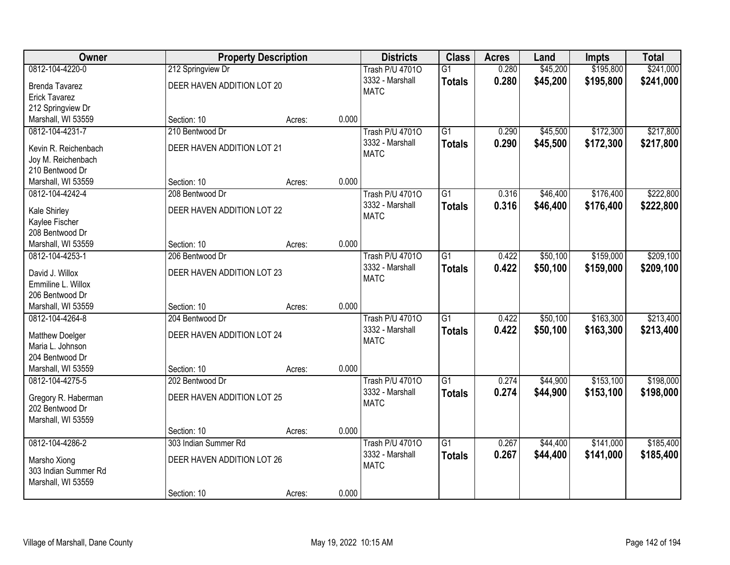| Owner | Property Description | | | Districts | Class | Acres | Land | Impts | Total |
|---|---|---|---|---|---|---|---|---|---|
| 0812-104-4220-0 | 212 Springview Dr | | | Trash P/U 4701O | G1 | 0.280 | $45,200 | $195,800 | $241,000 |
| Brenda Tavarez<br>Erick Tavarez<br>212 Springview Dr<br>Marshall, WI 53559 | DEER HAVEN ADDITION LOT 20 | | | 3332 - Marshall<br>MATC | **Totals** | **0.280** | **$45,200** | **$195,800** | **$241,000** |
| | Section: 10 | Acres: | 0.000 | | | | | | |
| 0812-104-4231-7 | 210 Bentwood Dr | | | Trash P/U 4701O | G1 | 0.290 | $45,500 | $172,300 | $217,800 |
| Kevin R. Reichenbach<br>Joy M. Reichenbach<br>210 Bentwood Dr<br>Marshall, WI 53559 | DEER HAVEN ADDITION LOT 21 | | | 3332 - Marshall<br>MATC | **Totals** | **0.290** | **$45,500** | **$172,300** | **$217,800** |
| | Section: 10 | Acres: | 0.000 | | | | | | |
| 0812-104-4242-4 | 208 Bentwood Dr | | | Trash P/U 4701O | G1 | 0.316 | $46,400 | $176,400 | $222,800 |
| Kale Shirley<br>Kaylee Fischer<br>208 Bentwood Dr<br>Marshall, WI 53559 | DEER HAVEN ADDITION LOT 22 | | | 3332 - Marshall<br>MATC | **Totals** | **0.316** | **$46,400** | **$176,400** | **$222,800** |
| | Section: 10 | Acres: | 0.000 | | | | | | |
| 0812-104-4253-1 | 206 Bentwood Dr | | | Trash P/U 4701O | G1 | 0.422 | $50,100 | $159,000 | $209,100 |
| David J. Willox<br>Emmiline L. Willox<br>206 Bentwood Dr<br>Marshall, WI 53559 | DEER HAVEN ADDITION LOT 23 | | | 3332 - Marshall<br>MATC | **Totals** | **0.422** | **$50,100** | **$159,000** | **$209,100** |
| | Section: 10 | Acres: | 0.000 | | | | | | |
| 0812-104-4264-8 | 204 Bentwood Dr | | | Trash P/U 4701O | G1 | 0.422 | $50,100 | $163,300 | $213,400 |
| Matthew Doelger<br>Maria L. Johnson<br>204 Bentwood Dr<br>Marshall, WI 53559 | DEER HAVEN ADDITION LOT 24 | | | 3332 - Marshall<br>MATC | **Totals** | **0.422** | **$50,100** | **$163,300** | **$213,400** |
| | Section: 10 | Acres: | 0.000 | | | | | | |
| 0812-104-4275-5 | 202 Bentwood Dr | | | Trash P/U 4701O | G1 | 0.274 | $44,900 | $153,100 | $198,000 |
| Gregory R. Haberman<br>202 Bentwood Dr<br>Marshall, WI 53559 | DEER HAVEN ADDITION LOT 25 | | | 3332 - Marshall<br>MATC | **Totals** | **0.274** | **$44,900** | **$153,100** | **$198,000** |
| | Section: 10 | Acres: | 0.000 | | | | | | |
| 0812-104-4286-2 | 303 Indian Summer Rd | | | Trash P/U 4701O | G1 | 0.267 | $44,400 | $141,000 | $185,400 |
| Marsho Xiong<br>303 Indian Summer Rd<br>Marshall, WI 53559 | DEER HAVEN ADDITION LOT 26 | | | 3332 - Marshall<br>MATC | **Totals** | **0.267** | **$44,400** | **$141,000** | **$185,400** |
| | Section: 10 | Acres: | 0.000 | | | | | | |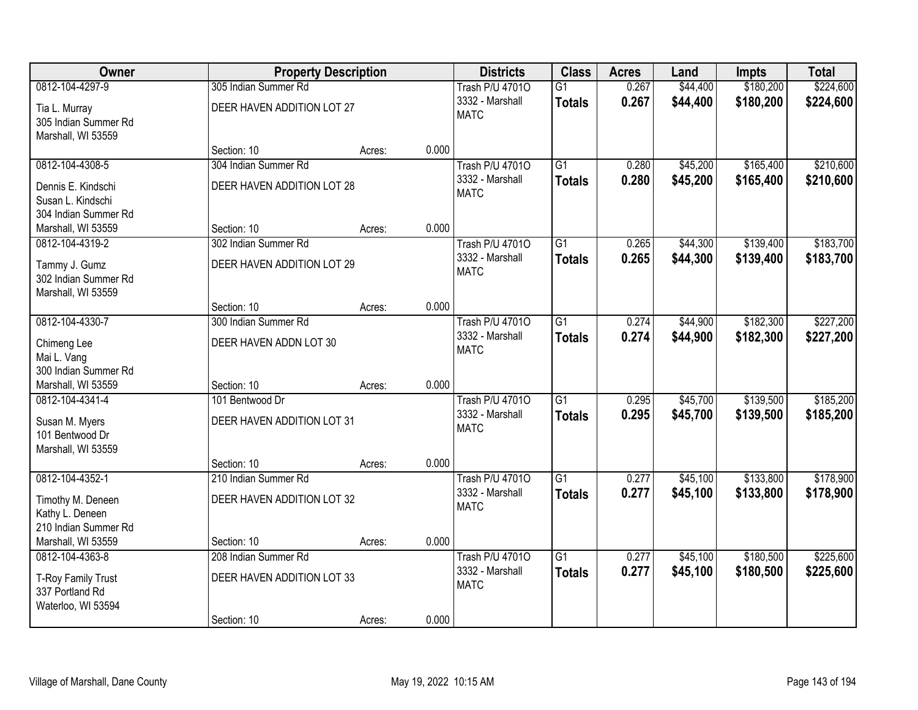| Owner | Property Description | | | Districts | Class | Acres | Land | Impts | Total |
|---|---|---|---|---|---|---|---|---|---|
| 0812-104-4297-9<br>Tia L. Murray<br>305 Indian Summer Rd<br>Marshall, WI 53559 | 305 Indian Summer Rd<br>DEER HAVEN ADDITION LOT 27<br><br>Section: 10 | Acres: | 0.000 | Trash P/U 4701O<br>3332 - Marshall<br>MATC | G1<br>**Totals** | 0.267<br>**0.267** | $44,400<br>**$44,400** | $180,200<br>**$180,200** | $224,600<br>**$224,600** |
| 0812-104-4308-5<br>Dennis E. Kindschi<br>Susan L. Kindschi<br>304 Indian Summer Rd<br>Marshall, WI 53559 | 304 Indian Summer Rd<br>DEER HAVEN ADDITION LOT 28<br><br>Section: 10 | Acres: | 0.000 | Trash P/U 4701O<br>3332 - Marshall<br>MATC | G1<br>**Totals** | 0.280<br>**0.280** | $45,200<br>**$45,200** | $165,400<br>**$165,400** | $210,600<br>**$210,600** |
| 0812-104-4319-2<br>Tammy J. Gumz<br>302 Indian Summer Rd<br>Marshall, WI 53559 | 302 Indian Summer Rd<br>DEER HAVEN ADDITION LOT 29<br><br>Section: 10 | Acres: | 0.000 | Trash P/U 4701O<br>3332 - Marshall<br>MATC | G1<br>**Totals** | 0.265<br>**0.265** | $44,300<br>**$44,300** | $139,400<br>**$139,400** | $183,700<br>**$183,700** |
| 0812-104-4330-7<br>Chimeng Lee<br>Mai L. Vang<br>300 Indian Summer Rd<br>Marshall, WI 53559 | 300 Indian Summer Rd<br>DEER HAVEN ADDN LOT 30<br><br>Section: 10 | Acres: | 0.000 | Trash P/U 4701O<br>3332 - Marshall<br>MATC | G1<br>**Totals** | 0.274<br>**0.274** | $44,900<br>**$44,900** | $182,300<br>**$182,300** | $227,200<br>**$227,200** |
| 0812-104-4341-4<br>Susan M. Myers<br>101 Bentwood Dr<br>Marshall, WI 53559 | 101 Bentwood Dr<br>DEER HAVEN ADDITION LOT 31<br><br>Section: 10 | Acres: | 0.000 | Trash P/U 4701O<br>3332 - Marshall<br>MATC | G1<br>**Totals** | 0.295<br>**0.295** | $45,700<br>**$45,700** | $139,500<br>**$139,500** | $185,200<br>**$185,200** |
| 0812-104-4352-1<br>Timothy M. Deneen<br>Kathy L. Deneen<br>210 Indian Summer Rd<br>Marshall, WI 53559 | 210 Indian Summer Rd<br>DEER HAVEN ADDITION LOT 32<br><br>Section: 10 | Acres: | 0.000 | Trash P/U 4701O<br>3332 - Marshall<br>MATC | G1<br>**Totals** | 0.277<br>**0.277** | $45,100<br>**$45,100** | $133,800<br>**$133,800** | $178,900<br>**$178,900** |
| 0812-104-4363-8<br>T-Roy Family Trust<br>337 Portland Rd<br>Waterloo, WI 53594 | 208 Indian Summer Rd<br>DEER HAVEN ADDITION LOT 33<br><br>Section: 10 | Acres: | 0.000 | Trash P/U 4701O<br>3332 - Marshall<br>MATC | G1<br>**Totals** | 0.277<br>**0.277** | $45,100<br>**$45,100** | $180,500<br>**$180,500** | $225,600<br>**$225,600** |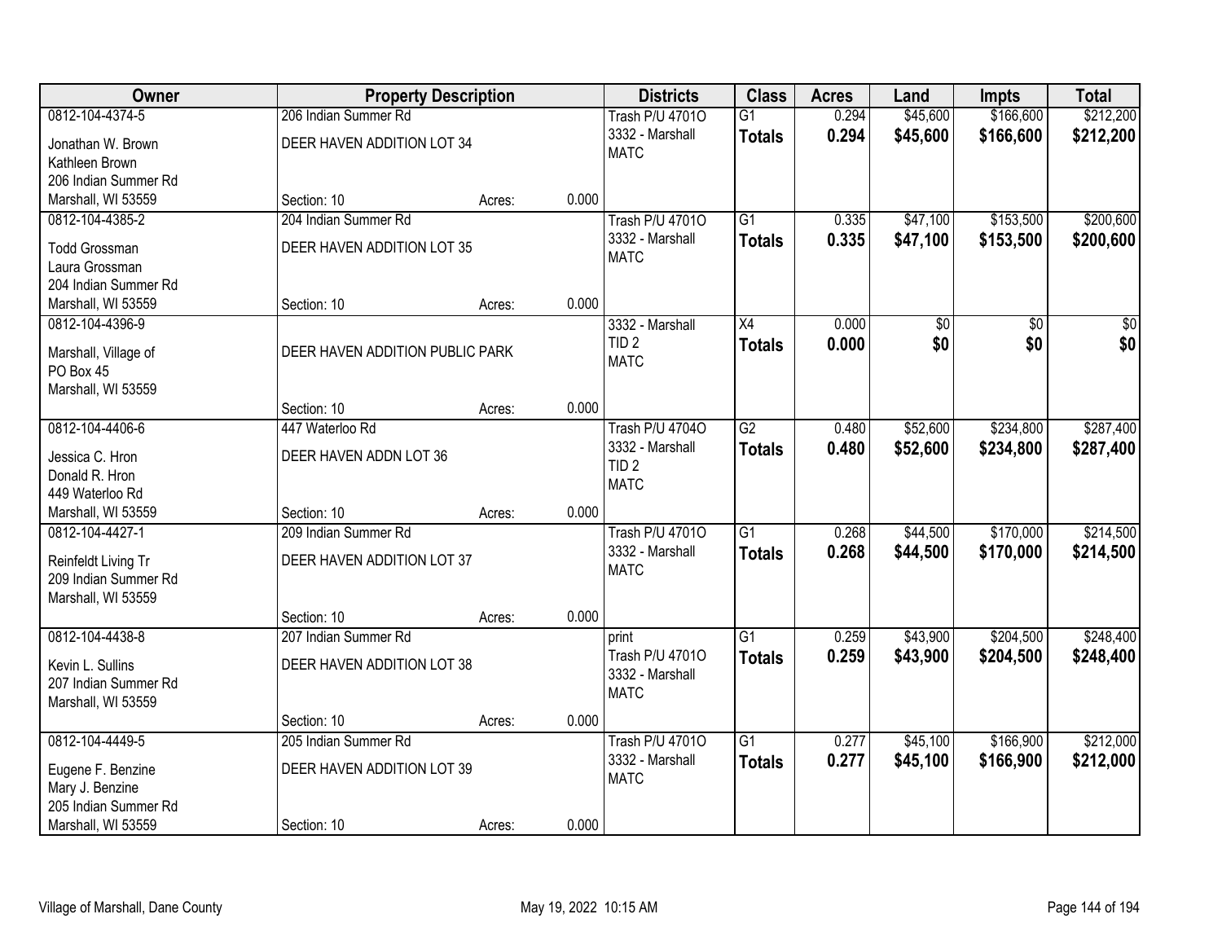| Owner | Property Description | | | Districts | Class | Acres | Land | Impts | Total |
|---|---|---|---|---|---|---|---|---|---|
| 0812-104-4374-5 | 206 Indian Summer Rd | | | Trash P/U 4701O | G1 | 0.294 | $45,600 | $166,600 | $212,200 |
| Jonathan W. Brown<br>Kathleen Brown<br>206 Indian Summer Rd<br>Marshall, WI 53559 | DEER HAVEN ADDITION LOT 34 | | | 3332 - Marshall<br>MATC | **Totals** | **0.294** | **$45,600** | **$166,600** | **$212,200** |
| | Section: 10 | Acres: | 0.000 | | | | | | |
| 0812-104-4385-2 | 204 Indian Summer Rd | | | Trash P/U 4701O | G1 | 0.335 | $47,100 | $153,500 | $200,600 |
| Todd Grossman<br>Laura Grossman<br>204 Indian Summer Rd<br>Marshall, WI 53559 | DEER HAVEN ADDITION LOT 35 | | | 3332 - Marshall<br>MATC | **Totals** | **0.335** | **$47,100** | **$153,500** | **$200,600** |
| | Section: 10 | Acres: | 0.000 | | | | | | |
| 0812-104-4396-9 | | | | 3332 - Marshall | X4 | 0.000 | $0 | $0 | $0 |
| Marshall, Village of<br>PO Box 45<br>Marshall, WI 53559 | DEER HAVEN ADDITION PUBLIC PARK | | | TID 2<br>MATC | **Totals** | **0.000** | **$0** | **$0** | **$0** |
| | Section: 10 | Acres: | 0.000 | | | | | | |
| 0812-104-4406-6 | 447 Waterloo Rd | | | Trash P/U 4704O | G2 | 0.480 | $52,600 | $234,800 | $287,400 |
| Jessica C. Hron<br>Donald R. Hron<br>449 Waterloo Rd<br>Marshall, WI 53559 | DEER HAVEN ADDN LOT 36 | | | 3332 - Marshall<br>TID 2<br>MATC | **Totals** | **0.480** | **$52,600** | **$234,800** | **$287,400** |
| | Section: 10 | Acres: | 0.000 | | | | | | |
| 0812-104-4427-1 | 209 Indian Summer Rd | | | Trash P/U 4701O | G1 | 0.268 | $44,500 | $170,000 | $214,500 |
| Reinfeldt Living Tr<br>209 Indian Summer Rd<br>Marshall, WI 53559 | DEER HAVEN ADDITION LOT 37 | | | 3332 - Marshall<br>MATC | **Totals** | **0.268** | **$44,500** | **$170,000** | **$214,500** |
| | Section: 10 | Acres: | 0.000 | | | | | | |
| 0812-104-4438-8 | 207 Indian Summer Rd | | | print | G1 | 0.259 | $43,900 | $204,500 | $248,400 |
| Kevin L. Sullins<br>207 Indian Summer Rd<br>Marshall, WI 53559 | DEER HAVEN ADDITION LOT 38 | | | Trash P/U 4701O<br>3332 - Marshall<br>MATC | **Totals** | **0.259** | **$43,900** | **$204,500** | **$248,400** |
| | Section: 10 | Acres: | 0.000 | | | | | | |
| 0812-104-4449-5 | 205 Indian Summer Rd | | | Trash P/U 4701O | G1 | 0.277 | $45,100 | $166,900 | $212,000 |
| Eugene F. Benzine<br>Mary J. Benzine<br>205 Indian Summer Rd<br>Marshall, WI 53559 | DEER HAVEN ADDITION LOT 39 | | | 3332 - Marshall<br>MATC | **Totals** | **0.277** | **$45,100** | **$166,900** | **$212,000** |
| | Section: 10 | Acres: | 0.000 | | | | | | |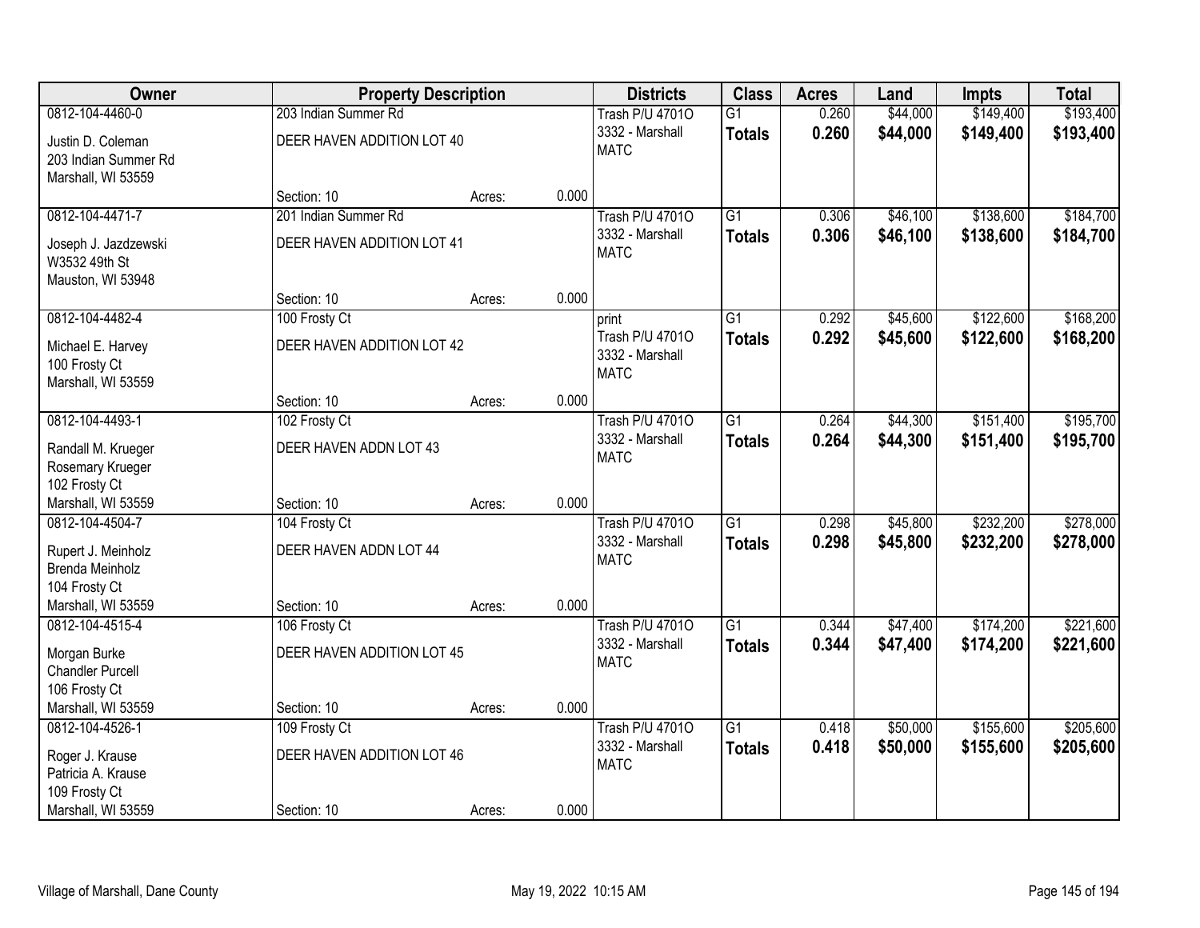| Owner | Property Description | | | Districts | Class | Acres | Land | Impts | Total |
|---|---|---|---|---|---|---|---|---|---|
| 0812-104-4460-0<br>Justin D. Coleman<br>203 Indian Summer Rd<br>Marshall, WI 53559 | 203 Indian Summer Rd<br>DEER HAVEN ADDITION LOT 40<br>Section: 10 | Acres: | 0.000 | Trash P/U 4701O<br>3332 - Marshall<br>MATC | G1<br>**Totals** | 0.260<br>**0.260** | $44,000<br>**$44,000** | $149,400<br>**$149,400** | $193,400<br>**$193,400** |
| 0812-104-4471-7<br>Joseph J. Jazdzewski<br>W3532 49th St<br>Mauston, WI 53948 | 201 Indian Summer Rd<br>DEER HAVEN ADDITION LOT 41<br>Section: 10 | Acres: | 0.000 | Trash P/U 4701O<br>3332 - Marshall<br>MATC | G1<br>**Totals** | 0.306<br>**0.306** | $46,100<br>**$46,100** | $138,600<br>**$138,600** | $184,700<br>**$184,700** |
| 0812-104-4482-4<br>Michael E. Harvey<br>100 Frosty Ct<br>Marshall, WI 53559 | 100 Frosty Ct<br>DEER HAVEN ADDITION LOT 42<br>Section: 10 | Acres: | 0.000 | print<br>Trash P/U 4701O<br>3332 - Marshall<br>MATC | G1<br>**Totals** | 0.292<br>**0.292** | $45,600<br>**$45,600** | $122,600<br>**$122,600** | $168,200<br>**$168,200** |
| 0812-104-4493-1<br>Randall M. Krueger<br>Rosemary Krueger<br>102 Frosty Ct<br>Marshall, WI 53559 | 102 Frosty Ct<br>DEER HAVEN ADDN LOT 43<br>Section: 10 | Acres: | 0.000 | Trash P/U 4701O<br>3332 - Marshall<br>MATC | G1<br>**Totals** | 0.264<br>**0.264** | $44,300<br>**$44,300** | $151,400<br>**$151,400** | $195,700<br>**$195,700** |
| 0812-104-4504-7<br>Rupert J. Meinholz<br>Brenda Meinholz<br>104 Frosty Ct<br>Marshall, WI 53559 | 104 Frosty Ct<br>DEER HAVEN ADDN LOT 44<br>Section: 10 | Acres: | 0.000 | Trash P/U 4701O<br>3332 - Marshall<br>MATC | G1<br>**Totals** | 0.298<br>**0.298** | $45,800<br>**$45,800** | $232,200<br>**$232,200** | $278,000<br>**$278,000** |
| 0812-104-4515-4<br>Morgan Burke<br>Chandler Purcell<br>106 Frosty Ct<br>Marshall, WI 53559 | 106 Frosty Ct<br>DEER HAVEN ADDITION LOT 45<br>Section: 10 | Acres: | 0.000 | Trash P/U 4701O<br>3332 - Marshall<br>MATC | G1<br>**Totals** | 0.344<br>**0.344** | $47,400<br>**$47,400** | $174,200<br>**$174,200** | $221,600<br>**$221,600** |
| 0812-104-4526-1<br>Roger J. Krause<br>Patricia A. Krause<br>109 Frosty Ct<br>Marshall, WI 53559 | 109 Frosty Ct<br>DEER HAVEN ADDITION LOT 46<br>Section: 10 | Acres: | 0.000 | Trash P/U 4701O<br>3332 - Marshall<br>MATC | G1<br>**Totals** | 0.418<br>**0.418** | $50,000<br>**$50,000** | $155,600<br>**$155,600** | $205,600<br>**$205,600** |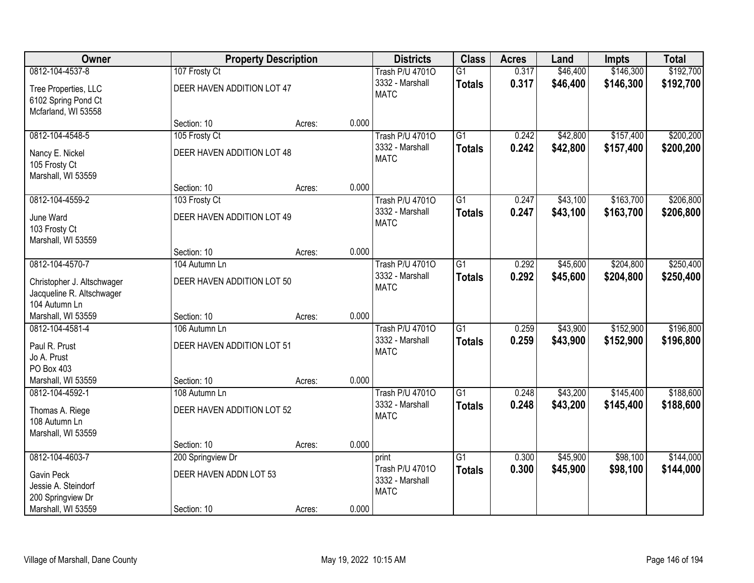| Owner | Property Description | | | Districts | Class | Acres | Land | Impts | Total |
|---|---|---|---|---|---|---|---|---|---|
| 0812-104-4537-8<br>Tree Properties, LLC<br>6102 Spring Pond Ct<br>Mcfarland, WI 53558 | 107 Frosty Ct<br>DEER HAVEN ADDITION LOT 47<br>Section: 10 | Acres: | 0.000 | Trash P/U 4701O<br>3332 - Marshall<br>MATC | G1<br>**Totals** | 0.317<br>**0.317** | $46,400<br>**$46,400** | $146,300<br>**$146,300** | $192,700<br>**$192,700** |
| 0812-104-4548-5<br>Nancy E. Nickel<br>105 Frosty Ct<br>Marshall, WI 53559 | 105 Frosty Ct<br>DEER HAVEN ADDITION LOT 48<br>Section: 10 | Acres: | 0.000 | Trash P/U 4701O<br>3332 - Marshall<br>MATC | G1<br>**Totals** | 0.242<br>**0.242** | $42,800<br>**$42,800** | $157,400<br>**$157,400** | $200,200<br>**$200,200** |
| 0812-104-4559-2<br>June Ward<br>103 Frosty Ct<br>Marshall, WI 53559 | 103 Frosty Ct<br>DEER HAVEN ADDITION LOT 49<br>Section: 10 | Acres: | 0.000 | Trash P/U 4701O<br>3332 - Marshall<br>MATC | G1<br>**Totals** | 0.247<br>**0.247** | $43,100<br>**$43,100** | $163,700<br>**$163,700** | $206,800<br>**$206,800** |
| 0812-104-4570-7<br>Christopher J. Altschwager<br>Jacqueline R. Altschwager<br>104 Autumn Ln<br>Marshall, WI 53559 | 104 Autumn Ln<br>DEER HAVEN ADDITION LOT 50<br>Section: 10 | Acres: | 0.000 | Trash P/U 4701O<br>3332 - Marshall<br>MATC | G1<br>**Totals** | 0.292<br>**0.292** | $45,600<br>**$45,600** | $204,800<br>**$204,800** | $250,400<br>**$250,400** |
| 0812-104-4581-4<br>Paul R. Prust<br>Jo A. Prust<br>PO Box 403<br>Marshall, WI 53559 | 106 Autumn Ln<br>DEER HAVEN ADDITION LOT 51<br>Section: 10 | Acres: | 0.000 | Trash P/U 4701O<br>3332 - Marshall<br>MATC | G1<br>**Totals** | 0.259<br>**0.259** | $43,900<br>**$43,900** | $152,900<br>**$152,900** | $196,800<br>**$196,800** |
| 0812-104-4592-1<br>Thomas A. Riege<br>108 Autumn Ln<br>Marshall, WI 53559 | 108 Autumn Ln<br>DEER HAVEN ADDITION LOT 52<br>Section: 10 | Acres: | 0.000 | Trash P/U 4701O<br>3332 - Marshall<br>MATC | G1<br>**Totals** | 0.248<br>**0.248** | $43,200<br>**$43,200** | $145,400<br>**$145,400** | $188,600<br>**$188,600** |
| 0812-104-4603-7<br>Gavin Peck<br>Jessie A. Steindorf<br>200 Springview Dr<br>Marshall, WI 53559 | 200 Springview Dr<br>DEER HAVEN ADDN LOT 53<br>Section: 10 | Acres: | 0.000 | print<br>Trash P/U 4701O<br>3332 - Marshall<br>MATC | G1<br>**Totals** | 0.300<br>**0.300** | $45,900<br>**$45,900** | $98,100<br>**$98,100** | $144,000<br>**$144,000** |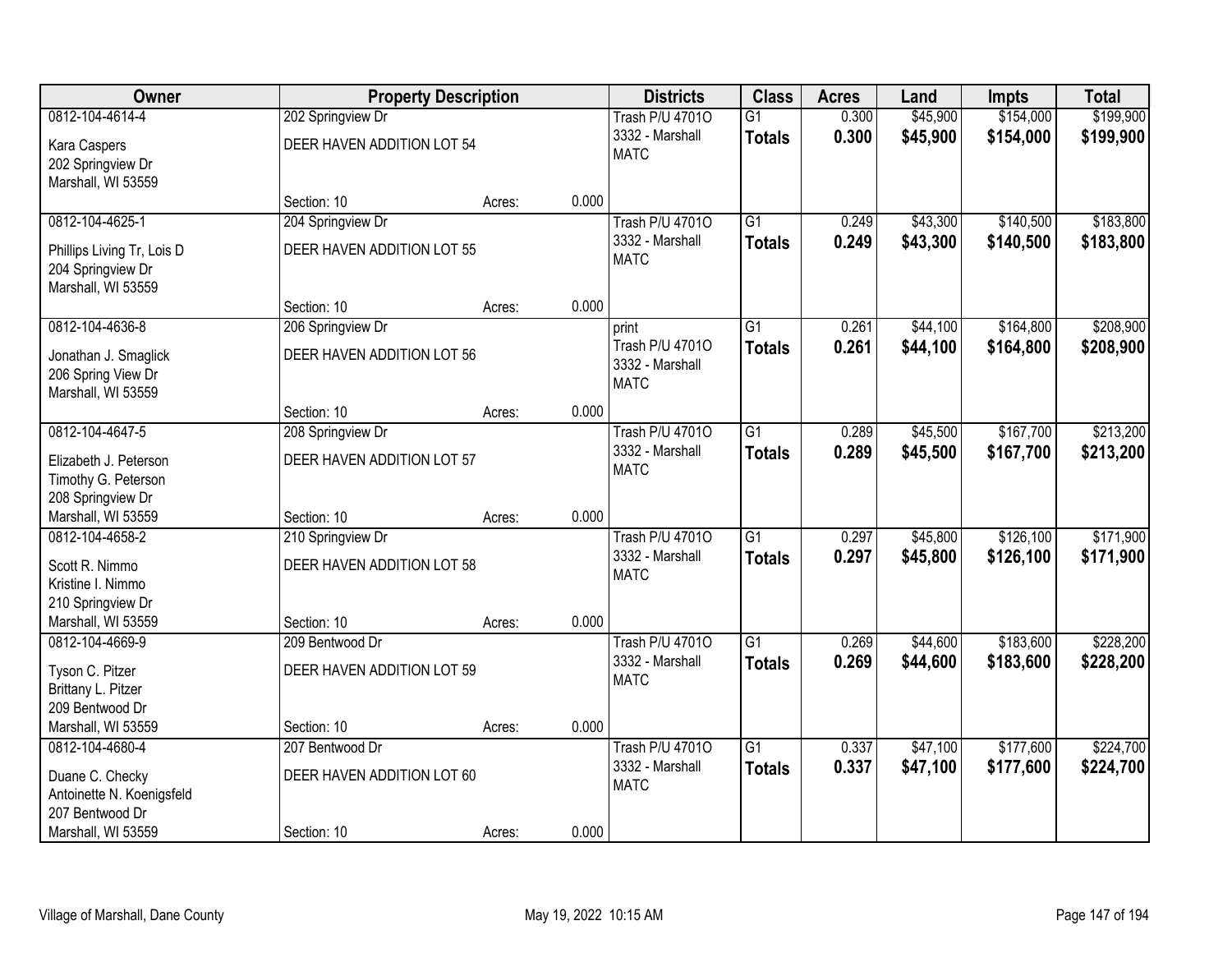| Owner | Property Description | | | Districts | Class | Acres | Land | Impts | Total |
|---|---|---|---|---|---|---|---|---|---|
| 0812-104-4614-4<br>Kara Caspers<br>202 Springview Dr<br>Marshall, WI 53559 | 202 Springview Dr<br>DEER HAVEN ADDITION LOT 54<br>Section: 10 | Acres: | 0.000 | Trash P/U 4701O<br>3332 - Marshall<br>MATC | G1<br>**Totals** | 0.300<br>**0.300** | \$45,900<br>**\$45,900** | \$154,000<br>**\$154,000** | \$199,900<br>**\$199,900** |
| 0812-104-4625-1<br>Phillips Living Tr, Lois D<br>204 Springview Dr<br>Marshall, WI 53559 | 204 Springview Dr<br>DEER HAVEN ADDITION LOT 55<br>Section: 10 | Acres: | 0.000 | Trash P/U 4701O<br>3332 - Marshall<br>MATC | G1<br>**Totals** | 0.249<br>**0.249** | \$43,300<br>**\$43,300** | \$140,500<br>**\$140,500** | \$183,800<br>**\$183,800** |
| 0812-104-4636-8<br>Jonathan J. Smaglick<br>206 Spring View Dr<br>Marshall, WI 53559 | 206 Springview Dr<br>DEER HAVEN ADDITION LOT 56<br>Section: 10 | Acres: | 0.000 | print<br>Trash P/U 4701O<br>3332 - Marshall<br>MATC | G1<br>**Totals** | 0.261<br>**0.261** | \$44,100<br>**\$44,100** | \$164,800<br>**\$164,800** | \$208,900<br>**\$208,900** |
| 0812-104-4647-5<br>Elizabeth J. Peterson<br>Timothy G. Peterson<br>208 Springview Dr<br>Marshall, WI 53559 | 208 Springview Dr<br>DEER HAVEN ADDITION LOT 57<br>Section: 10 | Acres: | 0.000 | Trash P/U 4701O<br>3332 - Marshall<br>MATC | G1<br>**Totals** | 0.289<br>**0.289** | \$45,500<br>**\$45,500** | \$167,700<br>**\$167,700** | \$213,200<br>**\$213,200** |
| 0812-104-4658-2<br>Scott R. Nimmo<br>Kristine I. Nimmo<br>210 Springview Dr<br>Marshall, WI 53559 | 210 Springview Dr<br>DEER HAVEN ADDITION LOT 58<br>Section: 10 | Acres: | 0.000 | Trash P/U 4701O<br>3332 - Marshall<br>MATC | G1<br>**Totals** | 0.297<br>**0.297** | \$45,800<br>**\$45,800** | \$126,100<br>**\$126,100** | \$171,900<br>**\$171,900** |
| 0812-104-4669-9<br>Tyson C. Pitzer<br>Brittany L. Pitzer<br>209 Bentwood Dr<br>Marshall, WI 53559 | 209 Bentwood Dr<br>DEER HAVEN ADDITION LOT 59<br>Section: 10 | Acres: | 0.000 | Trash P/U 4701O<br>3332 - Marshall<br>MATC | G1<br>**Totals** | 0.269<br>**0.269** | \$44,600<br>**\$44,600** | \$183,600<br>**\$183,600** | \$228,200<br>**\$228,200** |
| 0812-104-4680-4<br>Duane C. Checky<br>Antoinette N. Koenigsfeld<br>207 Bentwood Dr<br>Marshall, WI 53559 | 207 Bentwood Dr<br>DEER HAVEN ADDITION LOT 60<br>Section: 10 | Acres: | 0.000 | Trash P/U 4701O<br>3332 - Marshall<br>MATC | G1<br>**Totals** | 0.337<br>**0.337** | \$47,100<br>**\$47,100** | \$177,600<br>**\$177,600** | \$224,700<br>**\$224,700** |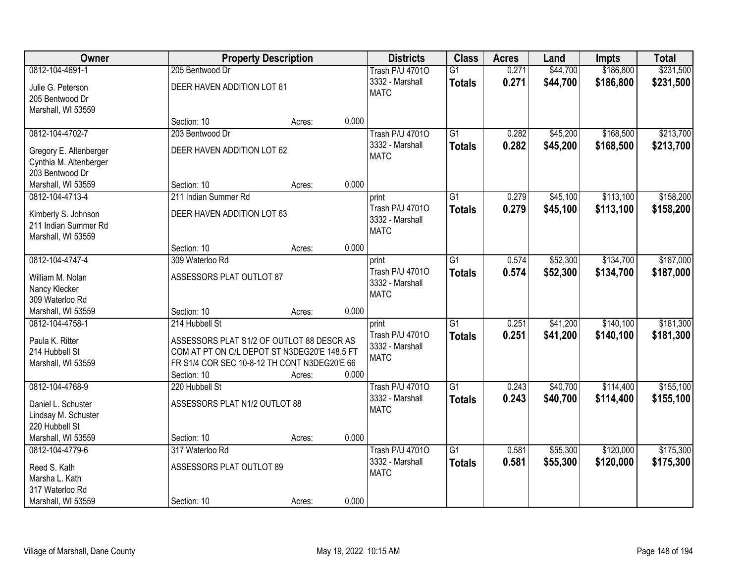| Owner | Property Description | Districts | Class | Acres | Land | Impts | Total |
|---|---|---|---|---|---|---|---|
| 0812-104-4691-1<br>Julie G. Peterson<br>205 Bentwood Dr<br>Marshall, WI 53559 | 205 Bentwood Dr<br>DEER HAVEN ADDITION LOT 61<br>Section: 10 Acres: 0.000 | Trash P/U 4701O<br>3332 - Marshall<br>MATC | G1<br>**Totals** | 0.271<br>**0.271** | $44,700<br>**$44,700** | $186,800<br>**$186,800** | $231,500<br>**$231,500** |
| 0812-104-4702-7<br>Gregory E. Altenberger<br>Cynthia M. Altenberger<br>203 Bentwood Dr<br>Marshall, WI 53559 | 203 Bentwood Dr<br>DEER HAVEN ADDITION LOT 62<br>Section: 10 Acres: 0.000 | Trash P/U 4701O<br>3332 - Marshall<br>MATC | G1<br>**Totals** | 0.282<br>**0.282** | $45,200<br>**$45,200** | $168,500<br>**$168,500** | $213,700<br>**$213,700** |
| 0812-104-4713-4<br>Kimberly S. Johnson<br>211 Indian Summer Rd<br>Marshall, WI 53559 | 211 Indian Summer Rd<br>DEER HAVEN ADDITION LOT 63<br>Section: 10 Acres: 0.000 | print<br>Trash P/U 4701O<br>3332 - Marshall<br>MATC | G1<br>**Totals** | 0.279<br>**0.279** | $45,100<br>**$45,100** | $113,100<br>**$113,100** | $158,200<br>**$158,200** |
| 0812-104-4747-4<br>William M. Nolan<br>Nancy Klecker<br>309 Waterloo Rd<br>Marshall, WI 53559 | 309 Waterloo Rd<br>ASSESSORS PLAT OUTLOT 87<br>Section: 10 Acres: 0.000 | print<br>Trash P/U 4701O<br>3332 - Marshall<br>MATC | G1<br>**Totals** | 0.574<br>**0.574** | $52,300<br>**$52,300** | $134,700<br>**$134,700** | $187,000<br>**$187,000** |
| 0812-104-4758-1<br>Paula K. Ritter<br>214 Hubbell St<br>Marshall, WI 53559 | 214 Hubbell St<br>ASSESSORS PLAT S1/2 OF OUTLOT 88 DESCR AS COM AT PT ON C/L DEPOT ST N3DEG20'E 148.5 FT FR S1/4 COR SEC 10-8-12 TH CONT N3DEG20'E 66<br>Section: 10 Acres: 0.000 | print<br>Trash P/U 4701O<br>3332 - Marshall<br>MATC | G1<br>**Totals** | 0.251<br>**0.251** | $41,200<br>**$41,200** | $140,100<br>**$140,100** | $181,300<br>**$181,300** |
| 0812-104-4768-9<br>Daniel L. Schuster<br>Lindsay M. Schuster<br>220 Hubbell St<br>Marshall, WI 53559 | 220 Hubbell St<br>ASSESSORS PLAT N1/2 OUTLOT 88<br>Section: 10 Acres: 0.000 | Trash P/U 4701O<br>3332 - Marshall<br>MATC | G1<br>**Totals** | 0.243<br>**0.243** | $40,700<br>**$40,700** | $114,400<br>**$114,400** | $155,100<br>**$155,100** |
| 0812-104-4779-6<br>Reed S. Kath<br>Marsha L. Kath<br>317 Waterloo Rd<br>Marshall, WI 53559 | 317 Waterloo Rd<br>ASSESSORS PLAT OUTLOT 89<br>Section: 10 Acres: 0.000 | Trash P/U 4701O<br>3332 - Marshall<br>MATC | G1<br>**Totals** | 0.581<br>**0.581** | $55,300<br>**$55,300** | $120,000<br>**$120,000** | $175,300<br>**$175,300** |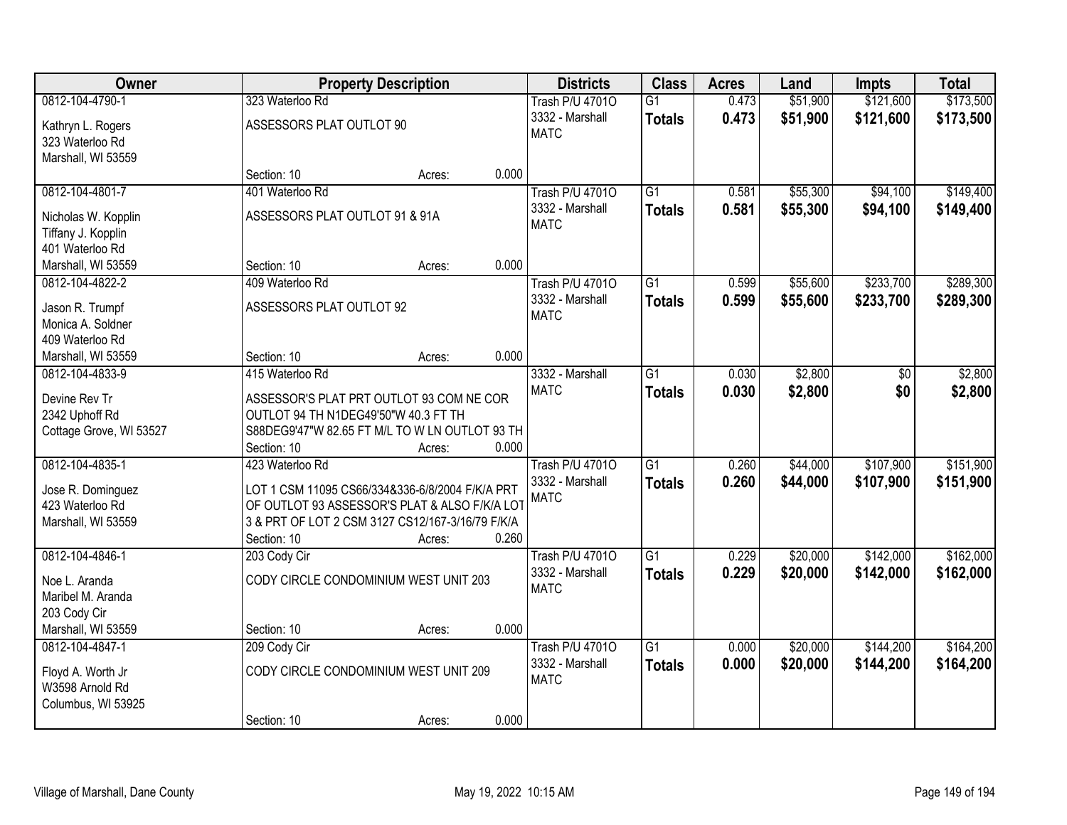| Owner | Property Description | | | Districts | Class | Acres | Land | Impts | Total |
|---|---|---|---|---|---|---|---|---|---|
| 0812-104-4790-1<br>Kathryn L. Rogers<br>323 Waterloo Rd<br>Marshall, WI 53559 | 323 Waterloo Rd<br>ASSESSORS PLAT OUTLOT 90<br>Section: 10 | Acres: | 0.000 | Trash P/U 4701O<br>3332 - Marshall<br>MATC | G1<br>**Totals** | 0.473<br>**0.473** | \$51,900<br>**\$51,900** | \$121,600<br>**\$121,600** | \$173,500<br>**\$173,500** |
| 0812-104-4801-7<br>Nicholas W. Kopplin<br>Tiffany J. Kopplin<br>401 Waterloo Rd<br>Marshall, WI 53559 | 401 Waterloo Rd<br>ASSESSORS PLAT OUTLOT 91 & 91A<br>Section: 10 | Acres: | 0.000 | Trash P/U 4701O<br>3332 - Marshall<br>MATC | G1<br>**Totals** | 0.581<br>**0.581** | \$55,300<br>**\$55,300** | \$94,100<br>**\$94,100** | \$149,400<br>**\$149,400** |
| 0812-104-4822-2<br>Jason R. Trumpf<br>Monica A. Soldner<br>409 Waterloo Rd<br>Marshall, WI 53559 | 409 Waterloo Rd<br>ASSESSORS PLAT OUTLOT 92<br>Section: 10 | Acres: | 0.000 | Trash P/U 4701O<br>3332 - Marshall<br>MATC | G1<br>**Totals** | 0.599<br>**0.599** | \$55,600<br>**\$55,600** | \$233,700<br>**\$233,700** | \$289,300<br>**\$289,300** |
| 0812-104-4833-9<br>Devine Rev Tr<br>2342 Uphoff Rd<br>Cottage Grove, WI 53527 | 415 Waterloo Rd<br>ASSESSOR'S PLAT PRT OUTLOT 93 COM NE COR OUTLOT 94 TH N1DEG49'50"W 40.3 FT TH S88DEG9'47"W 82.65 FT M/L TO W LN OUTLOT 93 TH<br>Section: 10 | Acres: | 0.000 | 3332 - Marshall<br>MATC | G1<br>**Totals** | 0.030<br>**0.030** | \$2,800<br>**\$2,800** | \$0<br>**\$0** | \$2,800<br>**\$2,800** |
| 0812-104-4835-1<br>Jose R. Dominguez<br>423 Waterloo Rd<br>Marshall, WI 53559 | 423 Waterloo Rd<br>LOT 1 CSM 11095 CS66/334&336-6/8/2004 F/K/A PRT OF OUTLOT 93 ASSESSOR'S PLAT & ALSO F/K/A LOT 3 & PRT OF LOT 2 CSM 3127 CS12/167-3/16/79 F/K/A<br>Section: 10 | Acres: | 0.260 | Trash P/U 4701O<br>3332 - Marshall<br>MATC | G1<br>**Totals** | 0.260<br>**0.260** | \$44,000<br>**\$44,000** | \$107,900<br>**\$107,900** | \$151,900<br>**\$151,900** |
| 0812-104-4846-1<br>Noe L. Aranda<br>Maribel M. Aranda<br>203 Cody Cir<br>Marshall, WI 53559 | 203 Cody Cir<br>CODY CIRCLE CONDOMINIUM WEST UNIT 203<br>Section: 10 | Acres: | 0.000 | Trash P/U 4701O<br>3332 - Marshall<br>MATC | G1<br>**Totals** | 0.229<br>**0.229** | \$20,000<br>**\$20,000** | \$142,000<br>**\$142,000** | \$162,000<br>**\$162,000** |
| 0812-104-4847-1<br>Floyd A. Worth Jr<br>W3598 Arnold Rd<br>Columbus, WI 53925 | 209 Cody Cir<br>CODY CIRCLE CONDOMINIUM WEST UNIT 209<br>Section: 10 | Acres: | 0.000 | Trash P/U 4701O<br>3332 - Marshall<br>MATC | G1<br>**Totals** | 0.000<br>**0.000** | \$20,000<br>**\$20,000** | \$144,200<br>**\$144,200** | \$164,200<br>**\$164,200** |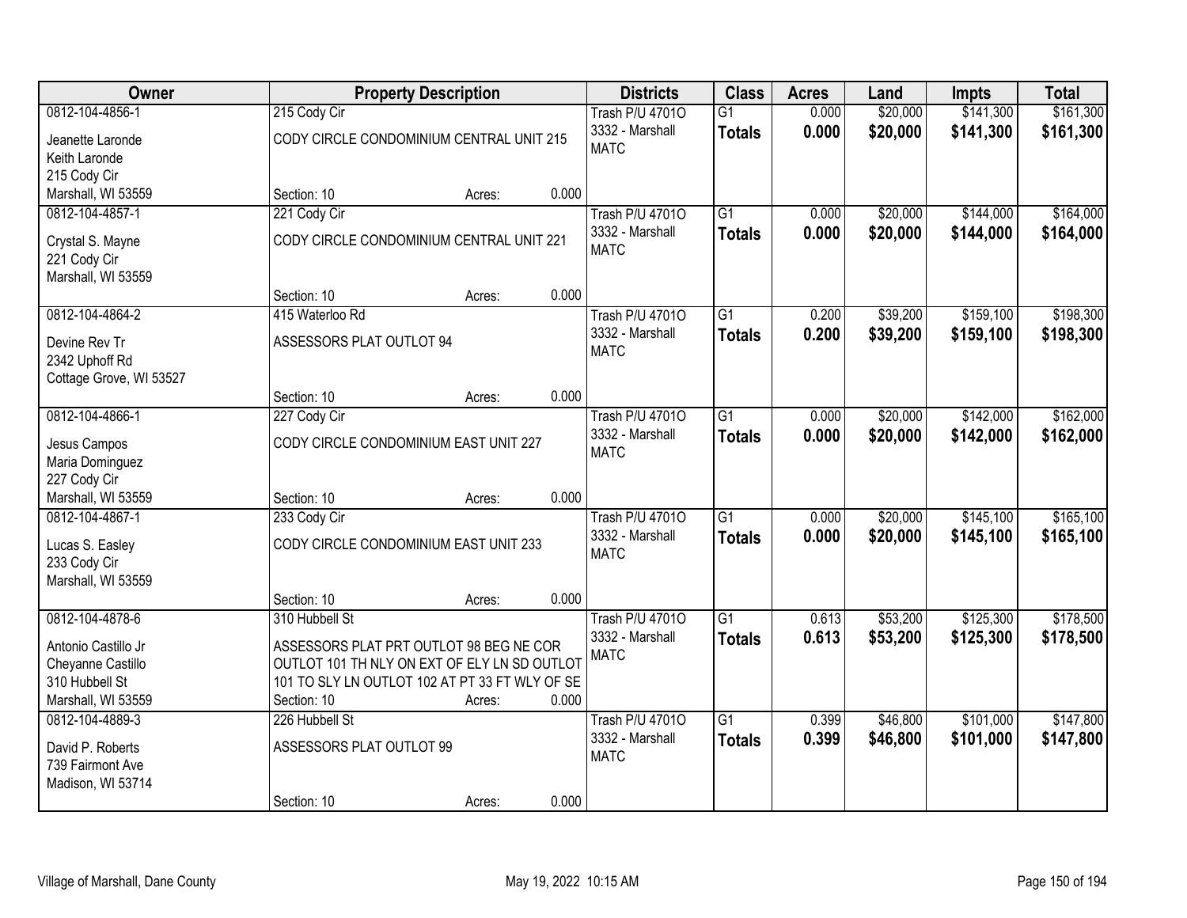| Owner | Property Description | | | Districts | Class | Acres | Land | Impts | Total |
|---|---|---|---|---|---|---|---|---|---|
| 0812-104-4856-1 | 215 Cody Cir | | | Trash P/U 4701O | G1 | 0.000 | $20,000 | $141,300 | $161,300 |
| Jeanette Laronde<br>Keith Laronde<br>215 Cody Cir<br>Marshall, WI 53559 | CODY CIRCLE CONDOMINIUM CENTRAL UNIT 215 | | | 3332 - Marshall<br>MATC | **Totals** | **0.000** | **$20,000** | **$141,300** | **$161,300** |
| | Section: 10 | Acres: | 0.000 | | | | | | |
| 0812-104-4857-1 | 221 Cody Cir | | | Trash P/U 4701O | G1 | 0.000 | $20,000 | $144,000 | $164,000 |
| Crystal S. Mayne<br>221 Cody Cir<br>Marshall, WI 53559 | CODY CIRCLE CONDOMINIUM CENTRAL UNIT 221 | | | 3332 - Marshall<br>MATC | **Totals** | **0.000** | **$20,000** | **$144,000** | **$164,000** |
| | Section: 10 | Acres: | 0.000 | | | | | | |
| 0812-104-4864-2 | 415 Waterloo Rd | | | Trash P/U 4701O | G1 | 0.200 | $39,200 | $159,100 | $198,300 |
| Devine Rev Tr<br>2342 Uphoff Rd<br>Cottage Grove, WI 53527 | ASSESSORS PLAT OUTLOT 94 | | | 3332 - Marshall<br>MATC | **Totals** | **0.200** | **$39,200** | **$159,100** | **$198,300** |
| | Section: 10 | Acres: | 0.000 | | | | | | |
| 0812-104-4866-1 | 227 Cody Cir | | | Trash P/U 4701O | G1 | 0.000 | $20,000 | $142,000 | $162,000 |
| Jesus Campos<br>Maria Dominguez<br>227 Cody Cir<br>Marshall, WI 53559 | CODY CIRCLE CONDOMINIUM EAST UNIT 227 | | | 3332 - Marshall<br>MATC | **Totals** | **0.000** | **$20,000** | **$142,000** | **$162,000** |
| | Section: 10 | Acres: | 0.000 | | | | | | |
| 0812-104-4867-1 | 233 Cody Cir | | | Trash P/U 4701O | G1 | 0.000 | $20,000 | $145,100 | $165,100 |
| Lucas S. Easley<br>233 Cody Cir<br>Marshall, WI 53559 | CODY CIRCLE CONDOMINIUM EAST UNIT 233 | | | 3332 - Marshall<br>MATC | **Totals** | **0.000** | **$20,000** | **$145,100** | **$165,100** |
| | Section: 10 | Acres: | 0.000 | | | | | | |
| 0812-104-4878-6 | 310 Hubbell St | | | Trash P/U 4701O | G1 | 0.613 | $53,200 | $125,300 | $178,500 |
| Antonio Castillo Jr<br>Cheyanne Castillo<br>310 Hubbell St<br>Marshall, WI 53559 | ASSESSORS PLAT PRT OUTLOT 98 BEG NE COR OUTLOT 101 TH NLY ON EXT OF ELY LN SD OUTLOT 101 TO SLY LN OUTLOT 102 AT PT 33 FT WLY OF SE | | | 3332 - Marshall<br>MATC | **Totals** | **0.613** | **$53,200** | **$125,300** | **$178,500** |
| | Section: 10 | Acres: | 0.000 | | | | | | |
| 0812-104-4889-3 | 226 Hubbell St | | | Trash P/U 4701O | G1 | 0.399 | $46,800 | $101,000 | $147,800 |
| David P. Roberts<br>739 Fairmont Ave<br>Madison, WI 53714 | ASSESSORS PLAT OUTLOT 99 | | | 3332 - Marshall<br>MATC | **Totals** | **0.399** | **$46,800** | **$101,000** | **$147,800** |
| | Section: 10 | Acres: | 0.000 | | | | | | |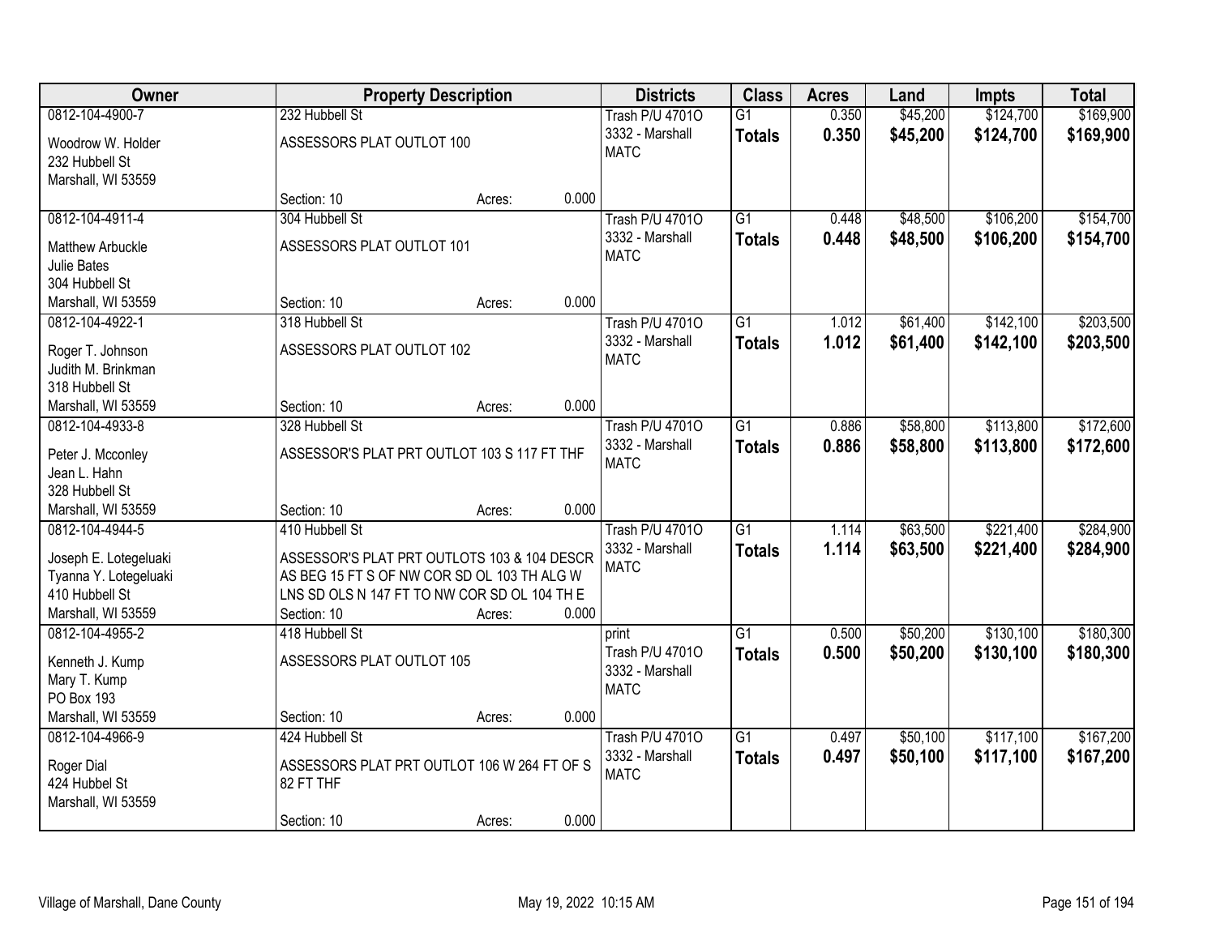| Owner | Property Description | | | Districts | Class | Acres | Land | Impts | Total |
|---|---|---|---|---|---|---|---|---|---|
| 0812-104-4900-7<br>Woodrow W. Holder<br>232 Hubbell St<br>Marshall, WI 53559 | 232 Hubbell St<br>ASSESSORS PLAT OUTLOT 100<br>Section: 10 | Acres: | 0.000 | Trash P/U 4701O<br>3332 - Marshall<br>MATC | G1<br>**Totals** | 0.350<br>**0.350** | $45,200<br>**$45,200** | $124,700<br>**$124,700** | $169,900<br>**$169,900** |
| 0812-104-4911-4<br>Matthew Arbuckle<br>Julie Bates<br>304 Hubbell St<br>Marshall, WI 53559 | 304 Hubbell St<br>ASSESSORS PLAT OUTLOT 101<br>Section: 10 | Acres: | 0.000 | Trash P/U 4701O<br>3332 - Marshall<br>MATC | G1<br>**Totals** | 0.448<br>**0.448** | $48,500<br>**$48,500** | $106,200<br>**$106,200** | $154,700<br>**$154,700** |
| 0812-104-4922-1<br>Roger T. Johnson<br>Judith M. Brinkman<br>318 Hubbell St<br>Marshall, WI 53559 | 318 Hubbell St<br>ASSESSORS PLAT OUTLOT 102<br>Section: 10 | Acres: | 0.000 | Trash P/U 4701O<br>3332 - Marshall<br>MATC | G1<br>**Totals** | 1.012<br>**1.012** | $61,400<br>**$61,400** | $142,100<br>**$142,100** | $203,500<br>**$203,500** |
| 0812-104-4933-8<br>Peter J. Mcconley<br>Jean L. Hahn<br>328 Hubbell St<br>Marshall, WI 53559 | 328 Hubbell St<br>ASSESSOR'S PLAT PRT OUTLOT 103 S 117 FT THF<br>Section: 10 | Acres: | 0.000 | Trash P/U 4701O<br>3332 - Marshall<br>MATC | G1<br>**Totals** | 0.886<br>**0.886** | $58,800<br>**$58,800** | $113,800<br>**$113,800** | $172,600<br>**$172,600** |
| 0812-104-4944-5<br>Joseph E. Lotegeluaki<br>Tyanna Y. Lotegeluaki<br>410 Hubbell St<br>Marshall, WI 53559 | 410 Hubbell St<br>ASSESSOR'S PLAT PRT OUTLOTS 103 & 104 DESCR AS BEG 15 FT S OF NW COR SD OL 103 TH ALG W LNS SD OLS N 147 FT TO NW COR SD OL 104 TH E<br>Section: 10 | Acres: | 0.000 | Trash P/U 4701O<br>3332 - Marshall<br>MATC | G1<br>**Totals** | 1.114<br>**1.114** | $63,500<br>**$63,500** | $221,400<br>**$221,400** | $284,900<br>**$284,900** |
| 0812-104-4955-2<br>Kenneth J. Kump<br>Mary T. Kump<br>PO Box 193<br>Marshall, WI 53559 | 418 Hubbell St<br>ASSESSORS PLAT OUTLOT 105<br>Section: 10 | Acres: | 0.000 | print<br>Trash P/U 4701O<br>3332 - Marshall<br>MATC | G1<br>**Totals** | 0.500<br>**0.500** | $50,200<br>**$50,200** | $130,100<br>**$130,100** | $180,300<br>**$180,300** |
| 0812-104-4966-9<br>Roger Dial<br>424 Hubbel St<br>Marshall, WI 53559 | 424 Hubbell St<br>ASSESSORS PLAT PRT OUTLOT 106 W 264 FT OF S 82 FT THF<br>Section: 10 | Acres: | 0.000 | Trash P/U 4701O<br>3332 - Marshall<br>MATC | G1<br>**Totals** | 0.497<br>**0.497** | $50,100<br>**$50,100** | $117,100<br>**$117,100** | $167,200<br>**$167,200** |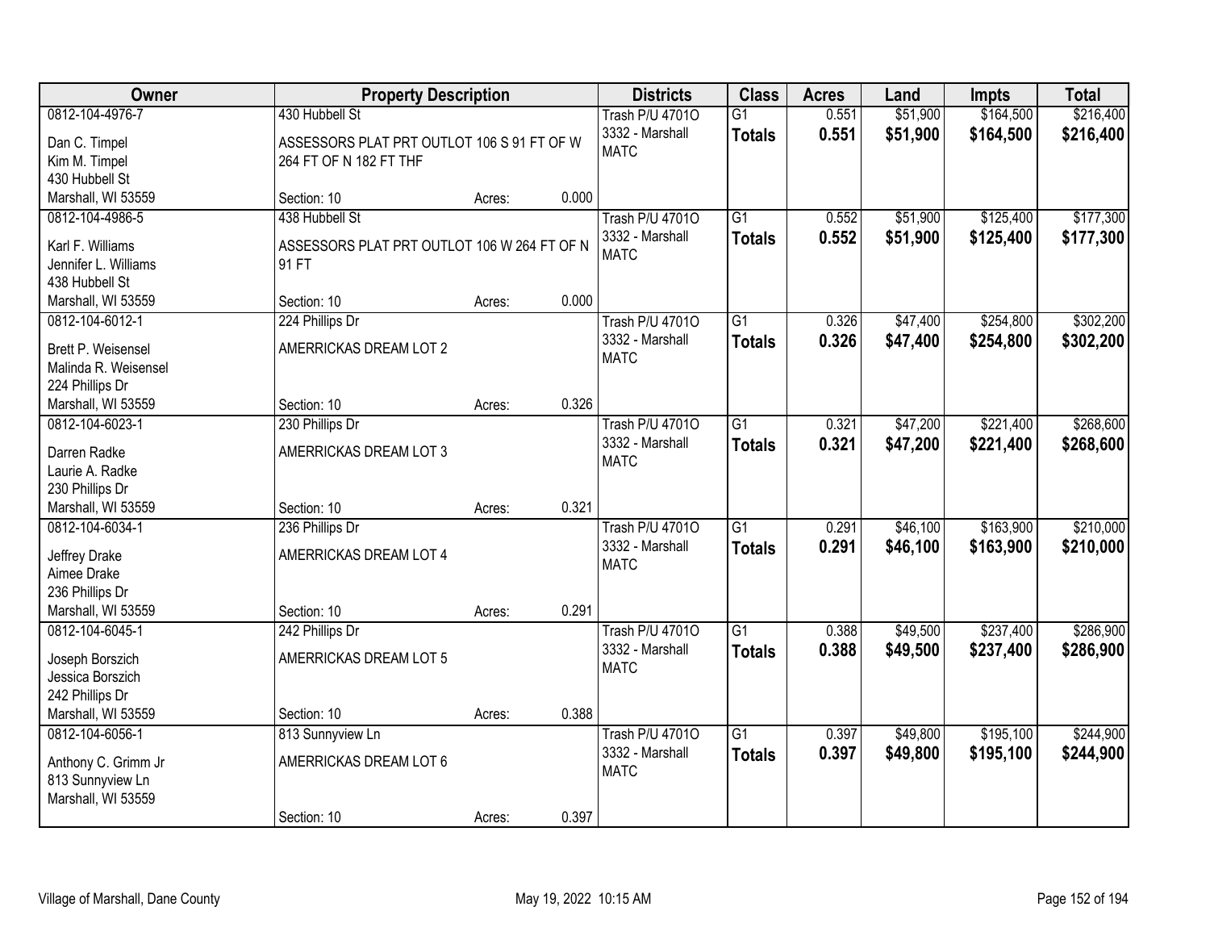| Owner | Property Description | | | Districts | Class | Acres | Land | Impts | Total |
|---|---|---|---|---|---|---|---|---|---|
| 0812-104-4976-7<br>Dan C. Timpel<br>Kim M. Timpel<br>430 Hubbell St<br>Marshall, WI 53559 | 430 Hubbell St<br>ASSESSORS PLAT PRT OUTLOT 106 S 91 FT OF W 264 FT OF N 182 FT THF<br>Section: 10 | Acres: | 0.000 | Trash P/U 4701O<br>3332 - Marshall<br>MATC | G1<br>**Totals** | 0.551<br>**0.551** | $51,900<br>**$51,900** | $164,500<br>**$164,500** | $216,400<br>**$216,400** |
| 0812-104-4986-5<br>Karl F. Williams<br>Jennifer L. Williams<br>438 Hubbell St<br>Marshall, WI 53559 | 438 Hubbell St<br>ASSESSORS PLAT PRT OUTLOT 106 W 264 FT OF N 91 FT<br>Section: 10 | Acres: | 0.000 | Trash P/U 4701O<br>3332 - Marshall<br>MATC | G1<br>**Totals** | 0.552<br>**0.552** | $51,900<br>**$51,900** | $125,400<br>**$125,400** | $177,300<br>**$177,300** |
| 0812-104-6012-1<br>Brett P. Weisensel<br>Malinda R. Weisensel<br>224 Phillips Dr<br>Marshall, WI 53559 | 224 Phillips Dr<br>AMERRICKAS DREAM LOT 2<br>Section: 10 | Acres: | 0.326 | Trash P/U 4701O<br>3332 - Marshall<br>MATC | G1<br>**Totals** | 0.326<br>**0.326** | $47,400<br>**$47,400** | $254,800<br>**$254,800** | $302,200<br>**$302,200** |
| 0812-104-6023-1<br>Darren Radke<br>Laurie A. Radke<br>230 Phillips Dr<br>Marshall, WI 53559 | 230 Phillips Dr<br>AMERRICKAS DREAM LOT 3<br>Section: 10 | Acres: | 0.321 | Trash P/U 4701O<br>3332 - Marshall<br>MATC | G1<br>**Totals** | 0.321<br>**0.321** | $47,200<br>**$47,200** | $221,400<br>**$221,400** | $268,600<br>**$268,600** |
| 0812-104-6034-1<br>Jeffrey Drake<br>Aimee Drake<br>236 Phillips Dr<br>Marshall, WI 53559 | 236 Phillips Dr<br>AMERRICKAS DREAM LOT 4<br>Section: 10 | Acres: | 0.291 | Trash P/U 4701O<br>3332 - Marshall<br>MATC | G1<br>**Totals** | 0.291<br>**0.291** | $46,100<br>**$46,100** | $163,900<br>**$163,900** | $210,000<br>**$210,000** |
| 0812-104-6045-1<br>Joseph Borszich<br>Jessica Borszich<br>242 Phillips Dr<br>Marshall, WI 53559 | 242 Phillips Dr<br>AMERRICKAS DREAM LOT 5<br>Section: 10 | Acres: | 0.388 | Trash P/U 4701O<br>3332 - Marshall<br>MATC | G1<br>**Totals** | 0.388<br>**0.388** | $49,500<br>**$49,500** | $237,400<br>**$237,400** | $286,900<br>**$286,900** |
| 0812-104-6056-1<br>Anthony C. Grimm Jr<br>813 Sunnyview Ln<br>Marshall, WI 53559 | 813 Sunnyview Ln<br>AMERRICKAS DREAM LOT 6<br>Section: 10 | Acres: | 0.397 | Trash P/U 4701O<br>3332 - Marshall<br>MATC | G1<br>**Totals** | 0.397<br>**0.397** | $49,800<br>**$49,800** | $195,100<br>**$195,100** | $244,900<br>**$244,900** |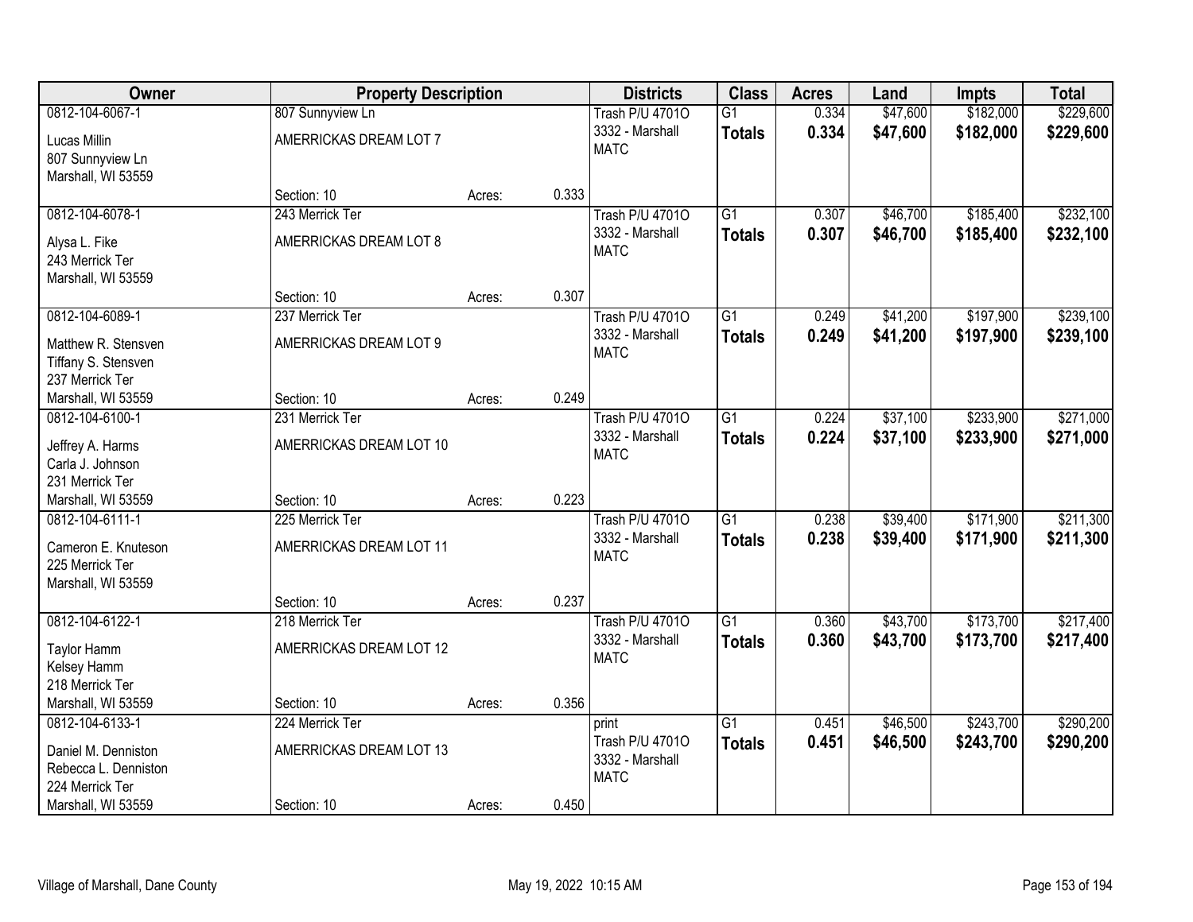| Owner | Property Description | | | Districts | Class | Acres | Land | Impts | Total |
|---|---|---|---|---|---|---|---|---|---|
| 0812-104-6067-1<br>Lucas Millin<br>807 Sunnyview Ln<br>Marshall, WI 53559 | 807 Sunnyview Ln<br>AMERRICKAS DREAM LOT 7<br>Section: 10 | Acres: | 0.333 | Trash P/U 4701O<br>3332 - Marshall<br>MATC | G1<br>**Totals** | 0.334<br>**0.334** | $47,600<br>**$47,600** | $182,000<br>**$182,000** | $229,600<br>**$229,600** |
| 0812-104-6078-1<br>Alysa L. Fike<br>243 Merrick Ter<br>Marshall, WI 53559 | 243 Merrick Ter<br>AMERRICKAS DREAM LOT 8<br>Section: 10 | Acres: | 0.307 | Trash P/U 4701O<br>3332 - Marshall<br>MATC | G1<br>**Totals** | 0.307<br>**0.307** | $46,700<br>**$46,700** | $185,400<br>**$185,400** | $232,100<br>**$232,100** |
| 0812-104-6089-1<br>Matthew R. Stensven<br>Tiffany S. Stensven<br>237 Merrick Ter<br>Marshall, WI 53559 | 237 Merrick Ter<br>AMERRICKAS DREAM LOT 9<br>Section: 10 | Acres: | 0.249 | Trash P/U 4701O<br>3332 - Marshall<br>MATC | G1<br>**Totals** | 0.249<br>**0.249** | $41,200<br>**$41,200** | $197,900<br>**$197,900** | $239,100<br>**$239,100** |
| 0812-104-6100-1<br>Jeffrey A. Harms<br>Carla J. Johnson<br>231 Merrick Ter<br>Marshall, WI 53559 | 231 Merrick Ter<br>AMERRICKAS DREAM LOT 10<br>Section: 10 | Acres: | 0.223 | Trash P/U 4701O<br>3332 - Marshall<br>MATC | G1<br>**Totals** | 0.224<br>**0.224** | $37,100<br>**$37,100** | $233,900<br>**$233,900** | $271,000<br>**$271,000** |
| 0812-104-6111-1<br>Cameron E. Knuteson<br>225 Merrick Ter<br>Marshall, WI 53559 | 225 Merrick Ter<br>AMERRICKAS DREAM LOT 11<br>Section: 10 | Acres: | 0.237 | Trash P/U 4701O<br>3332 - Marshall<br>MATC | G1<br>**Totals** | 0.238<br>**0.238** | $39,400<br>**$39,400** | $171,900<br>**$171,900** | $211,300<br>**$211,300** |
| 0812-104-6122-1<br>Taylor Hamm<br>Kelsey Hamm<br>218 Merrick Ter<br>Marshall, WI 53559 | 218 Merrick Ter<br>AMERRICKAS DREAM LOT 12<br>Section: 10 | Acres: | 0.356 | Trash P/U 4701O<br>3332 - Marshall<br>MATC | G1<br>**Totals** | 0.360<br>**0.360** | $43,700<br>**$43,700** | $173,700<br>**$173,700** | $217,400<br>**$217,400** |
| 0812-104-6133-1<br>Daniel M. Denniston<br>Rebecca L. Denniston<br>224 Merrick Ter<br>Marshall, WI 53559 | 224 Merrick Ter<br>AMERRICKAS DREAM LOT 13<br>Section: 10 | Acres: | 0.450 | print<br>Trash P/U 4701O<br>3332 - Marshall<br>MATC | G1<br>**Totals** | 0.451<br>**0.451** | $46,500<br>**$46,500** | $243,700<br>**$243,700** | $290,200<br>**$290,200** |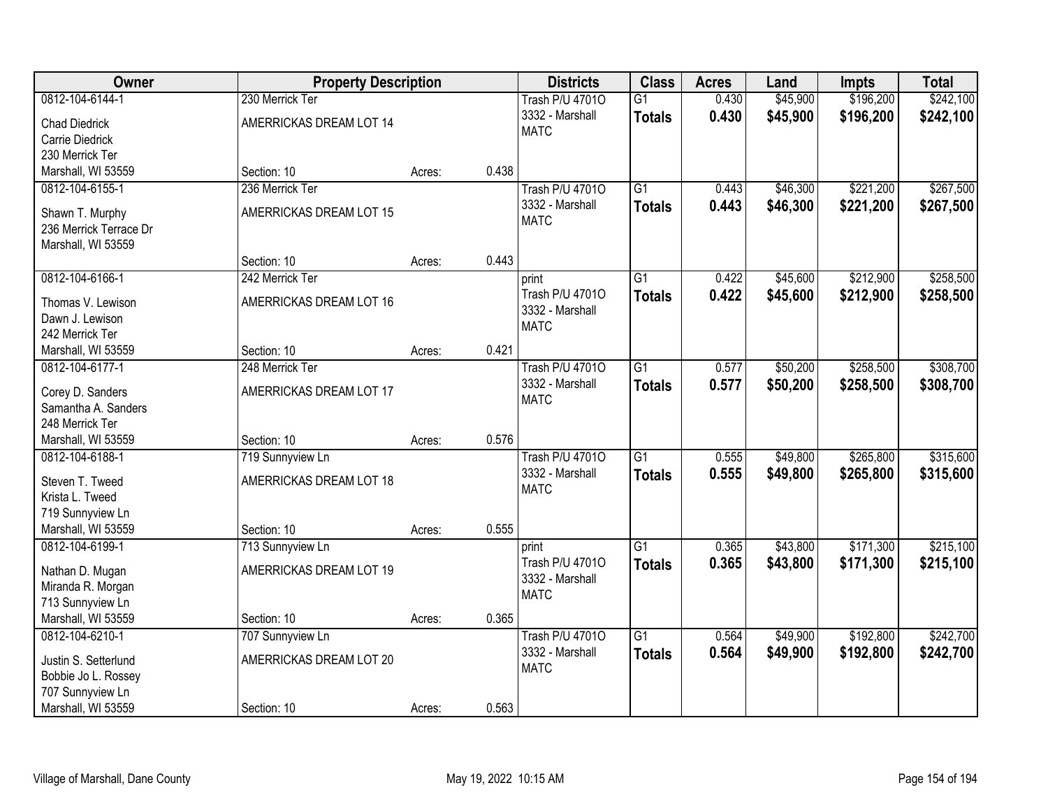| Owner | Property Description | | | Districts | Class | Acres | Land | Impts | Total |
|---|---|---|---|---|---|---|---|---|---|
| 0812-104-6144-1<br>Chad Diedrick<br>Carrie Diedrick<br>230 Merrick Ter<br>Marshall, WI 53559 | 230 Merrick Ter<br>AMERRICKAS DREAM LOT 14<br>Section: 10 | Acres: | 0.438 | Trash P/U 4701O<br>3332 - Marshall<br>MATC | G1<br>**Totals** | 0.430<br>**0.430** | $45,900<br>**$45,900** | $196,200<br>**$196,200** | $242,100<br>**$242,100** |
| 0812-104-6155-1<br>Shawn T. Murphy<br>236 Merrick Terrace Dr<br>Marshall, WI 53559 | 236 Merrick Ter<br>AMERRICKAS DREAM LOT 15<br>Section: 10 | Acres: | 0.443 | Trash P/U 4701O<br>3332 - Marshall<br>MATC | G1<br>**Totals** | 0.443<br>**0.443** | $46,300<br>**$46,300** | $221,200<br>**$221,200** | $267,500<br>**$267,500** |
| 0812-104-6166-1<br>Thomas V. Lewison<br>Dawn J. Lewison<br>242 Merrick Ter<br>Marshall, WI 53559 | 242 Merrick Ter<br>AMERRICKAS DREAM LOT 16<br>Section: 10 | Acres: | 0.421 | print<br>Trash P/U 4701O<br>3332 - Marshall<br>MATC | G1<br>**Totals** | 0.422<br>**0.422** | $45,600<br>**$45,600** | $212,900<br>**$212,900** | $258,500<br>**$258,500** |
| 0812-104-6177-1<br>Corey D. Sanders<br>Samantha A. Sanders<br>248 Merrick Ter<br>Marshall, WI 53559 | 248 Merrick Ter<br>AMERRICKAS DREAM LOT 17<br>Section: 10 | Acres: | 0.576 | Trash P/U 4701O<br>3332 - Marshall<br>MATC | G1<br>**Totals** | 0.577<br>**0.577** | $50,200<br>**$50,200** | $258,500<br>**$258,500** | $308,700<br>**$308,700** |
| 0812-104-6188-1<br>Steven T. Tweed<br>Krista L. Tweed<br>719 Sunnyview Ln<br>Marshall, WI 53559 | 719 Sunnyview Ln<br>AMERRICKAS DREAM LOT 18<br>Section: 10 | Acres: | 0.555 | Trash P/U 4701O<br>3332 - Marshall<br>MATC | G1<br>**Totals** | 0.555<br>**0.555** | $49,800<br>**$49,800** | $265,800<br>**$265,800** | $315,600<br>**$315,600** |
| 0812-104-6199-1<br>Nathan D. Mugan<br>Miranda R. Morgan<br>713 Sunnyview Ln<br>Marshall, WI 53559 | 713 Sunnyview Ln<br>AMERRICKAS DREAM LOT 19<br>Section: 10 | Acres: | 0.365 | print<br>Trash P/U 4701O<br>3332 - Marshall<br>MATC | G1<br>**Totals** | 0.365<br>**0.365** | $43,800<br>**$43,800** | $171,300<br>**$171,300** | $215,100<br>**$215,100** |
| 0812-104-6210-1<br>Justin S. Setterlund<br>Bobbie Jo L. Rossey<br>707 Sunnyview Ln<br>Marshall, WI 53559 | 707 Sunnyview Ln<br>AMERRICKAS DREAM LOT 20<br>Section: 10 | Acres: | 0.563 | Trash P/U 4701O<br>3332 - Marshall<br>MATC | G1<br>**Totals** | 0.564<br>**0.564** | $49,900<br>**$49,900** | $192,800<br>**$192,800** | $242,700<br>**$242,700** |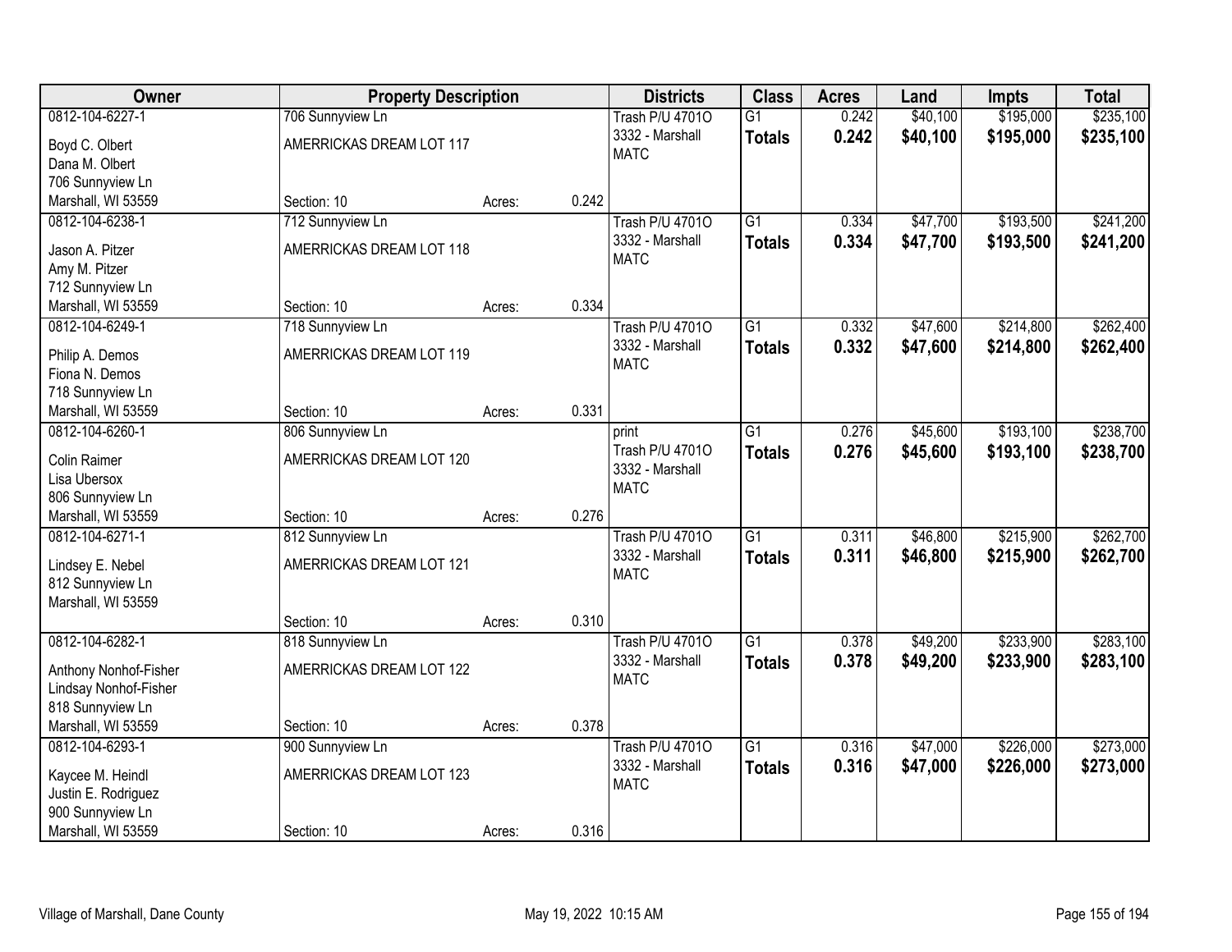| Owner | Property Description | | | Districts | Class | Acres | Land | Impts | Total |
|---|---|---|---|---|---|---|---|---|---|
| 0812-104-6227-1 | 706 Sunnyview Ln | | | Trash P/U 4701O | G1 | 0.242 | $40,100 | $195,000 | $235,100 |
| Boyd C. Olbert<br>Dana M. Olbert<br>706 Sunnyview Ln<br>Marshall, WI 53559 | AMERRICKAS DREAM LOT 117<br><br><br>Section: 10 | Acres: | 0.242 | 3332 - Marshall<br>MATC | **Totals** | **0.242** | **$40,100** | **$195,000** | **$235,100** |
| 0812-104-6238-1 | 712 Sunnyview Ln | | | Trash P/U 4701O | G1 | 0.334 | $47,700 | $193,500 | $241,200 |
| Jason A. Pitzer<br>Amy M. Pitzer<br>712 Sunnyview Ln<br>Marshall, WI 53559 | AMERRICKAS DREAM LOT 118<br><br><br>Section: 10 | Acres: | 0.334 | 3332 - Marshall<br>MATC | **Totals** | **0.334** | **$47,700** | **$193,500** | **$241,200** |
| 0812-104-6249-1 | 718 Sunnyview Ln | | | Trash P/U 4701O | G1 | 0.332 | $47,600 | $214,800 | $262,400 |
| Philip A. Demos<br>Fiona N. Demos<br>718 Sunnyview Ln<br>Marshall, WI 53559 | AMERRICKAS DREAM LOT 119<br><br><br>Section: 10 | Acres: | 0.331 | 3332 - Marshall<br>MATC | **Totals** | **0.332** | **$47,600** | **$214,800** | **$262,400** |
| 0812-104-6260-1 | 806 Sunnyview Ln | | | print | G1 | 0.276 | $45,600 | $193,100 | $238,700 |
| Colin Raimer<br>Lisa Ubersox<br>806 Sunnyview Ln<br>Marshall, WI 53559 | AMERRICKAS DREAM LOT 120<br><br><br>Section: 10 | Acres: | 0.276 | Trash P/U 4701O<br>3332 - Marshall<br>MATC | **Totals** | **0.276** | **$45,600** | **$193,100** | **$238,700** |
| 0812-104-6271-1 | 812 Sunnyview Ln | | | Trash P/U 4701O | G1 | 0.311 | $46,800 | $215,900 | $262,700 |
| Lindsey E. Nebel<br>812 Sunnyview Ln<br>Marshall, WI 53559 | AMERRICKAS DREAM LOT 121<br><br><br>Section: 10 | Acres: | 0.310 | 3332 - Marshall<br>MATC | **Totals** | **0.311** | **$46,800** | **$215,900** | **$262,700** |
| 0812-104-6282-1 | 818 Sunnyview Ln | | | Trash P/U 4701O | G1 | 0.378 | $49,200 | $233,900 | $283,100 |
| Anthony Nonhof-Fisher<br>Lindsay Nonhof-Fisher<br>818 Sunnyview Ln<br>Marshall, WI 53559 | AMERRICKAS DREAM LOT 122<br><br><br>Section: 10 | Acres: | 0.378 | 3332 - Marshall<br>MATC | **Totals** | **0.378** | **$49,200** | **$233,900** | **$283,100** |
| 0812-104-6293-1 | 900 Sunnyview Ln | | | Trash P/U 4701O | G1 | 0.316 | $47,000 | $226,000 | $273,000 |
| Kaycee M. Heindl<br>Justin E. Rodriguez<br>900 Sunnyview Ln<br>Marshall, WI 53559 | AMERRICKAS DREAM LOT 123<br><br><br>Section: 10 | Acres: | 0.316 | 3332 - Marshall<br>MATC | **Totals** | **0.316** | **$47,000** | **$226,000** | **$273,000** |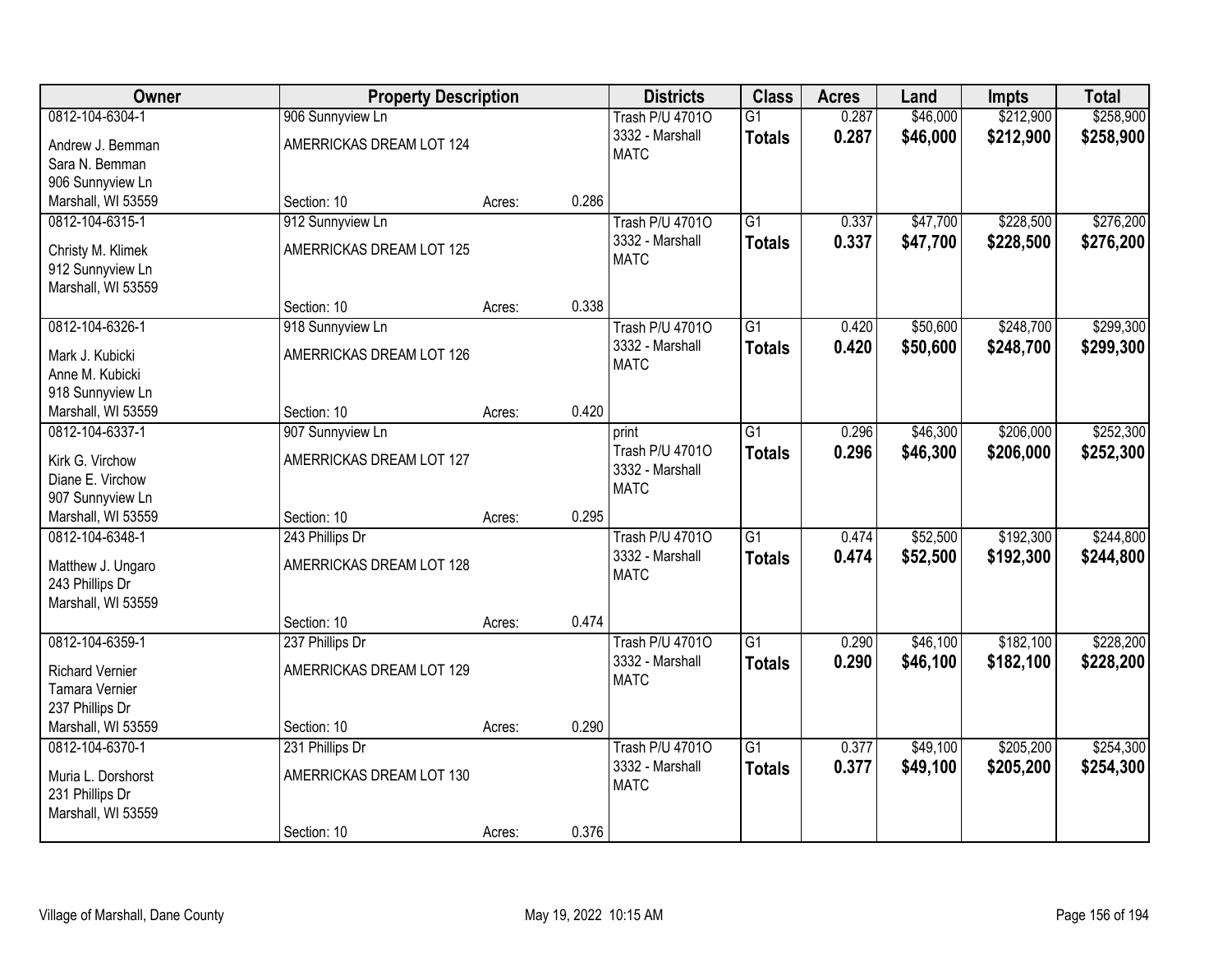| Owner | Property Description | | | Districts | Class | Acres | Land | Impts | Total |
|---|---|---|---|---|---|---|---|---|---|
| 0812-104-6304-1 | 906 Sunnyview Ln | | | Trash P/U 4701O | G1 | 0.287 | $46,000 | $212,900 | $258,900 |
| Andrew J. Bemman<br>Sara N. Bemman<br>906 Sunnyview Ln<br>Marshall, WI 53559 | AMERRICKAS DREAM LOT 124 | | | 3332 - Marshall<br>MATC | **Totals** | **0.287** | **$46,000** | **$212,900** | **$258,900** |
| | Section: 10 | Acres: | 0.286 | | | | | | |
| 0812-104-6315-1 | 912 Sunnyview Ln | | | Trash P/U 4701O | G1 | 0.337 | $47,700 | $228,500 | $276,200 |
| Christy M. Klimek<br>912 Sunnyview Ln<br>Marshall, WI 53559 | AMERRICKAS DREAM LOT 125 | | | 3332 - Marshall<br>MATC | **Totals** | **0.337** | **$47,700** | **$228,500** | **$276,200** |
| | Section: 10 | Acres: | 0.338 | | | | | | |
| 0812-104-6326-1 | 918 Sunnyview Ln | | | Trash P/U 4701O | G1 | 0.420 | $50,600 | $248,700 | $299,300 |
| Mark J. Kubicki<br>Anne M. Kubicki<br>918 Sunnyview Ln<br>Marshall, WI 53559 | AMERRICKAS DREAM LOT 126 | | | 3332 - Marshall<br>MATC | **Totals** | **0.420** | **$50,600** | **$248,700** | **$299,300** |
| | Section: 10 | Acres: | 0.420 | | | | | | |
| 0812-104-6337-1 | 907 Sunnyview Ln | | | print | G1 | 0.296 | $46,300 | $206,000 | $252,300 |
| Kirk G. Virchow<br>Diane E. Virchow<br>907 Sunnyview Ln<br>Marshall, WI 53559 | AMERRICKAS DREAM LOT 127 | | | Trash P/U 4701O<br>3332 - Marshall<br>MATC | **Totals** | **0.296** | **$46,300** | **$206,000** | **$252,300** |
| | Section: 10 | Acres: | 0.295 | | | | | | |
| 0812-104-6348-1 | 243 Phillips Dr | | | Trash P/U 4701O | G1 | 0.474 | $52,500 | $192,300 | $244,800 |
| Matthew J. Ungaro<br>243 Phillips Dr<br>Marshall, WI 53559 | AMERRICKAS DREAM LOT 128 | | | 3332 - Marshall<br>MATC | **Totals** | **0.474** | **$52,500** | **$192,300** | **$244,800** |
| | Section: 10 | Acres: | 0.474 | | | | | | |
| 0812-104-6359-1 | 237 Phillips Dr | | | Trash P/U 4701O | G1 | 0.290 | $46,100 | $182,100 | $228,200 |
| Richard Vernier<br>Tamara Vernier<br>237 Phillips Dr<br>Marshall, WI 53559 | AMERRICKAS DREAM LOT 129 | | | 3332 - Marshall<br>MATC | **Totals** | **0.290** | **$46,100** | **$182,100** | **$228,200** |
| | Section: 10 | Acres: | 0.290 | | | | | | |
| 0812-104-6370-1 | 231 Phillips Dr | | | Trash P/U 4701O | G1 | 0.377 | $49,100 | $205,200 | $254,300 |
| Muria L. Dorshorst<br>231 Phillips Dr<br>Marshall, WI 53559 | AMERRICKAS DREAM LOT 130 | | | 3332 - Marshall<br>MATC | **Totals** | **0.377** | **$49,100** | **$205,200** | **$254,300** |
| | Section: 10 | Acres: | 0.376 | | | | | | |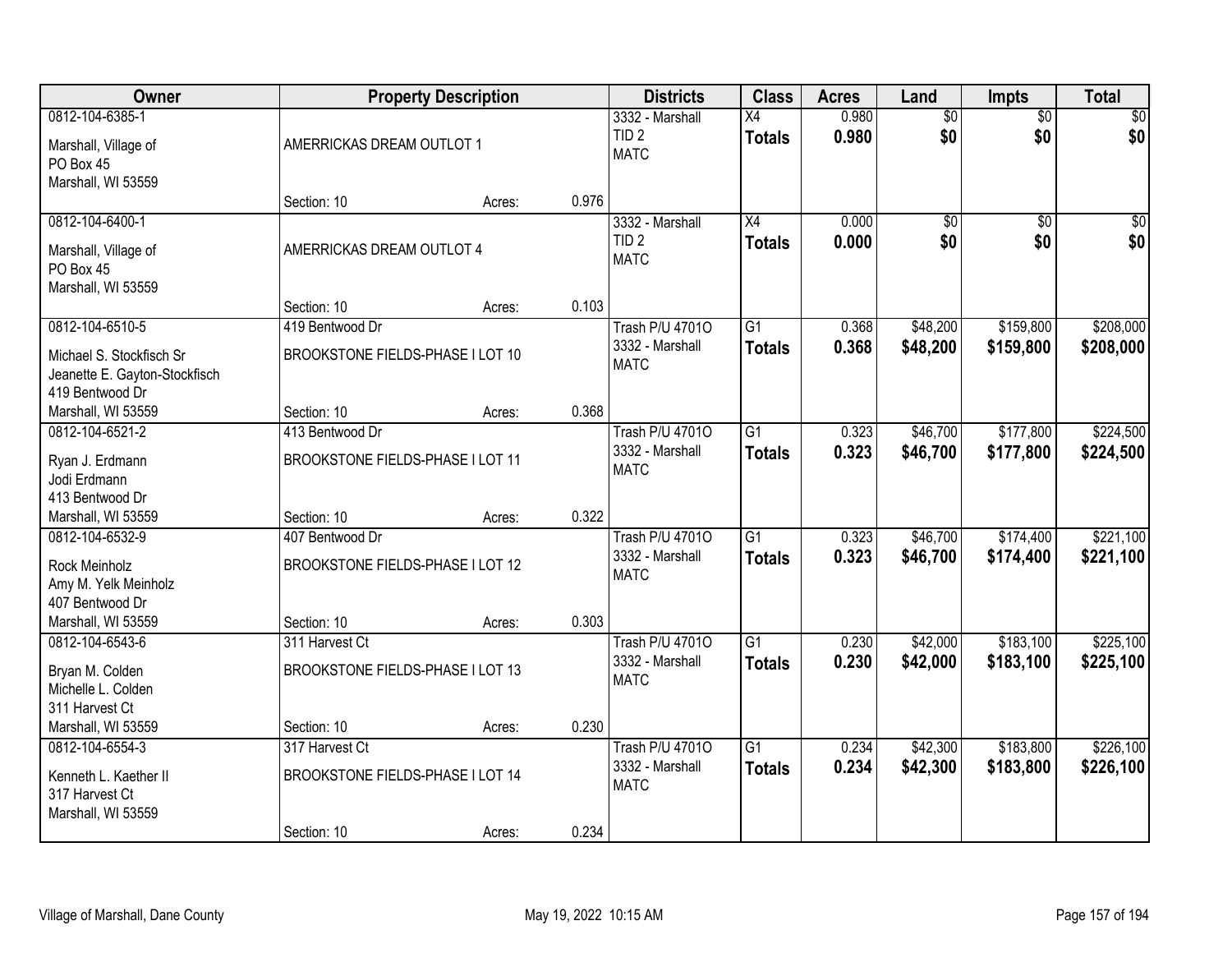| Owner | Property Description | | | Districts | Class | Acres | Land | Impts | Total |
|---|---|---|---|---|---|---|---|---|---|
| 0812-104-6385-1<br>Marshall, Village of<br>PO Box 45<br>Marshall, WI 53559 | AMERRICKAS DREAM OUTLOT 1<br>Section: 10 | Acres: | 0.976 | 3332 - Marshall<br>TID 2<br>MATC | X4<br>**Totals** | 0.980<br>**0.980** | $0<br>**$0** | $0<br>**$0** | $0<br>**$0** |
| 0812-104-6400-1<br>Marshall, Village of<br>PO Box 45<br>Marshall, WI 53559 | AMERRICKAS DREAM OUTLOT 4<br>Section: 10 | Acres: | 0.103 | 3332 - Marshall<br>TID 2<br>MATC | X4<br>**Totals** | 0.000<br>**0.000** | $0<br>**$0** | $0<br>**$0** | $0<br>**$0** |
| 0812-104-6510-5<br>Michael S. Stockfisch Sr<br>Jeanette E. Gayton-Stockfisch<br>419 Bentwood Dr<br>Marshall, WI 53559 | 419 Bentwood Dr<br>BROOKSTONE FIELDS-PHASE I LOT 10<br>Section: 10 | Acres: | 0.368 | Trash P/U 4701O<br>3332 - Marshall<br>MATC | G1<br>**Totals** | 0.368<br>**0.368** | $48,200<br>**$48,200** | $159,800<br>**$159,800** | $208,000<br>**$208,000** |
| 0812-104-6521-2<br>Ryan J. Erdmann<br>Jodi Erdmann<br>413 Bentwood Dr<br>Marshall, WI 53559 | 413 Bentwood Dr<br>BROOKSTONE FIELDS-PHASE I LOT 11<br>Section: 10 | Acres: | 0.322 | Trash P/U 4701O<br>3332 - Marshall<br>MATC | G1<br>**Totals** | 0.323<br>**0.323** | $46,700<br>**$46,700** | $177,800<br>**$177,800** | $224,500<br>**$224,500** |
| 0812-104-6532-9<br>Rock Meinholz<br>Amy M. Yelk Meinholz<br>407 Bentwood Dr<br>Marshall, WI 53559 | 407 Bentwood Dr<br>BROOKSTONE FIELDS-PHASE I LOT 12<br>Section: 10 | Acres: | 0.303 | Trash P/U 4701O<br>3332 - Marshall<br>MATC | G1<br>**Totals** | 0.323<br>**0.323** | $46,700<br>**$46,700** | $174,400<br>**$174,400** | $221,100<br>**$221,100** |
| 0812-104-6543-6<br>Bryan M. Colden<br>Michelle L. Colden<br>311 Harvest Ct<br>Marshall, WI 53559 | 311 Harvest Ct<br>BROOKSTONE FIELDS-PHASE I LOT 13<br>Section: 10 | Acres: | 0.230 | Trash P/U 4701O<br>3332 - Marshall<br>MATC | G1<br>**Totals** | 0.230<br>**0.230** | $42,000<br>**$42,000** | $183,100<br>**$183,100** | $225,100<br>**$225,100** |
| 0812-104-6554-3<br>Kenneth L. Kaether II<br>317 Harvest Ct<br>Marshall, WI 53559 | 317 Harvest Ct<br>BROOKSTONE FIELDS-PHASE I LOT 14<br>Section: 10 | Acres: | 0.234 | Trash P/U 4701O<br>3332 - Marshall<br>MATC | G1<br>**Totals** | 0.234<br>**0.234** | $42,300<br>**$42,300** | $183,800<br>**$183,800** | $226,100<br>**$226,100** |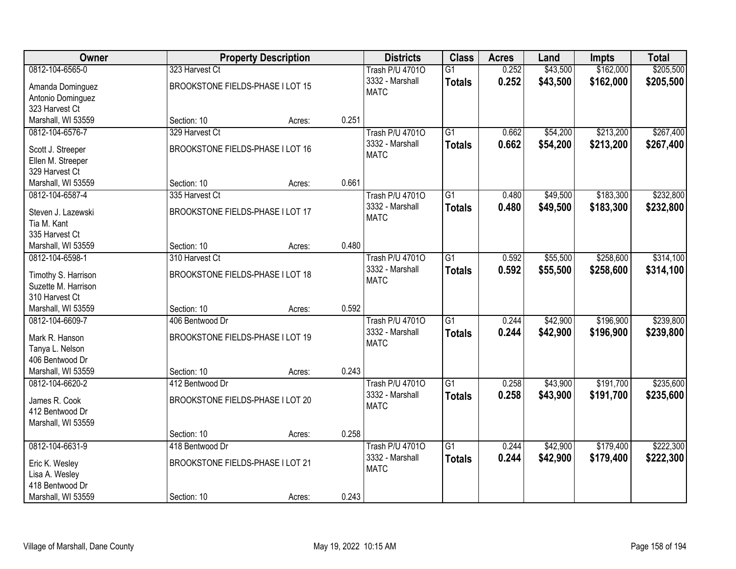| Owner | Property Description | | | Districts | Class | Acres | Land | Impts | Total |
|---|---|---|---|---|---|---|---|---|---|
| 0812-104-6565-0 | 323 Harvest Ct | | | Trash P/U 4701O | G1 | 0.252 | $43,500 | $162,000 | $205,500 |
| Amanda Dominguez<br>Antonio Dominguez<br>323 Harvest Ct<br>Marshall, WI 53559 | BROOKSTONE FIELDS-PHASE I LOT 15 | | | 3332 - Marshall<br>MATC | **Totals** | **0.252** | **$43,500** | **$162,000** | **$205,500** |
| | Section: 10 | Acres: | 0.251 | | | | | | |
| 0812-104-6576-7 | 329 Harvest Ct | | | Trash P/U 4701O | G1 | 0.662 | $54,200 | $213,200 | $267,400 |
| Scott J. Streeper<br>Ellen M. Streeper<br>329 Harvest Ct<br>Marshall, WI 53559 | BROOKSTONE FIELDS-PHASE I LOT 16 | | | 3332 - Marshall<br>MATC | **Totals** | **0.662** | **$54,200** | **$213,200** | **$267,400** |
| | Section: 10 | Acres: | 0.661 | | | | | | |
| 0812-104-6587-4 | 335 Harvest Ct | | | Trash P/U 4701O | G1 | 0.480 | $49,500 | $183,300 | $232,800 |
| Steven J. Lazewski<br>Tia M. Kant<br>335 Harvest Ct<br>Marshall, WI 53559 | BROOKSTONE FIELDS-PHASE I LOT 17 | | | 3332 - Marshall<br>MATC | **Totals** | **0.480** | **$49,500** | **$183,300** | **$232,800** |
| | Section: 10 | Acres: | 0.480 | | | | | | |
| 0812-104-6598-1 | 310 Harvest Ct | | | Trash P/U 4701O | G1 | 0.592 | $55,500 | $258,600 | $314,100 |
| Timothy S. Harrison<br>Suzette M. Harrison<br>310 Harvest Ct<br>Marshall, WI 53559 | BROOKSTONE FIELDS-PHASE I LOT 18 | | | 3332 - Marshall<br>MATC | **Totals** | **0.592** | **$55,500** | **$258,600** | **$314,100** |
| | Section: 10 | Acres: | 0.592 | | | | | | |
| 0812-104-6609-7 | 406 Bentwood Dr | | | Trash P/U 4701O | G1 | 0.244 | $42,900 | $196,900 | $239,800 |
| Mark R. Hanson<br>Tanya L. Nelson<br>406 Bentwood Dr<br>Marshall, WI 53559 | BROOKSTONE FIELDS-PHASE I LOT 19 | | | 3332 - Marshall<br>MATC | **Totals** | **0.244** | **$42,900** | **$196,900** | **$239,800** |
| | Section: 10 | Acres: | 0.243 | | | | | | |
| 0812-104-6620-2 | 412 Bentwood Dr | | | Trash P/U 4701O | G1 | 0.258 | $43,900 | $191,700 | $235,600 |
| James R. Cook<br>412 Bentwood Dr<br>Marshall, WI 53559 | BROOKSTONE FIELDS-PHASE I LOT 20 | | | 3332 - Marshall<br>MATC | **Totals** | **0.258** | **$43,900** | **$191,700** | **$235,600** |
| | Section: 10 | Acres: | 0.258 | | | | | | |
| 0812-104-6631-9 | 418 Bentwood Dr | | | Trash P/U 4701O | G1 | 0.244 | $42,900 | $179,400 | $222,300 |
| Eric K. Wesley<br>Lisa A. Wesley<br>418 Bentwood Dr<br>Marshall, WI 53559 | BROOKSTONE FIELDS-PHASE I LOT 21 | | | 3332 - Marshall<br>MATC | **Totals** | **0.244** | **$42,900** | **$179,400** | **$222,300** |
| | Section: 10 | Acres: | 0.243 | | | | | | |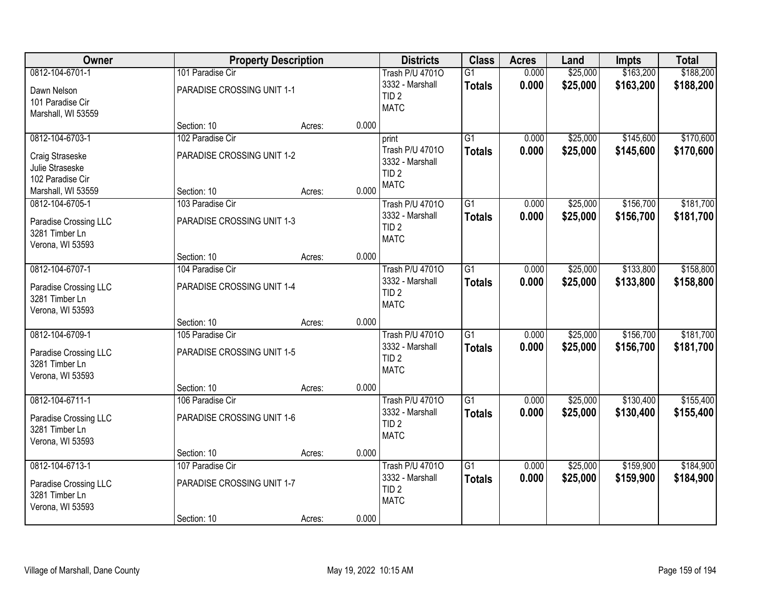| Owner | Property Description | | | Districts | Class | Acres | Land | Impts | Total |
|---|---|---|---|---|---|---|---|---|---|
| 0812-104-6701-1<br>Dawn Nelson<br>101 Paradise Cir<br>Marshall, WI 53559 | 101 Paradise Cir<br>PARADISE CROSSING UNIT 1-1<br>Section: 10 | Acres: | 0.000 | Trash P/U 4701O<br>3332 - Marshall<br>TID 2<br>MATC | G1<br>**Totals** | 0.000<br>**0.000** | $25,000<br>**$25,000** | $163,200<br>**$163,200** | $188,200<br>**$188,200** |
| 0812-104-6703-1<br>Craig Straseske<br>Julie Straseske<br>102 Paradise Cir<br>Marshall, WI 53559 | 102 Paradise Cir<br>PARADISE CROSSING UNIT 1-2<br>Section: 10 | Acres: | 0.000 | print<br>Trash P/U 4701O<br>3332 - Marshall<br>TID 2<br>MATC | G1<br>**Totals** | 0.000<br>**0.000** | $25,000<br>**$25,000** | $145,600<br>**$145,600** | $170,600<br>**$170,600** |
| 0812-104-6705-1<br>Paradise Crossing LLC<br>3281 Timber Ln<br>Verona, WI 53593 | 103 Paradise Cir<br>PARADISE CROSSING UNIT 1-3<br>Section: 10 | Acres: | 0.000 | Trash P/U 4701O<br>3332 - Marshall<br>TID 2<br>MATC | G1<br>**Totals** | 0.000<br>**0.000** | $25,000<br>**$25,000** | $156,700<br>**$156,700** | $181,700<br>**$181,700** |
| 0812-104-6707-1<br>Paradise Crossing LLC<br>3281 Timber Ln<br>Verona, WI 53593 | 104 Paradise Cir<br>PARADISE CROSSING UNIT 1-4<br>Section: 10 | Acres: | 0.000 | Trash P/U 4701O<br>3332 - Marshall<br>TID 2<br>MATC | G1<br>**Totals** | 0.000<br>**0.000** | $25,000<br>**$25,000** | $133,800<br>**$133,800** | $158,800<br>**$158,800** |
| 0812-104-6709-1<br>Paradise Crossing LLC<br>3281 Timber Ln<br>Verona, WI 53593 | 105 Paradise Cir<br>PARADISE CROSSING UNIT 1-5<br>Section: 10 | Acres: | 0.000 | Trash P/U 4701O<br>3332 - Marshall<br>TID 2<br>MATC | G1<br>**Totals** | 0.000<br>**0.000** | $25,000<br>**$25,000** | $156,700<br>**$156,700** | $181,700<br>**$181,700** |
| 0812-104-6711-1<br>Paradise Crossing LLC<br>3281 Timber Ln<br>Verona, WI 53593 | 106 Paradise Cir<br>PARADISE CROSSING UNIT 1-6<br>Section: 10 | Acres: | 0.000 | Trash P/U 4701O<br>3332 - Marshall<br>TID 2<br>MATC | G1<br>**Totals** | 0.000<br>**0.000** | $25,000<br>**$25,000** | $130,400<br>**$130,400** | $155,400<br>**$155,400** |
| 0812-104-6713-1<br>Paradise Crossing LLC<br>3281 Timber Ln<br>Verona, WI 53593 | 107 Paradise Cir<br>PARADISE CROSSING UNIT 1-7<br>Section: 10 | Acres: | 0.000 | Trash P/U 4701O<br>3332 - Marshall<br>TID 2<br>MATC | G1<br>**Totals** | 0.000<br>**0.000** | $25,000<br>**$25,000** | $159,900<br>**$159,900** | $184,900<br>**$184,900** |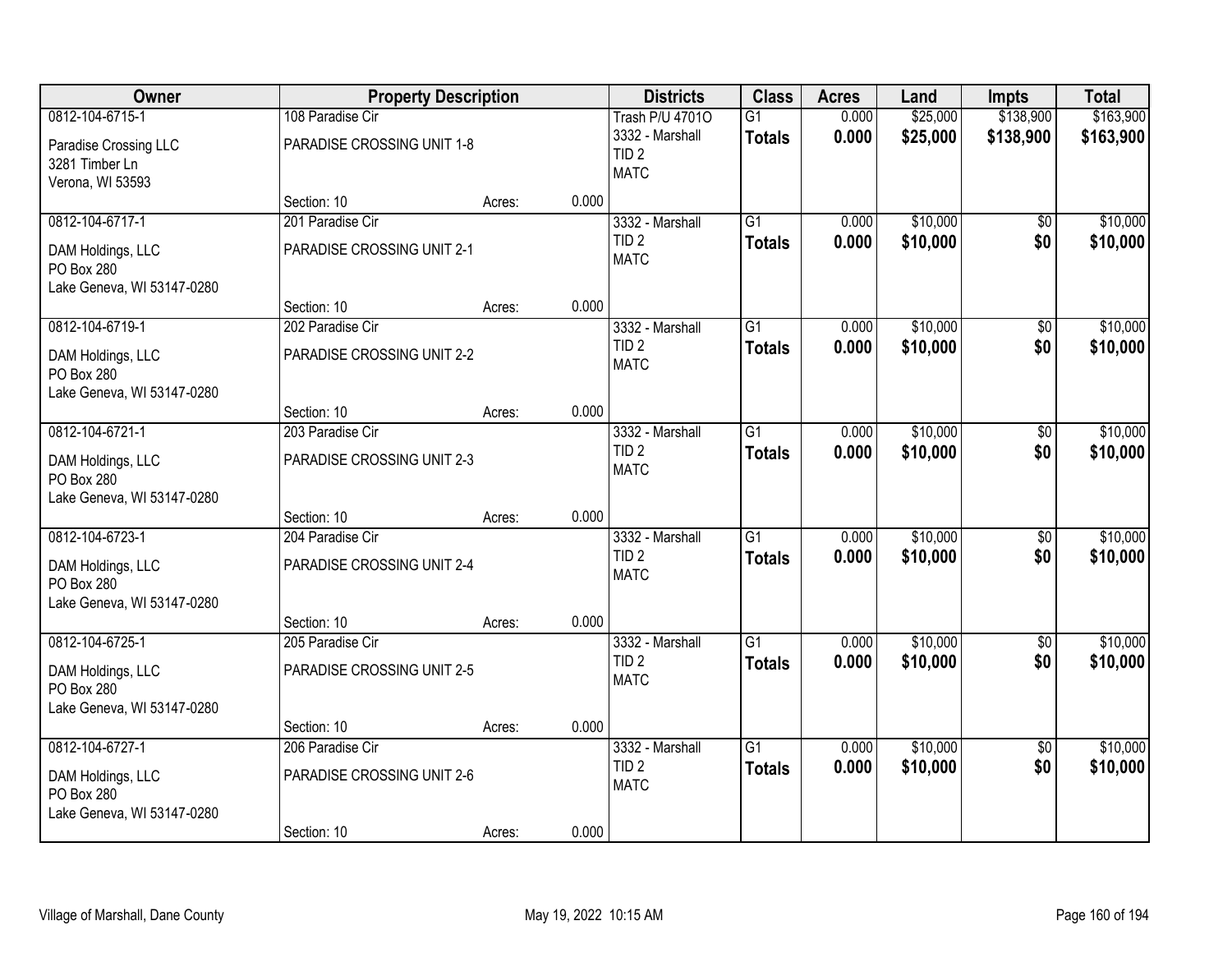| Owner | Property Description | | | Districts | Class | Acres | Land | Impts | Total |
|---|---|---|---|---|---|---|---|---|---|
| 0812-104-6715-1<br>Paradise Crossing LLC<br>3281 Timber Ln<br>Verona, WI 53593 | 108 Paradise Cir<br>PARADISE CROSSING UNIT 1-8<br>Section: 10 | Acres: | 0.000 | Trash P/U 4701O<br>3332 - Marshall<br>TID 2<br>MATC | G1<br>**Totals** | 0.000<br>**0.000** | $25,000<br>**$25,000** | $138,900<br>**$138,900** | $163,900<br>**$163,900** |
| 0812-104-6717-1<br>DAM Holdings, LLC<br>PO Box 280<br>Lake Geneva, WI 53147-0280 | 201 Paradise Cir<br>PARADISE CROSSING UNIT 2-1<br>Section: 10 | Acres: | 0.000 | 3332 - Marshall<br>TID 2<br>MATC | G1<br>**Totals** | 0.000<br>**0.000** | $10,000<br>**$10,000** | $0<br>**$0** | $10,000<br>**$10,000** |
| 0812-104-6719-1<br>DAM Holdings, LLC<br>PO Box 280<br>Lake Geneva, WI 53147-0280 | 202 Paradise Cir<br>PARADISE CROSSING UNIT 2-2<br>Section: 10 | Acres: | 0.000 | 3332 - Marshall<br>TID 2<br>MATC | G1<br>**Totals** | 0.000<br>**0.000** | $10,000<br>**$10,000** | $0<br>**$0** | $10,000<br>**$10,000** |
| 0812-104-6721-1<br>DAM Holdings, LLC<br>PO Box 280<br>Lake Geneva, WI 53147-0280 | 203 Paradise Cir<br>PARADISE CROSSING UNIT 2-3<br>Section: 10 | Acres: | 0.000 | 3332 - Marshall<br>TID 2<br>MATC | G1<br>**Totals** | 0.000<br>**0.000** | $10,000<br>**$10,000** | $0<br>**$0** | $10,000<br>**$10,000** |
| 0812-104-6723-1<br>DAM Holdings, LLC<br>PO Box 280<br>Lake Geneva, WI 53147-0280 | 204 Paradise Cir<br>PARADISE CROSSING UNIT 2-4<br>Section: 10 | Acres: | 0.000 | 3332 - Marshall<br>TID 2<br>MATC | G1<br>**Totals** | 0.000<br>**0.000** | $10,000<br>**$10,000** | $0<br>**$0** | $10,000<br>**$10,000** |
| 0812-104-6725-1<br>DAM Holdings, LLC<br>PO Box 280<br>Lake Geneva, WI 53147-0280 | 205 Paradise Cir<br>PARADISE CROSSING UNIT 2-5<br>Section: 10 | Acres: | 0.000 | 3332 - Marshall<br>TID 2<br>MATC | G1<br>**Totals** | 0.000<br>**0.000** | $10,000<br>**$10,000** | $0<br>**$0** | $10,000<br>**$10,000** |
| 0812-104-6727-1<br>DAM Holdings, LLC<br>PO Box 280<br>Lake Geneva, WI 53147-0280 | 206 Paradise Cir<br>PARADISE CROSSING UNIT 2-6<br>Section: 10 | Acres: | 0.000 | 3332 - Marshall<br>TID 2<br>MATC | G1<br>**Totals** | 0.000<br>**0.000** | $10,000<br>**$10,000** | $0<br>**$0** | $10,000<br>**$10,000** |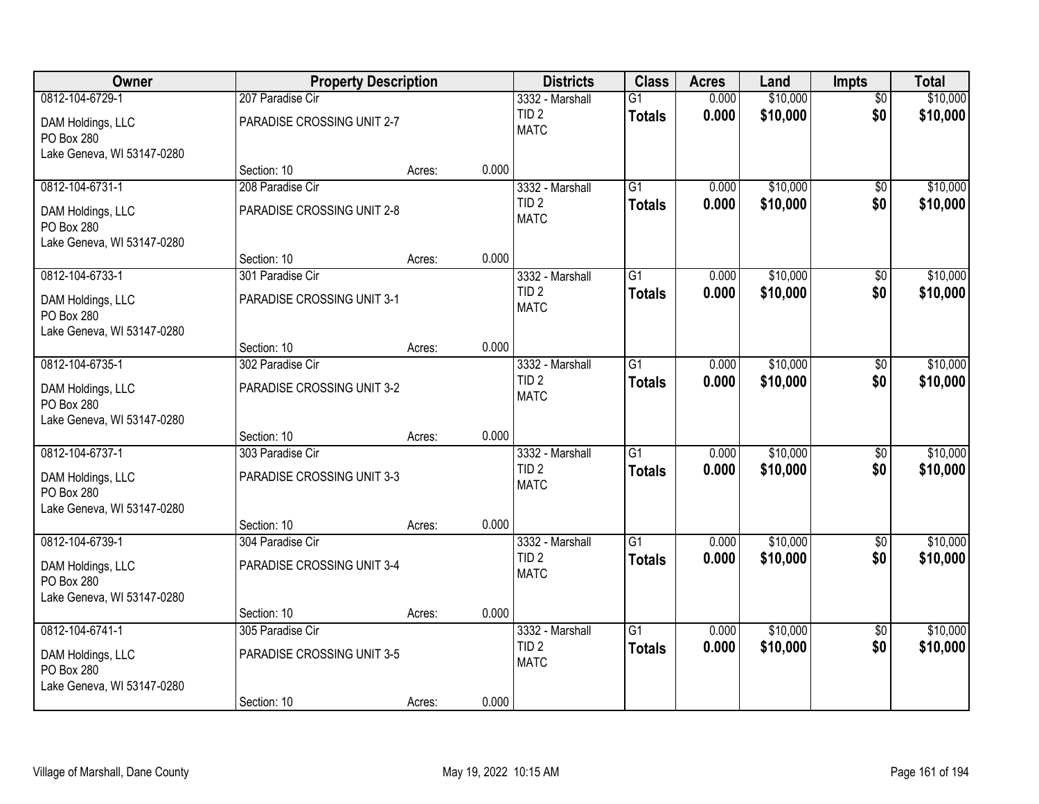| Owner | Property Description | | | Districts | Class | Acres | Land | Impts | Total |
|---|---|---|---|---|---|---|---|---|---|
| 0812-104-6729-1 | 207 Paradise Cir | | | 3332 - Marshall | G1 | 0.000 | $10,000 | $0 | $10,000 |
| DAM Holdings, LLC<br>PO Box 280<br>Lake Geneva, WI 53147-0280 | PARADISE CROSSING UNIT 2-7 | | | TID 2<br>MATC | **Totals** | **0.000** | **$10,000** | **$0** | **$10,000** |
| | Section: 10 | Acres: | 0.000 | | | | | | |
| 0812-104-6731-1 | 208 Paradise Cir | | | 3332 - Marshall | G1 | 0.000 | $10,000 | $0 | $10,000 |
| DAM Holdings, LLC<br>PO Box 280<br>Lake Geneva, WI 53147-0280 | PARADISE CROSSING UNIT 2-8 | | | TID 2<br>MATC | **Totals** | **0.000** | **$10,000** | **$0** | **$10,000** |
| | Section: 10 | Acres: | 0.000 | | | | | | |
| 0812-104-6733-1 | 301 Paradise Cir | | | 3332 - Marshall | G1 | 0.000 | $10,000 | $0 | $10,000 |
| DAM Holdings, LLC<br>PO Box 280<br>Lake Geneva, WI 53147-0280 | PARADISE CROSSING UNIT 3-1 | | | TID 2<br>MATC | **Totals** | **0.000** | **$10,000** | **$0** | **$10,000** |
| | Section: 10 | Acres: | 0.000 | | | | | | |
| 0812-104-6735-1 | 302 Paradise Cir | | | 3332 - Marshall | G1 | 0.000 | $10,000 | $0 | $10,000 |
| DAM Holdings, LLC<br>PO Box 280<br>Lake Geneva, WI 53147-0280 | PARADISE CROSSING UNIT 3-2 | | | TID 2<br>MATC | **Totals** | **0.000** | **$10,000** | **$0** | **$10,000** |
| | Section: 10 | Acres: | 0.000 | | | | | | |
| 0812-104-6737-1 | 303 Paradise Cir | | | 3332 - Marshall | G1 | 0.000 | $10,000 | $0 | $10,000 |
| DAM Holdings, LLC<br>PO Box 280<br>Lake Geneva, WI 53147-0280 | PARADISE CROSSING UNIT 3-3 | | | TID 2<br>MATC | **Totals** | **0.000** | **$10,000** | **$0** | **$10,000** |
| | Section: 10 | Acres: | 0.000 | | | | | | |
| 0812-104-6739-1 | 304 Paradise Cir | | | 3332 - Marshall | G1 | 0.000 | $10,000 | $0 | $10,000 |
| DAM Holdings, LLC<br>PO Box 280<br>Lake Geneva, WI 53147-0280 | PARADISE CROSSING UNIT 3-4 | | | TID 2<br>MATC | **Totals** | **0.000** | **$10,000** | **$0** | **$10,000** |
| | Section: 10 | Acres: | 0.000 | | | | | | |
| 0812-104-6741-1 | 305 Paradise Cir | | | 3332 - Marshall | G1 | 0.000 | $10,000 | $0 | $10,000 |
| DAM Holdings, LLC<br>PO Box 280<br>Lake Geneva, WI 53147-0280 | PARADISE CROSSING UNIT 3-5 | | | TID 2<br>MATC | **Totals** | **0.000** | **$10,000** | **$0** | **$10,000** |
| | Section: 10 | Acres: | 0.000 | | | | | | |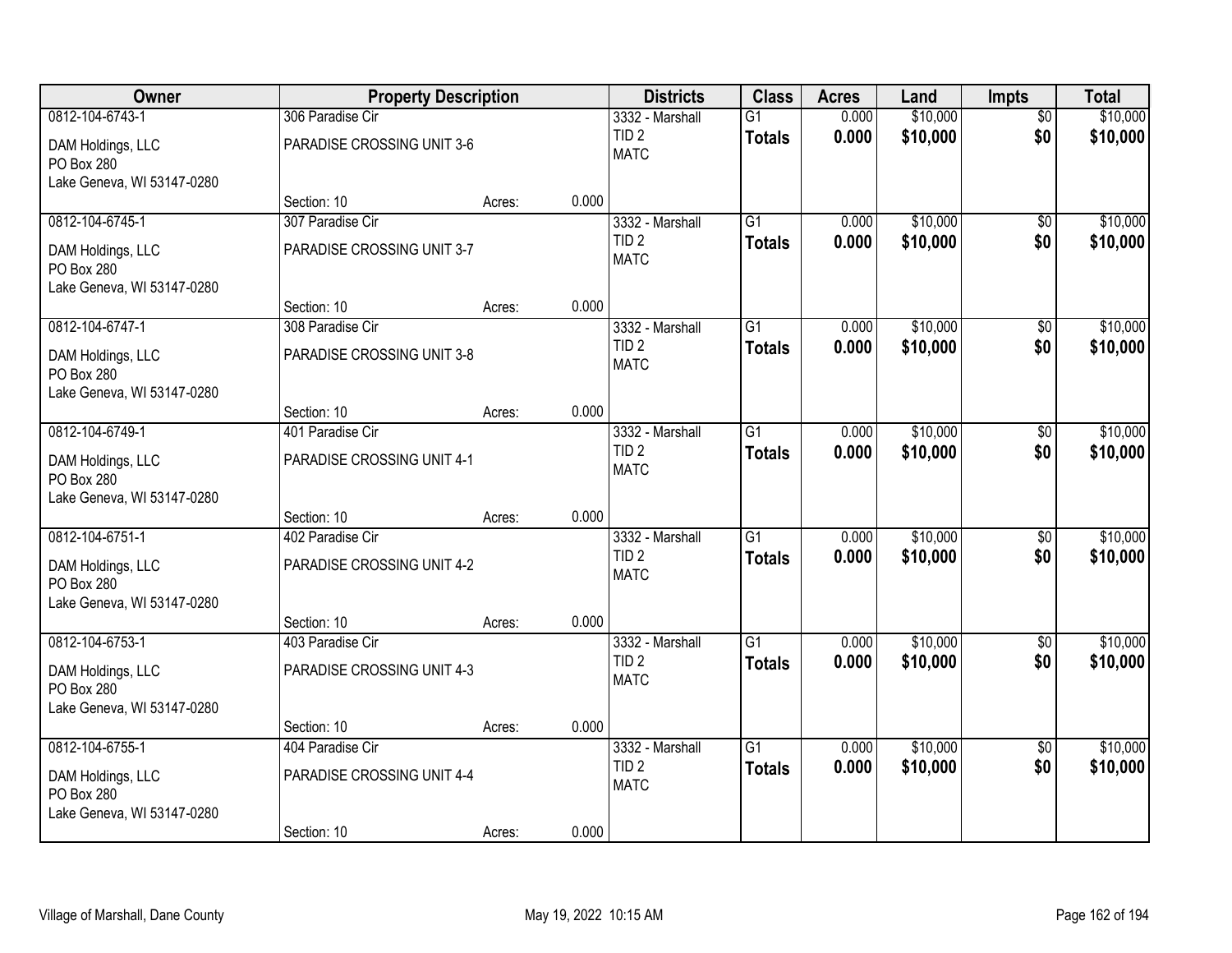| Owner | Property Description | | | Districts | Class | Acres | Land | Impts | Total |
|---|---|---|---|---|---|---|---|---|---|
| 0812-104-6743-1 | 306 Paradise Cir | | | 3332 - Marshall | G1 | 0.000 | $10,000 | $0 | $10,000 |
| DAM Holdings, LLC<br>PO Box 280<br>Lake Geneva, WI 53147-0280 | PARADISE CROSSING UNIT 3-6 | | | TID 2<br>MATC | **Totals** | **0.000** | **$10,000** | **$0** | **$10,000** |
| | Section: 10 | Acres: | 0.000 | | | | | | |
| 0812-104-6745-1 | 307 Paradise Cir | | | 3332 - Marshall | G1 | 0.000 | $10,000 | $0 | $10,000 |
| DAM Holdings, LLC<br>PO Box 280<br>Lake Geneva, WI 53147-0280 | PARADISE CROSSING UNIT 3-7 | | | TID 2<br>MATC | **Totals** | **0.000** | **$10,000** | **$0** | **$10,000** |
| | Section: 10 | Acres: | 0.000 | | | | | | |
| 0812-104-6747-1 | 308 Paradise Cir | | | 3332 - Marshall | G1 | 0.000 | $10,000 | $0 | $10,000 |
| DAM Holdings, LLC<br>PO Box 280<br>Lake Geneva, WI 53147-0280 | PARADISE CROSSING UNIT 3-8 | | | TID 2<br>MATC | **Totals** | **0.000** | **$10,000** | **$0** | **$10,000** |
| | Section: 10 | Acres: | 0.000 | | | | | | |
| 0812-104-6749-1 | 401 Paradise Cir | | | 3332 - Marshall | G1 | 0.000 | $10,000 | $0 | $10,000 |
| DAM Holdings, LLC<br>PO Box 280<br>Lake Geneva, WI 53147-0280 | PARADISE CROSSING UNIT 4-1 | | | TID 2<br>MATC | **Totals** | **0.000** | **$10,000** | **$0** | **$10,000** |
| | Section: 10 | Acres: | 0.000 | | | | | | |
| 0812-104-6751-1 | 402 Paradise Cir | | | 3332 - Marshall | G1 | 0.000 | $10,000 | $0 | $10,000 |
| DAM Holdings, LLC<br>PO Box 280<br>Lake Geneva, WI 53147-0280 | PARADISE CROSSING UNIT 4-2 | | | TID 2<br>MATC | **Totals** | **0.000** | **$10,000** | **$0** | **$10,000** |
| | Section: 10 | Acres: | 0.000 | | | | | | |
| 0812-104-6753-1 | 403 Paradise Cir | | | 3332 - Marshall | G1 | 0.000 | $10,000 | $0 | $10,000 |
| DAM Holdings, LLC<br>PO Box 280<br>Lake Geneva, WI 53147-0280 | PARADISE CROSSING UNIT 4-3 | | | TID 2<br>MATC | **Totals** | **0.000** | **$10,000** | **$0** | **$10,000** |
| | Section: 10 | Acres: | 0.000 | | | | | | |
| 0812-104-6755-1 | 404 Paradise Cir | | | 3332 - Marshall | G1 | 0.000 | $10,000 | $0 | $10,000 |
| DAM Holdings, LLC<br>PO Box 280<br>Lake Geneva, WI 53147-0280 | PARADISE CROSSING UNIT 4-4 | | | TID 2<br>MATC | **Totals** | **0.000** | **$10,000** | **$0** | **$10,000** |
| | Section: 10 | Acres: | 0.000 | | | | | | |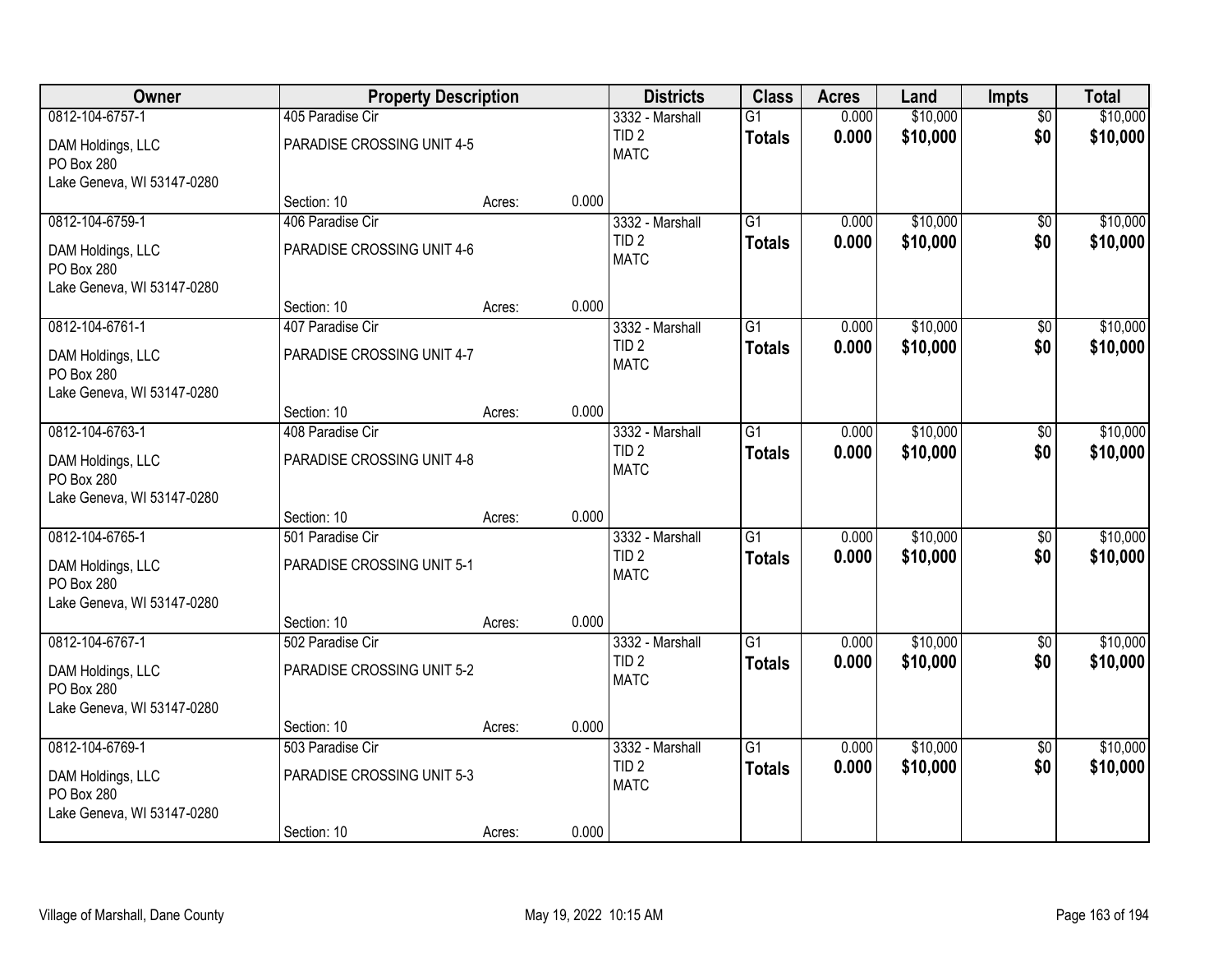| Owner | Property Description | | | Districts | Class | Acres | Land | Impts | Total |
|---|---|---|---|---|---|---|---|---|---|
| 0812-104-6757-1 | 405 Paradise Cir | | | 3332 - Marshall | G1 | 0.000 | $10,000 | $0 | $10,000 |
| DAM Holdings, LLC<br>PO Box 280<br>Lake Geneva, WI 53147-0280 | PARADISE CROSSING UNIT 4-5 | | | TID 2<br>MATC | **Totals** | **0.000** | **$10,000** | **$0** | **$10,000** |
| | Section: 10 | Acres: | 0.000 | | | | | | |
| 0812-104-6759-1 | 406 Paradise Cir | | | 3332 - Marshall | G1 | 0.000 | $10,000 | $0 | $10,000 |
| DAM Holdings, LLC<br>PO Box 280<br>Lake Geneva, WI 53147-0280 | PARADISE CROSSING UNIT 4-6 | | | TID 2<br>MATC | **Totals** | **0.000** | **$10,000** | **$0** | **$10,000** |
| | Section: 10 | Acres: | 0.000 | | | | | | |
| 0812-104-6761-1 | 407 Paradise Cir | | | 3332 - Marshall | G1 | 0.000 | $10,000 | $0 | $10,000 |
| DAM Holdings, LLC<br>PO Box 280<br>Lake Geneva, WI 53147-0280 | PARADISE CROSSING UNIT 4-7 | | | TID 2<br>MATC | **Totals** | **0.000** | **$10,000** | **$0** | **$10,000** |
| | Section: 10 | Acres: | 0.000 | | | | | | |
| 0812-104-6763-1 | 408 Paradise Cir | | | 3332 - Marshall | G1 | 0.000 | $10,000 | $0 | $10,000 |
| DAM Holdings, LLC<br>PO Box 280<br>Lake Geneva, WI 53147-0280 | PARADISE CROSSING UNIT 4-8 | | | TID 2<br>MATC | **Totals** | **0.000** | **$10,000** | **$0** | **$10,000** |
| | Section: 10 | Acres: | 0.000 | | | | | | |
| 0812-104-6765-1 | 501 Paradise Cir | | | 3332 - Marshall | G1 | 0.000 | $10,000 | $0 | $10,000 |
| DAM Holdings, LLC<br>PO Box 280<br>Lake Geneva, WI 53147-0280 | PARADISE CROSSING UNIT 5-1 | | | TID 2<br>MATC | **Totals** | **0.000** | **$10,000** | **$0** | **$10,000** |
| | Section: 10 | Acres: | 0.000 | | | | | | |
| 0812-104-6767-1 | 502 Paradise Cir | | | 3332 - Marshall | G1 | 0.000 | $10,000 | $0 | $10,000 |
| DAM Holdings, LLC<br>PO Box 280<br>Lake Geneva, WI 53147-0280 | PARADISE CROSSING UNIT 5-2 | | | TID 2<br>MATC | **Totals** | **0.000** | **$10,000** | **$0** | **$10,000** |
| | Section: 10 | Acres: | 0.000 | | | | | | |
| 0812-104-6769-1 | 503 Paradise Cir | | | 3332 - Marshall | G1 | 0.000 | $10,000 | $0 | $10,000 |
| DAM Holdings, LLC<br>PO Box 280<br>Lake Geneva, WI 53147-0280 | PARADISE CROSSING UNIT 5-3 | | | TID 2<br>MATC | **Totals** | **0.000** | **$10,000** | **$0** | **$10,000** |
| | Section: 10 | Acres: | 0.000 | | | | | | |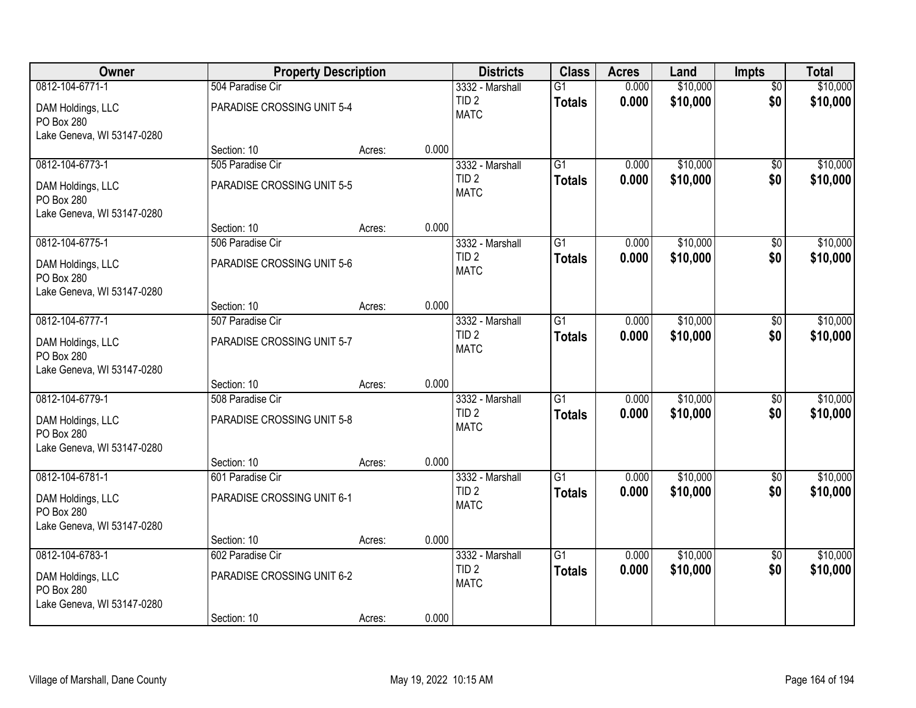| Owner | Property Description | | | Districts | Class | Acres | Land | Impts | Total |
|---|---|---|---|---|---|---|---|---|---|
| 0812-104-6771-1 | 504 Paradise Cir | | | 3332 - Marshall | G1 | 0.000 | $10,000 | $0 | $10,000 |
| DAM Holdings, LLC<br>PO Box 280<br>Lake Geneva, WI 53147-0280 | PARADISE CROSSING UNIT 5-4 | | | TID 2<br>MATC | **Totals** | **0.000** | **$10,000** | **$0** | **$10,000** |
| | Section: 10 | Acres: | 0.000 | | | | | | |
| 0812-104-6773-1 | 505 Paradise Cir | | | 3332 - Marshall | G1 | 0.000 | $10,000 | $0 | $10,000 |
| DAM Holdings, LLC<br>PO Box 280<br>Lake Geneva, WI 53147-0280 | PARADISE CROSSING UNIT 5-5 | | | TID 2<br>MATC | **Totals** | **0.000** | **$10,000** | **$0** | **$10,000** |
| | Section: 10 | Acres: | 0.000 | | | | | | |
| 0812-104-6775-1 | 506 Paradise Cir | | | 3332 - Marshall | G1 | 0.000 | $10,000 | $0 | $10,000 |
| DAM Holdings, LLC<br>PO Box 280<br>Lake Geneva, WI 53147-0280 | PARADISE CROSSING UNIT 5-6 | | | TID 2<br>MATC | **Totals** | **0.000** | **$10,000** | **$0** | **$10,000** |
| | Section: 10 | Acres: | 0.000 | | | | | | |
| 0812-104-6777-1 | 507 Paradise Cir | | | 3332 - Marshall | G1 | 0.000 | $10,000 | $0 | $10,000 |
| DAM Holdings, LLC<br>PO Box 280<br>Lake Geneva, WI 53147-0280 | PARADISE CROSSING UNIT 5-7 | | | TID 2<br>MATC | **Totals** | **0.000** | **$10,000** | **$0** | **$10,000** |
| | Section: 10 | Acres: | 0.000 | | | | | | |
| 0812-104-6779-1 | 508 Paradise Cir | | | 3332 - Marshall | G1 | 0.000 | $10,000 | $0 | $10,000 |
| DAM Holdings, LLC<br>PO Box 280<br>Lake Geneva, WI 53147-0280 | PARADISE CROSSING UNIT 5-8 | | | TID 2<br>MATC | **Totals** | **0.000** | **$10,000** | **$0** | **$10,000** |
| | Section: 10 | Acres: | 0.000 | | | | | | |
| 0812-104-6781-1 | 601 Paradise Cir | | | 3332 - Marshall | G1 | 0.000 | $10,000 | $0 | $10,000 |
| DAM Holdings, LLC<br>PO Box 280<br>Lake Geneva, WI 53147-0280 | PARADISE CROSSING UNIT 6-1 | | | TID 2<br>MATC | **Totals** | **0.000** | **$10,000** | **$0** | **$10,000** |
| | Section: 10 | Acres: | 0.000 | | | | | | |
| 0812-104-6783-1 | 602 Paradise Cir | | | 3332 - Marshall | G1 | 0.000 | $10,000 | $0 | $10,000 |
| DAM Holdings, LLC<br>PO Box 280<br>Lake Geneva, WI 53147-0280 | PARADISE CROSSING UNIT 6-2 | | | TID 2<br>MATC | **Totals** | **0.000** | **$10,000** | **$0** | **$10,000** |
| | Section: 10 | Acres: | 0.000 | | | | | | |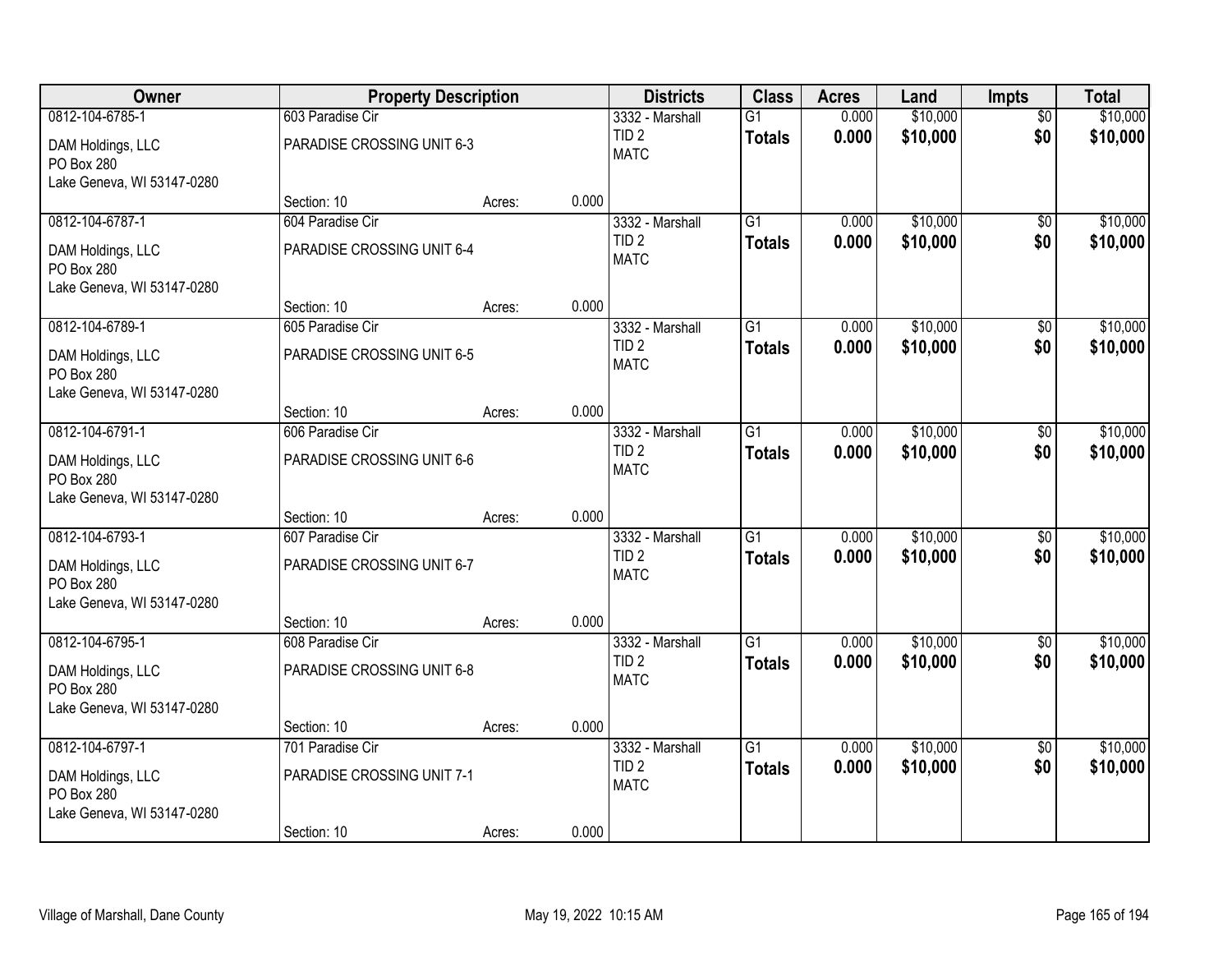| Owner | Property Description | | | Districts | Class | Acres | Land | Impts | Total |
|---|---|---|---|---|---|---|---|---|---|
| 0812-104-6785-1 | 603 Paradise Cir | | | 3332 - Marshall | G1 | 0.000 | $10,000 | $0 | $10,000 |
| DAM Holdings, LLC<br>PO Box 280<br>Lake Geneva, WI 53147-0280 | PARADISE CROSSING UNIT 6-3 | | | TID 2<br>MATC | **Totals** | **0.000** | **$10,000** | **$0** | **$10,000** |
| | Section: 10 | Acres: | 0.000 | | | | | | |
| 0812-104-6787-1 | 604 Paradise Cir | | | 3332 - Marshall | G1 | 0.000 | $10,000 | $0 | $10,000 |
| DAM Holdings, LLC<br>PO Box 280<br>Lake Geneva, WI 53147-0280 | PARADISE CROSSING UNIT 6-4 | | | TID 2<br>MATC | **Totals** | **0.000** | **$10,000** | **$0** | **$10,000** |
| | Section: 10 | Acres: | 0.000 | | | | | | |
| 0812-104-6789-1 | 605 Paradise Cir | | | 3332 - Marshall | G1 | 0.000 | $10,000 | $0 | $10,000 |
| DAM Holdings, LLC<br>PO Box 280<br>Lake Geneva, WI 53147-0280 | PARADISE CROSSING UNIT 6-5 | | | TID 2<br>MATC | **Totals** | **0.000** | **$10,000** | **$0** | **$10,000** |
| | Section: 10 | Acres: | 0.000 | | | | | | |
| 0812-104-6791-1 | 606 Paradise Cir | | | 3332 - Marshall | G1 | 0.000 | $10,000 | $0 | $10,000 |
| DAM Holdings, LLC<br>PO Box 280<br>Lake Geneva, WI 53147-0280 | PARADISE CROSSING UNIT 6-6 | | | TID 2<br>MATC | **Totals** | **0.000** | **$10,000** | **$0** | **$10,000** |
| | Section: 10 | Acres: | 0.000 | | | | | | |
| 0812-104-6793-1 | 607 Paradise Cir | | | 3332 - Marshall | G1 | 0.000 | $10,000 | $0 | $10,000 |
| DAM Holdings, LLC<br>PO Box 280<br>Lake Geneva, WI 53147-0280 | PARADISE CROSSING UNIT 6-7 | | | TID 2<br>MATC | **Totals** | **0.000** | **$10,000** | **$0** | **$10,000** |
| | Section: 10 | Acres: | 0.000 | | | | | | |
| 0812-104-6795-1 | 608 Paradise Cir | | | 3332 - Marshall | G1 | 0.000 | $10,000 | $0 | $10,000 |
| DAM Holdings, LLC<br>PO Box 280<br>Lake Geneva, WI 53147-0280 | PARADISE CROSSING UNIT 6-8 | | | TID 2<br>MATC | **Totals** | **0.000** | **$10,000** | **$0** | **$10,000** |
| | Section: 10 | Acres: | 0.000 | | | | | | |
| 0812-104-6797-1 | 701 Paradise Cir | | | 3332 - Marshall | G1 | 0.000 | $10,000 | $0 | $10,000 |
| DAM Holdings, LLC<br>PO Box 280<br>Lake Geneva, WI 53147-0280 | PARADISE CROSSING UNIT 7-1 | | | TID 2<br>MATC | **Totals** | **0.000** | **$10,000** | **$0** | **$10,000** |
| | Section: 10 | Acres: | 0.000 | | | | | | |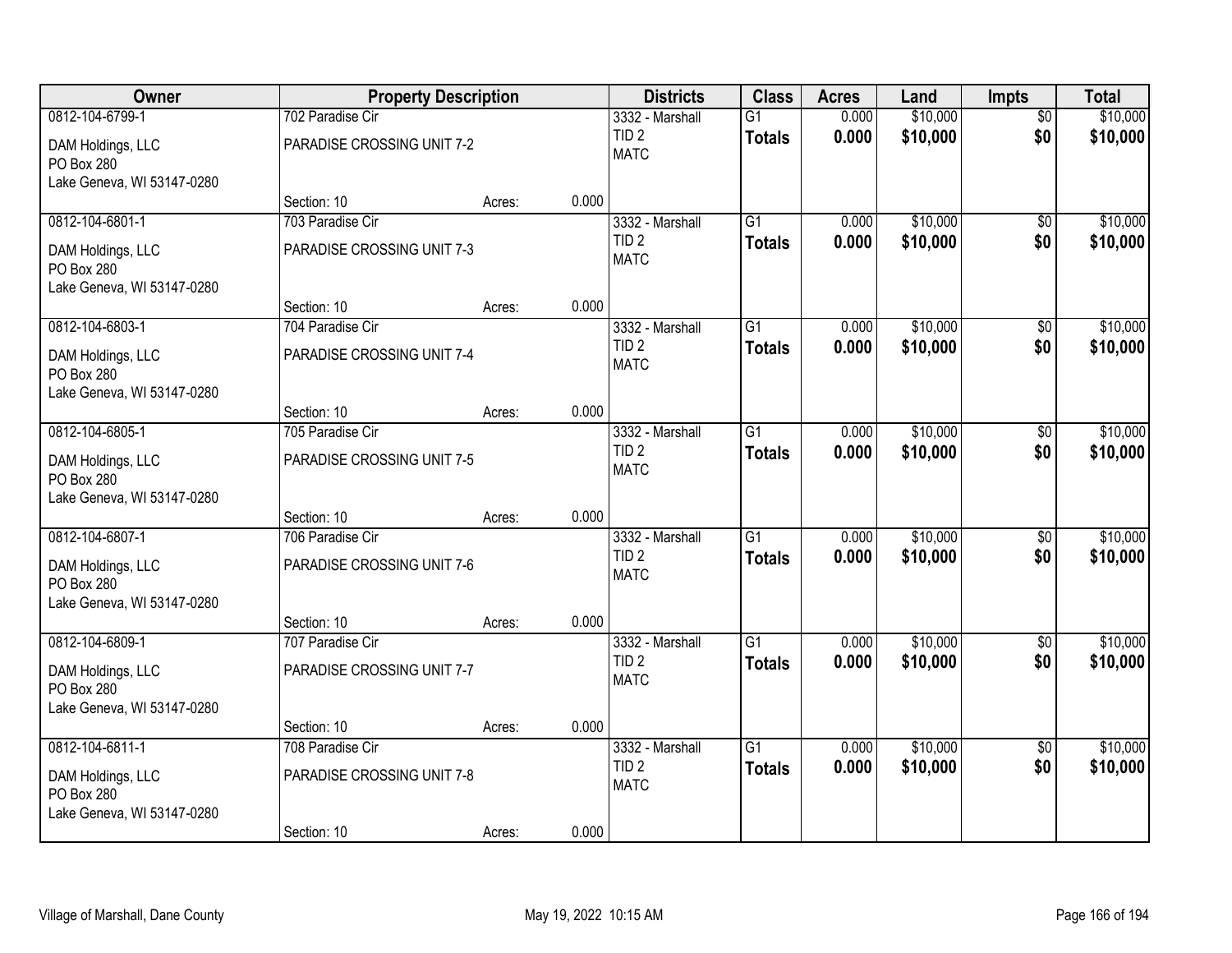| Owner | Property Description | | | Districts | Class | Acres | Land | Impts | Total |
|---|---|---|---|---|---|---|---|---|---|
| 0812-104-6799-1 | 702 Paradise Cir | | | 3332 - Marshall | G1 | 0.000 | $10,000 | $0 | $10,000 |
| DAM Holdings, LLC<br>PO Box 280<br>Lake Geneva, WI 53147-0280 | PARADISE CROSSING UNIT 7-2 | | | TID 2<br>MATC | **Totals** | **0.000** | **$10,000** | **$0** | **$10,000** |
| | Section: 10 | Acres: | 0.000 | | | | | | |
| 0812-104-6801-1 | 703 Paradise Cir | | | 3332 - Marshall | G1 | 0.000 | $10,000 | $0 | $10,000 |
| DAM Holdings, LLC<br>PO Box 280<br>Lake Geneva, WI 53147-0280 | PARADISE CROSSING UNIT 7-3 | | | TID 2<br>MATC | **Totals** | **0.000** | **$10,000** | **$0** | **$10,000** |
| | Section: 10 | Acres: | 0.000 | | | | | | |
| 0812-104-6803-1 | 704 Paradise Cir | | | 3332 - Marshall | G1 | 0.000 | $10,000 | $0 | $10,000 |
| DAM Holdings, LLC<br>PO Box 280<br>Lake Geneva, WI 53147-0280 | PARADISE CROSSING UNIT 7-4 | | | TID 2<br>MATC | **Totals** | **0.000** | **$10,000** | **$0** | **$10,000** |
| | Section: 10 | Acres: | 0.000 | | | | | | |
| 0812-104-6805-1 | 705 Paradise Cir | | | 3332 - Marshall | G1 | 0.000 | $10,000 | $0 | $10,000 |
| DAM Holdings, LLC<br>PO Box 280<br>Lake Geneva, WI 53147-0280 | PARADISE CROSSING UNIT 7-5 | | | TID 2<br>MATC | **Totals** | **0.000** | **$10,000** | **$0** | **$10,000** |
| | Section: 10 | Acres: | 0.000 | | | | | | |
| 0812-104-6807-1 | 706 Paradise Cir | | | 3332 - Marshall | G1 | 0.000 | $10,000 | $0 | $10,000 |
| DAM Holdings, LLC<br>PO Box 280<br>Lake Geneva, WI 53147-0280 | PARADISE CROSSING UNIT 7-6 | | | TID 2<br>MATC | **Totals** | **0.000** | **$10,000** | **$0** | **$10,000** |
| | Section: 10 | Acres: | 0.000 | | | | | | |
| 0812-104-6809-1 | 707 Paradise Cir | | | 3332 - Marshall | G1 | 0.000 | $10,000 | $0 | $10,000 |
| DAM Holdings, LLC<br>PO Box 280<br>Lake Geneva, WI 53147-0280 | PARADISE CROSSING UNIT 7-7 | | | TID 2<br>MATC | **Totals** | **0.000** | **$10,000** | **$0** | **$10,000** |
| | Section: 10 | Acres: | 0.000 | | | | | | |
| 0812-104-6811-1 | 708 Paradise Cir | | | 3332 - Marshall | G1 | 0.000 | $10,000 | $0 | $10,000 |
| DAM Holdings, LLC<br>PO Box 280<br>Lake Geneva, WI 53147-0280 | PARADISE CROSSING UNIT 7-8 | | | TID 2<br>MATC | **Totals** | **0.000** | **$10,000** | **$0** | **$10,000** |
| | Section: 10 | Acres: | 0.000 | | | | | | |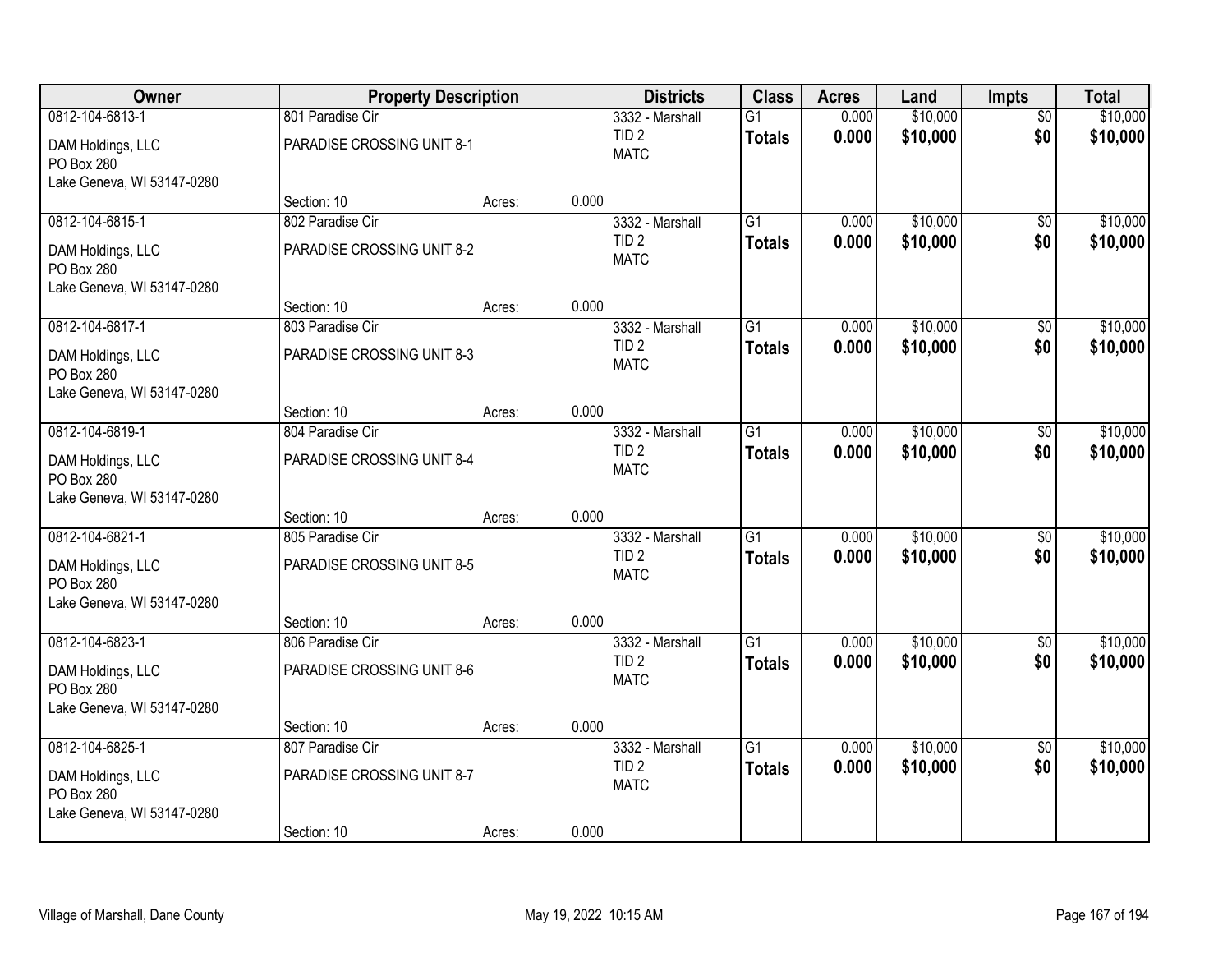| Owner | Property Description | | | Districts | Class | Acres | Land | Impts | Total |
|---|---|---|---|---|---|---|---|---|---|
| 0812-104-6813-1 | 801 Paradise Cir | | | 3332 - Marshall | G1 | 0.000 | $10,000 | $0 | $10,000 |
| DAM Holdings, LLC<br>PO Box 280<br>Lake Geneva, WI 53147-0280 | PARADISE CROSSING UNIT 8-1 | | | TID 2<br>MATC | **Totals** | **0.000** | **$10,000** | **$0** | **$10,000** |
| | Section: 10 | Acres: | 0.000 | | | | | | |
| 0812-104-6815-1 | 802 Paradise Cir | | | 3332 - Marshall | G1 | 0.000 | $10,000 | $0 | $10,000 |
| DAM Holdings, LLC<br>PO Box 280<br>Lake Geneva, WI 53147-0280 | PARADISE CROSSING UNIT 8-2 | | | TID 2<br>MATC | **Totals** | **0.000** | **$10,000** | **$0** | **$10,000** |
| | Section: 10 | Acres: | 0.000 | | | | | | |
| 0812-104-6817-1 | 803 Paradise Cir | | | 3332 - Marshall | G1 | 0.000 | $10,000 | $0 | $10,000 |
| DAM Holdings, LLC<br>PO Box 280<br>Lake Geneva, WI 53147-0280 | PARADISE CROSSING UNIT 8-3 | | | TID 2<br>MATC | **Totals** | **0.000** | **$10,000** | **$0** | **$10,000** |
| | Section: 10 | Acres: | 0.000 | | | | | | |
| 0812-104-6819-1 | 804 Paradise Cir | | | 3332 - Marshall | G1 | 0.000 | $10,000 | $0 | $10,000 |
| DAM Holdings, LLC<br>PO Box 280<br>Lake Geneva, WI 53147-0280 | PARADISE CROSSING UNIT 8-4 | | | TID 2<br>MATC | **Totals** | **0.000** | **$10,000** | **$0** | **$10,000** |
| | Section: 10 | Acres: | 0.000 | | | | | | |
| 0812-104-6821-1 | 805 Paradise Cir | | | 3332 - Marshall | G1 | 0.000 | $10,000 | $0 | $10,000 |
| DAM Holdings, LLC<br>PO Box 280<br>Lake Geneva, WI 53147-0280 | PARADISE CROSSING UNIT 8-5 | | | TID 2<br>MATC | **Totals** | **0.000** | **$10,000** | **$0** | **$10,000** |
| | Section: 10 | Acres: | 0.000 | | | | | | |
| 0812-104-6823-1 | 806 Paradise Cir | | | 3332 - Marshall | G1 | 0.000 | $10,000 | $0 | $10,000 |
| DAM Holdings, LLC<br>PO Box 280<br>Lake Geneva, WI 53147-0280 | PARADISE CROSSING UNIT 8-6 | | | TID 2<br>MATC | **Totals** | **0.000** | **$10,000** | **$0** | **$10,000** |
| | Section: 10 | Acres: | 0.000 | | | | | | |
| 0812-104-6825-1 | 807 Paradise Cir | | | 3332 - Marshall | G1 | 0.000 | $10,000 | $0 | $10,000 |
| DAM Holdings, LLC<br>PO Box 280<br>Lake Geneva, WI 53147-0280 | PARADISE CROSSING UNIT 8-7 | | | TID 2<br>MATC | **Totals** | **0.000** | **$10,000** | **$0** | **$10,000** |
| | Section: 10 | Acres: | 0.000 | | | | | | |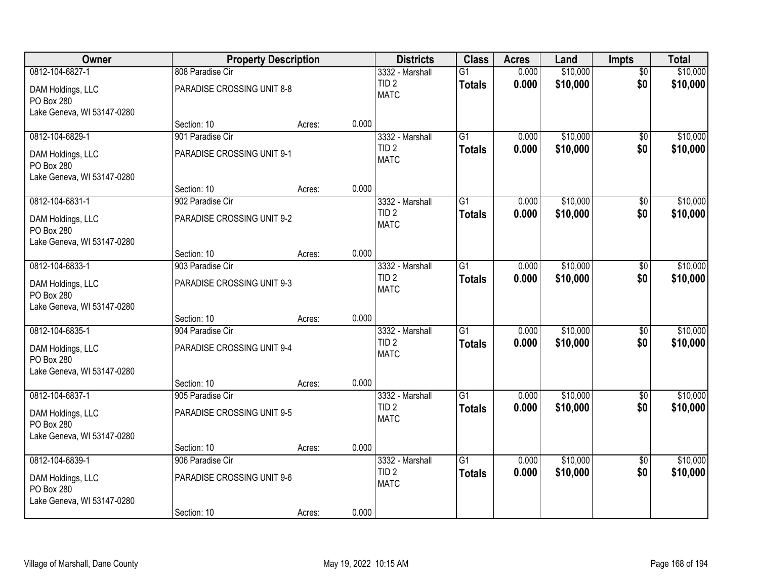| Owner | Property Description | | | Districts | Class | Acres | Land | Impts | Total |
|---|---|---|---|---|---|---|---|---|---|
| 0812-104-6827-1 | 808 Paradise Cir | | | 3332 - Marshall | G1 | 0.000 | $10,000 | $0 | $10,000 |
| DAM Holdings, LLC<br>PO Box 280<br>Lake Geneva, WI 53147-0280 | PARADISE CROSSING UNIT 8-8 | | | TID 2<br>MATC | **Totals** | **0.000** | **$10,000** | **$0** | **$10,000** |
| | Section: 10 | Acres: | 0.000 | | | | | | |
| 0812-104-6829-1 | 901 Paradise Cir | | | 3332 - Marshall | G1 | 0.000 | $10,000 | $0 | $10,000 |
| DAM Holdings, LLC<br>PO Box 280<br>Lake Geneva, WI 53147-0280 | PARADISE CROSSING UNIT 9-1 | | | TID 2<br>MATC | **Totals** | **0.000** | **$10,000** | **$0** | **$10,000** |
| | Section: 10 | Acres: | 0.000 | | | | | | |
| 0812-104-6831-1 | 902 Paradise Cir | | | 3332 - Marshall | G1 | 0.000 | $10,000 | $0 | $10,000 |
| DAM Holdings, LLC<br>PO Box 280<br>Lake Geneva, WI 53147-0280 | PARADISE CROSSING UNIT 9-2 | | | TID 2<br>MATC | **Totals** | **0.000** | **$10,000** | **$0** | **$10,000** |
| | Section: 10 | Acres: | 0.000 | | | | | | |
| 0812-104-6833-1 | 903 Paradise Cir | | | 3332 - Marshall | G1 | 0.000 | $10,000 | $0 | $10,000 |
| DAM Holdings, LLC<br>PO Box 280<br>Lake Geneva, WI 53147-0280 | PARADISE CROSSING UNIT 9-3 | | | TID 2<br>MATC | **Totals** | **0.000** | **$10,000** | **$0** | **$10,000** |
| | Section: 10 | Acres: | 0.000 | | | | | | |
| 0812-104-6835-1 | 904 Paradise Cir | | | 3332 - Marshall | G1 | 0.000 | $10,000 | $0 | $10,000 |
| DAM Holdings, LLC<br>PO Box 280<br>Lake Geneva, WI 53147-0280 | PARADISE CROSSING UNIT 9-4 | | | TID 2<br>MATC | **Totals** | **0.000** | **$10,000** | **$0** | **$10,000** |
| | Section: 10 | Acres: | 0.000 | | | | | | |
| 0812-104-6837-1 | 905 Paradise Cir | | | 3332 - Marshall | G1 | 0.000 | $10,000 | $0 | $10,000 |
| DAM Holdings, LLC<br>PO Box 280<br>Lake Geneva, WI 53147-0280 | PARADISE CROSSING UNIT 9-5 | | | TID 2<br>MATC | **Totals** | **0.000** | **$10,000** | **$0** | **$10,000** |
| | Section: 10 | Acres: | 0.000 | | | | | | |
| 0812-104-6839-1 | 906 Paradise Cir | | | 3332 - Marshall | G1 | 0.000 | $10,000 | $0 | $10,000 |
| DAM Holdings, LLC<br>PO Box 280<br>Lake Geneva, WI 53147-0280 | PARADISE CROSSING UNIT 9-6 | | | TID 2<br>MATC | **Totals** | **0.000** | **$10,000** | **$0** | **$10,000** |
| | Section: 10 | Acres: | 0.000 | | | | | | |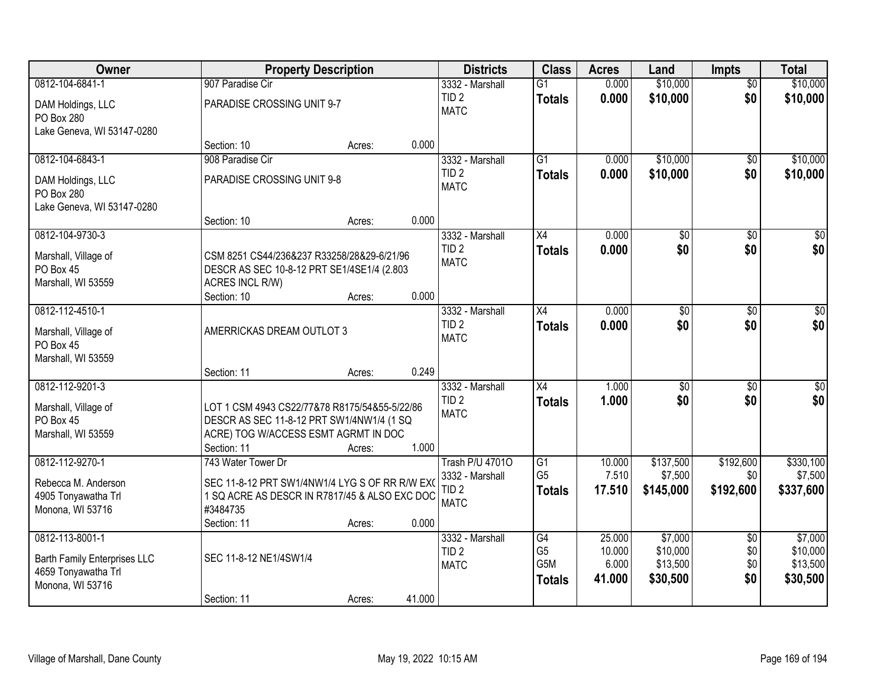| Owner | Property Description | Districts | Class | Acres | Land | Impts | Total |
|---|---|---|---|---|---|---|---|
| 0812-104-6841-1<br>DAM Holdings, LLC<br>PO Box 280<br>Lake Geneva, WI 53147-0280 | 907 Paradise Cir<br>PARADISE CROSSING UNIT 9-7<br>Section: 10 Acres: 0.000 | 3332 - Marshall<br>TID 2<br>MATC | G1<br>**Totals** | 0.000<br>**0.000** | \$10,000<br>**\$10,000** | \$0<br>**\$0** | \$10,000<br>**\$10,000** |
| 0812-104-6843-1<br>DAM Holdings, LLC<br>PO Box 280<br>Lake Geneva, WI 53147-0280 | 908 Paradise Cir<br>PARADISE CROSSING UNIT 9-8<br>Section: 10 Acres: 0.000 | 3332 - Marshall<br>TID 2<br>MATC | G1<br>**Totals** | 0.000<br>**0.000** | \$10,000<br>**\$10,000** | \$0<br>**\$0** | \$10,000<br>**\$10,000** |
| 0812-104-9730-3<br>Marshall, Village of<br>PO Box 45<br>Marshall, WI 53559 | CSM 8251 CS44/236&237 R33258/28&29-6/21/96 DESCR AS SEC 10-8-12 PRT SE1/4SE1/4 (2.803 ACRES INCL R/W)<br>Section: 10 Acres: 0.000 | 3332 - Marshall<br>TID 2<br>MATC | X4<br>**Totals** | 0.000<br>**0.000** | \$0<br>**\$0** | \$0<br>**\$0** | \$0<br>**\$0** |
| 0812-112-4510-1<br>Marshall, Village of<br>PO Box 45<br>Marshall, WI 53559 | AMERRICKAS DREAM OUTLOT 3<br>Section: 11 Acres: 0.249 | 3332 - Marshall<br>TID 2<br>MATC | X4<br>**Totals** | 0.000<br>**0.000** | \$0<br>**\$0** | \$0<br>**\$0** | \$0<br>**\$0** |
| 0812-112-9201-3<br>Marshall, Village of<br>PO Box 45<br>Marshall, WI 53559 | LOT 1 CSM 4943 CS22/77&78 R8175/54&55-5/22/86 DESCR AS SEC 11-8-12 PRT SW1/4NW1/4 (1 SQ ACRE) TOG W/ACCESS ESMT AGRMT IN DOC<br>Section: 11 Acres: 1.000 | 3332 - Marshall<br>TID 2<br>MATC | X4<br>**Totals** | 1.000<br>**1.000** | \$0<br>**\$0** | \$0<br>**\$0** | \$0<br>**\$0** |
| 0812-112-9270-1<br>Rebecca M. Anderson<br>4905 Tonyawatha Trl<br>Monona, WI 53716 | 743 Water Tower Dr<br>SEC 11-8-12 PRT SW1/4NW1/4 LYG S OF RR R/W EXC 1 SQ ACRE AS DESCR IN R7817/45 & ALSO EXC DOC #3484735<br>Section: 11 Acres: 0.000 | Trash P/U 4701O<br>3332 - Marshall<br>TID 2<br>MATC | G1<br>G5<br>**Totals** | 10.000<br>7.510<br>**17.510** | \$137,500<br>\$7,500<br>**\$145,000** | \$192,600<br>\$0<br>**\$192,600** | \$330,100<br>\$7,500<br>**\$337,600** |
| 0812-113-8001-1<br>Barth Family Enterprises LLC<br>4659 Tonyawatha Trl<br>Monona, WI 53716 | SEC 11-8-12 NE1/4SW1/4<br>Section: 11 Acres: 41.000 | 3332 - Marshall<br>TID 2<br>MATC | G4<br>G5<br>G5M<br>**Totals** | 25.000<br>10.000<br>6.000<br>**41.000** | \$7,000<br>\$10,000<br>\$13,500<br>**\$30,500** | \$0<br>\$0<br>\$0<br>**\$0** | \$7,000<br>\$10,000<br>\$13,500<br>**\$30,500** |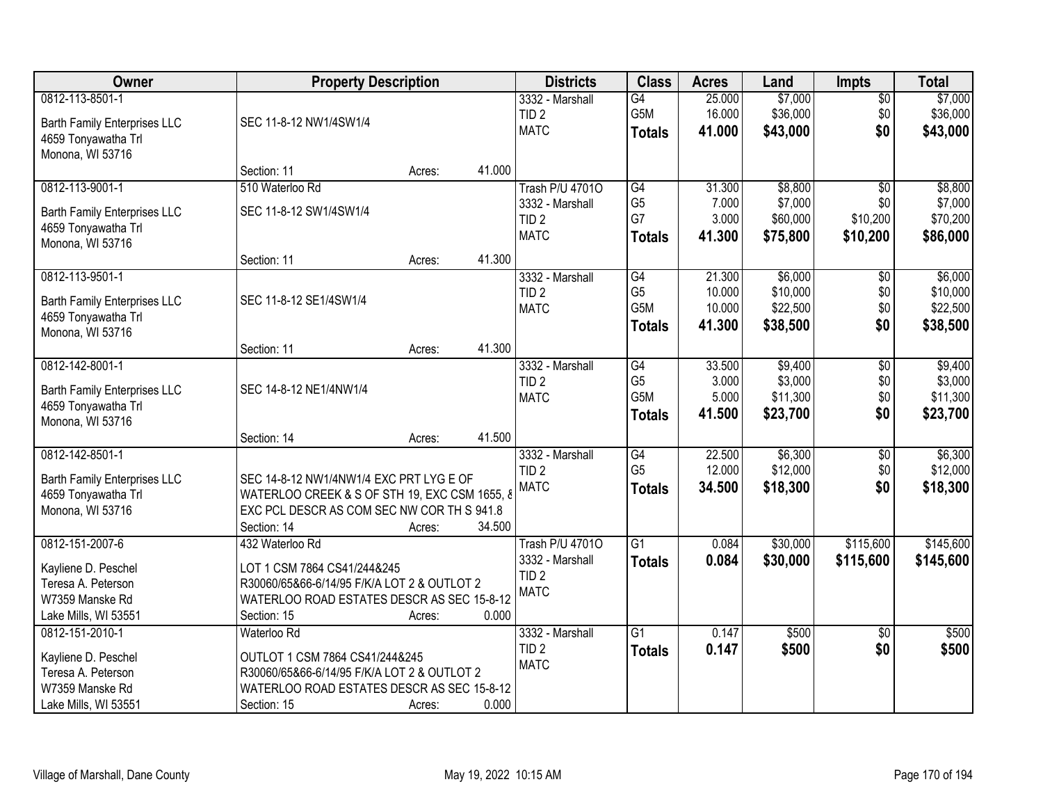| Owner | Property Description | Districts | Class | Acres | Land | Impts | Total |
|---|---|---|---|---|---|---|---|
| 0812-113-8501-1<br>Barth Family Enterprises LLC<br>4659 Tonyawatha Trl<br>Monona, WI 53716 | SEC 11-8-12 NW1/4SW1/4<br>Section: 11 Acres: 41.000 | 3332 - Marshall<br>TID 2<br>MATC | G4<br>G5M<br>**Totals** | 25.000<br>16.000<br>**41.000** | $7,000<br>$36,000<br>**$43,000** | $0<br>$0<br>**$0** | $7,000<br>$36,000<br>**$43,000** |
| 0812-113-9001-1<br>Barth Family Enterprises LLC<br>4659 Tonyawatha Trl<br>Monona, WI 53716 | 510 Waterloo Rd<br>SEC 11-8-12 SW1/4SW1/4<br>Section: 11 Acres: 41.300 | Trash P/U 4701O<br>3332 - Marshall<br>TID 2<br>MATC | G4<br>G5<br>G7<br>**Totals** | 31.300<br>7.000<br>3.000<br>**41.300** | $8,800<br>$7,000<br>$60,000<br>**$75,800** | $0<br>$0<br>$10,200<br>**$10,200** | $8,800<br>$7,000<br>$70,200<br>**$86,000** |
| 0812-113-9501-1<br>Barth Family Enterprises LLC<br>4659 Tonyawatha Trl<br>Monona, WI 53716 | SEC 11-8-12 SE1/4SW1/4<br>Section: 11 Acres: 41.300 | 3332 - Marshall<br>TID 2<br>MATC | G4<br>G5<br>G5M<br>**Totals** | 21.300<br>10.000<br>10.000<br>**41.300** | $6,000<br>$10,000<br>$22,500<br>**$38,500** | $0<br>$0<br>$0<br>**$0** | $6,000<br>$10,000<br>$22,500<br>**$38,500** |
| 0812-142-8001-1<br>Barth Family Enterprises LLC<br>4659 Tonyawatha Trl<br>Monona, WI 53716 | SEC 14-8-12 NE1/4NW1/4<br>Section: 14 Acres: 41.500 | 3332 - Marshall<br>TID 2<br>MATC | G4<br>G5<br>G5M<br>**Totals** | 33.500<br>3.000<br>5.000<br>**41.500** | $9,400<br>$3,000<br>$11,300<br>**$23,700** | $0<br>$0<br>$0<br>**$0** | $9,400<br>$3,000<br>$11,300<br>**$23,700** |
| 0812-142-8501-1<br>Barth Family Enterprises LLC<br>4659 Tonyawatha Trl<br>Monona, WI 53716 | SEC 14-8-12 NW1/4NW1/4 EXC PRT LYG E OF WATERLOO CREEK & S OF STH 19, EXC CSM 1655, & EXC PCL DESCR AS COM SEC NW COR TH S 941.8<br>Section: 14 Acres: 34.500 | 3332 - Marshall<br>TID 2<br>MATC | G4<br>G5<br>**Totals** | 22.500<br>12.000<br>**34.500** | $6,300<br>$12,000<br>**$18,300** | $0<br>$0<br>**$0** | $6,300<br>$12,000<br>**$18,300** |
| 0812-151-2007-6<br>Kayliene D. Peschel<br>Teresa A. Peterson<br>W7359 Manske Rd<br>Lake Mills, WI 53551 | 432 Waterloo Rd<br>LOT 1 CSM 7864 CS41/244&245 R30060/65&66-6/14/95 F/K/A LOT 2 & OUTLOT 2 WATERLOO ROAD ESTATES DESCR AS SEC 15-8-12<br>Section: 15 Acres: 0.000 | Trash P/U 4701O<br>3332 - Marshall<br>TID 2<br>MATC | G1<br>**Totals** | 0.084<br>**0.084** | $30,000<br>**$30,000** | $115,600<br>**$115,600** | $145,600<br>**$145,600** |
| 0812-151-2010-1<br>Kayliene D. Peschel<br>Teresa A. Peterson<br>W7359 Manske Rd<br>Lake Mills, WI 53551 | Waterloo Rd<br>OUTLOT 1 CSM 7864 CS41/244&245 R30060/65&66-6/14/95 F/K/A LOT 2 & OUTLOT 2 WATERLOO ROAD ESTATES DESCR AS SEC 15-8-12<br>Section: 15 Acres: 0.000 | 3332 - Marshall<br>TID 2<br>MATC | G1<br>**Totals** | 0.147<br>**0.147** | $500<br>**$500** | $0<br>**$0** | $500<br>**$500** |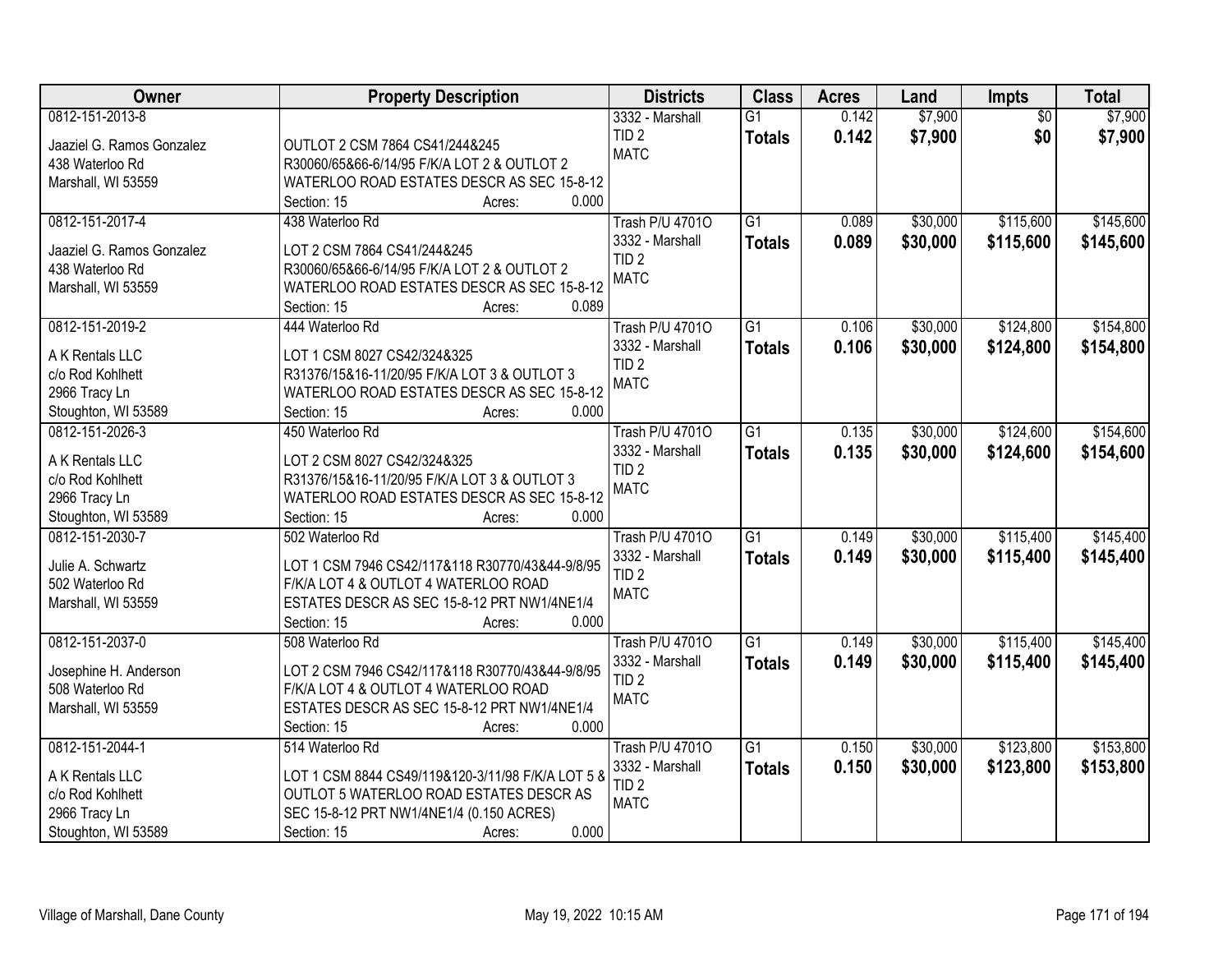| Owner | Property Description | Districts | Class | Acres | Land | Impts | Total |
|---|---|---|---|---|---|---|---|
| 0812-151-2013-8<br><br>Jaaziel G. Ramos Gonzalez<br>438 Waterloo Rd<br>Marshall, WI 53559 | OUTLOT 2 CSM 7864 CS41/244&245 R30060/65&66-6/14/95 F/K/A LOT 2 & OUTLOT 2 WATERLOO ROAD ESTATES DESCR AS SEC 15-8-12<br>Section: 15 Acres: 0.000 | 3332 - Marshall<br>TID 2<br>MATC | G1<br>**Totals** | 0.142<br>**0.142** | $7,900<br>**$7,900** | $0<br>**$0** | $7,900<br>**$7,900** |
| 0812-151-2017-4<br><br>Jaaziel G. Ramos Gonzalez<br>438 Waterloo Rd<br>Marshall, WI 53559 | 438 Waterloo Rd<br>LOT 2 CSM 7864 CS41/244&245 R30060/65&66-6/14/95 F/K/A LOT 2 & OUTLOT 2 WATERLOO ROAD ESTATES DESCR AS SEC 15-8-12<br>Section: 15 Acres: 0.089 | Trash P/U 4701O<br>3332 - Marshall<br>TID 2<br>MATC | G1<br>**Totals** | 0.089<br>**0.089** | $30,000<br>**$30,000** | $115,600<br>**$115,600** | $145,600<br>**$145,600** |
| 0812-151-2019-2<br><br>A K Rentals LLC<br>c/o Rod Kohlhett<br>2966 Tracy Ln<br>Stoughton, WI 53589 | 444 Waterloo Rd<br>LOT 1 CSM 8027 CS42/324&325 R31376/15&16-11/20/95 F/K/A LOT 3 & OUTLOT 3 WATERLOO ROAD ESTATES DESCR AS SEC 15-8-12<br>Section: 15 Acres: 0.000 | Trash P/U 4701O<br>3332 - Marshall<br>TID 2<br>MATC | G1<br>**Totals** | 0.106<br>**0.106** | $30,000<br>**$30,000** | $124,800<br>**$124,800** | $154,800<br>**$154,800** |
| 0812-151-2026-3<br><br>A K Rentals LLC<br>c/o Rod Kohlhett<br>2966 Tracy Ln<br>Stoughton, WI 53589 | 450 Waterloo Rd<br>LOT 2 CSM 8027 CS42/324&325 R31376/15&16-11/20/95 F/K/A LOT 3 & OUTLOT 3 WATERLOO ROAD ESTATES DESCR AS SEC 15-8-12<br>Section: 15 Acres: 0.000 | Trash P/U 4701O<br>3332 - Marshall<br>TID 2<br>MATC | G1<br>**Totals** | 0.135<br>**0.135** | $30,000<br>**$30,000** | $124,600<br>**$124,600** | $154,600<br>**$154,600** |
| 0812-151-2030-7<br><br>Julie A. Schwartz<br>502 Waterloo Rd<br>Marshall, WI 53559 | 502 Waterloo Rd<br>LOT 1 CSM 7946 CS42/117&118 R30770/43&44-9/8/95 F/K/A LOT 4 & OUTLOT 4 WATERLOO ROAD ESTATES DESCR AS SEC 15-8-12 PRT NW1/4NE1/4<br>Section: 15 Acres: 0.000 | Trash P/U 4701O<br>3332 - Marshall<br>TID 2<br>MATC | G1<br>**Totals** | 0.149<br>**0.149** | $30,000<br>**$30,000** | $115,400<br>**$115,400** | $145,400<br>**$145,400** |
| 0812-151-2037-0<br><br>Josephine H. Anderson<br>508 Waterloo Rd<br>Marshall, WI 53559 | 508 Waterloo Rd<br>LOT 2 CSM 7946 CS42/117&118 R30770/43&44-9/8/95 F/K/A LOT 4 & OUTLOT 4 WATERLOO ROAD ESTATES DESCR AS SEC 15-8-12 PRT NW1/4NE1/4<br>Section: 15 Acres: 0.000 | Trash P/U 4701O<br>3332 - Marshall<br>TID 2<br>MATC | G1<br>**Totals** | 0.149<br>**0.149** | $30,000<br>**$30,000** | $115,400<br>**$115,400** | $145,400<br>**$145,400** |
| 0812-151-2044-1<br><br>A K Rentals LLC<br>c/o Rod Kohlhett<br>2966 Tracy Ln<br>Stoughton, WI 53589 | 514 Waterloo Rd<br>LOT 1 CSM 8844 CS49/119&120-3/11/98 F/K/A LOT 5 & OUTLOT 5 WATERLOO ROAD ESTATES DESCR AS SEC 15-8-12 PRT NW1/4NE1/4 (0.150 ACRES)<br>Section: 15 Acres: 0.000 | Trash P/U 4701O<br>3332 - Marshall<br>TID 2<br>MATC | G1<br>**Totals** | 0.150<br>**0.150** | $30,000<br>**$30,000** | $123,800<br>**$123,800** | $153,800<br>**$153,800** |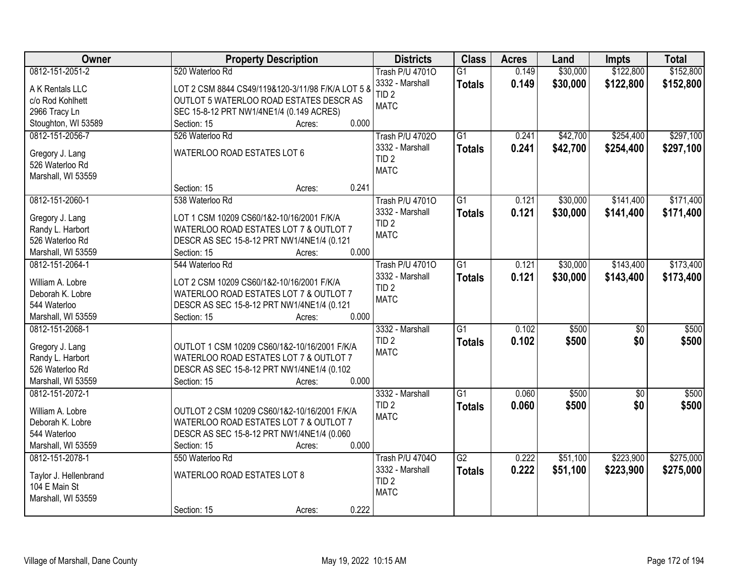| Owner | Property Description | Districts | Class | Acres | Land | Impts | Total |
|---|---|---|---|---|---|---|---|
| 0812-151-2051-2<br>A K Rentals LLC<br>c/o Rod Kohlhett<br>2966 Tracy Ln<br>Stoughton, WI 53589 | 520 Waterloo Rd<br>LOT 2 CSM 8844 CS49/119&120-3/11/98 F/K/A LOT 5 & OUTLOT 5 WATERLOO ROAD ESTATES DESCR AS SEC 15-8-12 PRT NW1/4NE1/4 (0.149 ACRES)<br>Section: 15 Acres: 0.000 | Trash P/U 4701O<br>3332 - Marshall<br>TID 2<br>MATC | G1<br>**Totals** | 0.149<br>**0.149** | $30,000<br>**$30,000** | $122,800<br>**$122,800** | $152,800<br>**$152,800** |
| 0812-151-2056-7<br>Gregory J. Lang<br>526 Waterloo Rd<br>Marshall, WI 53559 | 526 Waterloo Rd<br>WATERLOO ROAD ESTATES LOT 6<br>Section: 15 Acres: 0.241 | Trash P/U 4702O<br>3332 - Marshall<br>TID 2<br>MATC | G1<br>**Totals** | 0.241<br>**0.241** | $42,700<br>**$42,700** | $254,400<br>**$254,400** | $297,100<br>**$297,100** |
| 0812-151-2060-1<br>Gregory J. Lang<br>Randy L. Harbort<br>526 Waterloo Rd<br>Marshall, WI 53559 | 538 Waterloo Rd<br>LOT 1 CSM 10209 CS60/1&2-10/16/2001 F/K/A WATERLOO ROAD ESTATES LOT 7 & OUTLOT 7 DESCR AS SEC 15-8-12 PRT NW1/4NE1/4 (0.121<br>Section: 15 Acres: 0.000 | Trash P/U 4701O<br>3332 - Marshall<br>TID 2<br>MATC | G1<br>**Totals** | 0.121<br>**0.121** | $30,000<br>**$30,000** | $141,400<br>**$141,400** | $171,400<br>**$171,400** |
| 0812-151-2064-1<br>William A. Lobre<br>Deborah K. Lobre<br>544 Waterloo<br>Marshall, WI 53559 | 544 Waterloo Rd<br>LOT 2 CSM 10209 CS60/1&2-10/16/2001 F/K/A WATERLOO ROAD ESTATES LOT 7 & OUTLOT 7 DESCR AS SEC 15-8-12 PRT NW1/4NE1/4 (0.121<br>Section: 15 Acres: 0.000 | Trash P/U 4701O<br>3332 - Marshall<br>TID 2<br>MATC | G1<br>**Totals** | 0.121<br>**0.121** | $30,000<br>**$30,000** | $143,400<br>**$143,400** | $173,400<br>**$173,400** |
| 0812-151-2068-1<br>Gregory J. Lang<br>Randy L. Harbort<br>526 Waterloo Rd<br>Marshall, WI 53559 | OUTLOT 1 CSM 10209 CS60/1&2-10/16/2001 F/K/A WATERLOO ROAD ESTATES LOT 7 & OUTLOT 7 DESCR AS SEC 15-8-12 PRT NW1/4NE1/4 (0.102<br>Section: 15 Acres: 0.000 | 3332 - Marshall<br>TID 2<br>MATC | G1<br>**Totals** | 0.102<br>**0.102** | $500<br>**$500** | $0<br>**$0** | $500<br>**$500** |
| 0812-151-2072-1<br>William A. Lobre<br>Deborah K. Lobre<br>544 Waterloo<br>Marshall, WI 53559 | OUTLOT 2 CSM 10209 CS60/1&2-10/16/2001 F/K/A WATERLOO ROAD ESTATES LOT 7 & OUTLOT 7 DESCR AS SEC 15-8-12 PRT NW1/4NE1/4 (0.060<br>Section: 15 Acres: 0.000 | 3332 - Marshall<br>TID 2<br>MATC | G1<br>**Totals** | 0.060<br>**0.060** | $500<br>**$500** | $0<br>**$0** | $500<br>**$500** |
| 0812-151-2078-1<br>Taylor J. Hellenbrand<br>104 E Main St<br>Marshall, WI 53559 | 550 Waterloo Rd<br>WATERLOO ROAD ESTATES LOT 8<br>Section: 15 Acres: 0.222 | Trash P/U 4704O<br>3332 - Marshall<br>TID 2<br>MATC | G2<br>**Totals** | 0.222<br>**0.222** | $51,100<br>**$51,100** | $223,900<br>**$223,900** | $275,000<br>**$275,000** |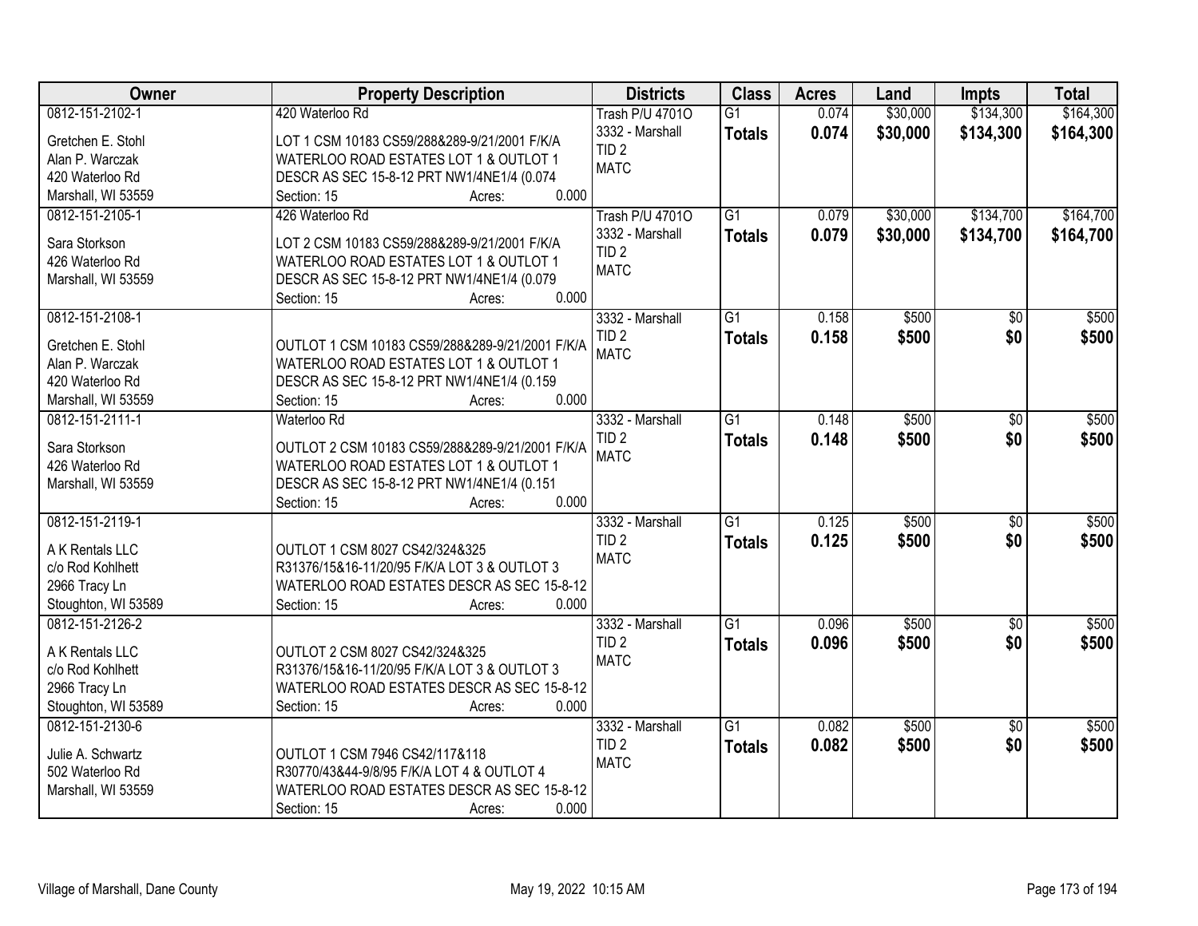| Owner | Property Description | Districts | Class | Acres | Land | Impts | Total |
|---|---|---|---|---|---|---|---|
| 0812-151-2102-1<br>Gretchen E. Stohl<br>Alan P. Warczak<br>420 Waterloo Rd<br>Marshall, WI 53559 | 420 Waterloo Rd<br>LOT 1 CSM 10183 CS59/288&289-9/21/2001 F/K/A WATERLOO ROAD ESTATES LOT 1 & OUTLOT 1 DESCR AS SEC 15-8-12 PRT NW1/4NE1/4 (0.074<br>Section: 15 Acres: 0.000 | Trash P/U 4701O<br>3332 - Marshall<br>TID 2<br>MATC | G1<br>**Totals** | 0.074<br>**0.074** | \$30,000<br>**\$30,000** | \$134,300<br>**\$134,300** | \$164,300<br>**\$164,300** |
| 0812-151-2105-1<br>Sara Storkson<br>426 Waterloo Rd<br>Marshall, WI 53559 | 426 Waterloo Rd<br>LOT 2 CSM 10183 CS59/288&289-9/21/2001 F/K/A WATERLOO ROAD ESTATES LOT 1 & OUTLOT 1 DESCR AS SEC 15-8-12 PRT NW1/4NE1/4 (0.079<br>Section: 15 Acres: 0.000 | Trash P/U 4701O<br>3332 - Marshall<br>TID 2<br>MATC | G1<br>**Totals** | 0.079<br>**0.079** | \$30,000<br>**\$30,000** | \$134,700<br>**\$134,700** | \$164,700<br>**\$164,700** |
| 0812-151-2108-1<br>Gretchen E. Stohl<br>Alan P. Warczak<br>420 Waterloo Rd<br>Marshall, WI 53559 | OUTLOT 1 CSM 10183 CS59/288&289-9/21/2001 F/K/A WATERLOO ROAD ESTATES LOT 1 & OUTLOT 1 DESCR AS SEC 15-8-12 PRT NW1/4NE1/4 (0.159<br>Section: 15 Acres: 0.000 | 3332 - Marshall<br>TID 2<br>MATC | G1<br>**Totals** | 0.158<br>**0.158** | \$500<br>**\$500** | \$0<br>**\$0** | \$500<br>**\$500** |
| 0812-151-2111-1<br>Sara Storkson<br>426 Waterloo Rd<br>Marshall, WI 53559 | Waterloo Rd<br>OUTLOT 2 CSM 10183 CS59/288&289-9/21/2001 F/K/A WATERLOO ROAD ESTATES LOT 1 & OUTLOT 1 DESCR AS SEC 15-8-12 PRT NW1/4NE1/4 (0.151<br>Section: 15 Acres: 0.000 | 3332 - Marshall<br>TID 2<br>MATC | G1<br>**Totals** | 0.148<br>**0.148** | \$500<br>**\$500** | \$0<br>**\$0** | \$500<br>**\$500** |
| 0812-151-2119-1<br>A K Rentals LLC<br>c/o Rod Kohlhett<br>2966 Tracy Ln<br>Stoughton, WI 53589 | OUTLOT 1 CSM 8027 CS42/324&325 R31376/15&16-11/20/95 F/K/A LOT 3 & OUTLOT 3 WATERLOO ROAD ESTATES DESCR AS SEC 15-8-12<br>Section: 15 Acres: 0.000 | 3332 - Marshall<br>TID 2<br>MATC | G1<br>**Totals** | 0.125<br>**0.125** | \$500<br>**\$500** | \$0<br>**\$0** | \$500<br>**\$500** |
| 0812-151-2126-2<br>A K Rentals LLC<br>c/o Rod Kohlhett<br>2966 Tracy Ln<br>Stoughton, WI 53589 | OUTLOT 2 CSM 8027 CS42/324&325 R31376/15&16-11/20/95 F/K/A LOT 3 & OUTLOT 3 WATERLOO ROAD ESTATES DESCR AS SEC 15-8-12<br>Section: 15 Acres: 0.000 | 3332 - Marshall<br>TID 2<br>MATC | G1<br>**Totals** | 0.096<br>**0.096** | \$500<br>**\$500** | \$0<br>**\$0** | \$500<br>**\$500** |
| 0812-151-2130-6<br>Julie A. Schwartz<br>502 Waterloo Rd<br>Marshall, WI 53559 | OUTLOT 1 CSM 7946 CS42/117&118 R30770/43&44-9/8/95 F/K/A LOT 4 & OUTLOT 4 WATERLOO ROAD ESTATES DESCR AS SEC 15-8-12<br>Section: 15 Acres: 0.000 | 3332 - Marshall<br>TID 2<br>MATC | G1<br>**Totals** | 0.082<br>**0.082** | \$500<br>**\$500** | \$0<br>**\$0** | \$500<br>**\$500** |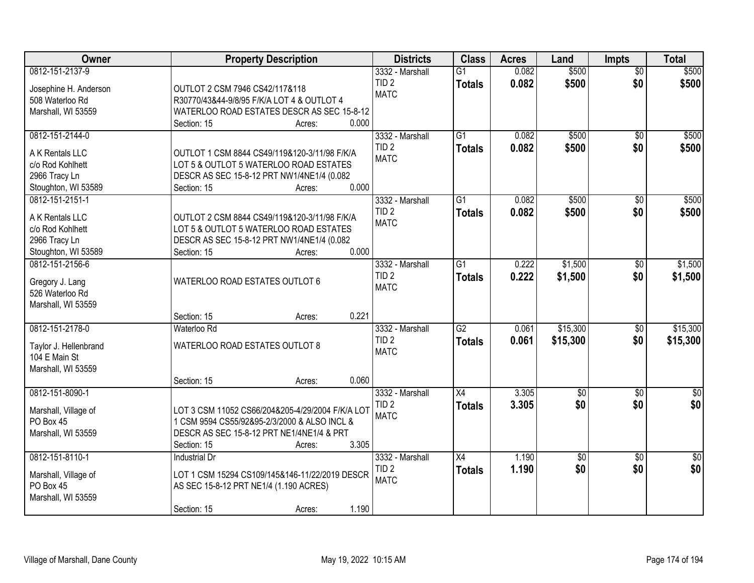| Owner | Property Description | Districts | Class | Acres | Land | Impts | Total |
|---|---|---|---|---|---|---|---|
| 0812-151-2137-9<br>Josephine H. Anderson<br>508 Waterloo Rd<br>Marshall, WI 53559 | OUTLOT 2 CSM 7946 CS42/117&118 R30770/43&44-9/8/95 F/K/A LOT 4 & OUTLOT 4 WATERLOO ROAD ESTATES DESCR AS SEC 15-8-12<br>Section: 15 Acres: 0.000 | 3332 - Marshall<br>TID 2<br>MATC | G1<br>**Totals** | 0.082<br>**0.082** | $500<br>**$500** | $0<br>**$0** | $500<br>**$500** |
| 0812-151-2144-0<br>A K Rentals LLC<br>c/o Rod Kohlhett<br>2966 Tracy Ln<br>Stoughton, WI 53589 | OUTLOT 1 CSM 8844 CS49/119&120-3/11/98 F/K/A LOT 5 & OUTLOT 5 WATERLOO ROAD ESTATES DESCR AS SEC 15-8-12 PRT NW1/4NE1/4 (0.082<br>Section: 15 Acres: 0.000 | 3332 - Marshall<br>TID 2<br>MATC | G1<br>**Totals** | 0.082<br>**0.082** | $500<br>**$500** | $0<br>**$0** | $500<br>**$500** |
| 0812-151-2151-1<br>A K Rentals LLC<br>c/o Rod Kohlhett<br>2966 Tracy Ln<br>Stoughton, WI 53589 | OUTLOT 2 CSM 8844 CS49/119&120-3/11/98 F/K/A LOT 5 & OUTLOT 5 WATERLOO ROAD ESTATES DESCR AS SEC 15-8-12 PRT NW1/4NE1/4 (0.082<br>Section: 15 Acres: 0.000 | 3332 - Marshall<br>TID 2<br>MATC | G1<br>**Totals** | 0.082<br>**0.082** | $500<br>**$500** | $0<br>**$0** | $500<br>**$500** |
| 0812-151-2156-6<br>Gregory J. Lang<br>526 Waterloo Rd<br>Marshall, WI 53559 | WATERLOO ROAD ESTATES OUTLOT 6<br>Section: 15 Acres: 0.221 | 3332 - Marshall<br>TID 2<br>MATC | G1<br>**Totals** | 0.222<br>**0.222** | $1,500<br>**$1,500** | $0<br>**$0** | $1,500<br>**$1,500** |
| 0812-151-2178-0<br>Taylor J. Hellenbrand<br>104 E Main St<br>Marshall, WI 53559 | Waterloo Rd<br>WATERLOO ROAD ESTATES OUTLOT 8<br>Section: 15 Acres: 0.060 | 3332 - Marshall<br>TID 2<br>MATC | G2<br>**Totals** | 0.061<br>**0.061** | $15,300<br>**$15,300** | $0<br>**$0** | $15,300<br>**$15,300** |
| 0812-151-8090-1<br>Marshall, Village of<br>PO Box 45<br>Marshall, WI 53559 | LOT 3 CSM 11052 CS66/204&205-4/29/2004 F/K/A LOT 1 CSM 9594 CS55/92&95-2/3/2000 & ALSO INCL & DESCR AS SEC 15-8-12 PRT NE1/4NE1/4 & PRT<br>Section: 15 Acres: 3.305 | 3332 - Marshall<br>TID 2<br>MATC | X4<br>**Totals** | 3.305<br>**3.305** | $0<br>**$0** | $0<br>**$0** | $0<br>**$0** |
| 0812-151-8110-1<br>Marshall, Village of<br>PO Box 45<br>Marshall, WI 53559 | Industrial Dr<br>LOT 1 CSM 15294 CS109/145&146-11/22/2019 DESCR AS SEC 15-8-12 PRT NE1/4 (1.190 ACRES)<br>Section: 15 Acres: 1.190 | 3332 - Marshall<br>TID 2<br>MATC | X4<br>**Totals** | 1.190<br>**1.190** | $0<br>**$0** | $0<br>**$0** | $0<br>**$0** |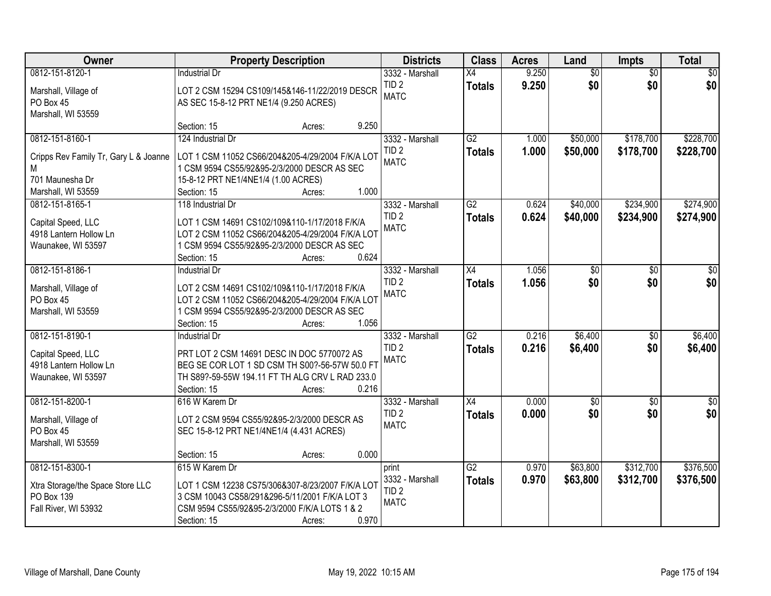| Owner | Property Description | Districts | Class | Acres | Land | Impts | Total |
|---|---|---|---|---|---|---|---|
| 0812-151-8120-1<br><br>Marshall, Village of<br>PO Box 45<br>Marshall, WI 53559 | Industrial Dr<br><br>LOT 2 CSM 15294 CS109/145&146-11/22/2019 DESCR AS SEC 15-8-12 PRT NE1/4 (9.250 ACRES)<br><br>Section: 15 Acres: 9.250 | 3332 - Marshall<br>TID 2<br>MATC | X4<br>**Totals** | 9.250<br>**9.250** | $0<br>**$0** | $0<br>**$0** | $0<br>**$0** |
| 0812-151-8160-1<br><br>Cripps Rev Family Tr, Gary L & Joanne M<br>701 Maunesha Dr<br>Marshall, WI 53559 | 124 Industrial Dr<br><br>LOT 1 CSM 11052 CS66/204&205-4/29/2004 F/K/A LOT 1 CSM 9594 CS55/92&95-2/3/2000 DESCR AS SEC 15-8-12 PRT NE1/4NE1/4 (1.00 ACRES)<br>Section: 15 Acres: 1.000 | 3332 - Marshall<br>TID 2<br>MATC | G2<br>**Totals** | 1.000<br>**1.000** | $50,000<br>**$50,000** | $178,700<br>**$178,700** | $228,700<br>**$228,700** |
| 0812-151-8165-1<br><br>Capital Speed, LLC<br>4918 Lantern Hollow Ln<br>Waunakee, WI 53597 | 118 Industrial Dr<br><br>LOT 1 CSM 14691 CS102/109&110-1/17/2018 F/K/A LOT 2 CSM 11052 CS66/204&205-4/29/2004 F/K/A LOT 1 CSM 9594 CS55/92&95-2/3/2000 DESCR AS SEC<br>Section: 15 Acres: 0.624 | 3332 - Marshall<br>TID 2<br>MATC | G2<br>**Totals** | 0.624<br>**0.624** | $40,000<br>**$40,000** | $234,900<br>**$234,900** | $274,900<br>**$274,900** |
| 0812-151-8186-1<br><br>Marshall, Village of<br>PO Box 45<br>Marshall, WI 53559 | Industrial Dr<br><br>LOT 2 CSM 14691 CS102/109&110-1/17/2018 F/K/A LOT 2 CSM 11052 CS66/204&205-4/29/2004 F/K/A LOT 1 CSM 9594 CS55/92&95-2/3/2000 DESCR AS SEC<br>Section: 15 Acres: 1.056 | 3332 - Marshall<br>TID 2<br>MATC | X4<br>**Totals** | 1.056<br>**1.056** | $0<br>**$0** | $0<br>**$0** | $0<br>**$0** |
| 0812-151-8190-1<br><br>Capital Speed, LLC<br>4918 Lantern Hollow Ln<br>Waunakee, WI 53597 | Industrial Dr<br><br>PRT LOT 2 CSM 14691 DESC IN DOC 5770072 AS BEG SE COR LOT 1 SD CSM TH S00?-56-57W 50.0 FT TH S89?-59-55W 194.11 FT TH ALG CRV L RAD 233.0<br>Section: 15 Acres: 0.216 | 3332 - Marshall<br>TID 2<br>MATC | G2<br>**Totals** | 0.216<br>**0.216** | $6,400<br>**$6,400** | $0<br>**$0** | $6,400<br>**$6,400** |
| 0812-151-8200-1<br><br>Marshall, Village of<br>PO Box 45<br>Marshall, WI 53559 | 616 W Karem Dr<br><br>LOT 2 CSM 9594 CS55/92&95-2/3/2000 DESCR AS SEC 15-8-12 PRT NE1/4NE1/4 (4.431 ACRES)<br><br>Section: 15 Acres: 0.000 | 3332 - Marshall<br>TID 2<br>MATC | X4<br>**Totals** | 0.000<br>**0.000** | $0<br>**$0** | $0<br>**$0** | $0<br>**$0** |
| 0812-151-8300-1<br><br>Xtra Storage/the Space Store LLC<br>PO Box 139<br>Fall River, WI 53932 | 615 W Karem Dr<br><br>LOT 1 CSM 12238 CS75/306&307-8/23/2007 F/K/A LOT 3 CSM 10043 CS58/291&296-5/11/2001 F/K/A LOT 3 CSM 9594 CS55/92&95-2/3/2000 F/K/A LOTS 1 & 2<br>Section: 15 Acres: 0.970 | print<br>3332 - Marshall<br>TID 2<br>MATC | G2<br>**Totals** | 0.970<br>**0.970** | $63,800<br>**$63,800** | $312,700<br>**$312,700** | $376,500<br>**$376,500** |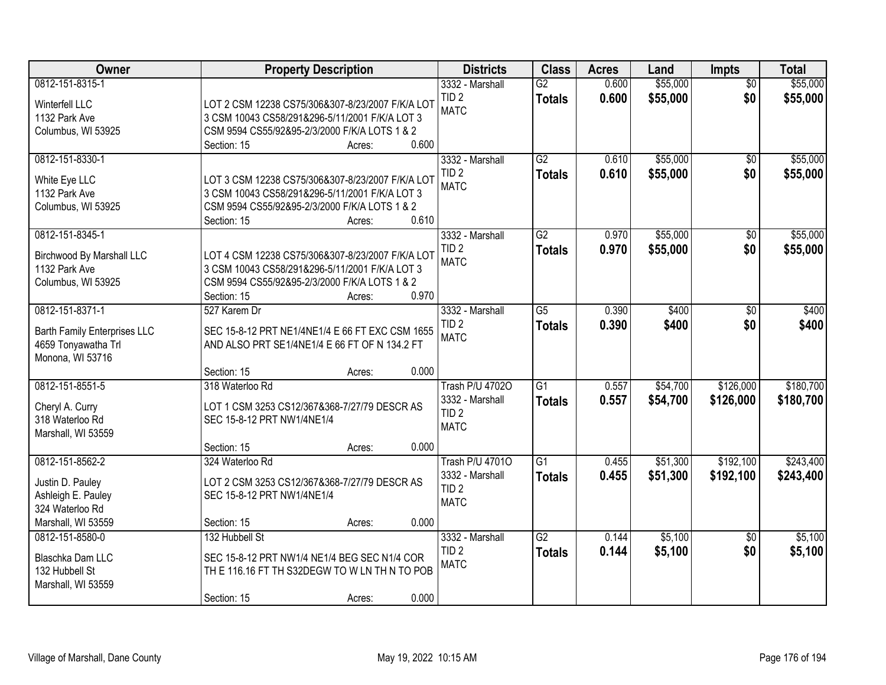| Owner | Property Description | Districts | Class | Acres | Land | Impts | Total |
|---|---|---|---|---|---|---|---|
| 0812-151-8315-1<br>Winterfell LLC<br>1132 Park Ave<br>Columbus, WI 53925 | LOT 2 CSM 12238 CS75/306&307-8/23/2007 F/K/A LOT 3 CSM 10043 CS58/291&296-5/11/2001 F/K/A LOT 3 CSM 9594 CS55/92&95-2/3/2000 F/K/A LOTS 1 & 2<br>Section: 15 Acres: 0.600 | 3332 - Marshall<br>TID 2<br>MATC | G2<br>**Totals** | 0.600<br>**0.600** | $55,000<br>**$55,000** | $0<br>**$0** | $55,000<br>**$55,000** |
| 0812-151-8330-1<br>White Eye LLC<br>1132 Park Ave<br>Columbus, WI 53925 | LOT 3 CSM 12238 CS75/306&307-8/23/2007 F/K/A LOT 3 CSM 10043 CS58/291&296-5/11/2001 F/K/A LOT 3 CSM 9594 CS55/92&95-2/3/2000 F/K/A LOTS 1 & 2<br>Section: 15 Acres: 0.610 | 3332 - Marshall<br>TID 2<br>MATC | G2<br>**Totals** | 0.610<br>**0.610** | $55,000<br>**$55,000** | $0<br>**$0** | $55,000<br>**$55,000** |
| 0812-151-8345-1<br>Birchwood By Marshall LLC<br>1132 Park Ave<br>Columbus, WI 53925 | LOT 4 CSM 12238 CS75/306&307-8/23/2007 F/K/A LOT 3 CSM 10043 CS58/291&296-5/11/2001 F/K/A LOT 3 CSM 9594 CS55/92&95-2/3/2000 F/K/A LOTS 1 & 2<br>Section: 15 Acres: 0.970 | 3332 - Marshall<br>TID 2<br>MATC | G2<br>**Totals** | 0.970<br>**0.970** | $55,000<br>**$55,000** | $0<br>**$0** | $55,000<br>**$55,000** |
| 0812-151-8371-1<br>Barth Family Enterprises LLC<br>4659 Tonyawatha Trl<br>Monona, WI 53716 | 527 Karem Dr<br>SEC 15-8-12 PRT NE1/4NE1/4 E 66 FT EXC CSM 1655 AND ALSO PRT SE1/4NE1/4 E 66 FT OF N 134.2 FT<br>Section: 15 Acres: 0.000 | 3332 - Marshall<br>TID 2<br>MATC | G5<br>**Totals** | 0.390<br>**0.390** | $400<br>**$400** | $0<br>**$0** | $400<br>**$400** |
| 0812-151-8551-5<br>Cheryl A. Curry<br>318 Waterloo Rd<br>Marshall, WI 53559 | 318 Waterloo Rd<br>LOT 1 CSM 3253 CS12/367&368-7/27/79 DESCR AS SEC 15-8-12 PRT NW1/4NE1/4<br>Section: 15 Acres: 0.000 | Trash P/U 4702O<br>3332 - Marshall<br>TID 2<br>MATC | G1<br>**Totals** | 0.557<br>**0.557** | $54,700<br>**$54,700** | $126,000<br>**$126,000** | $180,700<br>**$180,700** |
| 0812-151-8562-2<br>Justin D. Pauley<br>Ashleigh E. Pauley<br>324 Waterloo Rd<br>Marshall, WI 53559 | 324 Waterloo Rd<br>LOT 2 CSM 3253 CS12/367&368-7/27/79 DESCR AS SEC 15-8-12 PRT NW1/4NE1/4<br>Section: 15 Acres: 0.000 | Trash P/U 4701O<br>3332 - Marshall<br>TID 2<br>MATC | G1<br>**Totals** | 0.455<br>**0.455** | $51,300<br>**$51,300** | $192,100<br>**$192,100** | $243,400<br>**$243,400** |
| 0812-151-8580-0<br>Blaschka Dam LLC<br>132 Hubbell St<br>Marshall, WI 53559 | 132 Hubbell St<br>SEC 15-8-12 PRT NW1/4 NE1/4 BEG SEC N1/4 COR TH E 116.16 FT TH S32DEGW TO W LN TH N TO POB<br>Section: 15 Acres: 0.000 | 3332 - Marshall<br>TID 2<br>MATC | G2<br>**Totals** | 0.144<br>**0.144** | $5,100<br>**$5,100** | $0<br>**$0** | $5,100<br>**$5,100** |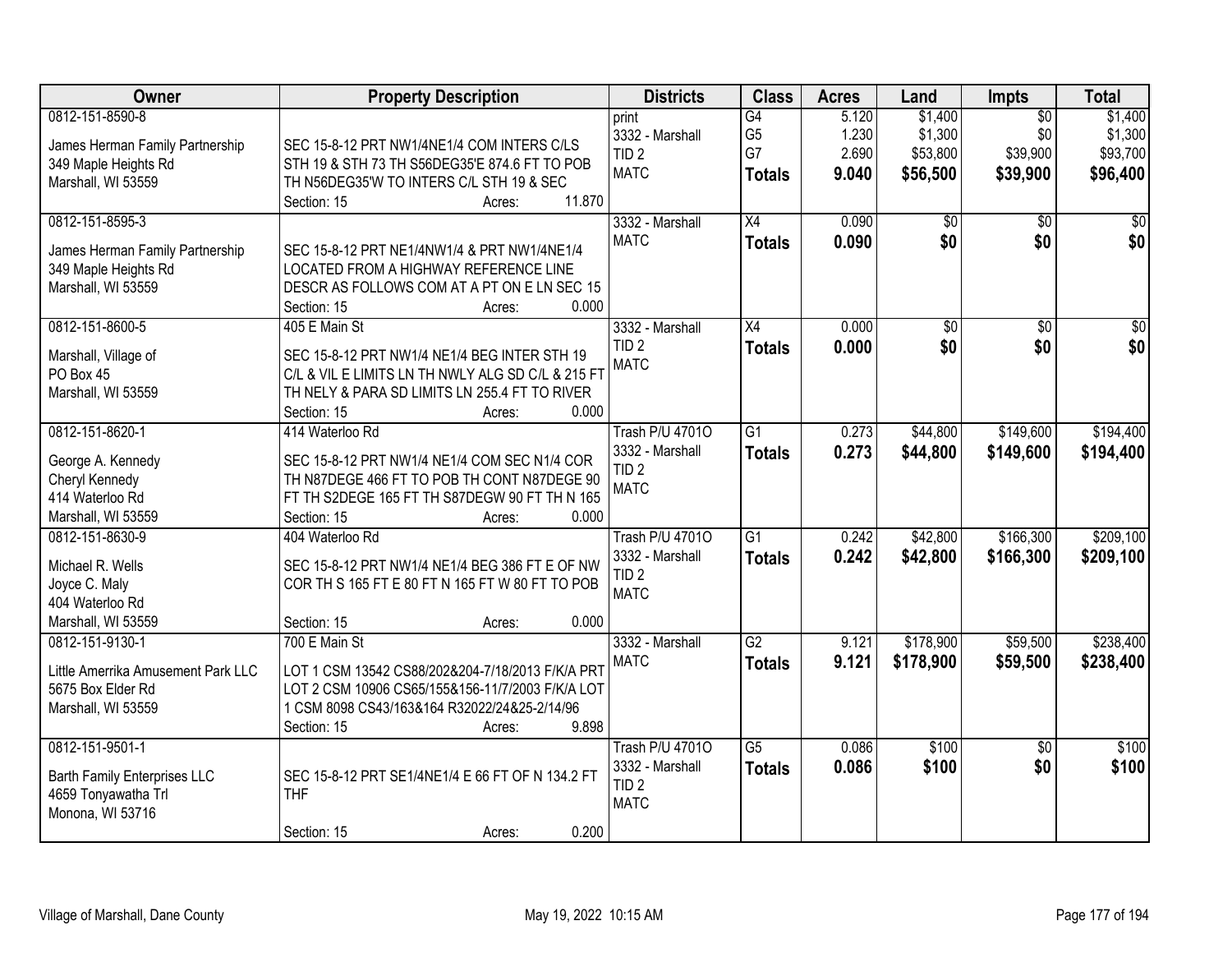| Owner | Property Description | Districts | Class | Acres | Land | Impts | Total |
|---|---|---|---|---|---|---|---|
| 0812-151-8590-8<br><br>James Herman Family Partnership<br>349 Maple Heights Rd<br>Marshall, WI 53559 | SEC 15-8-12 PRT NW1/4NE1/4 COM INTERS C/LS STH 19 & STH 73 TH S56DEG35'E 874.6 FT TO POB TH N56DEG35'W TO INTERS C/L STH 19 & SEC<br>Section: 15 Acres: 11.870 | print<br>3332 - Marshall<br>TID 2<br>MATC | G4<br>G5<br>G7<br>**Totals** | 5.120<br>1.230<br>2.690<br>**9.040** | $1,400<br>$1,300<br>$53,800<br>**$56,500** | $0<br>$0<br>$39,900<br>**$39,900** | $1,400<br>$1,300<br>$93,700<br>**$96,400** |
| 0812-151-8595-3<br><br>James Herman Family Partnership<br>349 Maple Heights Rd<br>Marshall, WI 53559 | SEC 15-8-12 PRT NE1/4NW1/4 & PRT NW1/4NE1/4 LOCATED FROM A HIGHWAY REFERENCE LINE DESCR AS FOLLOWS COM AT A PT ON E LN SEC 15<br>Section: 15 Acres: 0.000 | 3332 - Marshall<br>MATC | X4<br>**Totals** | 0.090<br>**0.090** | $0<br>**$0** | $0<br>**$0** | $0<br>**$0** |
| 0812-151-8600-5<br><br>Marshall, Village of<br>PO Box 45<br>Marshall, WI 53559 | 405 E Main St<br><br>SEC 15-8-12 PRT NW1/4 NE1/4 BEG INTER STH 19 C/L & VIL E LIMITS LN TH NWLY ALG SD C/L & 215 FT TH NELY & PARA SD LIMITS LN 255.4 FT TO RIVER<br>Section: 15 Acres: 0.000 | 3332 - Marshall<br>TID 2<br>MATC | X4<br>**Totals** | 0.000<br>**0.000** | $0<br>**$0** | $0<br>**$0** | $0<br>**$0** |
| 0812-151-8620-1<br><br>George A. Kennedy<br>Cheryl Kennedy<br>414 Waterloo Rd<br>Marshall, WI 53559 | 414 Waterloo Rd<br><br>SEC 15-8-12 PRT NW1/4 NE1/4 COM SEC N1/4 COR TH N87DEGE 466 FT TO POB TH CONT N87DEGE 90 FT TH S2DEGE 165 FT TH S87DEGW 90 FT TH N 165<br>Section: 15 Acres: 0.000 | Trash P/U 4701O<br>3332 - Marshall<br>TID 2<br>MATC | G1<br>**Totals** | 0.273<br>**0.273** | $44,800<br>**$44,800** | $149,600<br>**$149,600** | $194,400<br>**$194,400** |
| 0812-151-8630-9<br><br>Michael R. Wells<br>Joyce C. Maly<br>404 Waterloo Rd<br>Marshall, WI 53559 | 404 Waterloo Rd<br><br>SEC 15-8-12 PRT NW1/4 NE1/4 BEG 386 FT E OF NW COR TH S 165 FT E 80 FT N 165 FT W 80 FT TO POB<br>Section: 15 Acres: 0.000 | Trash P/U 4701O<br>3332 - Marshall<br>TID 2<br>MATC | G1<br>**Totals** | 0.242<br>**0.242** | $42,800<br>**$42,800** | $166,300<br>**$166,300** | $209,100<br>**$209,100** |
| 0812-151-9130-1<br><br>Little Amerrika Amusement Park LLC<br>5675 Box Elder Rd<br>Marshall, WI 53559 | 700 E Main St<br><br>LOT 1 CSM 13542 CS88/202&204-7/18/2013 F/K/A PRT LOT 2 CSM 10906 CS65/155&156-11/7/2003 F/K/A LOT 1 CSM 8098 CS43/163&164 R32022/24&25-2/14/96<br>Section: 15 Acres: 9.898 | 3332 - Marshall<br>MATC | G2<br>**Totals** | 9.121<br>**9.121** | $178,900<br>**$178,900** | $59,500<br>**$59,500** | $238,400<br>**$238,400** |
| 0812-151-9501-1<br><br>Barth Family Enterprises LLC<br>4659 Tonyawatha Trl<br>Monona, WI 53716 | SEC 15-8-12 PRT SE1/4NE1/4 E 66 FT OF N 134.2 FT THF<br><br>Section: 15 Acres: 0.200 | Trash P/U 4701O<br>3332 - Marshall<br>TID 2<br>MATC | G5<br>**Totals** | 0.086<br>**0.086** | $100<br>**$100** | $0<br>**$0** | $100<br>**$100** |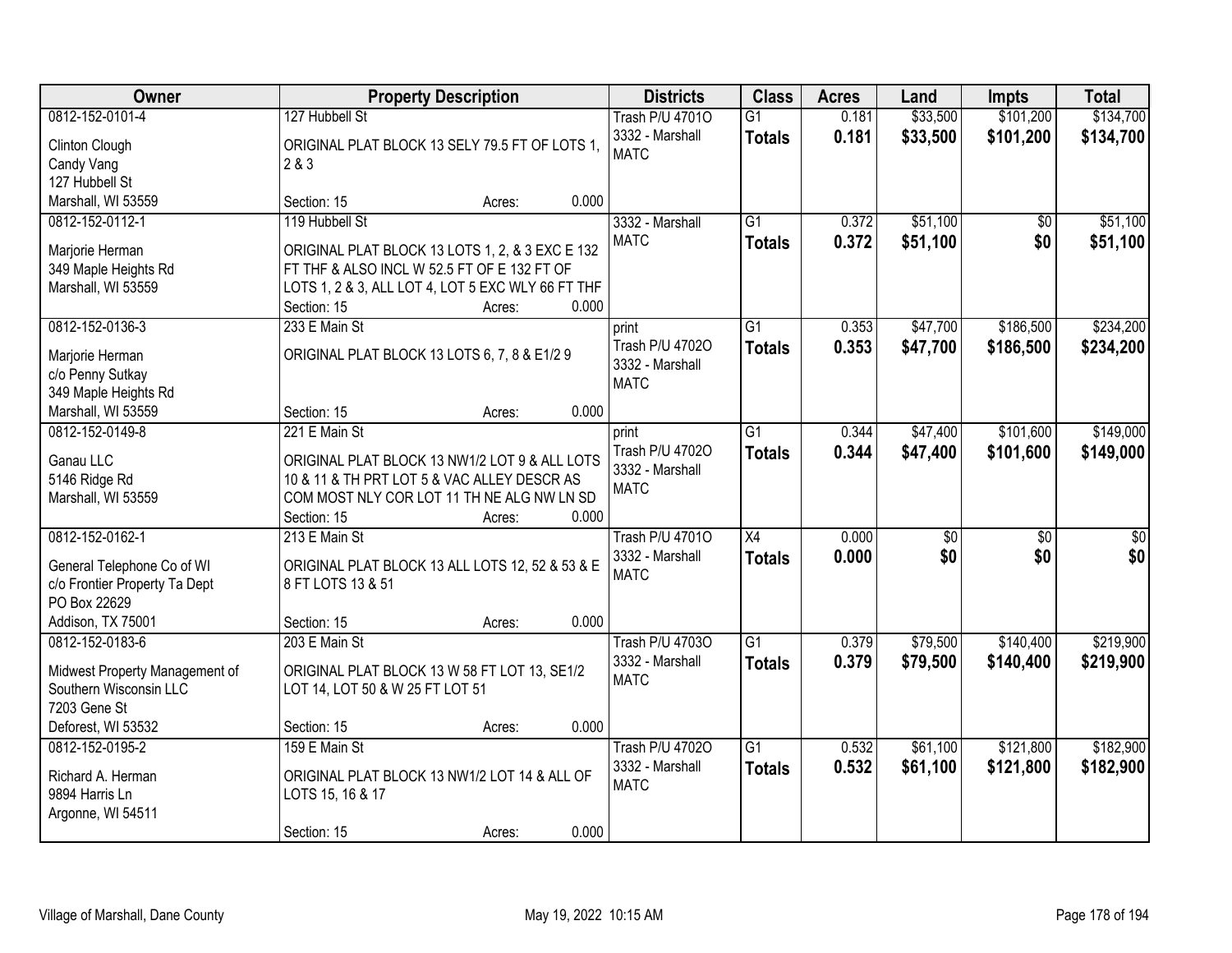| Owner | Property Description | Districts | Class | Acres | Land | Impts | Total |
|---|---|---|---|---|---|---|---|
| 0812-152-0101-4<br>Clinton Clough<br>Candy Vang<br>127 Hubbell St<br>Marshall, WI 53559 | 127 Hubbell St<br>ORIGINAL PLAT BLOCK 13 SELY 79.5 FT OF LOTS 1, 2 & 3<br>Section: 15 Acres: 0.000 | Trash P/U 4701O<br>3332 - Marshall<br>MATC | G1<br>**Totals** | 0.181<br>**0.181** | $33,500<br>**$33,500** | $101,200<br>**$101,200** | $134,700<br>**$134,700** |
| 0812-152-0112-1<br>Marjorie Herman<br>349 Maple Heights Rd<br>Marshall, WI 53559 | 119 Hubbell St<br>ORIGINAL PLAT BLOCK 13 LOTS 1, 2, & 3 EXC E 132 FT THF & ALSO INCL W 52.5 FT OF E 132 FT OF LOTS 1, 2 & 3, ALL LOT 4, LOT 5 EXC WLY 66 FT THF<br>Section: 15 Acres: 0.000 | 3332 - Marshall<br>MATC | G1<br>**Totals** | 0.372<br>**0.372** | $51,100<br>**$51,100** | $0<br>**$0** | $51,100<br>**$51,100** |
| 0812-152-0136-3<br>Marjorie Herman<br>c/o Penny Sutkay<br>349 Maple Heights Rd<br>Marshall, WI 53559 | 233 E Main St<br>ORIGINAL PLAT BLOCK 13 LOTS 6, 7, 8 & E1/2 9<br>Section: 15 Acres: 0.000 | print<br>Trash P/U 4702O<br>3332 - Marshall<br>MATC | G1<br>**Totals** | 0.353<br>**0.353** | $47,700<br>**$47,700** | $186,500<br>**$186,500** | $234,200<br>**$234,200** |
| 0812-152-0149-8<br>Ganau LLC<br>5146 Ridge Rd<br>Marshall, WI 53559 | 221 E Main St<br>ORIGINAL PLAT BLOCK 13 NW1/2 LOT 9 & ALL LOTS 10 & 11 & TH PRT LOT 5 & VAC ALLEY DESCR AS COM MOST NLY COR LOT 11 TH NE ALG NW LN SD<br>Section: 15 Acres: 0.000 | print<br>Trash P/U 4702O<br>3332 - Marshall<br>MATC | G1<br>**Totals** | 0.344<br>**0.344** | $47,400<br>**$47,400** | $101,600<br>**$101,600** | $149,000<br>**$149,000** |
| 0812-152-0162-1<br>General Telephone Co of WI<br>c/o Frontier Property Ta Dept<br>PO Box 22629<br>Addison, TX 75001 | 213 E Main St<br>ORIGINAL PLAT BLOCK 13 ALL LOTS 12, 52 & 53 & E 8 FT LOTS 13 & 51<br>Section: 15 Acres: 0.000 | Trash P/U 4701O<br>3332 - Marshall<br>MATC | X4<br>**Totals** | 0.000<br>**0.000** | $0<br>**$0** | $0<br>**$0** | $0<br>**$0** |
| 0812-152-0183-6<br>Midwest Property Management of Southern Wisconsin LLC<br>7203 Gene St<br>Deforest, WI 53532 | 203 E Main St<br>ORIGINAL PLAT BLOCK 13 W 58 FT LOT 13, SE1/2 LOT 14, LOT 50 & W 25 FT LOT 51<br>Section: 15 Acres: 0.000 | Trash P/U 4703O<br>3332 - Marshall<br>MATC | G1<br>**Totals** | 0.379<br>**0.379** | $79,500<br>**$79,500** | $140,400<br>**$140,400** | $219,900<br>**$219,900** |
| 0812-152-0195-2<br>Richard A. Herman<br>9894 Harris Ln<br>Argonne, WI 54511 | 159 E Main St<br>ORIGINAL PLAT BLOCK 13 NW1/2 LOT 14 & ALL OF LOTS 15, 16 & 17<br>Section: 15 Acres: 0.000 | Trash P/U 4702O<br>3332 - Marshall<br>MATC | G1<br>**Totals** | 0.532<br>**0.532** | $61,100<br>**$61,100** | $121,800<br>**$121,800** | $182,900<br>**$182,900** |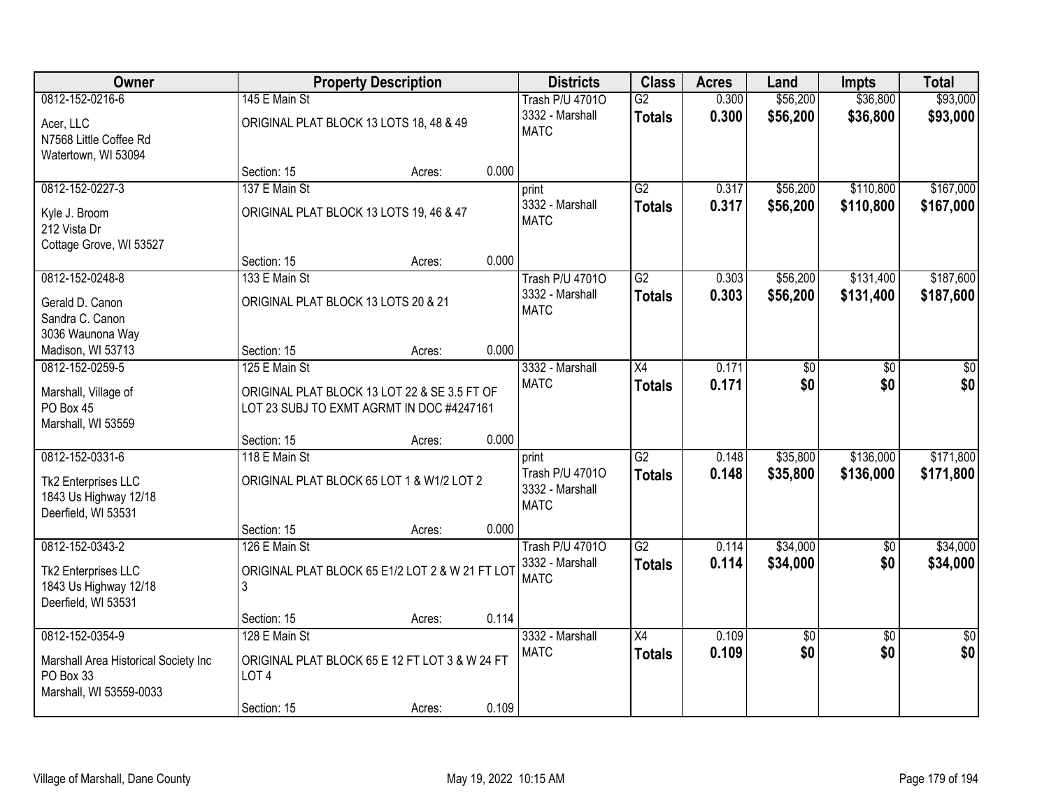| Owner | Property Description | | | Districts | Class | Acres | Land | Impts | Total |
|---|---|---|---|---|---|---|---|---|---|
| 0812-152-0216-6 | 145 E Main St | | | Trash P/U 4701O | G2 | 0.300 | $56,200 | $36,800 | $93,000 |
| Acer, LLC<br>N7568 Little Coffee Rd<br>Watertown, WI 53094 | ORIGINAL PLAT BLOCK 13 LOTS 18, 48 & 49 | | | 3332 - Marshall<br>MATC | **Totals** | **0.300** | **$56,200** | **$36,800** | **$93,000** |
| | Section: 15 | Acres: | 0.000 | | | | | | |
| 0812-152-0227-3 | 137 E Main St | | | print | G2 | 0.317 | $56,200 | $110,800 | $167,000 |
| Kyle J. Broom<br>212 Vista Dr<br>Cottage Grove, WI 53527 | ORIGINAL PLAT BLOCK 13 LOTS 19, 46 & 47 | | | 3332 - Marshall<br>MATC | **Totals** | **0.317** | **$56,200** | **$110,800** | **$167,000** |
| | Section: 15 | Acres: | 0.000 | | | | | | |
| 0812-152-0248-8 | 133 E Main St | | | Trash P/U 4701O | G2 | 0.303 | $56,200 | $131,400 | $187,600 |
| Gerald D. Canon<br>Sandra C. Canon<br>3036 Waunona Way<br>Madison, WI 53713 | ORIGINAL PLAT BLOCK 13 LOTS 20 & 21 | | | 3332 - Marshall<br>MATC | **Totals** | **0.303** | **$56,200** | **$131,400** | **$187,600** |
| | Section: 15 | Acres: | 0.000 | | | | | | |
| 0812-152-0259-5 | 125 E Main St | | | 3332 - Marshall | X4 | 0.171 | $0 | $0 | $0 |
| Marshall, Village of<br>PO Box 45<br>Marshall, WI 53559 | ORIGINAL PLAT BLOCK 13 LOT 22 & SE 3.5 FT OF LOT 23 SUBJ TO EXMT AGRMT IN DOC #4247161 | | | MATC | **Totals** | **0.171** | **$0** | **$0** | **$0** |
| | Section: 15 | Acres: | 0.000 | | | | | | |
| 0812-152-0331-6 | 118 E Main St | | | print | G2 | 0.148 | $35,800 | $136,000 | $171,800 |
| Tk2 Enterprises LLC<br>1843 Us Highway 12/18<br>Deerfield, WI 53531 | ORIGINAL PLAT BLOCK 65 LOT 1 & W1/2 LOT 2 | | | Trash P/U 4701O<br>3332 - Marshall<br>MATC | **Totals** | **0.148** | **$35,800** | **$136,000** | **$171,800** |
| | Section: 15 | Acres: | 0.000 | | | | | | |
| 0812-152-0343-2 | 126 E Main St | | | Trash P/U 4701O | G2 | 0.114 | $34,000 | $0 | $34,000 |
| Tk2 Enterprises LLC<br>1843 Us Highway 12/18<br>Deerfield, WI 53531 | ORIGINAL PLAT BLOCK 65 E1/2 LOT 2 & W 21 FT LOT 3 | | | 3332 - Marshall<br>MATC | **Totals** | **0.114** | **$34,000** | **$0** | **$34,000** |
| | Section: 15 | Acres: | 0.114 | | | | | | |
| 0812-152-0354-9 | 128 E Main St | | | 3332 - Marshall | X4 | 0.109 | $0 | $0 | $0 |
| Marshall Area Historical Society Inc<br>PO Box 33<br>Marshall, WI 53559-0033 | ORIGINAL PLAT BLOCK 65 E 12 FT LOT 3 & W 24 FT LOT 4 | | | MATC | **Totals** | **0.109** | **$0** | **$0** | **$0** |
| | Section: 15 | Acres: | 0.109 | | | | | | |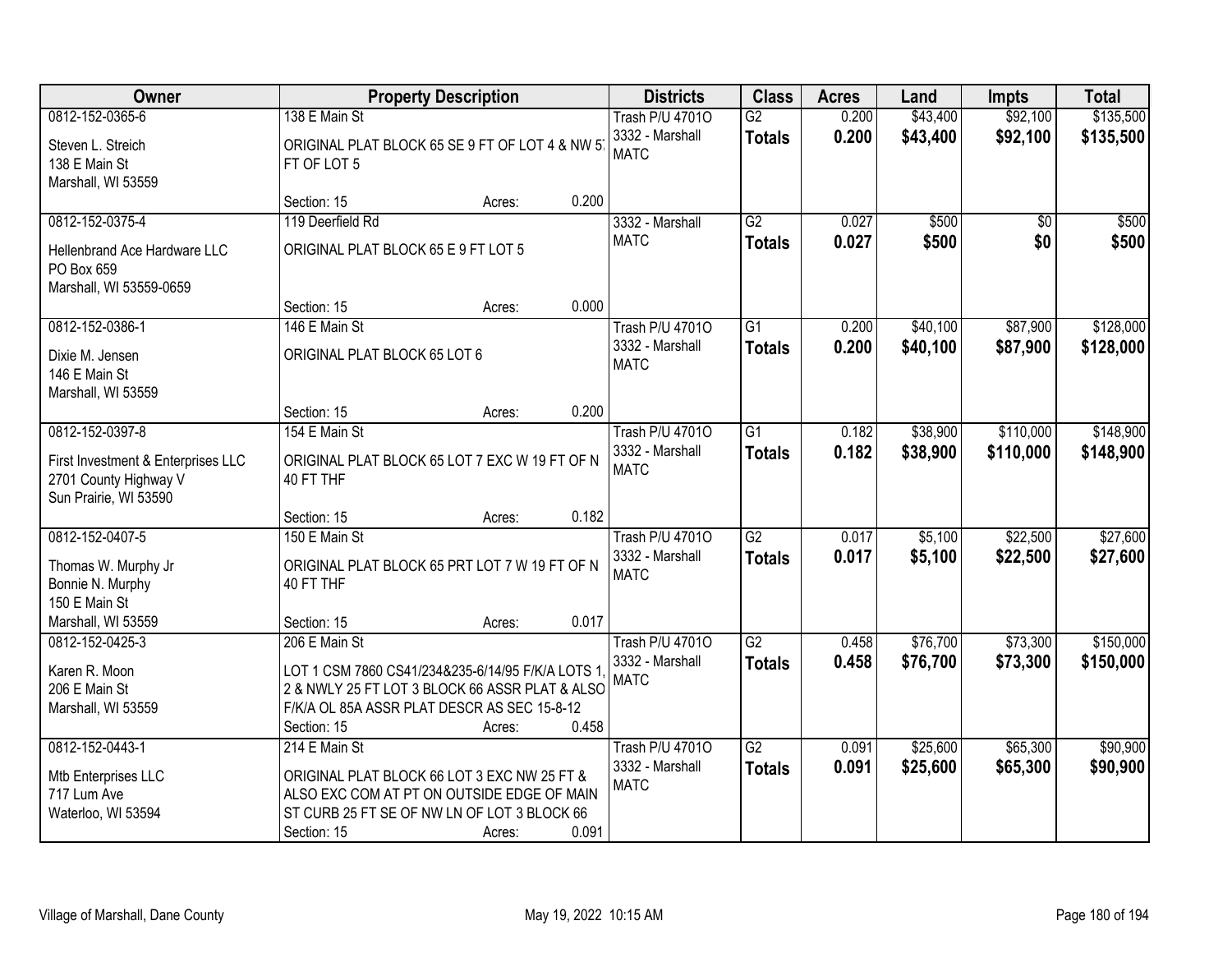| Owner | Property Description | Districts | Class | Acres | Land | Impts | Total |
|---|---|---|---|---|---|---|---|
| 0812-152-0365-6<br>Steven L. Streich<br>138 E Main St<br>Marshall, WI 53559 | 138 E Main St<br>ORIGINAL PLAT BLOCK 65 SE 9 FT OF LOT 4 & NW 57 FT OF LOT 5<br>Section: 15 Acres: 0.200 | Trash P/U 4701O<br>3332 - Marshall<br>MATC | G2<br>**Totals** | 0.200<br>**0.200** | $43,400<br>**$43,400** | $92,100<br>**$92,100** | $135,500<br>**$135,500** |
| 0812-152-0375-4<br>Hellenbrand Ace Hardware LLC<br>PO Box 659<br>Marshall, WI 53559-0659 | 119 Deerfield Rd<br>ORIGINAL PLAT BLOCK 65 E 9 FT LOT 5<br>Section: 15 Acres: 0.000 | 3332 - Marshall<br>MATC | G2<br>**Totals** | 0.027<br>**0.027** | $500<br>**$500** | $0<br>**$0** | $500<br>**$500** |
| 0812-152-0386-1<br>Dixie M. Jensen<br>146 E Main St<br>Marshall, WI 53559 | 146 E Main St<br>ORIGINAL PLAT BLOCK 65 LOT 6<br>Section: 15 Acres: 0.200 | Trash P/U 4701O<br>3332 - Marshall<br>MATC | G1<br>**Totals** | 0.200<br>**0.200** | $40,100<br>**$40,100** | $87,900<br>**$87,900** | $128,000<br>**$128,000** |
| 0812-152-0397-8<br>First Investment & Enterprises LLC<br>2701 County Highway V<br>Sun Prairie, WI 53590 | 154 E Main St<br>ORIGINAL PLAT BLOCK 65 LOT 7 EXC W 19 FT OF N 40 FT THF<br>Section: 15 Acres: 0.182 | Trash P/U 4701O<br>3332 - Marshall<br>MATC | G1<br>**Totals** | 0.182<br>**0.182** | $38,900<br>**$38,900** | $110,000<br>**$110,000** | $148,900<br>**$148,900** |
| 0812-152-0407-5<br>Thomas W. Murphy Jr<br>Bonnie N. Murphy<br>150 E Main St<br>Marshall, WI 53559 | 150 E Main St<br>ORIGINAL PLAT BLOCK 65 PRT LOT 7 W 19 FT OF N 40 FT THF<br>Section: 15 Acres: 0.017 | Trash P/U 4701O<br>3332 - Marshall<br>MATC | G2<br>**Totals** | 0.017<br>**0.017** | $5,100<br>**$5,100** | $22,500<br>**$22,500** | $27,600<br>**$27,600** |
| 0812-152-0425-3<br>Karen R. Moon<br>206 E Main St<br>Marshall, WI 53559 | 206 E Main St<br>LOT 1 CSM 7860 CS41/234&235-6/14/95 F/K/A LOTS 1, 2 & NWLY 25 FT LOT 3 BLOCK 66 ASSR PLAT & ALSO F/K/A OL 85A ASSR PLAT DESCR AS SEC 15-8-12<br>Section: 15 Acres: 0.458 | Trash P/U 4701O<br>3332 - Marshall<br>MATC | G2<br>**Totals** | 0.458<br>**0.458** | $76,700<br>**$76,700** | $73,300<br>**$73,300** | $150,000<br>**$150,000** |
| 0812-152-0443-1<br>Mtb Enterprises LLC<br>717 Lum Ave<br>Waterloo, WI 53594 | 214 E Main St<br>ORIGINAL PLAT BLOCK 66 LOT 3 EXC NW 25 FT & ALSO EXC COM AT PT ON OUTSIDE EDGE OF MAIN ST CURB 25 FT SE OF NW LN OF LOT 3 BLOCK 66<br>Section: 15 Acres: 0.091 | Trash P/U 4701O<br>3332 - Marshall<br>MATC | G2<br>**Totals** | 0.091<br>**0.091** | $25,600<br>**$25,600** | $65,300<br>**$65,300** | $90,900<br>**$90,900** |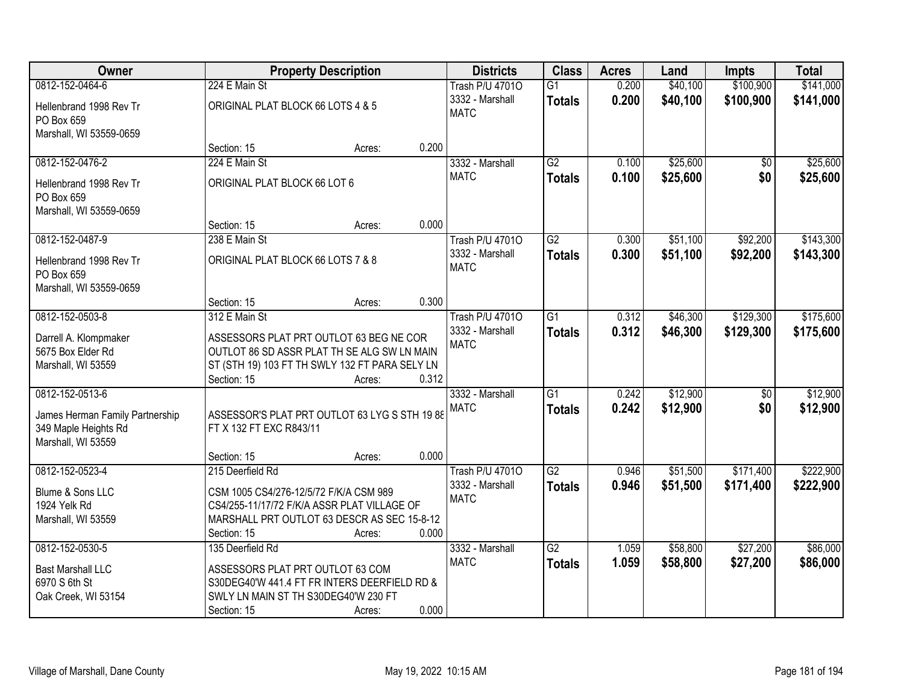| Owner | Property Description | | | Districts | Class | Acres | Land | Impts | Total |
|---|---|---|---|---|---|---|---|---|---|
| 0812-152-0464-6<br>Hellenbrand 1998 Rev Tr<br>PO Box 659<br>Marshall, WI 53559-0659 | 224 E Main St<br>ORIGINAL PLAT BLOCK 66 LOTS 4 & 5 | | | Trash P/U 4701O<br>3332 - Marshall<br>MATC | G1<br>**Totals** | 0.200<br>**0.200** | $40,100<br>**$40,100** | $100,900<br>**$100,900** | $141,000<br>**$141,000** |
| | Section: 15 | Acres: | 0.200 | | | | | | |
| 0812-152-0476-2<br>Hellenbrand 1998 Rev Tr<br>PO Box 659<br>Marshall, WI 53559-0659 | 224 E Main St<br>ORIGINAL PLAT BLOCK 66 LOT 6 | | | 3332 - Marshall<br>MATC | G2<br>**Totals** | 0.100<br>**0.100** | $25,600<br>**$25,600** | $0<br>**$0** | $25,600<br>**$25,600** |
| | Section: 15 | Acres: | 0.000 | | | | | | |
| 0812-152-0487-9<br>Hellenbrand 1998 Rev Tr<br>PO Box 659<br>Marshall, WI 53559-0659 | 238 E Main St<br>ORIGINAL PLAT BLOCK 66 LOTS 7 & 8 | | | Trash P/U 4701O<br>3332 - Marshall<br>MATC | G2<br>**Totals** | 0.300<br>**0.300** | $51,100<br>**$51,100** | $92,200<br>**$92,200** | $143,300<br>**$143,300** |
| | Section: 15 | Acres: | 0.300 | | | | | | |
| 0812-152-0503-8<br>Darrell A. Klompmaker<br>5675 Box Elder Rd<br>Marshall, WI 53559 | 312 E Main St<br>ASSESSORS PLAT PRT OUTLOT 63 BEG NE COR OUTLOT 86 SD ASSR PLAT TH SE ALG SW LN MAIN ST (STH 19) 103 FT TH SWLY 132 FT PARA SELY LN | | | Trash P/U 4701O<br>3332 - Marshall<br>MATC | G1<br>**Totals** | 0.312<br>**0.312** | $46,300<br>**$46,300** | $129,300<br>**$129,300** | $175,600<br>**$175,600** |
| | Section: 15 | Acres: | 0.312 | | | | | | |
| 0812-152-0513-6<br>James Herman Family Partnership<br>349 Maple Heights Rd<br>Marshall, WI 53559 | ASSESSOR'S PLAT PRT OUTLOT 63 LYG S STH 19 88 FT X 132 FT EXC R843/11 | | | 3332 - Marshall<br>MATC | G1<br>**Totals** | 0.242<br>**0.242** | $12,900<br>**$12,900** | $0<br>**$0** | $12,900<br>**$12,900** |
| | Section: 15 | Acres: | 0.000 | | | | | | |
| 0812-152-0523-4<br>Blume & Sons LLC<br>1924 Yelk Rd<br>Marshall, WI 53559 | 215 Deerfield Rd<br>CSM 1005 CS4/276-12/5/72 F/K/A CSM 989 CS4/255-11/17/72 F/K/A ASSR PLAT VILLAGE OF MARSHALL PRT OUTLOT 63 DESCR AS SEC 15-8-12 | | | Trash P/U 4701O<br>3332 - Marshall<br>MATC | G2<br>**Totals** | 0.946<br>**0.946** | $51,500<br>**$51,500** | $171,400<br>**$171,400** | $222,900<br>**$222,900** |
| | Section: 15 | Acres: | 0.000 | | | | | | |
| 0812-152-0530-5<br>Bast Marshall LLC<br>6970 S 6th St<br>Oak Creek, WI 53154 | 135 Deerfield Rd<br>ASSESSORS PLAT PRT OUTLOT 63 COM S30DEG40'W 441.4 FT FR INTERS DEERFIELD RD & SWLY LN MAIN ST TH S30DEG40'W 230 FT | | | 3332 - Marshall<br>MATC | G2<br>**Totals** | 1.059<br>**1.059** | $58,800<br>**$58,800** | $27,200<br>**$27,200** | $86,000<br>**$86,000** |
| | Section: 15 | Acres: | 0.000 | | | | | | |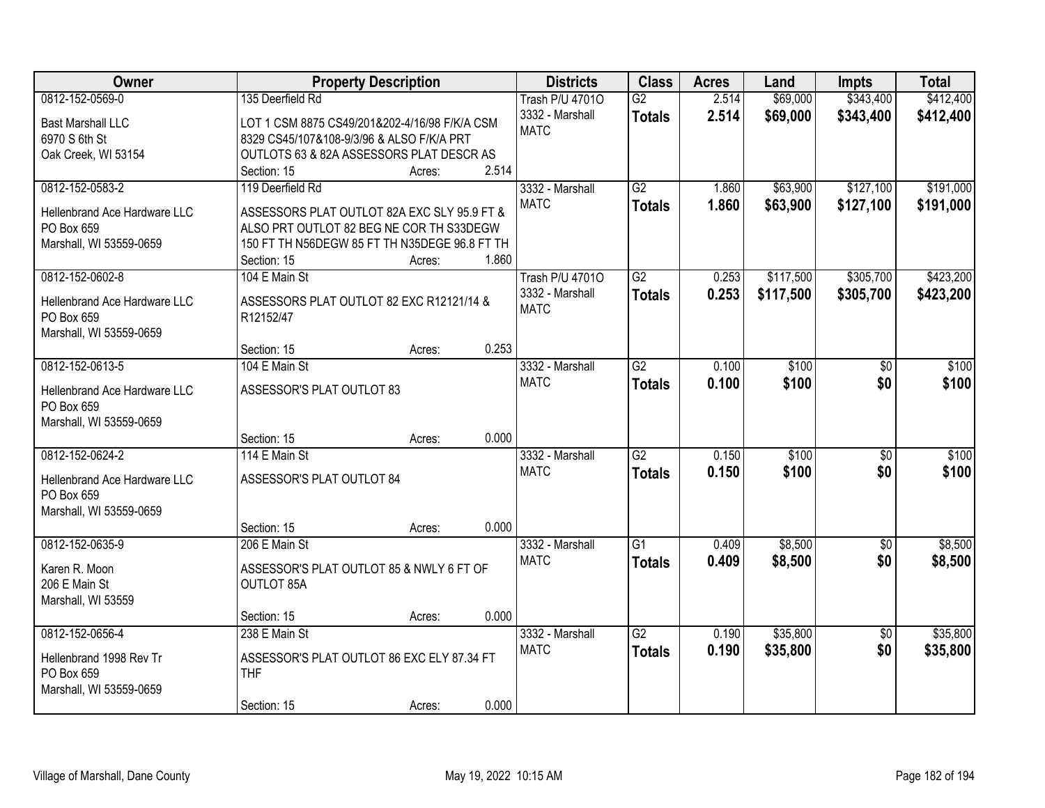| Owner | Property Description | Districts | Class | Acres | Land | Impts | Total |
|---|---|---|---|---|---|---|---|
| 0812-152-0569-0<br>Bast Marshall LLC<br>6970 S 6th St<br>Oak Creek, WI 53154 | 135 Deerfield Rd<br>LOT 1 CSM 8875 CS49/201&202-4/16/98 F/K/A CSM 8329 CS45/107&108-9/3/96 & ALSO F/K/A PRT OUTLOTS 63 & 82A ASSESSORS PLAT DESCR AS<br>Section: 15 Acres: 2.514 | Trash P/U 4701O<br>3332 - Marshall<br>MATC | G2<br>**Totals** | 2.514<br>**2.514** | \$69,000<br>**\$69,000** | \$343,400<br>**\$343,400** | \$412,400<br>**\$412,400** |
| 0812-152-0583-2<br>Hellenbrand Ace Hardware LLC<br>PO Box 659<br>Marshall, WI 53559-0659 | 119 Deerfield Rd<br>ASSESSORS PLAT OUTLOT 82A EXC SLY 95.9 FT & ALSO PRT OUTLOT 82 BEG NE COR TH S33DEGW 150 FT TH N56DEGW 85 FT TH N35DEGE 96.8 FT TH<br>Section: 15 Acres: 1.860 | 3332 - Marshall<br>MATC | G2<br>**Totals** | 1.860<br>**1.860** | \$63,900<br>**\$63,900** | \$127,100<br>**\$127,100** | \$191,000<br>**\$191,000** |
| 0812-152-0602-8<br>Hellenbrand Ace Hardware LLC<br>PO Box 659<br>Marshall, WI 53559-0659 | 104 E Main St<br>ASSESSORS PLAT OUTLOT 82 EXC R12121/14 & R12152/47<br>Section: 15 Acres: 0.253 | Trash P/U 4701O<br>3332 - Marshall<br>MATC | G2<br>**Totals** | 0.253<br>**0.253** | \$117,500<br>**\$117,500** | \$305,700<br>**\$305,700** | \$423,200<br>**\$423,200** |
| 0812-152-0613-5<br>Hellenbrand Ace Hardware LLC<br>PO Box 659<br>Marshall, WI 53559-0659 | 104 E Main St<br>ASSESSOR'S PLAT OUTLOT 83<br>Section: 15 Acres: 0.000 | 3332 - Marshall<br>MATC | G2<br>**Totals** | 0.100<br>**0.100** | \$100<br>**\$100** | \$0<br>**\$0** | \$100<br>**\$100** |
| 0812-152-0624-2<br>Hellenbrand Ace Hardware LLC<br>PO Box 659<br>Marshall, WI 53559-0659 | 114 E Main St<br>ASSESSOR'S PLAT OUTLOT 84<br>Section: 15 Acres: 0.000 | 3332 - Marshall<br>MATC | G2<br>**Totals** | 0.150<br>**0.150** | \$100<br>**\$100** | \$0<br>**\$0** | \$100<br>**\$100** |
| 0812-152-0635-9<br>Karen R. Moon<br>206 E Main St<br>Marshall, WI 53559 | 206 E Main St<br>ASSESSOR'S PLAT OUTLOT 85 & NWLY 6 FT OF OUTLOT 85A<br>Section: 15 Acres: 0.000 | 3332 - Marshall<br>MATC | G1<br>**Totals** | 0.409<br>**0.409** | \$8,500<br>**\$8,500** | \$0<br>**\$0** | \$8,500<br>**\$8,500** |
| 0812-152-0656-4<br>Hellenbrand 1998 Rev Tr<br>PO Box 659<br>Marshall, WI 53559-0659 | 238 E Main St<br>ASSESSOR'S PLAT OUTLOT 86 EXC ELY 87.34 FT THF<br>Section: 15 Acres: 0.000 | 3332 - Marshall<br>MATC | G2<br>**Totals** | 0.190<br>**0.190** | \$35,800<br>**\$35,800** | \$0<br>**\$0** | \$35,800<br>**\$35,800** |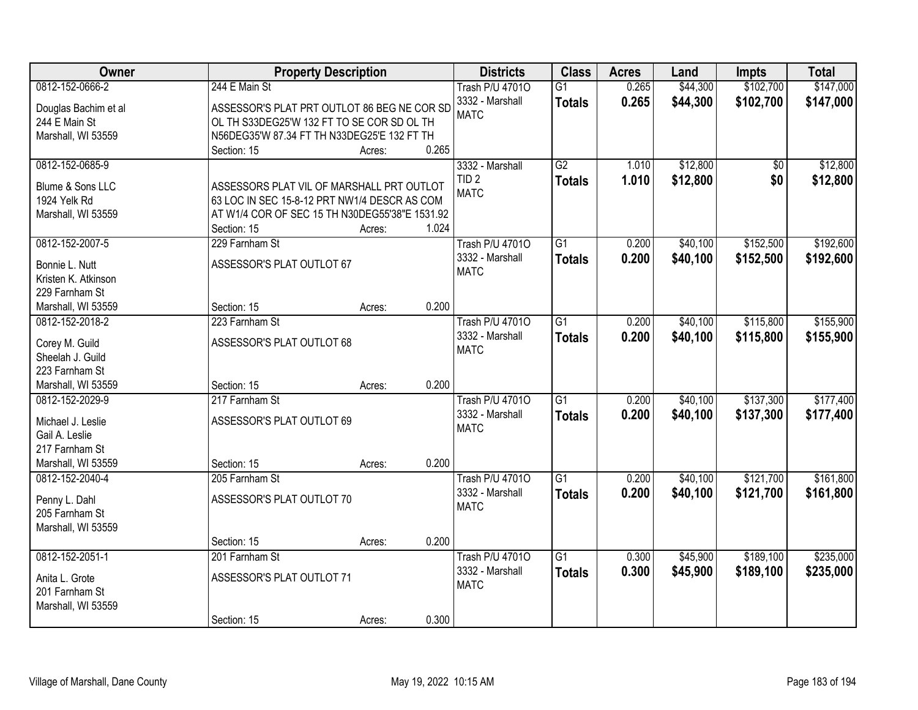| Owner | Property Description | Districts | Class | Acres | Land | Impts | Total |
|---|---|---|---|---|---|---|---|
| 0812-152-0666-2<br>Douglas Bachim et al<br>244 E Main St<br>Marshall, WI 53559 | 244 E Main St<br>ASSESSOR'S PLAT PRT OUTLOT 86 BEG NE COR SD OL TH S33DEG25'W 132 FT TO SE COR SD OL TH N56DEG35'W 87.34 FT TH N33DEG25'E 132 FT TH<br>Section: 15 Acres: 0.265 | Trash P/U 4701O<br>3332 - Marshall<br>MATC | G1<br>**Totals** | 0.265<br>**0.265** | $44,300<br>**$44,300** | $102,700<br>**$102,700** | $147,000<br>**$147,000** |
| 0812-152-0685-9<br>Blume & Sons LLC<br>1924 Yelk Rd<br>Marshall, WI 53559 | ASSESSORS PLAT VIL OF MARSHALL PRT OUTLOT 63 LOC IN SEC 15-8-12 PRT NW1/4 DESCR AS COM AT W1/4 COR OF SEC 15 TH N30DEG55'38"E 1531.92<br>Section: 15 Acres: 1.024 | 3332 - Marshall<br>TID 2<br>MATC | G2<br>**Totals** | 1.010<br>**1.010** | $12,800<br>**$12,800** | $0<br>**$0** | $12,800<br>**$12,800** |
| 0812-152-2007-5<br>Bonnie L. Nutt<br>Kristen K. Atkinson<br>229 Farnham St<br>Marshall, WI 53559 | 229 Farnham St<br>ASSESSOR'S PLAT OUTLOT 67<br>Section: 15 Acres: 0.200 | Trash P/U 4701O<br>3332 - Marshall<br>MATC | G1<br>**Totals** | 0.200<br>**0.200** | $40,100<br>**$40,100** | $152,500<br>**$152,500** | $192,600<br>**$192,600** |
| 0812-152-2018-2<br>Corey M. Guild<br>Sheelah J. Guild<br>223 Farnham St<br>Marshall, WI 53559 | 223 Farnham St<br>ASSESSOR'S PLAT OUTLOT 68<br>Section: 15 Acres: 0.200 | Trash P/U 4701O<br>3332 - Marshall<br>MATC | G1<br>**Totals** | 0.200<br>**0.200** | $40,100<br>**$40,100** | $115,800<br>**$115,800** | $155,900<br>**$155,900** |
| 0812-152-2029-9<br>Michael J. Leslie<br>Gail A. Leslie<br>217 Farnham St<br>Marshall, WI 53559 | 217 Farnham St<br>ASSESSOR'S PLAT OUTLOT 69<br>Section: 15 Acres: 0.200 | Trash P/U 4701O<br>3332 - Marshall<br>MATC | G1<br>**Totals** | 0.200<br>**0.200** | $40,100<br>**$40,100** | $137,300<br>**$137,300** | $177,400<br>**$177,400** |
| 0812-152-2040-4<br>Penny L. Dahl<br>205 Farnham St<br>Marshall, WI 53559 | 205 Farnham St<br>ASSESSOR'S PLAT OUTLOT 70<br>Section: 15 Acres: 0.200 | Trash P/U 4701O<br>3332 - Marshall<br>MATC | G1<br>**Totals** | 0.200<br>**0.200** | $40,100<br>**$40,100** | $121,700<br>**$121,700** | $161,800<br>**$161,800** |
| 0812-152-2051-1<br>Anita L. Grote<br>201 Farnham St<br>Marshall, WI 53559 | 201 Farnham St<br>ASSESSOR'S PLAT OUTLOT 71<br>Section: 15 Acres: 0.300 | Trash P/U 4701O<br>3332 - Marshall<br>MATC | G1<br>**Totals** | 0.300<br>**0.300** | $45,900<br>**$45,900** | $189,100<br>**$189,100** | $235,000<br>**$235,000** |

Village of Marshall, Dane County May 19, 2022 10:15 AM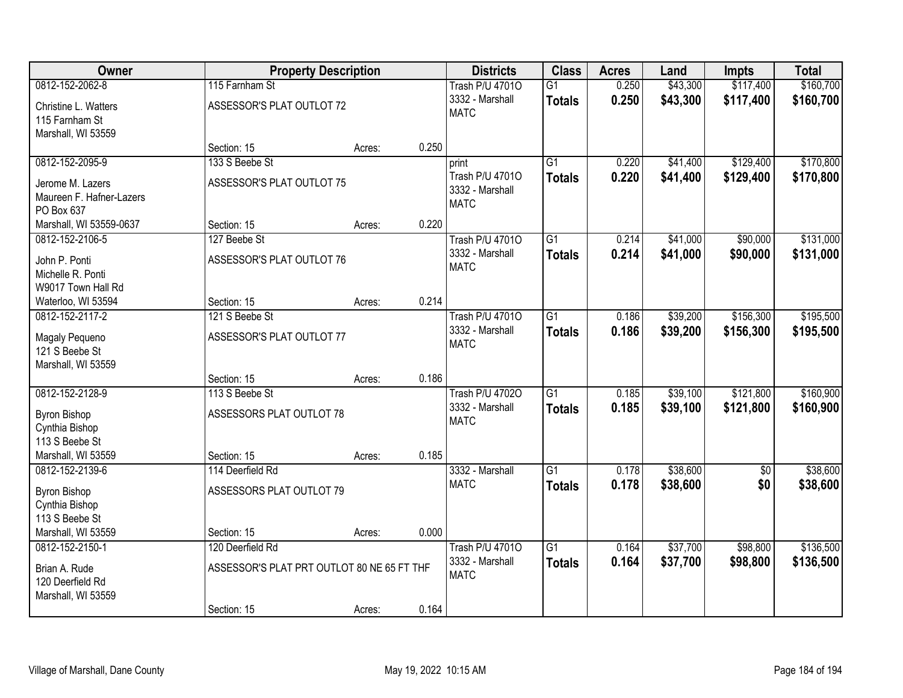| Owner | Property Description | | | Districts | Class | Acres | Land | Impts | Total |
|---|---|---|---|---|---|---|---|---|---|
| 0812-152-2062-8<br>Christine L. Watters<br>115 Farnham St<br>Marshall, WI 53559 | 115 Farnham St<br>ASSESSOR'S PLAT OUTLOT 72<br>Section: 15 | Acres: | 0.250 | Trash P/U 4701O<br>3332 - Marshall<br>MATC | G1<br>**Totals** | 0.250<br>**0.250** | $43,300<br>**$43,300** | $117,400<br>**$117,400** | $160,700<br>**$160,700** |
| 0812-152-2095-9<br>Jerome M. Lazers<br>Maureen F. Hafner-Lazers<br>PO Box 637<br>Marshall, WI 53559-0637 | 133 S Beebe St<br>ASSESSOR'S PLAT OUTLOT 75<br>Section: 15 | Acres: | 0.220 | print<br>Trash P/U 4701O<br>3332 - Marshall<br>MATC | G1<br>**Totals** | 0.220<br>**0.220** | $41,400<br>**$41,400** | $129,400<br>**$129,400** | $170,800<br>**$170,800** |
| 0812-152-2106-5<br>John P. Ponti<br>Michelle R. Ponti<br>W9017 Town Hall Rd<br>Waterloo, WI 53594 | 127 Beebe St<br>ASSESSOR'S PLAT OUTLOT 76<br>Section: 15 | Acres: | 0.214 | Trash P/U 4701O<br>3332 - Marshall<br>MATC | G1<br>**Totals** | 0.214<br>**0.214** | $41,000<br>**$41,000** | $90,000<br>**$90,000** | $131,000<br>**$131,000** |
| 0812-152-2117-2<br>Magaly Pequeno<br>121 S Beebe St<br>Marshall, WI 53559 | 121 S Beebe St<br>ASSESSOR'S PLAT OUTLOT 77<br>Section: 15 | Acres: | 0.186 | Trash P/U 4701O<br>3332 - Marshall<br>MATC | G1<br>**Totals** | 0.186<br>**0.186** | $39,200<br>**$39,200** | $156,300<br>**$156,300** | $195,500<br>**$195,500** |
| 0812-152-2128-9<br>Byron Bishop<br>Cynthia Bishop<br>113 S Beebe St<br>Marshall, WI 53559 | 113 S Beebe St<br>ASSESSORS PLAT OUTLOT 78<br>Section: 15 | Acres: | 0.185 | Trash P/U 4702O<br>3332 - Marshall<br>MATC | G1<br>**Totals** | 0.185<br>**0.185** | $39,100<br>**$39,100** | $121,800<br>**$121,800** | $160,900<br>**$160,900** |
| 0812-152-2139-6<br>Byron Bishop<br>Cynthia Bishop<br>113 S Beebe St<br>Marshall, WI 53559 | 114 Deerfield Rd<br>ASSESSORS PLAT OUTLOT 79<br>Section: 15 | Acres: | 0.000 | 3332 - Marshall<br>MATC | G1<br>**Totals** | 0.178<br>**0.178** | $38,600<br>**$38,600** | $0<br>**$0** | $38,600<br>**$38,600** |
| 0812-152-2150-1<br>Brian A. Rude<br>120 Deerfield Rd<br>Marshall, WI 53559 | 120 Deerfield Rd<br>ASSESSOR'S PLAT PRT OUTLOT 80 NE 65 FT THF<br>Section: 15 | Acres: | 0.164 | Trash P/U 4701O<br>3332 - Marshall<br>MATC | G1<br>**Totals** | 0.164<br>**0.164** | $37,700<br>**$37,700** | $98,800<br>**$98,800** | $136,500<br>**$136,500** |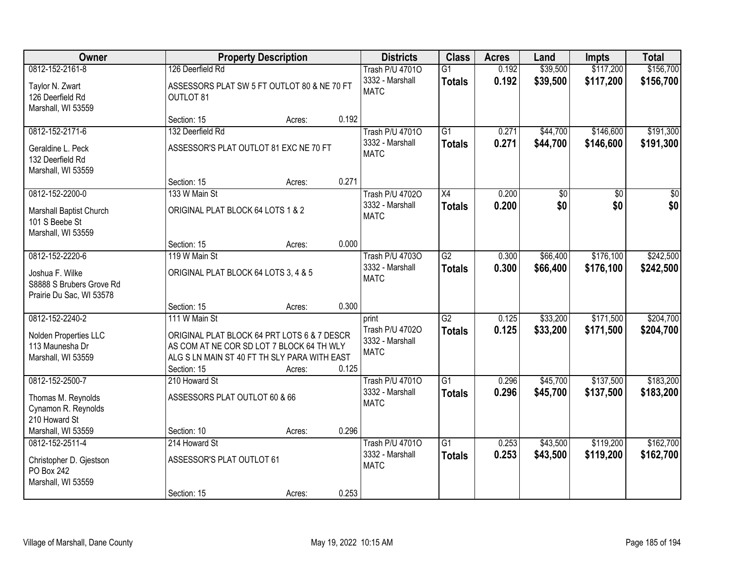| Owner | Property Description | Districts | Class | Acres | Land | Impts | Total |
|---|---|---|---|---|---|---|---|
| 0812-152-2161-8<br>Taylor N. Zwart<br>126 Deerfield Rd<br>Marshall, WI 53559 | 126 Deerfield Rd<br>ASSESSORS PLAT SW 5 FT OUTLOT 80 & NE 70 FT OUTLOT 81<br>Section: 15 Acres: 0.192 | Trash P/U 4701O<br>3332 - Marshall<br>MATC | G1<br>**Totals** | 0.192<br>**0.192** | $39,500<br>**$39,500** | $117,200<br>**$117,200** | $156,700<br>**$156,700** |
| 0812-152-2171-6<br>Geraldine L. Peck<br>132 Deerfield Rd<br>Marshall, WI 53559 | 132 Deerfield Rd<br>ASSESSOR'S PLAT OUTLOT 81 EXC NE 70 FT<br>Section: 15 Acres: 0.271 | Trash P/U 4701O<br>3332 - Marshall<br>MATC | G1<br>**Totals** | 0.271<br>**0.271** | $44,700<br>**$44,700** | $146,600<br>**$146,600** | $191,300<br>**$191,300** |
| 0812-152-2200-0<br>Marshall Baptist Church<br>101 S Beebe St<br>Marshall, WI 53559 | 133 W Main St<br>ORIGINAL PLAT BLOCK 64 LOTS 1 & 2<br>Section: 15 Acres: 0.000 | Trash P/U 4702O<br>3332 - Marshall<br>MATC | X4<br>**Totals** | 0.200<br>**0.200** | $0<br>**$0** | $0<br>**$0** | $0<br>**$0** |
| 0812-152-2220-6<br>Joshua F. Wilke<br>S8888 S Brubers Grove Rd<br>Prairie Du Sac, WI 53578 | 119 W Main St<br>ORIGINAL PLAT BLOCK 64 LOTS 3, 4 & 5<br>Section: 15 Acres: 0.300 | Trash P/U 4703O<br>3332 - Marshall<br>MATC | G2<br>**Totals** | 0.300<br>**0.300** | $66,400<br>**$66,400** | $176,100<br>**$176,100** | $242,500<br>**$242,500** |
| 0812-152-2240-2<br>Nolden Properties LLC<br>113 Maunesha Dr<br>Marshall, WI 53559 | 111 W Main St<br>ORIGINAL PLAT BLOCK 64 PRT LOTS 6 & 7 DESCR AS COM AT NE COR SD LOT 7 BLOCK 64 TH WLY ALG S LN MAIN ST 40 FT TH SLY PARA WITH EAST<br>Section: 15 Acres: 0.125 | print<br>Trash P/U 4702O<br>3332 - Marshall<br>MATC | G2<br>**Totals** | 0.125<br>**0.125** | $33,200<br>**$33,200** | $171,500<br>**$171,500** | $204,700<br>**$204,700** |
| 0812-152-2500-7<br>Thomas M. Reynolds<br>Cynamon R. Reynolds<br>210 Howard St<br>Marshall, WI 53559 | 210 Howard St<br>ASSESSORS PLAT OUTLOT 60 & 66<br>Section: 10 Acres: 0.296 | Trash P/U 4701O<br>3332 - Marshall<br>MATC | G1<br>**Totals** | 0.296<br>**0.296** | $45,700<br>**$45,700** | $137,500<br>**$137,500** | $183,200<br>**$183,200** |
| 0812-152-2511-4<br>Christopher D. Gjestson<br>PO Box 242<br>Marshall, WI 53559 | 214 Howard St<br>ASSESSOR'S PLAT OUTLOT 61<br>Section: 15 Acres: 0.253 | Trash P/U 4701O<br>3332 - Marshall<br>MATC | G1<br>**Totals** | 0.253<br>**0.253** | $43,500<br>**$43,500** | $119,200<br>**$119,200** | $162,700<br>**$162,700** |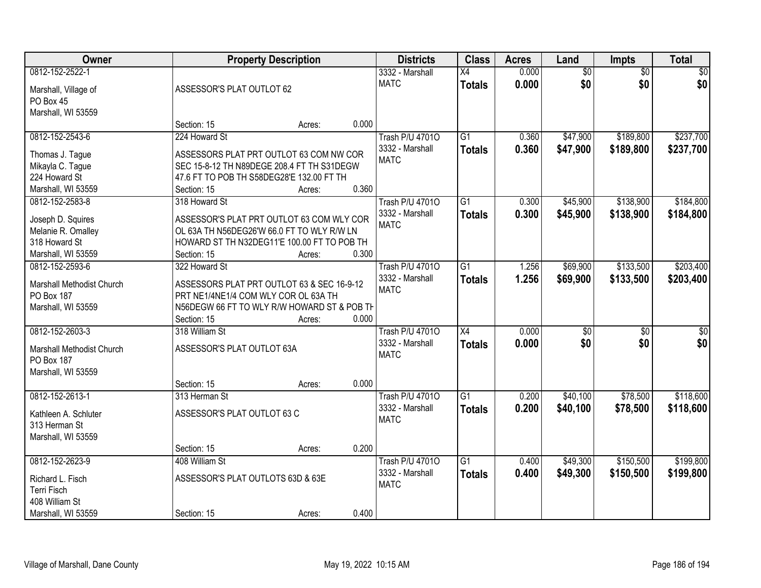| Owner | Property Description | Districts | Class | Acres | Land | Impts | Total |
|---|---|---|---|---|---|---|---|
| 0812-152-2522-1<br>Marshall, Village of<br>PO Box 45<br>Marshall, WI 53559 | ASSESSOR'S PLAT OUTLOT 62<br>Section: 15 Acres: 0.000 | 3332 - Marshall<br>MATC | X4<br>**Totals** | 0.000<br>**0.000** | $0<br>**$0** | $0<br>**$0** | $0<br>**$0** |
| 0812-152-2543-6<br>Thomas J. Tague<br>Mikayla C. Tague<br>224 Howard St<br>Marshall, WI 53559 | 224 Howard St<br>ASSESSORS PLAT PRT OUTLOT 63 COM NW COR SEC 15-8-12 TH N89DEGE 208.4 FT TH S31DEGW 47.6 FT TO POB TH S58DEG28'E 132.00 FT TH<br>Section: 15 Acres: 0.360 | Trash P/U 4701O<br>3332 - Marshall<br>MATC | G1<br>**Totals** | 0.360<br>**0.360** | $47,900<br>**$47,900** | $189,800<br>**$189,800** | $237,700<br>**$237,700** |
| 0812-152-2583-8<br>Joseph D. Squires<br>Melanie R. Omalley<br>318 Howard St<br>Marshall, WI 53559 | 318 Howard St<br>ASSESSOR'S PLAT PRT OUTLOT 63 COM WLY COR OL 63A TH N56DEG26'W 66.0 FT TO WLY R/W LN HOWARD ST TH N32DEG11'E 100.00 FT TO POB TH<br>Section: 15 Acres: 0.300 | Trash P/U 4701O<br>3332 - Marshall<br>MATC | G1<br>**Totals** | 0.300<br>**0.300** | $45,900<br>**$45,900** | $138,900<br>**$138,900** | $184,800<br>**$184,800** |
| 0812-152-2593-6<br>Marshall Methodist Church<br>PO Box 187<br>Marshall, WI 53559 | 322 Howard St<br>ASSESSORS PLAT PRT OUTLOT 63 & SEC 16-9-12 PRT NE1/4NE1/4 COM WLY COR OL 63A TH N56DEGW 66 FT TO WLY R/W HOWARD ST & POB TH<br>Section: 15 Acres: 0.000 | Trash P/U 4701O<br>3332 - Marshall<br>MATC | G1<br>**Totals** | 1.256<br>**1.256** | $69,900<br>**$69,900** | $133,500<br>**$133,500** | $203,400<br>**$203,400** |
| 0812-152-2603-3<br>Marshall Methodist Church<br>PO Box 187<br>Marshall, WI 53559 | 318 William St<br>ASSESSOR'S PLAT OUTLOT 63A<br>Section: 15 Acres: 0.000 | Trash P/U 4701O<br>3332 - Marshall<br>MATC | X4<br>**Totals** | 0.000<br>**0.000** | $0<br>**$0** | $0<br>**$0** | $0<br>**$0** |
| 0812-152-2613-1<br>Kathleen A. Schluter<br>313 Herman St<br>Marshall, WI 53559 | 313 Herman St<br>ASSESSOR'S PLAT OUTLOT 63 C<br>Section: 15 Acres: 0.200 | Trash P/U 4701O<br>3332 - Marshall<br>MATC | G1<br>**Totals** | 0.200<br>**0.200** | $40,100<br>**$40,100** | $78,500<br>**$78,500** | $118,600<br>**$118,600** |
| 0812-152-2623-9<br>Richard L. Fisch<br>Terri Fisch<br>408 William St<br>Marshall, WI 53559 | 408 William St<br>ASSESSOR'S PLAT OUTLOTS 63D & 63E<br>Section: 15 Acres: 0.400 | Trash P/U 4701O<br>3332 - Marshall<br>MATC | G1<br>**Totals** | 0.400<br>**0.400** | $49,300<br>**$49,300** | $150,500<br>**$150,500** | $199,800<br>**$199,800** |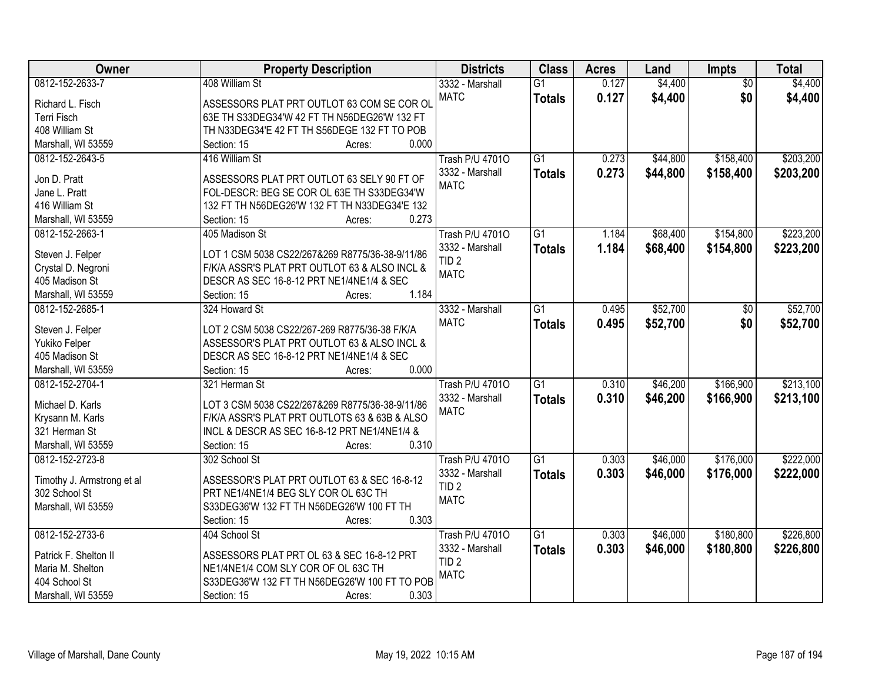| Owner | Property Description | Districts | Class | Acres | Land | Impts | Total |
|---|---|---|---|---|---|---|---|
| 0812-152-2633-7<br>Richard L. Fisch<br>Terri Fisch<br>408 William St<br>Marshall, WI 53559 | 408 William St<br>ASSESSORS PLAT PRT OUTLOT 63 COM SE COR OL 63E TH S33DEG34'W 42 FT TH N56DEG26'W 132 FT TH N33DEG34'E 42 FT TH S56DEGE 132 FT TO POB<br>Section: 15 Acres: 0.000 | 3332 - Marshall<br>MATC | G1<br>**Totals** | 0.127<br>**0.127** | $4,400<br>**$4,400** | $0<br>**$0** | $4,400<br>**$4,400** |
| 0812-152-2643-5<br>Jon D. Pratt<br>Jane L. Pratt<br>416 William St<br>Marshall, WI 53559 | 416 William St<br>ASSESSORS PLAT PRT OUTLOT 63 SELY 90 FT OF FOL-DESCR: BEG SE COR OL 63E TH S33DEG34'W 132 FT TH N56DEG26'W 132 FT TH N33DEG34'E 132<br>Section: 15 Acres: 0.273 | Trash P/U 4701O<br>3332 - Marshall<br>MATC | G1<br>**Totals** | 0.273<br>**0.273** | $44,800<br>**$44,800** | $158,400<br>**$158,400** | $203,200<br>**$203,200** |
| 0812-152-2663-1<br>Steven J. Felper<br>Crystal D. Negroni<br>405 Madison St<br>Marshall, WI 53559 | 405 Madison St<br>LOT 1 CSM 5038 CS22/267&269 R8775/36-38-9/11/86 F/K/A ASSR'S PLAT PRT OUTLOT 63 & ALSO INCL & DESCR AS SEC 16-8-12 PRT NE1/4NE1/4 & SEC<br>Section: 15 Acres: 1.184 | Trash P/U 4701O<br>3332 - Marshall<br>TID 2<br>MATC | G1<br>**Totals** | 1.184<br>**1.184** | $68,400<br>**$68,400** | $154,800<br>**$154,800** | $223,200<br>**$223,200** |
| 0812-152-2685-1<br>Steven J. Felper<br>Yukiko Felper<br>405 Madison St<br>Marshall, WI 53559 | 324 Howard St<br>LOT 2 CSM 5038 CS22/267-269 R8775/36-38 F/K/A ASSESSOR'S PLAT PRT OUTLOT 63 & ALSO INCL & DESCR AS SEC 16-8-12 PRT NE1/4NE1/4 & SEC<br>Section: 15 Acres: 0.000 | 3332 - Marshall<br>MATC | G1<br>**Totals** | 0.495<br>**0.495** | $52,700<br>**$52,700** | $0<br>**$0** | $52,700<br>**$52,700** |
| 0812-152-2704-1<br>Michael D. Karls<br>Krysann M. Karls<br>321 Herman St<br>Marshall, WI 53559 | 321 Herman St<br>LOT 3 CSM 5038 CS22/267&269 R8775/36-38-9/11/86 F/K/A ASSR'S PLAT PRT OUTLOTS 63 & 63B & ALSO INCL & DESCR AS SEC 16-8-12 PRT NE1/4NE1/4 &<br>Section: 15 Acres: 0.310 | Trash P/U 4701O<br>3332 - Marshall<br>MATC | G1<br>**Totals** | 0.310<br>**0.310** | $46,200<br>**$46,200** | $166,900<br>**$166,900** | $213,100<br>**$213,100** |
| 0812-152-2723-8<br>Timothy J. Armstrong et al<br>302 School St<br>Marshall, WI 53559 | 302 School St<br>ASSESSOR'S PLAT PRT OUTLOT 63 & SEC 16-8-12 PRT NE1/4NE1/4 BEG SLY COR OL 63C TH S33DEG36'W 132 FT TH N56DEG26'W 100 FT TH<br>Section: 15 Acres: 0.303 | Trash P/U 4701O<br>3332 - Marshall<br>TID 2<br>MATC | G1<br>**Totals** | 0.303<br>**0.303** | $46,000<br>**$46,000** | $176,000<br>**$176,000** | $222,000<br>**$222,000** |
| 0812-152-2733-6<br>Patrick F. Shelton II<br>Maria M. Shelton<br>404 School St<br>Marshall, WI 53559 | 404 School St<br>ASSESSORS PLAT PRT OL 63 & SEC 16-8-12 PRT NE1/4NE1/4 COM SLY COR OF OL 63C TH S33DEG36'W 132 FT TH N56DEG26'W 100 FT TO POB<br>Section: 15 Acres: 0.303 | Trash P/U 4701O<br>3332 - Marshall<br>TID 2<br>MATC | G1<br>**Totals** | 0.303<br>**0.303** | $46,000<br>**$46,000** | $180,800<br>**$180,800** | $226,800<br>**$226,800** |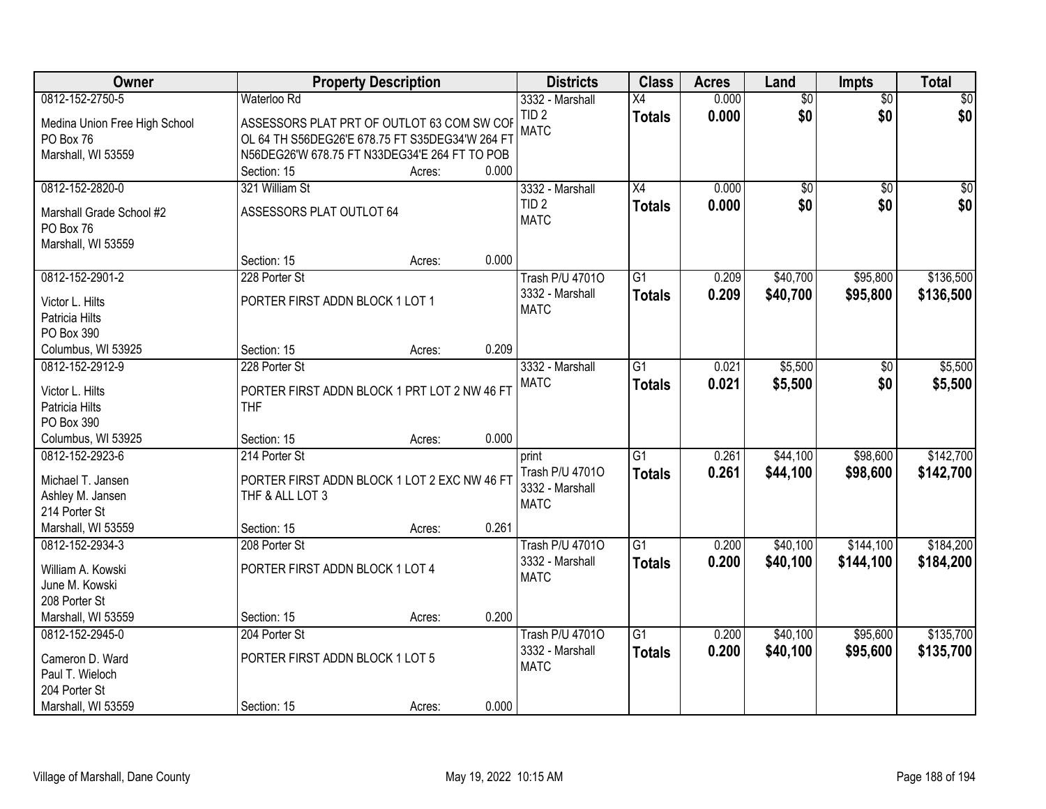| Owner | Property Description | Districts | Class | Acres | Land | Impts | Total |
|---|---|---|---|---|---|---|---|
| 0812-152-2750-5<br>Medina Union Free High School<br>PO Box 76<br>Marshall, WI 53559 | Waterloo Rd<br>ASSESSORS PLAT PRT OF OUTLOT 63 COM SW COF OL 64 TH S56DEG26'E 678.75 FT S35DEG34'W 264 FT N56DEG26'W 678.75 FT N33DEG34'E 264 FT TO POB<br>Section: 15 Acres: 0.000 | 3332 - Marshall<br>TID 2<br>MATC | X4<br>**Totals** | 0.000<br>**0.000** | $0<br>**$0** | $0<br>**$0** | $0<br>**$0** |
| 0812-152-2820-0<br>Marshall Grade School #2<br>PO Box 76<br>Marshall, WI 53559 | 321 William St<br>ASSESSORS PLAT OUTLOT 64<br>Section: 15 Acres: 0.000 | 3332 - Marshall<br>TID 2<br>MATC | X4<br>**Totals** | 0.000<br>**0.000** | $0<br>**$0** | $0<br>**$0** | $0<br>**$0** |
| 0812-152-2901-2<br>Victor L. Hilts<br>Patricia Hilts<br>PO Box 390<br>Columbus, WI 53925 | 228 Porter St<br>PORTER FIRST ADDN BLOCK 1 LOT 1<br>Section: 15 Acres: 0.209 | Trash P/U 4701O<br>3332 - Marshall<br>MATC | G1<br>**Totals** | 0.209<br>**0.209** | $40,700<br>**$40,700** | $95,800<br>**$95,800** | $136,500<br>**$136,500** |
| 0812-152-2912-9<br>Victor L. Hilts<br>Patricia Hilts<br>PO Box 390<br>Columbus, WI 53925 | 228 Porter St<br>PORTER FIRST ADDN BLOCK 1 PRT LOT 2 NW 46 FT THF<br>Section: 15 Acres: 0.000 | 3332 - Marshall<br>MATC | G1<br>**Totals** | 0.021<br>**0.021** | $5,500<br>**$5,500** | $0<br>**$0** | $5,500<br>**$5,500** |
| 0812-152-2923-6<br>Michael T. Jansen<br>Ashley M. Jansen<br>214 Porter St<br>Marshall, WI 53559 | 214 Porter St<br>PORTER FIRST ADDN BLOCK 1 LOT 2 EXC NW 46 FT THF & ALL LOT 3<br>Section: 15 Acres: 0.261 | print<br>Trash P/U 4701O<br>3332 - Marshall<br>MATC | G1<br>**Totals** | 0.261<br>**0.261** | $44,100<br>**$44,100** | $98,600<br>**$98,600** | $142,700<br>**$142,700** |
| 0812-152-2934-3<br>William A. Kowski<br>June M. Kowski<br>208 Porter St<br>Marshall, WI 53559 | 208 Porter St<br>PORTER FIRST ADDN BLOCK 1 LOT 4<br>Section: 15 Acres: 0.200 | Trash P/U 4701O<br>3332 - Marshall<br>MATC | G1<br>**Totals** | 0.200<br>**0.200** | $40,100<br>**$40,100** | $144,100<br>**$144,100** | $184,200<br>**$184,200** |
| 0812-152-2945-0<br>Cameron D. Ward<br>Paul T. Wieloch<br>204 Porter St<br>Marshall, WI 53559 | 204 Porter St<br>PORTER FIRST ADDN BLOCK 1 LOT 5<br>Section: 15 Acres: 0.000 | Trash P/U 4701O<br>3332 - Marshall<br>MATC | G1<br>**Totals** | 0.200<br>**0.200** | $40,100<br>**$40,100** | $95,600<br>**$95,600** | $135,700<br>**$135,700** |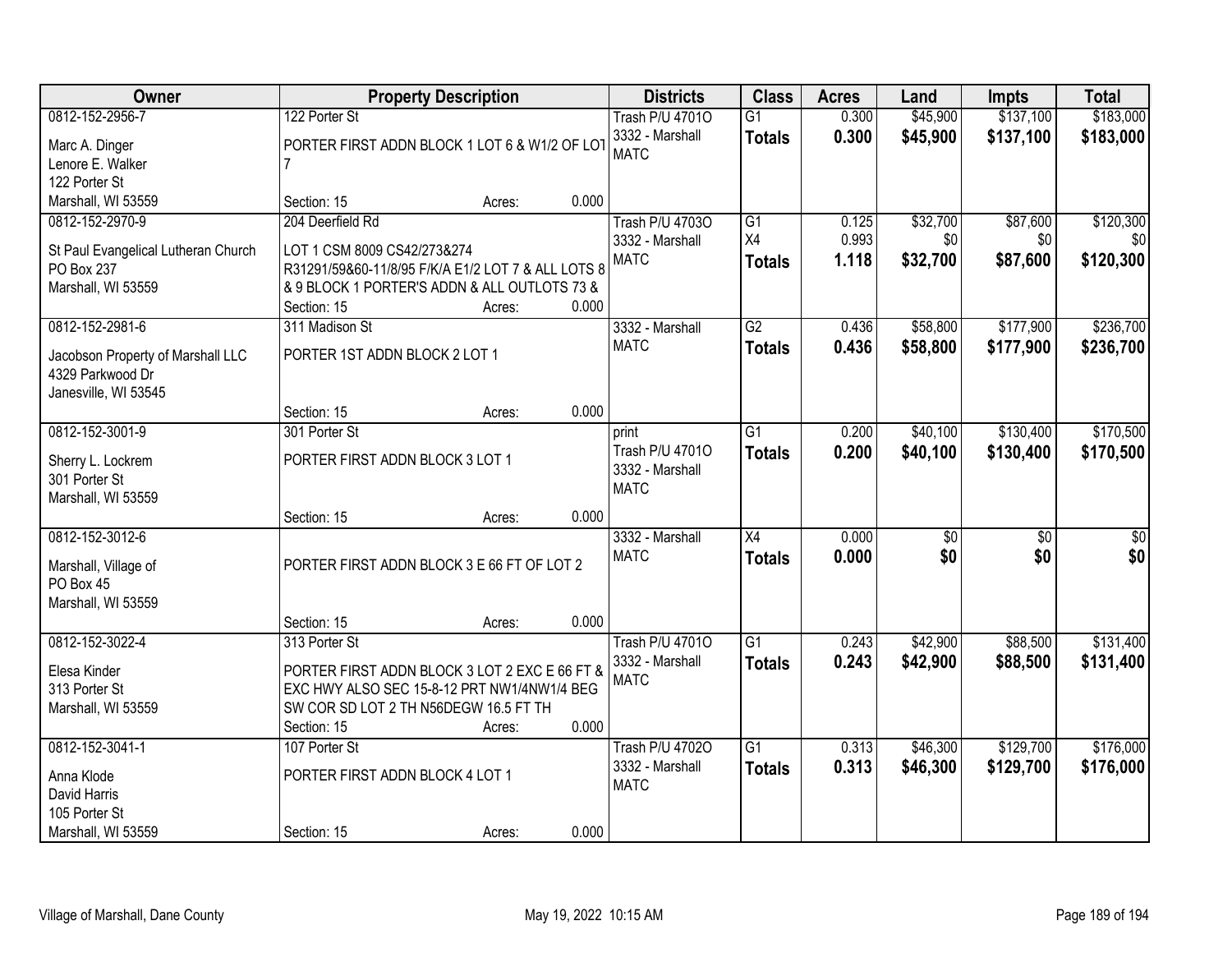| Owner | Property Description | Districts | Class | Acres | Land | Impts | Total |
|---|---|---|---|---|---|---|---|
| 0812-152-2956-7<br>Marc A. Dinger<br>Lenore E. Walker<br>122 Porter St<br>Marshall, WI 53559 | 122 Porter St<br>PORTER FIRST ADDN BLOCK 1 LOT 6 & W1/2 OF LOT 7<br>Section: 15 Acres: 0.000 | Trash P/U 4701O<br>3332 - Marshall<br>MATC | G1<br>**Totals** | 0.300<br>**0.300** | $45,900<br>**$45,900** | $137,100<br>**$137,100** | $183,000<br>**$183,000** |
| 0812-152-2970-9<br>St Paul Evangelical Lutheran Church<br>PO Box 237<br>Marshall, WI 53559 | 204 Deerfield Rd<br>LOT 1 CSM 8009 CS42/273&274 R31291/59&60-11/8/95 F/K/A E1/2 LOT 7 & ALL LOTS 8 & 9 BLOCK 1 PORTER'S ADDN & ALL OUTLOTS 73 &<br>Section: 15 Acres: 0.000 | Trash P/U 4703O<br>3332 - Marshall<br>MATC | G1<br>X4<br>**Totals** | 0.125<br>0.993<br>**1.118** | $32,700<br>$0<br>**$32,700** | $87,600<br>$0<br>**$87,600** | $120,300<br>$0<br>**$120,300** |
| 0812-152-2981-6<br>Jacobson Property of Marshall LLC<br>4329 Parkwood Dr<br>Janesville, WI 53545 | 311 Madison St<br>PORTER 1ST ADDN BLOCK 2 LOT 1<br>Section: 15 Acres: 0.000 | 3332 - Marshall<br>MATC | G2<br>**Totals** | 0.436<br>**0.436** | $58,800<br>**$58,800** | $177,900<br>**$177,900** | $236,700<br>**$236,700** |
| 0812-152-3001-9<br>Sherry L. Lockrem<br>301 Porter St<br>Marshall, WI 53559 | 301 Porter St<br>PORTER FIRST ADDN BLOCK 3 LOT 1<br>Section: 15 Acres: 0.000 | print<br>Trash P/U 4701O<br>3332 - Marshall<br>MATC | G1<br>**Totals** | 0.200<br>**0.200** | $40,100<br>**$40,100** | $130,400<br>**$130,400** | $170,500<br>**$170,500** |
| 0812-152-3012-6<br>Marshall, Village of<br>PO Box 45<br>Marshall, WI 53559 | PORTER FIRST ADDN BLOCK 3 E 66 FT OF LOT 2<br>Section: 15 Acres: 0.000 | 3332 - Marshall<br>MATC | X4<br>**Totals** | 0.000<br>**0.000** | $0<br>**$0** | $0<br>**$0** | $0<br>**$0** |
| 0812-152-3022-4<br>Elesa Kinder<br>313 Porter St<br>Marshall, WI 53559 | 313 Porter St<br>PORTER FIRST ADDN BLOCK 3 LOT 2 EXC E 66 FT & EXC HWY ALSO SEC 15-8-12 PRT NW1/4NW1/4 BEG SW COR SD LOT 2 TH N56DEGW 16.5 FT TH<br>Section: 15 Acres: 0.000 | Trash P/U 4701O<br>3332 - Marshall<br>MATC | G1<br>**Totals** | 0.243<br>**0.243** | $42,900<br>**$42,900** | $88,500<br>**$88,500** | $131,400<br>**$131,400** |
| 0812-152-3041-1<br>Anna Klode<br>David Harris<br>105 Porter St<br>Marshall, WI 53559 | 107 Porter St<br>PORTER FIRST ADDN BLOCK 4 LOT 1<br>Section: 15 Acres: 0.000 | Trash P/U 4702O<br>3332 - Marshall<br>MATC | G1<br>**Totals** | 0.313<br>**0.313** | $46,300<br>**$46,300** | $129,700<br>**$129,700** | $176,000<br>**$176,000** |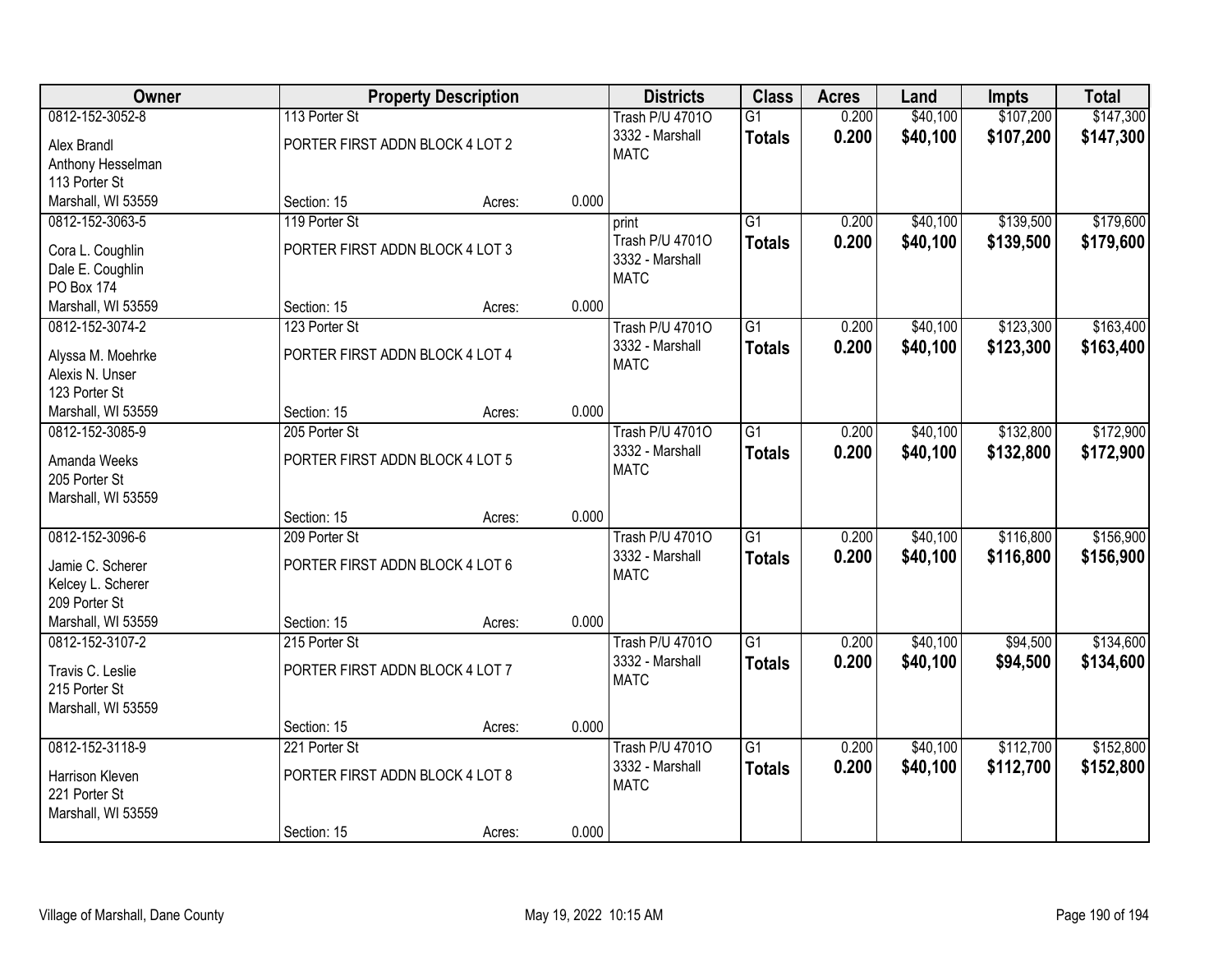| Owner | Property Description | | | Districts | Class | Acres | Land | Impts | Total |
|---|---|---|---|---|---|---|---|---|---|
| 0812-152-3052-8<br>Alex Brandl<br>Anthony Hesselman<br>113 Porter St<br>Marshall, WI 53559 | 113 Porter St<br>PORTER FIRST ADDN BLOCK 4 LOT 2<br>Section: 15 | Acres: | 0.000 | Trash P/U 4701O<br>3332 - Marshall<br>MATC | G1<br>**Totals** | 0.200<br>**0.200** | $40,100<br>**$40,100** | $107,200<br>**$107,200** | $147,300<br>**$147,300** |
| 0812-152-3063-5<br>Cora L. Coughlin<br>Dale E. Coughlin<br>PO Box 174<br>Marshall, WI 53559 | 119 Porter St<br>PORTER FIRST ADDN BLOCK 4 LOT 3<br>Section: 15 | Acres: | 0.000 | print<br>Trash P/U 4701O<br>3332 - Marshall<br>MATC | G1<br>**Totals** | 0.200<br>**0.200** | $40,100<br>**$40,100** | $139,500<br>**$139,500** | $179,600<br>**$179,600** |
| 0812-152-3074-2<br>Alyssa M. Moehrke<br>Alexis N. Unser<br>123 Porter St<br>Marshall, WI 53559 | 123 Porter St<br>PORTER FIRST ADDN BLOCK 4 LOT 4<br>Section: 15 | Acres: | 0.000 | Trash P/U 4701O<br>3332 - Marshall<br>MATC | G1<br>**Totals** | 0.200<br>**0.200** | $40,100<br>**$40,100** | $123,300<br>**$123,300** | $163,400<br>**$163,400** |
| 0812-152-3085-9<br>Amanda Weeks<br>205 Porter St<br>Marshall, WI 53559 | 205 Porter St<br>PORTER FIRST ADDN BLOCK 4 LOT 5<br>Section: 15 | Acres: | 0.000 | Trash P/U 4701O<br>3332 - Marshall<br>MATC | G1<br>**Totals** | 0.200<br>**0.200** | $40,100<br>**$40,100** | $132,800<br>**$132,800** | $172,900<br>**$172,900** |
| 0812-152-3096-6<br>Jamie C. Scherer<br>Kelcey L. Scherer<br>209 Porter St<br>Marshall, WI 53559 | 209 Porter St<br>PORTER FIRST ADDN BLOCK 4 LOT 6<br>Section: 15 | Acres: | 0.000 | Trash P/U 4701O<br>3332 - Marshall<br>MATC | G1<br>**Totals** | 0.200<br>**0.200** | $40,100<br>**$40,100** | $116,800<br>**$116,800** | $156,900<br>**$156,900** |
| 0812-152-3107-2<br>Travis C. Leslie<br>215 Porter St<br>Marshall, WI 53559 | 215 Porter St<br>PORTER FIRST ADDN BLOCK 4 LOT 7<br>Section: 15 | Acres: | 0.000 | Trash P/U 4701O<br>3332 - Marshall<br>MATC | G1<br>**Totals** | 0.200<br>**0.200** | $40,100<br>**$40,100** | $94,500<br>**$94,500** | $134,600<br>**$134,600** |
| 0812-152-3118-9<br>Harrison Kleven<br>221 Porter St<br>Marshall, WI 53559 | 221 Porter St<br>PORTER FIRST ADDN BLOCK 4 LOT 8<br>Section: 15 | Acres: | 0.000 | Trash P/U 4701O<br>3332 - Marshall<br>MATC | G1<br>**Totals** | 0.200<br>**0.200** | $40,100<br>**$40,100** | $112,700<br>**$112,700** | $152,800<br>**$152,800** |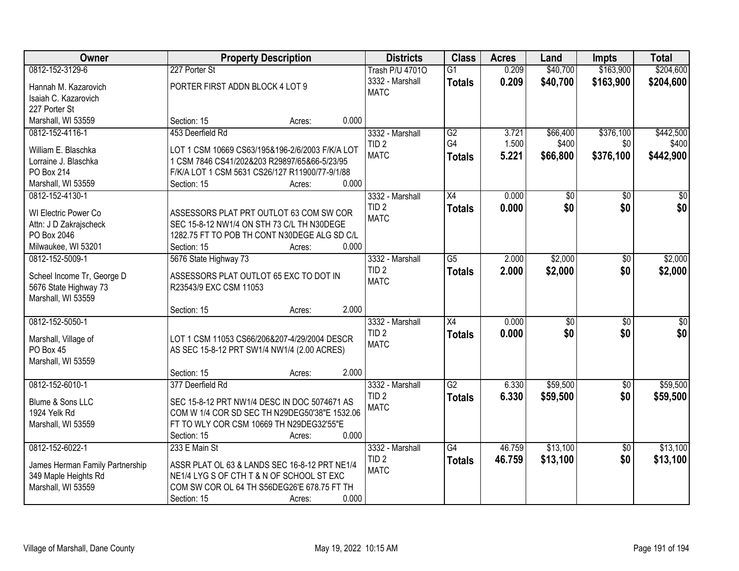| Owner | Property Description | Districts | Class | Acres | Land | Impts | Total |
|---|---|---|---|---|---|---|---|
| 0812-152-3129-6<br>Hannah M. Kazarovich<br>Isaiah C. Kazarovich<br>227 Porter St<br>Marshall, WI 53559 | 227 Porter St<br>PORTER FIRST ADDN BLOCK 4 LOT 9<br>Section: 15 Acres: 0.000 | Trash P/U 4701O<br>3332 - Marshall<br>MATC | G1<br>**Totals** | 0.209<br>**0.209** | $40,700<br>**$40,700** | $163,900<br>**$163,900** | $204,600<br>**$204,600** |
| 0812-152-4116-1<br>William E. Blaschka<br>Lorraine J. Blaschka<br>PO Box 214<br>Marshall, WI 53559 | 453 Deerfield Rd<br>LOT 1 CSM 10669 CS63/195&196-2/6/2003 F/K/A LOT 1 CSM 7846 CS41/202&203 R29897/65&66-5/23/95 F/K/A LOT 1 CSM 5631 CS26/127 R11900/77-9/1/88<br>Section: 15 Acres: 0.000 | 3332 - Marshall<br>TID 2<br>MATC | G2<br>G4<br>**Totals** | 3.721<br>1.500<br>**5.221** | $66,400<br>$400<br>**$66,800** | $376,100<br>$0<br>**$376,100** | $442,500<br>$400<br>**$442,900** |
| 0812-152-4130-1<br>WI Electric Power Co<br>Attn: J D Zakrajscheck<br>PO Box 2046<br>Milwaukee, WI 53201 | ASSESSORS PLAT PRT OUTLOT 63 COM SW COR SEC 15-8-12 NW1/4 ON STH 73 C/L TH N30DEGE 1282.75 FT TO POB TH CONT N30DEGE ALG SD C/L<br>Section: 15 Acres: 0.000 | 3332 - Marshall<br>TID 2<br>MATC | X4<br>**Totals** | 0.000<br>**0.000** | $0<br>**$0** | $0<br>**$0** | $0<br>**$0** |
| 0812-152-5009-1<br>Scheel Income Tr, George D<br>5676 State Highway 73<br>Marshall, WI 53559 | 5676 State Highway 73<br>ASSESSORS PLAT OUTLOT 65 EXC TO DOT IN R23543/9 EXC CSM 11053<br>Section: 15 Acres: 2.000 | 3332 - Marshall<br>TID 2<br>MATC | G5<br>**Totals** | 2.000<br>**2.000** | $2,000<br>**$2,000** | $0<br>**$0** | $2,000<br>**$2,000** |
| 0812-152-5050-1<br>Marshall, Village of<br>PO Box 45<br>Marshall, WI 53559 | LOT 1 CSM 11053 CS66/206&207-4/29/2004 DESCR AS SEC 15-8-12 PRT SW1/4 NW1/4 (2.00 ACRES)<br>Section: 15 Acres: 2.000 | 3332 - Marshall<br>TID 2<br>MATC | X4<br>**Totals** | 0.000<br>**0.000** | $0<br>**$0** | $0<br>**$0** | $0<br>**$0** |
| 0812-152-6010-1<br>Blume & Sons LLC<br>1924 Yelk Rd<br>Marshall, WI 53559 | 377 Deerfield Rd<br>SEC 15-8-12 PRT NW1/4 DESC IN DOC 5074671 AS COM W 1/4 COR SD SEC TH N29DEG50'38"E 1532.06 FT TO WLY COR CSM 10669 TH N29DEG32'55"E<br>Section: 15 Acres: 0.000 | 3332 - Marshall<br>TID 2<br>MATC | G2<br>**Totals** | 6.330<br>**6.330** | $59,500<br>**$59,500** | $0<br>**$0** | $59,500<br>**$59,500** |
| 0812-152-6022-1<br>James Herman Family Partnership<br>349 Maple Heights Rd<br>Marshall, WI 53559 | 233 E Main St<br>ASSR PLAT OL 63 & LANDS SEC 16-8-12 PRT NE1/4 NE1/4 LYG S OF CTH T & N OF SCHOOL ST EXC COM SW COR OL 64 TH S56DEG26'E 678.75 FT TH<br>Section: 15 Acres: 0.000 | 3332 - Marshall<br>TID 2<br>MATC | G4<br>**Totals** | 46.759<br>**46.759** | $13,100<br>**$13,100** | $0<br>**$0** | $13,100<br>**$13,100** |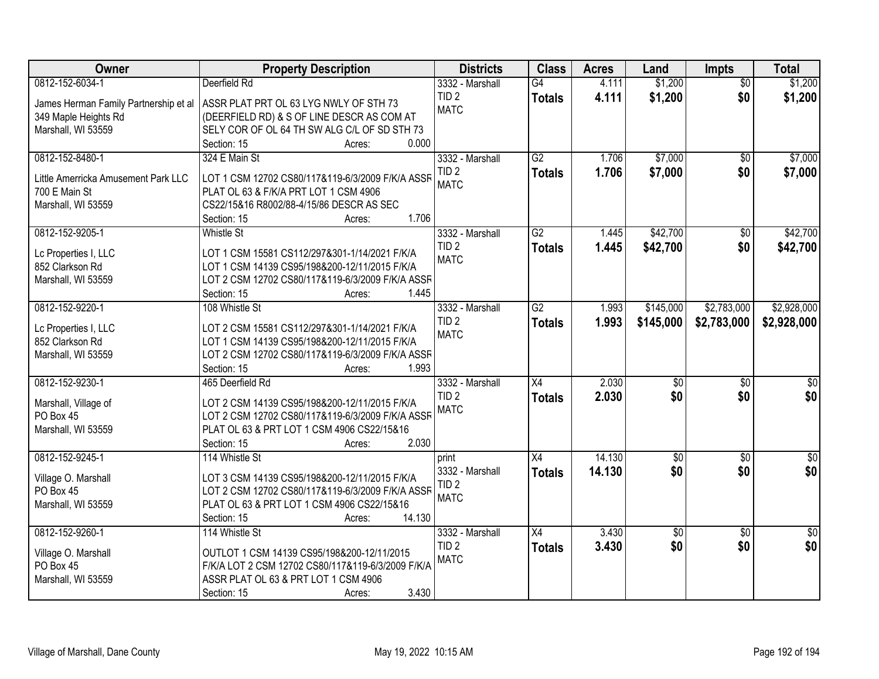| Owner | Property Description | Districts | Class | Acres | Land | Impts | Total |
|---|---|---|---|---|---|---|---|
| 0812-152-6034-1<br>James Herman Family Partnership et al<br>349 Maple Heights Rd<br>Marshall, WI 53559 | Deerfield Rd<br>ASSR PLAT PRT OL 63 LYG NWLY OF STH 73 (DEERFIELD RD) & S OF LINE DESCR AS COM AT SELY COR OF OL 64 TH SW ALG C/L OF SD STH 73<br>Section: 15 Acres: 0.000 | 3332 - Marshall<br>TID 2<br>MATC | G4<br>**Totals** | 4.111<br>**4.111** | $1,200<br>**$1,200** | $0<br>**$0** | $1,200<br>**$1,200** |
| 0812-152-8480-1<br>Little Amerricka Amusement Park LLC<br>700 E Main St<br>Marshall, WI 53559 | 324 E Main St<br>LOT 1 CSM 12702 CS80/117&119-6/3/2009 F/K/A ASSR PLAT OL 63 & F/K/A PRT LOT 1 CSM 4906 CS22/15&16 R8002/88-4/15/86 DESCR AS SEC<br>Section: 15 Acres: 1.706 | 3332 - Marshall<br>TID 2<br>MATC | G2<br>**Totals** | 1.706<br>**1.706** | $7,000<br>**$7,000** | $0<br>**$0** | $7,000<br>**$7,000** |
| 0812-152-9205-1<br>Lc Properties I, LLC<br>852 Clarkson Rd<br>Marshall, WI 53559 | Whistle St<br>LOT 1 CSM 15581 CS112/297&301-1/14/2021 F/K/A LOT 1 CSM 14139 CS95/198&200-12/11/2015 F/K/A LOT 2 CSM 12702 CS80/117&119-6/3/2009 F/K/A ASSR<br>Section: 15 Acres: 1.445 | 3332 - Marshall<br>TID 2<br>MATC | G2<br>**Totals** | 1.445<br>**1.445** | $42,700<br>**$42,700** | $0<br>**$0** | $42,700<br>**$42,700** |
| 0812-152-9220-1<br>Lc Properties I, LLC<br>852 Clarkson Rd<br>Marshall, WI 53559 | 108 Whistle St<br>LOT 2 CSM 15581 CS112/297&301-1/14/2021 F/K/A LOT 1 CSM 14139 CS95/198&200-12/11/2015 F/K/A LOT 2 CSM 12702 CS80/117&119-6/3/2009 F/K/A ASSR<br>Section: 15 Acres: 1.993 | 3332 - Marshall<br>TID 2<br>MATC | G2<br>**Totals** | 1.993<br>**1.993** | $145,000<br>**$145,000** | $2,783,000<br>**$2,783,000** | $2,928,000<br>**$2,928,000** |
| 0812-152-9230-1<br>Marshall, Village of<br>PO Box 45<br>Marshall, WI 53559 | 465 Deerfield Rd<br>LOT 2 CSM 14139 CS95/198&200-12/11/2015 F/K/A LOT 2 CSM 12702 CS80/117&119-6/3/2009 F/K/A ASSR PLAT OL 63 & PRT LOT 1 CSM 4906 CS22/15&16<br>Section: 15 Acres: 2.030 | 3332 - Marshall<br>TID 2<br>MATC | X4<br>**Totals** | 2.030<br>**2.030** | $0<br>**$0** | $0<br>**$0** | $0<br>**$0** |
| 0812-152-9245-1<br>Village O. Marshall<br>PO Box 45<br>Marshall, WI 53559 | 114 Whistle St<br>LOT 3 CSM 14139 CS95/198&200-12/11/2015 F/K/A LOT 2 CSM 12702 CS80/117&119-6/3/2009 F/K/A ASSR PLAT OL 63 & PRT LOT 1 CSM 4906 CS22/15&16<br>Section: 15 Acres: 14.130 | print<br>3332 - Marshall<br>TID 2<br>MATC | X4<br>**Totals** | 14.130<br>**14.130** | $0<br>**$0** | $0<br>**$0** | $0<br>**$0** |
| 0812-152-9260-1<br>Village O. Marshall<br>PO Box 45<br>Marshall, WI 53559 | 114 Whistle St<br>OUTLOT 1 CSM 14139 CS95/198&200-12/11/2015 F/K/A LOT 2 CSM 12702 CS80/117&119-6/3/2009 F/K/A ASSR PLAT OL 63 & PRT LOT 1 CSM 4906<br>Section: 15 Acres: 3.430 | 3332 - Marshall<br>TID 2<br>MATC | X4<br>**Totals** | 3.430<br>**3.430** | $0<br>**$0** | $0<br>**$0** | $0<br>**$0** |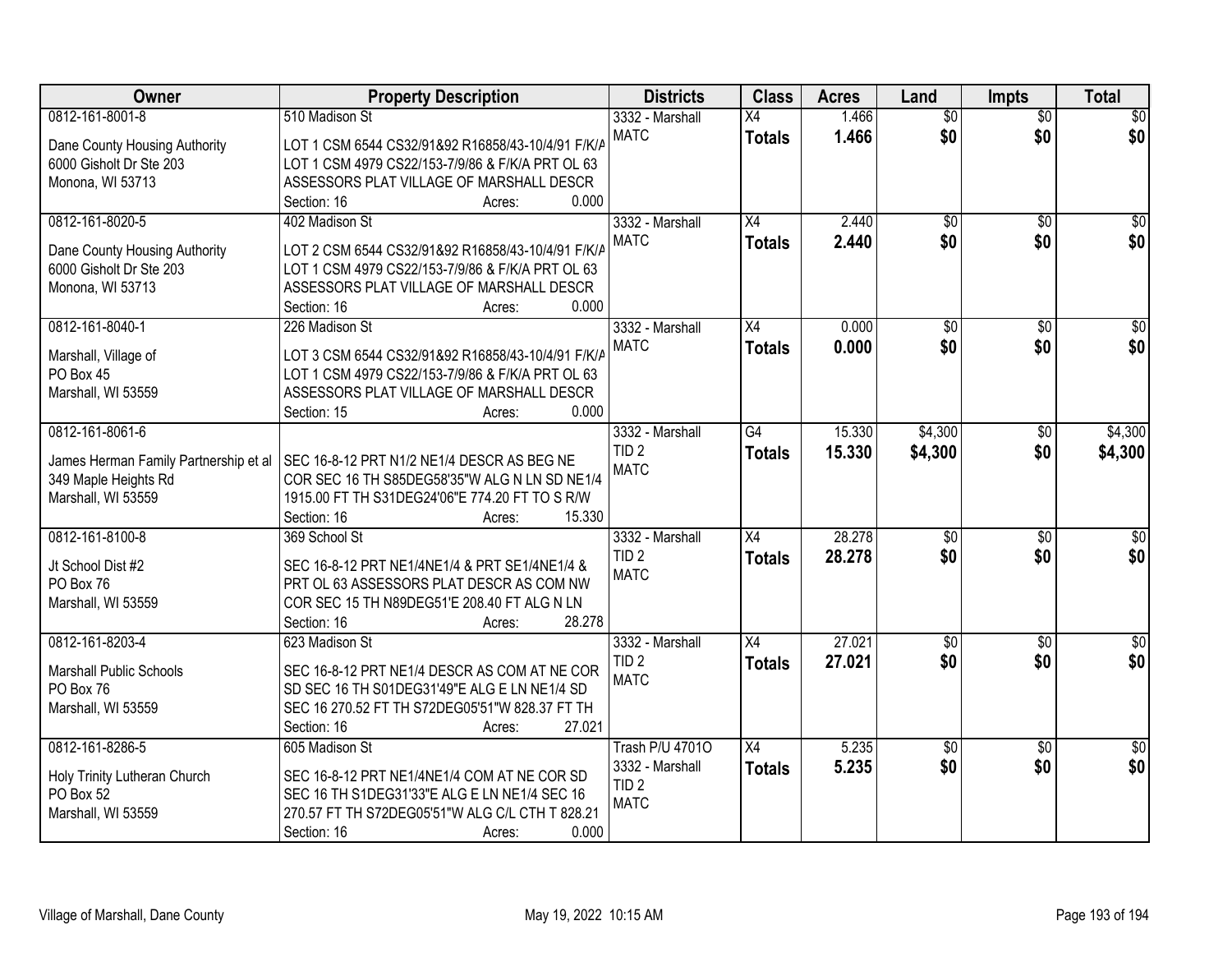| Owner | Property Description | Districts | Class | Acres | Land | Impts | Total |
|---|---|---|---|---|---|---|---|
| 0812-161-8001-8<br>Dane County Housing Authority<br>6000 Gisholt Dr Ste 203<br>Monona, WI 53713 | 510 Madison St<br>LOT 1 CSM 6544 CS32/91&92 R16858/43-10/4/91 F/K/A LOT 1 CSM 4979 CS22/153-7/9/86 & F/K/A PRT OL 63 ASSESSORS PLAT VILLAGE OF MARSHALL DESCR<br>Section: 16 Acres: 0.000 | 3332 - Marshall<br>MATC | X4<br>**Totals** | 1.466<br>**1.466** | $0<br>**$0** | $0<br>**$0** | $0<br>**$0** |
| 0812-161-8020-5<br>Dane County Housing Authority<br>6000 Gisholt Dr Ste 203<br>Monona, WI 53713 | 402 Madison St<br>LOT 2 CSM 6544 CS32/91&92 R16858/43-10/4/91 F/K/A LOT 1 CSM 4979 CS22/153-7/9/86 & F/K/A PRT OL 63 ASSESSORS PLAT VILLAGE OF MARSHALL DESCR<br>Section: 16 Acres: 0.000 | 3332 - Marshall<br>MATC | X4<br>**Totals** | 2.440<br>**2.440** | $0<br>**$0** | $0<br>**$0** | $0<br>**$0** |
| 0812-161-8040-1<br>Marshall, Village of<br>PO Box 45<br>Marshall, WI 53559 | 226 Madison St<br>LOT 3 CSM 6544 CS32/91&92 R16858/43-10/4/91 F/K/A LOT 1 CSM 4979 CS22/153-7/9/86 & F/K/A PRT OL 63 ASSESSORS PLAT VILLAGE OF MARSHALL DESCR<br>Section: 15 Acres: 0.000 | 3332 - Marshall<br>MATC | X4<br>**Totals** | 0.000<br>**0.000** | $0<br>**$0** | $0<br>**$0** | $0<br>**$0** |
| 0812-161-8061-6<br>James Herman Family Partnership et al<br>349 Maple Heights Rd<br>Marshall, WI 53559 | SEC 16-8-12 PRT N1/2 NE1/4 DESCR AS BEG NE COR SEC 16 TH S85DEG58'35"W ALG N LN SD NE1/4 1915.00 FT TH S31DEG24'06"E 774.20 FT TO S R/W<br>Section: 16 Acres: 15.330 | 3332 - Marshall<br>TID 2<br>MATC | G4<br>**Totals** | 15.330<br>**15.330** | $4,300<br>**$4,300** | $0<br>**$0** | $4,300<br>**$4,300** |
| 0812-161-8100-8<br>Jt School Dist #2<br>PO Box 76<br>Marshall, WI 53559 | 369 School St<br>SEC 16-8-12 PRT NE1/4NE1/4 & PRT SE1/4NE1/4 & PRT OL 63 ASSESSORS PLAT DESCR AS COM NW COR SEC 15 TH N89DEG51'E 208.40 FT ALG N LN<br>Section: 16 Acres: 28.278 | 3332 - Marshall<br>TID 2<br>MATC | X4<br>**Totals** | 28.278<br>**28.278** | $0<br>**$0** | $0<br>**$0** | $0<br>**$0** |
| 0812-161-8203-4<br>Marshall Public Schools<br>PO Box 76<br>Marshall, WI 53559 | 623 Madison St<br>SEC 16-8-12 PRT NE1/4 DESCR AS COM AT NE COR SD SEC 16 TH S01DEG31'49"E ALG E LN NE1/4 SD SEC 16 270.52 FT TH S72DEG05'51"W 828.37 FT TH<br>Section: 16 Acres: 27.021 | 3332 - Marshall<br>TID 2<br>MATC | X4<br>**Totals** | 27.021<br>**27.021** | $0<br>**$0** | $0<br>**$0** | $0<br>**$0** |
| 0812-161-8286-5<br>Holy Trinity Lutheran Church<br>PO Box 52<br>Marshall, WI 53559 | 605 Madison St<br>SEC 16-8-12 PRT NE1/4NE1/4 COM AT NE COR SD SEC 16 TH S1DEG31'33"E ALG E LN NE1/4 SEC 16 270.57 FT TH S72DEG05'51"W ALG C/L CTH T 828.21<br>Section: 16 Acres: 0.000 | Trash P/U 4701O<br>3332 - Marshall<br>TID 2<br>MATC | X4<br>**Totals** | 5.235<br>**5.235** | $0<br>**$0** | $0<br>**$0** | $0<br>**$0** |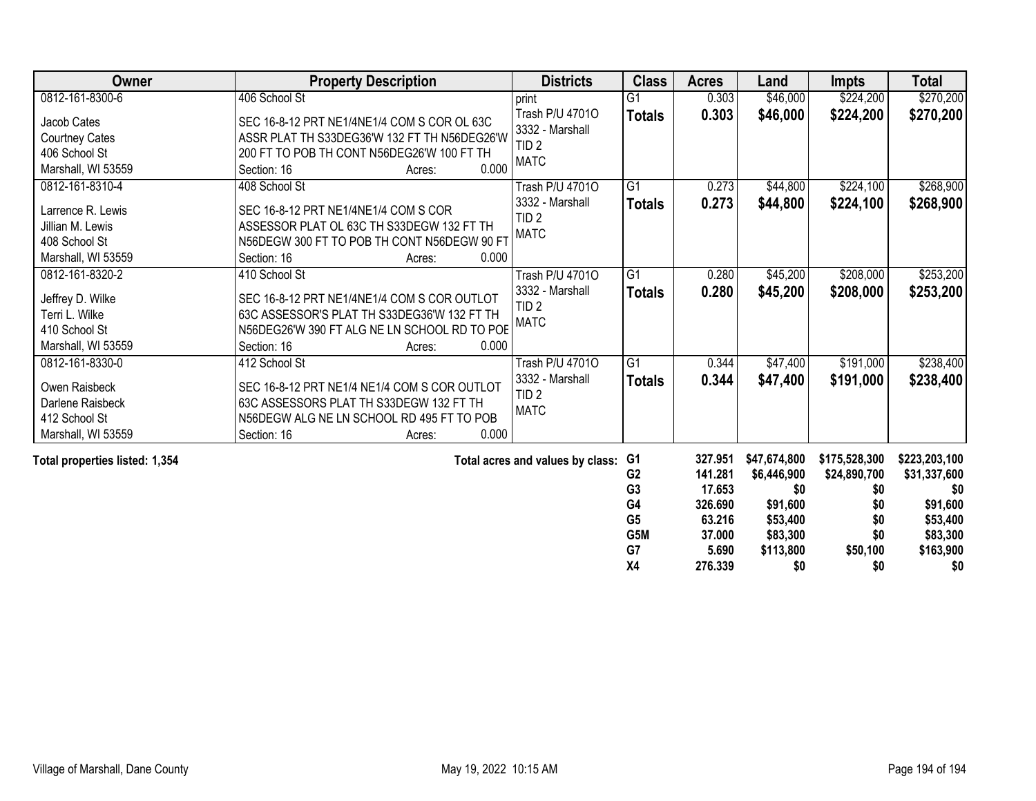| Owner | Property Description | Districts | Class | Acres | Land | Impts | Total |
|---|---|---|---|---|---|---|---|
| 0812-161-8300-6<br>Jacob Cates<br>Courtney Cates<br>406 School St<br>Marshall, WI 53559 | 406 School St<br>SEC 16-8-12 PRT NE1/4NE1/4 COM S COR OL 63C ASSR PLAT TH S33DEG36'W 132 FT TH N56DEG26'W 200 FT TO POB TH CONT N56DEG26'W 100 FT TH<br>Section: 16 Acres: 0.000 | print<br>Trash P/U 4701O<br>3332 - Marshall<br>TID 2<br>MATC | G1<br>**Totals** | 0.303<br>**0.303** | $46,000<br>**$46,000** | $224,200<br>**$224,200** | $270,200<br>**$270,200** |
| 0812-161-8310-4<br>Larrence R. Lewis<br>Jillian M. Lewis<br>408 School St<br>Marshall, WI 53559 | 408 School St<br>SEC 16-8-12 PRT NE1/4NE1/4 COM S COR ASSESSOR PLAT OL 63C TH S33DEGW 132 FT TH N56DEGW 300 FT TO POB TH CONT N56DEGW 90 FT<br>Section: 16 Acres: 0.000 | Trash P/U 4701O<br>3332 - Marshall<br>TID 2<br>MATC | G1<br>**Totals** | 0.273<br>**0.273** | $44,800<br>**$44,800** | $224,100<br>**$224,100** | $268,900<br>**$268,900** |
| 0812-161-8320-2<br>Jeffrey D. Wilke<br>Terri L. Wilke<br>410 School St<br>Marshall, WI 53559 | 410 School St<br>SEC 16-8-12 PRT NE1/4NE1/4 COM S COR OUTLOT 63C ASSESSOR'S PLAT TH S33DEG36'W 132 FT TH N56DEG26'W 390 FT ALG NE LN SCHOOL RD TO POE<br>Section: 16 Acres: 0.000 | Trash P/U 4701O<br>3332 - Marshall<br>TID 2<br>MATC | G1<br>**Totals** | 0.280<br>**0.280** | $45,200<br>**$45,200** | $208,000<br>**$208,000** | $253,200<br>**$253,200** |
| 0812-161-8330-0<br>Owen Raisbeck<br>Darlene Raisbeck<br>412 School St<br>Marshall, WI 53559 | 412 School St<br>SEC 16-8-12 PRT NE1/4 NE1/4 COM S COR OUTLOT 63C ASSESSORS PLAT TH S33DEGW 132 FT TH N56DEGW ALG NE LN SCHOOL RD 495 FT TO POB<br>Section: 16 Acres: 0.000 | Trash P/U 4701O<br>3332 - Marshall<br>TID 2<br>MATC | G1<br>**Totals** | 0.344<br>**0.344** | $47,400<br>**$47,400** | $191,000<br>**$191,000** | $238,400<br>**$238,400** |

**Total properties listed: 1,354**

Total acres and values by class:

| Class | Acres | Land | Impts | Total |
|---|---|---|---|---|
| G1 | 327.951 | $47,674,800 | $175,528,300 | $223,203,100 |
| G2 | 141.281 | $6,446,900 | $24,890,700 | $31,337,600 |
| G3 | 17.653 | $0 | $0 | $0 |
| G4 | 326.690 | $91,600 | $0 | $91,600 |
| G5 | 63.216 | $53,400 | $0 | $53,400 |
| G5M | 37.000 | $83,300 | $0 | $83,300 |
| G7 | 5.690 | $113,800 | $50,100 | $163,900 |
| X4 | 276.339 | $0 | $0 | $0 |